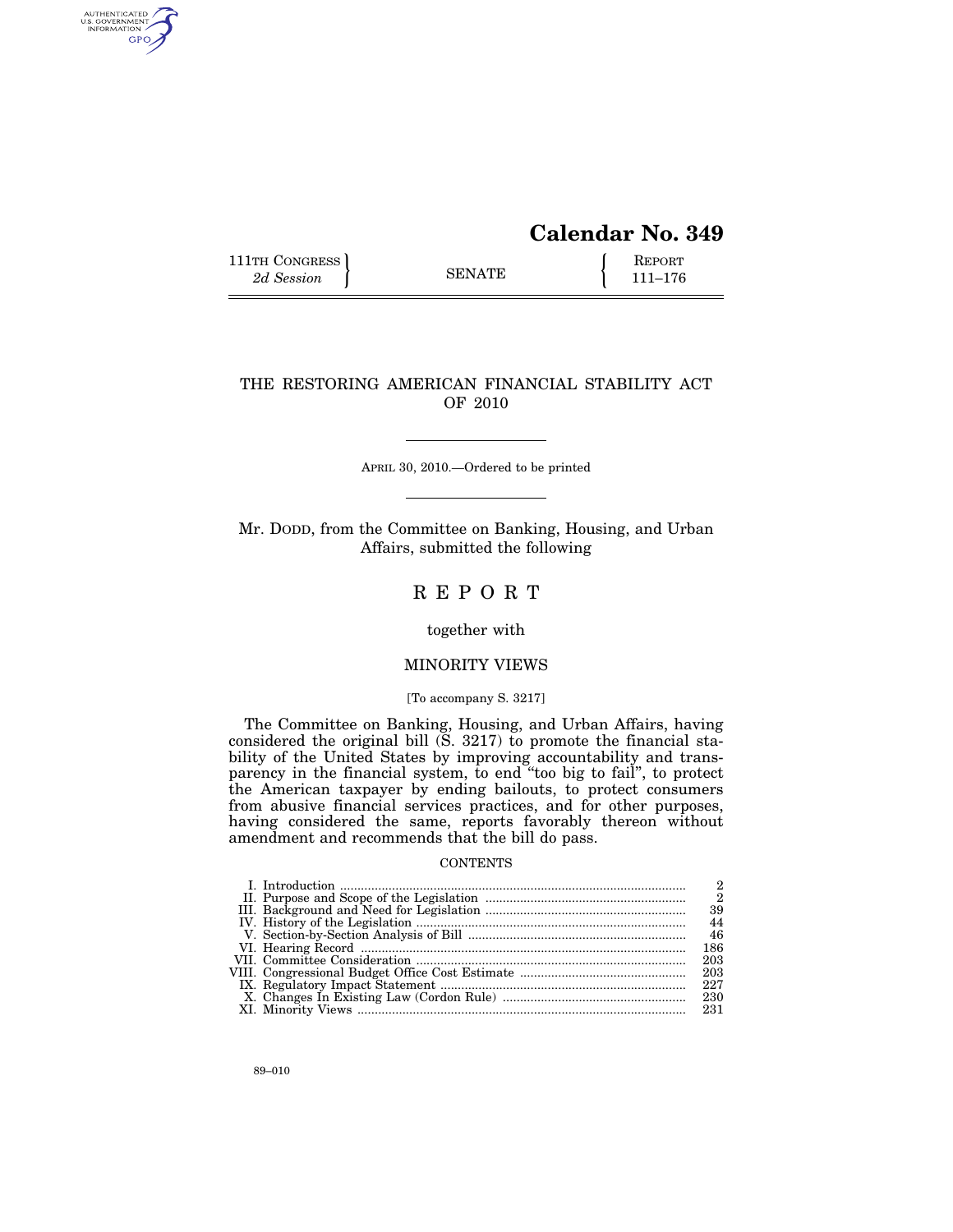# Calendar No. 349

111TH CONGRESS
*2d Session*

SENATE

REPORT
111–176

## THE RESTORING AMERICAN FINANCIAL STABILITY ACT OF 2010

APRIL 30, 2010.—Ordered to be printed

Mr. DODD, from the Committee on Banking, Housing, and Urban Affairs, submitted the following

## R E P O R T

together with

## MINORITY VIEWS

[To accompany S. 3217]

The Committee on Banking, Housing, and Urban Affairs, having considered the original bill (S. 3217) to promote the financial stability of the United States by improving accountability and transparency in the financial system, to end "too big to fail", to protect the American taxpayer by ending bailouts, to protect consumers from abusive financial services practices, and for other purposes, having considered the same, reports favorably thereon without amendment and recommends that the bill do pass.

CONTENTS

| | Page |
|---|---|
| I. Introduction | 2 |
| II. Purpose and Scope of the Legislation | 2 |
| III. Background and Need for Legislation | 39 |
| IV. History of the Legislation | 44 |
| V. Section-by-Section Analysis of Bill | 46 |
| VI. Hearing Record | 186 |
| VII. Committee Consideration | 203 |
| VIII. Congressional Budget Office Cost Estimate | 203 |
| IX. Regulatory Impact Statement | 227 |
| X. Changes In Existing Law (Cordon Rule) | 230 |
| XI. Minority Views | 231 |

89–010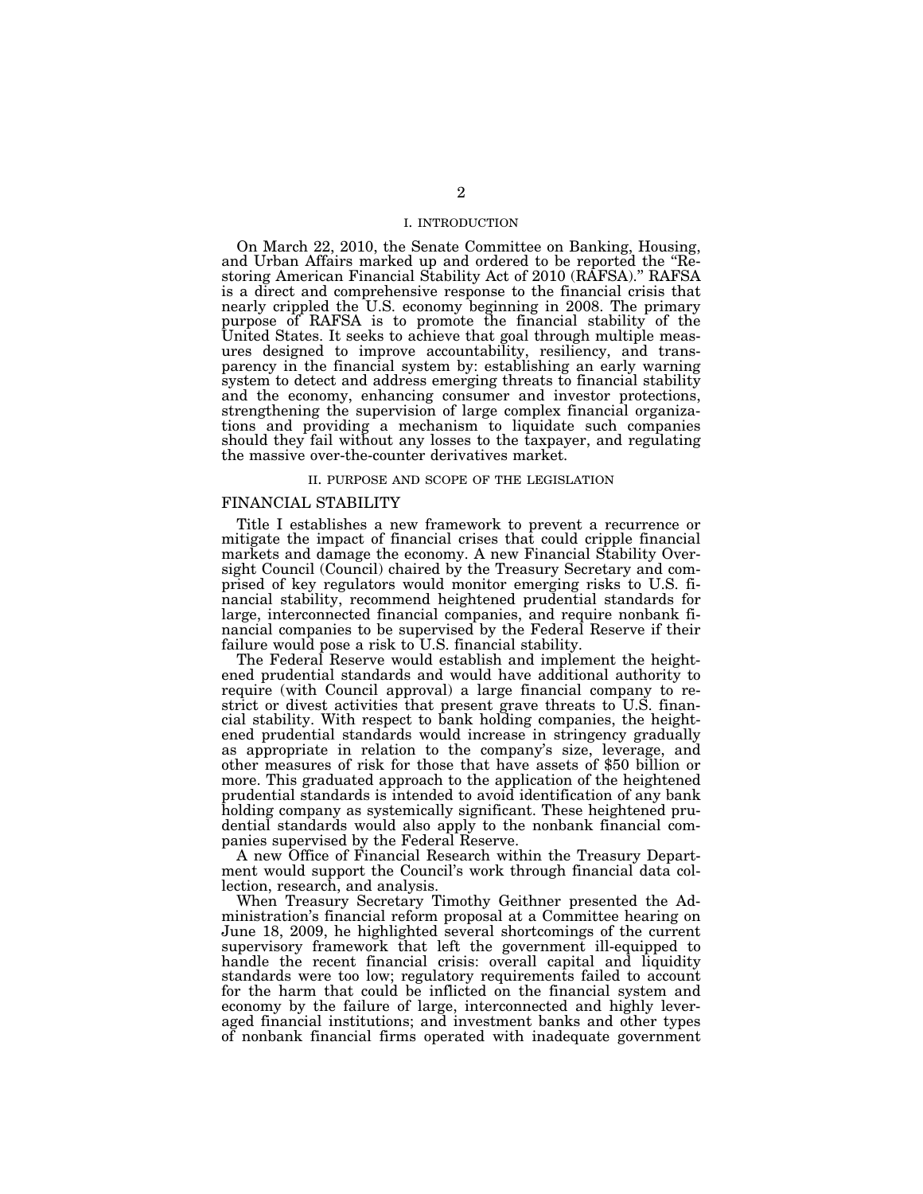## I. INTRODUCTION

On March 22, 2010, the Senate Committee on Banking, Housing, and Urban Affairs marked up and ordered to be reported the "Restoring American Financial Stability Act of 2010 (RAFSA)." RAFSA is a direct and comprehensive response to the financial crisis that nearly crippled the U.S. economy beginning in 2008. The primary purpose of RAFSA is to promote the financial stability of the United States. It seeks to achieve that goal through multiple measures designed to improve accountability, resiliency, and transparency in the financial system by: establishing an early warning system to detect and address emerging threats to financial stability and the economy, enhancing consumer and investor protections, strengthening the supervision of large complex financial organizations and providing a mechanism to liquidate such companies should they fail without any losses to the taxpayer, and regulating the massive over-the-counter derivatives market.

## II. PURPOSE AND SCOPE OF THE LEGISLATION

### FINANCIAL STABILITY

Title I establishes a new framework to prevent a recurrence or mitigate the impact of financial crises that could cripple financial markets and damage the economy. A new Financial Stability Oversight Council (Council) chaired by the Treasury Secretary and comprised of key regulators would monitor emerging risks to U.S. financial stability, recommend heightened prudential standards for large, interconnected financial companies, and require nonbank financial companies to be supervised by the Federal Reserve if their failure would pose a risk to U.S. financial stability.

The Federal Reserve would establish and implement the heightened prudential standards and would have additional authority to require (with Council approval) a large financial company to restrict or divest activities that present grave threats to U.S. financial stability. With respect to bank holding companies, the heightened prudential standards would increase in stringency gradually as appropriate in relation to the company's size, leverage, and other measures of risk for those that have assets of $50 billion or more. This graduated approach to the application of the heightened prudential standards is intended to avoid identification of any bank holding company as systemically significant. These heightened prudential standards would also apply to the nonbank financial companies supervised by the Federal Reserve.

A new Office of Financial Research within the Treasury Department would support the Council's work through financial data collection, research, and analysis.

When Treasury Secretary Timothy Geithner presented the Administration's financial reform proposal at a Committee hearing on June 18, 2009, he highlighted several shortcomings of the current supervisory framework that left the government ill-equipped to handle the recent financial crisis: overall capital and liquidity standards were too low; regulatory requirements failed to account for the harm that could be inflicted on the financial system and economy by the failure of large, interconnected and highly leveraged financial institutions; and investment banks and other types of nonbank financial firms operated with inadequate government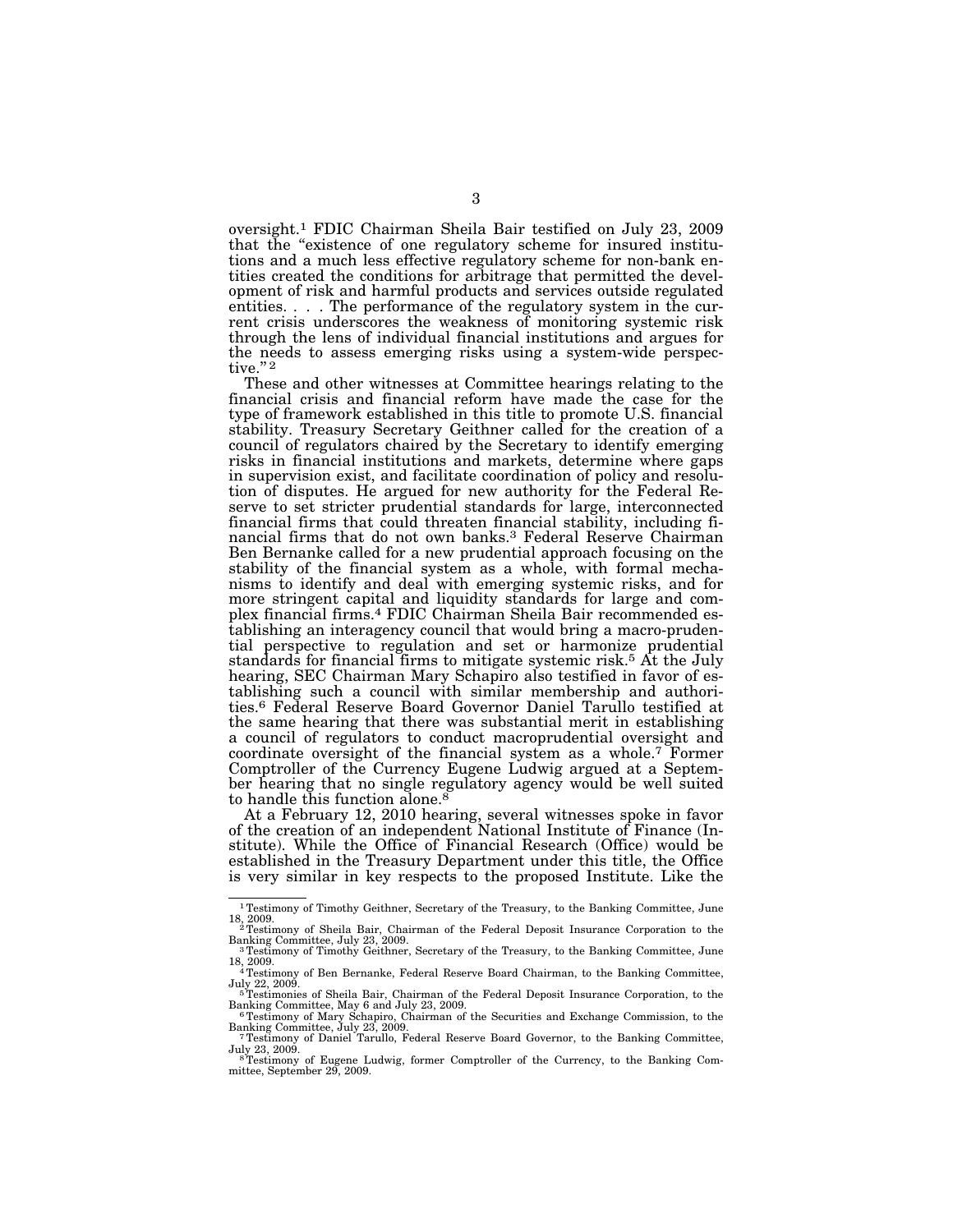oversight.[1] FDIC Chairman Sheila Bair testified on July 23, 2009 that the "existence of one regulatory scheme for insured institutions and a much less effective regulatory scheme for non-bank entities created the conditions for arbitrage that permitted the development of risk and harmful products and services outside regulated entities. . . . The performance of the regulatory system in the current crisis underscores the weakness of monitoring systemic risk through the lens of individual financial institutions and argues for the needs to assess emerging risks using a system-wide perspective."[2]

These and other witnesses at Committee hearings relating to the financial crisis and financial reform have made the case for the type of framework established in this title to promote U.S. financial stability. Treasury Secretary Geithner called for the creation of a council of regulators chaired by the Secretary to identify emerging risks in financial institutions and markets, determine where gaps in supervision exist, and facilitate coordination of policy and resolution of disputes. He argued for new authority for the Federal Reserve to set stricter prudential standards for large, interconnected financial firms that could threaten financial stability, including financial firms that do not own banks.[3] Federal Reserve Chairman Ben Bernanke called for a new prudential approach focusing on the stability of the financial system as a whole, with formal mechanisms to identify and deal with emerging systemic risks, and for more stringent capital and liquidity standards for large and complex financial firms.[4] FDIC Chairman Sheila Bair recommended establishing an interagency council that would bring a macro-prudential perspective to regulation and set or harmonize prudential standards for financial firms to mitigate systemic risk.[5] At the July hearing, SEC Chairman Mary Schapiro also testified in favor of establishing such a council with similar membership and authorities.[6] Federal Reserve Board Governor Daniel Tarullo testified at the same hearing that there was substantial merit in establishing a council of regulators to conduct macroprudential oversight and coordinate oversight of the financial system as a whole.[7] Former Comptroller of the Currency Eugene Ludwig argued at a September hearing that no single regulatory agency would be well suited to handle this function alone.[8]

At a February 12, 2010 hearing, several witnesses spoke in favor of the creation of an independent National Institute of Finance (Institute). While the Office of Financial Research (Office) would be established in the Treasury Department under this title, the Office is very similar in key respects to the proposed Institute. Like the

---

[1] Testimony of Timothy Geithner, Secretary of the Treasury, to the Banking Committee, June 18, 2009.

[2] Testimony of Sheila Bair, Chairman of the Federal Deposit Insurance Corporation to the Banking Committee, July 23, 2009.

[3] Testimony of Timothy Geithner, Secretary of the Treasury, to the Banking Committee, June 18, 2009.

[4] Testimony of Ben Bernanke, Federal Reserve Board Chairman, to the Banking Committee, July 22, 2009.

[5] Testimonies of Sheila Bair, Chairman of the Federal Deposit Insurance Corporation, to the Banking Committee, May 6 and July 23, 2009.

[6] Testimony of Mary Schapiro, Chairman of the Securities and Exchange Commission, to the Banking Committee, July 23, 2009.

[7] Testimony of Daniel Tarullo, Federal Reserve Board Governor, to the Banking Committee, July 23, 2009.

[8] Testimony of Eugene Ludwig, former Comptroller of the Currency, to the Banking Committee, September 29, 2009.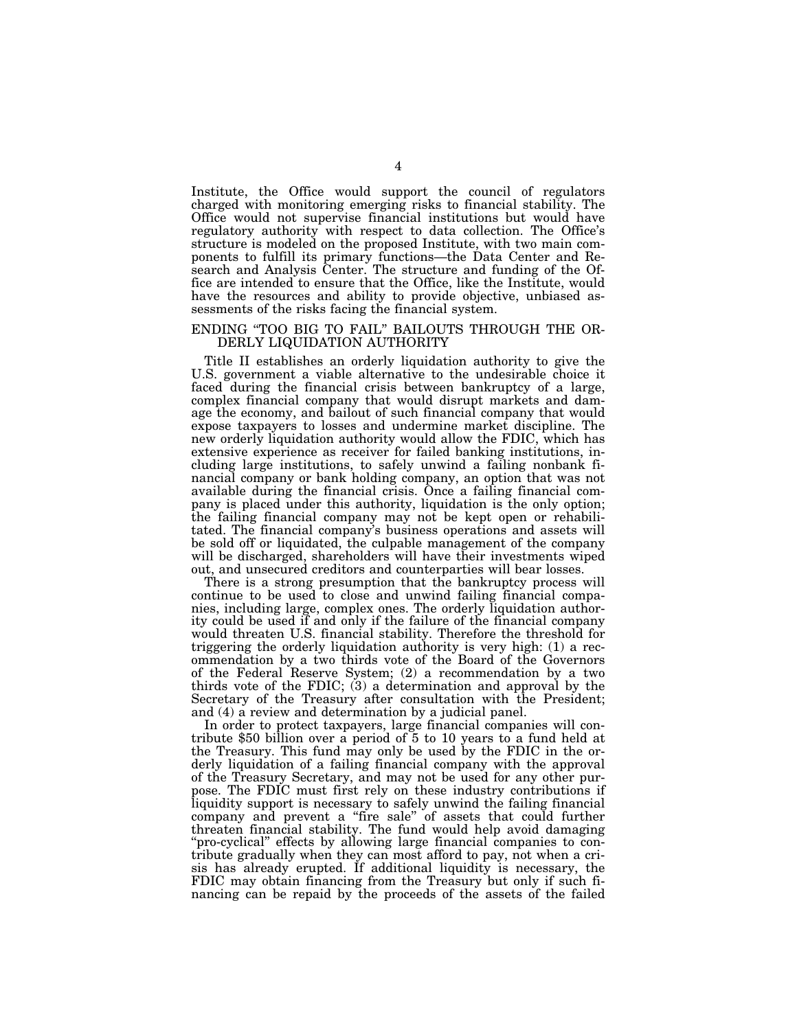Institute, the Office would support the council of regulators charged with monitoring emerging risks to financial stability. The Office would not supervise financial institutions but would have regulatory authority with respect to data collection. The Office's structure is modeled on the proposed Institute, with two main components to fulfill its primary functions—the Data Center and Research and Analysis Center. The structure and funding of the Office are intended to ensure that the Office, like the Institute, would have the resources and ability to provide objective, unbiased assessments of the risks facing the financial system.

## ENDING "TOO BIG TO FAIL" BAILOUTS THROUGH THE ORDERLY LIQUIDATION AUTHORITY

Title II establishes an orderly liquidation authority to give the U.S. government a viable alternative to the undesirable choice it faced during the financial crisis between bankruptcy of a large, complex financial company that would disrupt markets and damage the economy, and bailout of such financial company that would expose taxpayers to losses and undermine market discipline. The new orderly liquidation authority would allow the FDIC, which has extensive experience as receiver for failed banking institutions, including large institutions, to safely unwind a failing nonbank financial company or bank holding company, an option that was not available during the financial crisis. Once a failing financial company is placed under this authority, liquidation is the only option; the failing financial company may not be kept open or rehabilitated. The financial company's business operations and assets will be sold off or liquidated, the culpable management of the company will be discharged, shareholders will have their investments wiped out, and unsecured creditors and counterparties will bear losses.

There is a strong presumption that the bankruptcy process will continue to be used to close and unwind failing financial companies, including large, complex ones. The orderly liquidation authority could be used if and only if the failure of the financial company would threaten U.S. financial stability. Therefore the threshold for triggering the orderly liquidation authority is very high: (1) a recommendation by a two thirds vote of the Board of the Governors of the Federal Reserve System; (2) a recommendation by a two thirds vote of the FDIC; (3) a determination and approval by the Secretary of the Treasury after consultation with the President; and (4) a review and determination by a judicial panel.

In order to protect taxpayers, large financial companies will contribute $50 billion over a period of 5 to 10 years to a fund held at the Treasury. This fund may only be used by the FDIC in the orderly liquidation of a failing financial company with the approval of the Treasury Secretary, and may not be used for any other purpose. The FDIC must first rely on these industry contributions if liquidity support is necessary to safely unwind the failing financial company and prevent a "fire sale" of assets that could further threaten financial stability. The fund would help avoid damaging "pro-cyclical" effects by allowing large financial companies to contribute gradually when they can most afford to pay, not when a crisis has already erupted. If additional liquidity is necessary, the FDIC may obtain financing from the Treasury but only if such financing can be repaid by the proceeds of the assets of the failed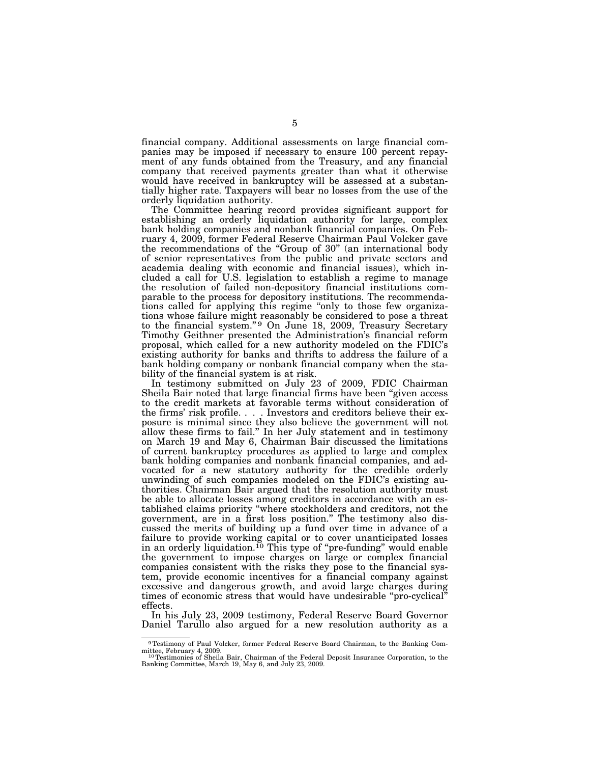financial company. Additional assessments on large financial companies may be imposed if necessary to ensure 100 percent repayment of any funds obtained from the Treasury, and any financial company that received payments greater than what it otherwise would have received in bankruptcy will be assessed at a substantially higher rate. Taxpayers will bear no losses from the use of the orderly liquidation authority.

The Committee hearing record provides significant support for establishing an orderly liquidation authority for large, complex bank holding companies and nonbank financial companies. On February 4, 2009, former Federal Reserve Chairman Paul Volcker gave the recommendations of the "Group of 30" (an international body of senior representatives from the public and private sectors and academia dealing with economic and financial issues), which included a call for U.S. legislation to establish a regime to manage the resolution of failed non-depository financial institutions comparable to the process for depository institutions. The recommendations called for applying this regime "only to those few organizations whose failure might reasonably be considered to pose a threat to the financial system."[9] On June 18, 2009, Treasury Secretary Timothy Geithner presented the Administration's financial reform proposal, which called for a new authority modeled on the FDIC's existing authority for banks and thrifts to address the failure of a bank holding company or nonbank financial company when the stability of the financial system is at risk.

In testimony submitted on July 23 of 2009, FDIC Chairman Sheila Bair noted that large financial firms have been "given access to the credit markets at favorable terms without consideration of the firms' risk profile. . . . Investors and creditors believe their exposure is minimal since they also believe the government will not allow these firms to fail." In her July statement and in testimony on March 19 and May 6, Chairman Bair discussed the limitations of current bankruptcy procedures as applied to large and complex bank holding companies and nonbank financial companies, and advocated for a new statutory authority for the credible orderly unwinding of such companies modeled on the FDIC's existing authorities. Chairman Bair argued that the resolution authority must be able to allocate losses among creditors in accordance with an established claims priority "where stockholders and creditors, not the government, are in a first loss position." The testimony also discussed the merits of building up a fund over time in advance of a failure to provide working capital or to cover unanticipated losses in an orderly liquidation.[10] This type of "pre-funding" would enable the government to impose charges on large or complex financial companies consistent with the risks they pose to the financial system, provide economic incentives for a financial company against excessive and dangerous growth, and avoid large charges during times of economic stress that would have undesirable "pro-cyclical" effects.

In his July 23, 2009 testimony, Federal Reserve Board Governor Daniel Tarullo also argued for a new resolution authority as a

---

[9] Testimony of Paul Volcker, former Federal Reserve Board Chairman, to the Banking Committee, February 4, 2009.

[10] Testimonies of Sheila Bair, Chairman of the Federal Deposit Insurance Corporation, to the Banking Committee, March 19, May 6, and July 23, 2009.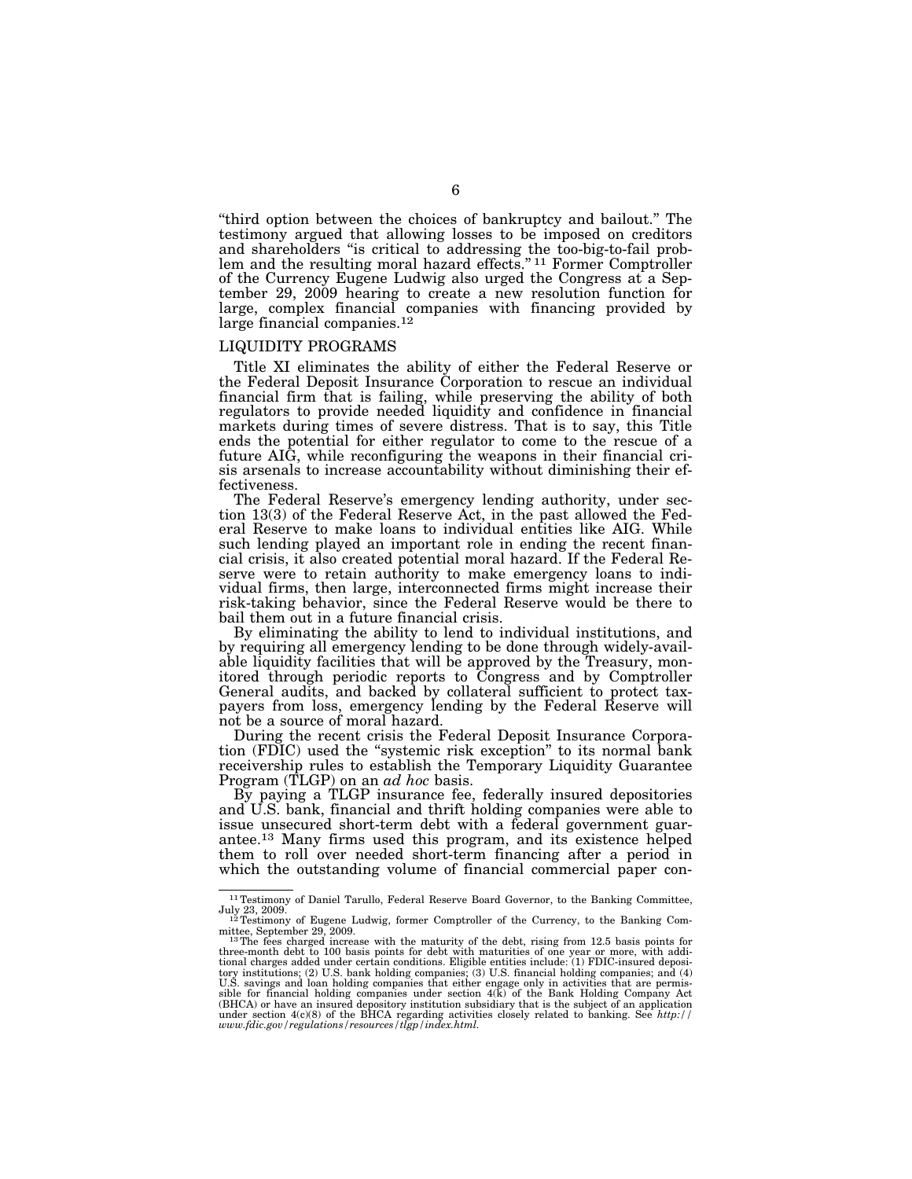"third option between the choices of bankruptcy and bailout." The testimony argued that allowing losses to be imposed on creditors and shareholders "is critical to addressing the too-big-to-fail problem and the resulting moral hazard effects."[11] Former Comptroller of the Currency Eugene Ludwig also urged the Congress at a September 29, 2009 hearing to create a new resolution function for large, complex financial companies with financing provided by large financial companies.[12]

## LIQUIDITY PROGRAMS

Title XI eliminates the ability of either the Federal Reserve or the Federal Deposit Insurance Corporation to rescue an individual financial firm that is failing, while preserving the ability of both regulators to provide needed liquidity and confidence in financial markets during times of severe distress. That is to say, this Title ends the potential for either regulator to come to the rescue of a future AIG, while reconfiguring the weapons in their financial crisis arsenals to increase accountability without diminishing their effectiveness.

The Federal Reserve's emergency lending authority, under section 13(3) of the Federal Reserve Act, in the past allowed the Federal Reserve to make loans to individual entities like AIG. While such lending played an important role in ending the recent financial crisis, it also created potential moral hazard. If the Federal Reserve were to retain authority to make emergency loans to individual firms, then large, interconnected firms might increase their risk-taking behavior, since the Federal Reserve would be there to bail them out in a future financial crisis.

By eliminating the ability to lend to individual institutions, and by requiring all emergency lending to be done through widely-available liquidity facilities that will be approved by the Treasury, monitored through periodic reports to Congress and by Comptroller General audits, and backed by collateral sufficient to protect taxpayers from loss, emergency lending by the Federal Reserve will not be a source of moral hazard.

During the recent crisis the Federal Deposit Insurance Corporation (FDIC) used the "systemic risk exception" to its normal bank receivership rules to establish the Temporary Liquidity Guarantee Program (TLGP) on an *ad hoc* basis.

By paying a TLGP insurance fee, federally insured depositories and U.S. bank, financial and thrift holding companies were able to issue unsecured short-term debt with a federal government guarantee.[13] Many firms used this program, and its existence helped them to roll over needed short-term financing after a period in which the outstanding volume of financial commercial paper con-

---

[11] Testimony of Daniel Tarullo, Federal Reserve Board Governor, to the Banking Committee, July 23, 2009.

[12] Testimony of Eugene Ludwig, former Comptroller of the Currency, to the Banking Committee, September 29, 2009.

[13] The fees charged increase with the maturity of the debt, rising from 12.5 basis points for three-month debt to 100 basis points for debt with maturities of one year or more, with additional charges added under certain conditions. Eligible entities include: (1) FDIC-insured depository institutions; (2) U.S. bank holding companies; (3) U.S. financial holding companies; and (4) U.S. savings and loan holding companies that either engage only in activities that are permissible for financial holding companies under section 4(k) of the Bank Holding Company Act (BHCA) or have an insured depository institution subsidiary that is the subject of an application under section 4(c)(8) of the BHCA regarding activities closely related to banking. See *http://www.fdic.gov/regulations/resources/tlgp/index.html.*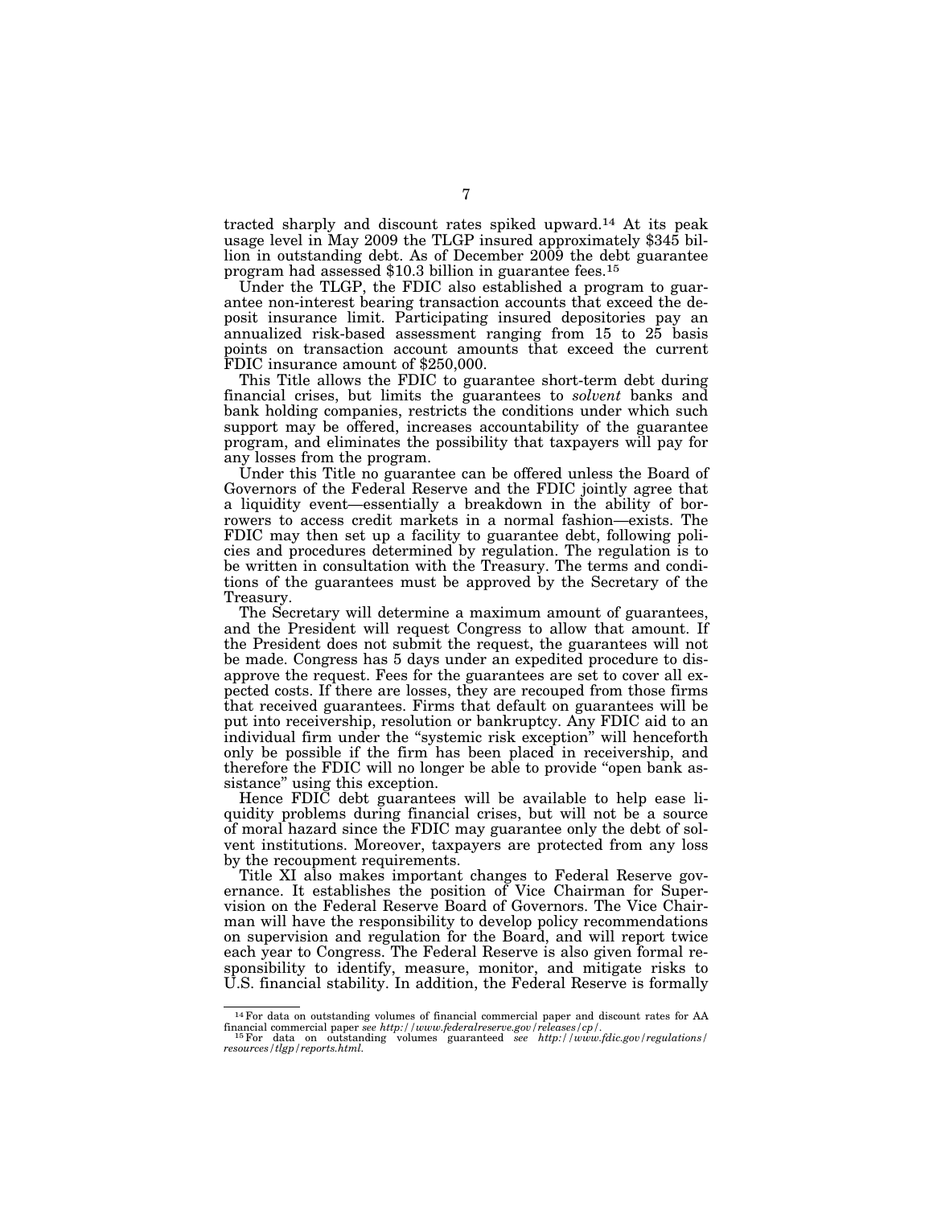tracted sharply and discount rates spiked upward.[14] At its peak usage level in May 2009 the TLGP insured approximately $345 billion in outstanding debt. As of December 2009 the debt guarantee program had assessed $10.3 billion in guarantee fees.[15]

Under the TLGP, the FDIC also established a program to guarantee non-interest bearing transaction accounts that exceed the deposit insurance limit. Participating insured depositories pay an annualized risk-based assessment ranging from 15 to 25 basis points on transaction account amounts that exceed the current FDIC insurance amount of $250,000.

This Title allows the FDIC to guarantee short-term debt during financial crises, but limits the guarantees to *solvent* banks and bank holding companies, restricts the conditions under which such support may be offered, increases accountability of the guarantee program, and eliminates the possibility that taxpayers will pay for any losses from the program.

Under this Title no guarantee can be offered unless the Board of Governors of the Federal Reserve and the FDIC jointly agree that a liquidity event—essentially a breakdown in the ability of borrowers to access credit markets in a normal fashion—exists. The FDIC may then set up a facility to guarantee debt, following policies and procedures determined by regulation. The regulation is to be written in consultation with the Treasury. The terms and conditions of the guarantees must be approved by the Secretary of the Treasury.

The Secretary will determine a maximum amount of guarantees, and the President will request Congress to allow that amount. If the President does not submit the request, the guarantees will not be made. Congress has 5 days under an expedited procedure to disapprove the request. Fees for the guarantees are set to cover all expected costs. If there are losses, they are recouped from those firms that received guarantees. Firms that default on guarantees will be put into receivership, resolution or bankruptcy. Any FDIC aid to an individual firm under the "systemic risk exception" will henceforth only be possible if the firm has been placed in receivership, and therefore the FDIC will no longer be able to provide "open bank assistance" using this exception.

Hence FDIC debt guarantees will be available to help ease liquidity problems during financial crises, but will not be a source of moral hazard since the FDIC may guarantee only the debt of solvent institutions. Moreover, taxpayers are protected from any loss by the recoupment requirements.

Title XI also makes important changes to Federal Reserve governance. It establishes the position of Vice Chairman for Supervision on the Federal Reserve Board of Governors. The Vice Chairman will have the responsibility to develop policy recommendations on supervision and regulation for the Board, and will report twice each year to Congress. The Federal Reserve is also given formal responsibility to identify, measure, monitor, and mitigate risks to U.S. financial stability. In addition, the Federal Reserve is formally

---

[14] For data on outstanding volumes of financial commercial paper and discount rates for AA financial commercial paper *see http://www.federalreserve.gov/releases/cp/*.

[15] For data on outstanding volumes guaranteed *see http://www.fdic.gov/regulations/resources/tlgp/reports.html*.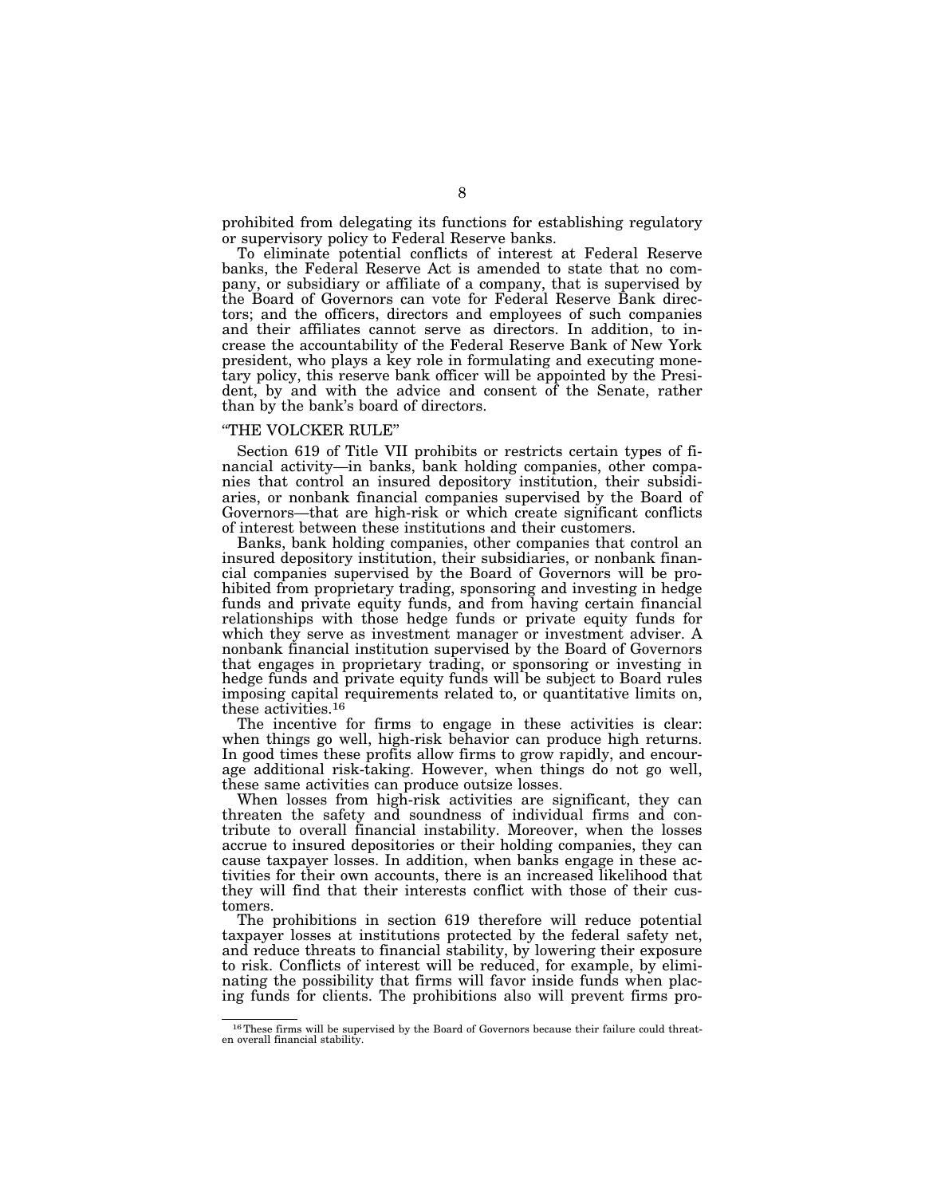prohibited from delegating its functions for establishing regulatory or supervisory policy to Federal Reserve banks.

To eliminate potential conflicts of interest at Federal Reserve banks, the Federal Reserve Act is amended to state that no company, or subsidiary or affiliate of a company, that is supervised by the Board of Governors can vote for Federal Reserve Bank directors; and the officers, directors and employees of such companies and their affiliates cannot serve as directors. In addition, to increase the accountability of the Federal Reserve Bank of New York president, who plays a key role in formulating and executing monetary policy, this reserve bank officer will be appointed by the President, by and with the advice and consent of the Senate, rather than by the bank's board of directors.

## "THE VOLCKER RULE"

Section 619 of Title VII prohibits or restricts certain types of financial activity—in banks, bank holding companies, other companies that control an insured depository institution, their subsidiaries, or nonbank financial companies supervised by the Board of Governors—that are high-risk or which create significant conflicts of interest between these institutions and their customers.

Banks, bank holding companies, other companies that control an insured depository institution, their subsidiaries, or nonbank financial companies supervised by the Board of Governors will be prohibited from proprietary trading, sponsoring and investing in hedge funds and private equity funds, and from having certain financial relationships with those hedge funds or private equity funds for which they serve as investment manager or investment adviser. A nonbank financial institution supervised by the Board of Governors that engages in proprietary trading, or sponsoring or investing in hedge funds and private equity funds will be subject to Board rules imposing capital requirements related to, or quantitative limits on, these activities.[16]

The incentive for firms to engage in these activities is clear: when things go well, high-risk behavior can produce high returns. In good times these profits allow firms to grow rapidly, and encourage additional risk-taking. However, when things do not go well, these same activities can produce outsize losses.

When losses from high-risk activities are significant, they can threaten the safety and soundness of individual firms and contribute to overall financial instability. Moreover, when the losses accrue to insured depositories or their holding companies, they can cause taxpayer losses. In addition, when banks engage in these activities for their own accounts, there is an increased likelihood that they will find that their interests conflict with those of their customers.

The prohibitions in section 619 therefore will reduce potential taxpayer losses at institutions protected by the federal safety net, and reduce threats to financial stability, by lowering their exposure to risk. Conflicts of interest will be reduced, for example, by eliminating the possibility that firms will favor inside funds when placing funds for clients. The prohibitions also will prevent firms pro-

[16] These firms will be supervised by the Board of Governors because their failure could threaten overall financial stability.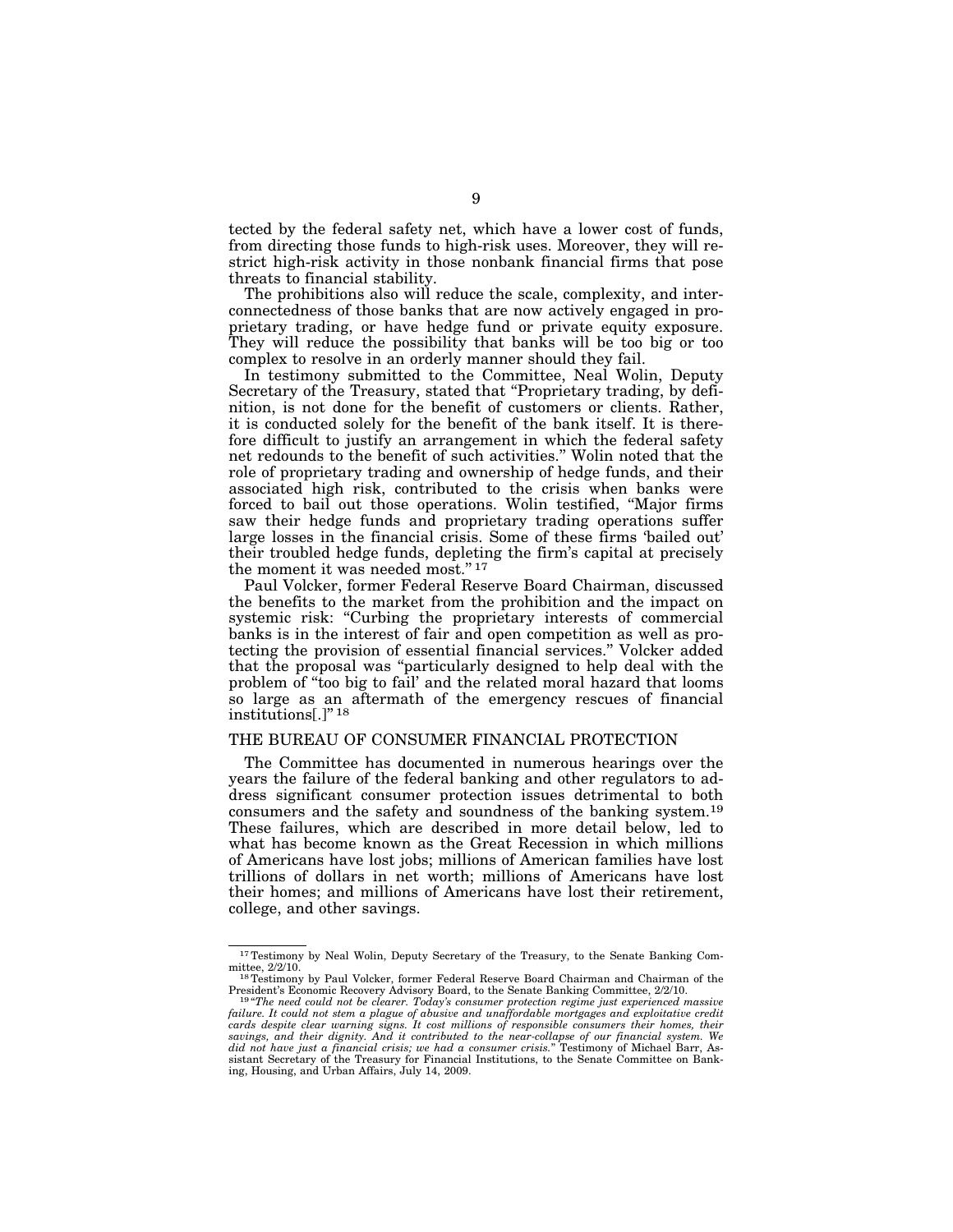tected by the federal safety net, which have a lower cost of funds, from directing those funds to high-risk uses. Moreover, they will restrict high-risk activity in those nonbank financial firms that pose threats to financial stability.

The prohibitions also will reduce the scale, complexity, and interconnectedness of those banks that are now actively engaged in proprietary trading, or have hedge fund or private equity exposure. They will reduce the possibility that banks will be too big or too complex to resolve in an orderly manner should they fail.

In testimony submitted to the Committee, Neal Wolin, Deputy Secretary of the Treasury, stated that "Proprietary trading, by definition, is not done for the benefit of customers or clients. Rather, it is conducted solely for the benefit of the bank itself. It is therefore difficult to justify an arrangement in which the federal safety net redounds to the benefit of such activities." Wolin noted that the role of proprietary trading and ownership of hedge funds, and their associated high risk, contributed to the crisis when banks were forced to bail out those operations. Wolin testified, "Major firms saw their hedge funds and proprietary trading operations suffer large losses in the financial crisis. Some of these firms 'bailed out' their troubled hedge funds, depleting the firm's capital at precisely the moment it was needed most."[17]

Paul Volcker, former Federal Reserve Board Chairman, discussed the benefits to the market from the prohibition and the impact on systemic risk: "Curbing the proprietary interests of commercial banks is in the interest of fair and open competition as well as protecting the provision of essential financial services." Volcker added that the proposal was "particularly designed to help deal with the problem of "too big to fail' and the related moral hazard that looms so large as an aftermath of the emergency rescues of financial institutions[.]"[18]

## THE BUREAU OF CONSUMER FINANCIAL PROTECTION

The Committee has documented in numerous hearings over the years the failure of the federal banking and other regulators to address significant consumer protection issues detrimental to both consumers and the safety and soundness of the banking system.[19] These failures, which are described in more detail below, led to what has become known as the Great Recession in which millions of Americans have lost jobs; millions of American families have lost trillions of dollars in net worth; millions of Americans have lost their homes; and millions of Americans have lost their retirement, college, and other savings.

---

[17] Testimony by Neal Wolin, Deputy Secretary of the Treasury, to the Senate Banking Committee, 2/2/10.

[18] Testimony by Paul Volcker, former Federal Reserve Board Chairman and Chairman of the President's Economic Recovery Advisory Board, to the Senate Banking Committee, 2/2/10.

[19] "*The need could not be clearer. Today's consumer protection regime just experienced massive failure. It could not stem a plague of abusive and unaffordable mortgages and exploitative credit cards despite clear warning signs. It cost millions of responsible consumers their homes, their savings, and their dignity. And it contributed to the near-collapse of our financial system. We did not have just a financial crisis; we had a consumer crisis.*" Testimony of Michael Barr, Assistant Secretary of the Treasury for Financial Institutions, to the Senate Committee on Banking, Housing, and Urban Affairs, July 14, 2009.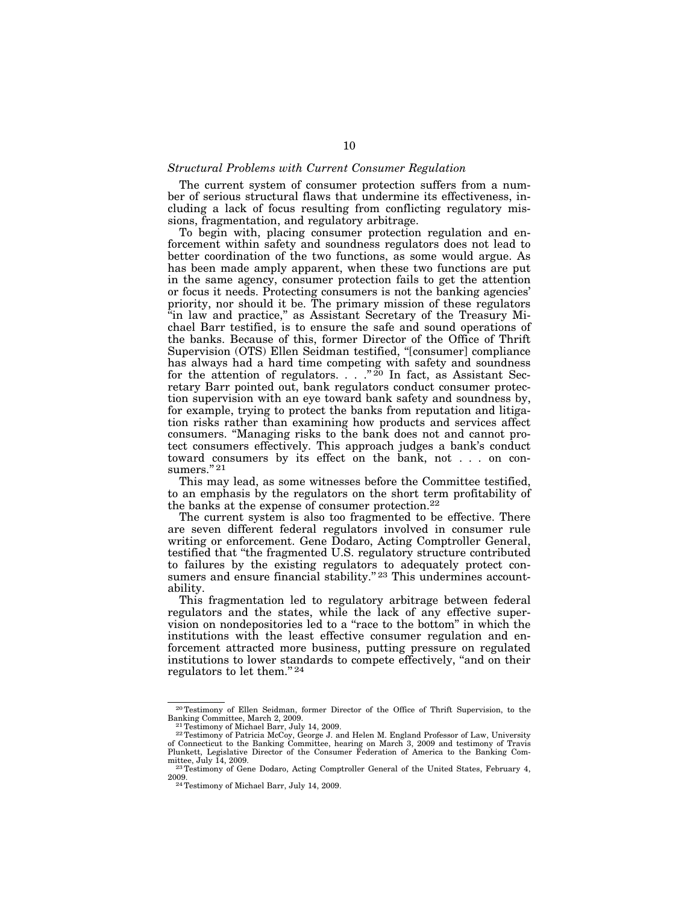*Structural Problems with Current Consumer Regulation*

The current system of consumer protection suffers from a number of serious structural flaws that undermine its effectiveness, including a lack of focus resulting from conflicting regulatory missions, fragmentation, and regulatory arbitrage.

To begin with, placing consumer protection regulation and enforcement within safety and soundness regulators does not lead to better coordination of the two functions, as some would argue. As has been made amply apparent, when these two functions are put in the same agency, consumer protection fails to get the attention or focus it needs. Protecting consumers is not the banking agencies' priority, nor should it be. The primary mission of these regulators "in law and practice," as Assistant Secretary of the Treasury Michael Barr testified, is to ensure the safe and sound operations of the banks. Because of this, former Director of the Office of Thrift Supervision (OTS) Ellen Seidman testified, "[consumer] compliance has always had a hard time competing with safety and soundness for the attention of regulators. . . ."[20] In fact, as Assistant Secretary Barr pointed out, bank regulators conduct consumer protection supervision with an eye toward bank safety and soundness by, for example, trying to protect the banks from reputation and litigation risks rather than examining how products and services affect consumers. "Managing risks to the bank does not and cannot protect consumers effectively. This approach judges a bank's conduct toward consumers by its effect on the bank, not . . . on consumers."[21]

This may lead, as some witnesses before the Committee testified, to an emphasis by the regulators on the short term profitability of the banks at the expense of consumer protection.[22]

The current system is also too fragmented to be effective. There are seven different federal regulators involved in consumer rule writing or enforcement. Gene Dodaro, Acting Comptroller General, testified that "the fragmented U.S. regulatory structure contributed to failures by the existing regulators to adequately protect consumers and ensure financial stability."[23] This undermines accountability.

This fragmentation led to regulatory arbitrage between federal regulators and the states, while the lack of any effective supervision on nondepositories led to a "race to the bottom" in which the institutions with the least effective consumer regulation and enforcement attracted more business, putting pressure on regulated institutions to lower standards to compete effectively, "and on their regulators to let them."[24]

---

[20] Testimony of Ellen Seidman, former Director of the Office of Thrift Supervision, to the Banking Committee, March 2, 2009.

[21] Testimony of Michael Barr, July 14, 2009.

[22] Testimony of Patricia McCoy, George J. and Helen M. England Professor of Law, University of Connecticut to the Banking Committee, hearing on March 3, 2009 and testimony of Travis Plunkett, Legislative Director of the Consumer Federation of America to the Banking Committee, July 14, 2009.

[23] Testimony of Gene Dodaro, Acting Comptroller General of the United States, February 4, 2009.

[24] Testimony of Michael Barr, July 14, 2009.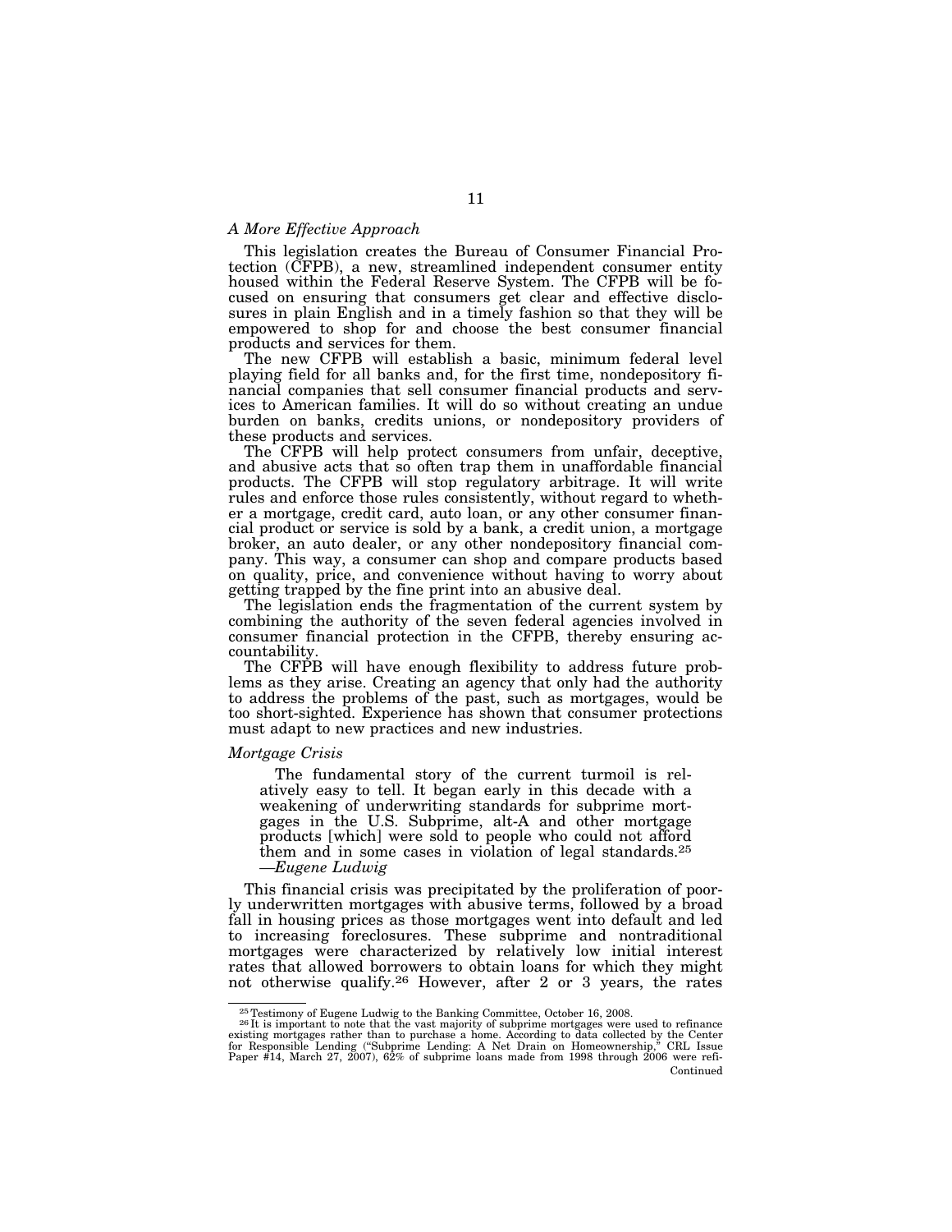*A More Effective Approach*

This legislation creates the Bureau of Consumer Financial Protection (CFPB), a new, streamlined independent consumer entity housed within the Federal Reserve System. The CFPB will be focused on ensuring that consumers get clear and effective disclosures in plain English and in a timely fashion so that they will be empowered to shop for and choose the best consumer financial products and services for them.

The new CFPB will establish a basic, minimum federal level playing field for all banks and, for the first time, nondepository financial companies that sell consumer financial products and services to American families. It will do so without creating an undue burden on banks, credits unions, or nondepository providers of these products and services.

The CFPB will help protect consumers from unfair, deceptive, and abusive acts that so often trap them in unaffordable financial products. The CFPB will stop regulatory arbitrage. It will write rules and enforce those rules consistently, without regard to whether a mortgage, credit card, auto loan, or any other consumer financial product or service is sold by a bank, a credit union, a mortgage broker, an auto dealer, or any other nondepository financial company. This way, a consumer can shop and compare products based on quality, price, and convenience without having to worry about getting trapped by the fine print into an abusive deal.

The legislation ends the fragmentation of the current system by combining the authority of the seven federal agencies involved in consumer financial protection in the CFPB, thereby ensuring accountability.

The CFPB will have enough flexibility to address future problems as they arise. Creating an agency that only had the authority to address the problems of the past, such as mortgages, would be too short-sighted. Experience has shown that consumer protections must adapt to new practices and new industries.

*Mortgage Crisis*

> The fundamental story of the current turmoil is relatively easy to tell. It began early in this decade with a weakening of underwriting standards for subprime mortgages in the U.S. Subprime, alt-A and other mortgage products [which] were sold to people who could not afford them and in some cases in violation of legal standards.[25]
> —*Eugene Ludwig*

This financial crisis was precipitated by the proliferation of poorly underwritten mortgages with abusive terms, followed by a broad fall in housing prices as those mortgages went into default and led to increasing foreclosures. These subprime and nontraditional mortgages were characterized by relatively low initial interest rates that allowed borrowers to obtain loans for which they might not otherwise qualify.[26] However, after 2 or 3 years, the rates

---

[25] Testimony of Eugene Ludwig to the Banking Committee, October 16, 2008.

[26] It is important to note that the vast majority of subprime mortgages were used to refinance existing mortgages rather than to purchase a home. According to data collected by the Center for Responsible Lending ("Subprime Lending: A Net Drain on Homeownership," CRL Issue Paper #14, March 27, 2007), 62% of subprime loans made from 1998 through 2006 were refi-

Continued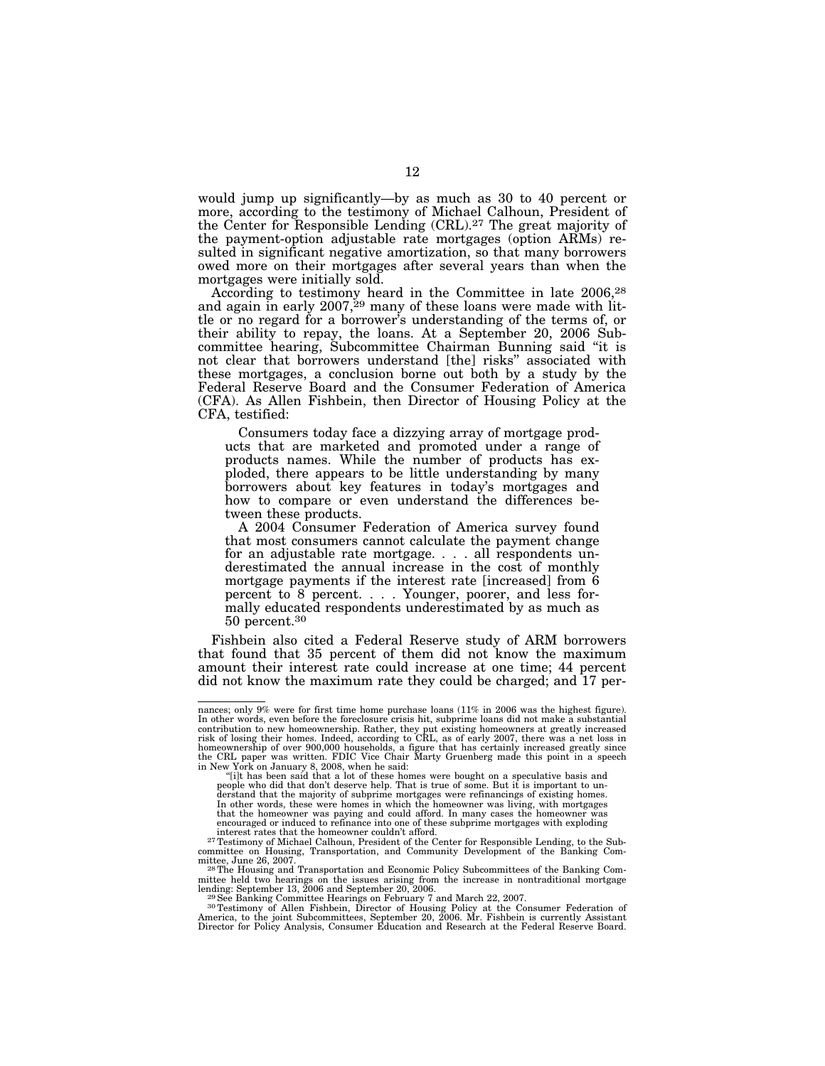would jump up significantly—by as much as 30 to 40 percent or more, according to the testimony of Michael Calhoun, President of the Center for Responsible Lending (CRL).[27] The great majority of the payment-option adjustable rate mortgages (option ARMs) resulted in significant negative amortization, so that many borrowers owed more on their mortgages after several years than when the mortgages were initially sold.

According to testimony heard in the Committee in late 2006,[28] and again in early 2007,[29] many of these loans were made with little or no regard for a borrower's understanding of the terms of, or their ability to repay, the loans. At a September 20, 2006 Subcommittee hearing, Subcommittee Chairman Bunning said "it is not clear that borrowers understand [the] risks" associated with these mortgages, a conclusion borne out both by a study by the Federal Reserve Board and the Consumer Federation of America (CFA). As Allen Fishbein, then Director of Housing Policy at the CFA, testified:

> Consumers today face a dizzying array of mortgage products that are marketed and promoted under a range of products names. While the number of products has exploded, there appears to be little understanding by many borrowers about key features in today's mortgages and how to compare or even understand the differences between these products.
>
> A 2004 Consumer Federation of America survey found that most consumers cannot calculate the payment change for an adjustable rate mortgage. . . . all respondents underestimated the annual increase in the cost of monthly mortgage payments if the interest rate [increased] from 6 percent to 8 percent. . . . Younger, poorer, and less formally educated respondents underestimated by as much as 50 percent.[30]

Fishbein also cited a Federal Reserve study of ARM borrowers that found that 35 percent of them did not know the maximum amount their interest rate could increase at one time; 44 percent did not know the maximum rate they could be charged; and 17 per-

---

nances; only 9% were for first time home purchase loans (11% in 2006 was the highest figure). In other words, even before the foreclosure crisis hit, subprime loans did not make a substantial contribution to new homeownership. Rather, they put existing homeowners at greatly increased risk of losing their homes. Indeed, according to CRL, as of early 2007, there was a net loss in homeownership of over 900,000 households, a figure that has certainly increased greatly since the CRL paper was written. FDIC Vice Chair Marty Gruenberg made this point in a speech in New York on January 8, 2008, when he said:

> "[i]t has been said that a lot of these homes were bought on a speculative basis and people who did that don't deserve help. That is true of some. But it is important to understand that the majority of subprime mortgages were refinancings of existing homes. In other words, these were homes in which the homeowner was living, with mortgages that the homeowner was paying and could afford. In many cases the homeowner was encouraged or induced to refinance into one of these subprime mortgages with exploding interest rates that the homeowner couldn't afford.

[27] Testimony of Michael Calhoun, President of the Center for Responsible Lending, to the Subcommittee on Housing, Transportation, and Community Development of the Banking Committee, June 26, 2007.

[28] The Housing and Transportation and Economic Policy Subcommittees of the Banking Committee held two hearings on the issues arising from the increase in nontraditional mortgage lending: September 13, 2006 and September 20, 2006.

[29] See Banking Committee Hearings on February 7 and March 22, 2007.

[30] Testimony of Allen Fishbein, Director of Housing Policy at the Consumer Federation of America, to the joint Subcommittees, September 20, 2006. Mr. Fishbein is currently Assistant Director for Policy Analysis, Consumer Education and Research at the Federal Reserve Board.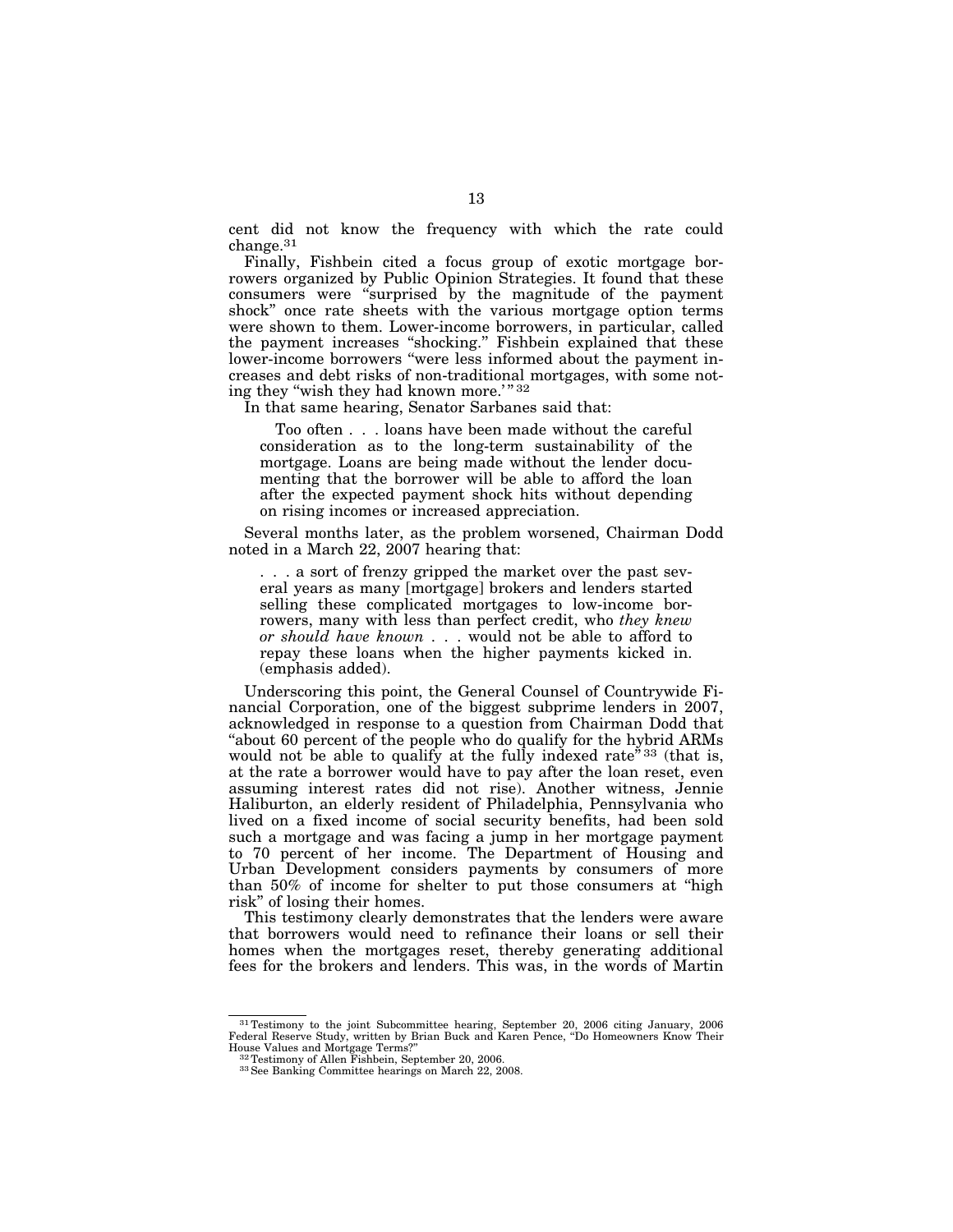cent did not know the frequency with which the rate could change.[31]

Finally, Fishbein cited a focus group of exotic mortgage borrowers organized by Public Opinion Strategies. It found that these consumers were "surprised by the magnitude of the payment shock" once rate sheets with the various mortgage option terms were shown to them. Lower-income borrowers, in particular, called the payment increases "shocking." Fishbein explained that these lower-income borrowers "were less informed about the payment increases and debt risks of non-traditional mortgages, with some noting they "wish they had known more.'"[32]

In that same hearing, Senator Sarbanes said that:

> Too often . . . loans have been made without the careful consideration as to the long-term sustainability of the mortgage. Loans are being made without the lender documenting that the borrower will be able to afford the loan after the expected payment shock hits without depending on rising incomes or increased appreciation.

Several months later, as the problem worsened, Chairman Dodd noted in a March 22, 2007 hearing that:

> . . . a sort of frenzy gripped the market over the past several years as many [mortgage] brokers and lenders started selling these complicated mortgages to low-income borrowers, many with less than perfect credit, who *they knew or should have known* . . . would not be able to afford to repay these loans when the higher payments kicked in. (emphasis added).

Underscoring this point, the General Counsel of Countrywide Financial Corporation, one of the biggest subprime lenders in 2007, acknowledged in response to a question from Chairman Dodd that "about 60 percent of the people who do qualify for the hybrid ARMs would not be able to qualify at the fully indexed rate"[33] (that is, at the rate a borrower would have to pay after the loan reset, even assuming interest rates did not rise). Another witness, Jennie Haliburton, an elderly resident of Philadelphia, Pennsylvania who lived on a fixed income of social security benefits, had been sold such a mortgage and was facing a jump in her mortgage payment to 70 percent of her income. The Department of Housing and Urban Development considers payments by consumers of more than 50% of income for shelter to put those consumers at "high risk" of losing their homes.

This testimony clearly demonstrates that the lenders were aware that borrowers would need to refinance their loans or sell their homes when the mortgages reset, thereby generating additional fees for the brokers and lenders. This was, in the words of Martin

---

[31] Testimony to the joint Subcommittee hearing, September 20, 2006 citing January, 2006 Federal Reserve Study, written by Brian Buck and Karen Pence, "Do Homeowners Know Their House Values and Mortgage Terms?"

[32] Testimony of Allen Fishbein, September 20, 2006.

[33] See Banking Committee hearings on March 22, 2008.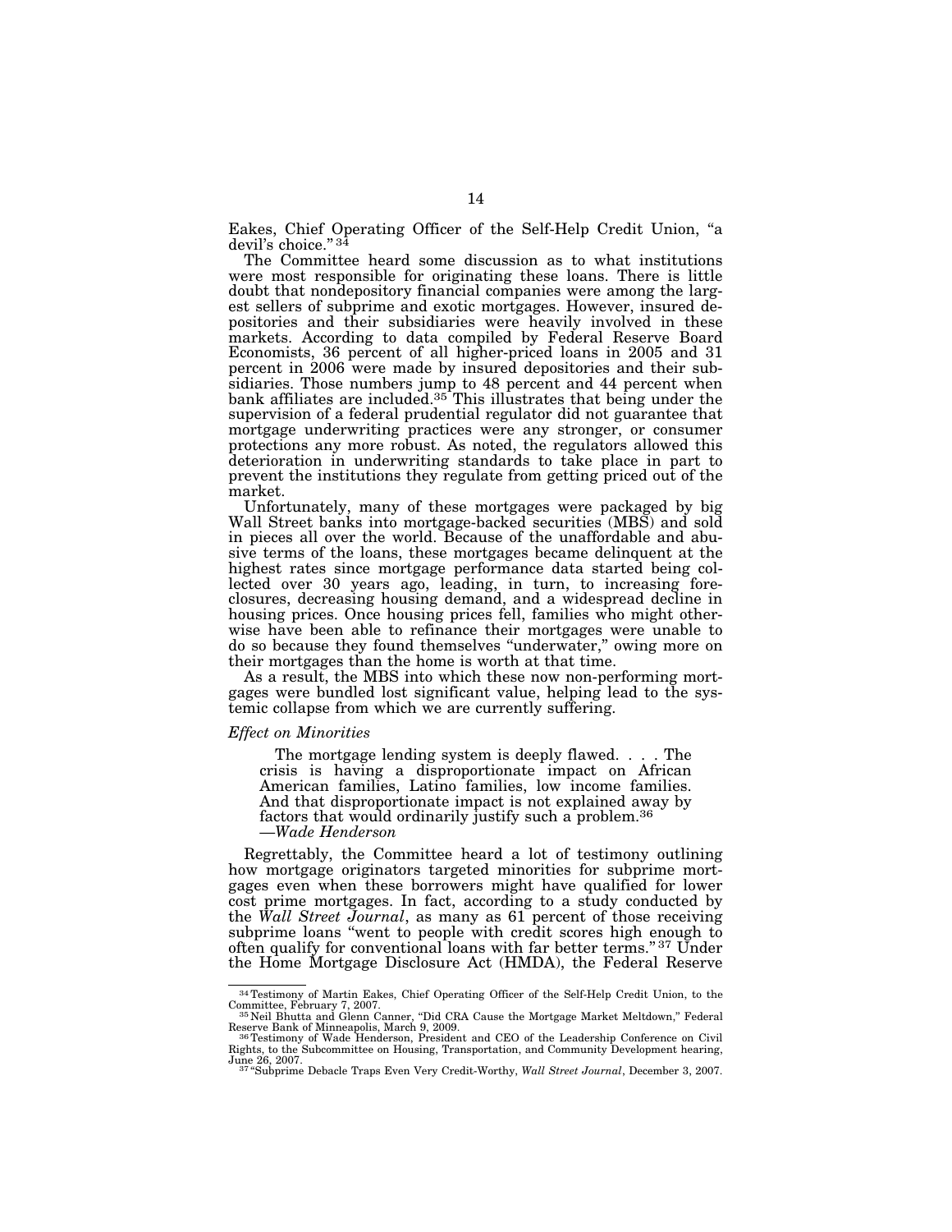Eakes, Chief Operating Officer of the Self-Help Credit Union, "a devil's choice." [34]

The Committee heard some discussion as to what institutions were most responsible for originating these loans. There is little doubt that nondepository financial companies were among the largest sellers of subprime and exotic mortgages. However, insured depositories and their subsidiaries were heavily involved in these markets. According to data compiled by Federal Reserve Board Economists, 36 percent of all higher-priced loans in 2005 and 31 percent in 2006 were made by insured depositories and their subsidiaries. Those numbers jump to 48 percent and 44 percent when bank affiliates are included.[35] This illustrates that being under the supervision of a federal prudential regulator did not guarantee that mortgage underwriting practices were any stronger, or consumer protections any more robust. As noted, the regulators allowed this deterioration in underwriting standards to take place in part to prevent the institutions they regulate from getting priced out of the market.

Unfortunately, many of these mortgages were packaged by big Wall Street banks into mortgage-backed securities (MBS) and sold in pieces all over the world. Because of the unaffordable and abusive terms of the loans, these mortgages became delinquent at the highest rates since mortgage performance data started being collected over 30 years ago, leading, in turn, to increasing foreclosures, decreasing housing demand, and a widespread decline in housing prices. Once housing prices fell, families who might otherwise have been able to refinance their mortgages were unable to do so because they found themselves "underwater," owing more on their mortgages than the home is worth at that time.

As a result, the MBS into which these now non-performing mortgages were bundled lost significant value, helping lead to the systemic collapse from which we are currently suffering.

*Effect on Minorities*

> The mortgage lending system is deeply flawed. . . . The crisis is having a disproportionate impact on African American families, Latino families, low income families. And that disproportionate impact is not explained away by factors that would ordinarily justify such a problem.[36]
> —*Wade Henderson*

Regrettably, the Committee heard a lot of testimony outlining how mortgage originators targeted minorities for subprime mortgages even when these borrowers might have qualified for lower cost prime mortgages. In fact, according to a study conducted by the *Wall Street Journal*, as many as 61 percent of those receiving subprime loans "went to people with credit scores high enough to often qualify for conventional loans with far better terms." [37] Under the Home Mortgage Disclosure Act (HMDA), the Federal Reserve

---

[34] Testimony of Martin Eakes, Chief Operating Officer of the Self-Help Credit Union, to the Committee, February 7, 2007.

[35] Neil Bhutta and Glenn Canner, "Did CRA Cause the Mortgage Market Meltdown," Federal Reserve Bank of Minneapolis, March 9, 2009.

[36] Testimony of Wade Henderson, President and CEO of the Leadership Conference on Civil Rights, to the Subcommittee on Housing, Transportation, and Community Development hearing, June 26, 2007.

[37] "Subprime Debacle Traps Even Very Credit-Worthy, *Wall Street Journal*, December 3, 2007.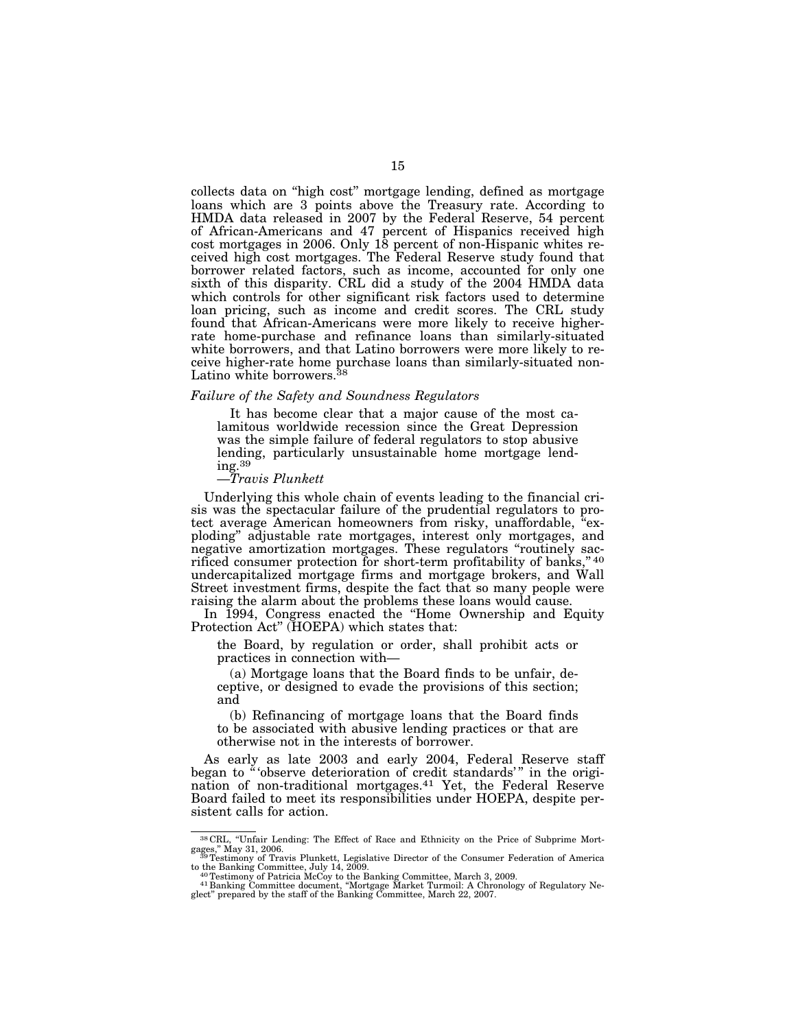collects data on "high cost" mortgage lending, defined as mortgage loans which are 3 points above the Treasury rate. According to HMDA data released in 2007 by the Federal Reserve, 54 percent of African-Americans and 47 percent of Hispanics received high cost mortgages in 2006. Only 18 percent of non-Hispanic whites received high cost mortgages. The Federal Reserve study found that borrower related factors, such as income, accounted for only one sixth of this disparity. CRL did a study of the 2004 HMDA data which controls for other significant risk factors used to determine loan pricing, such as income and credit scores. The CRL study found that African-Americans were more likely to receive higher-rate home-purchase and refinance loans than similarly-situated white borrowers, and that Latino borrowers were more likely to receive higher-rate home purchase loans than similarly-situated non-Latino white borrowers.[38]

*Failure of the Safety and Soundness Regulators*

> It has become clear that a major cause of the most calamitous worldwide recession since the Great Depression was the simple failure of federal regulators to stop abusive lending, particularly unsustainable home mortgage lending.[39]
>
> —*Travis Plunkett*

Underlying this whole chain of events leading to the financial crisis was the spectacular failure of the prudential regulators to protect average American homeowners from risky, unaffordable, "exploding" adjustable rate mortgages, interest only mortgages, and negative amortization mortgages. These regulators "routinely sacrificed consumer protection for short-term profitability of banks,"[40] undercapitalized mortgage firms and mortgage brokers, and Wall Street investment firms, despite the fact that so many people were raising the alarm about the problems these loans would cause.

In 1994, Congress enacted the "Home Ownership and Equity Protection Act" (HOEPA) which states that:

> the Board, by regulation or order, shall prohibit acts or practices in connection with—
>
> (a) Mortgage loans that the Board finds to be unfair, deceptive, or designed to evade the provisions of this section; and
>
> (b) Refinancing of mortgage loans that the Board finds to be associated with abusive lending practices or that are otherwise not in the interests of borrower.

As early as late 2003 and early 2004, Federal Reserve staff began to "'observe deterioration of credit standards'" in the origination of non-traditional mortgages.[41] Yet, the Federal Reserve Board failed to meet its responsibilities under HOEPA, despite persistent calls for action.

---

[38] CRL, "Unfair Lending: The Effect of Race and Ethnicity on the Price of Subprime Mortgages," May 31, 2006.

[39] Testimony of Travis Plunkett, Legislative Director of the Consumer Federation of America to the Banking Committee, July 14, 2009.

[40] Testimony of Patricia McCoy to the Banking Committee, March 3, 2009.

[41] Banking Committee document, "Mortgage Market Turmoil: A Chronology of Regulatory Neglect" prepared by the staff of the Banking Committee, March 22, 2007.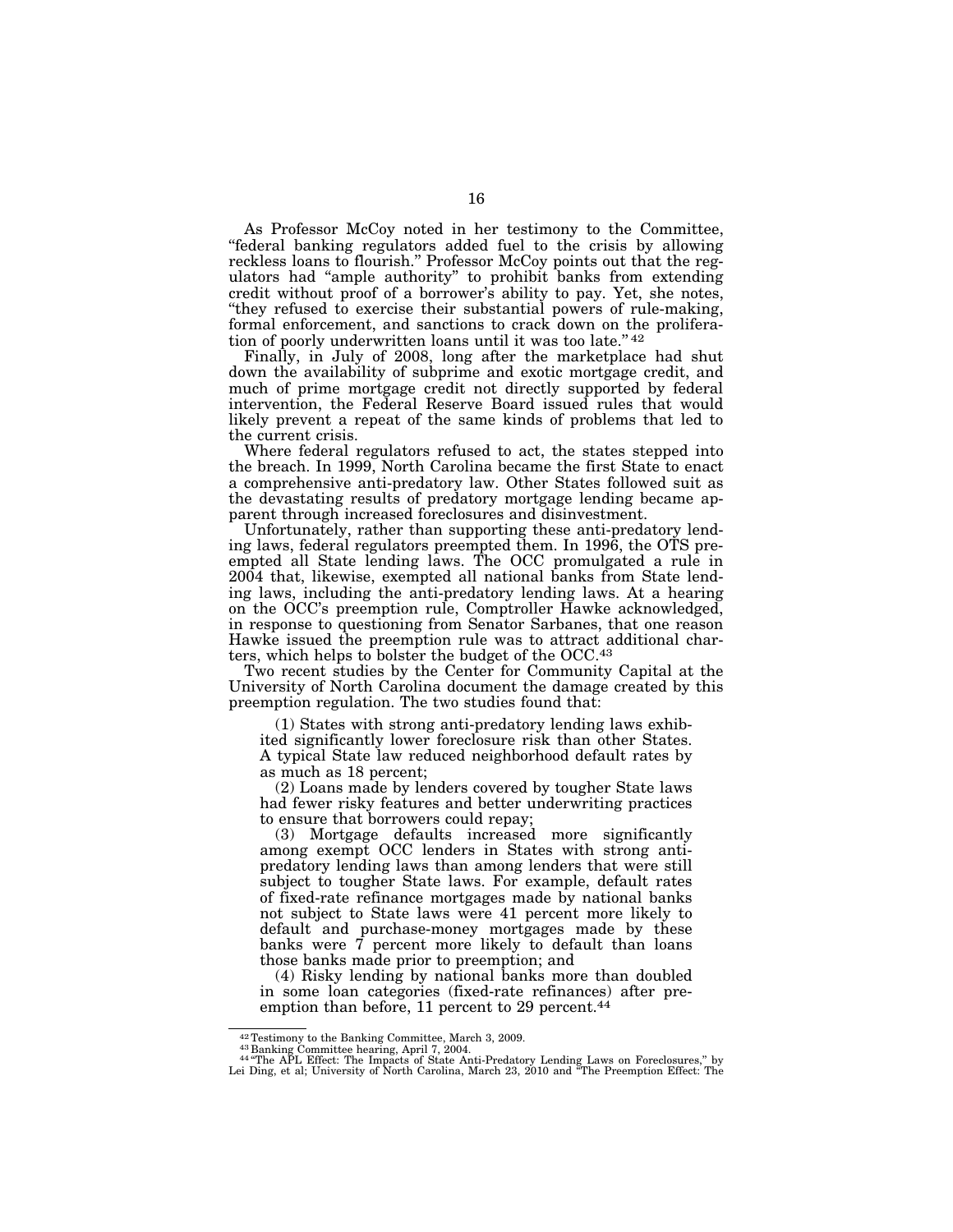As Professor McCoy noted in her testimony to the Committee, "federal banking regulators added fuel to the crisis by allowing reckless loans to flourish." Professor McCoy points out that the regulators had "ample authority" to prohibit banks from extending credit without proof of a borrower's ability to pay. Yet, she notes, "they refused to exercise their substantial powers of rule-making, formal enforcement, and sanctions to crack down on the proliferation of poorly underwritten loans until it was too late."[42]

Finally, in July of 2008, long after the marketplace had shut down the availability of subprime and exotic mortgage credit, and much of prime mortgage credit not directly supported by federal intervention, the Federal Reserve Board issued rules that would likely prevent a repeat of the same kinds of problems that led to the current crisis.

Where federal regulators refused to act, the states stepped into the breach. In 1999, North Carolina became the first State to enact a comprehensive anti-predatory law. Other States followed suit as the devastating results of predatory mortgage lending became apparent through increased foreclosures and disinvestment.

Unfortunately, rather than supporting these anti-predatory lending laws, federal regulators preempted them. In 1996, the OTS preempted all State lending laws. The OCC promulgated a rule in 2004 that, likewise, exempted all national banks from State lending laws, including the anti-predatory lending laws. At a hearing on the OCC's preemption rule, Comptroller Hawke acknowledged, in response to questioning from Senator Sarbanes, that one reason Hawke issued the preemption rule was to attract additional charters, which helps to bolster the budget of the OCC.[43]

Two recent studies by the Center for Community Capital at the University of North Carolina document the damage created by this preemption regulation. The two studies found that:

(1) States with strong anti-predatory lending laws exhibited significantly lower foreclosure risk than other States. A typical State law reduced neighborhood default rates by as much as 18 percent;

(2) Loans made by lenders covered by tougher State laws had fewer risky features and better underwriting practices to ensure that borrowers could repay;

(3) Mortgage defaults increased more significantly among exempt OCC lenders in States with strong anti-predatory lending laws than among lenders that were still subject to tougher State laws. For example, default rates of fixed-rate refinance mortgages made by national banks not subject to State laws were 41 percent more likely to default and purchase-money mortgages made by these banks were 7 percent more likely to default than loans those banks made prior to preemption; and

(4) Risky lending by national banks more than doubled in some loan categories (fixed-rate refinances) after preemption than before, 11 percent to 29 percent.[44]

---

[42] Testimony to the Banking Committee, March 3, 2009.

[43] Banking Committee hearing, April 7, 2004.

[44] "The APL Effect: The Impacts of State Anti-Predatory Lending Laws on Foreclosures," by Lei Ding, et al; University of North Carolina, March 23, 2010 and "The Preemption Effect: The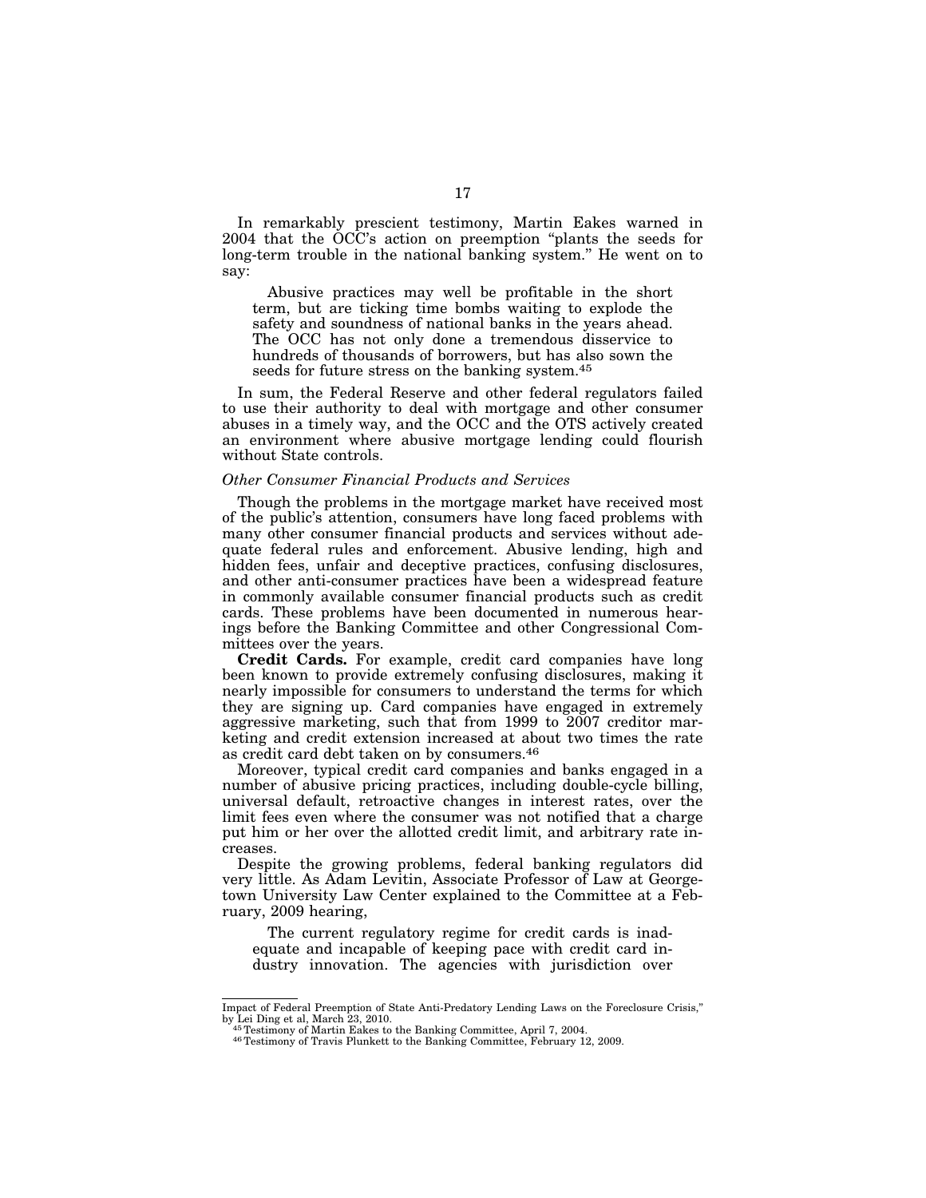In remarkably prescient testimony, Martin Eakes warned in 2004 that the OCC's action on preemption "plants the seeds for long-term trouble in the national banking system." He went on to say:

> Abusive practices may well be profitable in the short term, but are ticking time bombs waiting to explode the safety and soundness of national banks in the years ahead. The OCC has not only done a tremendous disservice to hundreds of thousands of borrowers, but has also sown the seeds for future stress on the banking system.[45]

In sum, the Federal Reserve and other federal regulators failed to use their authority to deal with mortgage and other consumer abuses in a timely way, and the OCC and the OTS actively created an environment where abusive mortgage lending could flourish without State controls.

*Other Consumer Financial Products and Services*

Though the problems in the mortgage market have received most of the public's attention, consumers have long faced problems with many other consumer financial products and services without adequate federal rules and enforcement. Abusive lending, high and hidden fees, unfair and deceptive practices, confusing disclosures, and other anti-consumer practices have been a widespread feature in commonly available consumer financial products such as credit cards. These problems have been documented in numerous hearings before the Banking Committee and other Congressional Committees over the years.

**Credit Cards.** For example, credit card companies have long been known to provide extremely confusing disclosures, making it nearly impossible for consumers to understand the terms for which they are signing up. Card companies have engaged in extremely aggressive marketing, such that from 1999 to 2007 creditor marketing and credit extension increased at about two times the rate as credit card debt taken on by consumers.[46]

Moreover, typical credit card companies and banks engaged in a number of abusive pricing practices, including double-cycle billing, universal default, retroactive changes in interest rates, over the limit fees even where the consumer was not notified that a charge put him or her over the allotted credit limit, and arbitrary rate increases.

Despite the growing problems, federal banking regulators did very little. As Adam Levitin, Associate Professor of Law at Georgetown University Law Center explained to the Committee at a February, 2009 hearing,

> The current regulatory regime for credit cards is inadequate and incapable of keeping pace with credit card industry innovation. The agencies with jurisdiction over

---

Impact of Federal Preemption of State Anti-Predatory Lending Laws on the Foreclosure Crisis," by Lei Ding et al, March 23, 2010.

[45] Testimony of Martin Eakes to the Banking Committee, April 7, 2004.

[46] Testimony of Travis Plunkett to the Banking Committee, February 12, 2009.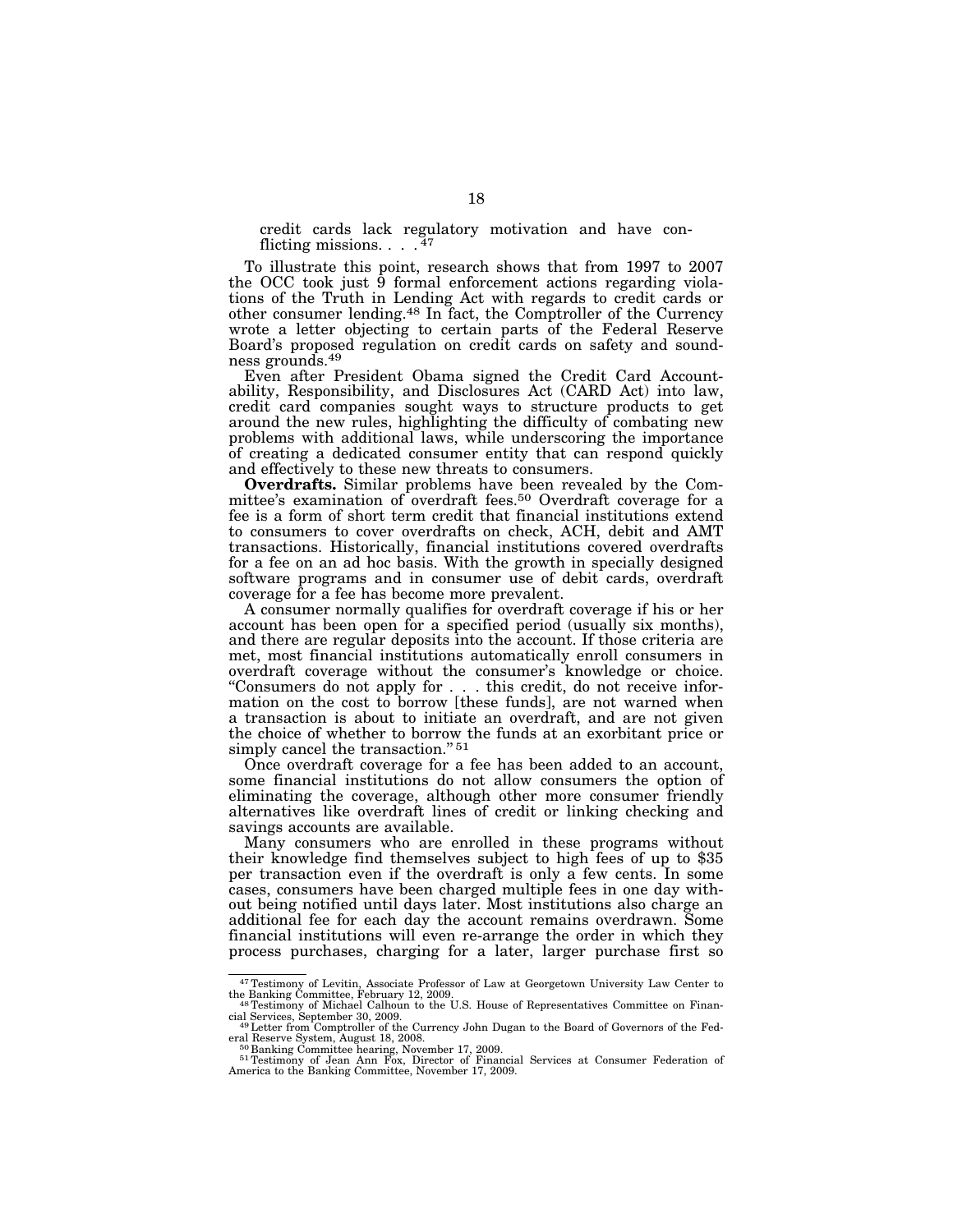credit cards lack regulatory motivation and have conflicting missions. . . .[47]

To illustrate this point, research shows that from 1997 to 2007 the OCC took just 9 formal enforcement actions regarding violations of the Truth in Lending Act with regards to credit cards or other consumer lending.[48] In fact, the Comptroller of the Currency wrote a letter objecting to certain parts of the Federal Reserve Board's proposed regulation on credit cards on safety and soundness grounds.[49]

Even after President Obama signed the Credit Card Accountability, Responsibility, and Disclosures Act (CARD Act) into law, credit card companies sought ways to structure products to get around the new rules, highlighting the difficulty of combating new problems with additional laws, while underscoring the importance of creating a dedicated consumer entity that can respond quickly and effectively to these new threats to consumers.

**Overdrafts.** Similar problems have been revealed by the Committee's examination of overdraft fees.[50] Overdraft coverage for a fee is a form of short term credit that financial institutions extend to consumers to cover overdrafts on check, ACH, debit and AMT transactions. Historically, financial institutions covered overdrafts for a fee on an ad hoc basis. With the growth in specially designed software programs and in consumer use of debit cards, overdraft coverage for a fee has become more prevalent.

A consumer normally qualifies for overdraft coverage if his or her account has been open for a specified period (usually six months), and there are regular deposits into the account. If those criteria are met, most financial institutions automatically enroll consumers in overdraft coverage without the consumer's knowledge or choice. "Consumers do not apply for . . . this credit, do not receive information on the cost to borrow [these funds], are not warned when a transaction is about to initiate an overdraft, and are not given the choice of whether to borrow the funds at an exorbitant price or simply cancel the transaction."[51]

Once overdraft coverage for a fee has been added to an account, some financial institutions do not allow consumers the option of eliminating the coverage, although other more consumer friendly alternatives like overdraft lines of credit or linking checking and savings accounts are available.

Many consumers who are enrolled in these programs without their knowledge find themselves subject to high fees of up to $35 per transaction even if the overdraft is only a few cents. In some cases, consumers have been charged multiple fees in one day without being notified until days later. Most institutions also charge an additional fee for each day the account remains overdrawn. Some financial institutions will even re-arrange the order in which they process purchases, charging for a later, larger purchase first so

---

[47] Testimony of Levitin, Associate Professor of Law at Georgetown University Law Center to the Banking Committee, February 12, 2009.

[48] Testimony of Michael Calhoun to the U.S. House of Representatives Committee on Financial Services, September 30, 2009.

[49] Letter from Comptroller of the Currency John Dugan to the Board of Governors of the Federal Reserve System, August 18, 2008.

[50] Banking Committee hearing, November 17, 2009.

[51] Testimony of Jean Ann Fox, Director of Financial Services at Consumer Federation of America to the Banking Committee, November 17, 2009.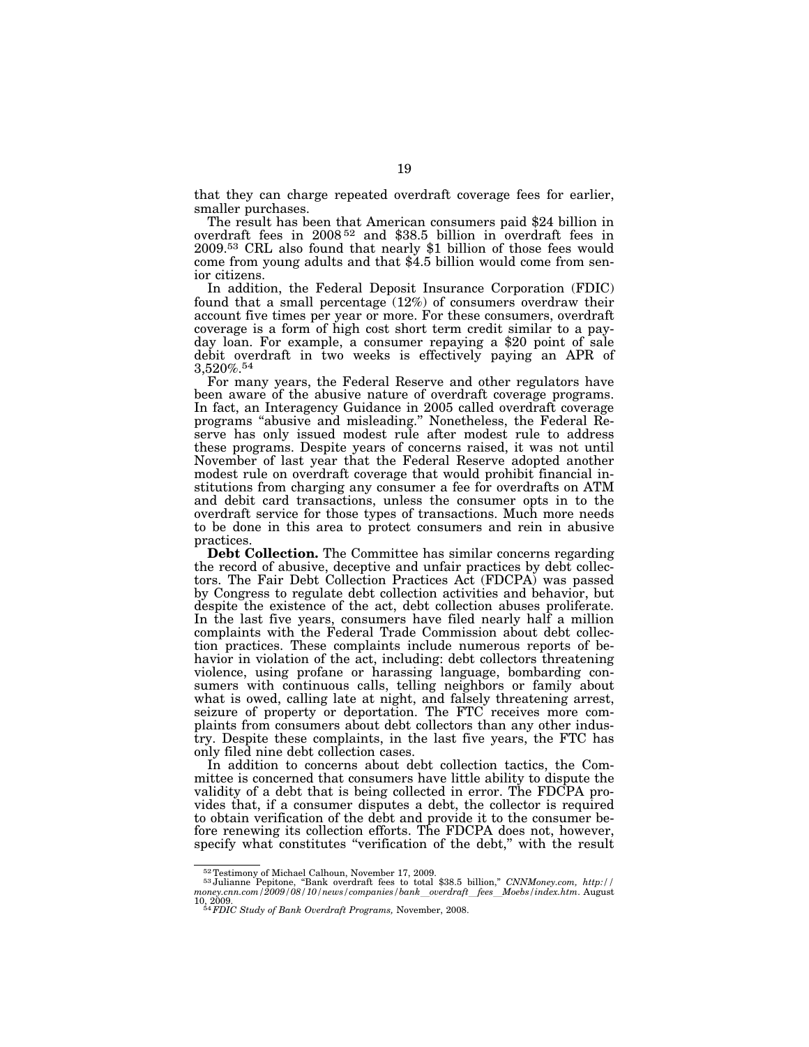that they can charge repeated overdraft coverage fees for earlier, smaller purchases.

The result has been that American consumers paid $24 billion in overdraft fees in 2008[52] and $38.5 billion in overdraft fees in 2009.[53] CRL also found that nearly $1 billion of those fees would come from young adults and that $4.5 billion would come from senior citizens.

In addition, the Federal Deposit Insurance Corporation (FDIC) found that a small percentage (12%) of consumers overdraw their account five times per year or more. For these consumers, overdraft coverage is a form of high cost short term credit similar to a payday loan. For example, a consumer repaying a $20 point of sale debit overdraft in two weeks is effectively paying an APR of 3,520%.[54]

For many years, the Federal Reserve and other regulators have been aware of the abusive nature of overdraft coverage programs. In fact, an Interagency Guidance in 2005 called overdraft coverage programs "abusive and misleading." Nonetheless, the Federal Reserve has only issued modest rule after modest rule to address these programs. Despite years of concerns raised, it was not until November of last year that the Federal Reserve adopted another modest rule on overdraft coverage that would prohibit financial institutions from charging any consumer a fee for overdrafts on ATM and debit card transactions, unless the consumer opts in to the overdraft service for those types of transactions. Much more needs to be done in this area to protect consumers and rein in abusive practices.

**Debt Collection.** The Committee has similar concerns regarding the record of abusive, deceptive and unfair practices by debt collectors. The Fair Debt Collection Practices Act (FDCPA) was passed by Congress to regulate debt collection activities and behavior, but despite the existence of the act, debt collection abuses proliferate. In the last five years, consumers have filed nearly half a million complaints with the Federal Trade Commission about debt collection practices. These complaints include numerous reports of behavior in violation of the act, including: debt collectors threatening violence, using profane or harassing language, bombarding consumers with continuous calls, telling neighbors or family about what is owed, calling late at night, and falsely threatening arrest, seizure of property or deportation. The FTC receives more complaints from consumers about debt collectors than any other industry. Despite these complaints, in the last five years, the FTC has only filed nine debt collection cases.

In addition to concerns about debt collection tactics, the Committee is concerned that consumers have little ability to dispute the validity of a debt that is being collected in error. The FDCPA provides that, if a consumer disputes a debt, the collector is required to obtain verification of the debt and provide it to the consumer before renewing its collection efforts. The FDCPA does not, however, specify what constitutes "verification of the debt," with the result

---

[52] Testimony of Michael Calhoun, November 17, 2009.

[53] Julianne Pepitone, "Bank overdraft fees to total $38.5 billion," *CNNMoney.com, http://money.cnn.com/2009/08/10/news/companies/bank_overdraft_fees_Moebs/index.htm*. August 10, 2009.

[54] *FDIC Study of Bank Overdraft Programs,* November, 2008.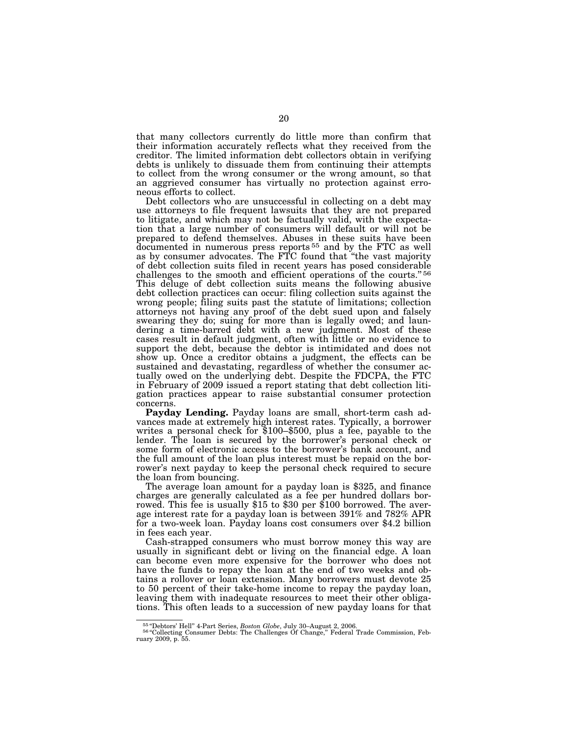that many collectors currently do little more than confirm that their information accurately reflects what they received from the creditor. The limited information debt collectors obtain in verifying debts is unlikely to dissuade them from continuing their attempts to collect from the wrong consumer or the wrong amount, so that an aggrieved consumer has virtually no protection against erroneous efforts to collect.

Debt collectors who are unsuccessful in collecting on a debt may use attorneys to file frequent lawsuits that they are not prepared to litigate, and which may not be factually valid, with the expectation that a large number of consumers will default or will not be prepared to defend themselves. Abuses in these suits have been documented in numerous press reports [55] and by the FTC as well as by consumer advocates. The FTC found that "the vast majority of debt collection suits filed in recent years has posed considerable challenges to the smooth and efficient operations of the courts." [56] This deluge of debt collection suits means the following abusive debt collection practices can occur: filing collection suits against the wrong people; filing suits past the statute of limitations; collection attorneys not having any proof of the debt sued upon and falsely swearing they do; suing for more than is legally owed; and laundering a time-barred debt with a new judgment. Most of these cases result in default judgment, often with little or no evidence to support the debt, because the debtor is intimidated and does not show up. Once a creditor obtains a judgment, the effects can be sustained and devastating, regardless of whether the consumer actually owed on the underlying debt. Despite the FDCPA, the FTC in February of 2009 issued a report stating that debt collection litigation practices appear to raise substantial consumer protection concerns.

**Payday Lending.** Payday loans are small, short-term cash advances made at extremely high interest rates. Typically, a borrower writes a personal check for $100–$500, plus a fee, payable to the lender. The loan is secured by the borrower's personal check or some form of electronic access to the borrower's bank account, and the full amount of the loan plus interest must be repaid on the borrower's next payday to keep the personal check required to secure the loan from bouncing.

The average loan amount for a payday loan is $325, and finance charges are generally calculated as a fee per hundred dollars borrowed. This fee is usually $15 to $30 per $100 borrowed. The average interest rate for a payday loan is between 391% and 782% APR for a two-week loan. Payday loans cost consumers over $4.2 billion in fees each year.

Cash-strapped consumers who must borrow money this way are usually in significant debt or living on the financial edge. A loan can become even more expensive for the borrower who does not have the funds to repay the loan at the end of two weeks and obtains a rollover or loan extension. Many borrowers must devote 25 to 50 percent of their take-home income to repay the payday loan, leaving them with inadequate resources to meet their other obligations. This often leads to a succession of new payday loans for that

---

[55] "Debtors' Hell" 4-Part Series, *Boston Globe*, July 30–August 2, 2006.

[56] "Collecting Consumer Debts: The Challenges Of Change," Federal Trade Commission, February 2009, p. 55.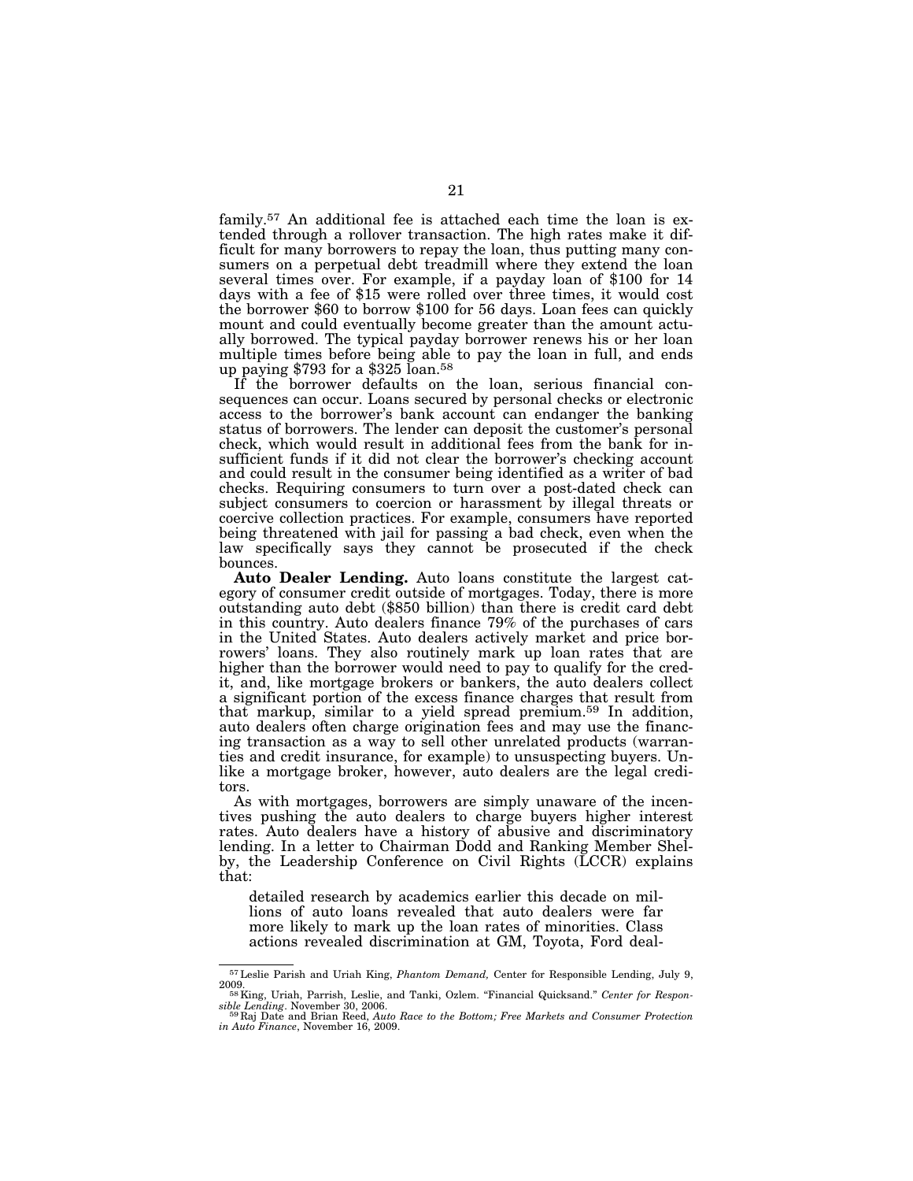family.[57] An additional fee is attached each time the loan is extended through a rollover transaction. The high rates make it difficult for many borrowers to repay the loan, thus putting many consumers on a perpetual debt treadmill where they extend the loan several times over. For example, if a payday loan of $100 for 14 days with a fee of $15 were rolled over three times, it would cost the borrower $60 to borrow $100 for 56 days. Loan fees can quickly mount and could eventually become greater than the amount actually borrowed. The typical payday borrower renews his or her loan multiple times before being able to pay the loan in full, and ends up paying $793 for a $325 loan.[58]

If the borrower defaults on the loan, serious financial consequences can occur. Loans secured by personal checks or electronic access to the borrower's bank account can endanger the banking status of borrowers. The lender can deposit the customer's personal check, which would result in additional fees from the bank for insufficient funds if it did not clear the borrower's checking account and could result in the consumer being identified as a writer of bad checks. Requiring consumers to turn over a post-dated check can subject consumers to coercion or harassment by illegal threats or coercive collection practices. For example, consumers have reported being threatened with jail for passing a bad check, even when the law specifically says they cannot be prosecuted if the check bounces.

**Auto Dealer Lending.** Auto loans constitute the largest category of consumer credit outside of mortgages. Today, there is more outstanding auto debt ($850 billion) than there is credit card debt in this country. Auto dealers finance 79% of the purchases of cars in the United States. Auto dealers actively market and price borrowers' loans. They also routinely mark up loan rates that are higher than the borrower would need to pay to qualify for the credit, and, like mortgage brokers or bankers, the auto dealers collect a significant portion of the excess finance charges that result from that markup, similar to a yield spread premium.[59] In addition, auto dealers often charge origination fees and may use the financing transaction as a way to sell other unrelated products (warranties and credit insurance, for example) to unsuspecting buyers. Unlike a mortgage broker, however, auto dealers are the legal creditors.

As with mortgages, borrowers are simply unaware of the incentives pushing the auto dealers to charge buyers higher interest rates. Auto dealers have a history of abusive and discriminatory lending. In a letter to Chairman Dodd and Ranking Member Shelby, the Leadership Conference on Civil Rights (LCCR) explains that:

> detailed research by academics earlier this decade on millions of auto loans revealed that auto dealers were far more likely to mark up the loan rates of minorities. Class actions revealed discrimination at GM, Toyota, Ford deal-

---

[57] Leslie Parish and Uriah King, *Phantom Demand,* Center for Responsible Lending, July 9, 2009.

[58] King, Uriah, Parrish, Leslie, and Tanki, Ozlem. "Financial Quicksand." *Center for Responsible Lending*. November 30, 2006.

[59] Raj Date and Brian Reed, *Auto Race to the Bottom; Free Markets and Consumer Protection in Auto Finance*, November 16, 2009.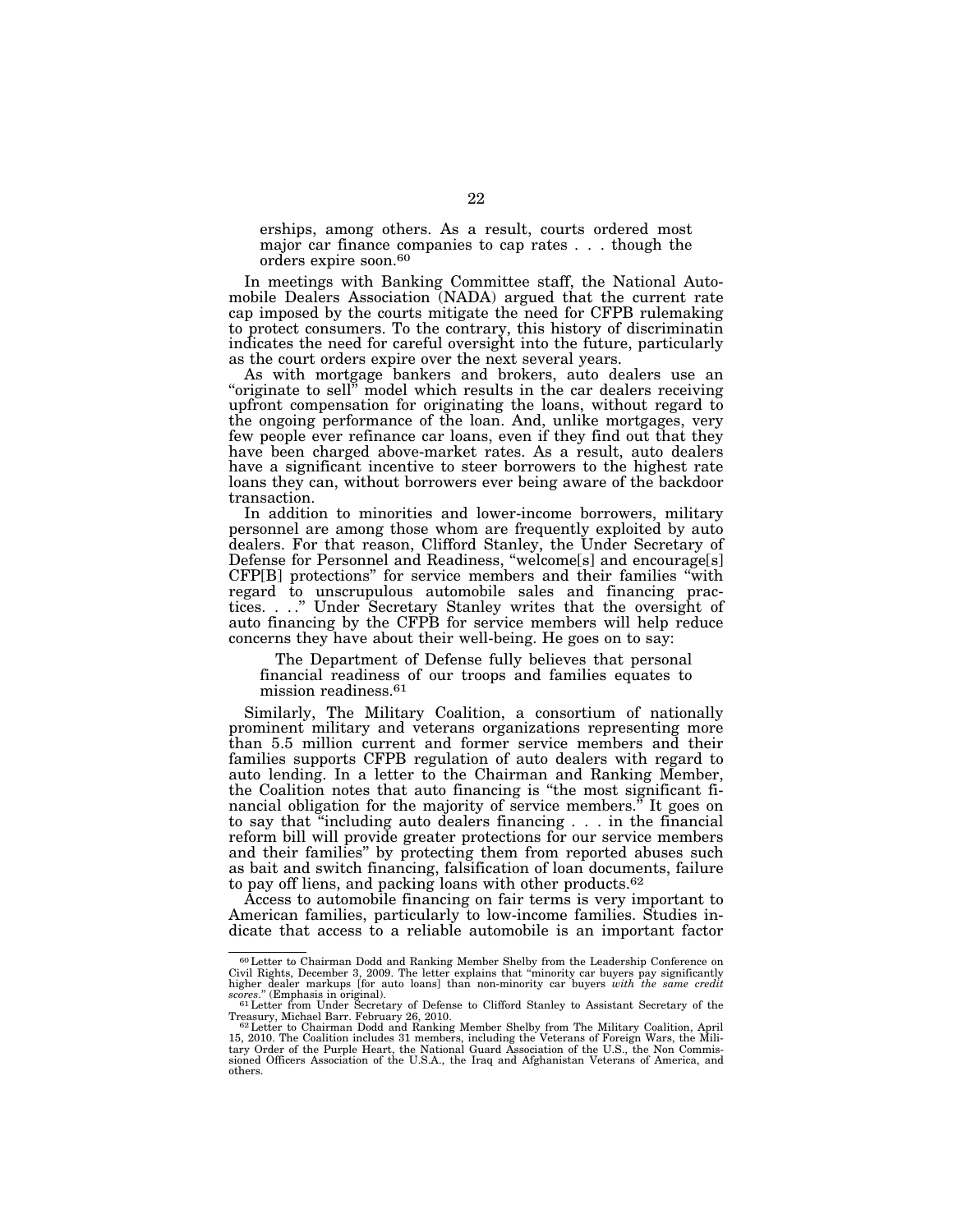erships, among others. As a result, courts ordered most major car finance companies to cap rates . . . though the orders expire soon.[60]

In meetings with Banking Committee staff, the National Automobile Dealers Association (NADA) argued that the current rate cap imposed by the courts mitigate the need for CFPB rulemaking to protect consumers. To the contrary, this history of discriminatin indicates the need for careful oversight into the future, particularly as the court orders expire over the next several years.

As with mortgage bankers and brokers, auto dealers use an "originate to sell" model which results in the car dealers receiving upfront compensation for originating the loans, without regard to the ongoing performance of the loan. And, unlike mortgages, very few people ever refinance car loans, even if they find out that they have been charged above-market rates. As a result, auto dealers have a significant incentive to steer borrowers to the highest rate loans they can, without borrowers ever being aware of the backdoor transaction.

In addition to minorities and lower-income borrowers, military personnel are among those whom are frequently exploited by auto dealers. For that reason, Clifford Stanley, the Under Secretary of Defense for Personnel and Readiness, "welcome[s] and encourage[s] CFP[B] protections" for service members and their families "with regard to unscrupulous automobile sales and financing practices. . . ." Under Secretary Stanley writes that the oversight of auto financing by the CFPB for service members will help reduce concerns they have about their well-being. He goes on to say:

> The Department of Defense fully believes that personal financial readiness of our troops and families equates to mission readiness.[61]

Similarly, The Military Coalition, a consortium of nationally prominent military and veterans organizations representing more than 5.5 million current and former service members and their families supports CFPB regulation of auto dealers with regard to auto lending. In a letter to the Chairman and Ranking Member, the Coalition notes that auto financing is "the most significant financial obligation for the majority of service members." It goes on to say that "including auto dealers financing . . . in the financial reform bill will provide greater protections for our service members and their families" by protecting them from reported abuses such as bait and switch financing, falsification of loan documents, failure to pay off liens, and packing loans with other products.[62]

Access to automobile financing on fair terms is very important to American families, particularly to low-income families. Studies indicate that access to a reliable automobile is an important factor

---

[60] Letter to Chairman Dodd and Ranking Member Shelby from the Leadership Conference on Civil Rights, December 3, 2009. The letter explains that "minority car buyers pay significantly higher dealer markups [for auto loans] than non-minority car buyers *with the same credit scores*." (Emphasis in original).

[61] Letter from Under Secretary of Defense to Clifford Stanley to Assistant Secretary of the Treasury, Michael Barr. February 26, 2010.

[62] Letter to Chairman Dodd and Ranking Member Shelby from The Military Coalition, April 15, 2010. The Coalition includes 31 members, including the Veterans of Foreign Wars, the Military Order of the Purple Heart, the National Guard Association of the U.S., the Non Commissioned Officers Association of the U.S.A., the Iraq and Afghanistan Veterans of America, and others.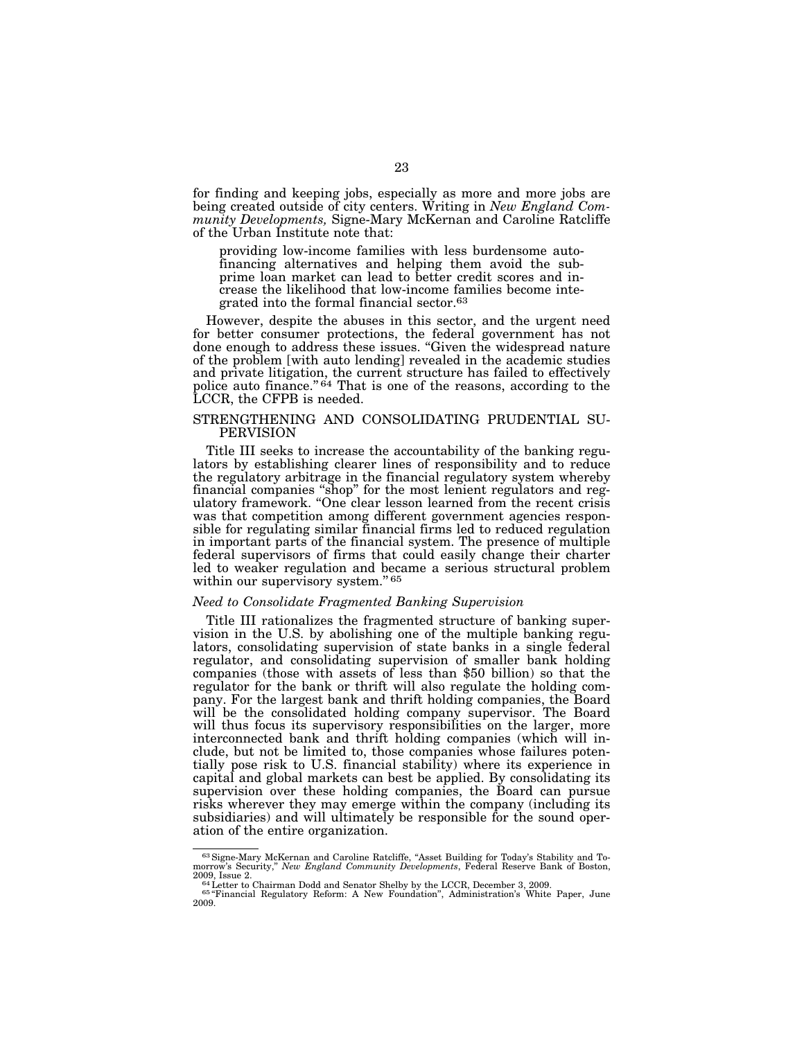for finding and keeping jobs, especially as more and more jobs are being created outside of city centers. Writing in *New England Community Developments,* Signe-Mary McKernan and Caroline Ratcliffe of the Urban Institute note that:

> providing low-income families with less burdensome auto-financing alternatives and helping them avoid the subprime loan market can lead to better credit scores and increase the likelihood that low-income families become integrated into the formal financial sector.[63]

However, despite the abuses in this sector, and the urgent need for better consumer protections, the federal government has not done enough to address these issues. "Given the widespread nature of the problem [with auto lending] revealed in the academic studies and private litigation, the current structure has failed to effectively police auto finance."[64] That is one of the reasons, according to the LCCR, the CFPB is needed.

## STRENGTHENING AND CONSOLIDATING PRUDENTIAL SUPERVISION

Title III seeks to increase the accountability of the banking regulators by establishing clearer lines of responsibility and to reduce the regulatory arbitrage in the financial regulatory system whereby financial companies "shop" for the most lenient regulators and regulatory framework. "One clear lesson learned from the recent crisis was that competition among different government agencies responsible for regulating similar financial firms led to reduced regulation in important parts of the financial system. The presence of multiple federal supervisors of firms that could easily change their charter led to weaker regulation and became a serious structural problem within our supervisory system."[65]

### *Need to Consolidate Fragmented Banking Supervision*

Title III rationalizes the fragmented structure of banking supervision in the U.S. by abolishing one of the multiple banking regulators, consolidating supervision of state banks in a single federal regulator, and consolidating supervision of smaller bank holding companies (those with assets of less than $50 billion) so that the regulator for the bank or thrift will also regulate the holding company. For the largest bank and thrift holding companies, the Board will be the consolidated holding company supervisor. The Board will thus focus its supervisory responsibilities on the larger, more interconnected bank and thrift holding companies (which will include, but not be limited to, those companies whose failures potentially pose risk to U.S. financial stability) where its experience in capital and global markets can best be applied. By consolidating its supervision over these holding companies, the Board can pursue risks wherever they may emerge within the company (including its subsidiaries) and will ultimately be responsible for the sound operation of the entire organization.

---

[63] Signe-Mary McKernan and Caroline Ratcliffe, "Asset Building for Today's Stability and Tomorrow's Security," *New England Community Developments*, Federal Reserve Bank of Boston, 2009, Issue 2.

[64] Letter to Chairman Dodd and Senator Shelby by the LCCR, December 3, 2009.

[65] "Financial Regulatory Reform: A New Foundation", Administration's White Paper, June 2009.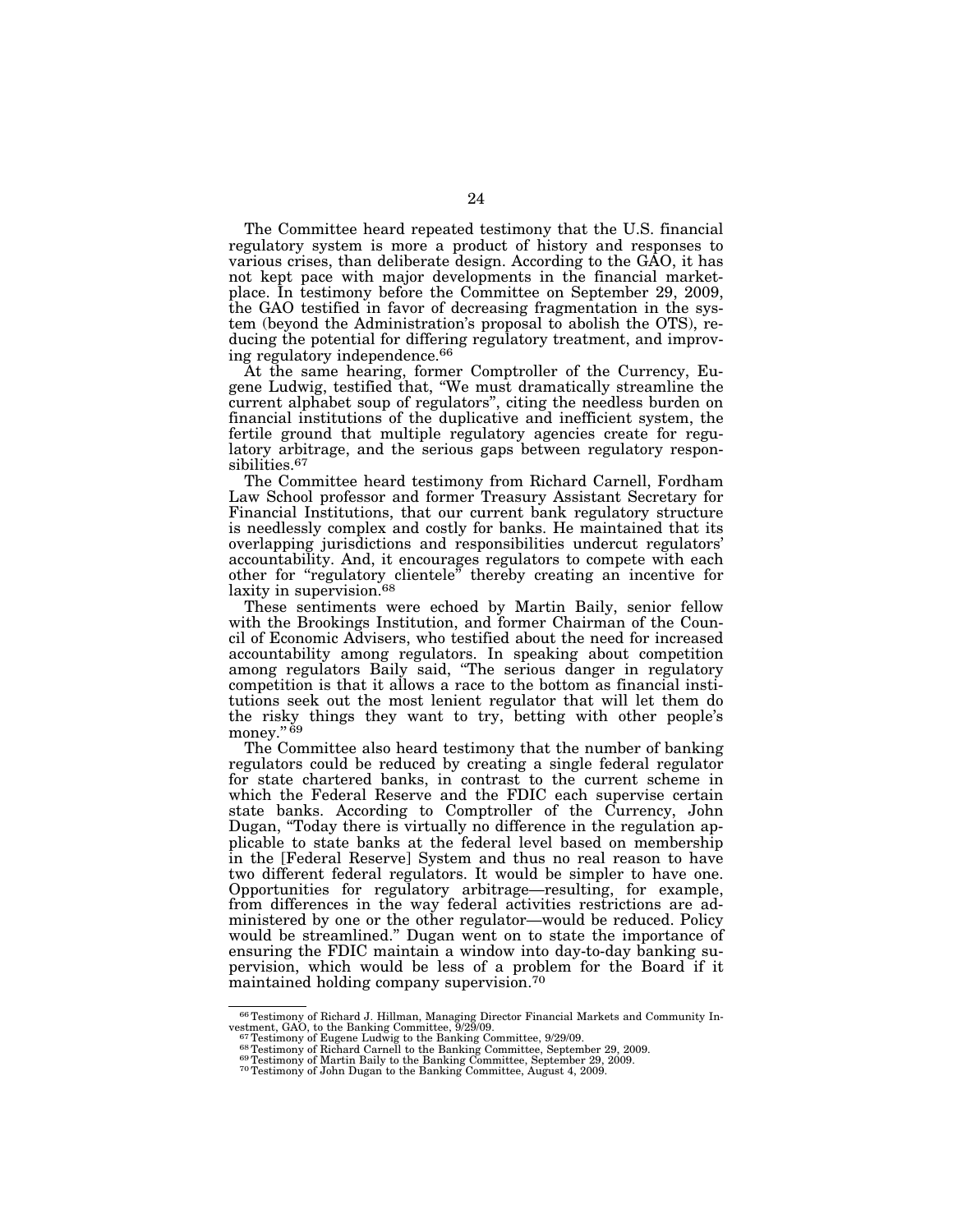The Committee heard repeated testimony that the U.S. financial regulatory system is more a product of history and responses to various crises, than deliberate design. According to the GAO, it has not kept pace with major developments in the financial marketplace. In testimony before the Committee on September 29, 2009, the GAO testified in favor of decreasing fragmentation in the system (beyond the Administration's proposal to abolish the OTS), reducing the potential for differing regulatory treatment, and improving regulatory independence.[66]

At the same hearing, former Comptroller of the Currency, Eugene Ludwig, testified that, "We must dramatically streamline the current alphabet soup of regulators", citing the needless burden on financial institutions of the duplicative and inefficient system, the fertile ground that multiple regulatory agencies create for regulatory arbitrage, and the serious gaps between regulatory responsibilities.[67]

The Committee heard testimony from Richard Carnell, Fordham Law School professor and former Treasury Assistant Secretary for Financial Institutions, that our current bank regulatory structure is needlessly complex and costly for banks. He maintained that its overlapping jurisdictions and responsibilities undercut regulators' accountability. And, it encourages regulators to compete with each other for "regulatory clientele" thereby creating an incentive for laxity in supervision.[68]

These sentiments were echoed by Martin Baily, senior fellow with the Brookings Institution, and former Chairman of the Council of Economic Advisers, who testified about the need for increased accountability among regulators. In speaking about competition among regulators Baily said, "The serious danger in regulatory competition is that it allows a race to the bottom as financial institutions seek out the most lenient regulator that will let them do the risky things they want to try, betting with other people's money."[69]

The Committee also heard testimony that the number of banking regulators could be reduced by creating a single federal regulator for state chartered banks, in contrast to the current scheme in which the Federal Reserve and the FDIC each supervise certain state banks. According to Comptroller of the Currency, John Dugan, "Today there is virtually no difference in the regulation applicable to state banks at the federal level based on membership in the [Federal Reserve] System and thus no real reason to have two different federal regulators. It would be simpler to have one. Opportunities for regulatory arbitrage—resulting, for example, from differences in the way federal activities restrictions are administered by one or the other regulator—would be reduced. Policy would be streamlined." Dugan went on to state the importance of ensuring the FDIC maintain a window into day-to-day banking supervision, which would be less of a problem for the Board if it maintained holding company supervision.[70]

---

[66] Testimony of Richard J. Hillman, Managing Director Financial Markets and Community Investment, GAO, to the Banking Committee, 9/29/09.

[67] Testimony of Eugene Ludwig to the Banking Committee, 9/29/09.

[68] Testimony of Richard Carnell to the Banking Committee, September 29, 2009.

[69] Testimony of Martin Baily to the Banking Committee, September 29, 2009.

[70] Testimony of John Dugan to the Banking Committee, August 4, 2009.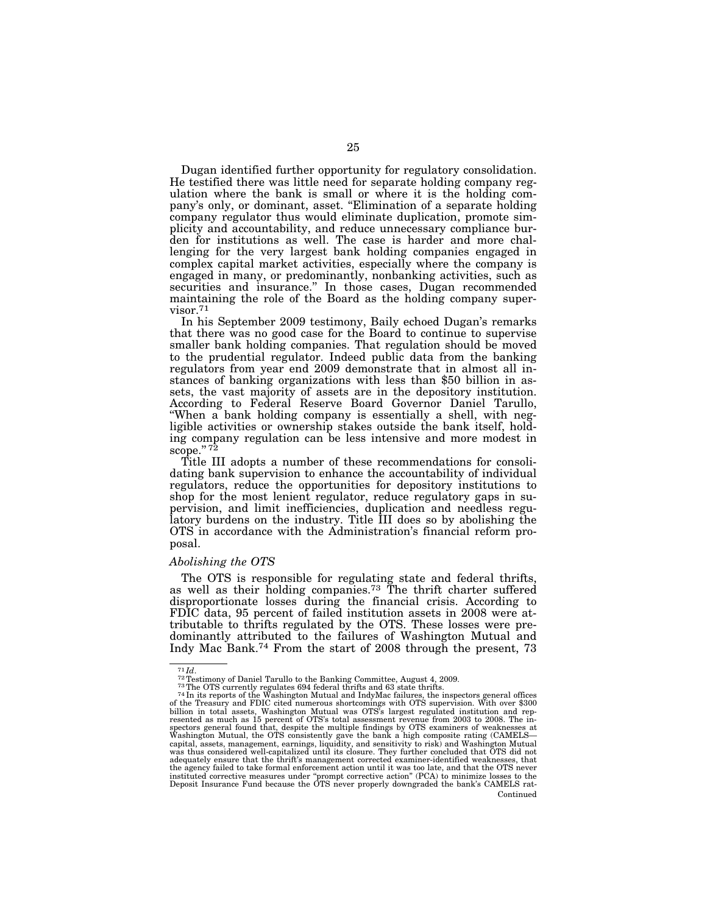Dugan identified further opportunity for regulatory consolidation. He testified there was little need for separate holding company regulation where the bank is small or where it is the holding company's only, or dominant, asset. "Elimination of a separate holding company regulator thus would eliminate duplication, promote simplicity and accountability, and reduce unnecessary compliance burden for institutions as well. The case is harder and more challenging for the very largest bank holding companies engaged in complex capital market activities, especially where the company is engaged in many, or predominantly, nonbanking activities, such as securities and insurance." In those cases, Dugan recommended maintaining the role of the Board as the holding company supervisor.[71]

In his September 2009 testimony, Baily echoed Dugan's remarks that there was no good case for the Board to continue to supervise smaller bank holding companies. That regulation should be moved to the prudential regulator. Indeed public data from the banking regulators from year end 2009 demonstrate that in almost all instances of banking organizations with less than $50 billion in assets, the vast majority of assets are in the depository institution. According to Federal Reserve Board Governor Daniel Tarullo, "When a bank holding company is essentially a shell, with negligible activities or ownership stakes outside the bank itself, holding company regulation can be less intensive and more modest in scope." [72]

Title III adopts a number of these recommendations for consolidating bank supervision to enhance the accountability of individual regulators, reduce the opportunities for depository institutions to shop for the most lenient regulator, reduce regulatory gaps in supervision, and limit inefficiencies, duplication and needless regulatory burdens on the industry. Title III does so by abolishing the OTS in accordance with the Administration's financial reform proposal.

*Abolishing the OTS*

The OTS is responsible for regulating state and federal thrifts, as well as their holding companies.[73] The thrift charter suffered disproportionate losses during the financial crisis. According to FDIC data, 95 percent of failed institution assets in 2008 were attributable to thrifts regulated by the OTS. These losses were predominantly attributed to the failures of Washington Mutual and Indy Mac Bank.[74] From the start of 2008 through the present, 73

---

[71] *Id.*

[72] Testimony of Daniel Tarullo to the Banking Committee, August 4, 2009.

[73] The OTS currently regulates 694 federal thrifts and 63 state thrifts.

[74] In its reports of the Washington Mutual and IndyMac failures, the inspectors general offices of the Treasury and FDIC cited numerous shortcomings with OTS supervision. With over $300 billion in total assets, Washington Mutual was OTS's largest regulated institution and represented as much as 15 percent of OTS's total assessment revenue from 2003 to 2008. The inspectors general found that, despite the multiple findings by OTS examiners of weaknesses at Washington Mutual, the OTS consistently gave the bank a high composite rating (CAMELS—capital, assets, management, earnings, liquidity, and sensitivity to risk) and Washington Mutual was thus considered well-capitalized until its closure. They further concluded that OTS did not adequately ensure that the thrift's management corrected examiner-identified weaknesses, that the agency failed to take formal enforcement action until it was too late, and that the OTS never instituted corrective measures under "prompt corrective action" (PCA) to minimize losses to the Deposit Insurance Fund because the OTS never properly downgraded the bank's CAMELS rat-

Continued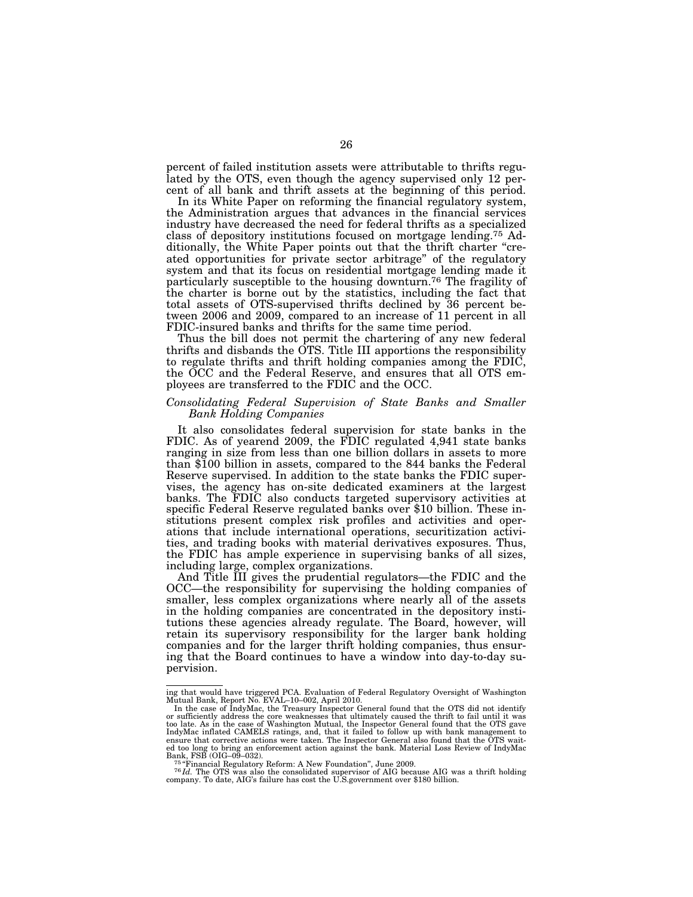percent of failed institution assets were attributable to thrifts regulated by the OTS, even though the agency supervised only 12 percent of all bank and thrift assets at the beginning of this period.

In its White Paper on reforming the financial regulatory system, the Administration argues that advances in the financial services industry have decreased the need for federal thrifts as a specialized class of depository institutions focused on mortgage lending.[75] Additionally, the White Paper points out that the thrift charter "created opportunities for private sector arbitrage" of the regulatory system and that its focus on residential mortgage lending made it particularly susceptible to the housing downturn.[76] The fragility of the charter is borne out by the statistics, including the fact that total assets of OTS-supervised thrifts declined by 36 percent between 2006 and 2009, compared to an increase of 11 percent in all FDIC-insured banks and thrifts for the same time period.

Thus the bill does not permit the chartering of any new federal thrifts and disbands the OTS. Title III apportions the responsibility to regulate thrifts and thrift holding companies among the FDIC, the OCC and the Federal Reserve, and ensures that all OTS employees are transferred to the FDIC and the OCC.

*Consolidating Federal Supervision of State Banks and Smaller Bank Holding Companies*

It also consolidates federal supervision for state banks in the FDIC. As of yearend 2009, the FDIC regulated 4,941 state banks ranging in size from less than one billion dollars in assets to more than $100 billion in assets, compared to the 844 banks the Federal Reserve supervised. In addition to the state banks the FDIC supervises, the agency has on-site dedicated examiners at the largest banks. The FDIC also conducts targeted supervisory activities at specific Federal Reserve regulated banks over $10 billion. These institutions present complex risk profiles and activities and operations that include international operations, securitization activities, and trading books with material derivatives exposures. Thus, the FDIC has ample experience in supervising banks of all sizes, including large, complex organizations.

And Title III gives the prudential regulators—the FDIC and the OCC—the responsibility for supervising the holding companies of smaller, less complex organizations where nearly all of the assets in the holding companies are concentrated in the depository institutions these agencies already regulate. The Board, however, will retain its supervisory responsibility for the larger bank holding companies and for the larger thrift holding companies, thus ensuring that the Board continues to have a window into day-to-day supervision.

---

ing that would have triggered PCA. Evaluation of Federal Regulatory Oversight of Washington Mutual Bank, Report No. EVAL–10–002, April 2010.

In the case of IndyMac, the Treasury Inspector General found that the OTS did not identify or sufficiently address the core weaknesses that ultimately caused the thrift to fail until it was too late. As in the case of Washington Mutual, the Inspector General found that the OTS gave IndyMac inflated CAMELS ratings, and, that it failed to follow up with bank management to ensure that corrective actions were taken. The Inspector General also found that the OTS waited too long to bring an enforcement action against the bank. Material Loss Review of IndyMac Bank, FSB (OIG–09–032).

[75] "Financial Regulatory Reform: A New Foundation", June 2009.

[76] *Id.* The OTS was also the consolidated supervisor of AIG because AIG was a thrift holding company. To date, AIG's failure has cost the U.S.government over $180 billion.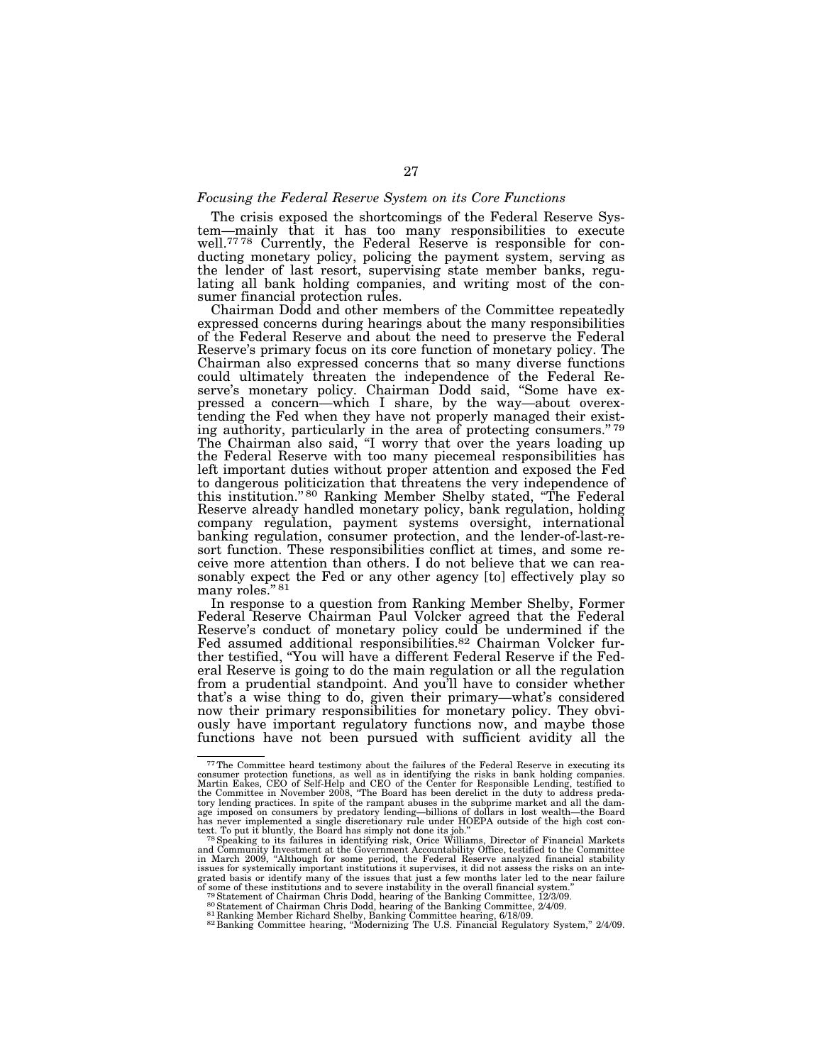*Focusing the Federal Reserve System on its Core Functions*

The crisis exposed the shortcomings of the Federal Reserve System—mainly that it has too many responsibilities to execute well.[77] [78] Currently, the Federal Reserve is responsible for conducting monetary policy, policing the payment system, serving as the lender of last resort, supervising state member banks, regulating all bank holding companies, and writing most of the consumer financial protection rules.

Chairman Dodd and other members of the Committee repeatedly expressed concerns during hearings about the many responsibilities of the Federal Reserve and about the need to preserve the Federal Reserve's primary focus on its core function of monetary policy. The Chairman also expressed concerns that so many diverse functions could ultimately threaten the independence of the Federal Reserve's monetary policy. Chairman Dodd said, "Some have expressed a concern—which I share, by the way—about overextending the Fed when they have not properly managed their existing authority, particularly in the area of protecting consumers." [79] The Chairman also said, "I worry that over the years loading up the Federal Reserve with too many piecemeal responsibilities has left important duties without proper attention and exposed the Fed to dangerous politicization that threatens the very independence of this institution." [80] Ranking Member Shelby stated, "The Federal Reserve already handled monetary policy, bank regulation, holding company regulation, payment systems oversight, international banking regulation, consumer protection, and the lender-of-last-resort function. These responsibilities conflict at times, and some receive more attention than others. I do not believe that we can reasonably expect the Fed or any other agency [to] effectively play so many roles." [81]

In response to a question from Ranking Member Shelby, Former Federal Reserve Chairman Paul Volcker agreed that the Federal Reserve's conduct of monetary policy could be undermined if the Fed assumed additional responsibilities.[82] Chairman Volcker further testified, "You will have a different Federal Reserve if the Federal Reserve is going to do the main regulation or all the regulation from a prudential standpoint. And you'll have to consider whether that's a wise thing to do, given their primary—what's considered now their primary responsibilities for monetary policy. They obviously have important regulatory functions now, and maybe those functions have not been pursued with sufficient avidity all the

---

[77] The Committee heard testimony about the failures of the Federal Reserve in executing its consumer protection functions, as well as in identifying the risks in bank holding companies. Martin Eakes, CEO of Self-Help and CEO of the Center for Responsible Lending, testified to the Committee in November 2008, "The Board has been derelict in the duty to address predatory lending practices. In spite of the rampant abuses in the subprime market and all the damage imposed on consumers by predatory lending—billions of dollars in lost wealth—the Board has never implemented a single discretionary rule under HOEPA outside of the high cost context. To put it bluntly, the Board has simply not done its job."

[78] Speaking to its failures in identifying risk, Orice Williams, Director of Financial Markets and Community Investment at the Government Accountability Office, testified to the Committee in March 2009, "Although for some period, the Federal Reserve analyzed financial stability issues for systemically important institutions it supervises, it did not assess the risks on an integrated basis or identify many of the issues that just a few months later led to the near failure of some of these institutions and to severe instability in the overall financial system."

[79] Statement of Chairman Chris Dodd, hearing of the Banking Committee, 12/3/09.

[80] Statement of Chairman Chris Dodd, hearing of the Banking Committee, 2/4/09.

[81] Ranking Member Richard Shelby, Banking Committee hearing, 6/18/09.

[82] Banking Committee hearing, "Modernizing The U.S. Financial Regulatory System," 2/4/09.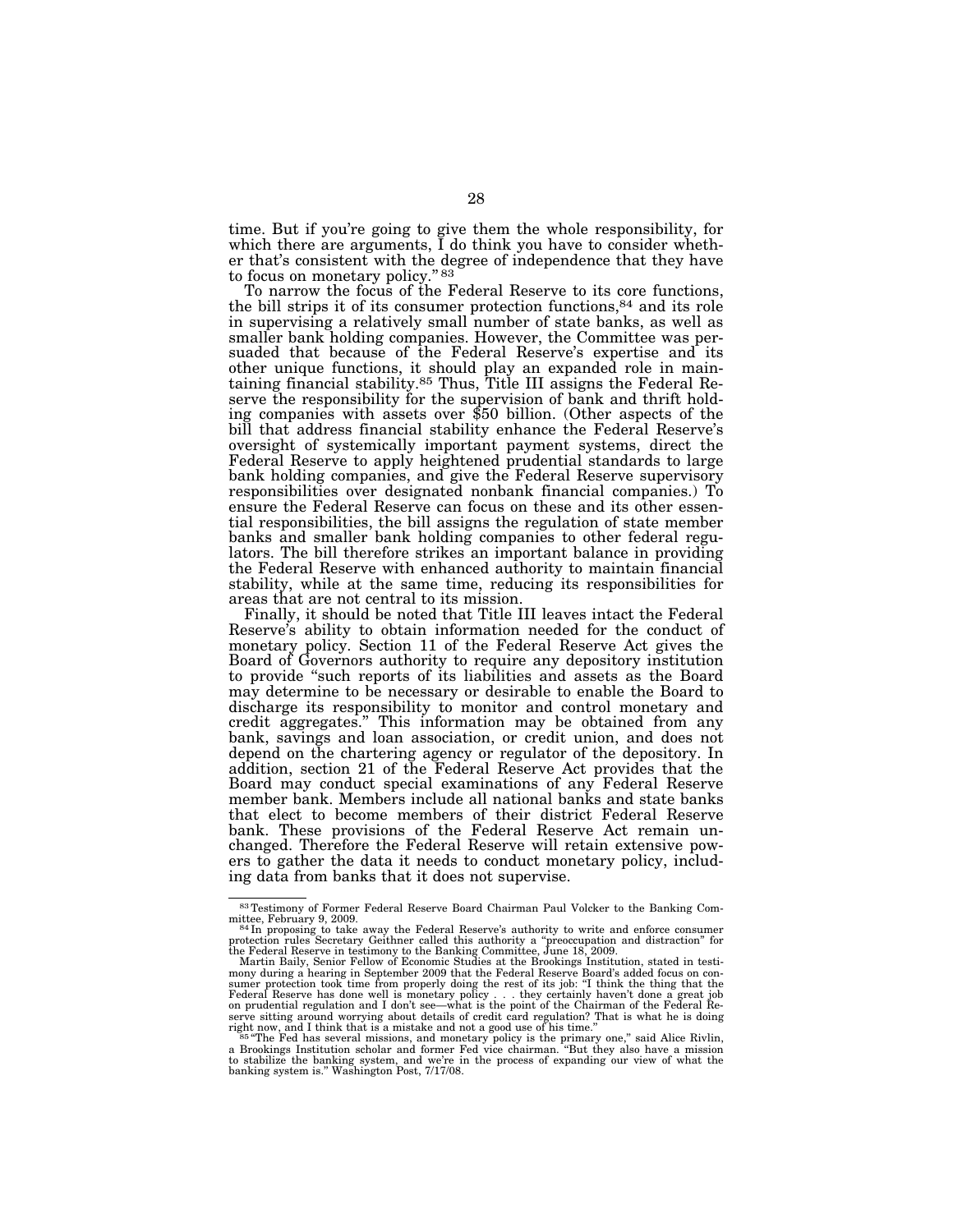time. But if you're going to give them the whole responsibility, for which there are arguments, I do think you have to consider whether that's consistent with the degree of independence that they have to focus on monetary policy." [83]

To narrow the focus of the Federal Reserve to its core functions, the bill strips it of its consumer protection functions,[84] and its role in supervising a relatively small number of state banks, as well as smaller bank holding companies. However, the Committee was persuaded that because of the Federal Reserve's expertise and its other unique functions, it should play an expanded role in maintaining financial stability.[85] Thus, Title III assigns the Federal Reserve the responsibility for the supervision of bank and thrift holding companies with assets over $50 billion. (Other aspects of the bill that address financial stability enhance the Federal Reserve's oversight of systemically important payment systems, direct the Federal Reserve to apply heightened prudential standards to large bank holding companies, and give the Federal Reserve supervisory responsibilities over designated nonbank financial companies.) To ensure the Federal Reserve can focus on these and its other essential responsibilities, the bill assigns the regulation of state member banks and smaller bank holding companies to other federal regulators. The bill therefore strikes an important balance in providing the Federal Reserve with enhanced authority to maintain financial stability, while at the same time, reducing its responsibilities for areas that are not central to its mission.

Finally, it should be noted that Title III leaves intact the Federal Reserve's ability to obtain information needed for the conduct of monetary policy. Section 11 of the Federal Reserve Act gives the Board of Governors authority to require any depository institution to provide "such reports of its liabilities and assets as the Board may determine to be necessary or desirable to enable the Board to discharge its responsibility to monitor and control monetary and credit aggregates." This information may be obtained from any bank, savings and loan association, or credit union, and does not depend on the chartering agency or regulator of the depository. In addition, section 21 of the Federal Reserve Act provides that the Board may conduct special examinations of any Federal Reserve member bank. Members include all national banks and state banks that elect to become members of their district Federal Reserve bank. These provisions of the Federal Reserve Act remain unchanged. Therefore the Federal Reserve will retain extensive powers to gather the data it needs to conduct monetary policy, including data from banks that it does not supervise.

---

[83] Testimony of Former Federal Reserve Board Chairman Paul Volcker to the Banking Committee, February 9, 2009.

[84] In proposing to take away the Federal Reserve's authority to write and enforce consumer protection rules Secretary Geithner called this authority a "preoccupation and distraction" for the Federal Reserve in testimony to the Banking Committee, June 18, 2009.

Martin Baily, Senior Fellow of Economic Studies at the Brookings Institution, stated in testimony during a hearing in September 2009 that the Federal Reserve Board's added focus on consumer protection took time from properly doing the rest of its job: "I think the thing that the Federal Reserve has done well is monetary policy . . . they certainly haven't done a great job on prudential regulation and I don't see—what is the point of the Chairman of the Federal Reserve sitting around worrying about details of credit card regulation? That is what he is doing right now, and I think that is a mistake and not a good use of his time."

[85] "The Fed has several missions, and monetary policy is the primary one," said Alice Rivlin, a Brookings Institution scholar and former Fed vice chairman. "But they also have a mission to stabilize the banking system, and we're in the process of expanding our view of what the banking system is." Washington Post, 7/17/08.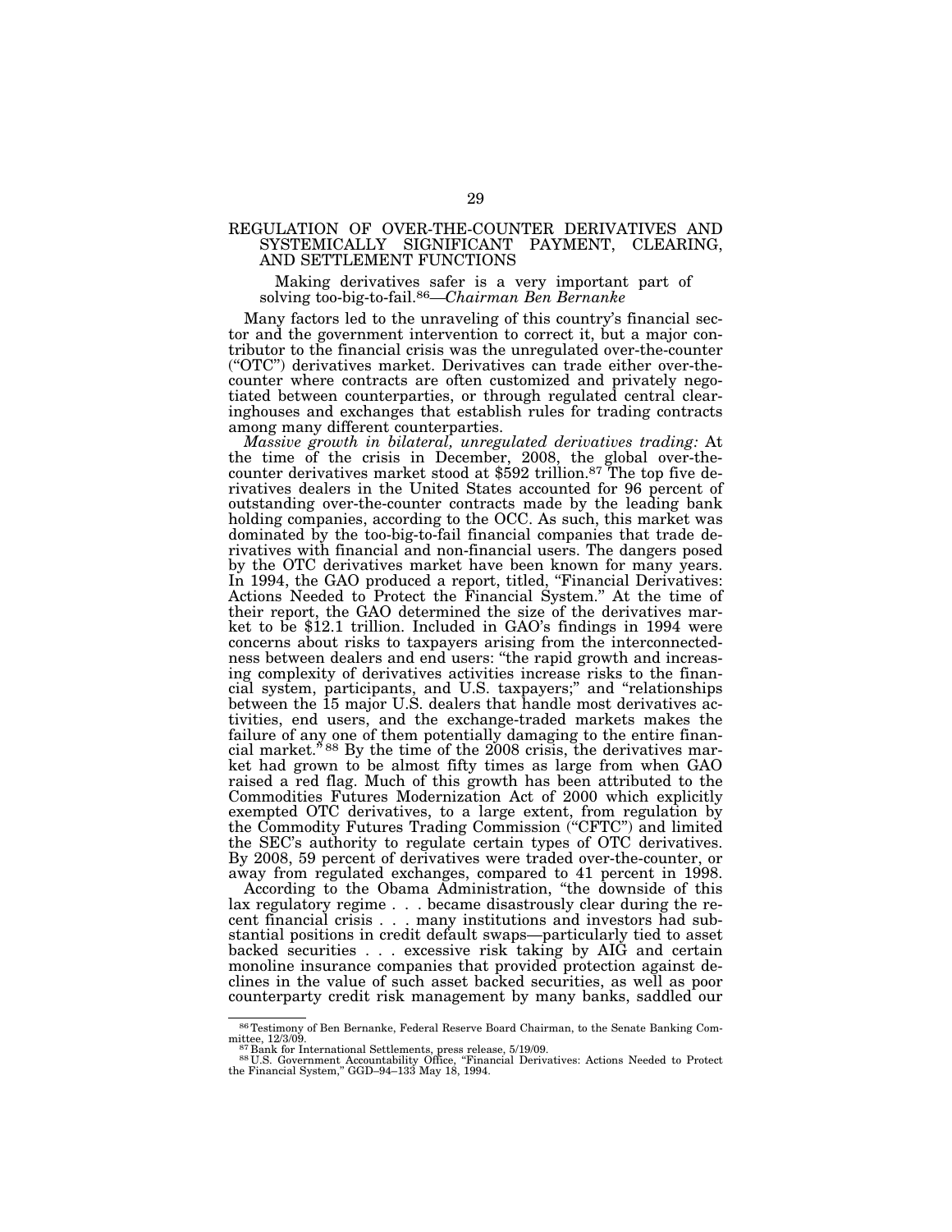## REGULATION OF OVER-THE-COUNTER DERIVATIVES AND SYSTEMICALLY SIGNIFICANT PAYMENT, CLEARING, AND SETTLEMENT FUNCTIONS

> Making derivatives safer is a very important part of solving too-big-to-fail.[86]—*Chairman Ben Bernanke*

Many factors led to the unraveling of this country's financial sector and the government intervention to correct it, but a major contributor to the financial crisis was the unregulated over-the-counter ("OTC") derivatives market. Derivatives can trade either over-the-counter where contracts are often customized and privately negotiated between counterparties, or through regulated central clearinghouses and exchanges that establish rules for trading contracts among many different counterparties.

*Massive growth in bilateral, unregulated derivatives trading:* At the time of the crisis in December, 2008, the global over-the-counter derivatives market stood at $592 trillion.[87] The top five derivatives dealers in the United States accounted for 96 percent of outstanding over-the-counter contracts made by the leading bank holding companies, according to the OCC. As such, this market was dominated by the too-big-to-fail financial companies that trade derivatives with financial and non-financial users. The dangers posed by the OTC derivatives market have been known for many years. In 1994, the GAO produced a report, titled, "Financial Derivatives: Actions Needed to Protect the Financial System." At the time of their report, the GAO determined the size of the derivatives market to be $12.1 trillion. Included in GAO's findings in 1994 were concerns about risks to taxpayers arising from the interconnectedness between dealers and end users: "the rapid growth and increasing complexity of derivatives activities increase risks to the financial system, participants, and U.S. taxpayers;" and "relationships between the 15 major U.S. dealers that handle most derivatives activities, end users, and the exchange-traded markets makes the failure of any one of them potentially damaging to the entire financial market."[88] By the time of the 2008 crisis, the derivatives market had grown to be almost fifty times as large from when GAO raised a red flag. Much of this growth has been attributed to the Commodities Futures Modernization Act of 2000 which explicitly exempted OTC derivatives, to a large extent, from regulation by the Commodity Futures Trading Commission ("CFTC") and limited the SEC's authority to regulate certain types of OTC derivatives. By 2008, 59 percent of derivatives were traded over-the-counter, or away from regulated exchanges, compared to 41 percent in 1998.

According to the Obama Administration, "the downside of this lax regulatory regime . . . became disastrously clear during the recent financial crisis . . . many institutions and investors had substantial positions in credit default swaps—particularly tied to asset backed securities . . . excessive risk taking by AIG and certain monoline insurance companies that provided protection against declines in the value of such asset backed securities, as well as poor counterparty credit risk management by many banks, saddled our

---

[86] Testimony of Ben Bernanke, Federal Reserve Board Chairman, to the Senate Banking Committee, 12/3/09.

[87] Bank for International Settlements, press release, 5/19/09.

[88] U.S. Government Accountability Office, "Financial Derivatives: Actions Needed to Protect the Financial System," GGD–94–133 May 18, 1994.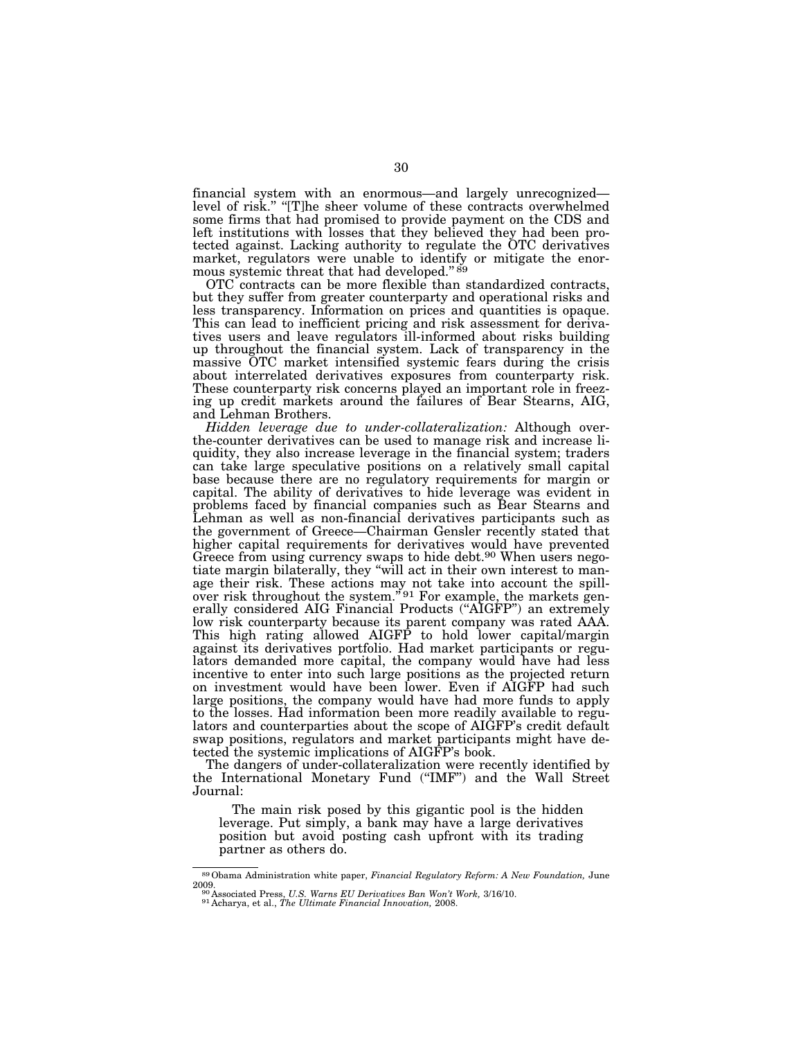financial system with an enormous—and largely unrecognized—level of risk." "[T]he sheer volume of these contracts overwhelmed some firms that had promised to provide payment on the CDS and left institutions with losses that they believed they had been protected against. Lacking authority to regulate the OTC derivatives market, regulators were unable to identify or mitigate the enormous systemic threat that had developed."[89]

OTC contracts can be more flexible than standardized contracts, but they suffer from greater counterparty and operational risks and less transparency. Information on prices and quantities is opaque. This can lead to inefficient pricing and risk assessment for derivatives users and leave regulators ill-informed about risks building up throughout the financial system. Lack of transparency in the massive OTC market intensified systemic fears during the crisis about interrelated derivatives exposures from counterparty risk. These counterparty risk concerns played an important role in freezing up credit markets around the failures of Bear Stearns, AIG, and Lehman Brothers.

*Hidden leverage due to under-collateralization:* Although over-the-counter derivatives can be used to manage risk and increase liquidity, they also increase leverage in the financial system; traders can take large speculative positions on a relatively small capital base because there are no regulatory requirements for margin or capital. The ability of derivatives to hide leverage was evident in problems faced by financial companies such as Bear Stearns and Lehman as well as non-financial derivatives participants such as the government of Greece—Chairman Gensler recently stated that higher capital requirements for derivatives would have prevented Greece from using currency swaps to hide debt.[90] When users negotiate margin bilaterally, they "will act in their own interest to manage their risk. These actions may not take into account the spill-over risk throughout the system."[91] For example, the markets generally considered AIG Financial Products ("AIGFP") an extremely low risk counterparty because its parent company was rated AAA. This high rating allowed AIGFP to hold lower capital/margin against its derivatives portfolio. Had market participants or regulators demanded more capital, the company would have had less incentive to enter into such large positions as the projected return on investment would have been lower. Even if AIGFP had such large positions, the company would have had more funds to apply to the losses. Had information been more readily available to regulators and counterparties about the scope of AIGFP's credit default swap positions, regulators and market participants might have detected the systemic implications of AIGFP's book.

The dangers of under-collateralization were recently identified by the International Monetary Fund ("IMF") and the Wall Street Journal:

> The main risk posed by this gigantic pool is the hidden leverage. Put simply, a bank may have a large derivatives position but avoid posting cash upfront with its trading partner as others do.

---

[89] Obama Administration white paper, *Financial Regulatory Reform: A New Foundation,* June 2009.

[90] Associated Press, *U.S. Warns EU Derivatives Ban Won't Work,* 3/16/10.

[91] Acharya, et al., *The Ultimate Financial Innovation,* 2008.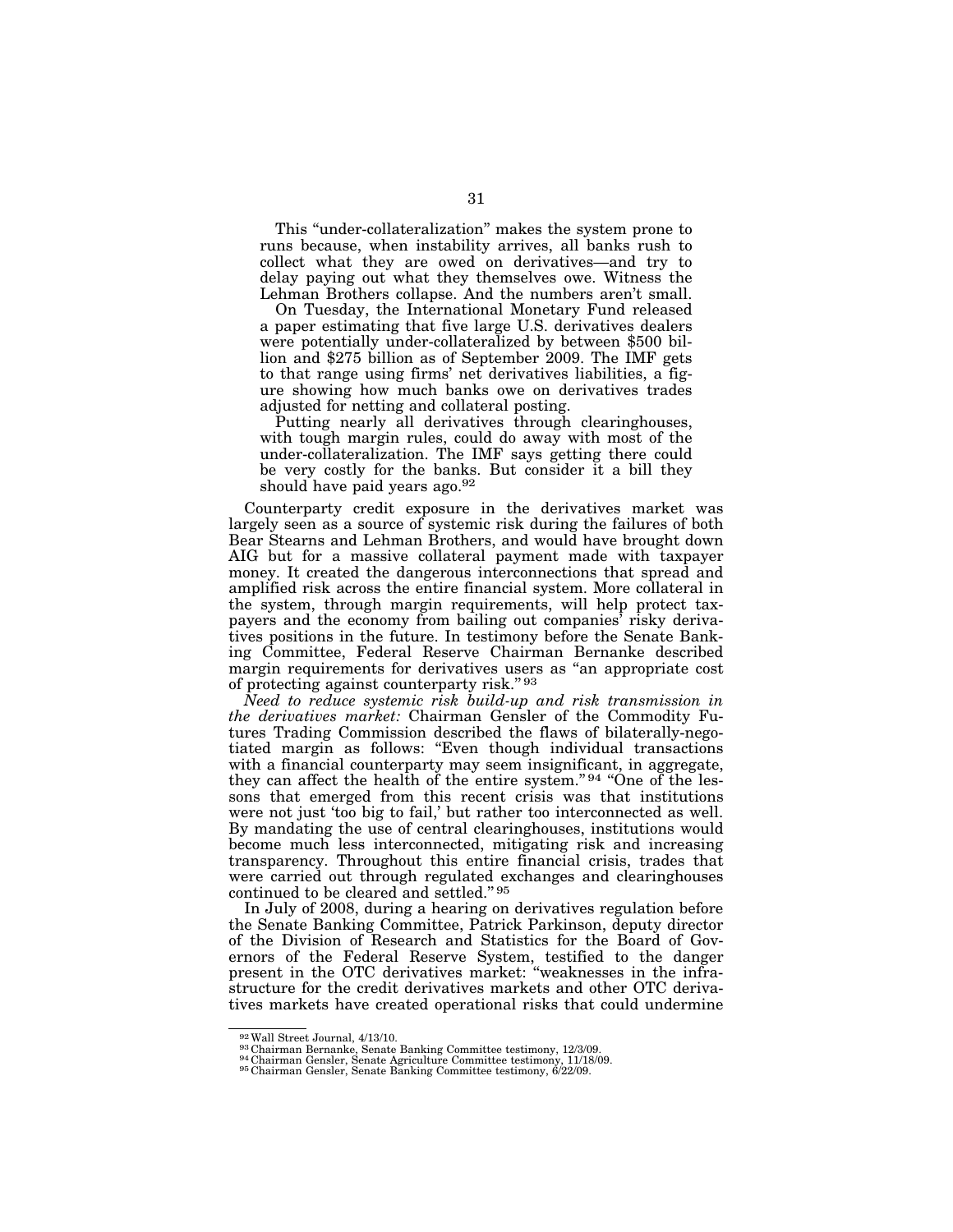This "under-collateralization" makes the system prone to runs because, when instability arrives, all banks rush to collect what they are owed on derivatives—and try to delay paying out what they themselves owe. Witness the Lehman Brothers collapse. And the numbers aren't small.

On Tuesday, the International Monetary Fund released a paper estimating that five large U.S. derivatives dealers were potentially under-collateralized by between $500 billion and $275 billion as of September 2009. The IMF gets to that range using firms' net derivatives liabilities, a figure showing how much banks owe on derivatives trades adjusted for netting and collateral posting.

Putting nearly all derivatives through clearinghouses, with tough margin rules, could do away with most of the under-collateralization. The IMF says getting there could be very costly for the banks. But consider it a bill they should have paid years ago.[92]

Counterparty credit exposure in the derivatives market was largely seen as a source of systemic risk during the failures of both Bear Stearns and Lehman Brothers, and would have brought down AIG but for a massive collateral payment made with taxpayer money. It created the dangerous interconnections that spread and amplified risk across the entire financial system. More collateral in the system, through margin requirements, will help protect taxpayers and the economy from bailing out companies' risky derivatives positions in the future. In testimony before the Senate Banking Committee, Federal Reserve Chairman Bernanke described margin requirements for derivatives users as "an appropriate cost of protecting against counterparty risk."[93]

*Need to reduce systemic risk build-up and risk transmission in the derivatives market:* Chairman Gensler of the Commodity Futures Trading Commission described the flaws of bilaterally-negotiated margin as follows: "Even though individual transactions with a financial counterparty may seem insignificant, in aggregate, they can affect the health of the entire system."[94] "One of the lessons that emerged from this recent crisis was that institutions were not just 'too big to fail,' but rather too interconnected as well. By mandating the use of central clearinghouses, institutions would become much less interconnected, mitigating risk and increasing transparency. Throughout this entire financial crisis, trades that were carried out through regulated exchanges and clearinghouses continued to be cleared and settled."[95]

In July of 2008, during a hearing on derivatives regulation before the Senate Banking Committee, Patrick Parkinson, deputy director of the Division of Research and Statistics for the Board of Governors of the Federal Reserve System, testified to the danger present in the OTC derivatives market: "weaknesses in the infrastructure for the credit derivatives markets and other OTC derivatives markets have created operational risks that could undermine

---

[92] Wall Street Journal, 4/13/10.
[93] Chairman Bernanke, Senate Banking Committee testimony, 12/3/09.
[94] Chairman Gensler, Senate Agriculture Committee testimony, 11/18/09.
[95] Chairman Gensler, Senate Banking Committee testimony, 6/22/09.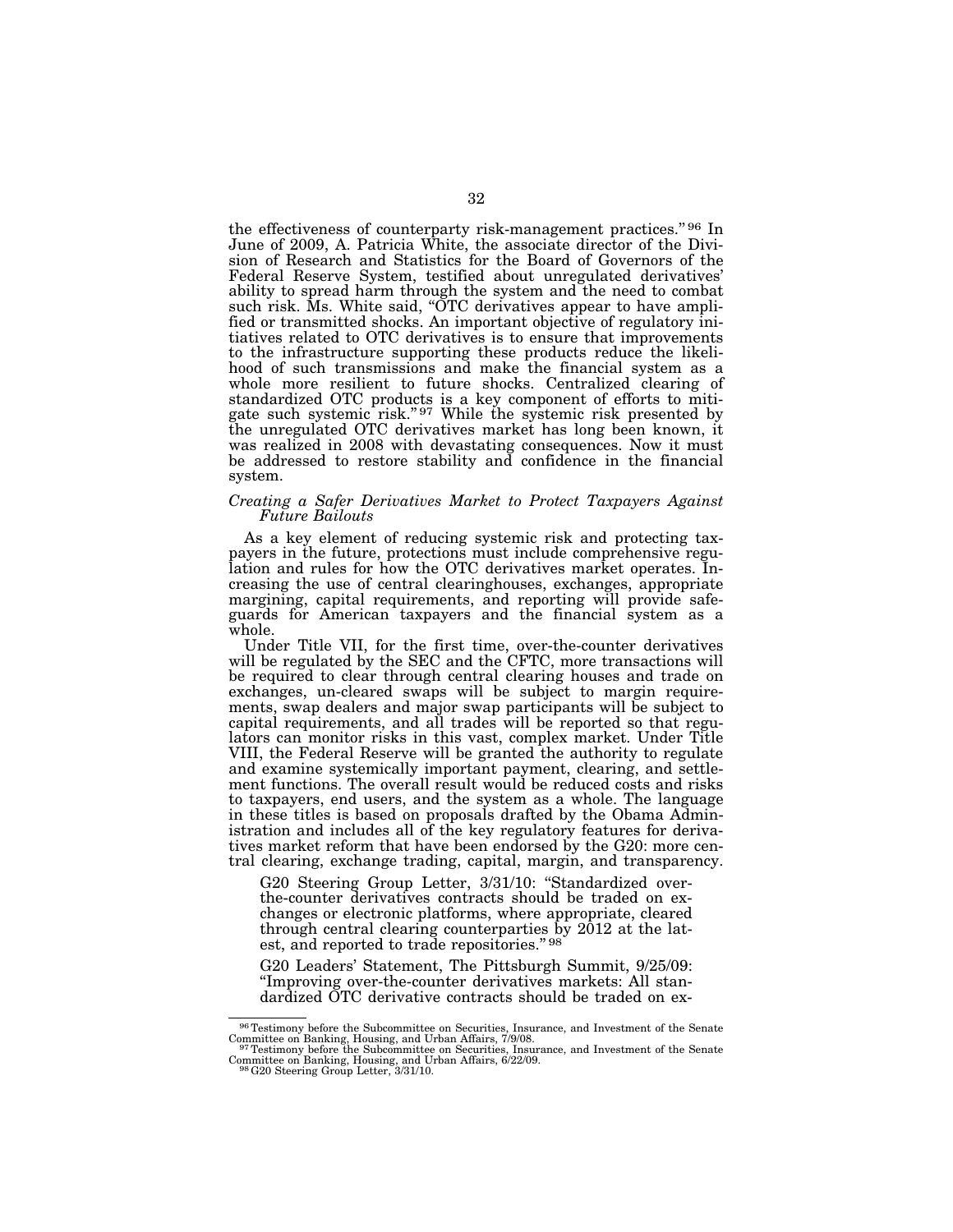the effectiveness of counterparty risk-management practices." [96] In June of 2009, A. Patricia White, the associate director of the Division of Research and Statistics for the Board of Governors of the Federal Reserve System, testified about unregulated derivatives' ability to spread harm through the system and the need to combat such risk. Ms. White said, "OTC derivatives appear to have amplified or transmitted shocks. An important objective of regulatory initiatives related to OTC derivatives is to ensure that improvements to the infrastructure supporting these products reduce the likelihood of such transmissions and make the financial system as a whole more resilient to future shocks. Centralized clearing of standardized OTC products is a key component of efforts to mitigate such systemic risk." [97] While the systemic risk presented by the unregulated OTC derivatives market has long been known, it was realized in 2008 with devastating consequences. Now it must be addressed to restore stability and confidence in the financial system.

*Creating a Safer Derivatives Market to Protect Taxpayers Against Future Bailouts*

As a key element of reducing systemic risk and protecting taxpayers in the future, protections must include comprehensive regulation and rules for how the OTC derivatives market operates. Increasing the use of central clearinghouses, exchanges, appropriate margining, capital requirements, and reporting will provide safeguards for American taxpayers and the financial system as a whole.

Under Title VII, for the first time, over-the-counter derivatives will be regulated by the SEC and the CFTC, more transactions will be required to clear through central clearing houses and trade on exchanges, un-cleared swaps will be subject to margin requirements, swap dealers and major swap participants will be subject to capital requirements, and all trades will be reported so that regulators can monitor risks in this vast, complex market. Under Title VIII, the Federal Reserve will be granted the authority to regulate and examine systemically important payment, clearing, and settlement functions. The overall result would be reduced costs and risks to taxpayers, end users, and the system as a whole. The language in these titles is based on proposals drafted by the Obama Administration and includes all of the key regulatory features for derivatives market reform that have been endorsed by the G20: more central clearing, exchange trading, capital, margin, and transparency.

> G20 Steering Group Letter, 3/31/10: "Standardized over-the-counter derivatives contracts should be traded on exchanges or electronic platforms, where appropriate, cleared through central clearing counterparties by 2012 at the latest, and reported to trade repositories." [98]
>
> G20 Leaders' Statement, The Pittsburgh Summit, 9/25/09: "Improving over-the-counter derivatives markets: All standardized OTC derivative contracts should be traded on ex-

---

[96] Testimony before the Subcommittee on Securities, Insurance, and Investment of the Senate Committee on Banking, Housing, and Urban Affairs, 7/9/08.

[97] Testimony before the Subcommittee on Securities, Insurance, and Investment of the Senate Committee on Banking, Housing, and Urban Affairs, 6/22/09.

[98] G20 Steering Group Letter, 3/31/10.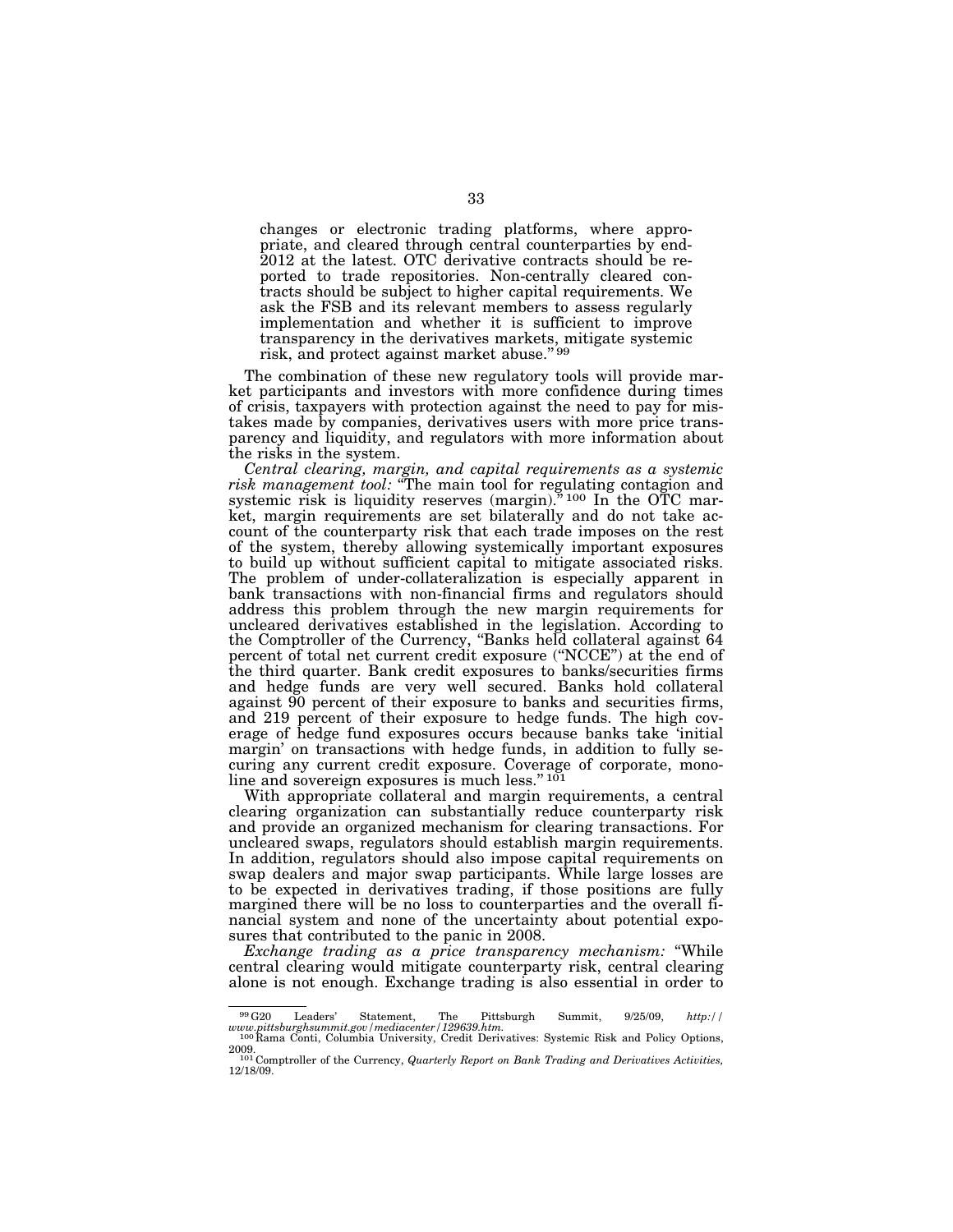changes or electronic trading platforms, where appropriate, and cleared through central counterparties by end-2012 at the latest. OTC derivative contracts should be reported to trade repositories. Non-centrally cleared contracts should be subject to higher capital requirements. We ask the FSB and its relevant members to assess regularly implementation and whether it is sufficient to improve transparency in the derivatives markets, mitigate systemic risk, and protect against market abuse." [99]

The combination of these new regulatory tools will provide market participants and investors with more confidence during times of crisis, taxpayers with protection against the need to pay for mistakes made by companies, derivatives users with more price transparency and liquidity, and regulators with more information about the risks in the system.

*Central clearing, margin, and capital requirements as a systemic risk management tool:* "The main tool for regulating contagion and systemic risk is liquidity reserves (margin)." [100] In the OTC market, margin requirements are set bilaterally and do not take account of the counterparty risk that each trade imposes on the rest of the system, thereby allowing systemically important exposures to build up without sufficient capital to mitigate associated risks. The problem of under-collateralization is especially apparent in bank transactions with non-financial firms and regulators should address this problem through the new margin requirements for uncleared derivatives established in the legislation. According to the Comptroller of the Currency, "Banks held collateral against 64 percent of total net current credit exposure ("NCCE") at the end of the third quarter. Bank credit exposures to banks/securities firms and hedge funds are very well secured. Banks hold collateral against 90 percent of their exposure to banks and securities firms, and 219 percent of their exposure to hedge funds. The high coverage of hedge fund exposures occurs because banks take 'initial margin' on transactions with hedge funds, in addition to fully securing any current credit exposure. Coverage of corporate, monoline and sovereign exposures is much less." [101]

With appropriate collateral and margin requirements, a central clearing organization can substantially reduce counterparty risk and provide an organized mechanism for clearing transactions. For uncleared swaps, regulators should establish margin requirements. In addition, regulators should also impose capital requirements on swap dealers and major swap participants. While large losses are to be expected in derivatives trading, if those positions are fully margined there will be no loss to counterparties and the overall financial system and none of the uncertainty about potential exposures that contributed to the panic in 2008.

*Exchange trading as a price transparency mechanism:* "While central clearing would mitigate counterparty risk, central clearing alone is not enough. Exchange trading is also essential in order to

---

[99] G20 Leaders' Statement, The Pittsburgh Summit, 9/25/09, *http://www.pittsburghsummit.gov/mediacenter/129639.htm.*

[100] Rama Conti, Columbia University, Credit Derivatives: Systemic Risk and Policy Options, 2009.

[101] Comptroller of the Currency, *Quarterly Report on Bank Trading and Derivatives Activities,* 12/18/09.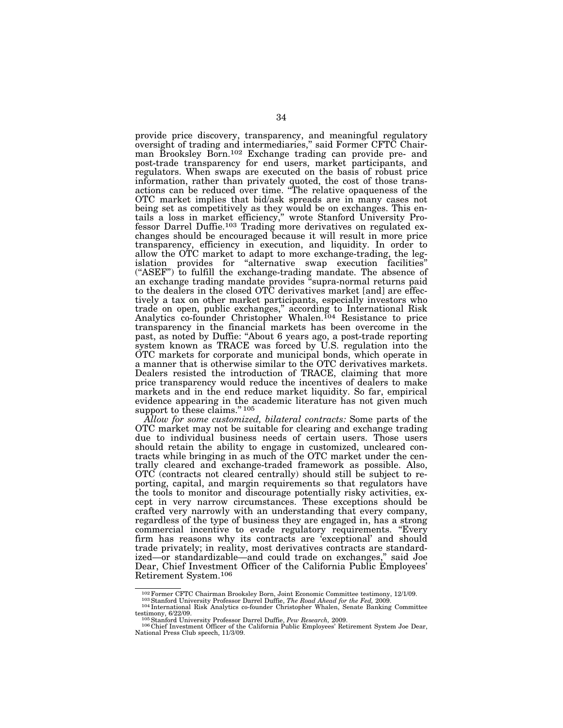provide price discovery, transparency, and meaningful regulatory oversight of trading and intermediaries," said Former CFTC Chairman Brooksley Born.[102] Exchange trading can provide pre- and post-trade transparency for end users, market participants, and regulators. When swaps are executed on the basis of robust price information, rather than privately quoted, the cost of those transactions can be reduced over time. "The relative opaqueness of the OTC market implies that bid/ask spreads are in many cases not being set as competitively as they would be on exchanges. This entails a loss in market efficiency," wrote Stanford University Professor Darrel Duffie.[103] Trading more derivatives on regulated exchanges should be encouraged because it will result in more price transparency, efficiency in execution, and liquidity. In order to allow the OTC market to adapt to more exchange-trading, the legislation provides for "alternative swap execution facilities" ("ASEF") to fulfill the exchange-trading mandate. The absence of an exchange trading mandate provides "supra-normal returns paid to the dealers in the closed OTC derivatives market [and] are effectively a tax on other market participants, especially investors who trade on open, public exchanges," according to International Risk Analytics co-founder Christopher Whalen.[104] Resistance to price transparency in the financial markets has been overcome in the past, as noted by Duffie: "About 6 years ago, a post-trade reporting system known as TRACE was forced by U.S. regulation into the OTC markets for corporate and municipal bonds, which operate in a manner that is otherwise similar to the OTC derivatives markets. Dealers resisted the introduction of TRACE, claiming that more price transparency would reduce the incentives of dealers to make markets and in the end reduce market liquidity. So far, empirical evidence appearing in the academic literature has not given much support to these claims."[105]

*Allow for some customized, bilateral contracts:* Some parts of the OTC market may not be suitable for clearing and exchange trading due to individual business needs of certain users. Those users should retain the ability to engage in customized, uncleared contracts while bringing in as much of the OTC market under the centrally cleared and exchange-traded framework as possible. Also, OTC (contracts not cleared centrally) should still be subject to reporting, capital, and margin requirements so that regulators have the tools to monitor and discourage potentially risky activities, except in very narrow circumstances. These exceptions should be crafted very narrowly with an understanding that every company, regardless of the type of business they are engaged in, has a strong commercial incentive to evade regulatory requirements. "Every firm has reasons why its contracts are 'exceptional' and should trade privately; in reality, most derivatives contracts are standardized—or standardizable—and could trade on exchanges," said Joe Dear, Chief Investment Officer of the California Public Employees' Retirement System.[106]

---

[102] Former CFTC Chairman Brooksley Born, Joint Economic Committee testimony, 12/1/09.

[103] Stanford University Professor Darrel Duffie, *The Road Ahead for the Fed,* 2009.

[104] International Risk Analytics co-founder Christopher Whalen, Senate Banking Committee testimony, 6/22/09.

[105] Stanford University Professor Darrel Duffie, *Pew Research,* 2009.

[106] Chief Investment Officer of the California Public Employees' Retirement System Joe Dear, National Press Club speech, 11/3/09.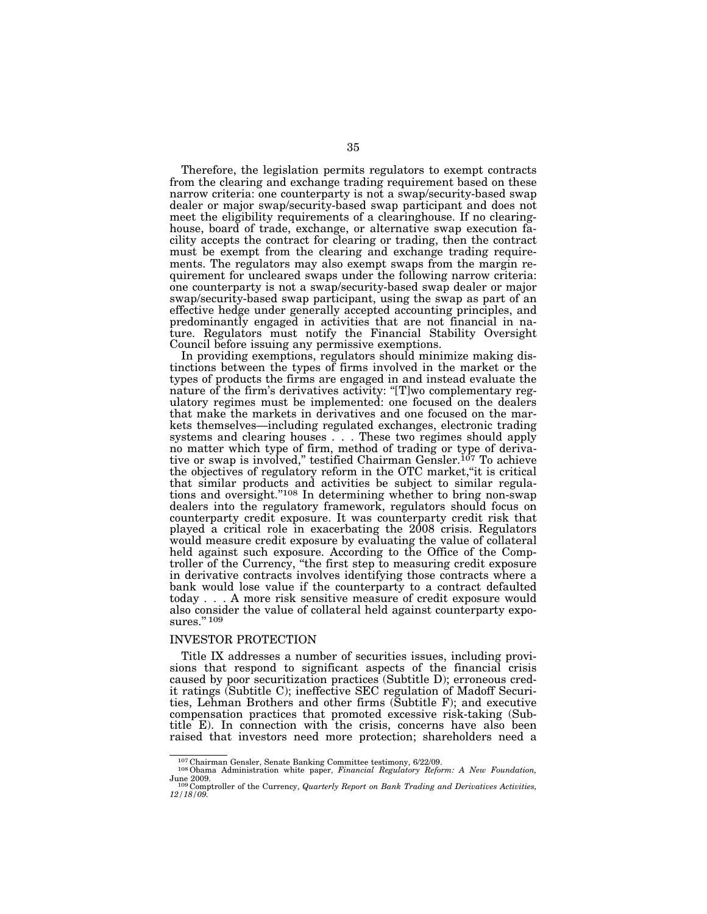Therefore, the legislation permits regulators to exempt contracts from the clearing and exchange trading requirement based on these narrow criteria: one counterparty is not a swap/security-based swap dealer or major swap/security-based swap participant and does not meet the eligibility requirements of a clearinghouse. If no clearinghouse, board of trade, exchange, or alternative swap execution facility accepts the contract for clearing or trading, then the contract must be exempt from the clearing and exchange trading requirements. The regulators may also exempt swaps from the margin requirement for uncleared swaps under the following narrow criteria: one counterparty is not a swap/security-based swap dealer or major swap/security-based swap participant, using the swap as part of an effective hedge under generally accepted accounting principles, and predominantly engaged in activities that are not financial in nature. Regulators must notify the Financial Stability Oversight Council before issuing any permissive exemptions.

In providing exemptions, regulators should minimize making distinctions between the types of firms involved in the market or the types of products the firms are engaged in and instead evaluate the nature of the firm's derivatives activity: "[T]wo complementary regulatory regimes must be implemented: one focused on the dealers that make the markets in derivatives and one focused on the markets themselves—including regulated exchanges, electronic trading systems and clearing houses . . . These two regimes should apply no matter which type of firm, method of trading or type of derivative or swap is involved," testified Chairman Gensler.[107] To achieve the objectives of regulatory reform in the OTC market,"it is critical that similar products and activities be subject to similar regulations and oversight."[108] In determining whether to bring non-swap dealers into the regulatory framework, regulators should focus on counterparty credit exposure. It was counterparty credit risk that played a critical role in exacerbating the 2008 crisis. Regulators would measure credit exposure by evaluating the value of collateral held against such exposure. According to the Office of the Comptroller of the Currency, "the first step to measuring credit exposure in derivative contracts involves identifying those contracts where a bank would lose value if the counterparty to a contract defaulted today . . . A more risk sensitive measure of credit exposure would also consider the value of collateral held against counterparty exposures." [109]

## INVESTOR PROTECTION

Title IX addresses a number of securities issues, including provisions that respond to significant aspects of the financial crisis caused by poor securitization practices (Subtitle D); erroneous credit ratings (Subtitle C); ineffective SEC regulation of Madoff Securities, Lehman Brothers and other firms (Subtitle F); and executive compensation practices that promoted excessive risk-taking (Subtitle E). In connection with the crisis, concerns have also been raised that investors need more protection; shareholders need a

---

[107] Chairman Gensler, Senate Banking Committee testimony, 6/22/09.

[108] Obama Administration white paper, *Financial Regulatory Reform: A New Foundation,* June 2009.

[109] Comptroller of the Currency, *Quarterly Report on Bank Trading and Derivatives Activities, 12/18/09.*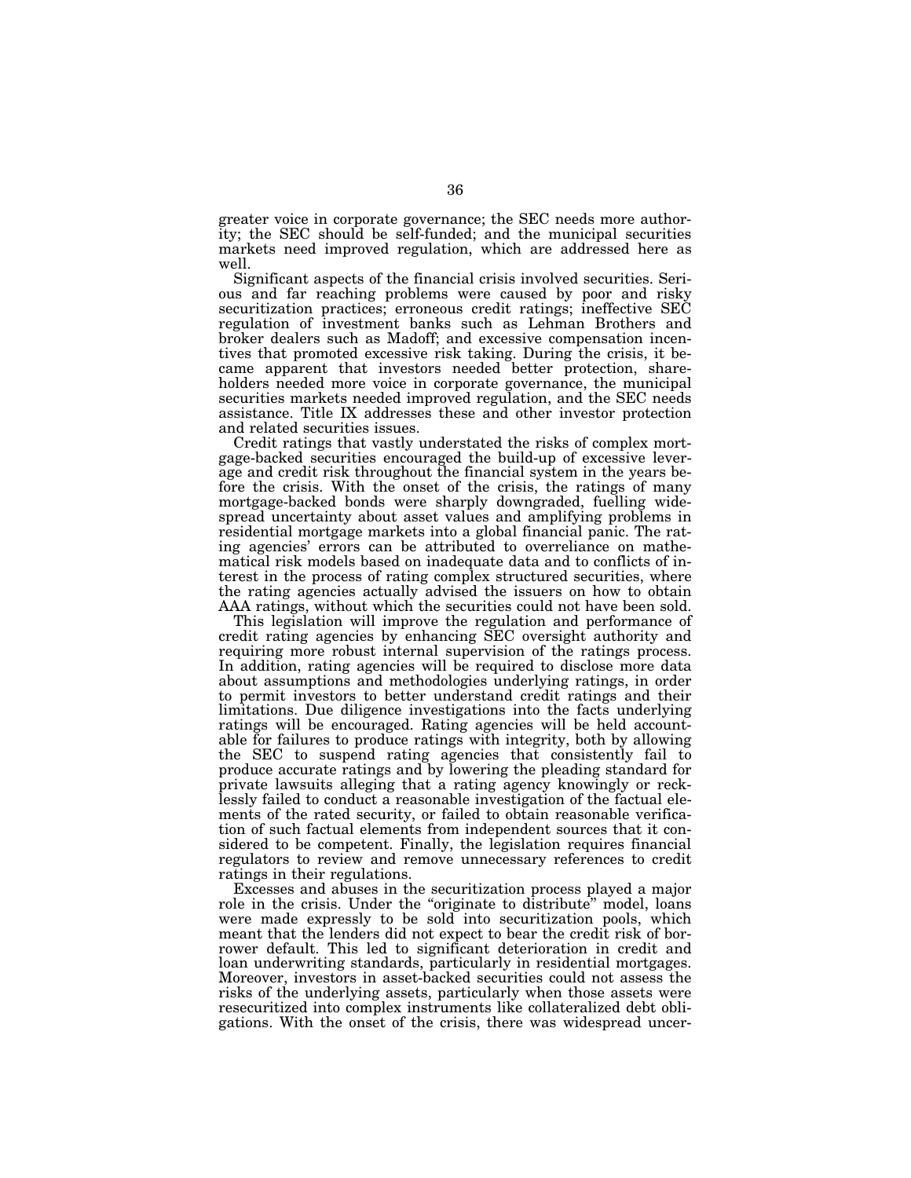greater voice in corporate governance; the SEC needs more authority; the SEC should be self-funded; and the municipal securities markets need improved regulation, which are addressed here as well.

Significant aspects of the financial crisis involved securities. Serious and far reaching problems were caused by poor and risky securitization practices; erroneous credit ratings; ineffective SEC regulation of investment banks such as Lehman Brothers and broker dealers such as Madoff; and excessive compensation incentives that promoted excessive risk taking. During the crisis, it became apparent that investors needed better protection, shareholders needed more voice in corporate governance, the municipal securities markets needed improved regulation, and the SEC needs assistance. Title IX addresses these and other investor protection and related securities issues.

Credit ratings that vastly understated the risks of complex mortgage-backed securities encouraged the build-up of excessive leverage and credit risk throughout the financial system in the years before the crisis. With the onset of the crisis, the ratings of many mortgage-backed bonds were sharply downgraded, fuelling widespread uncertainty about asset values and amplifying problems in residential mortgage markets into a global financial panic. The rating agencies' errors can be attributed to overreliance on mathematical risk models based on inadequate data and to conflicts of interest in the process of rating complex structured securities, where the rating agencies actually advised the issuers on how to obtain AAA ratings, without which the securities could not have been sold.

This legislation will improve the regulation and performance of credit rating agencies by enhancing SEC oversight authority and requiring more robust internal supervision of the ratings process. In addition, rating agencies will be required to disclose more data about assumptions and methodologies underlying ratings, in order to permit investors to better understand credit ratings and their limitations. Due diligence investigations into the facts underlying ratings will be encouraged. Rating agencies will be held accountable for failures to produce ratings with integrity, both by allowing the SEC to suspend rating agencies that consistently fail to produce accurate ratings and by lowering the pleading standard for private lawsuits alleging that a rating agency knowingly or recklessly failed to conduct a reasonable investigation of the factual elements of the rated security, or failed to obtain reasonable verification of such factual elements from independent sources that it considered to be competent. Finally, the legislation requires financial regulators to review and remove unnecessary references to credit ratings in their regulations.

Excesses and abuses in the securitization process played a major role in the crisis. Under the "originate to distribute" model, loans were made expressly to be sold into securitization pools, which meant that the lenders did not expect to bear the credit risk of borrower default. This led to significant deterioration in credit and loan underwriting standards, particularly in residential mortgages. Moreover, investors in asset-backed securities could not assess the risks of the underlying assets, particularly when those assets were resecuritized into complex instruments like collateralized debt obligations. With the onset of the crisis, there was widespread uncer-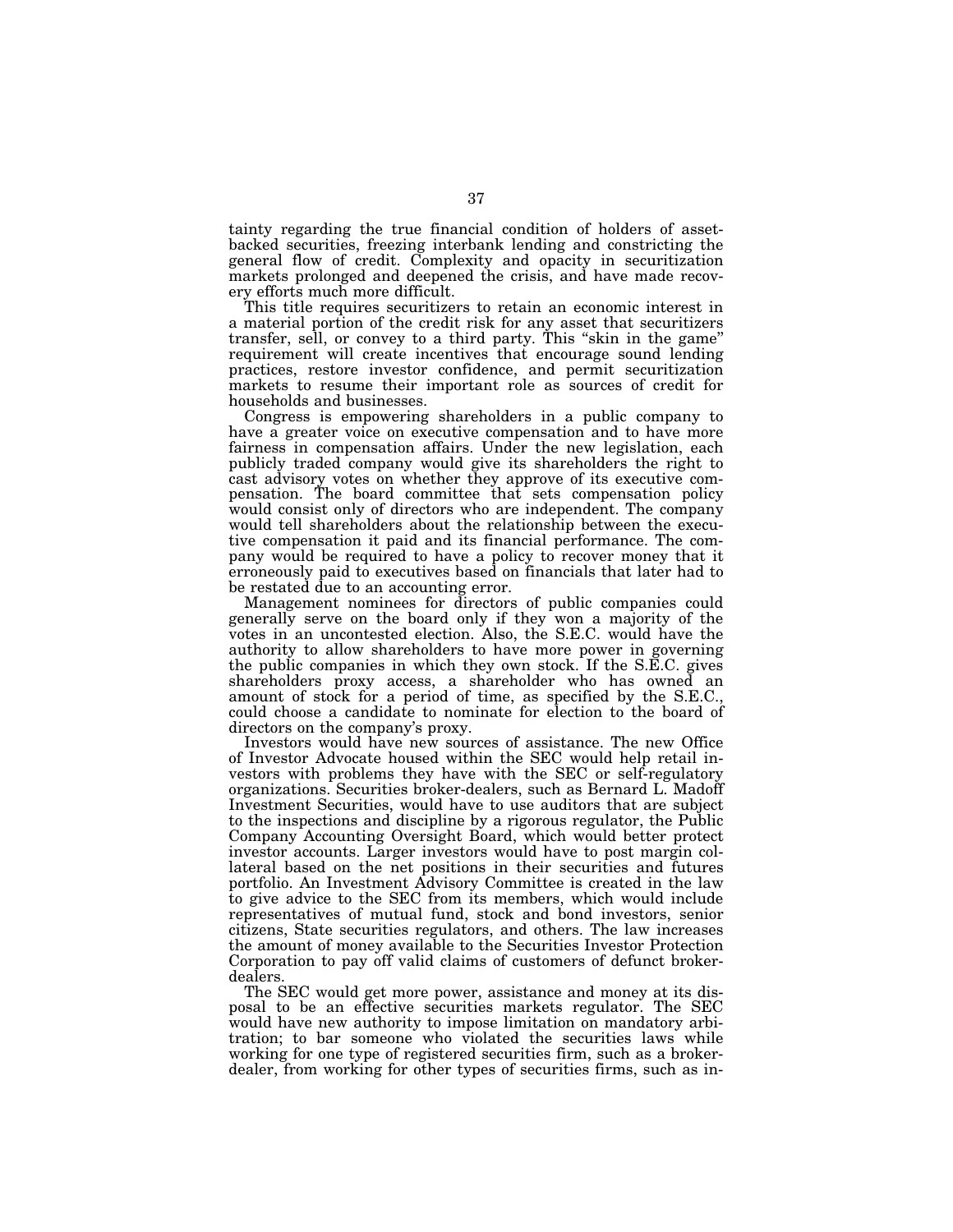tainty regarding the true financial condition of holders of asset-backed securities, freezing interbank lending and constricting the general flow of credit. Complexity and opacity in securitization markets prolonged and deepened the crisis, and have made recovery efforts much more difficult.

This title requires securitizers to retain an economic interest in a material portion of the credit risk for any asset that securitizers transfer, sell, or convey to a third party. This "skin in the game" requirement will create incentives that encourage sound lending practices, restore investor confidence, and permit securitization markets to resume their important role as sources of credit for households and businesses.

Congress is empowering shareholders in a public company to have a greater voice on executive compensation and to have more fairness in compensation affairs. Under the new legislation, each publicly traded company would give its shareholders the right to cast advisory votes on whether they approve of its executive compensation. The board committee that sets compensation policy would consist only of directors who are independent. The company would tell shareholders about the relationship between the executive compensation it paid and its financial performance. The company would be required to have a policy to recover money that it erroneously paid to executives based on financials that later had to be restated due to an accounting error.

Management nominees for directors of public companies could generally serve on the board only if they won a majority of the votes in an uncontested election. Also, the S.E.C. would have the authority to allow shareholders to have more power in governing the public companies in which they own stock. If the S.E.C. gives shareholders proxy access, a shareholder who has owned an amount of stock for a period of time, as specified by the S.E.C., could choose a candidate to nominate for election to the board of directors on the company's proxy.

Investors would have new sources of assistance. The new Office of Investor Advocate housed within the SEC would help retail investors with problems they have with the SEC or self-regulatory organizations. Securities broker-dealers, such as Bernard L. Madoff Investment Securities, would have to use auditors that are subject to the inspections and discipline by a rigorous regulator, the Public Company Accounting Oversight Board, which would better protect investor accounts. Larger investors would have to post margin collateral based on the net positions in their securities and futures portfolio. An Investment Advisory Committee is created in the law to give advice to the SEC from its members, which would include representatives of mutual fund, stock and bond investors, senior citizens, State securities regulators, and others. The law increases the amount of money available to the Securities Investor Protection Corporation to pay off valid claims of customers of defunct broker-dealers.

The SEC would get more power, assistance and money at its disposal to be an effective securities markets regulator. The SEC would have new authority to impose limitation on mandatory arbitration; to bar someone who violated the securities laws while working for one type of registered securities firm, such as a broker-dealer, from working for other types of securities firms, such as in-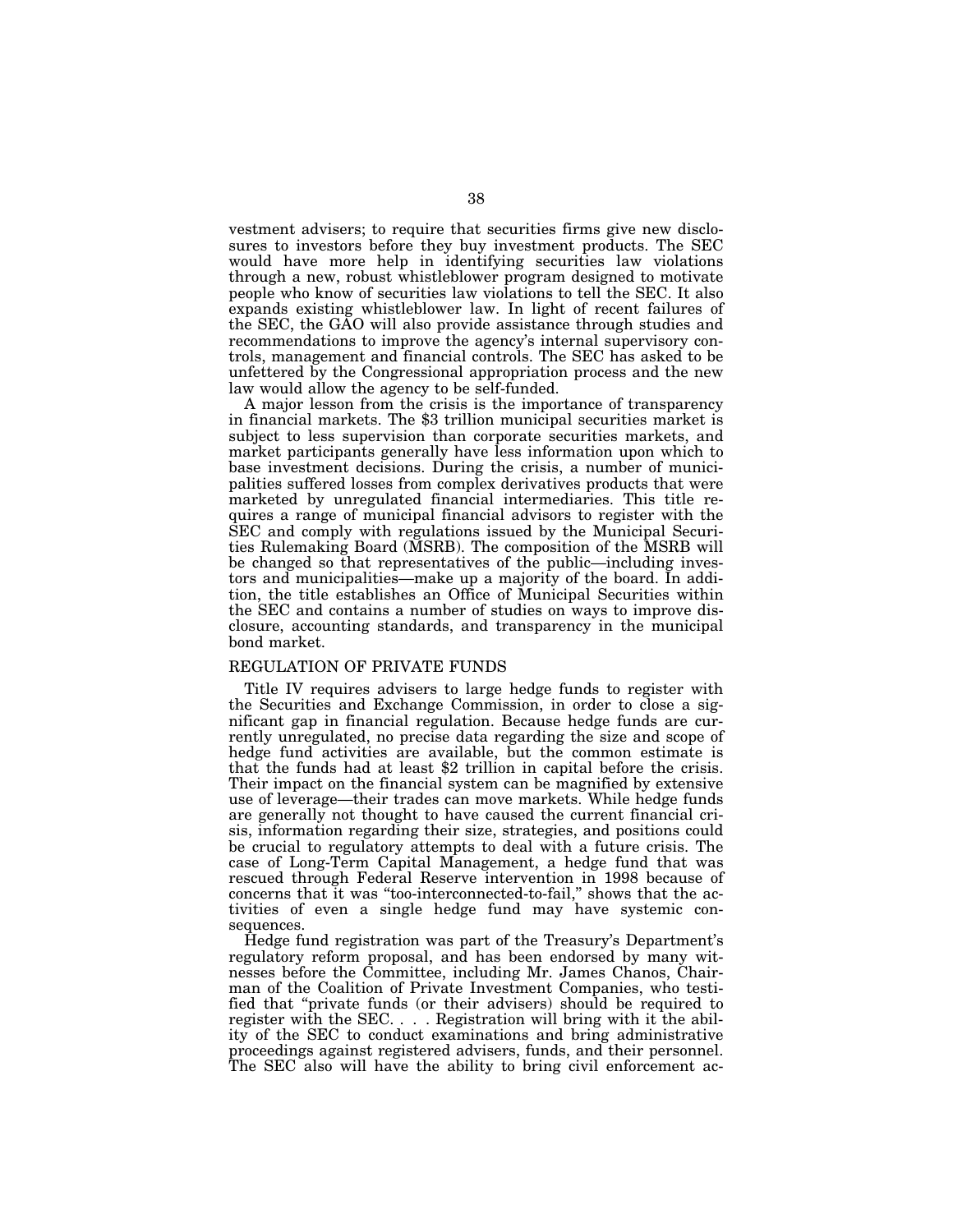vestment advisers; to require that securities firms give new disclosures to investors before they buy investment products. The SEC would have more help in identifying securities law violations through a new, robust whistleblower program designed to motivate people who know of securities law violations to tell the SEC. It also expands existing whistleblower law. In light of recent failures of the SEC, the GAO will also provide assistance through studies and recommendations to improve the agency's internal supervisory controls, management and financial controls. The SEC has asked to be unfettered by the Congressional appropriation process and the new law would allow the agency to be self-funded.

A major lesson from the crisis is the importance of transparency in financial markets. The $3 trillion municipal securities market is subject to less supervision than corporate securities markets, and market participants generally have less information upon which to base investment decisions. During the crisis, a number of municipalities suffered losses from complex derivatives products that were marketed by unregulated financial intermediaries. This title requires a range of municipal financial advisors to register with the SEC and comply with regulations issued by the Municipal Securities Rulemaking Board (MSRB). The composition of the MSRB will be changed so that representatives of the public—including investors and municipalities—make up a majority of the board. In addition, the title establishes an Office of Municipal Securities within the SEC and contains a number of studies on ways to improve disclosure, accounting standards, and transparency in the municipal bond market.

## REGULATION OF PRIVATE FUNDS

Title IV requires advisers to large hedge funds to register with the Securities and Exchange Commission, in order to close a significant gap in financial regulation. Because hedge funds are currently unregulated, no precise data regarding the size and scope of hedge fund activities are available, but the common estimate is that the funds had at least $2 trillion in capital before the crisis. Their impact on the financial system can be magnified by extensive use of leverage—their trades can move markets. While hedge funds are generally not thought to have caused the current financial crisis, information regarding their size, strategies, and positions could be crucial to regulatory attempts to deal with a future crisis. The case of Long-Term Capital Management, a hedge fund that was rescued through Federal Reserve intervention in 1998 because of concerns that it was "too-interconnected-to-fail," shows that the activities of even a single hedge fund may have systemic consequences.

Hedge fund registration was part of the Treasury's Department's regulatory reform proposal, and has been endorsed by many witnesses before the Committee, including Mr. James Chanos, Chairman of the Coalition of Private Investment Companies, who testified that "private funds (or their advisers) should be required to register with the SEC. . . . Registration will bring with it the ability of the SEC to conduct examinations and bring administrative proceedings against registered advisers, funds, and their personnel. The SEC also will have the ability to bring civil enforcement ac-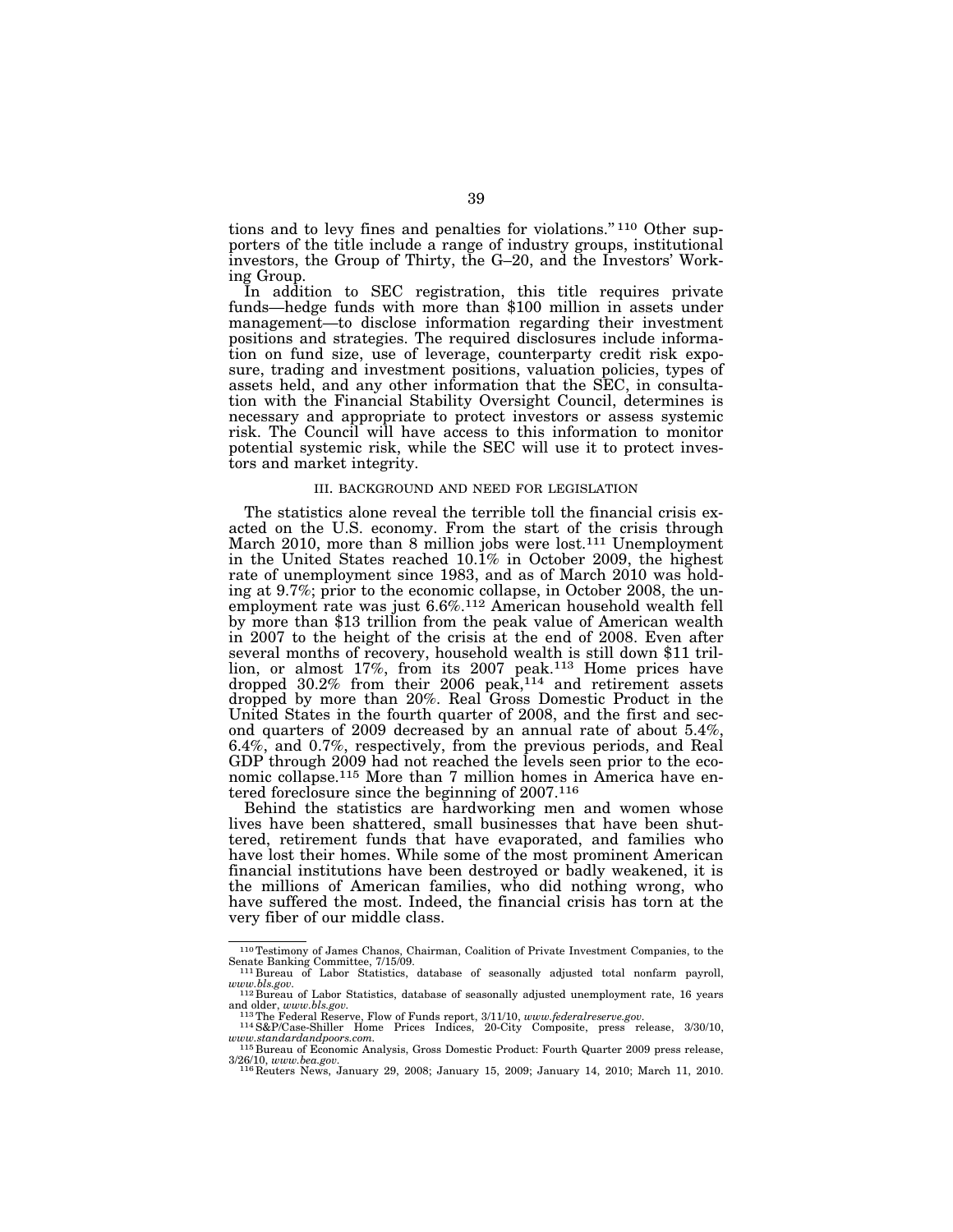tions and to levy fines and penalties for violations."[110] Other supporters of the title include a range of industry groups, institutional investors, the Group of Thirty, the G–20, and the Investors' Working Group.

In addition to SEC registration, this title requires private funds—hedge funds with more than $100 million in assets under management—to disclose information regarding their investment positions and strategies. The required disclosures include information on fund size, use of leverage, counterparty credit risk exposure, trading and investment positions, valuation policies, types of assets held, and any other information that the SEC, in consultation with the Financial Stability Oversight Council, determines is necessary and appropriate to protect investors or assess systemic risk. The Council will have access to this information to monitor potential systemic risk, while the SEC will use it to protect investors and market integrity.

## III. BACKGROUND AND NEED FOR LEGISLATION

The statistics alone reveal the terrible toll the financial crisis exacted on the U.S. economy. From the start of the crisis through March 2010, more than 8 million jobs were lost.[111] Unemployment in the United States reached 10.1% in October 2009, the highest rate of unemployment since 1983, and as of March 2010 was holding at 9.7%; prior to the economic collapse, in October 2008, the unemployment rate was just 6.6%.[112] American household wealth fell by more than $13 trillion from the peak value of American wealth in 2007 to the height of the crisis at the end of 2008. Even after several months of recovery, household wealth is still down $11 trillion, or almost 17%, from its 2007 peak.[113] Home prices have dropped 30.2% from their 2006 peak,[114] and retirement assets dropped by more than 20%. Real Gross Domestic Product in the United States in the fourth quarter of 2008, and the first and second quarters of 2009 decreased by an annual rate of about 5.4%, 6.4%, and 0.7%, respectively, from the previous periods, and Real GDP through 2009 had not reached the levels seen prior to the economic collapse.[115] More than 7 million homes in America have entered foreclosure since the beginning of 2007.[116]

Behind the statistics are hardworking men and women whose lives have been shattered, small businesses that have been shuttered, retirement funds that have evaporated, and families who have lost their homes. While some of the most prominent American financial institutions have been destroyed or badly weakened, it is the millions of American families, who did nothing wrong, who have suffered the most. Indeed, the financial crisis has torn at the very fiber of our middle class.

---

[110] Testimony of James Chanos, Chairman, Coalition of Private Investment Companies, to the Senate Banking Committee, 7/15/09.

[111] Bureau of Labor Statistics, database of seasonally adjusted total nonfarm payroll, *www.bls.gov*.

[112] Bureau of Labor Statistics, database of seasonally adjusted unemployment rate, 16 years and older, *www.bls.gov*.

[113] The Federal Reserve, Flow of Funds report, 3/11/10, *www.federalreserve.gov*.

[114] S&P/Case-Shiller Home Prices Indices, 20-City Composite, press release, 3/30/10, *www.standardandpoors.com*.

[115] Bureau of Economic Analysis, Gross Domestic Product: Fourth Quarter 2009 press release, 3/26/10, *www.bea.gov*.

[116] Reuters News, January 29, 2008; January 15, 2009; January 14, 2010; March 11, 2010.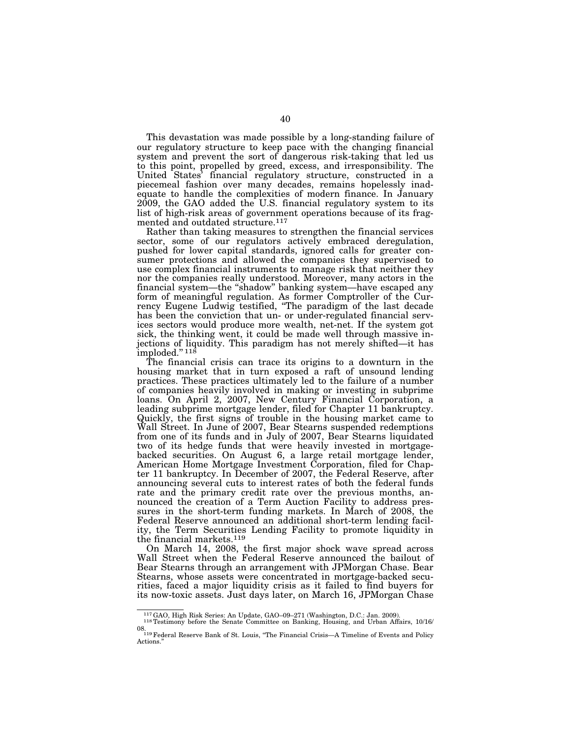This devastation was made possible by a long-standing failure of our regulatory structure to keep pace with the changing financial system and prevent the sort of dangerous risk-taking that led us to this point, propelled by greed, excess, and irresponsibility. The United States' financial regulatory structure, constructed in a piecemeal fashion over many decades, remains hopelessly inadequate to handle the complexities of modern finance. In January 2009, the GAO added the U.S. financial regulatory system to its list of high-risk areas of government operations because of its fragmented and outdated structure.[117]

Rather than taking measures to strengthen the financial services sector, some of our regulators actively embraced deregulation, pushed for lower capital standards, ignored calls for greater consumer protections and allowed the companies they supervised to use complex financial instruments to manage risk that neither they nor the companies really understood. Moreover, many actors in the financial system—the "shadow" banking system—have escaped any form of meaningful regulation. As former Comptroller of the Currency Eugene Ludwig testified, "The paradigm of the last decade has been the conviction that un- or under-regulated financial services sectors would produce more wealth, net-net. If the system got sick, the thinking went, it could be made well through massive injections of liquidity. This paradigm has not merely shifted—it has imploded." [118]

The financial crisis can trace its origins to a downturn in the housing market that in turn exposed a raft of unsound lending practices. These practices ultimately led to the failure of a number of companies heavily involved in making or investing in subprime loans. On April 2, 2007, New Century Financial Corporation, a leading subprime mortgage lender, filed for Chapter 11 bankruptcy. Quickly, the first signs of trouble in the housing market came to Wall Street. In June of 2007, Bear Stearns suspended redemptions from one of its funds and in July of 2007, Bear Stearns liquidated two of its hedge funds that were heavily invested in mortgage-backed securities. On August 6, a large retail mortgage lender, American Home Mortgage Investment Corporation, filed for Chapter 11 bankruptcy. In December of 2007, the Federal Reserve, after announcing several cuts to interest rates of both the federal funds rate and the primary credit rate over the previous months, announced the creation of a Term Auction Facility to address pressures in the short-term funding markets. In March of 2008, the Federal Reserve announced an additional short-term lending facility, the Term Securities Lending Facility to promote liquidity in the financial markets.[119]

On March 14, 2008, the first major shock wave spread across Wall Street when the Federal Reserve announced the bailout of Bear Stearns through an arrangement with JPMorgan Chase. Bear Stearns, whose assets were concentrated in mortgage-backed securities, faced a major liquidity crisis as it failed to find buyers for its now-toxic assets. Just days later, on March 16, JPMorgan Chase

---

[117] GAO, High Risk Series: An Update, GAO–09–271 (Washington, D.C.: Jan. 2009).

[118] Testimony before the Senate Committee on Banking, Housing, and Urban Affairs, 10/16/08.

[119] Federal Reserve Bank of St. Louis, "The Financial Crisis—A Timeline of Events and Policy Actions."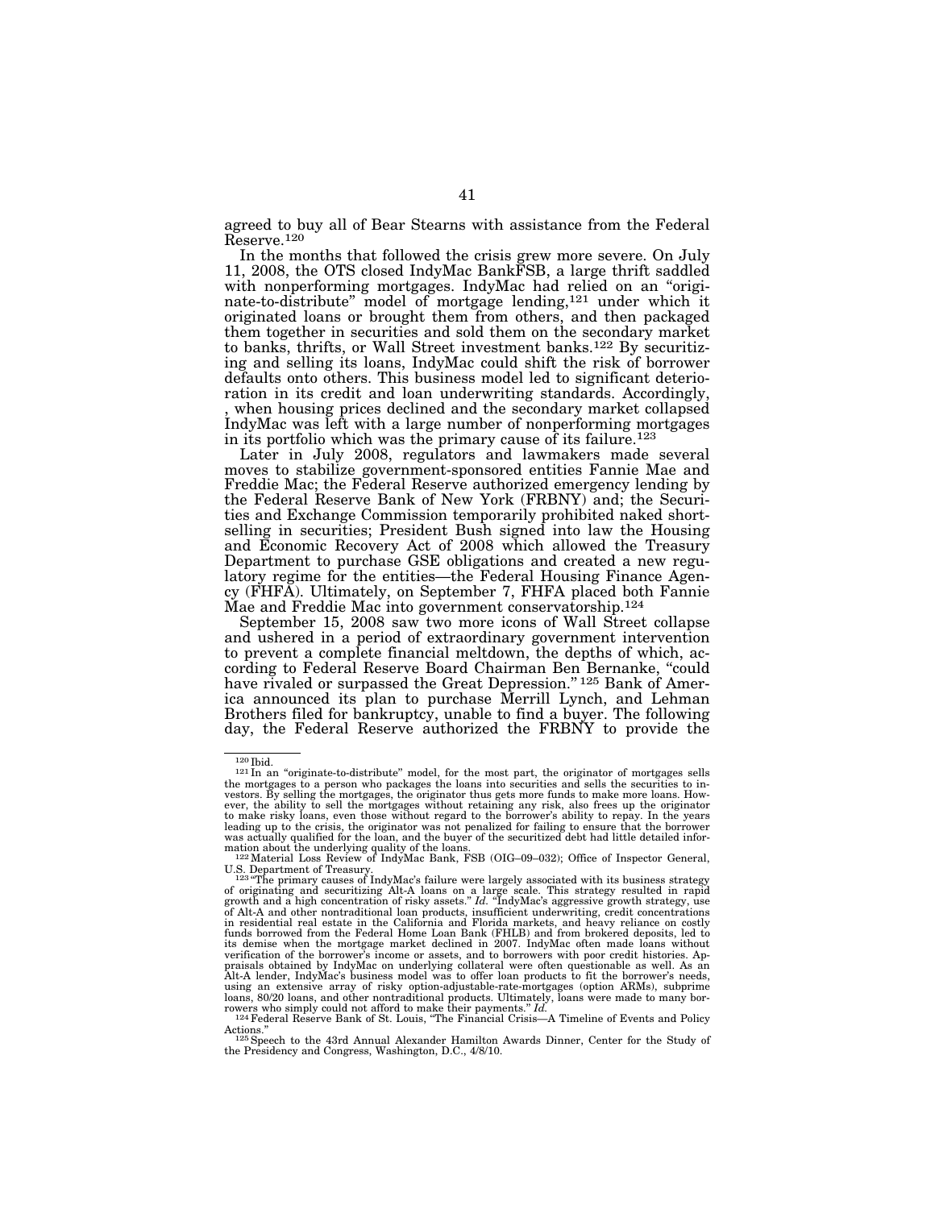agreed to buy all of Bear Stearns with assistance from the Federal Reserve.[120]

In the months that followed the crisis grew more severe. On July 11, 2008, the OTS closed IndyMac BankFSB, a large thrift saddled with nonperforming mortgages. IndyMac had relied on an "originate-to-distribute" model of mortgage lending,[121] under which it originated loans or brought them from others, and then packaged them together in securities and sold them on the secondary market to banks, thrifts, or Wall Street investment banks.[122] By securitizing and selling its loans, IndyMac could shift the risk of borrower defaults onto others. This business model led to significant deterioration in its credit and loan underwriting standards. Accordingly, , when housing prices declined and the secondary market collapsed IndyMac was left with a large number of nonperforming mortgages in its portfolio which was the primary cause of its failure.[123]

Later in July 2008, regulators and lawmakers made several moves to stabilize government-sponsored entities Fannie Mae and Freddie Mac; the Federal Reserve authorized emergency lending by the Federal Reserve Bank of New York (FRBNY) and; the Securities and Exchange Commission temporarily prohibited naked short-selling in securities; President Bush signed into law the Housing and Economic Recovery Act of 2008 which allowed the Treasury Department to purchase GSE obligations and created a new regulatory regime for the entities—the Federal Housing Finance Agency (FHFA). Ultimately, on September 7, FHFA placed both Fannie Mae and Freddie Mac into government conservatorship.[124]

September 15, 2008 saw two more icons of Wall Street collapse and ushered in a period of extraordinary government intervention to prevent a complete financial meltdown, the depths of which, according to Federal Reserve Board Chairman Ben Bernanke, "could have rivaled or surpassed the Great Depression."[125] Bank of America announced its plan to purchase Merrill Lynch, and Lehman Brothers filed for bankruptcy, unable to find a buyer. The following day, the Federal Reserve authorized the FRBNY to provide the

---

[120] Ibid.

[121] In an "originate-to-distribute" model, for the most part, the originator of mortgages sells the mortgages to a person who packages the loans into securities and sells the securities to investors. By selling the mortgages, the originator thus gets more funds to make more loans. However, the ability to sell the mortgages without retaining any risk, also frees up the originator to make risky loans, even those without regard to the borrower's ability to repay. In the years leading up to the crisis, the originator was not penalized for failing to ensure that the borrower was actually qualified for the loan, and the buyer of the securitized debt had little detailed information about the underlying quality of the loans.

[122] Material Loss Review of IndyMac Bank, FSB (OIG–09–032); Office of Inspector General, U.S. Department of Treasury.

[123] "The primary causes of IndyMac's failure were largely associated with its business strategy of originating and securitizing Alt-A loans on a large scale. This strategy resulted in rapid growth and a high concentration of risky assets." *Id.* "IndyMac's aggressive growth strategy, use of Alt-A and other nontraditional loan products, insufficient underwriting, credit concentrations in residential real estate in the California and Florida markets, and heavy reliance on costly funds borrowed from the Federal Home Loan Bank (FHLB) and from brokered deposits, led to its demise when the mortgage market declined in 2007. IndyMac often made loans without verification of the borrower's income or assets, and to borrowers with poor credit histories. Appraisals obtained by IndyMac on underlying collateral were often questionable as well. As an Alt-A lender, IndyMac's business model was to offer loan products to fit the borrower's needs, using an extensive array of risky option-adjustable-rate-mortgages (option ARMs), subprime loans, 80/20 loans, and other nontraditional products. Ultimately, loans were made to many borrowers who simply could not afford to make their payments." *Id.*

[124] Federal Reserve Bank of St. Louis, "The Financial Crisis—A Timeline of Events and Policy Actions."

[125] Speech to the 43rd Annual Alexander Hamilton Awards Dinner, Center for the Study of the Presidency and Congress, Washington, D.C., 4/8/10.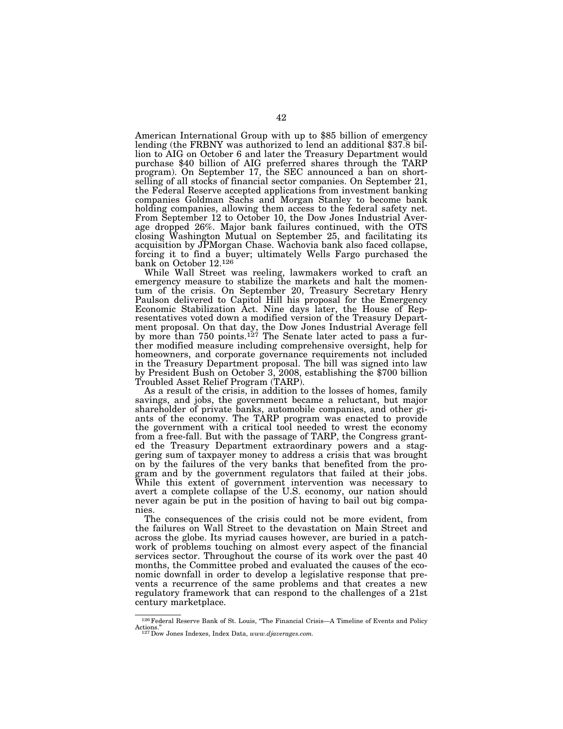American International Group with up to $85 billion of emergency lending (the FRBNY was authorized to lend an additional $37.8 billion to AIG on October 6 and later the Treasury Department would purchase $40 billion of AIG preferred shares through the TARP program). On September 17, the SEC announced a ban on short-selling of all stocks of financial sector companies. On September 21, the Federal Reserve accepted applications from investment banking companies Goldman Sachs and Morgan Stanley to become bank holding companies, allowing them access to the federal safety net. From September 12 to October 10, the Dow Jones Industrial Average dropped 26%. Major bank failures continued, with the OTS closing Washington Mutual on September 25, and facilitating its acquisition by JPMorgan Chase. Wachovia bank also faced collapse, forcing it to find a buyer; ultimately Wells Fargo purchased the bank on October 12.[126]

While Wall Street was reeling, lawmakers worked to craft an emergency measure to stabilize the markets and halt the momentum of the crisis. On September 20, Treasury Secretary Henry Paulson delivered to Capitol Hill his proposal for the Emergency Economic Stabilization Act. Nine days later, the House of Representatives voted down a modified version of the Treasury Department proposal. On that day, the Dow Jones Industrial Average fell by more than 750 points.[127] The Senate later acted to pass a further modified measure including comprehensive oversight, help for homeowners, and corporate governance requirements not included in the Treasury Department proposal. The bill was signed into law by President Bush on October 3, 2008, establishing the $700 billion Troubled Asset Relief Program (TARP).

As a result of the crisis, in addition to the losses of homes, family savings, and jobs, the government became a reluctant, but major shareholder of private banks, automobile companies, and other giants of the economy. The TARP program was enacted to provide the government with a critical tool needed to wrest the economy from a free-fall. But with the passage of TARP, the Congress granted the Treasury Department extraordinary powers and a staggering sum of taxpayer money to address a crisis that was brought on by the failures of the very banks that benefited from the program and by the government regulators that failed at their jobs. While this extent of government intervention was necessary to avert a complete collapse of the U.S. economy, our nation should never again be put in the position of having to bail out big companies.

The consequences of the crisis could not be more evident, from the failures on Wall Street to the devastation on Main Street and across the globe. Its myriad causes however, are buried in a patchwork of problems touching on almost every aspect of the financial services sector. Throughout the course of its work over the past 40 months, the Committee probed and evaluated the causes of the economic downfall in order to develop a legislative response that prevents a recurrence of the same problems and that creates a new regulatory framework that can respond to the challenges of a 21st century marketplace.

---

[126] Federal Reserve Bank of St. Louis, "The Financial Crisis—A Timeline of Events and Policy Actions."

[127] Dow Jones Indexes, Index Data, *www.djaverages.com.*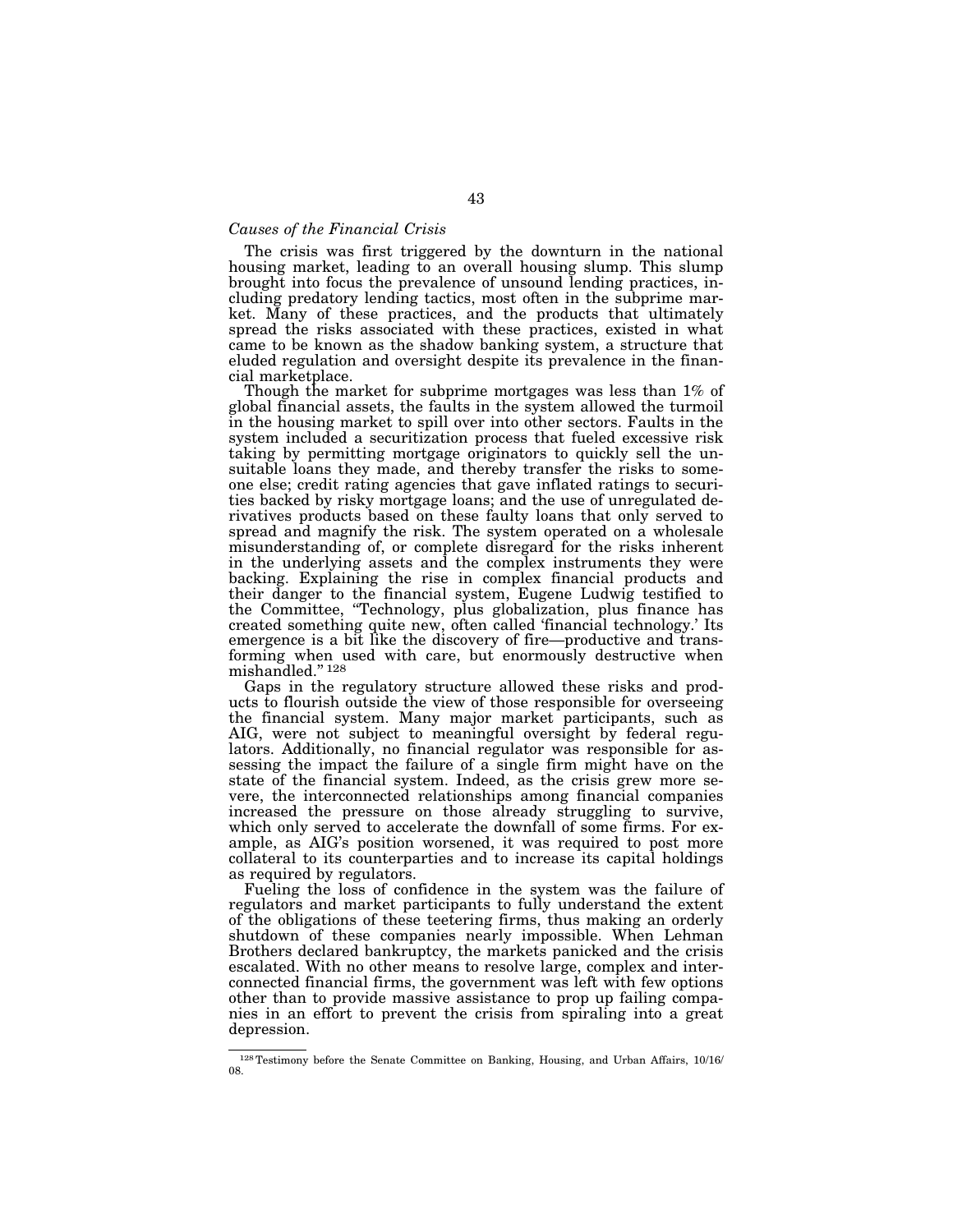*Causes of the Financial Crisis*

The crisis was first triggered by the downturn in the national housing market, leading to an overall housing slump. This slump brought into focus the prevalence of unsound lending practices, including predatory lending tactics, most often in the subprime market. Many of these practices, and the products that ultimately spread the risks associated with these practices, existed in what came to be known as the shadow banking system, a structure that eluded regulation and oversight despite its prevalence in the financial marketplace.

Though the market for subprime mortgages was less than 1% of global financial assets, the faults in the system allowed the turmoil in the housing market to spill over into other sectors. Faults in the system included a securitization process that fueled excessive risk taking by permitting mortgage originators to quickly sell the unsuitable loans they made, and thereby transfer the risks to someone else; credit rating agencies that gave inflated ratings to securities backed by risky mortgage loans; and the use of unregulated derivatives products based on these faulty loans that only served to spread and magnify the risk. The system operated on a wholesale misunderstanding of, or complete disregard for the risks inherent in the underlying assets and the complex instruments they were backing. Explaining the rise in complex financial products and their danger to the financial system, Eugene Ludwig testified to the Committee, "Technology, plus globalization, plus finance has created something quite new, often called 'financial technology.' Its emergence is a bit like the discovery of fire—productive and transforming when used with care, but enormously destructive when mishandled." [128]

Gaps in the regulatory structure allowed these risks and products to flourish outside the view of those responsible for overseeing the financial system. Many major market participants, such as AIG, were not subject to meaningful oversight by federal regulators. Additionally, no financial regulator was responsible for assessing the impact the failure of a single firm might have on the state of the financial system. Indeed, as the crisis grew more severe, the interconnected relationships among financial companies increased the pressure on those already struggling to survive, which only served to accelerate the downfall of some firms. For example, as AIG's position worsened, it was required to post more collateral to its counterparties and to increase its capital holdings as required by regulators.

Fueling the loss of confidence in the system was the failure of regulators and market participants to fully understand the extent of the obligations of these teetering firms, thus making an orderly shutdown of these companies nearly impossible. When Lehman Brothers declared bankruptcy, the markets panicked and the crisis escalated. With no other means to resolve large, complex and interconnected financial firms, the government was left with few options other than to provide massive assistance to prop up failing companies in an effort to prevent the crisis from spiraling into a great depression.

---

[128] Testimony before the Senate Committee on Banking, Housing, and Urban Affairs, 10/16/08.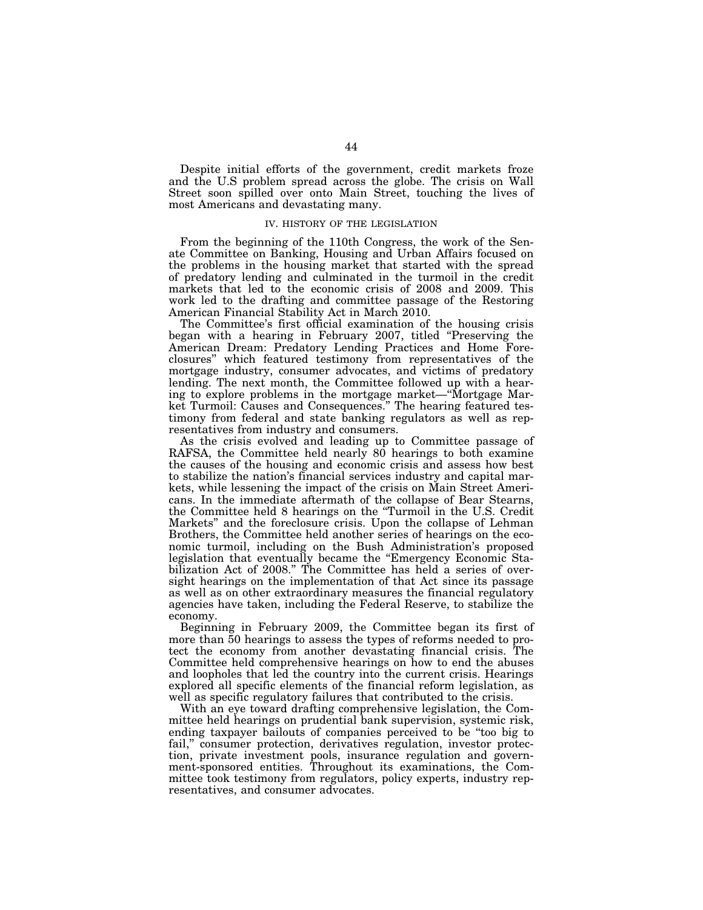Despite initial efforts of the government, credit markets froze and the U.S problem spread across the globe. The crisis on Wall Street soon spilled over onto Main Street, touching the lives of most Americans and devastating many.

## IV. HISTORY OF THE LEGISLATION

From the beginning of the 110th Congress, the work of the Senate Committee on Banking, Housing and Urban Affairs focused on the problems in the housing market that started with the spread of predatory lending and culminated in the turmoil in the credit markets that led to the economic crisis of 2008 and 2009. This work led to the drafting and committee passage of the Restoring American Financial Stability Act in March 2010.

The Committee's first official examination of the housing crisis began with a hearing in February 2007, titled "Preserving the American Dream: Predatory Lending Practices and Home Foreclosures" which featured testimony from representatives of the mortgage industry, consumer advocates, and victims of predatory lending. The next month, the Committee followed up with a hearing to explore problems in the mortgage market—"Mortgage Market Turmoil: Causes and Consequences." The hearing featured testimony from federal and state banking regulators as well as representatives from industry and consumers.

As the crisis evolved and leading up to Committee passage of RAFSA, the Committee held nearly 80 hearings to both examine the causes of the housing and economic crisis and assess how best to stabilize the nation's financial services industry and capital markets, while lessening the impact of the crisis on Main Street Americans. In the immediate aftermath of the collapse of Bear Stearns, the Committee held 8 hearings on the "Turmoil in the U.S. Credit Markets" and the foreclosure crisis. Upon the collapse of Lehman Brothers, the Committee held another series of hearings on the economic turmoil, including on the Bush Administration's proposed legislation that eventually became the "Emergency Economic Stabilization Act of 2008." The Committee has held a series of oversight hearings on the implementation of that Act since its passage as well as on other extraordinary measures the financial regulatory agencies have taken, including the Federal Reserve, to stabilize the economy.

Beginning in February 2009, the Committee began its first of more than 50 hearings to assess the types of reforms needed to protect the economy from another devastating financial crisis. The Committee held comprehensive hearings on how to end the abuses and loopholes that led the country into the current crisis. Hearings explored all specific elements of the financial reform legislation, as well as specific regulatory failures that contributed to the crisis.

With an eye toward drafting comprehensive legislation, the Committee held hearings on prudential bank supervision, systemic risk, ending taxpayer bailouts of companies perceived to be "too big to fail," consumer protection, derivatives regulation, investor protection, private investment pools, insurance regulation and government-sponsored entities. Throughout its examinations, the Committee took testimony from regulators, policy experts, industry representatives, and consumer advocates.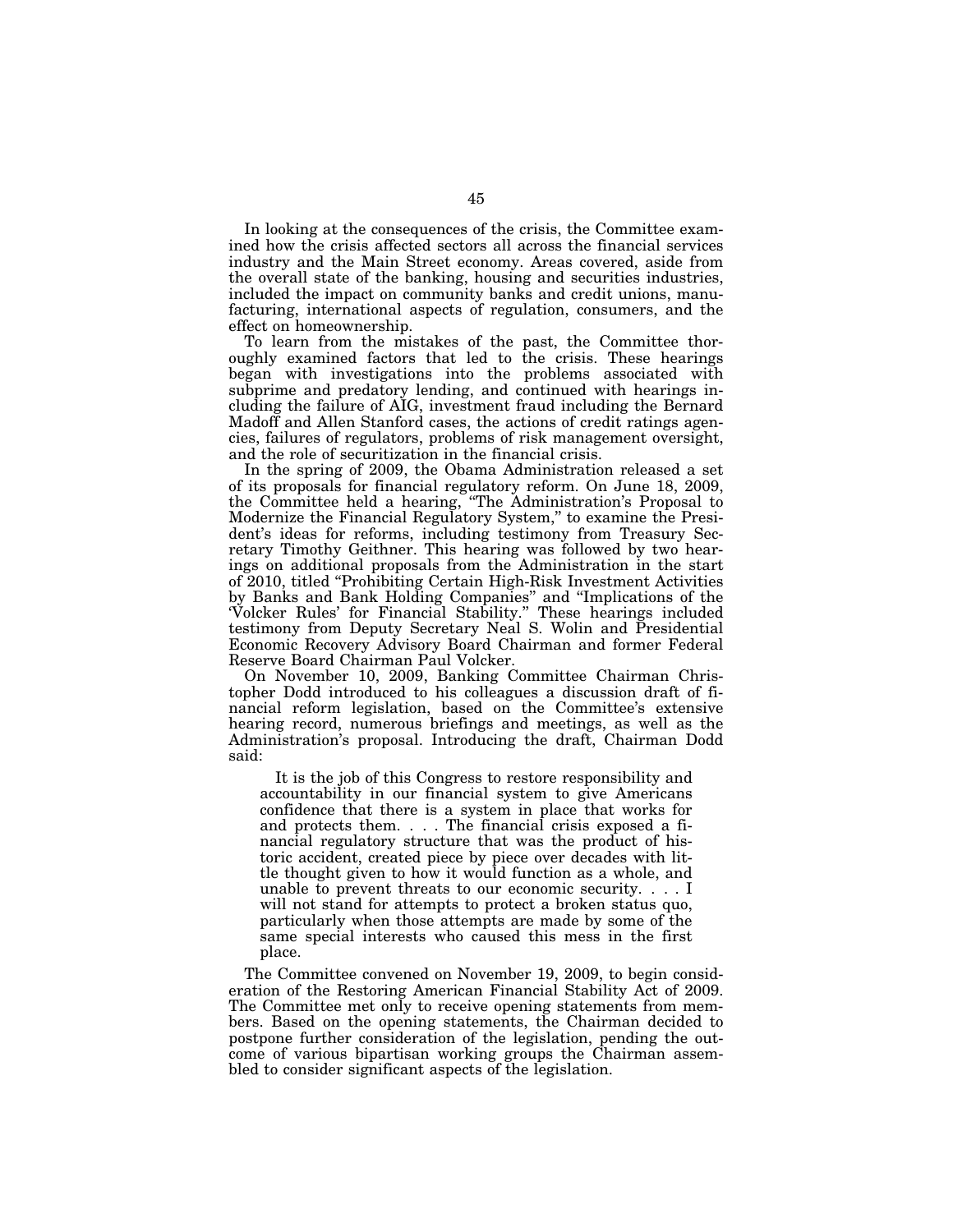In looking at the consequences of the crisis, the Committee examined how the crisis affected sectors all across the financial services industry and the Main Street economy. Areas covered, aside from the overall state of the banking, housing and securities industries, included the impact on community banks and credit unions, manufacturing, international aspects of regulation, consumers, and the effect on homeownership.

To learn from the mistakes of the past, the Committee thoroughly examined factors that led to the crisis. These hearings began with investigations into the problems associated with subprime and predatory lending, and continued with hearings including the failure of AIG, investment fraud including the Bernard Madoff and Allen Stanford cases, the actions of credit ratings agencies, failures of regulators, problems of risk management oversight, and the role of securitization in the financial crisis.

In the spring of 2009, the Obama Administration released a set of its proposals for financial regulatory reform. On June 18, 2009, the Committee held a hearing, "The Administration's Proposal to Modernize the Financial Regulatory System," to examine the President's ideas for reforms, including testimony from Treasury Secretary Timothy Geithner. This hearing was followed by two hearings on additional proposals from the Administration in the start of 2010, titled "Prohibiting Certain High-Risk Investment Activities by Banks and Bank Holding Companies" and "Implications of the 'Volcker Rules' for Financial Stability." These hearings included testimony from Deputy Secretary Neal S. Wolin and Presidential Economic Recovery Advisory Board Chairman and former Federal Reserve Board Chairman Paul Volcker.

On November 10, 2009, Banking Committee Chairman Christopher Dodd introduced to his colleagues a discussion draft of financial reform legislation, based on the Committee's extensive hearing record, numerous briefings and meetings, as well as the Administration's proposal. Introducing the draft, Chairman Dodd said:

> It is the job of this Congress to restore responsibility and accountability in our financial system to give Americans confidence that there is a system in place that works for and protects them. . . . The financial crisis exposed a financial regulatory structure that was the product of historic accident, created piece by piece over decades with little thought given to how it would function as a whole, and unable to prevent threats to our economic security. . . . I will not stand for attempts to protect a broken status quo, particularly when those attempts are made by some of the same special interests who caused this mess in the first place.

The Committee convened on November 19, 2009, to begin consideration of the Restoring American Financial Stability Act of 2009. The Committee met only to receive opening statements from members. Based on the opening statements, the Chairman decided to postpone further consideration of the legislation, pending the outcome of various bipartisan working groups the Chairman assembled to consider significant aspects of the legislation.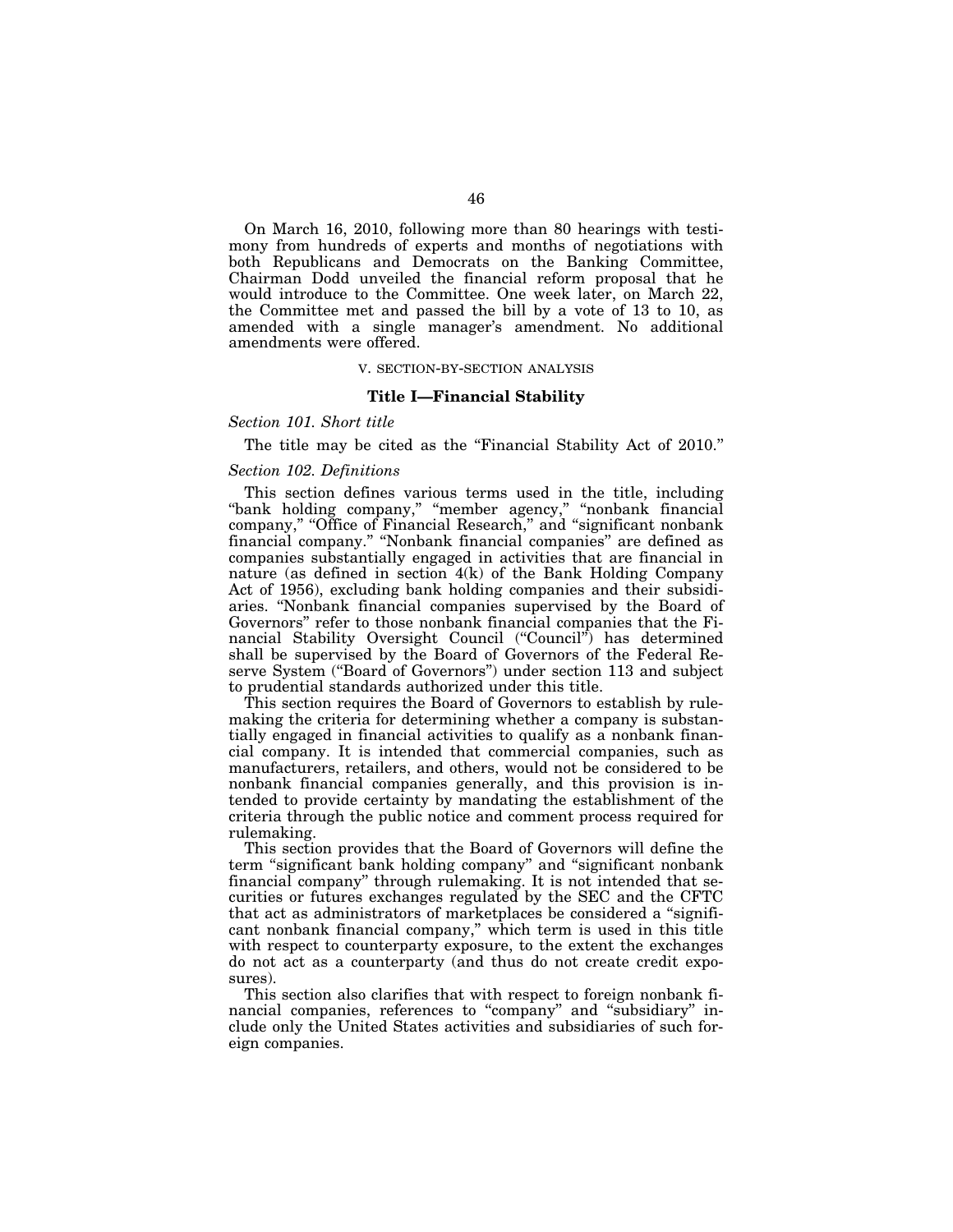On March 16, 2010, following more than 80 hearings with testimony from hundreds of experts and months of negotiations with both Republicans and Democrats on the Banking Committee, Chairman Dodd unveiled the financial reform proposal that he would introduce to the Committee. One week later, on March 22, the Committee met and passed the bill by a vote of 13 to 10, as amended with a single manager's amendment. No additional amendments were offered.

## V. SECTION-BY-SECTION ANALYSIS

### Title I—Financial Stability

*Section 101. Short title*

The title may be cited as the "Financial Stability Act of 2010."

*Section 102. Definitions*

This section defines various terms used in the title, including "bank holding company," "member agency," "nonbank financial company," "Office of Financial Research," and "significant nonbank financial company." "Nonbank financial companies" are defined as companies substantially engaged in activities that are financial in nature (as defined in section 4(k) of the Bank Holding Company Act of 1956), excluding bank holding companies and their subsidiaries. "Nonbank financial companies supervised by the Board of Governors" refer to those nonbank financial companies that the Financial Stability Oversight Council ("Council") has determined shall be supervised by the Board of Governors of the Federal Reserve System ("Board of Governors") under section 113 and subject to prudential standards authorized under this title.

This section requires the Board of Governors to establish by rulemaking the criteria for determining whether a company is substantially engaged in financial activities to qualify as a nonbank financial company. It is intended that commercial companies, such as manufacturers, retailers, and others, would not be considered to be nonbank financial companies generally, and this provision is intended to provide certainty by mandating the establishment of the criteria through the public notice and comment process required for rulemaking.

This section provides that the Board of Governors will define the term "significant bank holding company" and "significant nonbank financial company" through rulemaking. It is not intended that securities or futures exchanges regulated by the SEC and the CFTC that act as administrators of marketplaces be considered a "significant nonbank financial company," which term is used in this title with respect to counterparty exposure, to the extent the exchanges do not act as a counterparty (and thus do not create credit exposures).

This section also clarifies that with respect to foreign nonbank financial companies, references to "company" and "subsidiary" include only the United States activities and subsidiaries of such foreign companies.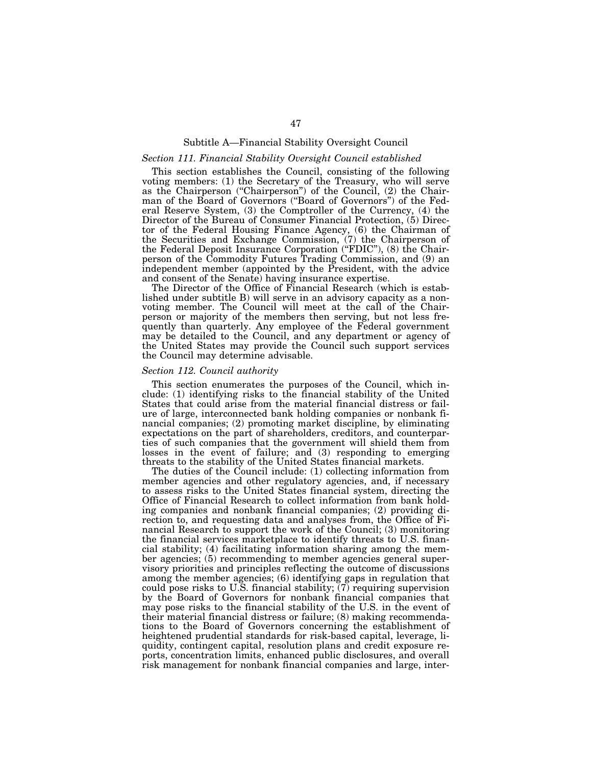## Subtitle A—Financial Stability Oversight Council

### *Section 111. Financial Stability Oversight Council established*

This section establishes the Council, consisting of the following voting members: (1) the Secretary of the Treasury, who will serve as the Chairperson ("Chairperson") of the Council, (2) the Chairman of the Board of Governors ("Board of Governors") of the Federal Reserve System, (3) the Comptroller of the Currency, (4) the Director of the Bureau of Consumer Financial Protection, (5) Director of the Federal Housing Finance Agency, (6) the Chairman of the Securities and Exchange Commission, (7) the Chairperson of the Federal Deposit Insurance Corporation ("FDIC"), (8) the Chairperson of the Commodity Futures Trading Commission, and (9) an independent member (appointed by the President, with the advice and consent of the Senate) having insurance expertise.

The Director of the Office of Financial Research (which is established under subtitle B) will serve in an advisory capacity as a nonvoting member. The Council will meet at the call of the Chairperson or majority of the members then serving, but not less frequently than quarterly. Any employee of the Federal government may be detailed to the Council, and any department or agency of the United States may provide the Council such support services the Council may determine advisable.

### *Section 112. Council authority*

This section enumerates the purposes of the Council, which include: (1) identifying risks to the financial stability of the United States that could arise from the material financial distress or failure of large, interconnected bank holding companies or nonbank financial companies; (2) promoting market discipline, by eliminating expectations on the part of shareholders, creditors, and counterparties of such companies that the government will shield them from losses in the event of failure; and (3) responding to emerging threats to the stability of the United States financial markets.

The duties of the Council include: (1) collecting information from member agencies and other regulatory agencies, and, if necessary to assess risks to the United States financial system, directing the Office of Financial Research to collect information from bank holding companies and nonbank financial companies; (2) providing direction to, and requesting data and analyses from, the Office of Financial Research to support the work of the Council; (3) monitoring the financial services marketplace to identify threats to U.S. financial stability; (4) facilitating information sharing among the member agencies; (5) recommending to member agencies general supervisory priorities and principles reflecting the outcome of discussions among the member agencies; (6) identifying gaps in regulation that could pose risks to U.S. financial stability; (7) requiring supervision by the Board of Governors for nonbank financial companies that may pose risks to the financial stability of the U.S. in the event of their material financial distress or failure; (8) making recommendations to the Board of Governors concerning the establishment of heightened prudential standards for risk-based capital, leverage, liquidity, contingent capital, resolution plans and credit exposure reports, concentration limits, enhanced public disclosures, and overall risk management for nonbank financial companies and large, inter-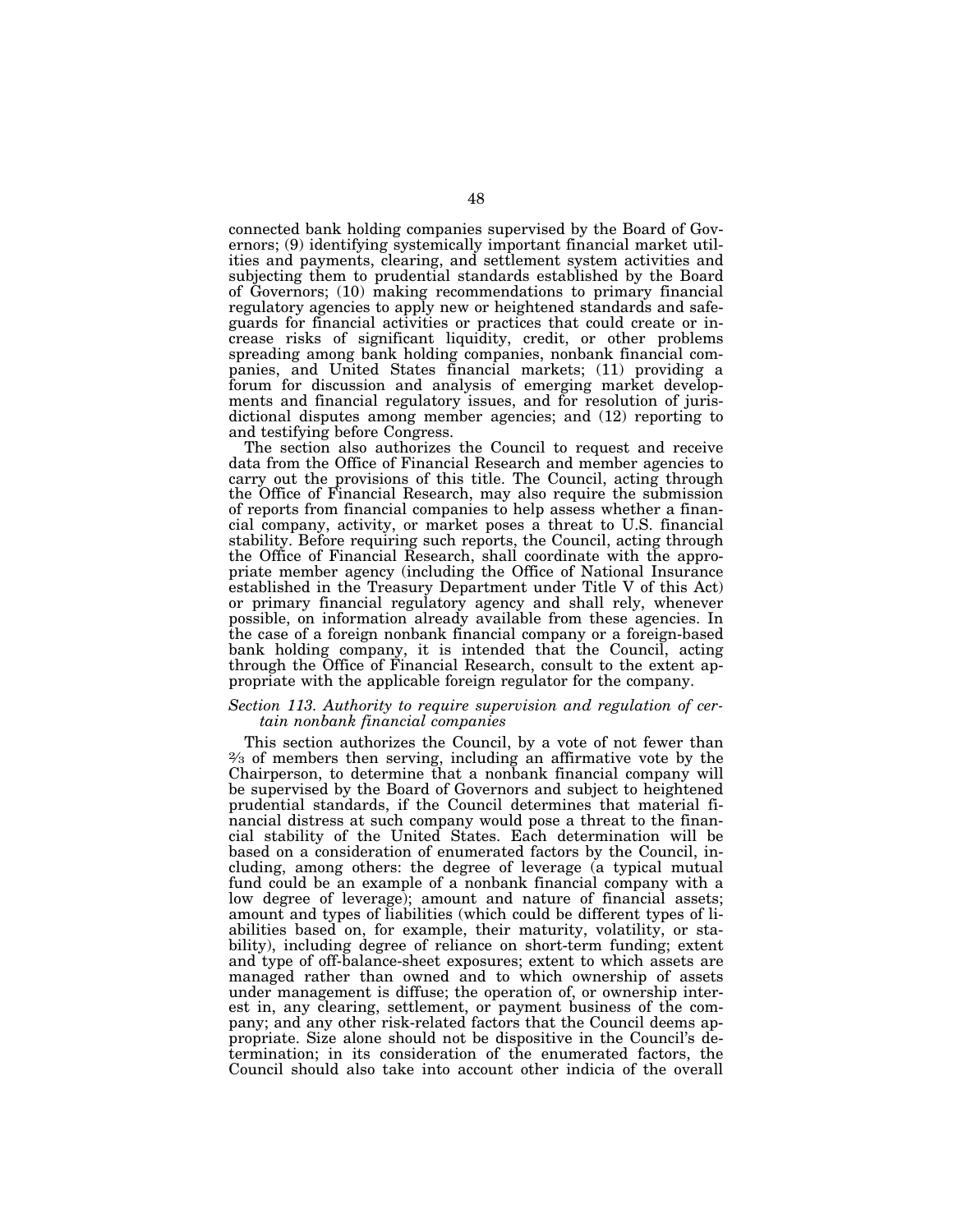connected bank holding companies supervised by the Board of Governors; (9) identifying systemically important financial market utilities and payments, clearing, and settlement system activities and subjecting them to prudential standards established by the Board of Governors; (10) making recommendations to primary financial regulatory agencies to apply new or heightened standards and safeguards for financial activities or practices that could create or increase risks of significant liquidity, credit, or other problems spreading among bank holding companies, nonbank financial companies, and United States financial markets; (11) providing a forum for discussion and analysis of emerging market developments and financial regulatory issues, and for resolution of jurisdictional disputes among member agencies; and (12) reporting to and testifying before Congress.

The section also authorizes the Council to request and receive data from the Office of Financial Research and member agencies to carry out the provisions of this title. The Council, acting through the Office of Financial Research, may also require the submission of reports from financial companies to help assess whether a financial company, activity, or market poses a threat to U.S. financial stability. Before requiring such reports, the Council, acting through the Office of Financial Research, shall coordinate with the appropriate member agency (including the Office of National Insurance established in the Treasury Department under Title V of this Act) or primary financial regulatory agency and shall rely, whenever possible, on information already available from these agencies. In the case of a foreign nonbank financial company or a foreign-based bank holding company, it is intended that the Council, acting through the Office of Financial Research, consult to the extent appropriate with the applicable foreign regulator for the company.

### *Section 113. Authority to require supervision and regulation of certain nonbank financial companies*

This section authorizes the Council, by a vote of not fewer than ⅔ of members then serving, including an affirmative vote by the Chairperson, to determine that a nonbank financial company will be supervised by the Board of Governors and subject to heightened prudential standards, if the Council determines that material financial distress at such company would pose a threat to the financial stability of the United States. Each determination will be based on a consideration of enumerated factors by the Council, including, among others: the degree of leverage (a typical mutual fund could be an example of a nonbank financial company with a low degree of leverage); amount and nature of financial assets; amount and types of liabilities (which could be different types of liabilities based on, for example, their maturity, volatility, or stability), including degree of reliance on short-term funding; extent and type of off-balance-sheet exposures; extent to which assets are managed rather than owned and to which ownership of assets under management is diffuse; the operation of, or ownership interest in, any clearing, settlement, or payment business of the company; and any other risk-related factors that the Council deems appropriate. Size alone should not be dispositive in the Council's determination; in its consideration of the enumerated factors, the Council should also take into account other indicia of the overall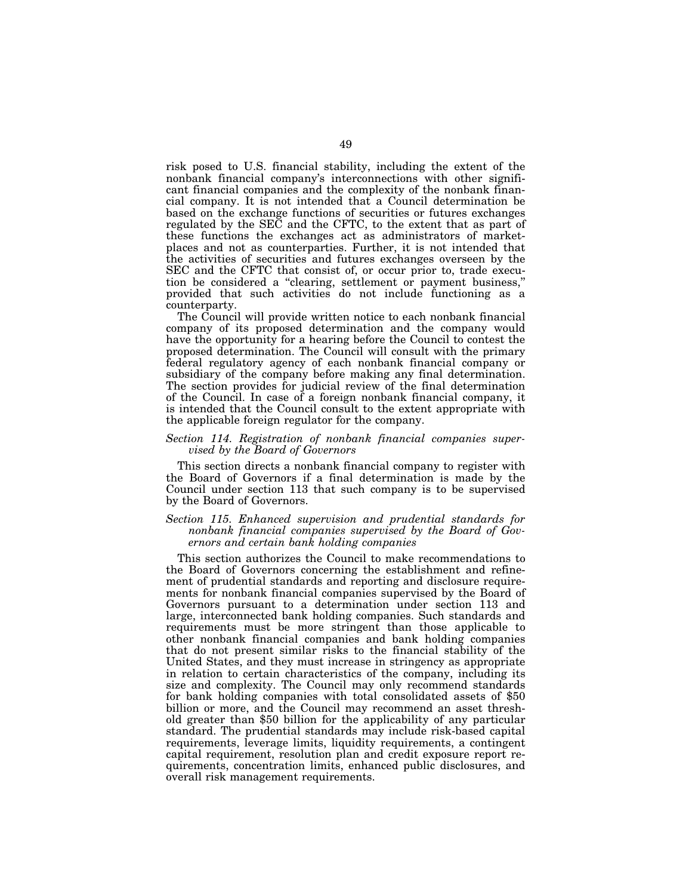risk posed to U.S. financial stability, including the extent of the nonbank financial company's interconnections with other significant financial companies and the complexity of the nonbank financial company. It is not intended that a Council determination be based on the exchange functions of securities or futures exchanges regulated by the SEC and the CFTC, to the extent that as part of these functions the exchanges act as administrators of marketplaces and not as counterparties. Further, it is not intended that the activities of securities and futures exchanges overseen by the SEC and the CFTC that consist of, or occur prior to, trade execution be considered a "clearing, settlement or payment business," provided that such activities do not include functioning as a counterparty.

The Council will provide written notice to each nonbank financial company of its proposed determination and the company would have the opportunity for a hearing before the Council to contest the proposed determination. The Council will consult with the primary federal regulatory agency of each nonbank financial company or subsidiary of the company before making any final determination. The section provides for judicial review of the final determination of the Council. In case of a foreign nonbank financial company, it is intended that the Council consult to the extent appropriate with the applicable foreign regulator for the company.

*Section 114. Registration of nonbank financial companies supervised by the Board of Governors*

This section directs a nonbank financial company to register with the Board of Governors if a final determination is made by the Council under section 113 that such company is to be supervised by the Board of Governors.

*Section 115. Enhanced supervision and prudential standards for nonbank financial companies supervised by the Board of Governors and certain bank holding companies*

This section authorizes the Council to make recommendations to the Board of Governors concerning the establishment and refinement of prudential standards and reporting and disclosure requirements for nonbank financial companies supervised by the Board of Governors pursuant to a determination under section 113 and large, interconnected bank holding companies. Such standards and requirements must be more stringent than those applicable to other nonbank financial companies and bank holding companies that do not present similar risks to the financial stability of the United States, and they must increase in stringency as appropriate in relation to certain characteristics of the company, including its size and complexity. The Council may only recommend standards for bank holding companies with total consolidated assets of $50 billion or more, and the Council may recommend an asset threshold greater than $50 billion for the applicability of any particular standard. The prudential standards may include risk-based capital requirements, leverage limits, liquidity requirements, a contingent capital requirement, resolution plan and credit exposure report requirements, concentration limits, enhanced public disclosures, and overall risk management requirements.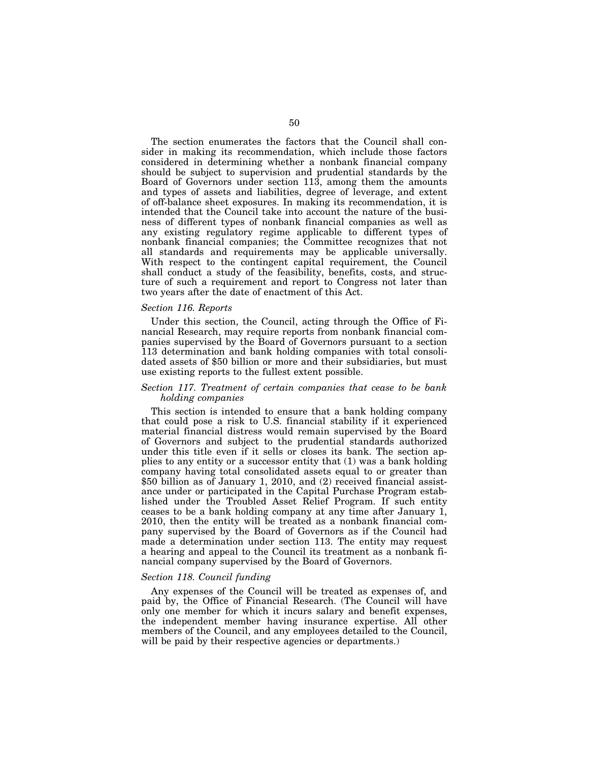The section enumerates the factors that the Council shall consider in making its recommendation, which include those factors considered in determining whether a nonbank financial company should be subject to supervision and prudential standards by the Board of Governors under section 113, among them the amounts and types of assets and liabilities, degree of leverage, and extent of off-balance sheet exposures. In making its recommendation, it is intended that the Council take into account the nature of the business of different types of nonbank financial companies as well as any existing regulatory regime applicable to different types of nonbank financial companies; the Committee recognizes that not all standards and requirements may be applicable universally. With respect to the contingent capital requirement, the Council shall conduct a study of the feasibility, benefits, costs, and structure of such a requirement and report to Congress not later than two years after the date of enactment of this Act.

### *Section 116. Reports*

Under this section, the Council, acting through the Office of Financial Research, may require reports from nonbank financial companies supervised by the Board of Governors pursuant to a section 113 determination and bank holding companies with total consolidated assets of $50 billion or more and their subsidiaries, but must use existing reports to the fullest extent possible.

### *Section 117. Treatment of certain companies that cease to be bank holding companies*

This section is intended to ensure that a bank holding company that could pose a risk to U.S. financial stability if it experienced material financial distress would remain supervised by the Board of Governors and subject to the prudential standards authorized under this title even if it sells or closes its bank. The section applies to any entity or a successor entity that (1) was a bank holding company having total consolidated assets equal to or greater than $50 billion as of January 1, 2010, and (2) received financial assistance under or participated in the Capital Purchase Program established under the Troubled Asset Relief Program. If such entity ceases to be a bank holding company at any time after January 1, 2010, then the entity will be treated as a nonbank financial company supervised by the Board of Governors as if the Council had made a determination under section 113. The entity may request a hearing and appeal to the Council its treatment as a nonbank financial company supervised by the Board of Governors.

### *Section 118. Council funding*

Any expenses of the Council will be treated as expenses of, and paid by, the Office of Financial Research. (The Council will have only one member for which it incurs salary and benefit expenses, the independent member having insurance expertise. All other members of the Council, and any employees detailed to the Council, will be paid by their respective agencies or departments.)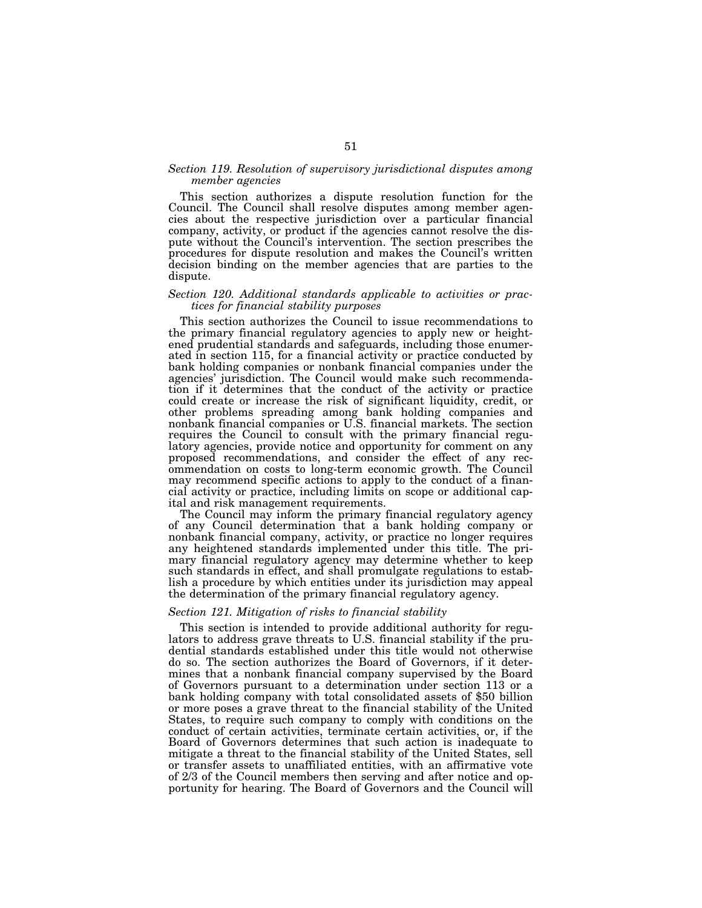### *Section 119. Resolution of supervisory jurisdictional disputes among member agencies*

This section authorizes a dispute resolution function for the Council. The Council shall resolve disputes among member agencies about the respective jurisdiction over a particular financial company, activity, or product if the agencies cannot resolve the dispute without the Council's intervention. The section prescribes the procedures for dispute resolution and makes the Council's written decision binding on the member agencies that are parties to the dispute.

### *Section 120. Additional standards applicable to activities or practices for financial stability purposes*

This section authorizes the Council to issue recommendations to the primary financial regulatory agencies to apply new or heightened prudential standards and safeguards, including those enumerated in section 115, for a financial activity or practice conducted by bank holding companies or nonbank financial companies under the agencies' jurisdiction. The Council would make such recommendation if it determines that the conduct of the activity or practice could create or increase the risk of significant liquidity, credit, or other problems spreading among bank holding companies and nonbank financial companies or U.S. financial markets. The section requires the Council to consult with the primary financial regulatory agencies, provide notice and opportunity for comment on any proposed recommendations, and consider the effect of any recommendation on costs to long-term economic growth. The Council may recommend specific actions to apply to the conduct of a financial activity or practice, including limits on scope or additional capital and risk management requirements.

The Council may inform the primary financial regulatory agency of any Council determination that a bank holding company or nonbank financial company, activity, or practice no longer requires any heightened standards implemented under this title. The primary financial regulatory agency may determine whether to keep such standards in effect, and shall promulgate regulations to establish a procedure by which entities under its jurisdiction may appeal the determination of the primary financial regulatory agency.

### *Section 121. Mitigation of risks to financial stability*

This section is intended to provide additional authority for regulators to address grave threats to U.S. financial stability if the prudential standards established under this title would not otherwise do so. The section authorizes the Board of Governors, if it determines that a nonbank financial company supervised by the Board of Governors pursuant to a determination under section 113 or a bank holding company with total consolidated assets of $50 billion or more poses a grave threat to the financial stability of the United States, to require such company to comply with conditions on the conduct of certain activities, terminate certain activities, or, if the Board of Governors determines that such action is inadequate to mitigate a threat to the financial stability of the United States, sell or transfer assets to unaffiliated entities, with an affirmative vote of 2/3 of the Council members then serving and after notice and opportunity for hearing. The Board of Governors and the Council will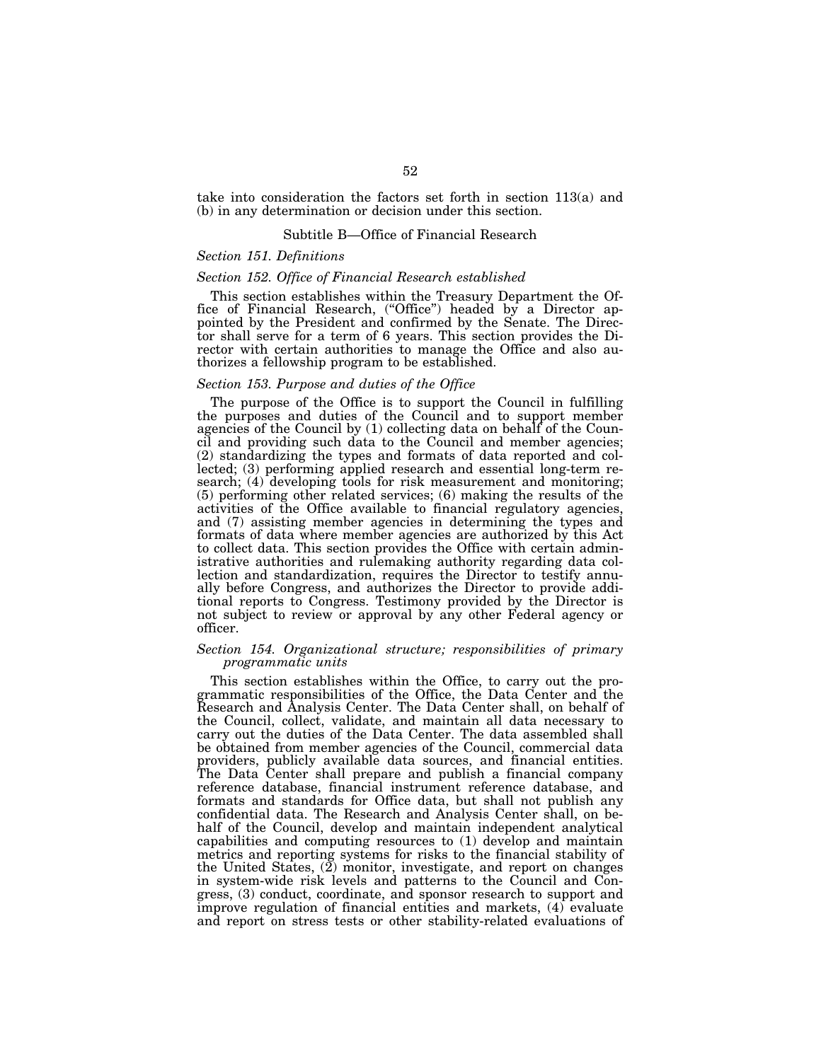take into consideration the factors set forth in section 113(a) and (b) in any determination or decision under this section.

## Subtitle B—Office of Financial Research

### *Section 151. Definitions*

### *Section 152. Office of Financial Research established*

This section establishes within the Treasury Department the Office of Financial Research, ("Office") headed by a Director appointed by the President and confirmed by the Senate. The Director shall serve for a term of 6 years. This section provides the Director with certain authorities to manage the Office and also authorizes a fellowship program to be established.

### *Section 153. Purpose and duties of the Office*

The purpose of the Office is to support the Council in fulfilling the purposes and duties of the Council and to support member agencies of the Council by (1) collecting data on behalf of the Council and providing such data to the Council and member agencies; (2) standardizing the types and formats of data reported and collected; (3) performing applied research and essential long-term research; (4) developing tools for risk measurement and monitoring; (5) performing other related services; (6) making the results of the activities of the Office available to financial regulatory agencies, and (7) assisting member agencies in determining the types and formats of data where member agencies are authorized by this Act to collect data. This section provides the Office with certain administrative authorities and rulemaking authority regarding data collection and standardization, requires the Director to testify annually before Congress, and authorizes the Director to provide additional reports to Congress. Testimony provided by the Director is not subject to review or approval by any other Federal agency or officer.

### *Section 154. Organizational structure; responsibilities of primary programmatic units*

This section establishes within the Office, to carry out the programmatic responsibilities of the Office, the Data Center and the Research and Analysis Center. The Data Center shall, on behalf of the Council, collect, validate, and maintain all data necessary to carry out the duties of the Data Center. The data assembled shall be obtained from member agencies of the Council, commercial data providers, publicly available data sources, and financial entities. The Data Center shall prepare and publish a financial company reference database, financial instrument reference database, and formats and standards for Office data, but shall not publish any confidential data. The Research and Analysis Center shall, on behalf of the Council, develop and maintain independent analytical capabilities and computing resources to (1) develop and maintain metrics and reporting systems for risks to the financial stability of the United States, (2) monitor, investigate, and report on changes in system-wide risk levels and patterns to the Council and Congress, (3) conduct, coordinate, and sponsor research to support and improve regulation of financial entities and markets, (4) evaluate and report on stress tests or other stability-related evaluations of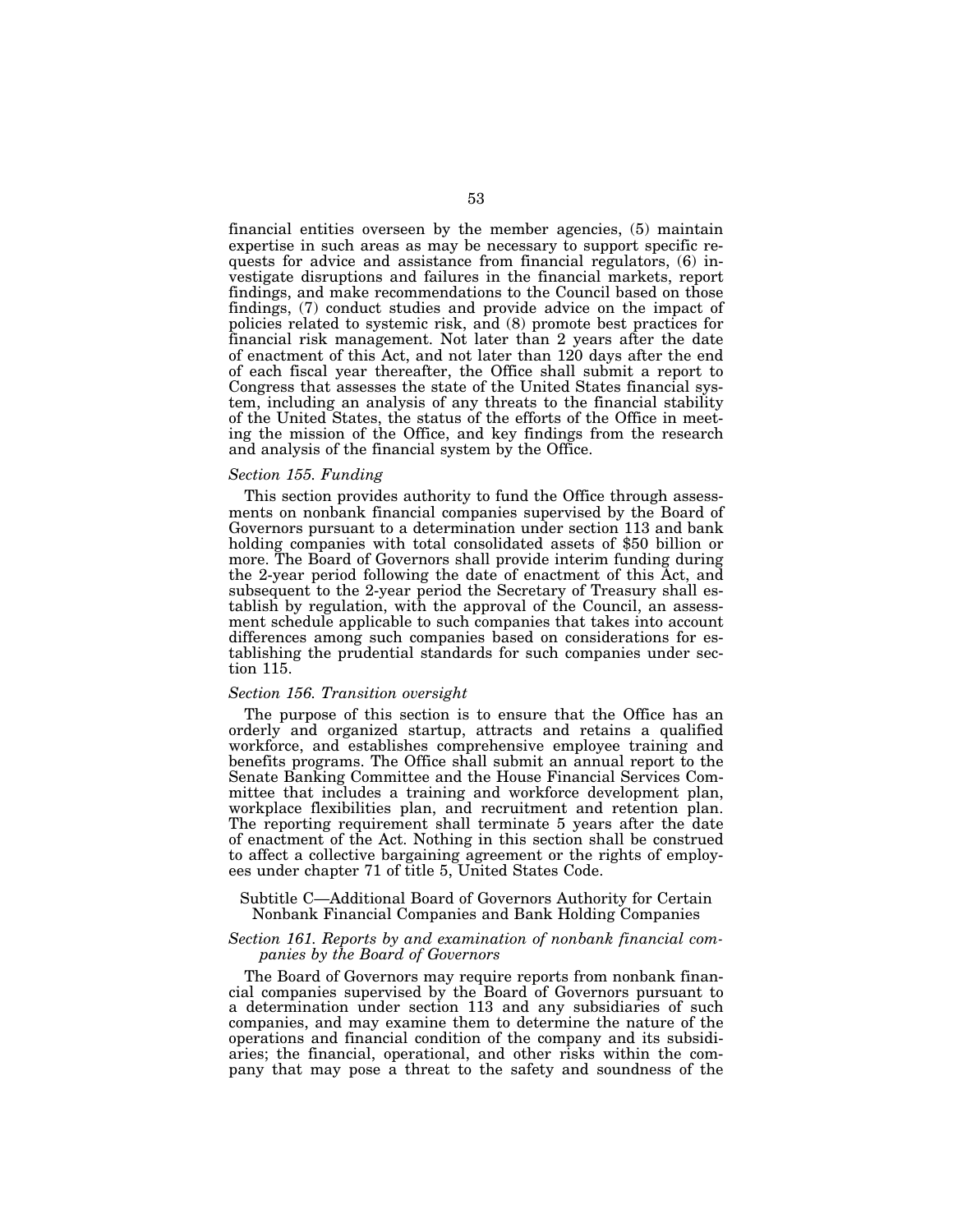financial entities overseen by the member agencies, (5) maintain expertise in such areas as may be necessary to support specific requests for advice and assistance from financial regulators, (6) investigate disruptions and failures in the financial markets, report findings, and make recommendations to the Council based on those findings, (7) conduct studies and provide advice on the impact of policies related to systemic risk, and (8) promote best practices for financial risk management. Not later than 2 years after the date of enactment of this Act, and not later than 120 days after the end of each fiscal year thereafter, the Office shall submit a report to Congress that assesses the state of the United States financial system, including an analysis of any threats to the financial stability of the United States, the status of the efforts of the Office in meeting the mission of the Office, and key findings from the research and analysis of the financial system by the Office.

*Section 155. Funding*

This section provides authority to fund the Office through assessments on nonbank financial companies supervised by the Board of Governors pursuant to a determination under section 113 and bank holding companies with total consolidated assets of $50 billion or more. The Board of Governors shall provide interim funding during the 2-year period following the date of enactment of this Act, and subsequent to the 2-year period the Secretary of Treasury shall establish by regulation, with the approval of the Council, an assessment schedule applicable to such companies that takes into account differences among such companies based on considerations for establishing the prudential standards for such companies under section 115.

*Section 156. Transition oversight*

The purpose of this section is to ensure that the Office has an orderly and organized startup, attracts and retains a qualified workforce, and establishes comprehensive employee training and benefits programs. The Office shall submit an annual report to the Senate Banking Committee and the House Financial Services Committee that includes a training and workforce development plan, workplace flexibilities plan, and recruitment and retention plan. The reporting requirement shall terminate 5 years after the date of enactment of the Act. Nothing in this section shall be construed to affect a collective bargaining agreement or the rights of employees under chapter 71 of title 5, United States Code.

## Subtitle C—Additional Board of Governors Authority for Certain Nonbank Financial Companies and Bank Holding Companies

*Section 161. Reports by and examination of nonbank financial companies by the Board of Governors*

The Board of Governors may require reports from nonbank financial companies supervised by the Board of Governors pursuant to a determination under section 113 and any subsidiaries of such companies, and may examine them to determine the nature of the operations and financial condition of the company and its subsidiaries; the financial, operational, and other risks within the company that may pose a threat to the safety and soundness of the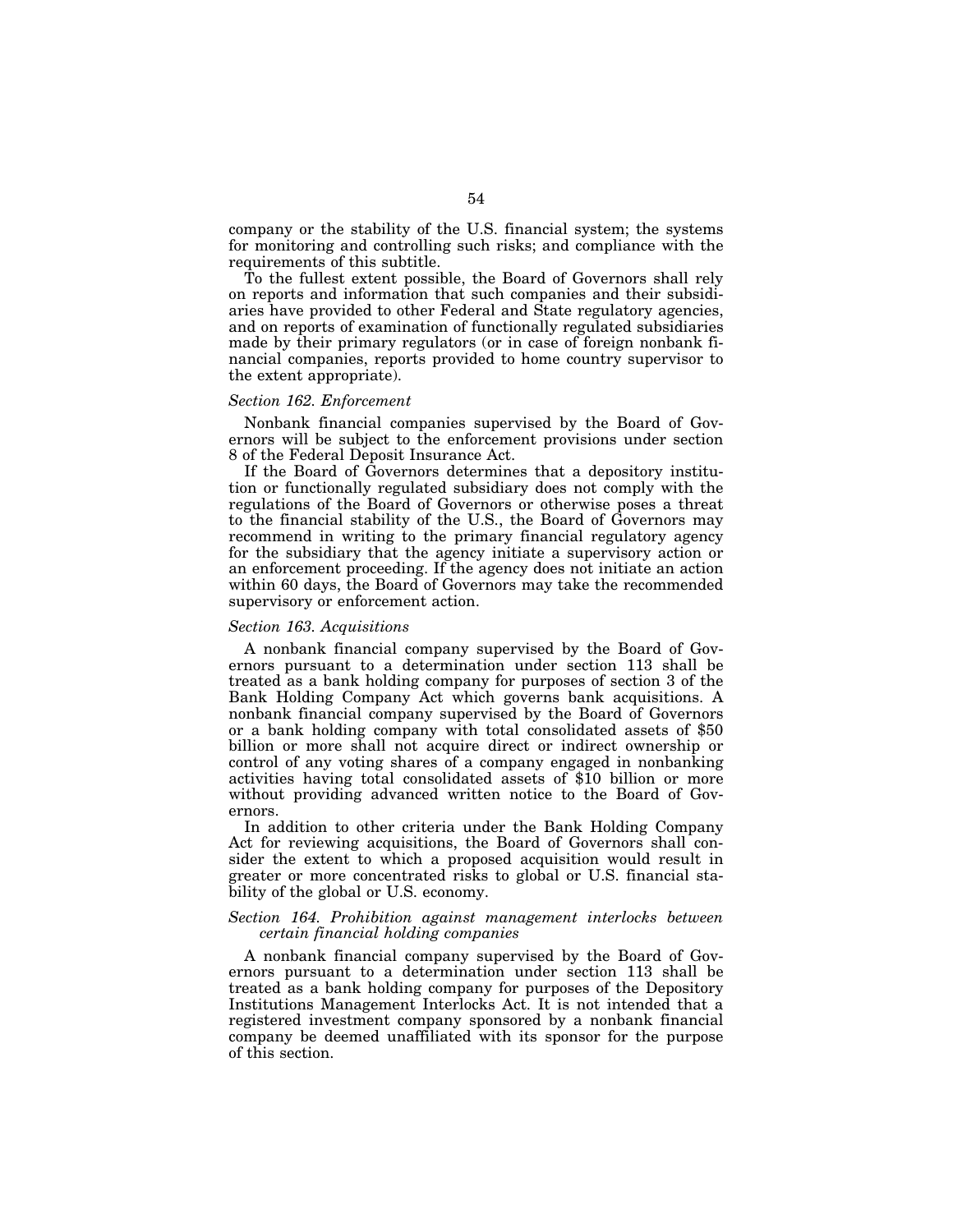company or the stability of the U.S. financial system; the systems for monitoring and controlling such risks; and compliance with the requirements of this subtitle.

To the fullest extent possible, the Board of Governors shall rely on reports and information that such companies and their subsidiaries have provided to other Federal and State regulatory agencies, and on reports of examination of functionally regulated subsidiaries made by their primary regulators (or in case of foreign nonbank financial companies, reports provided to home country supervisor to the extent appropriate).

*Section 162. Enforcement*

Nonbank financial companies supervised by the Board of Governors will be subject to the enforcement provisions under section 8 of the Federal Deposit Insurance Act.

If the Board of Governors determines that a depository institution or functionally regulated subsidiary does not comply with the regulations of the Board of Governors or otherwise poses a threat to the financial stability of the U.S., the Board of Governors may recommend in writing to the primary financial regulatory agency for the subsidiary that the agency initiate a supervisory action or an enforcement proceeding. If the agency does not initiate an action within 60 days, the Board of Governors may take the recommended supervisory or enforcement action.

*Section 163. Acquisitions*

A nonbank financial company supervised by the Board of Governors pursuant to a determination under section 113 shall be treated as a bank holding company for purposes of section 3 of the Bank Holding Company Act which governs bank acquisitions. A nonbank financial company supervised by the Board of Governors or a bank holding company with total consolidated assets of $50 billion or more shall not acquire direct or indirect ownership or control of any voting shares of a company engaged in nonbanking activities having total consolidated assets of $10 billion or more without providing advanced written notice to the Board of Governors.

In addition to other criteria under the Bank Holding Company Act for reviewing acquisitions, the Board of Governors shall consider the extent to which a proposed acquisition would result in greater or more concentrated risks to global or U.S. financial stability of the global or U.S. economy.

*Section 164. Prohibition against management interlocks between certain financial holding companies*

A nonbank financial company supervised by the Board of Governors pursuant to a determination under section 113 shall be treated as a bank holding company for purposes of the Depository Institutions Management Interlocks Act. It is not intended that a registered investment company sponsored by a nonbank financial company be deemed unaffiliated with its sponsor for the purpose of this section.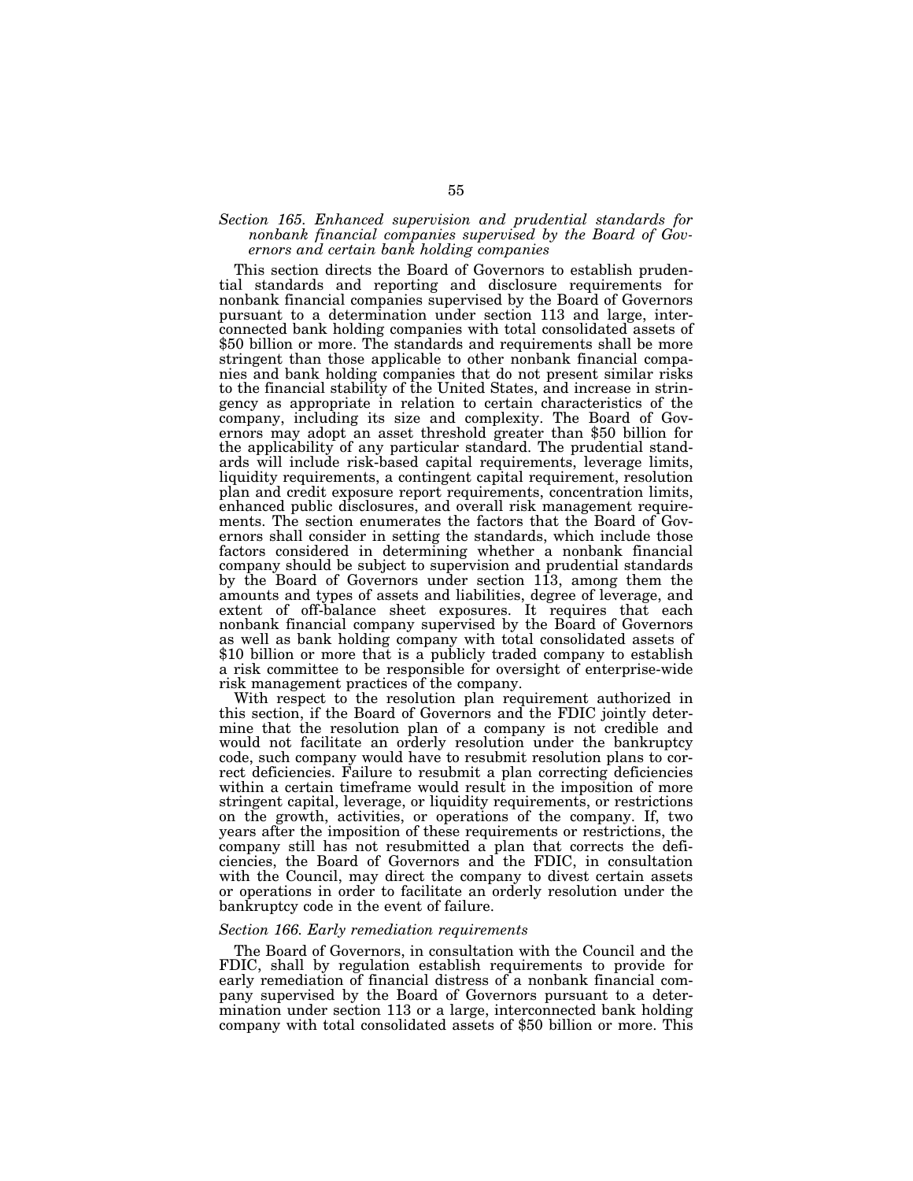*Section 165. Enhanced supervision and prudential standards for nonbank financial companies supervised by the Board of Governors and certain bank holding companies*

This section directs the Board of Governors to establish prudential standards and reporting and disclosure requirements for nonbank financial companies supervised by the Board of Governors pursuant to a determination under section 113 and large, interconnected bank holding companies with total consolidated assets of $50 billion or more. The standards and requirements shall be more stringent than those applicable to other nonbank financial companies and bank holding companies that do not present similar risks to the financial stability of the United States, and increase in stringency as appropriate in relation to certain characteristics of the company, including its size and complexity. The Board of Governors may adopt an asset threshold greater than $50 billion for the applicability of any particular standard. The prudential standards will include risk-based capital requirements, leverage limits, liquidity requirements, a contingent capital requirement, resolution plan and credit exposure report requirements, concentration limits, enhanced public disclosures, and overall risk management requirements. The section enumerates the factors that the Board of Governors shall consider in setting the standards, which include those factors considered in determining whether a nonbank financial company should be subject to supervision and prudential standards by the Board of Governors under section 113, among them the amounts and types of assets and liabilities, degree of leverage, and extent of off-balance sheet exposures. It requires that each nonbank financial company supervised by the Board of Governors as well as bank holding company with total consolidated assets of $10 billion or more that is a publicly traded company to establish a risk committee to be responsible for oversight of enterprise-wide risk management practices of the company.

With respect to the resolution plan requirement authorized in this section, if the Board of Governors and the FDIC jointly determine that the resolution plan of a company is not credible and would not facilitate an orderly resolution under the bankruptcy code, such company would have to resubmit resolution plans to correct deficiencies. Failure to resubmit a plan correcting deficiencies within a certain timeframe would result in the imposition of more stringent capital, leverage, or liquidity requirements, or restrictions on the growth, activities, or operations of the company. If, two years after the imposition of these requirements or restrictions, the company still has not resubmitted a plan that corrects the deficiencies, the Board of Governors and the FDIC, in consultation with the Council, may direct the company to divest certain assets or operations in order to facilitate an orderly resolution under the bankruptcy code in the event of failure.

*Section 166. Early remediation requirements*

The Board of Governors, in consultation with the Council and the FDIC, shall by regulation establish requirements to provide for early remediation of financial distress of a nonbank financial company supervised by the Board of Governors pursuant to a determination under section 113 or a large, interconnected bank holding company with total consolidated assets of $50 billion or more. This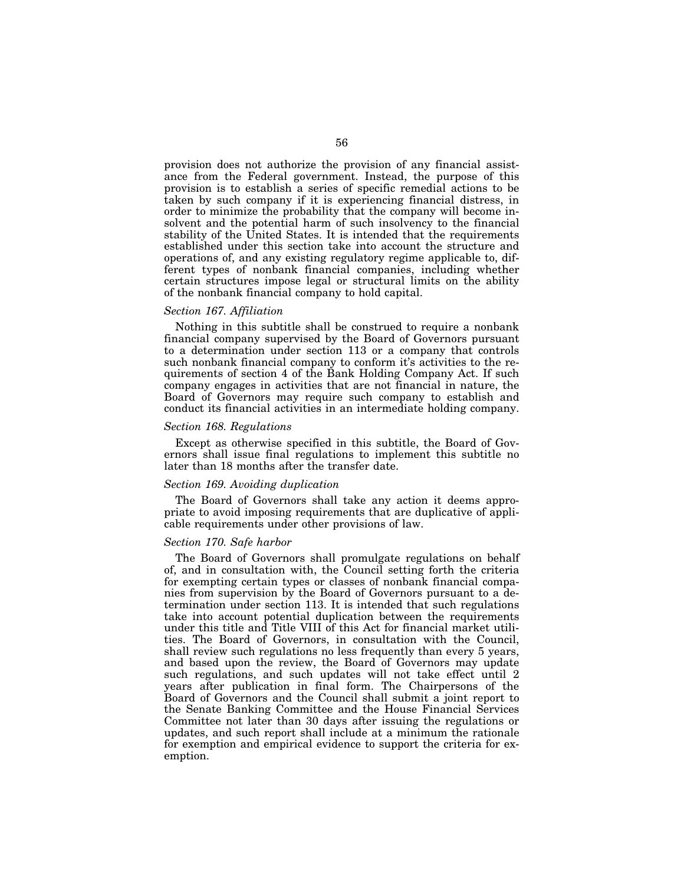provision does not authorize the provision of any financial assistance from the Federal government. Instead, the purpose of this provision is to establish a series of specific remedial actions to be taken by such company if it is experiencing financial distress, in order to minimize the probability that the company will become insolvent and the potential harm of such insolvency to the financial stability of the United States. It is intended that the requirements established under this section take into account the structure and operations of, and any existing regulatory regime applicable to, different types of nonbank financial companies, including whether certain structures impose legal or structural limits on the ability of the nonbank financial company to hold capital.

*Section 167. Affiliation*

Nothing in this subtitle shall be construed to require a nonbank financial company supervised by the Board of Governors pursuant to a determination under section 113 or a company that controls such nonbank financial company to conform it's activities to the requirements of section 4 of the Bank Holding Company Act. If such company engages in activities that are not financial in nature, the Board of Governors may require such company to establish and conduct its financial activities in an intermediate holding company.

*Section 168. Regulations*

Except as otherwise specified in this subtitle, the Board of Governors shall issue final regulations to implement this subtitle no later than 18 months after the transfer date.

*Section 169. Avoiding duplication*

The Board of Governors shall take any action it deems appropriate to avoid imposing requirements that are duplicative of applicable requirements under other provisions of law.

*Section 170. Safe harbor*

The Board of Governors shall promulgate regulations on behalf of, and in consultation with, the Council setting forth the criteria for exempting certain types or classes of nonbank financial companies from supervision by the Board of Governors pursuant to a determination under section 113. It is intended that such regulations take into account potential duplication between the requirements under this title and Title VIII of this Act for financial market utilities. The Board of Governors, in consultation with the Council, shall review such regulations no less frequently than every 5 years, and based upon the review, the Board of Governors may update such regulations, and such updates will not take effect until 2 years after publication in final form. The Chairpersons of the Board of Governors and the Council shall submit a joint report to the Senate Banking Committee and the House Financial Services Committee not later than 30 days after issuing the regulations or updates, and such report shall include at a minimum the rationale for exemption and empirical evidence to support the criteria for exemption.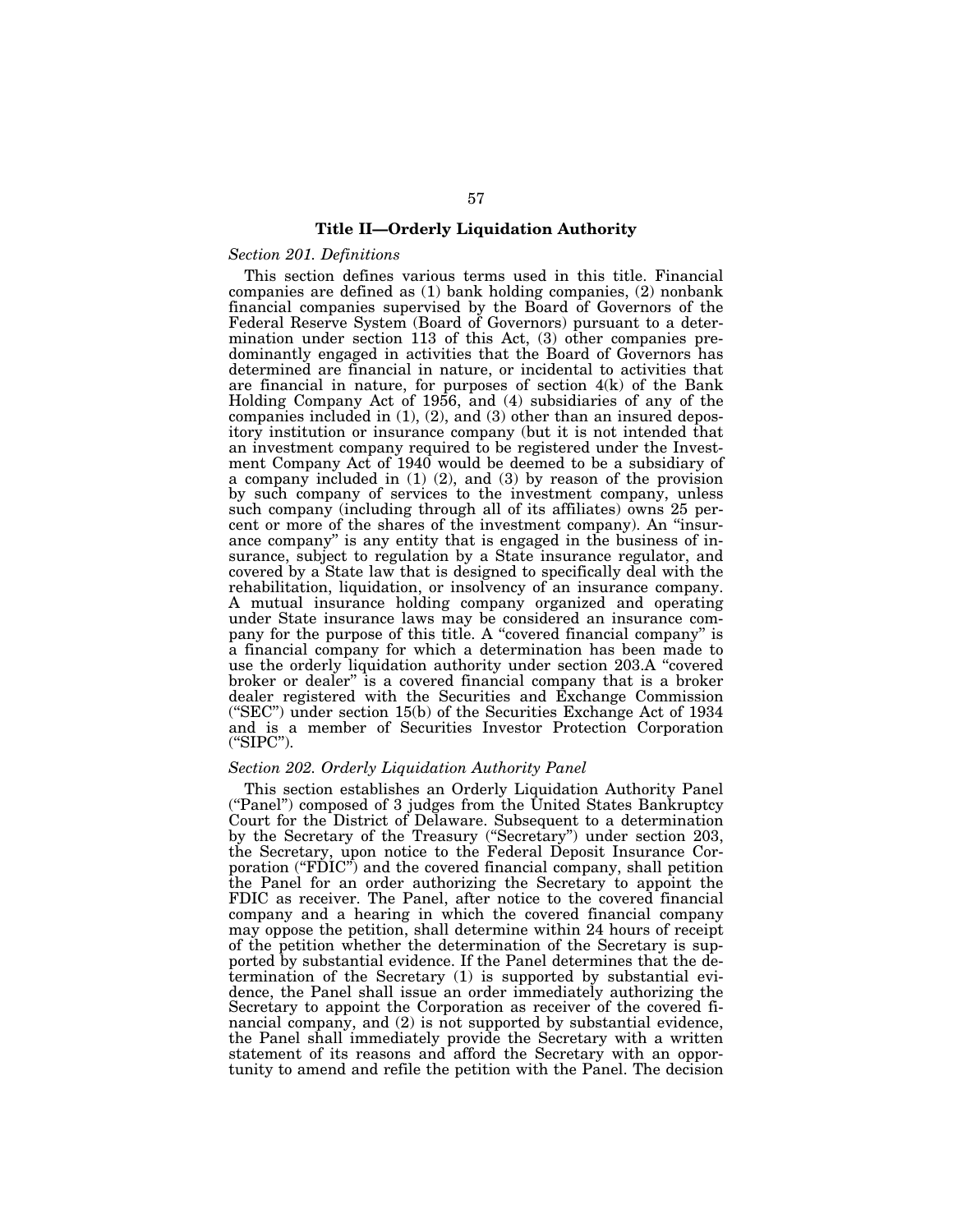## Title II—Orderly Liquidation Authority

### *Section 201. Definitions*

This section defines various terms used in this title. Financial companies are defined as (1) bank holding companies, (2) nonbank financial companies supervised by the Board of Governors of the Federal Reserve System (Board of Governors) pursuant to a determination under section 113 of this Act, (3) other companies predominantly engaged in activities that the Board of Governors has determined are financial in nature, or incidental to activities that are financial in nature, for purposes of section 4(k) of the Bank Holding Company Act of 1956, and (4) subsidiaries of any of the companies included in (1), (2), and (3) other than an insured depository institution or insurance company (but it is not intended that an investment company required to be registered under the Investment Company Act of 1940 would be deemed to be a subsidiary of a company included in (1) (2), and (3) by reason of the provision by such company of services to the investment company, unless such company (including through all of its affiliates) owns 25 percent or more of the shares of the investment company). An "insurance company" is any entity that is engaged in the business of insurance, subject to regulation by a State insurance regulator, and covered by a State law that is designed to specifically deal with the rehabilitation, liquidation, or insolvency of an insurance company. A mutual insurance holding company organized and operating under State insurance laws may be considered an insurance company for the purpose of this title. A "covered financial company" is a financial company for which a determination has been made to use the orderly liquidation authority under section 203.A "covered broker or dealer" is a covered financial company that is a broker dealer registered with the Securities and Exchange Commission ("SEC") under section 15(b) of the Securities Exchange Act of 1934 and is a member of Securities Investor Protection Corporation ("SIPC").

### *Section 202. Orderly Liquidation Authority Panel*

This section establishes an Orderly Liquidation Authority Panel ("Panel") composed of 3 judges from the United States Bankruptcy Court for the District of Delaware. Subsequent to a determination by the Secretary of the Treasury ("Secretary") under section 203, the Secretary, upon notice to the Federal Deposit Insurance Corporation ("FDIC") and the covered financial company, shall petition the Panel for an order authorizing the Secretary to appoint the FDIC as receiver. The Panel, after notice to the covered financial company and a hearing in which the covered financial company may oppose the petition, shall determine within 24 hours of receipt of the petition whether the determination of the Secretary is supported by substantial evidence. If the Panel determines that the determination of the Secretary (1) is supported by substantial evidence, the Panel shall issue an order immediately authorizing the Secretary to appoint the Corporation as receiver of the covered financial company, and (2) is not supported by substantial evidence, the Panel shall immediately provide the Secretary with a written statement of its reasons and afford the Secretary with an opportunity to amend and refile the petition with the Panel. The decision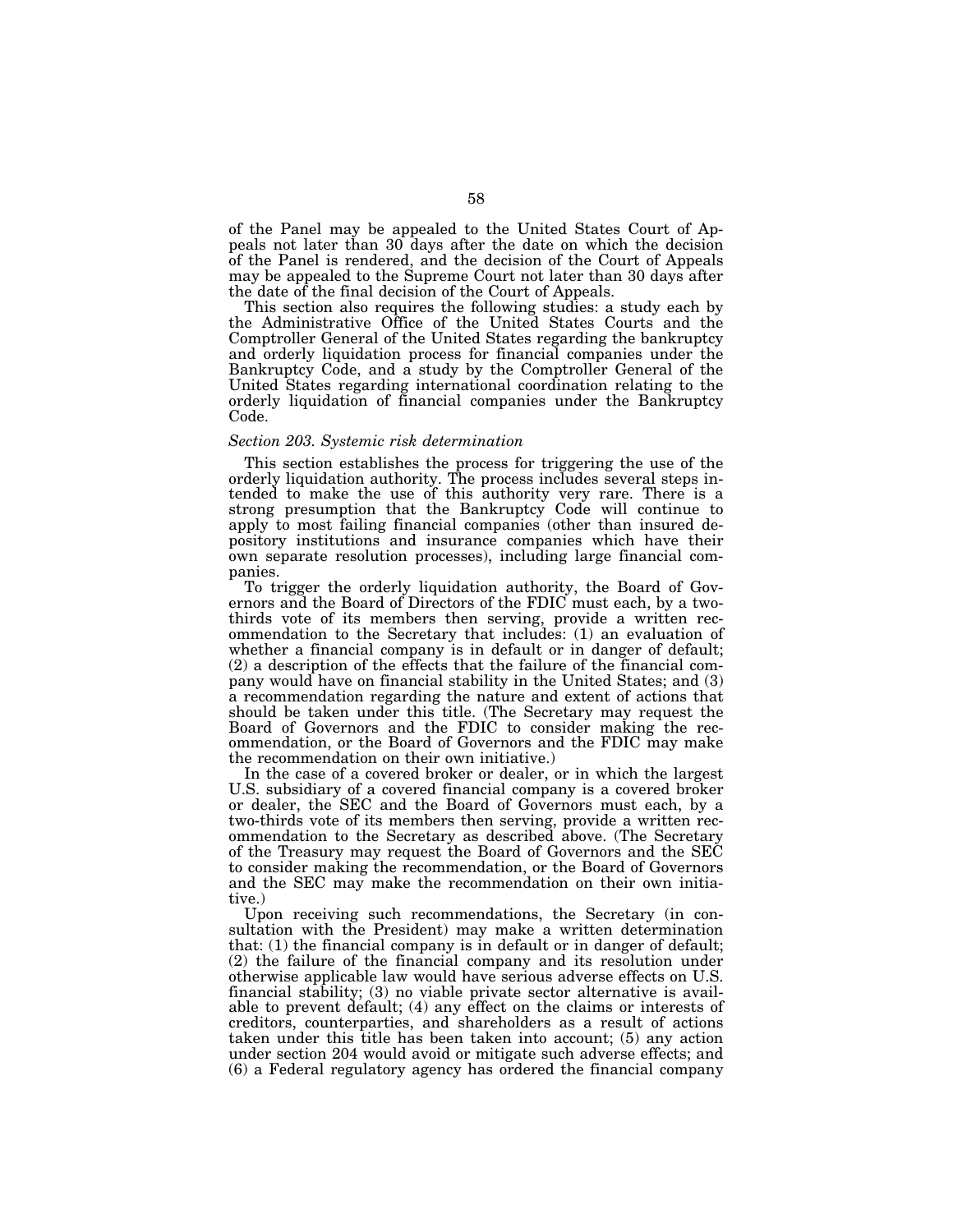of the Panel may be appealed to the United States Court of Appeals not later than 30 days after the date on which the decision of the Panel is rendered, and the decision of the Court of Appeals may be appealed to the Supreme Court not later than 30 days after the date of the final decision of the Court of Appeals.

This section also requires the following studies: a study each by the Administrative Office of the United States Courts and the Comptroller General of the United States regarding the bankruptcy and orderly liquidation process for financial companies under the Bankruptcy Code, and a study by the Comptroller General of the United States regarding international coordination relating to the orderly liquidation of financial companies under the Bankruptcy Code.

*Section 203. Systemic risk determination*

This section establishes the process for triggering the use of the orderly liquidation authority. The process includes several steps intended to make the use of this authority very rare. There is a strong presumption that the Bankruptcy Code will continue to apply to most failing financial companies (other than insured depository institutions and insurance companies which have their own separate resolution processes), including large financial companies.

To trigger the orderly liquidation authority, the Board of Governors and the Board of Directors of the FDIC must each, by a two-thirds vote of its members then serving, provide a written recommendation to the Secretary that includes: (1) an evaluation of whether a financial company is in default or in danger of default; (2) a description of the effects that the failure of the financial company would have on financial stability in the United States; and (3) a recommendation regarding the nature and extent of actions that should be taken under this title. (The Secretary may request the Board of Governors and the FDIC to consider making the recommendation, or the Board of Governors and the FDIC may make the recommendation on their own initiative.)

In the case of a covered broker or dealer, or in which the largest U.S. subsidiary of a covered financial company is a covered broker or dealer, the SEC and the Board of Governors must each, by a two-thirds vote of its members then serving, provide a written recommendation to the Secretary as described above. (The Secretary of the Treasury may request the Board of Governors and the SEC to consider making the recommendation, or the Board of Governors and the SEC may make the recommendation on their own initiative.)

Upon receiving such recommendations, the Secretary (in consultation with the President) may make a written determination that: (1) the financial company is in default or in danger of default; (2) the failure of the financial company and its resolution under otherwise applicable law would have serious adverse effects on U.S. financial stability; (3) no viable private sector alternative is available to prevent default; (4) any effect on the claims or interests of creditors, counterparties, and shareholders as a result of actions taken under this title has been taken into account; (5) any action under section 204 would avoid or mitigate such adverse effects; and (6) a Federal regulatory agency has ordered the financial company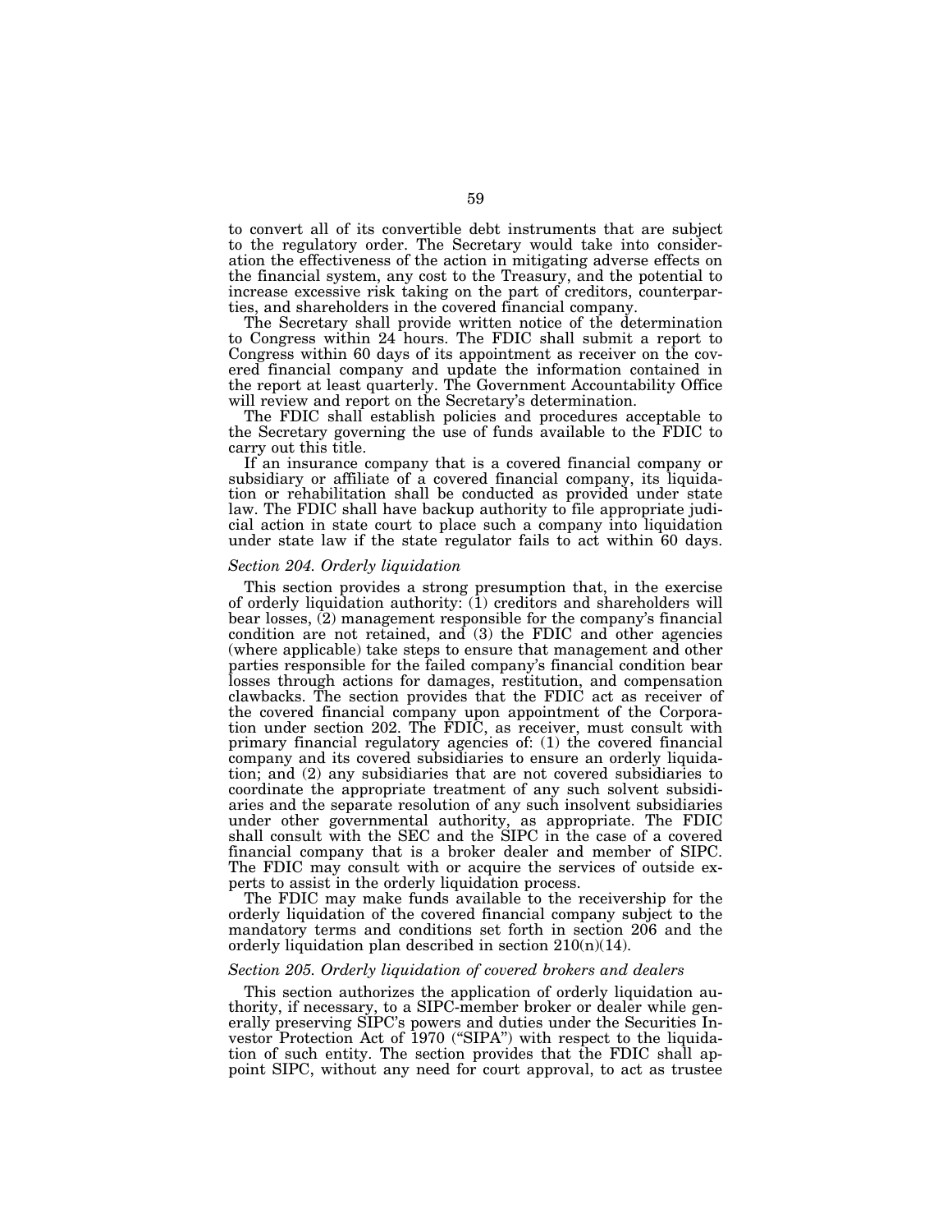to convert all of its convertible debt instruments that are subject to the regulatory order. The Secretary would take into consideration the effectiveness of the action in mitigating adverse effects on the financial system, any cost to the Treasury, and the potential to increase excessive risk taking on the part of creditors, counterparties, and shareholders in the covered financial company.

The Secretary shall provide written notice of the determination to Congress within 24 hours. The FDIC shall submit a report to Congress within 60 days of its appointment as receiver on the covered financial company and update the information contained in the report at least quarterly. The Government Accountability Office will review and report on the Secretary's determination.

The FDIC shall establish policies and procedures acceptable to the Secretary governing the use of funds available to the FDIC to carry out this title.

If an insurance company that is a covered financial company or subsidiary or affiliate of a covered financial company, its liquidation or rehabilitation shall be conducted as provided under state law. The FDIC shall have backup authority to file appropriate judicial action in state court to place such a company into liquidation under state law if the state regulator fails to act within 60 days.

*Section 204. Orderly liquidation*

This section provides a strong presumption that, in the exercise of orderly liquidation authority: (1) creditors and shareholders will bear losses, (2) management responsible for the company's financial condition are not retained, and (3) the FDIC and other agencies (where applicable) take steps to ensure that management and other parties responsible for the failed company's financial condition bear losses through actions for damages, restitution, and compensation clawbacks. The section provides that the FDIC act as receiver of the covered financial company upon appointment of the Corporation under section 202. The FDIC, as receiver, must consult with primary financial regulatory agencies of: (1) the covered financial company and its covered subsidiaries to ensure an orderly liquidation; and (2) any subsidiaries that are not covered subsidiaries to coordinate the appropriate treatment of any such solvent subsidiaries and the separate resolution of any such insolvent subsidiaries under other governmental authority, as appropriate. The FDIC shall consult with the SEC and the SIPC in the case of a covered financial company that is a broker dealer and member of SIPC. The FDIC may consult with or acquire the services of outside experts to assist in the orderly liquidation process.

The FDIC may make funds available to the receivership for the orderly liquidation of the covered financial company subject to the mandatory terms and conditions set forth in section 206 and the orderly liquidation plan described in section 210(n)(14).

*Section 205. Orderly liquidation of covered brokers and dealers*

This section authorizes the application of orderly liquidation authority, if necessary, to a SIPC-member broker or dealer while generally preserving SIPC's powers and duties under the Securities Investor Protection Act of 1970 ("SIPA") with respect to the liquidation of such entity. The section provides that the FDIC shall appoint SIPC, without any need for court approval, to act as trustee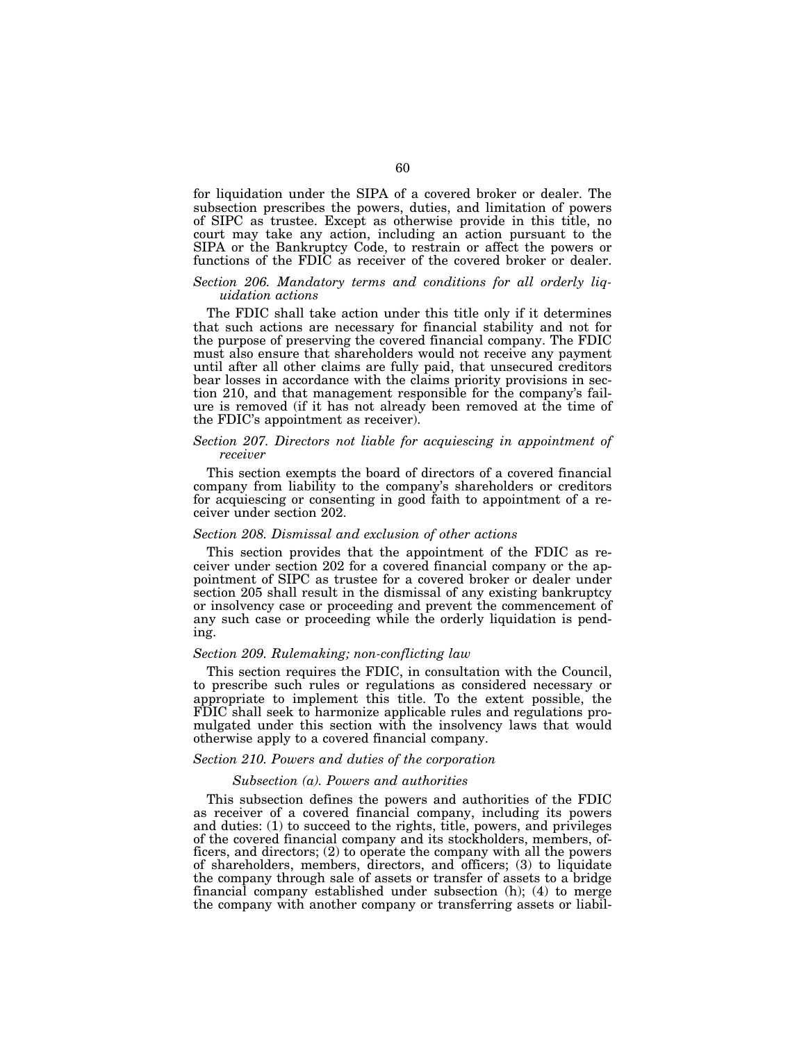for liquidation under the SIPA of a covered broker or dealer. The subsection prescribes the powers, duties, and limitation of powers of SIPC as trustee. Except as otherwise provide in this title, no court may take any action, including an action pursuant to the SIPA or the Bankruptcy Code, to restrain or affect the powers or functions of the FDIC as receiver of the covered broker or dealer.

### *Section 206. Mandatory terms and conditions for all orderly liquidation actions*

The FDIC shall take action under this title only if it determines that such actions are necessary for financial stability and not for the purpose of preserving the covered financial company. The FDIC must also ensure that shareholders would not receive any payment until after all other claims are fully paid, that unsecured creditors bear losses in accordance with the claims priority provisions in section 210, and that management responsible for the company's failure is removed (if it has not already been removed at the time of the FDIC's appointment as receiver).

### *Section 207. Directors not liable for acquiescing in appointment of receiver*

This section exempts the board of directors of a covered financial company from liability to the company's shareholders or creditors for acquiescing or consenting in good faith to appointment of a receiver under section 202.

### *Section 208. Dismissal and exclusion of other actions*

This section provides that the appointment of the FDIC as receiver under section 202 for a covered financial company or the appointment of SIPC as trustee for a covered broker or dealer under section 205 shall result in the dismissal of any existing bankruptcy or insolvency case or proceeding and prevent the commencement of any such case or proceeding while the orderly liquidation is pending.

### *Section 209. Rulemaking; non-conflicting law*

This section requires the FDIC, in consultation with the Council, to prescribe such rules or regulations as considered necessary or appropriate to implement this title. To the extent possible, the FDIC shall seek to harmonize applicable rules and regulations promulgated under this section with the insolvency laws that would otherwise apply to a covered financial company.

### *Section 210. Powers and duties of the corporation*

#### *Subsection (a). Powers and authorities*

This subsection defines the powers and authorities of the FDIC as receiver of a covered financial company, including its powers and duties: (1) to succeed to the rights, title, powers, and privileges of the covered financial company and its stockholders, members, officers, and directors; (2) to operate the company with all the powers of shareholders, members, directors, and officers; (3) to liquidate the company through sale of assets or transfer of assets to a bridge financial company established under subsection (h); (4) to merge the company with another company or transferring assets or liabil-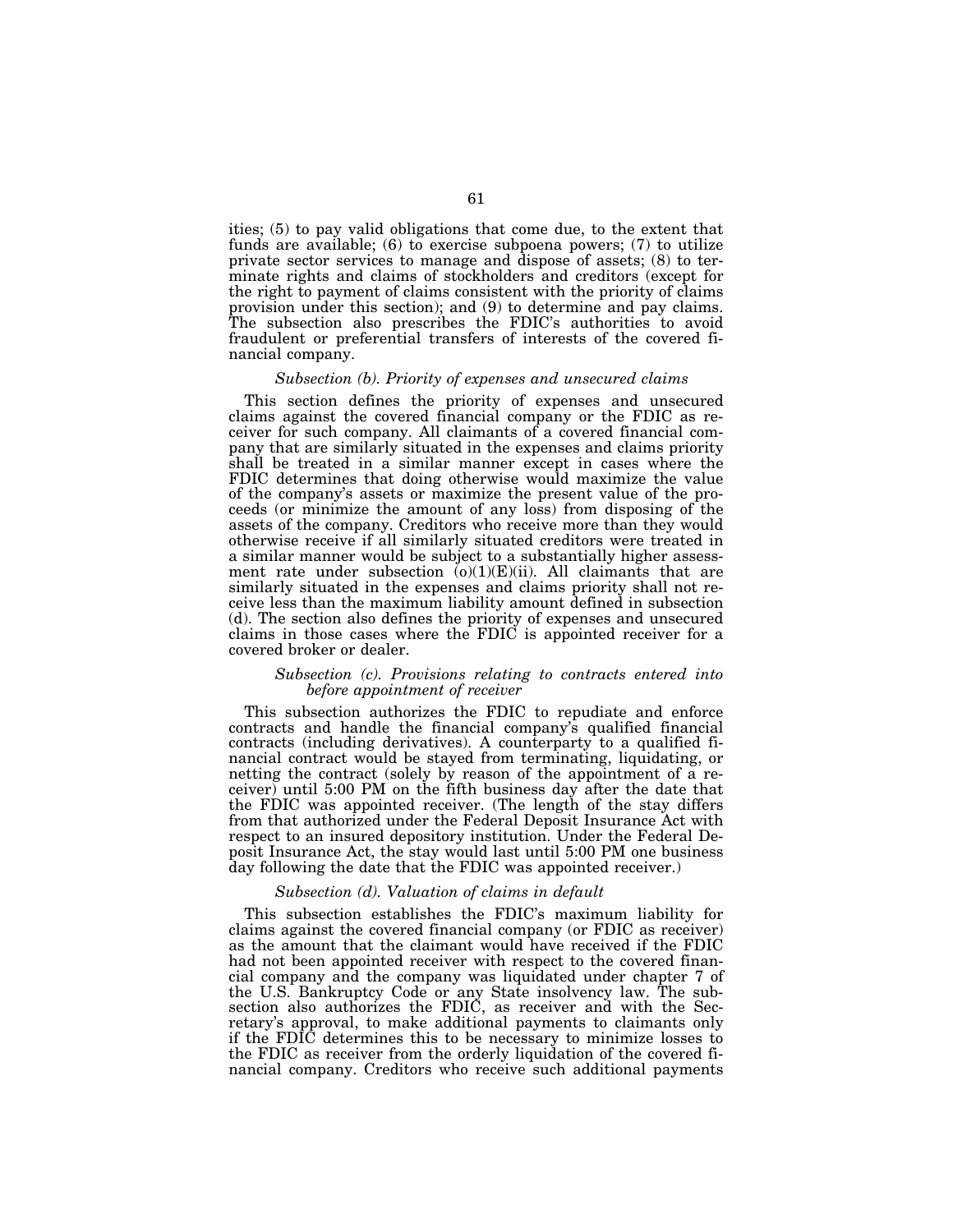ities; (5) to pay valid obligations that come due, to the extent that funds are available; (6) to exercise subpoena powers; (7) to utilize private sector services to manage and dispose of assets; (8) to terminate rights and claims of stockholders and creditors (except for the right to payment of claims consistent with the priority of claims provision under this section); and (9) to determine and pay claims. The subsection also prescribes the FDIC's authorities to avoid fraudulent or preferential transfers of interests of the covered financial company.

### *Subsection (b). Priority of expenses and unsecured claims*

This section defines the priority of expenses and unsecured claims against the covered financial company or the FDIC as receiver for such company. All claimants of a covered financial company that are similarly situated in the expenses and claims priority shall be treated in a similar manner except in cases where the FDIC determines that doing otherwise would maximize the value of the company's assets or maximize the present value of the proceeds (or minimize the amount of any loss) from disposing of the assets of the company. Creditors who receive more than they would otherwise receive if all similarly situated creditors were treated in a similar manner would be subject to a substantially higher assessment rate under subsection (o)(1)(E)(ii). All claimants that are similarly situated in the expenses and claims priority shall not receive less than the maximum liability amount defined in subsection (d). The section also defines the priority of expenses and unsecured claims in those cases where the FDIC is appointed receiver for a covered broker or dealer.

### *Subsection (c). Provisions relating to contracts entered into before appointment of receiver*

This subsection authorizes the FDIC to repudiate and enforce contracts and handle the financial company's qualified financial contracts (including derivatives). A counterparty to a qualified financial contract would be stayed from terminating, liquidating, or netting the contract (solely by reason of the appointment of a receiver) until 5:00 PM on the fifth business day after the date that the FDIC was appointed receiver. (The length of the stay differs from that authorized under the Federal Deposit Insurance Act with respect to an insured depository institution. Under the Federal Deposit Insurance Act, the stay would last until 5:00 PM one business day following the date that the FDIC was appointed receiver.)

### *Subsection (d). Valuation of claims in default*

This subsection establishes the FDIC's maximum liability for claims against the covered financial company (or FDIC as receiver) as the amount that the claimant would have received if the FDIC had not been appointed receiver with respect to the covered financial company and the company was liquidated under chapter 7 of the U.S. Bankruptcy Code or any State insolvency law. The subsection also authorizes the FDIC, as receiver and with the Secretary's approval, to make additional payments to claimants only if the FDIC determines this to be necessary to minimize losses to the FDIC as receiver from the orderly liquidation of the covered financial company. Creditors who receive such additional payments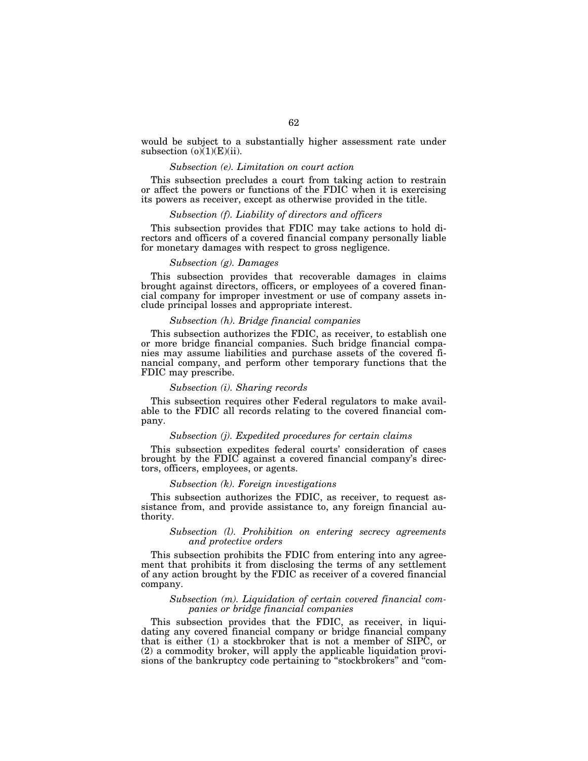would be subject to a substantially higher assessment rate under subsection (o)(1)(E)(ii).

*Subsection (e). Limitation on court action*

This subsection precludes a court from taking action to restrain or affect the powers or functions of the FDIC when it is exercising its powers as receiver, except as otherwise provided in the title.

*Subsection (f). Liability of directors and officers*

This subsection provides that FDIC may take actions to hold directors and officers of a covered financial company personally liable for monetary damages with respect to gross negligence.

*Subsection (g). Damages*

This subsection provides that recoverable damages in claims brought against directors, officers, or employees of a covered financial company for improper investment or use of company assets include principal losses and appropriate interest.

*Subsection (h). Bridge financial companies*

This subsection authorizes the FDIC, as receiver, to establish one or more bridge financial companies. Such bridge financial companies may assume liabilities and purchase assets of the covered financial company, and perform other temporary functions that the FDIC may prescribe.

*Subsection (i). Sharing records*

This subsection requires other Federal regulators to make available to the FDIC all records relating to the covered financial company.

*Subsection (j). Expedited procedures for certain claims*

This subsection expedites federal courts' consideration of cases brought by the FDIC against a covered financial company's directors, officers, employees, or agents.

*Subsection (k). Foreign investigations*

This subsection authorizes the FDIC, as receiver, to request assistance from, and provide assistance to, any foreign financial authority.

*Subsection (l). Prohibition on entering secrecy agreements and protective orders*

This subsection prohibits the FDIC from entering into any agreement that prohibits it from disclosing the terms of any settlement of any action brought by the FDIC as receiver of a covered financial company.

*Subsection (m). Liquidation of certain covered financial companies or bridge financial companies*

This subsection provides that the FDIC, as receiver, in liquidating any covered financial company or bridge financial company that is either (1) a stockbroker that is not a member of SIPC, or (2) a commodity broker, will apply the applicable liquidation provisions of the bankruptcy code pertaining to "stockbrokers" and "com-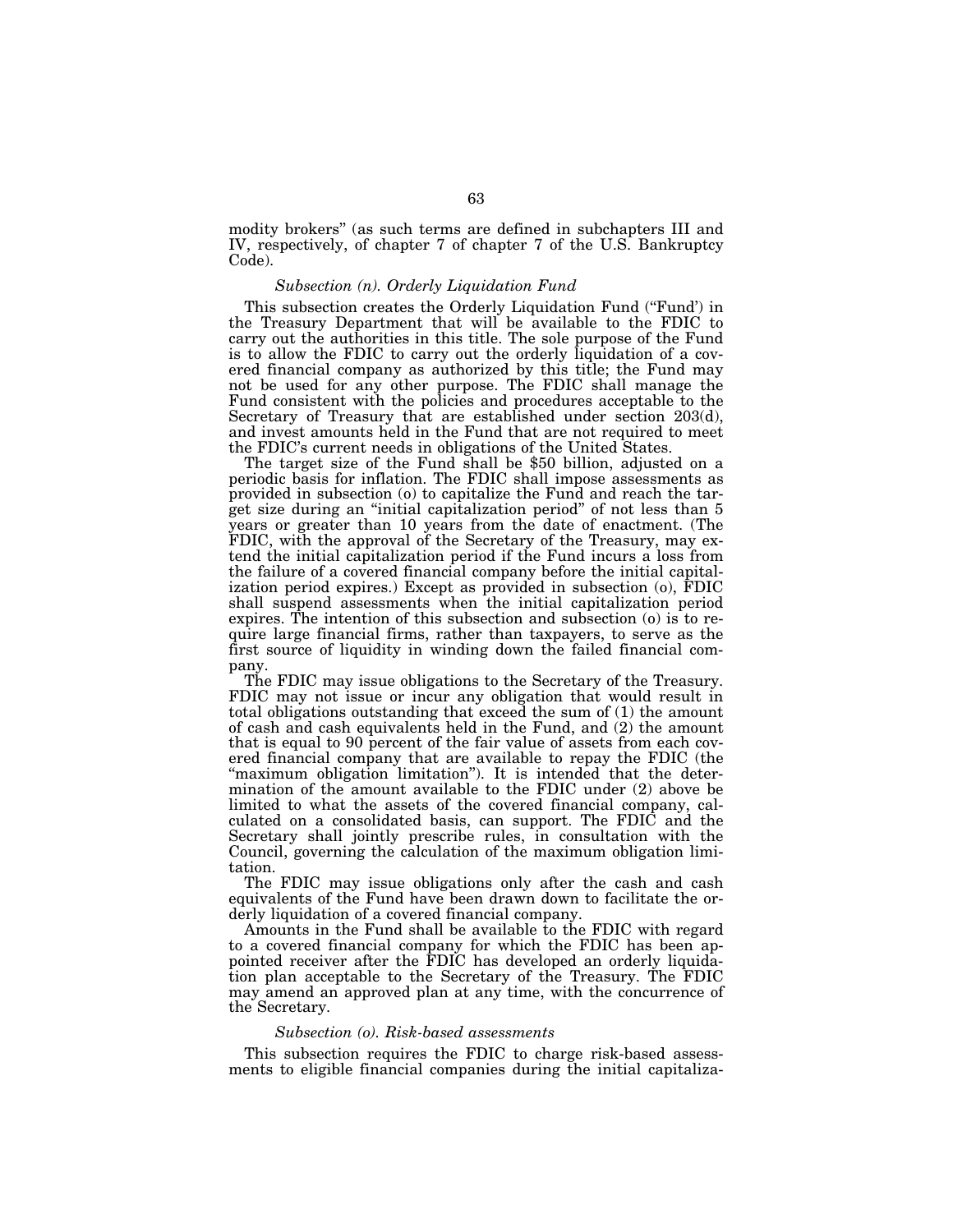modity brokers" (as such terms are defined in subchapters III and IV, respectively, of chapter 7 of chapter 7 of the U.S. Bankruptcy Code).

### *Subsection (n). Orderly Liquidation Fund*

This subsection creates the Orderly Liquidation Fund ("Fund') in the Treasury Department that will be available to the FDIC to carry out the authorities in this title. The sole purpose of the Fund is to allow the FDIC to carry out the orderly liquidation of a covered financial company as authorized by this title; the Fund may not be used for any other purpose. The FDIC shall manage the Fund consistent with the policies and procedures acceptable to the Secretary of Treasury that are established under section 203(d), and invest amounts held in the Fund that are not required to meet the FDIC's current needs in obligations of the United States.

The target size of the Fund shall be $50 billion, adjusted on a periodic basis for inflation. The FDIC shall impose assessments as provided in subsection (o) to capitalize the Fund and reach the target size during an "initial capitalization period" of not less than 5 years or greater than 10 years from the date of enactment. (The FDIC, with the approval of the Secretary of the Treasury, may extend the initial capitalization period if the Fund incurs a loss from the failure of a covered financial company before the initial capitalization period expires.) Except as provided in subsection (o), FDIC shall suspend assessments when the initial capitalization period expires. The intention of this subsection and subsection (o) is to require large financial firms, rather than taxpayers, to serve as the first source of liquidity in winding down the failed financial company.

The FDIC may issue obligations to the Secretary of the Treasury. FDIC may not issue or incur any obligation that would result in total obligations outstanding that exceed the sum of (1) the amount of cash and cash equivalents held in the Fund, and (2) the amount that is equal to 90 percent of the fair value of assets from each covered financial company that are available to repay the FDIC (the "maximum obligation limitation"). It is intended that the determination of the amount available to the FDIC under (2) above be limited to what the assets of the covered financial company, calculated on a consolidated basis, can support. The FDIC and the Secretary shall jointly prescribe rules, in consultation with the Council, governing the calculation of the maximum obligation limitation.

The FDIC may issue obligations only after the cash and cash equivalents of the Fund have been drawn down to facilitate the orderly liquidation of a covered financial company.

Amounts in the Fund shall be available to the FDIC with regard to a covered financial company for which the FDIC has been appointed receiver after the FDIC has developed an orderly liquidation plan acceptable to the Secretary of the Treasury. The FDIC may amend an approved plan at any time, with the concurrence of the Secretary.

### *Subsection (o). Risk-based assessments*

This subsection requires the FDIC to charge risk-based assessments to eligible financial companies during the initial capitaliza-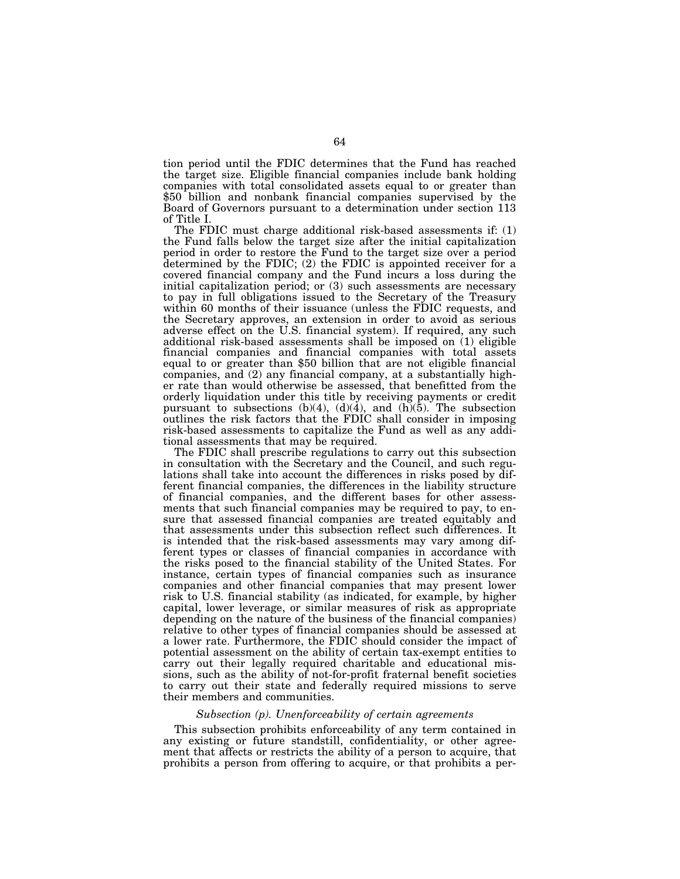tion period until the FDIC determines that the Fund has reached the target size. Eligible financial companies include bank holding companies with total consolidated assets equal to or greater than $50 billion and nonbank financial companies supervised by the Board of Governors pursuant to a determination under section 113 of Title I.

The FDIC must charge additional risk-based assessments if: (1) the Fund falls below the target size after the initial capitalization period in order to restore the Fund to the target size over a period determined by the FDIC; (2) the FDIC is appointed receiver for a covered financial company and the Fund incurs a loss during the initial capitalization period; or (3) such assessments are necessary to pay in full obligations issued to the Secretary of the Treasury within 60 months of their issuance (unless the FDIC requests, and the Secretary approves, an extension in order to avoid as serious adverse effect on the U.S. financial system). If required, any such additional risk-based assessments shall be imposed on (1) eligible financial companies and financial companies with total assets equal to or greater than $50 billion that are not eligible financial companies, and (2) any financial company, at a substantially higher rate than would otherwise be assessed, that benefitted from the orderly liquidation under this title by receiving payments or credit pursuant to subsections (b)(4), (d)(4), and (h)(5). The subsection outlines the risk factors that the FDIC shall consider in imposing risk-based assessments to capitalize the Fund as well as any additional assessments that may be required.

The FDIC shall prescribe regulations to carry out this subsection in consultation with the Secretary and the Council, and such regulations shall take into account the differences in risks posed by different financial companies, the differences in the liability structure of financial companies, and the different bases for other assessments that such financial companies may be required to pay, to ensure that assessed financial companies are treated equitably and that assessments under this subsection reflect such differences. It is intended that the risk-based assessments may vary among different types or classes of financial companies in accordance with the risks posed to the financial stability of the United States. For instance, certain types of financial companies such as insurance companies and other financial companies that may present lower risk to U.S. financial stability (as indicated, for example, by higher capital, lower leverage, or similar measures of risk as appropriate depending on the nature of the business of the financial companies) relative to other types of financial companies should be assessed at a lower rate. Furthermore, the FDIC should consider the impact of potential assessment on the ability of certain tax-exempt entities to carry out their legally required charitable and educational missions, such as the ability of not-for-profit fraternal benefit societies to carry out their state and federally required missions to serve their members and communities.

*Subsection (p). Unenforceability of certain agreements*

This subsection prohibits enforceability of any term contained in any existing or future standstill, confidentiality, or other agreement that affects or restricts the ability of a person to acquire, that prohibits a person from offering to acquire, or that prohibits a per-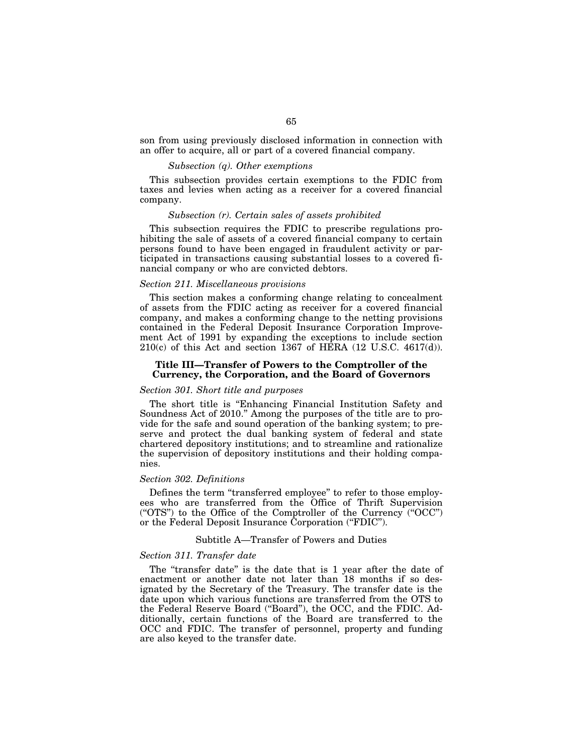son from using previously disclosed information in connection with an offer to acquire, all or part of a covered financial company.

*Subsection (q). Other exemptions*

This subsection provides certain exemptions to the FDIC from taxes and levies when acting as a receiver for a covered financial company.

*Subsection (r). Certain sales of assets prohibited*

This subsection requires the FDIC to prescribe regulations prohibiting the sale of assets of a covered financial company to certain persons found to have been engaged in fraudulent activity or participated in transactions causing substantial losses to a covered financial company or who are convicted debtors.

*Section 211. Miscellaneous provisions*

This section makes a conforming change relating to concealment of assets from the FDIC acting as receiver for a covered financial company, and makes a conforming change to the netting provisions contained in the Federal Deposit Insurance Corporation Improvement Act of 1991 by expanding the exceptions to include section 210(c) of this Act and section 1367 of HERA (12 U.S.C. 4617(d)).

## Title III—Transfer of Powers to the Comptroller of the Currency, the Corporation, and the Board of Governors

*Section 301. Short title and purposes*

The short title is "Enhancing Financial Institution Safety and Soundness Act of 2010." Among the purposes of the title are to provide for the safe and sound operation of the banking system; to preserve and protect the dual banking system of federal and state chartered depository institutions; and to streamline and rationalize the supervision of depository institutions and their holding companies.

*Section 302. Definitions*

Defines the term "transferred employee" to refer to those employees who are transferred from the Office of Thrift Supervision ("OTS") to the Office of the Comptroller of the Currency ("OCC") or the Federal Deposit Insurance Corporation ("FDIC").

### Subtitle A—Transfer of Powers and Duties

*Section 311. Transfer date*

The "transfer date" is the date that is 1 year after the date of enactment or another date not later than 18 months if so designated by the Secretary of the Treasury. The transfer date is the date upon which various functions are transferred from the OTS to the Federal Reserve Board ("Board"), the OCC, and the FDIC. Additionally, certain functions of the Board are transferred to the OCC and FDIC. The transfer of personnel, property and funding are also keyed to the transfer date.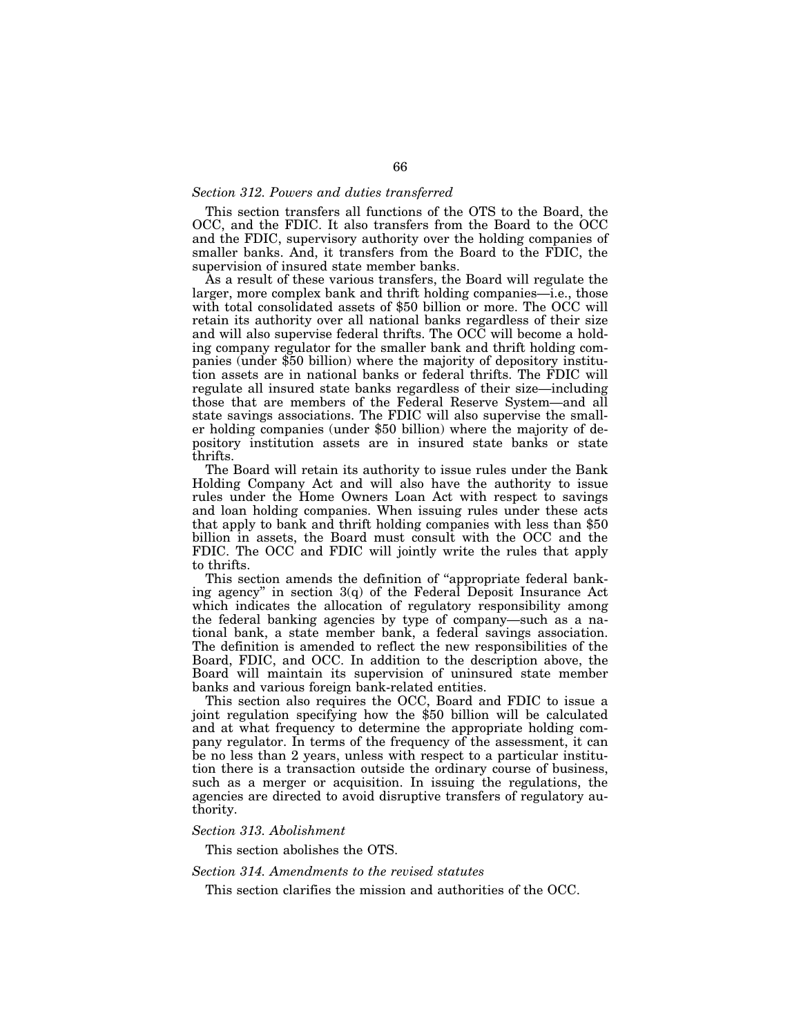*Section 312. Powers and duties transferred*

This section transfers all functions of the OTS to the Board, the OCC, and the FDIC. It also transfers from the Board to the OCC and the FDIC, supervisory authority over the holding companies of smaller banks. And, it transfers from the Board to the FDIC, the supervision of insured state member banks.

As a result of these various transfers, the Board will regulate the larger, more complex bank and thrift holding companies—i.e., those with total consolidated assets of $50 billion or more. The OCC will retain its authority over all national banks regardless of their size and will also supervise federal thrifts. The OCC will become a holding company regulator for the smaller bank and thrift holding companies (under $50 billion) where the majority of depository institution assets are in national banks or federal thrifts. The FDIC will regulate all insured state banks regardless of their size—including those that are members of the Federal Reserve System—and all state savings associations. The FDIC will also supervise the smaller holding companies (under $50 billion) where the majority of depository institution assets are in insured state banks or state thrifts.

The Board will retain its authority to issue rules under the Bank Holding Company Act and will also have the authority to issue rules under the Home Owners Loan Act with respect to savings and loan holding companies. When issuing rules under these acts that apply to bank and thrift holding companies with less than $50 billion in assets, the Board must consult with the OCC and the FDIC. The OCC and FDIC will jointly write the rules that apply to thrifts.

This section amends the definition of "appropriate federal banking agency" in section 3(q) of the Federal Deposit Insurance Act which indicates the allocation of regulatory responsibility among the federal banking agencies by type of company—such as a national bank, a state member bank, a federal savings association. The definition is amended to reflect the new responsibilities of the Board, FDIC, and OCC. In addition to the description above, the Board will maintain its supervision of uninsured state member banks and various foreign bank-related entities.

This section also requires the OCC, Board and FDIC to issue a joint regulation specifying how the $50 billion will be calculated and at what frequency to determine the appropriate holding company regulator. In terms of the frequency of the assessment, it can be no less than 2 years, unless with respect to a particular institution there is a transaction outside the ordinary course of business, such as a merger or acquisition. In issuing the regulations, the agencies are directed to avoid disruptive transfers of regulatory authority.

*Section 313. Abolishment*

This section abolishes the OTS.

*Section 314. Amendments to the revised statutes*

This section clarifies the mission and authorities of the OCC.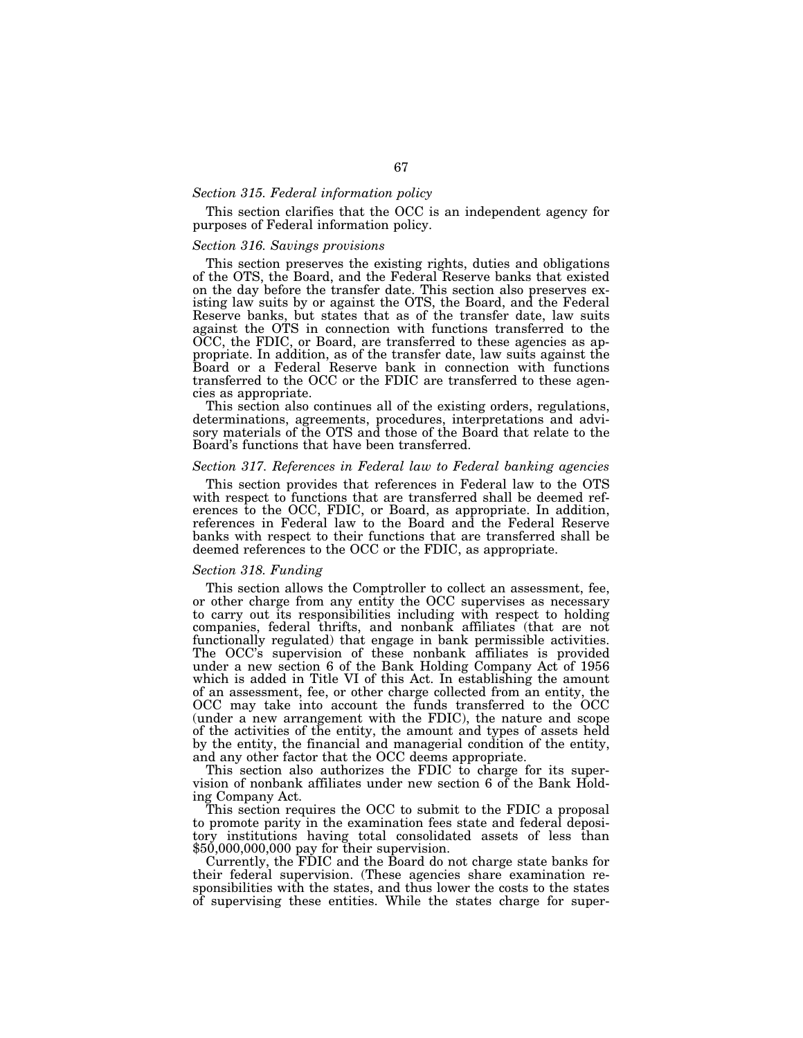*Section 315. Federal information policy*

This section clarifies that the OCC is an independent agency for purposes of Federal information policy.

*Section 316. Savings provisions*

This section preserves the existing rights, duties and obligations of the OTS, the Board, and the Federal Reserve banks that existed on the day before the transfer date. This section also preserves existing law suits by or against the OTS, the Board, and the Federal Reserve banks, but states that as of the transfer date, law suits against the OTS in connection with functions transferred to the OCC, the FDIC, or Board, are transferred to these agencies as appropriate. In addition, as of the transfer date, law suits against the Board or a Federal Reserve bank in connection with functions transferred to the OCC or the FDIC are transferred to these agencies as appropriate.

This section also continues all of the existing orders, regulations, determinations, agreements, procedures, interpretations and advisory materials of the OTS and those of the Board that relate to the Board's functions that have been transferred.

*Section 317. References in Federal law to Federal banking agencies*

This section provides that references in Federal law to the OTS with respect to functions that are transferred shall be deemed references to the OCC, FDIC, or Board, as appropriate. In addition, references in Federal law to the Board and the Federal Reserve banks with respect to their functions that are transferred shall be deemed references to the OCC or the FDIC, as appropriate.

*Section 318. Funding*

This section allows the Comptroller to collect an assessment, fee, or other charge from any entity the OCC supervises as necessary to carry out its responsibilities including with respect to holding companies, federal thrifts, and nonbank affiliates (that are not functionally regulated) that engage in bank permissible activities. The OCC's supervision of these nonbank affiliates is provided under a new section 6 of the Bank Holding Company Act of 1956 which is added in Title VI of this Act. In establishing the amount of an assessment, fee, or other charge collected from an entity, the OCC may take into account the funds transferred to the OCC (under a new arrangement with the FDIC), the nature and scope of the activities of the entity, the amount and types of assets held by the entity, the financial and managerial condition of the entity, and any other factor that the OCC deems appropriate.

This section also authorizes the FDIC to charge for its supervision of nonbank affiliates under new section 6 of the Bank Holding Company Act.

This section requires the OCC to submit to the FDIC a proposal to promote parity in the examination fees state and federal depository institutions having total consolidated assets of less than $50,000,000,000 pay for their supervision.

Currently, the FDIC and the Board do not charge state banks for their federal supervision. (These agencies share examination responsibilities with the states, and thus lower the costs to the states of supervising these entities. While the states charge for super-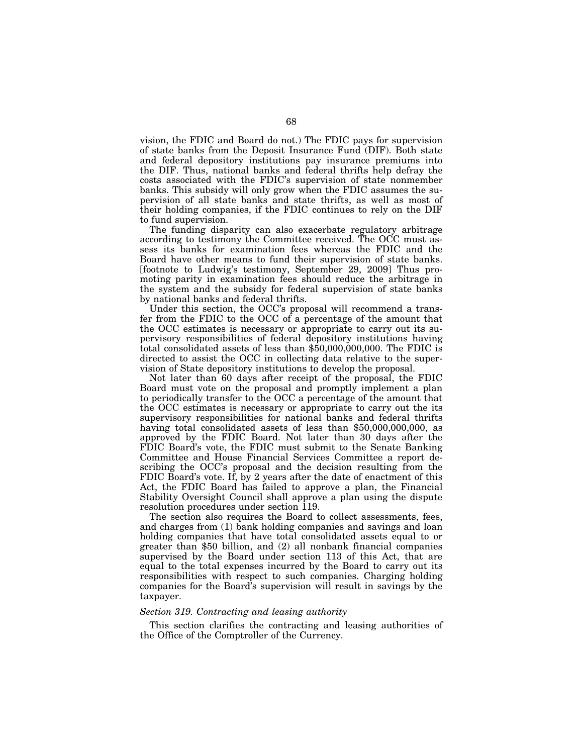vision, the FDIC and Board do not.) The FDIC pays for supervision of state banks from the Deposit Insurance Fund (DIF). Both state and federal depository institutions pay insurance premiums into the DIF. Thus, national banks and federal thrifts help defray the costs associated with the FDIC's supervision of state nonmember banks. This subsidy will only grow when the FDIC assumes the supervision of all state banks and state thrifts, as well as most of their holding companies, if the FDIC continues to rely on the DIF to fund supervision.

The funding disparity can also exacerbate regulatory arbitrage according to testimony the Committee received. The OCC must assess its banks for examination fees whereas the FDIC and the Board have other means to fund their supervision of state banks. [footnote to Ludwig's testimony, September 29, 2009] Thus promoting parity in examination fees should reduce the arbitrage in the system and the subsidy for federal supervision of state banks by national banks and federal thrifts.

Under this section, the OCC's proposal will recommend a transfer from the FDIC to the OCC of a percentage of the amount that the OCC estimates is necessary or appropriate to carry out its supervisory responsibilities of federal depository institutions having total consolidated assets of less than $50,000,000,000. The FDIC is directed to assist the OCC in collecting data relative to the supervision of State depository institutions to develop the proposal.

Not later than 60 days after receipt of the proposal, the FDIC Board must vote on the proposal and promptly implement a plan to periodically transfer to the OCC a percentage of the amount that the OCC estimates is necessary or appropriate to carry out the its supervisory responsibilities for national banks and federal thrifts having total consolidated assets of less than $50,000,000,000, as approved by the FDIC Board. Not later than 30 days after the FDIC Board's vote, the FDIC must submit to the Senate Banking Committee and House Financial Services Committee a report describing the OCC's proposal and the decision resulting from the FDIC Board's vote. If, by 2 years after the date of enactment of this Act, the FDIC Board has failed to approve a plan, the Financial Stability Oversight Council shall approve a plan using the dispute resolution procedures under section 119.

The section also requires the Board to collect assessments, fees, and charges from (1) bank holding companies and savings and loan holding companies that have total consolidated assets equal to or greater than $50 billion, and (2) all nonbank financial companies supervised by the Board under section 113 of this Act, that are equal to the total expenses incurred by the Board to carry out its responsibilities with respect to such companies. Charging holding companies for the Board's supervision will result in savings by the taxpayer.

*Section 319. Contracting and leasing authority*

This section clarifies the contracting and leasing authorities of the Office of the Comptroller of the Currency.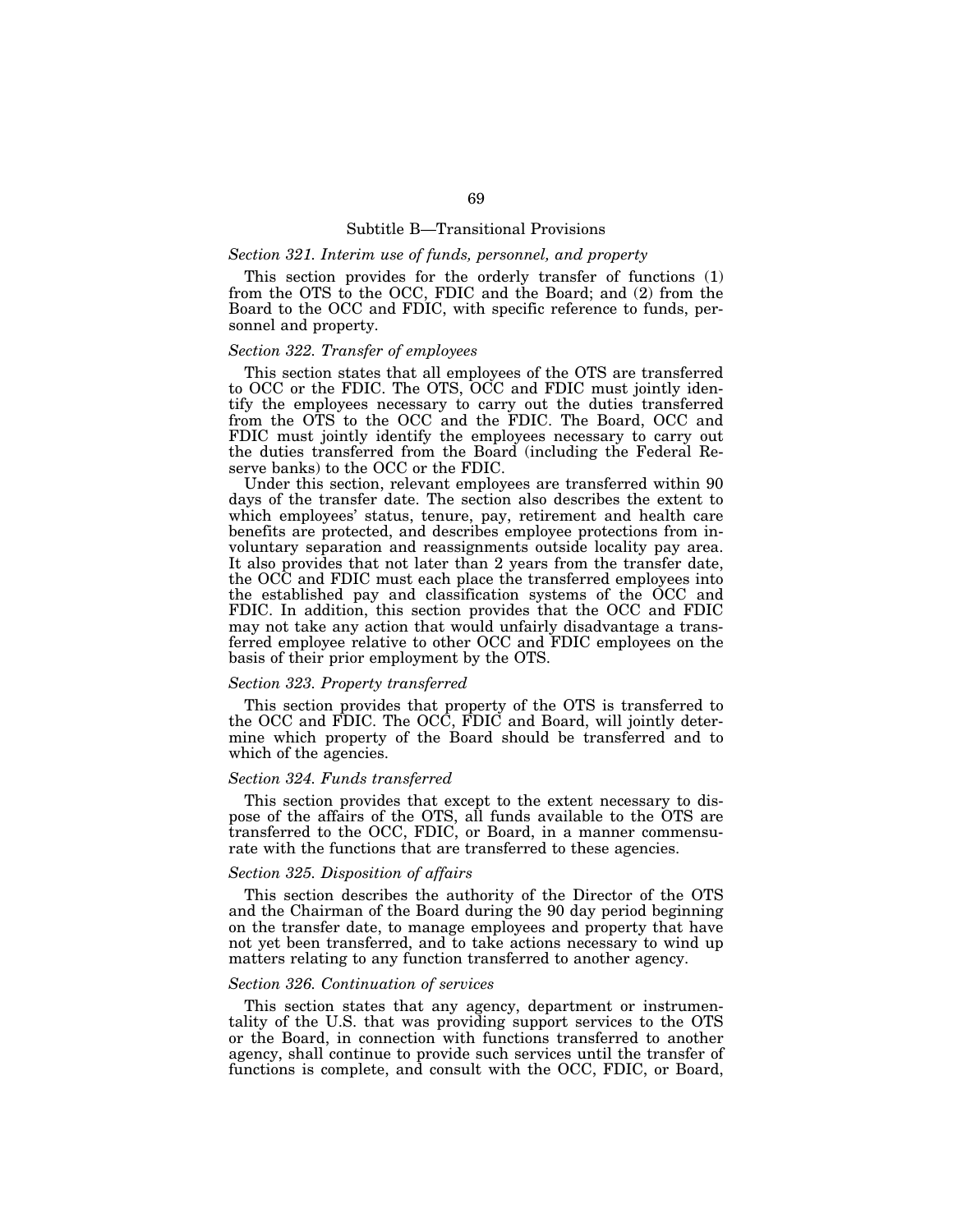## Subtitle B—Transitional Provisions

### *Section 321. Interim use of funds, personnel, and property*

This section provides for the orderly transfer of functions (1) from the OTS to the OCC, FDIC and the Board; and (2) from the Board to the OCC and FDIC, with specific reference to funds, personnel and property.

### *Section 322. Transfer of employees*

This section states that all employees of the OTS are transferred to OCC or the FDIC. The OTS, OCC and FDIC must jointly identify the employees necessary to carry out the duties transferred from the OTS to the OCC and the FDIC. The Board, OCC and FDIC must jointly identify the employees necessary to carry out the duties transferred from the Board (including the Federal Reserve banks) to the OCC or the FDIC.

Under this section, relevant employees are transferred within 90 days of the transfer date. The section also describes the extent to which employees' status, tenure, pay, retirement and health care benefits are protected, and describes employee protections from involuntary separation and reassignments outside locality pay area. It also provides that not later than 2 years from the transfer date, the OCC and FDIC must each place the transferred employees into the established pay and classification systems of the OCC and FDIC. In addition, this section provides that the OCC and FDIC may not take any action that would unfairly disadvantage a transferred employee relative to other OCC and FDIC employees on the basis of their prior employment by the OTS.

### *Section 323. Property transferred*

This section provides that property of the OTS is transferred to the OCC and FDIC. The OCC, FDIC and Board, will jointly determine which property of the Board should be transferred and to which of the agencies.

### *Section 324. Funds transferred*

This section provides that except to the extent necessary to dispose of the affairs of the OTS, all funds available to the OTS are transferred to the OCC, FDIC, or Board, in a manner commensurate with the functions that are transferred to these agencies.

### *Section 325. Disposition of affairs*

This section describes the authority of the Director of the OTS and the Chairman of the Board during the 90 day period beginning on the transfer date, to manage employees and property that have not yet been transferred, and to take actions necessary to wind up matters relating to any function transferred to another agency.

### *Section 326. Continuation of services*

This section states that any agency, department or instrumentality of the U.S. that was providing support services to the OTS or the Board, in connection with functions transferred to another agency, shall continue to provide such services until the transfer of functions is complete, and consult with the OCC, FDIC, or Board,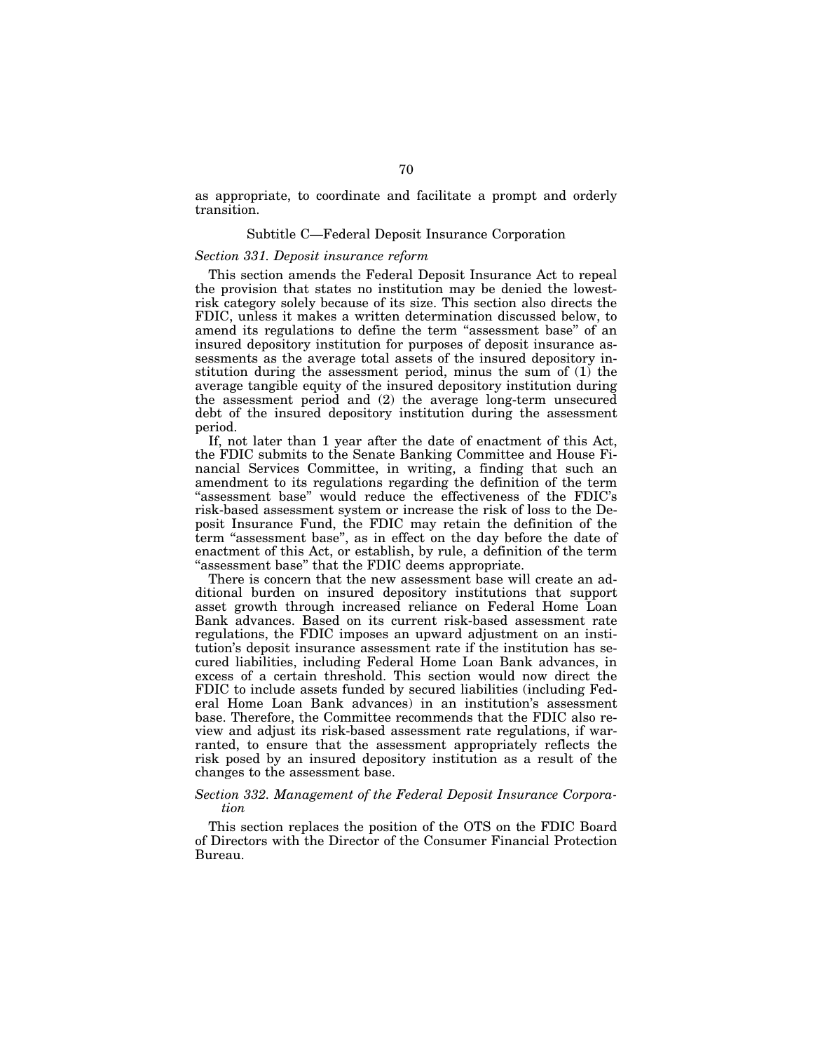as appropriate, to coordinate and facilitate a prompt and orderly transition.

## Subtitle C—Federal Deposit Insurance Corporation

### *Section 331. Deposit insurance reform*

This section amends the Federal Deposit Insurance Act to repeal the provision that states no institution may be denied the lowest-risk category solely because of its size. This section also directs the FDIC, unless it makes a written determination discussed below, to amend its regulations to define the term "assessment base" of an insured depository institution for purposes of deposit insurance assessments as the average total assets of the insured depository institution during the assessment period, minus the sum of (1) the average tangible equity of the insured depository institution during the assessment period and (2) the average long-term unsecured debt of the insured depository institution during the assessment period.

If, not later than 1 year after the date of enactment of this Act, the FDIC submits to the Senate Banking Committee and House Financial Services Committee, in writing, a finding that such an amendment to its regulations regarding the definition of the term "assessment base" would reduce the effectiveness of the FDIC's risk-based assessment system or increase the risk of loss to the Deposit Insurance Fund, the FDIC may retain the definition of the term "assessment base", as in effect on the day before the date of enactment of this Act, or establish, by rule, a definition of the term "assessment base" that the FDIC deems appropriate.

There is concern that the new assessment base will create an additional burden on insured depository institutions that support asset growth through increased reliance on Federal Home Loan Bank advances. Based on its current risk-based assessment rate regulations, the FDIC imposes an upward adjustment on an institution's deposit insurance assessment rate if the institution has secured liabilities, including Federal Home Loan Bank advances, in excess of a certain threshold. This section would now direct the FDIC to include assets funded by secured liabilities (including Federal Home Loan Bank advances) in an institution's assessment base. Therefore, the Committee recommends that the FDIC also review and adjust its risk-based assessment rate regulations, if warranted, to ensure that the assessment appropriately reflects the risk posed by an insured depository institution as a result of the changes to the assessment base.

### *Section 332. Management of the Federal Deposit Insurance Corporation*

This section replaces the position of the OTS on the FDIC Board of Directors with the Director of the Consumer Financial Protection Bureau.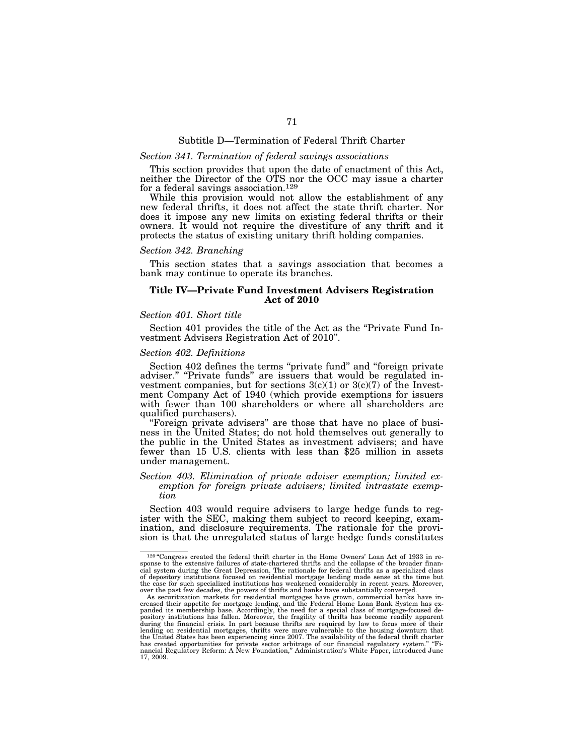## Subtitle D—Termination of Federal Thrift Charter

*Section 341. Termination of federal savings associations*

This section provides that upon the date of enactment of this Act, neither the Director of the OTS nor the OCC may issue a charter for a federal savings association.[129]

While this provision would not allow the establishment of any new federal thrifts, it does not affect the state thrift charter. Nor does it impose any new limits on existing federal thrifts or their owners. It would not require the divestiture of any thrift and it protects the status of existing unitary thrift holding companies.

*Section 342. Branching*

This section states that a savings association that becomes a bank may continue to operate its branches.

## Title IV—Private Fund Investment Advisers Registration Act of 2010

*Section 401. Short title*

Section 401 provides the title of the Act as the "Private Fund Investment Advisers Registration Act of 2010".

*Section 402. Definitions*

Section 402 defines the terms "private fund" and "foreign private adviser." "Private funds" are issuers that would be regulated investment companies, but for sections 3(c)(1) or 3(c)(7) of the Investment Company Act of 1940 (which provide exemptions for issuers with fewer than 100 shareholders or where all shareholders are qualified purchasers).

"Foreign private advisers" are those that have no place of business in the United States; do not hold themselves out generally to the public in the United States as investment advisers; and have fewer than 15 U.S. clients with less than $25 million in assets under management.

*Section 403. Elimination of private adviser exemption; limited exemption for foreign private advisers; limited intrastate exemption*

Section 403 would require advisers to large hedge funds to register with the SEC, making them subject to record keeping, examination, and disclosure requirements. The rationale for the provision is that the unregulated status of large hedge funds constitutes

---

[129] "Congress created the federal thrift charter in the Home Owners' Loan Act of 1933 in response to the extensive failures of state-chartered thrifts and the collapse of the broader financial system during the Great Depression. The rationale for federal thrifts as a specialized class of depository institutions focused on residential mortgage lending made sense at the time but the case for such specialized institutions has weakened considerably in recent years. Moreover, over the past few decades, the powers of thrifts and banks have substantially converged.

As securitization markets for residential mortgages have grown, commercial banks have increased their appetite for mortgage lending, and the Federal Home Loan Bank System has expanded its membership base. Accordingly, the need for a special class of mortgage-focused depository institutions has fallen. Moreover, the fragility of thrifts has become readily apparent during the financial crisis. In part because thrifts are required by law to focus more of their lending on residential mortgages, thrifts were more vulnerable to the housing downturn that the United States has been experiencing since 2007. The availability of the federal thrift charter has created opportunities for private sector arbitrage of our financial regulatory system." "Financial Regulatory Reform: A New Foundation," Administration's White Paper, introduced June 17, 2009.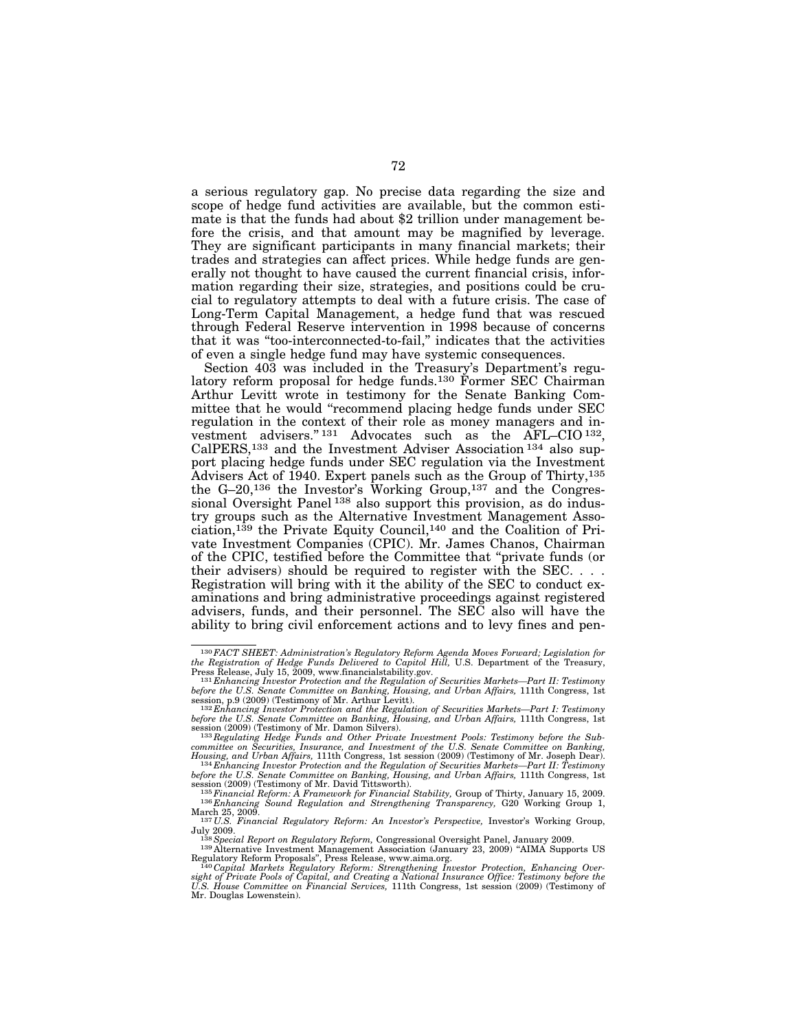a serious regulatory gap. No precise data regarding the size and scope of hedge fund activities are available, but the common estimate is that the funds had about $2 trillion under management before the crisis, and that amount may be magnified by leverage. They are significant participants in many financial markets; their trades and strategies can affect prices. While hedge funds are generally not thought to have caused the current financial crisis, information regarding their size, strategies, and positions could be crucial to regulatory attempts to deal with a future crisis. The case of Long-Term Capital Management, a hedge fund that was rescued through Federal Reserve intervention in 1998 because of concerns that it was "too-interconnected-to-fail," indicates that the activities of even a single hedge fund may have systemic consequences.

Section 403 was included in the Treasury's Department's regulatory reform proposal for hedge funds.[130] Former SEC Chairman Arthur Levitt wrote in testimony for the Senate Banking Committee that he would "recommend placing hedge funds under SEC regulation in the context of their role as money managers and investment advisers."[131] Advocates such as the AFL–CIO[132], CalPERS,[133] and the Investment Adviser Association[134] also support placing hedge funds under SEC regulation via the Investment Advisers Act of 1940. Expert panels such as the Group of Thirty,[135] the G–20,[136] the Investor's Working Group,[137] and the Congressional Oversight Panel[138] also support this provision, as do industry groups such as the Alternative Investment Management Association,[139] the Private Equity Council,[140] and the Coalition of Private Investment Companies (CPIC). Mr. James Chanos, Chairman of the CPIC, testified before the Committee that "private funds (or their advisers) should be required to register with the SEC. . . . Registration will bring with it the ability of the SEC to conduct examinations and bring administrative proceedings against registered advisers, funds, and their personnel. The SEC also will have the ability to bring civil enforcement actions and to levy fines and pen-

---

[130] *FACT SHEET: Administration's Regulatory Reform Agenda Moves Forward; Legislation for the Registration of Hedge Funds Delivered to Capitol Hill,* U.S. Department of the Treasury, Press Release, July 15, 2009, www.financialstability.gov.

[131] *Enhancing Investor Protection and the Regulation of Securities Markets—Part II: Testimony before the U.S. Senate Committee on Banking, Housing, and Urban Affairs,* 111th Congress, 1st session, p.9 (2009) (Testimony of Mr. Arthur Levitt).

[132] *Enhancing Investor Protection and the Regulation of Securities Markets—Part I: Testimony before the U.S. Senate Committee on Banking, Housing, and Urban Affairs,* 111th Congress, 1st session (2009) (Testimony of Mr. Damon Silvers).

[133] *Regulating Hedge Funds and Other Private Investment Pools: Testimony before the Subcommittee on Securities, Insurance, and Investment of the U.S. Senate Committee on Banking, Housing, and Urban Affairs,* 111th Congress, 1st session (2009) (Testimony of Mr. Joseph Dear).

[134] *Enhancing Investor Protection and the Regulation of Securities Markets—Part II: Testimony before the U.S. Senate Committee on Banking, Housing, and Urban Affairs,* 111th Congress, 1st session (2009) (Testimony of Mr. David Tittsworth).

[135] *Financial Reform: A Framework for Financial Stability,* Group of Thirty, January 15, 2009.

[136] *Enhancing Sound Regulation and Strengthening Transparency,* G20 Working Group 1, March 25, 2009.

[137] *U.S. Financial Regulatory Reform: An Investor's Perspective,* Investor's Working Group, July 2009.

[138] *Special Report on Regulatory Reform,* Congressional Oversight Panel, January 2009.

[139] Alternative Investment Management Association (January 23, 2009) "AIMA Supports US Regulatory Reform Proposals", Press Release, www.aima.org.

[140] *Capital Markets Regulatory Reform: Strengthening Investor Protection, Enhancing Oversight of Private Pools of Capital, and Creating a National Insurance Office: Testimony before the U.S. House Committee on Financial Services,* 111th Congress, 1st session (2009) (Testimony of Mr. Douglas Lowenstein).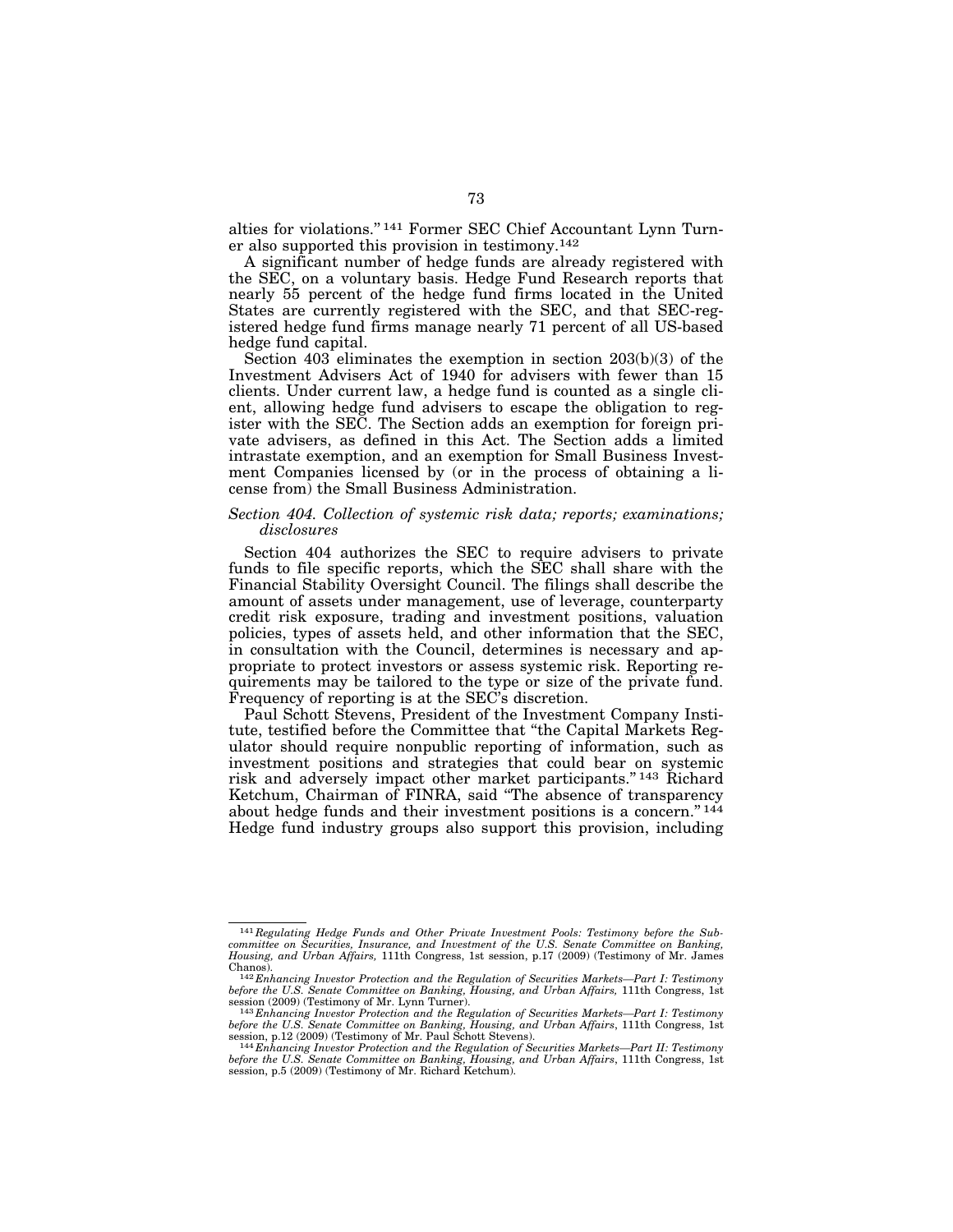alties for violations." [141] Former SEC Chief Accountant Lynn Turner also supported this provision in testimony.[142]

A significant number of hedge funds are already registered with the SEC, on a voluntary basis. Hedge Fund Research reports that nearly 55 percent of the hedge fund firms located in the United States are currently registered with the SEC, and that SEC-registered hedge fund firms manage nearly 71 percent of all US-based hedge fund capital.

Section 403 eliminates the exemption in section 203(b)(3) of the Investment Advisers Act of 1940 for advisers with fewer than 15 clients. Under current law, a hedge fund is counted as a single client, allowing hedge fund advisers to escape the obligation to register with the SEC. The Section adds an exemption for foreign private advisers, as defined in this Act. The Section adds a limited intrastate exemption, and an exemption for Small Business Investment Companies licensed by (or in the process of obtaining a license from) the Small Business Administration.

*Section 404. Collection of systemic risk data; reports; examinations; disclosures*

Section 404 authorizes the SEC to require advisers to private funds to file specific reports, which the SEC shall share with the Financial Stability Oversight Council. The filings shall describe the amount of assets under management, use of leverage, counterparty credit risk exposure, trading and investment positions, valuation policies, types of assets held, and other information that the SEC, in consultation with the Council, determines is necessary and appropriate to protect investors or assess systemic risk. Reporting requirements may be tailored to the type or size of the private fund. Frequency of reporting is at the SEC's discretion.

Paul Schott Stevens, President of the Investment Company Institute, testified before the Committee that "the Capital Markets Regulator should require nonpublic reporting of information, such as investment positions and strategies that could bear on systemic risk and adversely impact other market participants." [143] Richard Ketchum, Chairman of FINRA, said "The absence of transparency about hedge funds and their investment positions is a concern." [144] Hedge fund industry groups also support this provision, including

---

[141] *Regulating Hedge Funds and Other Private Investment Pools: Testimony before the Subcommittee on Securities, Insurance, and Investment of the U.S. Senate Committee on Banking, Housing, and Urban Affairs,* 111th Congress, 1st session, p.17 (2009) (Testimony of Mr. James Chanos).

[142] *Enhancing Investor Protection and the Regulation of Securities Markets—Part I: Testimony before the U.S. Senate Committee on Banking, Housing, and Urban Affairs,* 111th Congress, 1st session (2009) (Testimony of Mr. Lynn Turner).

[143] *Enhancing Investor Protection and the Regulation of Securities Markets—Part I: Testimony before the U.S. Senate Committee on Banking, Housing, and Urban Affairs*, 111th Congress, 1st session, p.12 (2009) (Testimony of Mr. Paul Schott Stevens).

[144] *Enhancing Investor Protection and the Regulation of Securities Markets—Part II: Testimony before the U.S. Senate Committee on Banking, Housing, and Urban Affairs*, 111th Congress, 1st session, p.5 (2009) (Testimony of Mr. Richard Ketchum).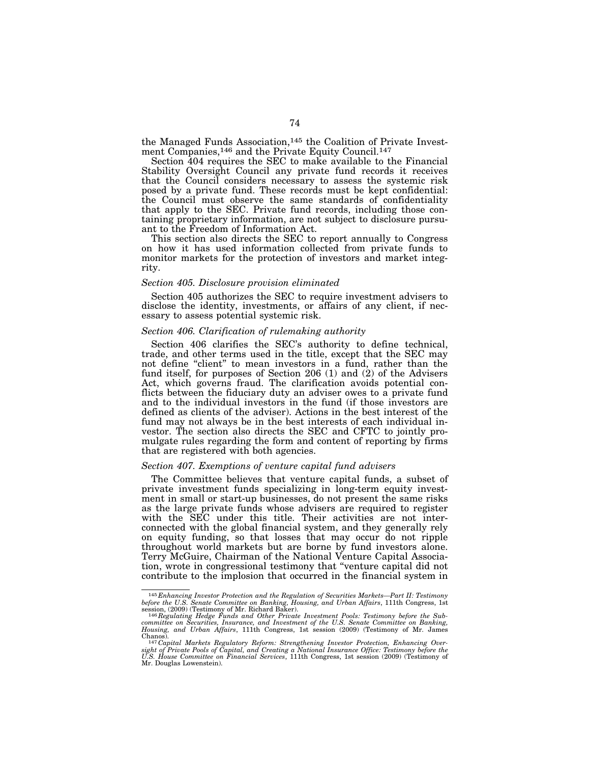the Managed Funds Association,[145] the Coalition of Private Investment Companies,[146] and the Private Equity Council.[147]

Section 404 requires the SEC to make available to the Financial Stability Oversight Council any private fund records it receives that the Council considers necessary to assess the systemic risk posed by a private fund. These records must be kept confidential: the Council must observe the same standards of confidentiality that apply to the SEC. Private fund records, including those containing proprietary information, are not subject to disclosure pursuant to the Freedom of Information Act.

This section also directs the SEC to report annually to Congress on how it has used information collected from private funds to monitor markets for the protection of investors and market integrity.

### *Section 405. Disclosure provision eliminated*

Section 405 authorizes the SEC to require investment advisers to disclose the identity, investments, or affairs of any client, if necessary to assess potential systemic risk.

### *Section 406. Clarification of rulemaking authority*

Section 406 clarifies the SEC's authority to define technical, trade, and other terms used in the title, except that the SEC may not define "client" to mean investors in a fund, rather than the fund itself, for purposes of Section 206 (1) and (2) of the Advisers Act, which governs fraud. The clarification avoids potential conflicts between the fiduciary duty an adviser owes to a private fund and to the individual investors in the fund (if those investors are defined as clients of the adviser). Actions in the best interest of the fund may not always be in the best interests of each individual investor. The section also directs the SEC and CFTC to jointly promulgate rules regarding the form and content of reporting by firms that are registered with both agencies.

### *Section 407. Exemptions of venture capital fund advisers*

The Committee believes that venture capital funds, a subset of private investment funds specializing in long-term equity investment in small or start-up businesses, do not present the same risks as the large private funds whose advisers are required to register with the SEC under this title. Their activities are not interconnected with the global financial system, and they generally rely on equity funding, so that losses that may occur do not ripple throughout world markets but are borne by fund investors alone. Terry McGuire, Chairman of the National Venture Capital Association, wrote in congressional testimony that "venture capital did not contribute to the implosion that occurred in the financial system in

---

[145] *Enhancing Investor Protection and the Regulation of Securities Markets—Part II: Testimony before the U.S. Senate Committee on Banking, Housing, and Urban Affairs*, 111th Congress, 1st session, (2009) (Testimony of Mr. Richard Baker).

[146] *Regulating Hedge Funds and Other Private Investment Pools: Testimony before the Subcommittee on Securities, Insurance, and Investment of the U.S. Senate Committee on Banking, Housing, and Urban Affairs*, 111th Congress, 1st session (2009) (Testimony of Mr. James Chanos).

[147] *Capital Markets Regulatory Reform: Strengthening Investor Protection, Enhancing Oversight of Private Pools of Capital, and Creating a National Insurance Office: Testimony before the U.S. House Committee on Financial Services*, 111th Congress, 1st session (2009) (Testimony of Mr. Douglas Lowenstein).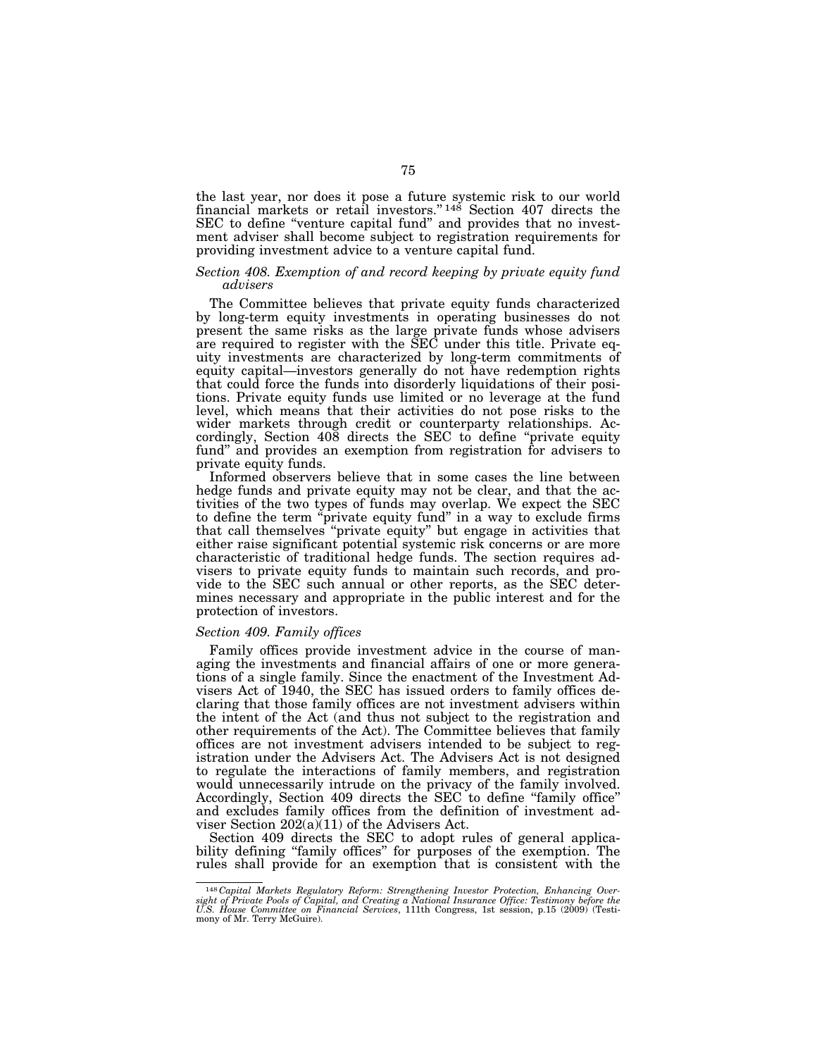the last year, nor does it pose a future systemic risk to our world financial markets or retail investors." [148] Section 407 directs the SEC to define "venture capital fund" and provides that no investment adviser shall become subject to registration requirements for providing investment advice to a venture capital fund.

### *Section 408. Exemption of and record keeping by private equity fund advisers*

The Committee believes that private equity funds characterized by long-term equity investments in operating businesses do not present the same risks as the large private funds whose advisers are required to register with the SEC under this title. Private equity investments are characterized by long-term commitments of equity capital—investors generally do not have redemption rights that could force the funds into disorderly liquidations of their positions. Private equity funds use limited or no leverage at the fund level, which means that their activities do not pose risks to the wider markets through credit or counterparty relationships. Accordingly, Section 408 directs the SEC to define "private equity fund" and provides an exemption from registration for advisers to private equity funds.

Informed observers believe that in some cases the line between hedge funds and private equity may not be clear, and that the activities of the two types of funds may overlap. We expect the SEC to define the term "private equity fund" in a way to exclude firms that call themselves "private equity" but engage in activities that either raise significant potential systemic risk concerns or are more characteristic of traditional hedge funds. The section requires advisers to private equity funds to maintain such records, and provide to the SEC such annual or other reports, as the SEC determines necessary and appropriate in the public interest and for the protection of investors.

### *Section 409. Family offices*

Family offices provide investment advice in the course of managing the investments and financial affairs of one or more generations of a single family. Since the enactment of the Investment Advisers Act of 1940, the SEC has issued orders to family offices declaring that those family offices are not investment advisers within the intent of the Act (and thus not subject to the registration and other requirements of the Act). The Committee believes that family offices are not investment advisers intended to be subject to registration under the Advisers Act. The Advisers Act is not designed to regulate the interactions of family members, and registration would unnecessarily intrude on the privacy of the family involved. Accordingly, Section 409 directs the SEC to define "family office" and excludes family offices from the definition of investment adviser Section 202(a)(11) of the Advisers Act.

Section 409 directs the SEC to adopt rules of general applicability defining "family offices" for purposes of the exemption. The rules shall provide for an exemption that is consistent with the

---

[148] *Capital Markets Regulatory Reform: Strengthening Investor Protection, Enhancing Oversight of Private Pools of Capital, and Creating a National Insurance Office: Testimony before the U.S. House Committee on Financial Services*, 111th Congress, 1st session, p.15 (2009) (Testimony of Mr. Terry McGuire).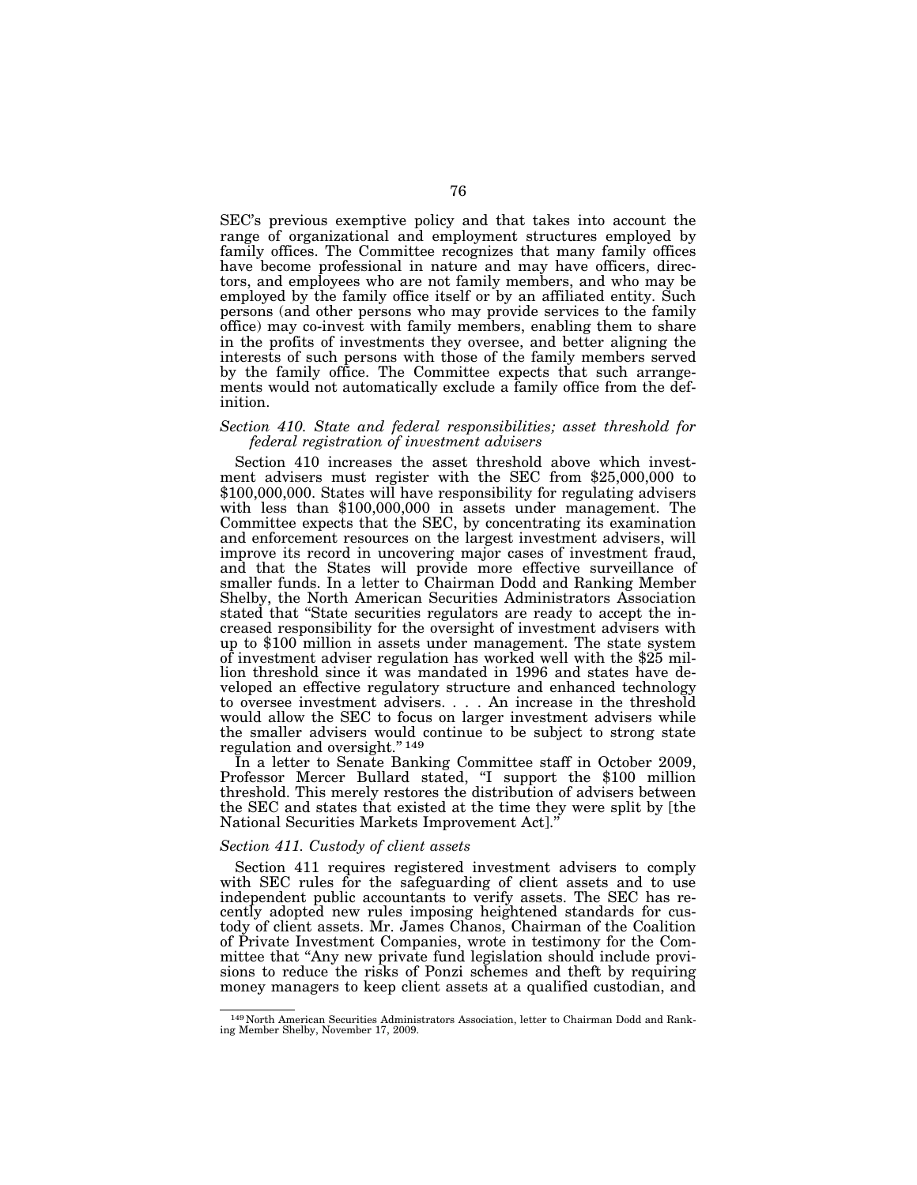SEC's previous exemptive policy and that takes into account the range of organizational and employment structures employed by family offices. The Committee recognizes that many family offices have become professional in nature and may have officers, directors, and employees who are not family members, and who may be employed by the family office itself or by an affiliated entity. Such persons (and other persons who may provide services to the family office) may co-invest with family members, enabling them to share in the profits of investments they oversee, and better aligning the interests of such persons with those of the family members served by the family office. The Committee expects that such arrangements would not automatically exclude a family office from the definition.

### *Section 410. State and federal responsibilities; asset threshold for federal registration of investment advisers*

Section 410 increases the asset threshold above which investment advisers must register with the SEC from $25,000,000 to $100,000,000. States will have responsibility for regulating advisers with less than $100,000,000 in assets under management. The Committee expects that the SEC, by concentrating its examination and enforcement resources on the largest investment advisers, will improve its record in uncovering major cases of investment fraud, and that the States will provide more effective surveillance of smaller funds. In a letter to Chairman Dodd and Ranking Member Shelby, the North American Securities Administrators Association stated that "State securities regulators are ready to accept the increased responsibility for the oversight of investment advisers with up to $100 million in assets under management. The state system of investment adviser regulation has worked well with the $25 million threshold since it was mandated in 1996 and states have developed an effective regulatory structure and enhanced technology to oversee investment advisers. . . . An increase in the threshold would allow the SEC to focus on larger investment advisers while the smaller advisers would continue to be subject to strong state regulation and oversight." [149]

In a letter to Senate Banking Committee staff in October 2009, Professor Mercer Bullard stated, "I support the $100 million threshold. This merely restores the distribution of advisers between the SEC and states that existed at the time they were split by [the National Securities Markets Improvement Act]."

### *Section 411. Custody of client assets*

Section 411 requires registered investment advisers to comply with SEC rules for the safeguarding of client assets and to use independent public accountants to verify assets. The SEC has recently adopted new rules imposing heightened standards for custody of client assets. Mr. James Chanos, Chairman of the Coalition of Private Investment Companies, wrote in testimony for the Committee that "Any new private fund legislation should include provisions to reduce the risks of Ponzi schemes and theft by requiring money managers to keep client assets at a qualified custodian, and

---

[149] North American Securities Administrators Association, letter to Chairman Dodd and Ranking Member Shelby, November 17, 2009.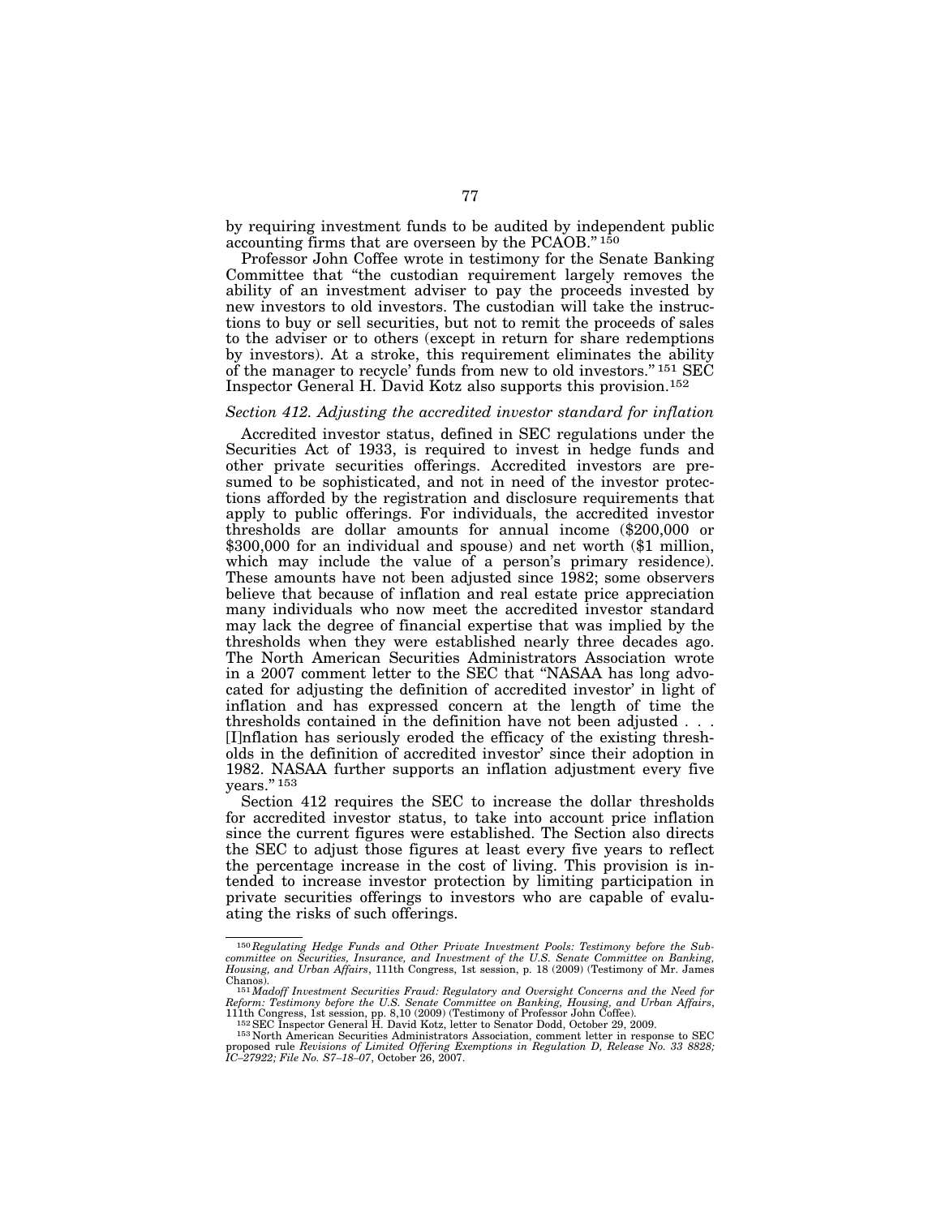by requiring investment funds to be audited by independent public accounting firms that are overseen by the PCAOB." [150]

Professor John Coffee wrote in testimony for the Senate Banking Committee that "the custodian requirement largely removes the ability of an investment adviser to pay the proceeds invested by new investors to old investors. The custodian will take the instructions to buy or sell securities, but not to remit the proceeds of sales to the adviser or to others (except in return for share redemptions by investors). At a stroke, this requirement eliminates the ability of the manager to recycle' funds from new to old investors." [151] SEC Inspector General H. David Kotz also supports this provision.[152]

*Section 412. Adjusting the accredited investor standard for inflation*

Accredited investor status, defined in SEC regulations under the Securities Act of 1933, is required to invest in hedge funds and other private securities offerings. Accredited investors are presumed to be sophisticated, and not in need of the investor protections afforded by the registration and disclosure requirements that apply to public offerings. For individuals, the accredited investor thresholds are dollar amounts for annual income ($200,000 or $300,000 for an individual and spouse) and net worth ($1 million, which may include the value of a person's primary residence). These amounts have not been adjusted since 1982; some observers believe that because of inflation and real estate price appreciation many individuals who now meet the accredited investor standard may lack the degree of financial expertise that was implied by the thresholds when they were established nearly three decades ago. The North American Securities Administrators Association wrote in a 2007 comment letter to the SEC that "NASAA has long advocated for adjusting the definition of accredited investor' in light of inflation and has expressed concern at the length of time the thresholds contained in the definition have not been adjusted . . . [I]nflation has seriously eroded the efficacy of the existing thresholds in the definition of accredited investor' since their adoption in 1982. NASAA further supports an inflation adjustment every five years." [153]

Section 412 requires the SEC to increase the dollar thresholds for accredited investor status, to take into account price inflation since the current figures were established. The Section also directs the SEC to adjust those figures at least every five years to reflect the percentage increase in the cost of living. This provision is intended to increase investor protection by limiting participation in private securities offerings to investors who are capable of evaluating the risks of such offerings.

---

[150] *Regulating Hedge Funds and Other Private Investment Pools: Testimony before the Subcommittee on Securities, Insurance, and Investment of the U.S. Senate Committee on Banking, Housing, and Urban Affairs*, 111th Congress, 1st session, p. 18 (2009) (Testimony of Mr. James Chanos).

[151] *Madoff Investment Securities Fraud: Regulatory and Oversight Concerns and the Need for Reform: Testimony before the U.S. Senate Committee on Banking, Housing, and Urban Affairs*, 111th Congress, 1st session, pp. 8,10 (2009) (Testimony of Professor John Coffee).

[152] SEC Inspector General H. David Kotz, letter to Senator Dodd, October 29, 2009.

[153] North American Securities Administrators Association, comment letter in response to SEC proposed rule *Revisions of Limited Offering Exemptions in Regulation D, Release No. 33 8828; IC–27922; File No. S7–18–07*, October 26, 2007.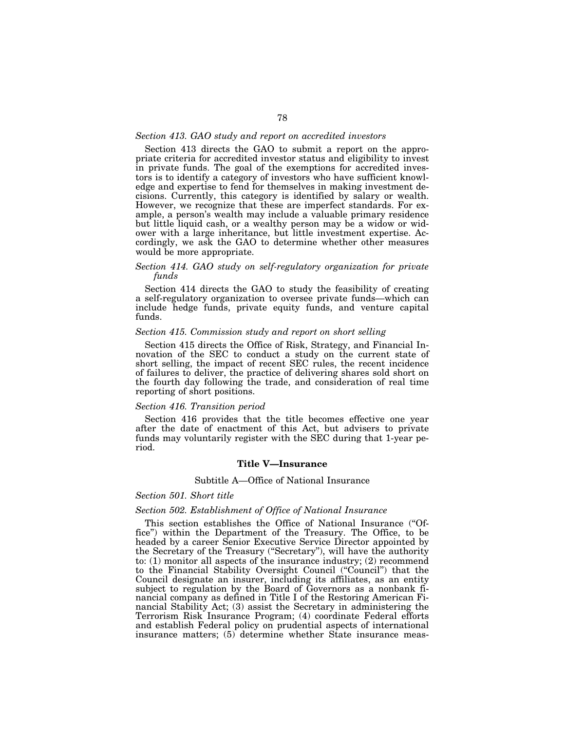*Section 413. GAO study and report on accredited investors*

Section 413 directs the GAO to submit a report on the appropriate criteria for accredited investor status and eligibility to invest in private funds. The goal of the exemptions for accredited investors is to identify a category of investors who have sufficient knowledge and expertise to fend for themselves in making investment decisions. Currently, this category is identified by salary or wealth. However, we recognize that these are imperfect standards. For example, a person's wealth may include a valuable primary residence but little liquid cash, or a wealthy person may be a widow or widower with a large inheritance, but little investment expertise. Accordingly, we ask the GAO to determine whether other measures would be more appropriate.

*Section 414. GAO study on self-regulatory organization for private funds*

Section 414 directs the GAO to study the feasibility of creating a self-regulatory organization to oversee private funds—which can include hedge funds, private equity funds, and venture capital funds.

*Section 415. Commission study and report on short selling*

Section 415 directs the Office of Risk, Strategy, and Financial Innovation of the SEC to conduct a study on the current state of short selling, the impact of recent SEC rules, the recent incidence of failures to deliver, the practice of delivering shares sold short on the fourth day following the trade, and consideration of real time reporting of short positions.

*Section 416. Transition period*

Section 416 provides that the title becomes effective one year after the date of enactment of this Act, but advisers to private funds may voluntarily register with the SEC during that 1-year period.

## Title V—Insurance

### Subtitle A—Office of National Insurance

*Section 501. Short title*

*Section 502. Establishment of Office of National Insurance*

This section establishes the Office of National Insurance ("Office") within the Department of the Treasury. The Office, to be headed by a career Senior Executive Service Director appointed by the Secretary of the Treasury ("Secretary"), will have the authority to: (1) monitor all aspects of the insurance industry; (2) recommend to the Financial Stability Oversight Council ("Council") that the Council designate an insurer, including its affiliates, as an entity subject to regulation by the Board of Governors as a nonbank financial company as defined in Title I of the Restoring American Financial Stability Act; (3) assist the Secretary in administering the Terrorism Risk Insurance Program; (4) coordinate Federal efforts and establish Federal policy on prudential aspects of international insurance matters; (5) determine whether State insurance meas-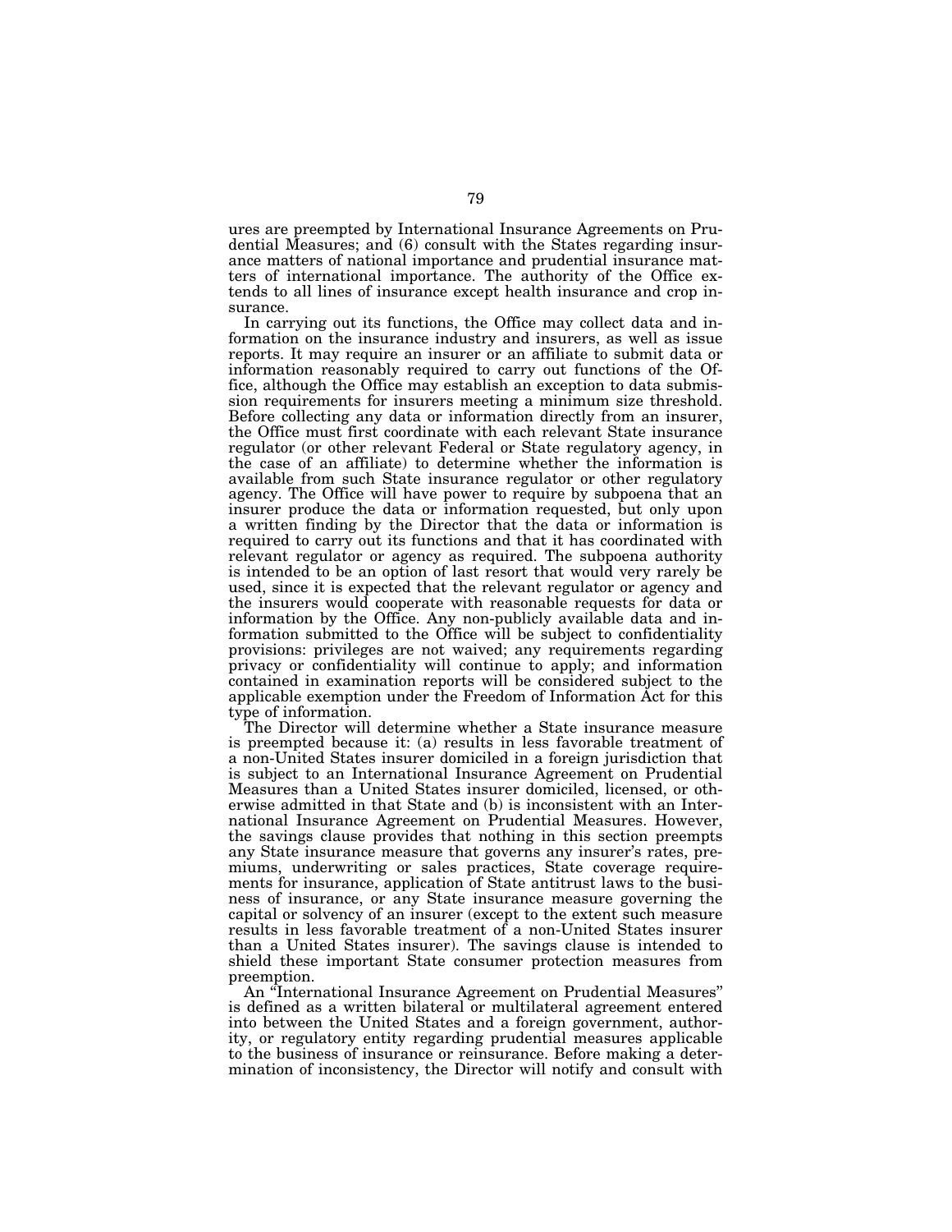ures are preempted by International Insurance Agreements on Prudential Measures; and (6) consult with the States regarding insurance matters of national importance and prudential insurance matters of international importance. The authority of the Office extends to all lines of insurance except health insurance and crop insurance.

In carrying out its functions, the Office may collect data and information on the insurance industry and insurers, as well as issue reports. It may require an insurer or an affiliate to submit data or information reasonably required to carry out functions of the Office, although the Office may establish an exception to data submission requirements for insurers meeting a minimum size threshold. Before collecting any data or information directly from an insurer, the Office must first coordinate with each relevant State insurance regulator (or other relevant Federal or State regulatory agency, in the case of an affiliate) to determine whether the information is available from such State insurance regulator or other regulatory agency. The Office will have power to require by subpoena that an insurer produce the data or information requested, but only upon a written finding by the Director that the data or information is required to carry out its functions and that it has coordinated with relevant regulator or agency as required. The subpoena authority is intended to be an option of last resort that would very rarely be used, since it is expected that the relevant regulator or agency and the insurers would cooperate with reasonable requests for data or information by the Office. Any non-publicly available data and information submitted to the Office will be subject to confidentiality provisions: privileges are not waived; any requirements regarding privacy or confidentiality will continue to apply; and information contained in examination reports will be considered subject to the applicable exemption under the Freedom of Information Act for this type of information.

The Director will determine whether a State insurance measure is preempted because it: (a) results in less favorable treatment of a non-United States insurer domiciled in a foreign jurisdiction that is subject to an International Insurance Agreement on Prudential Measures than a United States insurer domiciled, licensed, or otherwise admitted in that State and (b) is inconsistent with an International Insurance Agreement on Prudential Measures. However, the savings clause provides that nothing in this section preempts any State insurance measure that governs any insurer's rates, premiums, underwriting or sales practices, State coverage requirements for insurance, application of State antitrust laws to the business of insurance, or any State insurance measure governing the capital or solvency of an insurer (except to the extent such measure results in less favorable treatment of a non-United States insurer than a United States insurer). The savings clause is intended to shield these important State consumer protection measures from preemption.

An "International Insurance Agreement on Prudential Measures" is defined as a written bilateral or multilateral agreement entered into between the United States and a foreign government, authority, or regulatory entity regarding prudential measures applicable to the business of insurance or reinsurance. Before making a determination of inconsistency, the Director will notify and consult with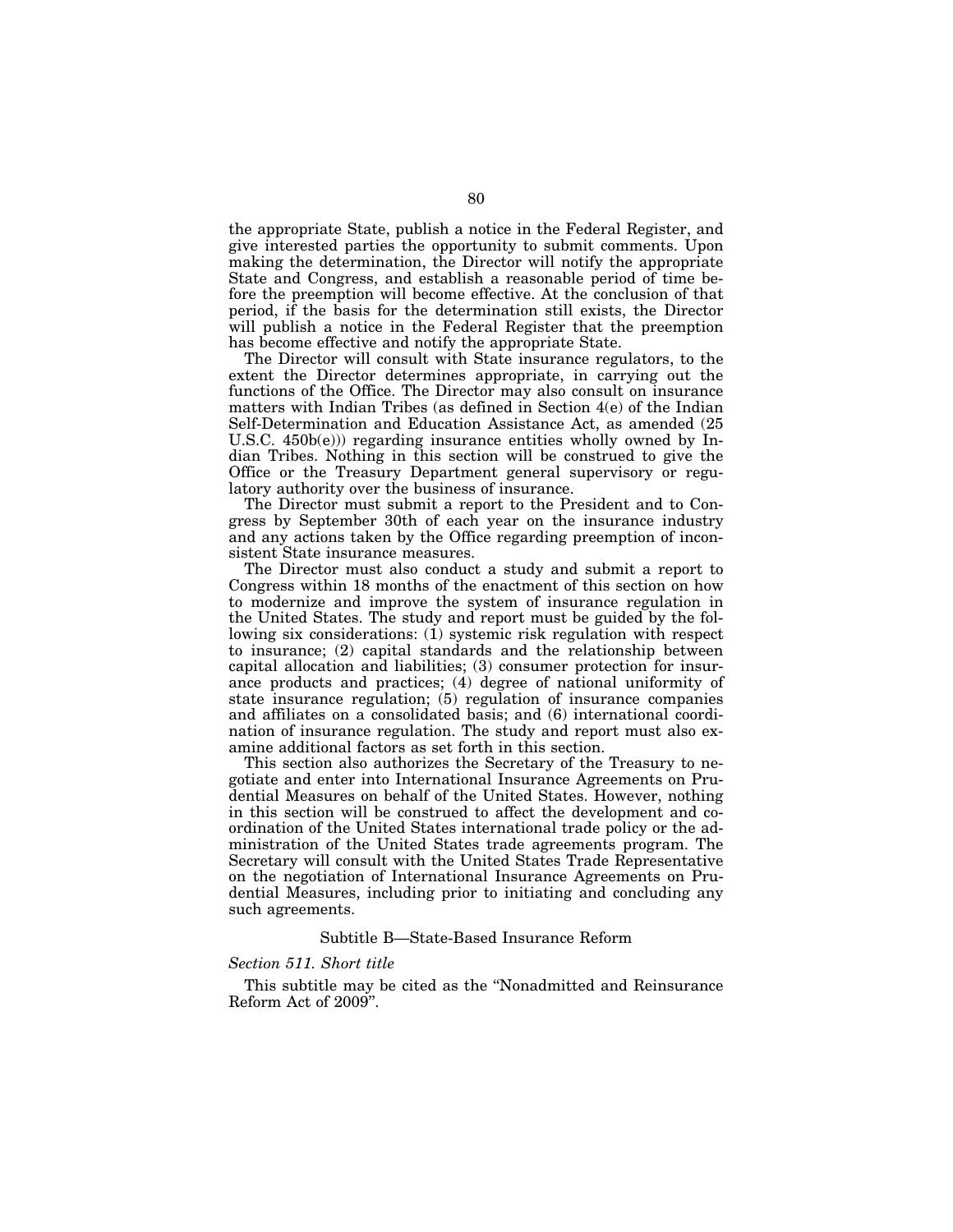the appropriate State, publish a notice in the Federal Register, and give interested parties the opportunity to submit comments. Upon making the determination, the Director will notify the appropriate State and Congress, and establish a reasonable period of time before the preemption will become effective. At the conclusion of that period, if the basis for the determination still exists, the Director will publish a notice in the Federal Register that the preemption has become effective and notify the appropriate State.

The Director will consult with State insurance regulators, to the extent the Director determines appropriate, in carrying out the functions of the Office. The Director may also consult on insurance matters with Indian Tribes (as defined in Section 4(e) of the Indian Self-Determination and Education Assistance Act, as amended (25 U.S.C. 450b(e))) regarding insurance entities wholly owned by Indian Tribes. Nothing in this section will be construed to give the Office or the Treasury Department general supervisory or regulatory authority over the business of insurance.

The Director must submit a report to the President and to Congress by September 30th of each year on the insurance industry and any actions taken by the Office regarding preemption of inconsistent State insurance measures.

The Director must also conduct a study and submit a report to Congress within 18 months of the enactment of this section on how to modernize and improve the system of insurance regulation in the United States. The study and report must be guided by the following six considerations: (1) systemic risk regulation with respect to insurance; (2) capital standards and the relationship between capital allocation and liabilities; (3) consumer protection for insurance products and practices; (4) degree of national uniformity of state insurance regulation; (5) regulation of insurance companies and affiliates on a consolidated basis; and (6) international coordination of insurance regulation. The study and report must also examine additional factors as set forth in this section.

This section also authorizes the Secretary of the Treasury to negotiate and enter into International Insurance Agreements on Prudential Measures on behalf of the United States. However, nothing in this section will be construed to affect the development and coordination of the United States international trade policy or the administration of the United States trade agreements program. The Secretary will consult with the United States Trade Representative on the negotiation of International Insurance Agreements on Prudential Measures, including prior to initiating and concluding any such agreements.

## Subtitle B—State-Based Insurance Reform

*Section 511. Short title*

This subtitle may be cited as the "Nonadmitted and Reinsurance Reform Act of 2009".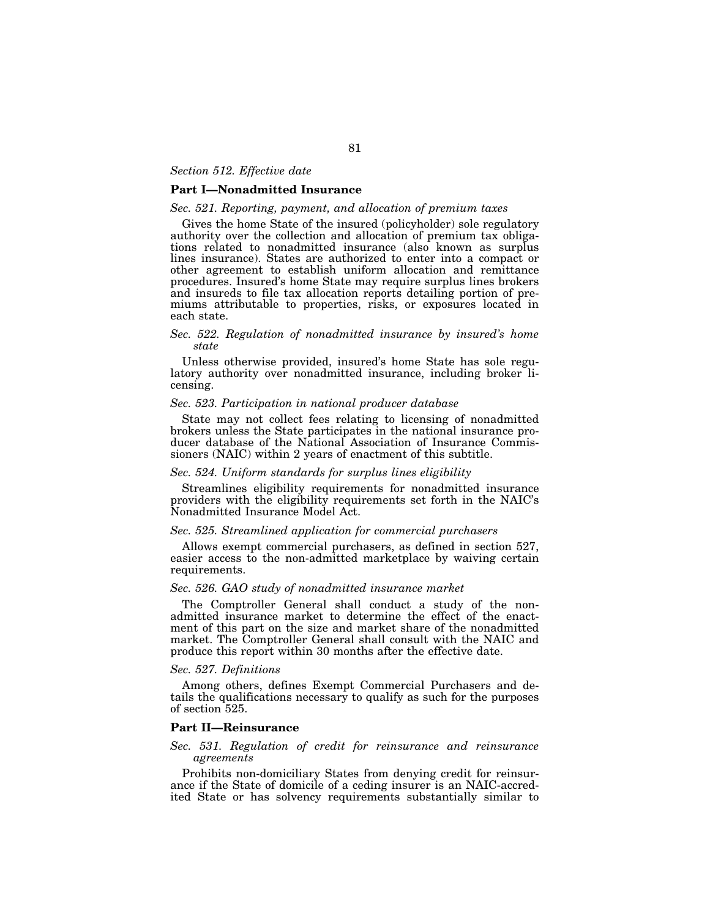*Section 512. Effective date*

### Part I—Nonadmitted Insurance

*Sec. 521. Reporting, payment, and allocation of premium taxes*

Gives the home State of the insured (policyholder) sole regulatory authority over the collection and allocation of premium tax obligations related to nonadmitted insurance (also known as surplus lines insurance). States are authorized to enter into a compact or other agreement to establish uniform allocation and remittance procedures. Insured's home State may require surplus lines brokers and insureds to file tax allocation reports detailing portion of premiums attributable to properties, risks, or exposures located in each state.

*Sec. 522. Regulation of nonadmitted insurance by insured's home state*

Unless otherwise provided, insured's home State has sole regulatory authority over nonadmitted insurance, including broker licensing.

*Sec. 523. Participation in national producer database*

State may not collect fees relating to licensing of nonadmitted brokers unless the State participates in the national insurance producer database of the National Association of Insurance Commissioners (NAIC) within 2 years of enactment of this subtitle.

*Sec. 524. Uniform standards for surplus lines eligibility*

Streamlines eligibility requirements for nonadmitted insurance providers with the eligibility requirements set forth in the NAIC's Nonadmitted Insurance Model Act.

*Sec. 525. Streamlined application for commercial purchasers*

Allows exempt commercial purchasers, as defined in section 527, easier access to the non-admitted marketplace by waiving certain requirements.

*Sec. 526. GAO study of nonadmitted insurance market*

The Comptroller General shall conduct a study of the nonadmitted insurance market to determine the effect of the enactment of this part on the size and market share of the nonadmitted market. The Comptroller General shall consult with the NAIC and produce this report within 30 months after the effective date.

*Sec. 527. Definitions*

Among others, defines Exempt Commercial Purchasers and details the qualifications necessary to qualify as such for the purposes of section 525.

### Part II—Reinsurance

*Sec. 531. Regulation of credit for reinsurance and reinsurance agreements*

Prohibits non-domiciliary States from denying credit for reinsurance if the State of domicile of a ceding insurer is an NAIC-accredited State or has solvency requirements substantially similar to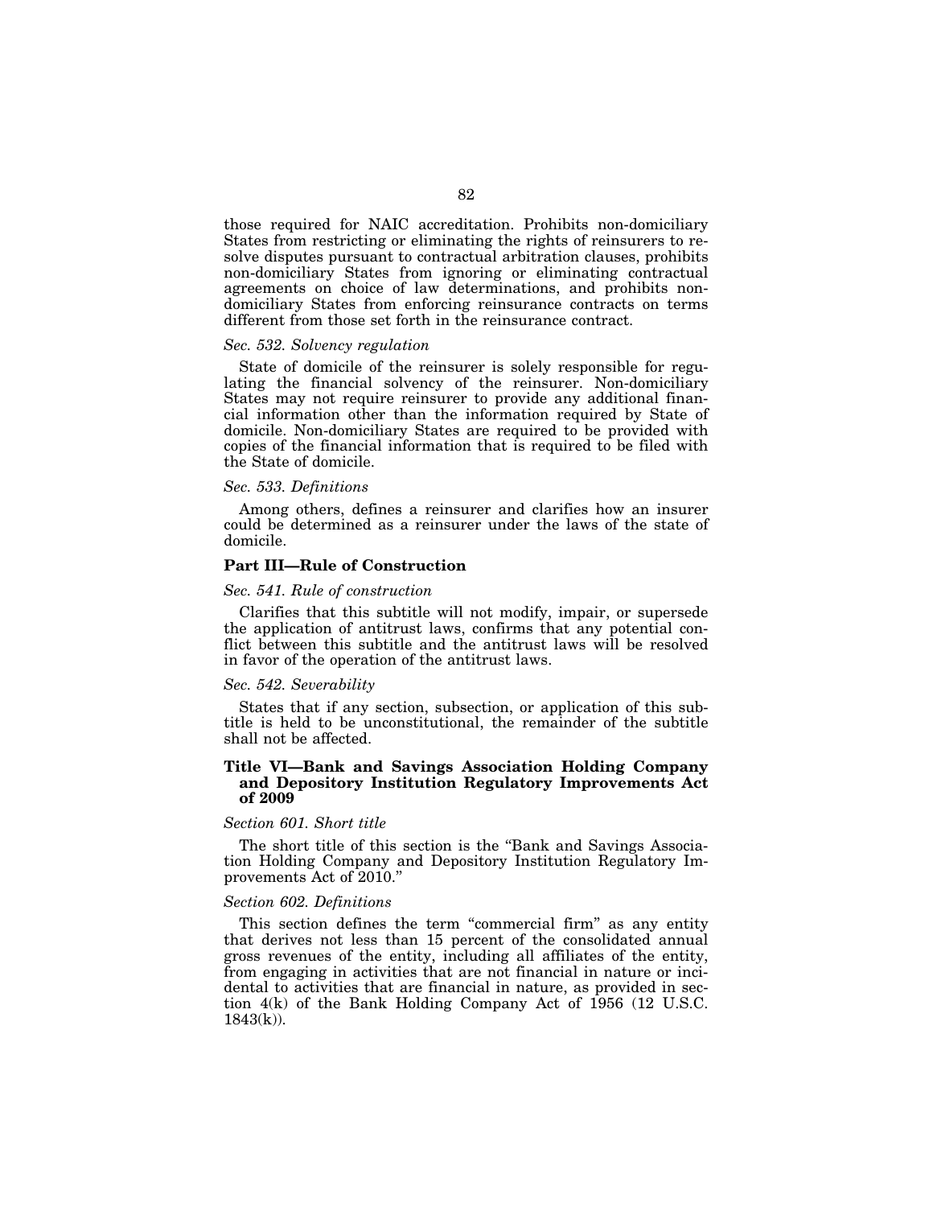those required for NAIC accreditation. Prohibits non-domiciliary States from restricting or eliminating the rights of reinsurers to resolve disputes pursuant to contractual arbitration clauses, prohibits non-domiciliary States from ignoring or eliminating contractual agreements on choice of law determinations, and prohibits non-domiciliary States from enforcing reinsurance contracts on terms different from those set forth in the reinsurance contract.

*Sec. 532. Solvency regulation*

State of domicile of the reinsurer is solely responsible for regulating the financial solvency of the reinsurer. Non-domiciliary States may not require reinsurer to provide any additional financial information other than the information required by State of domicile. Non-domiciliary States are required to be provided with copies of the financial information that is required to be filed with the State of domicile.

*Sec. 533. Definitions*

Among others, defines a reinsurer and clarifies how an insurer could be determined as a reinsurer under the laws of the state of domicile.

### Part III—Rule of Construction

*Sec. 541. Rule of construction*

Clarifies that this subtitle will not modify, impair, or supersede the application of antitrust laws, confirms that any potential conflict between this subtitle and the antitrust laws will be resolved in favor of the operation of the antitrust laws.

*Sec. 542. Severability*

States that if any section, subsection, or application of this subtitle is held to be unconstitutional, the remainder of the subtitle shall not be affected.

### Title VI—Bank and Savings Association Holding Company and Depository Institution Regulatory Improvements Act of 2009

*Section 601. Short title*

The short title of this section is the "Bank and Savings Association Holding Company and Depository Institution Regulatory Improvements Act of 2010."

*Section 602. Definitions*

This section defines the term "commercial firm" as any entity that derives not less than 15 percent of the consolidated annual gross revenues of the entity, including all affiliates of the entity, from engaging in activities that are not financial in nature or incidental to activities that are financial in nature, as provided in section 4(k) of the Bank Holding Company Act of 1956 (12 U.S.C. 1843(k)).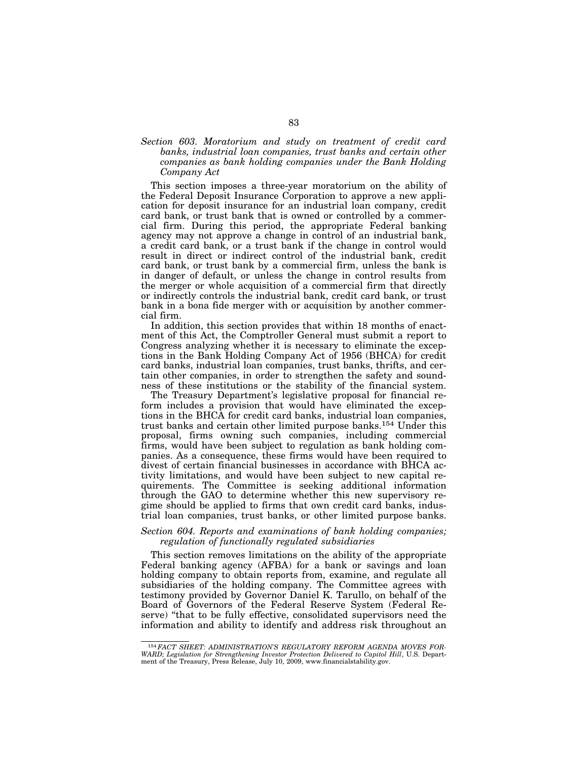### *Section 603. Moratorium and study on treatment of credit card banks, industrial loan companies, trust banks and certain other companies as bank holding companies under the Bank Holding Company Act*

This section imposes a three-year moratorium on the ability of the Federal Deposit Insurance Corporation to approve a new application for deposit insurance for an industrial loan company, credit card bank, or trust bank that is owned or controlled by a commercial firm. During this period, the appropriate Federal banking agency may not approve a change in control of an industrial bank, a credit card bank, or a trust bank if the change in control would result in direct or indirect control of the industrial bank, credit card bank, or trust bank by a commercial firm, unless the bank is in danger of default, or unless the change in control results from the merger or whole acquisition of a commercial firm that directly or indirectly controls the industrial bank, credit card bank, or trust bank in a bona fide merger with or acquisition by another commercial firm.

In addition, this section provides that within 18 months of enactment of this Act, the Comptroller General must submit a report to Congress analyzing whether it is necessary to eliminate the exceptions in the Bank Holding Company Act of 1956 (BHCA) for credit card banks, industrial loan companies, trust banks, thrifts, and certain other companies, in order to strengthen the safety and soundness of these institutions or the stability of the financial system.

The Treasury Department's legislative proposal for financial reform includes a provision that would have eliminated the exceptions in the BHCA for credit card banks, industrial loan companies, trust banks and certain other limited purpose banks.[154] Under this proposal, firms owning such companies, including commercial firms, would have been subject to regulation as bank holding companies. As a consequence, these firms would have been required to divest of certain financial businesses in accordance with BHCA activity limitations, and would have been subject to new capital requirements. The Committee is seeking additional information through the GAO to determine whether this new supervisory regime should be applied to firms that own credit card banks, industrial loan companies, trust banks, or other limited purpose banks.

### *Section 604. Reports and examinations of bank holding companies; regulation of functionally regulated subsidiaries*

This section removes limitations on the ability of the appropriate Federal banking agency (AFBA) for a bank or savings and loan holding company to obtain reports from, examine, and regulate all subsidiaries of the holding company. The Committee agrees with testimony provided by Governor Daniel K. Tarullo, on behalf of the Board of Governors of the Federal Reserve System (Federal Reserve) "that to be fully effective, consolidated supervisors need the information and ability to identify and address risk throughout an

---

[154] *FACT SHEET: ADMINISTRATION'S REGULATORY REFORM AGENDA MOVES FORWARD; Legislation for Strengthening Investor Protection Delivered to Capitol Hill*, U.S. Department of the Treasury, Press Release, July 10, 2009, www.financialstability.gov.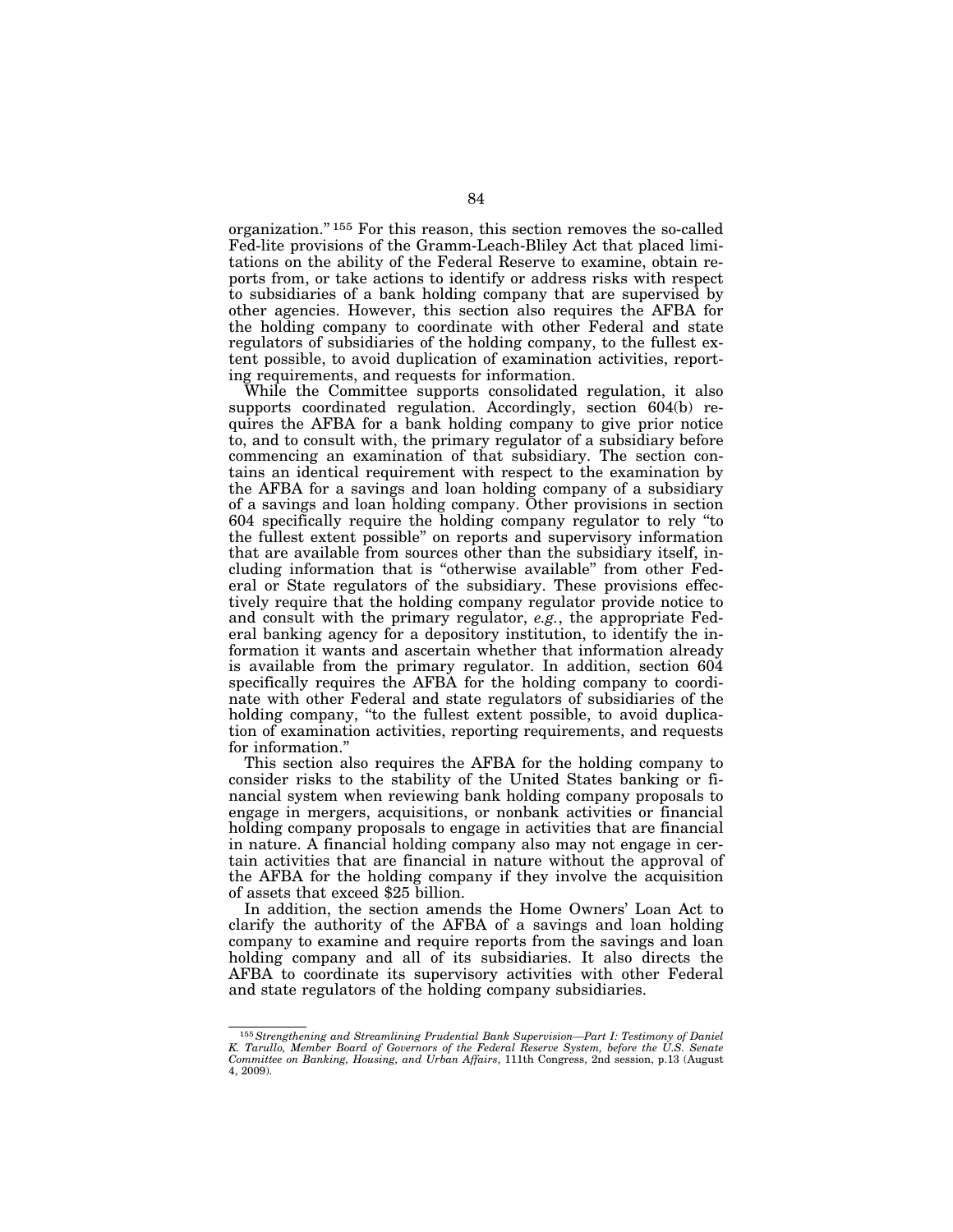organization."[155] For this reason, this section removes the so-called Fed-lite provisions of the Gramm-Leach-Bliley Act that placed limitations on the ability of the Federal Reserve to examine, obtain reports from, or take actions to identify or address risks with respect to subsidiaries of a bank holding company that are supervised by other agencies. However, this section also requires the AFBA for the holding company to coordinate with other Federal and state regulators of subsidiaries of the holding company, to the fullest extent possible, to avoid duplication of examination activities, reporting requirements, and requests for information.

While the Committee supports consolidated regulation, it also supports coordinated regulation. Accordingly, section 604(b) requires the AFBA for a bank holding company to give prior notice to, and to consult with, the primary regulator of a subsidiary before commencing an examination of that subsidiary. The section contains an identical requirement with respect to the examination by the AFBA for a savings and loan holding company of a subsidiary of a savings and loan holding company. Other provisions in section 604 specifically require the holding company regulator to rely "to the fullest extent possible" on reports and supervisory information that are available from sources other than the subsidiary itself, including information that is "otherwise available" from other Federal or State regulators of the subsidiary. These provisions effectively require that the holding company regulator provide notice to and consult with the primary regulator, *e.g.*, the appropriate Federal banking agency for a depository institution, to identify the information it wants and ascertain whether that information already is available from the primary regulator. In addition, section 604 specifically requires the AFBA for the holding company to coordinate with other Federal and state regulators of subsidiaries of the holding company, "to the fullest extent possible, to avoid duplication of examination activities, reporting requirements, and requests for information."

This section also requires the AFBA for the holding company to consider risks to the stability of the United States banking or financial system when reviewing bank holding company proposals to engage in mergers, acquisitions, or nonbank activities or financial holding company proposals to engage in activities that are financial in nature. A financial holding company also may not engage in certain activities that are financial in nature without the approval of the AFBA for the holding company if they involve the acquisition of assets that exceed $25 billion.

In addition, the section amends the Home Owners' Loan Act to clarify the authority of the AFBA of a savings and loan holding company to examine and require reports from the savings and loan holding company and all of its subsidiaries. It also directs the AFBA to coordinate its supervisory activities with other Federal and state regulators of the holding company subsidiaries.

---

[155] *Strengthening and Streamlining Prudential Bank Supervision—Part I: Testimony of Daniel K. Tarullo, Member Board of Governors of the Federal Reserve System, before the U.S. Senate Committee on Banking, Housing, and Urban Affairs*, 111th Congress, 2nd session, p.13 (August 4, 2009).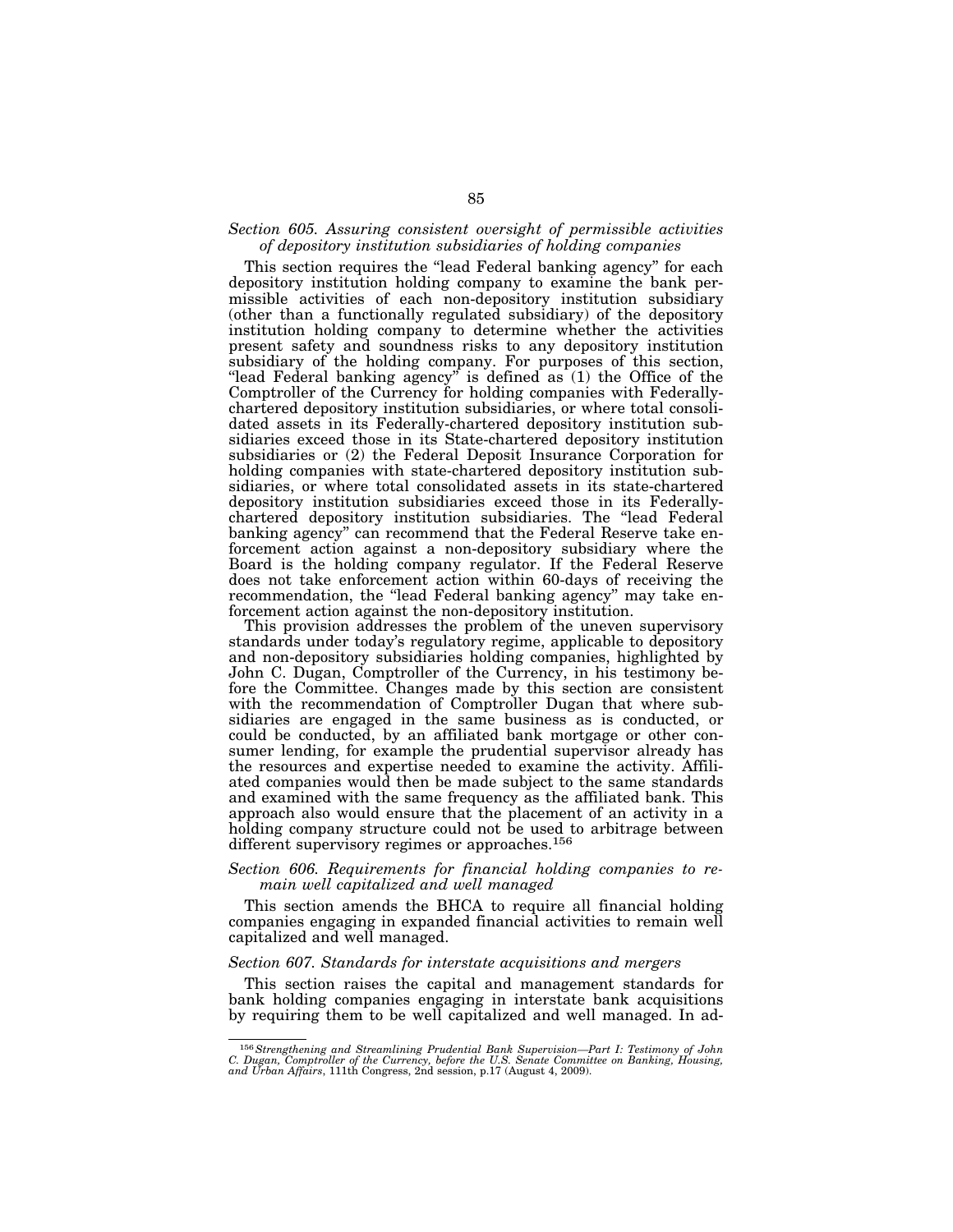*Section 605. Assuring consistent oversight of permissible activities of depository institution subsidiaries of holding companies*

This section requires the "lead Federal banking agency" for each depository institution holding company to examine the bank permissible activities of each non-depository institution subsidiary (other than a functionally regulated subsidiary) of the depository institution holding company to determine whether the activities present safety and soundness risks to any depository institution subsidiary of the holding company. For purposes of this section, "lead Federal banking agency" is defined as (1) the Office of the Comptroller of the Currency for holding companies with Federally-chartered depository institution subsidiaries, or where total consolidated assets in its Federally-chartered depository institution subsidiaries exceed those in its State-chartered depository institution subsidiaries or (2) the Federal Deposit Insurance Corporation for holding companies with state-chartered depository institution subsidiaries, or where total consolidated assets in its state-chartered depository institution subsidiaries exceed those in its Federally-chartered depository institution subsidiaries. The "lead Federal banking agency" can recommend that the Federal Reserve take enforcement action against a non-depository subsidiary where the Board is the holding company regulator. If the Federal Reserve does not take enforcement action within 60-days of receiving the recommendation, the "lead Federal banking agency" may take enforcement action against the non-depository institution.

This provision addresses the problem of the uneven supervisory standards under today's regulatory regime, applicable to depository and non-depository subsidiaries holding companies, highlighted by John C. Dugan, Comptroller of the Currency, in his testimony before the Committee. Changes made by this section are consistent with the recommendation of Comptroller Dugan that where subsidiaries are engaged in the same business as is conducted, or could be conducted, by an affiliated bank mortgage or other consumer lending, for example the prudential supervisor already has the resources and expertise needed to examine the activity. Affiliated companies would then be made subject to the same standards and examined with the same frequency as the affiliated bank. This approach also would ensure that the placement of an activity in a holding company structure could not be used to arbitrage between different supervisory regimes or approaches.[156]

*Section 606. Requirements for financial holding companies to remain well capitalized and well managed*

This section amends the BHCA to require all financial holding companies engaging in expanded financial activities to remain well capitalized and well managed.

*Section 607. Standards for interstate acquisitions and mergers*

This section raises the capital and management standards for bank holding companies engaging in interstate bank acquisitions by requiring them to be well capitalized and well managed. In ad-

---

[156] *Strengthening and Streamlining Prudential Bank Supervision—Part I: Testimony of John C. Dugan, Comptroller of the Currency, before the U.S. Senate Committee on Banking, Housing, and Urban Affairs*, 111th Congress, 2nd session, p.17 (August 4, 2009).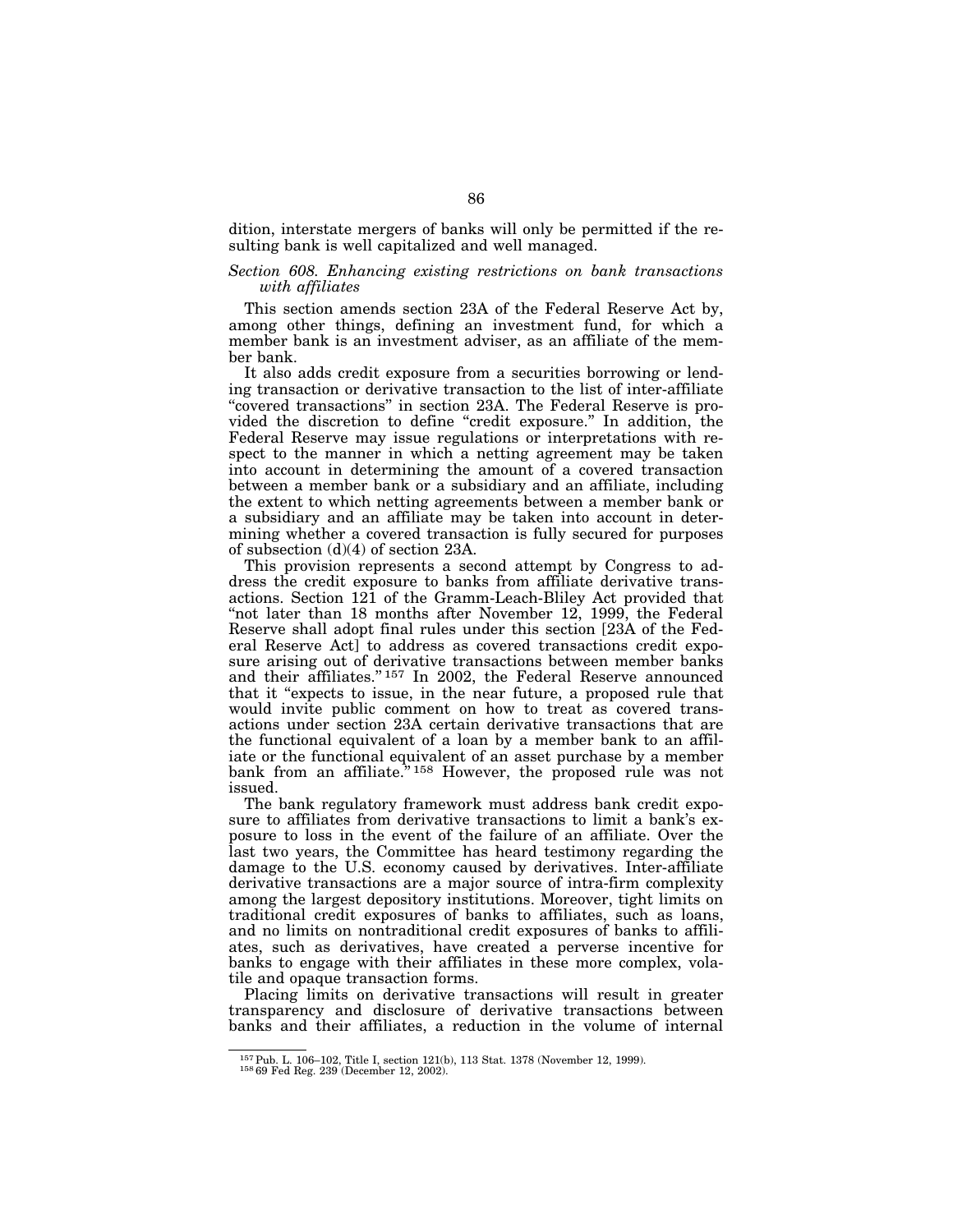dition, interstate mergers of banks will only be permitted if the resulting bank is well capitalized and well managed.

*Section 608. Enhancing existing restrictions on bank transactions with affiliates*

This section amends section 23A of the Federal Reserve Act by, among other things, defining an investment fund, for which a member bank is an investment adviser, as an affiliate of the member bank.

It also adds credit exposure from a securities borrowing or lending transaction or derivative transaction to the list of inter-affiliate "covered transactions" in section 23A. The Federal Reserve is provided the discretion to define "credit exposure." In addition, the Federal Reserve may issue regulations or interpretations with respect to the manner in which a netting agreement may be taken into account in determining the amount of a covered transaction between a member bank or a subsidiary and an affiliate, including the extent to which netting agreements between a member bank or a subsidiary and an affiliate may be taken into account in determining whether a covered transaction is fully secured for purposes of subsection (d)(4) of section 23A.

This provision represents a second attempt by Congress to address the credit exposure to banks from affiliate derivative transactions. Section 121 of the Gramm-Leach-Bliley Act provided that "not later than 18 months after November 12, 1999, the Federal Reserve shall adopt final rules under this section [23A of the Federal Reserve Act] to address as covered transactions credit exposure arising out of derivative transactions between member banks and their affiliates."[157] In 2002, the Federal Reserve announced that it "expects to issue, in the near future, a proposed rule that would invite public comment on how to treat as covered transactions under section 23A certain derivative transactions that are the functional equivalent of a loan by a member bank to an affiliate or the functional equivalent of an asset purchase by a member bank from an affiliate."[158] However, the proposed rule was not issued.

The bank regulatory framework must address bank credit exposure to affiliates from derivative transactions to limit a bank's exposure to loss in the event of the failure of an affiliate. Over the last two years, the Committee has heard testimony regarding the damage to the U.S. economy caused by derivatives. Inter-affiliate derivative transactions are a major source of intra-firm complexity among the largest depository institutions. Moreover, tight limits on traditional credit exposures of banks to affiliates, such as loans, and no limits on nontraditional credit exposures of banks to affiliates, such as derivatives, have created a perverse incentive for banks to engage with their affiliates in these more complex, volatile and opaque transaction forms.

Placing limits on derivative transactions will result in greater transparency and disclosure of derivative transactions between banks and their affiliates, a reduction in the volume of internal

---

[157] Pub. L. 106–102, Title I, section 121(b), 113 Stat. 1378 (November 12, 1999).
[158] 69 Fed Reg. 239 (December 12, 2002).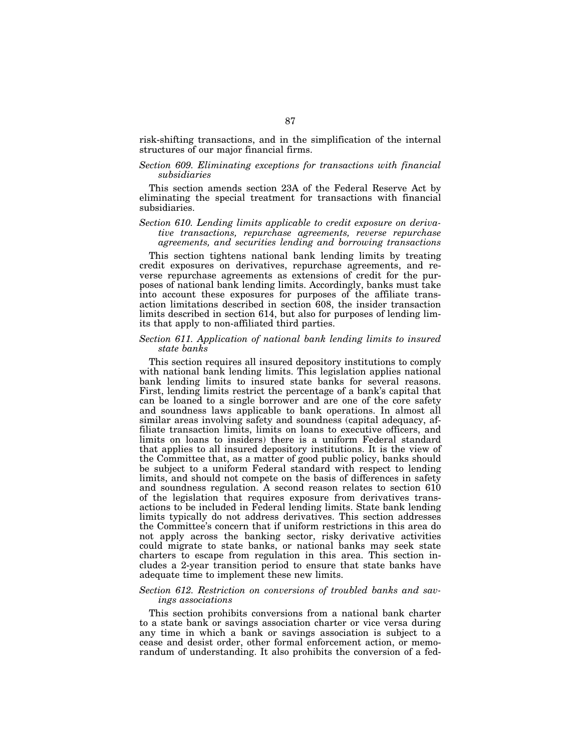risk-shifting transactions, and in the simplification of the internal structures of our major financial firms.

*Section 609. Eliminating exceptions for transactions with financial subsidiaries*

This section amends section 23A of the Federal Reserve Act by eliminating the special treatment for transactions with financial subsidiaries.

*Section 610. Lending limits applicable to credit exposure on derivative transactions, repurchase agreements, reverse repurchase agreements, and securities lending and borrowing transactions*

This section tightens national bank lending limits by treating credit exposures on derivatives, repurchase agreements, and reverse repurchase agreements as extensions of credit for the purposes of national bank lending limits. Accordingly, banks must take into account these exposures for purposes of the affiliate transaction limitations described in section 608, the insider transaction limits described in section 614, but also for purposes of lending limits that apply to non-affiliated third parties.

*Section 611. Application of national bank lending limits to insured state banks*

This section requires all insured depository institutions to comply with national bank lending limits. This legislation applies national bank lending limits to insured state banks for several reasons. First, lending limits restrict the percentage of a bank's capital that can be loaned to a single borrower and are one of the core safety and soundness laws applicable to bank operations. In almost all similar areas involving safety and soundness (capital adequacy, affiliate transaction limits, limits on loans to executive officers, and limits on loans to insiders) there is a uniform Federal standard that applies to all insured depository institutions. It is the view of the Committee that, as a matter of good public policy, banks should be subject to a uniform Federal standard with respect to lending limits, and should not compete on the basis of differences in safety and soundness regulation. A second reason relates to section 610 of the legislation that requires exposure from derivatives transactions to be included in Federal lending limits. State bank lending limits typically do not address derivatives. This section addresses the Committee's concern that if uniform restrictions in this area do not apply across the banking sector, risky derivative activities could migrate to state banks, or national banks may seek state charters to escape from regulation in this area. This section includes a 2-year transition period to ensure that state banks have adequate time to implement these new limits.

*Section 612. Restriction on conversions of troubled banks and savings associations*

This section prohibits conversions from a national bank charter to a state bank or savings association charter or vice versa during any time in which a bank or savings association is subject to a cease and desist order, other formal enforcement action, or memorandum of understanding. It also prohibits the conversion of a fed-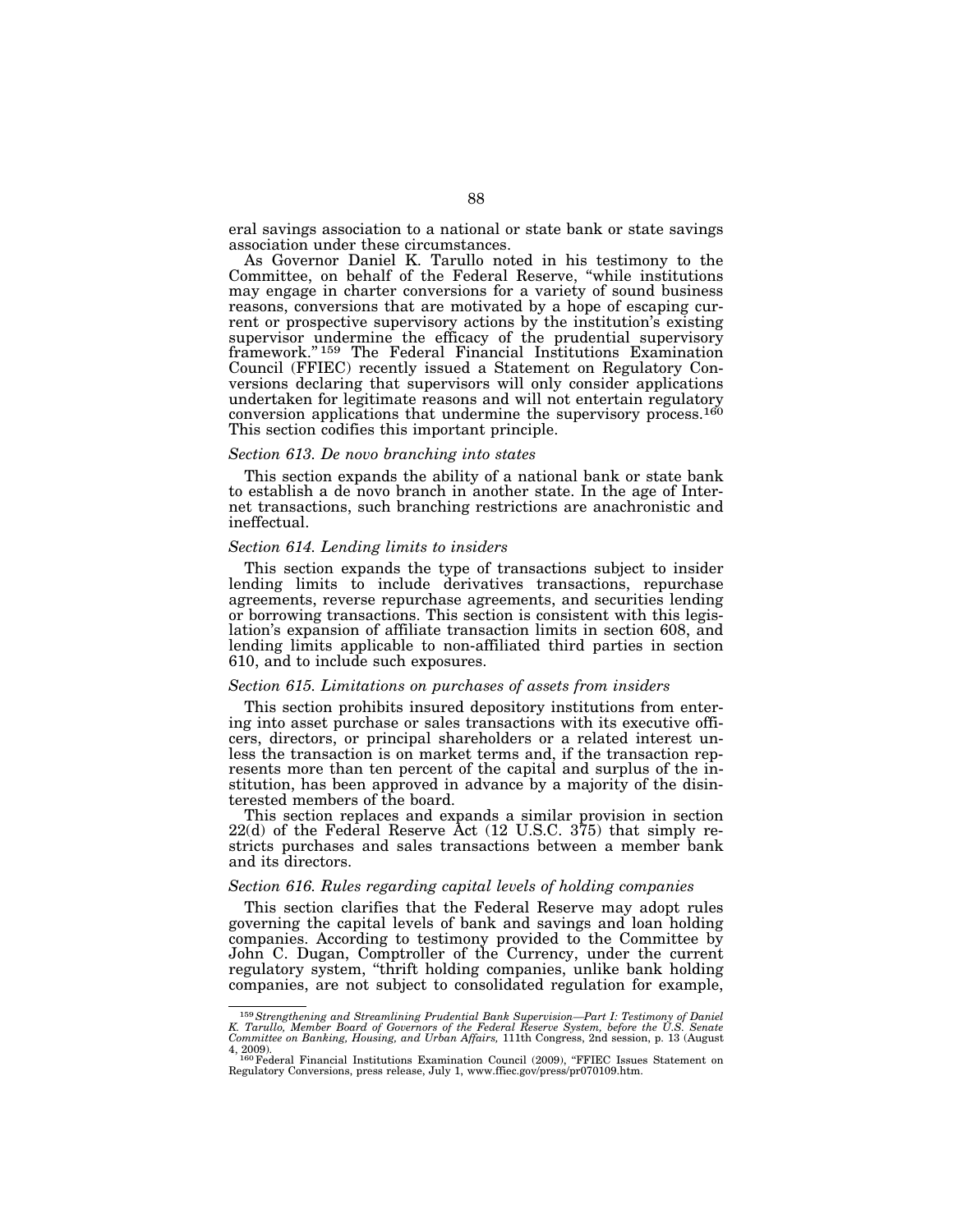eral savings association to a national or state bank or state savings association under these circumstances.

As Governor Daniel K. Tarullo noted in his testimony to the Committee, on behalf of the Federal Reserve, "while institutions may engage in charter conversions for a variety of sound business reasons, conversions that are motivated by a hope of escaping current or prospective supervisory actions by the institution's existing supervisor undermine the efficacy of the prudential supervisory framework."[159] The Federal Financial Institutions Examination Council (FFIEC) recently issued a Statement on Regulatory Conversions declaring that supervisors will only consider applications undertaken for legitimate reasons and will not entertain regulatory conversion applications that undermine the supervisory process.[160] This section codifies this important principle.

*Section 613. De novo branching into states*

This section expands the ability of a national bank or state bank to establish a de novo branch in another state. In the age of Internet transactions, such branching restrictions are anachronistic and ineffectual.

*Section 614. Lending limits to insiders*

This section expands the type of transactions subject to insider lending limits to include derivatives transactions, repurchase agreements, reverse repurchase agreements, and securities lending or borrowing transactions. This section is consistent with this legislation's expansion of affiliate transaction limits in section 608, and lending limits applicable to non-affiliated third parties in section 610, and to include such exposures.

*Section 615. Limitations on purchases of assets from insiders*

This section prohibits insured depository institutions from entering into asset purchase or sales transactions with its executive officers, directors, or principal shareholders or a related interest unless the transaction is on market terms and, if the transaction represents more than ten percent of the capital and surplus of the institution, has been approved in advance by a majority of the disinterested members of the board.

This section replaces and expands a similar provision in section 22(d) of the Federal Reserve Act (12 U.S.C. 375) that simply restricts purchases and sales transactions between a member bank and its directors.

*Section 616. Rules regarding capital levels of holding companies*

This section clarifies that the Federal Reserve may adopt rules governing the capital levels of bank and savings and loan holding companies. According to testimony provided to the Committee by John C. Dugan, Comptroller of the Currency, under the current regulatory system, "thrift holding companies, unlike bank holding companies, are not subject to consolidated regulation for example,

---

[159] *Strengthening and Streamlining Prudential Bank Supervision—Part I: Testimony of Daniel K. Tarullo, Member Board of Governors of the Federal Reserve System, before the U.S. Senate Committee on Banking, Housing, and Urban Affairs,* 111th Congress, 2nd session, p. 13 (August 4, 2009).

[160] Federal Financial Institutions Examination Council (2009), "FFIEC Issues Statement on Regulatory Conversions, press release, July 1, www.ffiec.gov/press/pr070109.htm.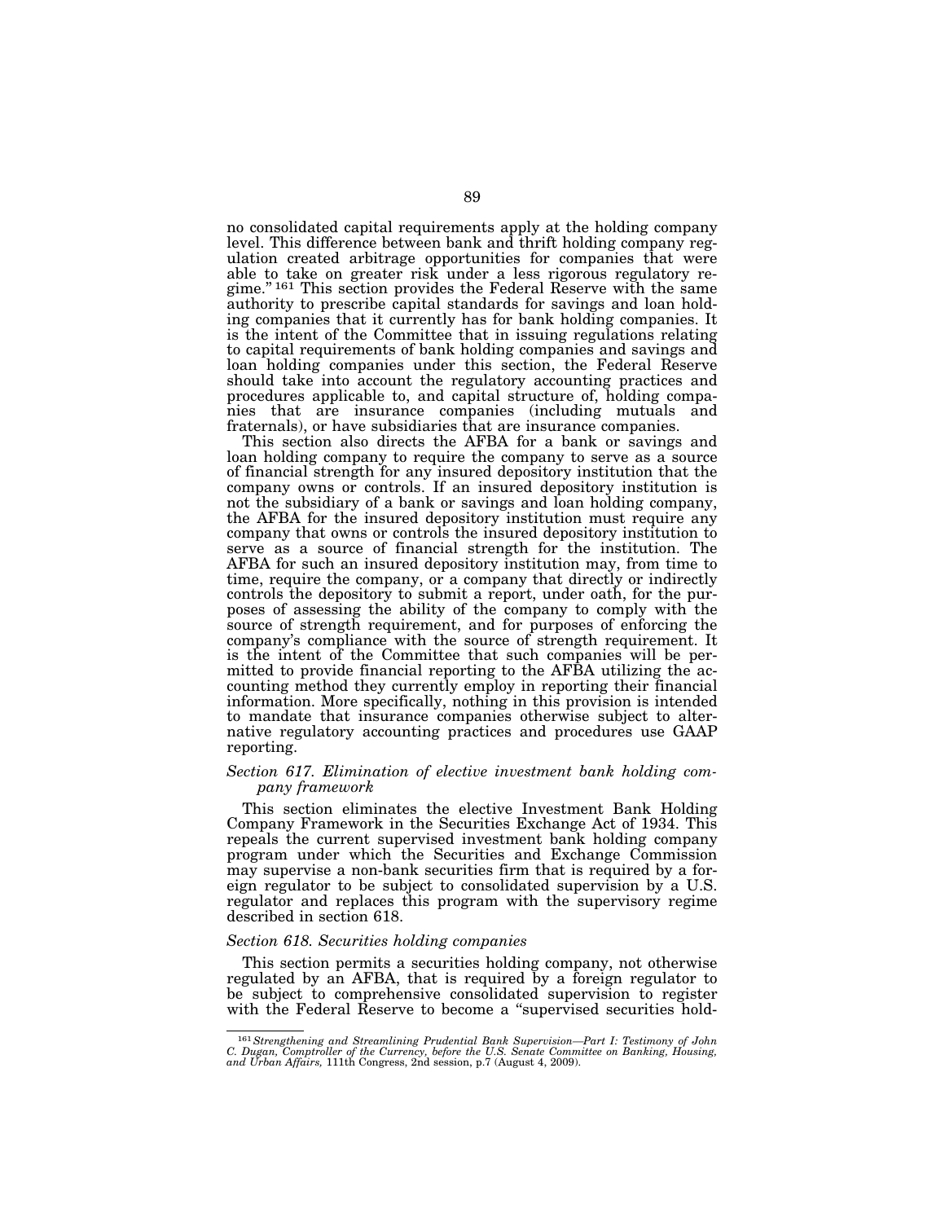no consolidated capital requirements apply at the holding company level. This difference between bank and thrift holding company regulation created arbitrage opportunities for companies that were able to take on greater risk under a less rigorous regulatory regime."[161] This section provides the Federal Reserve with the same authority to prescribe capital standards for savings and loan holding companies that it currently has for bank holding companies. It is the intent of the Committee that in issuing regulations relating to capital requirements of bank holding companies and savings and loan holding companies under this section, the Federal Reserve should take into account the regulatory accounting practices and procedures applicable to, and capital structure of, holding companies that are insurance companies (including mutuals and fraternals), or have subsidiaries that are insurance companies.

This section also directs the AFBA for a bank or savings and loan holding company to require the company to serve as a source of financial strength for any insured depository institution that the company owns or controls. If an insured depository institution is not the subsidiary of a bank or savings and loan holding company, the AFBA for the insured depository institution must require any company that owns or controls the insured depository institution to serve as a source of financial strength for the institution. The AFBA for such an insured depository institution may, from time to time, require the company, or a company that directly or indirectly controls the depository to submit a report, under oath, for the purposes of assessing the ability of the company to comply with the source of strength requirement, and for purposes of enforcing the company's compliance with the source of strength requirement. It is the intent of the Committee that such companies will be permitted to provide financial reporting to the AFBA utilizing the accounting method they currently employ in reporting their financial information. More specifically, nothing in this provision is intended to mandate that insurance companies otherwise subject to alternative regulatory accounting practices and procedures use GAAP reporting.

### *Section 617. Elimination of elective investment bank holding company framework*

This section eliminates the elective Investment Bank Holding Company Framework in the Securities Exchange Act of 1934. This repeals the current supervised investment bank holding company program under which the Securities and Exchange Commission may supervise a non-bank securities firm that is required by a foreign regulator to be subject to consolidated supervision by a U.S. regulator and replaces this program with the supervisory regime described in section 618.

### *Section 618. Securities holding companies*

This section permits a securities holding company, not otherwise regulated by an AFBA, that is required by a foreign regulator to be subject to comprehensive consolidated supervision to register with the Federal Reserve to become a "supervised securities hold-

---

[161] *Strengthening and Streamlining Prudential Bank Supervision—Part I: Testimony of John C. Dugan, Comptroller of the Currency, before the U.S. Senate Committee on Banking, Housing, and Urban Affairs,* 111th Congress, 2nd session, p.7 (August 4, 2009).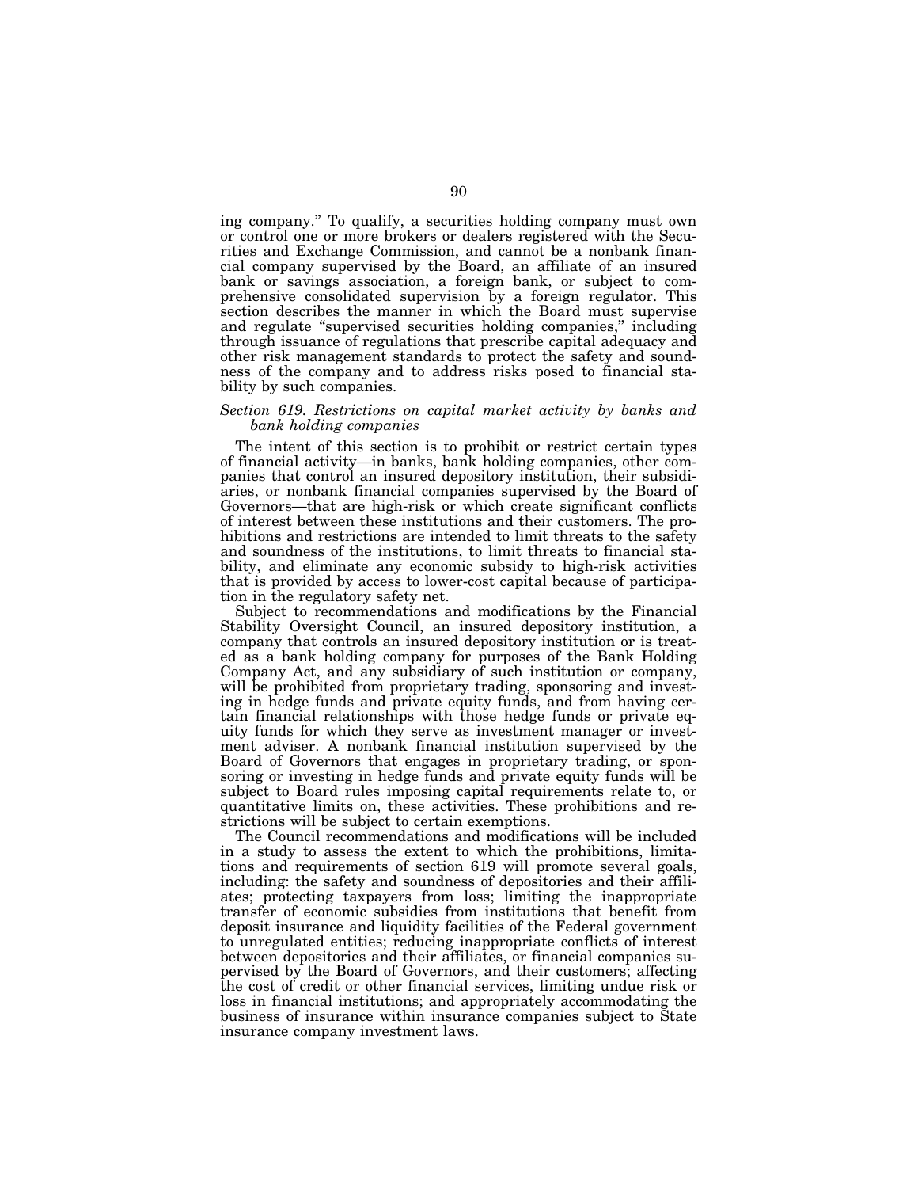ing company." To qualify, a securities holding company must own or control one or more brokers or dealers registered with the Securities and Exchange Commission, and cannot be a nonbank financial company supervised by the Board, an affiliate of an insured bank or savings association, a foreign bank, or subject to comprehensive consolidated supervision by a foreign regulator. This section describes the manner in which the Board must supervise and regulate "supervised securities holding companies," including through issuance of regulations that prescribe capital adequacy and other risk management standards to protect the safety and soundness of the company and to address risks posed to financial stability by such companies.

*Section 619. Restrictions on capital market activity by banks and bank holding companies*

The intent of this section is to prohibit or restrict certain types of financial activity—in banks, bank holding companies, other companies that control an insured depository institution, their subsidiaries, or nonbank financial companies supervised by the Board of Governors—that are high-risk or which create significant conflicts of interest between these institutions and their customers. The prohibitions and restrictions are intended to limit threats to the safety and soundness of the institutions, to limit threats to financial stability, and eliminate any economic subsidy to high-risk activities that is provided by access to lower-cost capital because of participation in the regulatory safety net.

Subject to recommendations and modifications by the Financial Stability Oversight Council, an insured depository institution, a company that controls an insured depository institution or is treated as a bank holding company for purposes of the Bank Holding Company Act, and any subsidiary of such institution or company, will be prohibited from proprietary trading, sponsoring and investing in hedge funds and private equity funds, and from having certain financial relationships with those hedge funds or private equity funds for which they serve as investment manager or investment adviser. A nonbank financial institution supervised by the Board of Governors that engages in proprietary trading, or sponsoring or investing in hedge funds and private equity funds will be subject to Board rules imposing capital requirements relate to, or quantitative limits on, these activities. These prohibitions and restrictions will be subject to certain exemptions.

The Council recommendations and modifications will be included in a study to assess the extent to which the prohibitions, limitations and requirements of section 619 will promote several goals, including: the safety and soundness of depositories and their affiliates; protecting taxpayers from loss; limiting the inappropriate transfer of economic subsidies from institutions that benefit from deposit insurance and liquidity facilities of the Federal government to unregulated entities; reducing inappropriate conflicts of interest between depositories and their affiliates, or financial companies supervised by the Board of Governors, and their customers; affecting the cost of credit or other financial services, limiting undue risk or loss in financial institutions; and appropriately accommodating the business of insurance within insurance companies subject to State insurance company investment laws.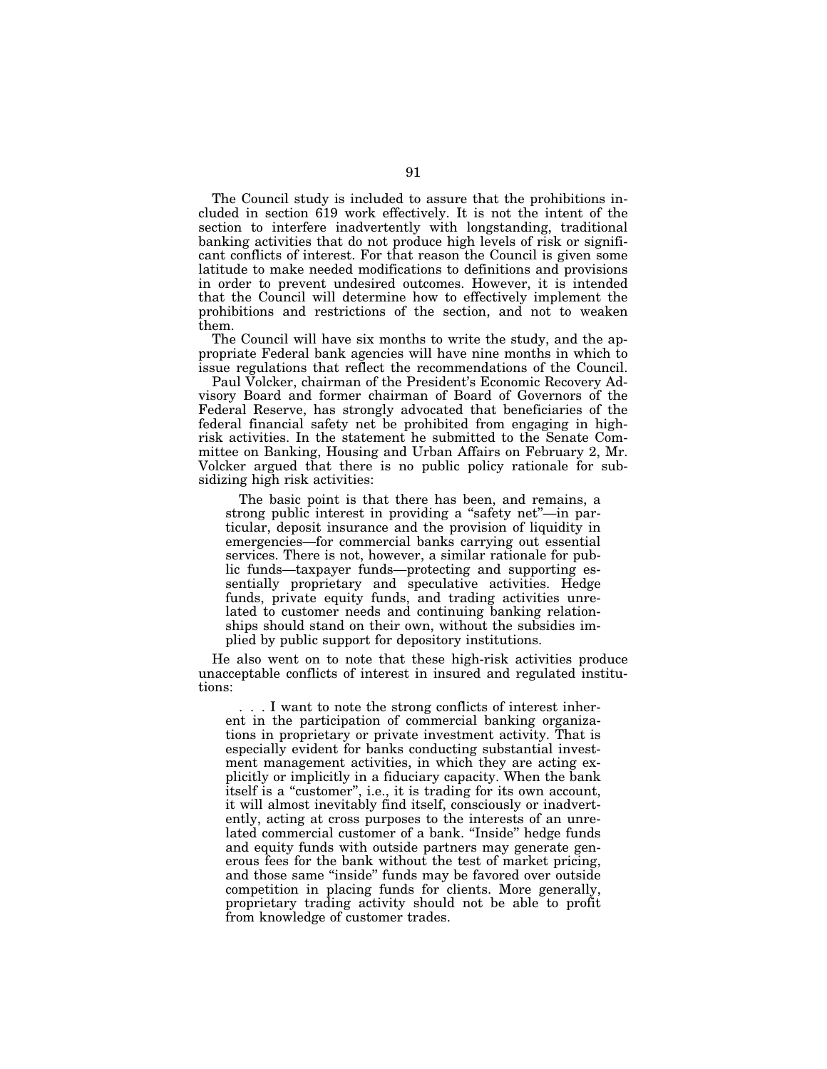The Council study is included to assure that the prohibitions included in section 619 work effectively. It is not the intent of the section to interfere inadvertently with longstanding, traditional banking activities that do not produce high levels of risk or significant conflicts of interest. For that reason the Council is given some latitude to make needed modifications to definitions and provisions in order to prevent undesired outcomes. However, it is intended that the Council will determine how to effectively implement the prohibitions and restrictions of the section, and not to weaken them.

The Council will have six months to write the study, and the appropriate Federal bank agencies will have nine months in which to issue regulations that reflect the recommendations of the Council.

Paul Volcker, chairman of the President's Economic Recovery Advisory Board and former chairman of Board of Governors of the Federal Reserve, has strongly advocated that beneficiaries of the federal financial safety net be prohibited from engaging in high-risk activities. In the statement he submitted to the Senate Committee on Banking, Housing and Urban Affairs on February 2, Mr. Volcker argued that there is no public policy rationale for subsidizing high risk activities:

> The basic point is that there has been, and remains, a strong public interest in providing a "safety net"—in particular, deposit insurance and the provision of liquidity in emergencies—for commercial banks carrying out essential services. There is not, however, a similar rationale for public funds—taxpayer funds—protecting and supporting essentially proprietary and speculative activities. Hedge funds, private equity funds, and trading activities unrelated to customer needs and continuing banking relationships should stand on their own, without the subsidies implied by public support for depository institutions.

He also went on to note that these high-risk activities produce unacceptable conflicts of interest in insured and regulated institutions:

> . . . I want to note the strong conflicts of interest inherent in the participation of commercial banking organizations in proprietary or private investment activity. That is especially evident for banks conducting substantial investment management activities, in which they are acting explicitly or implicitly in a fiduciary capacity. When the bank itself is a "customer", i.e., it is trading for its own account, it will almost inevitably find itself, consciously or inadvertently, acting at cross purposes to the interests of an unrelated commercial customer of a bank. "Inside" hedge funds and equity funds with outside partners may generate generous fees for the bank without the test of market pricing, and those same "inside" funds may be favored over outside competition in placing funds for clients. More generally, proprietary trading activity should not be able to profit from knowledge of customer trades.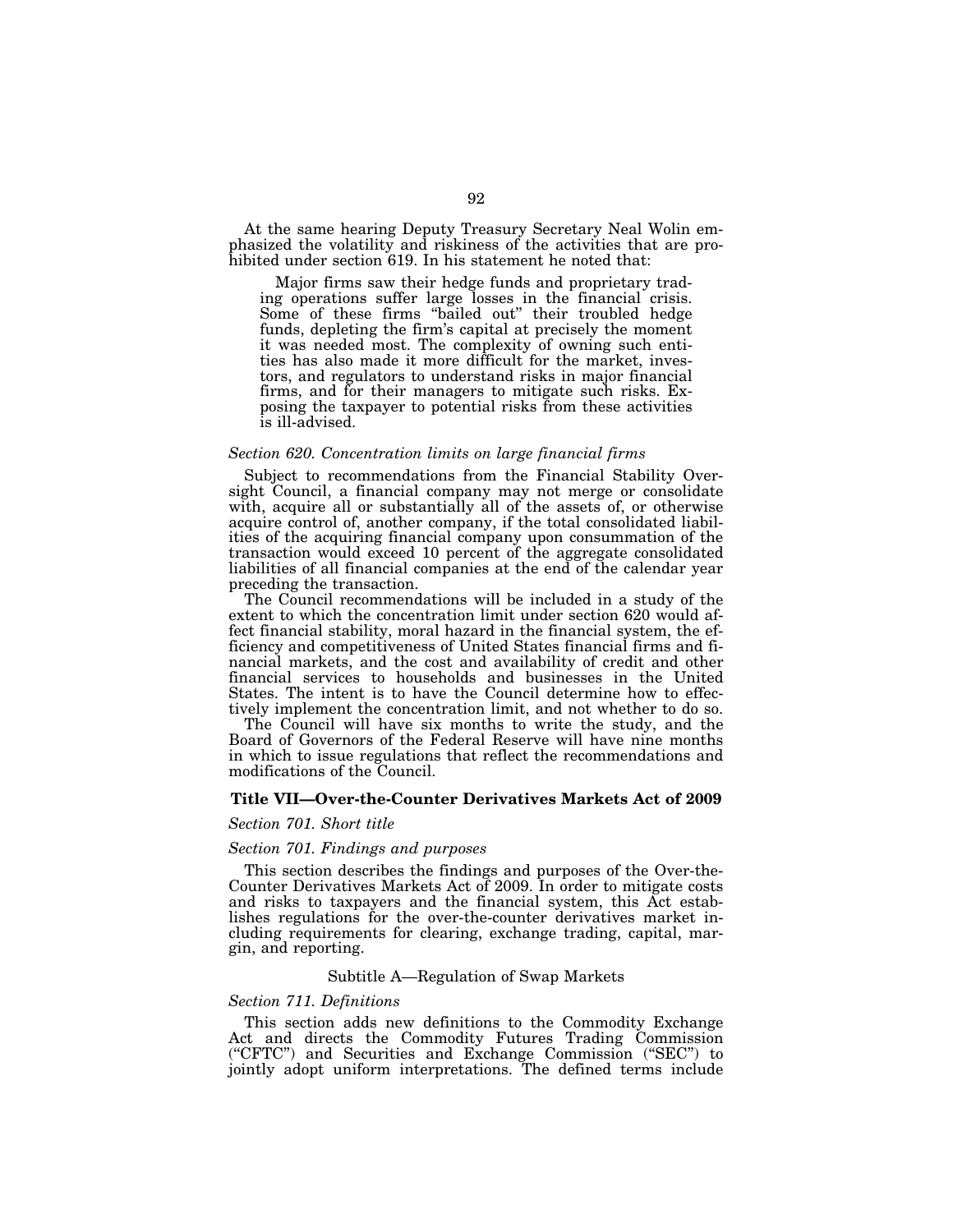At the same hearing Deputy Treasury Secretary Neal Wolin emphasized the volatility and riskiness of the activities that are prohibited under section 619. In his statement he noted that:

> Major firms saw their hedge funds and proprietary trading operations suffer large losses in the financial crisis. Some of these firms "bailed out" their troubled hedge funds, depleting the firm's capital at precisely the moment it was needed most. The complexity of owning such entities has also made it more difficult for the market, investors, and regulators to understand risks in major financial firms, and for their managers to mitigate such risks. Exposing the taxpayer to potential risks from these activities is ill-advised.

*Section 620. Concentration limits on large financial firms*

Subject to recommendations from the Financial Stability Oversight Council, a financial company may not merge or consolidate with, acquire all or substantially all of the assets of, or otherwise acquire control of, another company, if the total consolidated liabilities of the acquiring financial company upon consummation of the transaction would exceed 10 percent of the aggregate consolidated liabilities of all financial companies at the end of the calendar year preceding the transaction.

The Council recommendations will be included in a study of the extent to which the concentration limit under section 620 would affect financial stability, moral hazard in the financial system, the efficiency and competitiveness of United States financial firms and financial markets, and the cost and availability of credit and other financial services to households and businesses in the United States. The intent is to have the Council determine how to effectively implement the concentration limit, and not whether to do so.

The Council will have six months to write the study, and the Board of Governors of the Federal Reserve will have nine months in which to issue regulations that reflect the recommendations and modifications of the Council.

## Title VII—Over-the-Counter Derivatives Markets Act of 2009

*Section 701. Short title*

*Section 701. Findings and purposes*

This section describes the findings and purposes of the Over-the-Counter Derivatives Markets Act of 2009. In order to mitigate costs and risks to taxpayers and the financial system, this Act establishes regulations for the over-the-counter derivatives market including requirements for clearing, exchange trading, capital, margin, and reporting.

### Subtitle A—Regulation of Swap Markets

*Section 711. Definitions*

This section adds new definitions to the Commodity Exchange Act and directs the Commodity Futures Trading Commission ("CFTC") and Securities and Exchange Commission ("SEC") to jointly adopt uniform interpretations. The defined terms include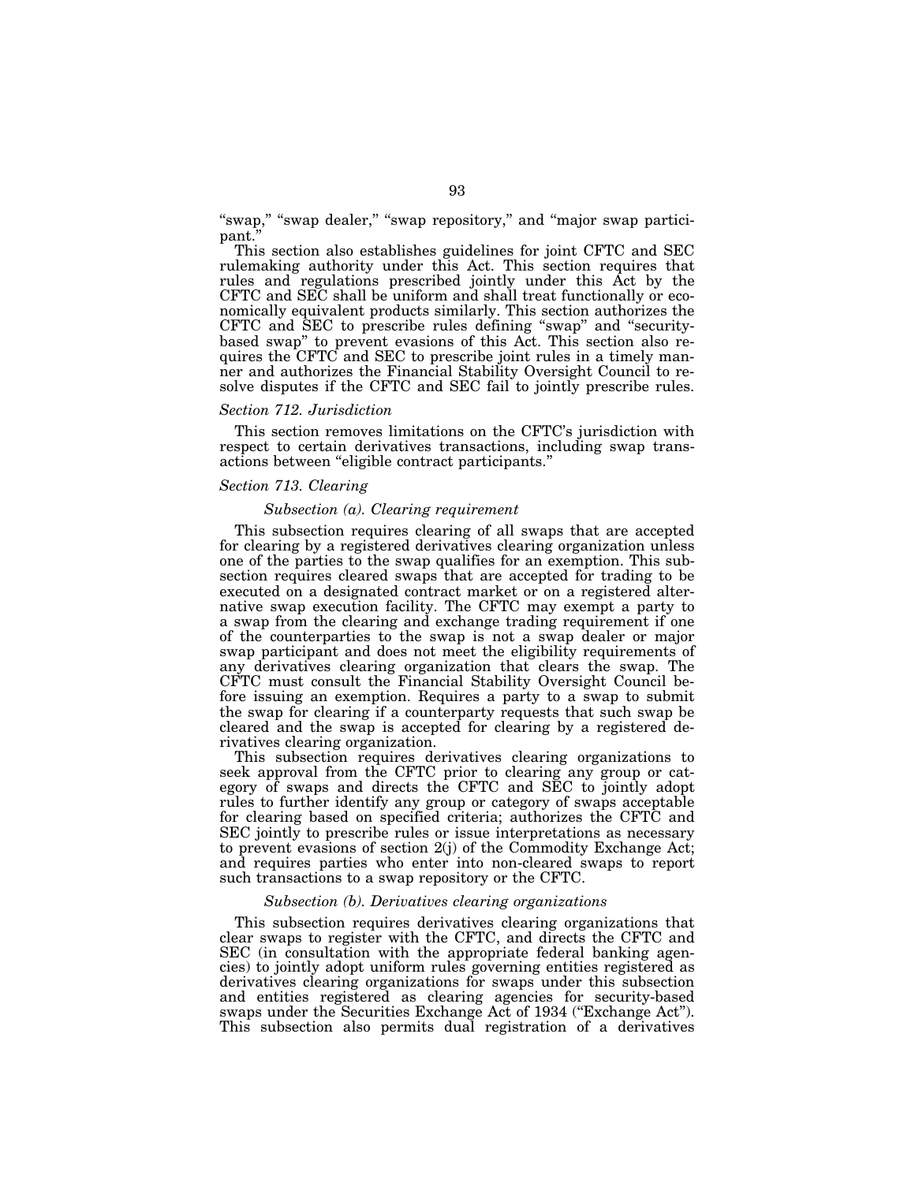"swap," "swap dealer," "swap repository," and "major swap participant."

This section also establishes guidelines for joint CFTC and SEC rulemaking authority under this Act. This section requires that rules and regulations prescribed jointly under this Act by the CFTC and SEC shall be uniform and shall treat functionally or economically equivalent products similarly. This section authorizes the CFTC and SEC to prescribe rules defining "swap" and "security-based swap" to prevent evasions of this Act. This section also requires the CFTC and SEC to prescribe joint rules in a timely manner and authorizes the Financial Stability Oversight Council to resolve disputes if the CFTC and SEC fail to jointly prescribe rules.

### *Section 712. Jurisdiction*

This section removes limitations on the CFTC's jurisdiction with respect to certain derivatives transactions, including swap transactions between "eligible contract participants."

### *Section 713. Clearing*

#### *Subsection (a). Clearing requirement*

This subsection requires clearing of all swaps that are accepted for clearing by a registered derivatives clearing organization unless one of the parties to the swap qualifies for an exemption. This subsection requires cleared swaps that are accepted for trading to be executed on a designated contract market or on a registered alternative swap execution facility. The CFTC may exempt a party to a swap from the clearing and exchange trading requirement if one of the counterparties to the swap is not a swap dealer or major swap participant and does not meet the eligibility requirements of any derivatives clearing organization that clears the swap. The CFTC must consult the Financial Stability Oversight Council before issuing an exemption. Requires a party to a swap to submit the swap for clearing if a counterparty requests that such swap be cleared and the swap is accepted for clearing by a registered derivatives clearing organization.

This subsection requires derivatives clearing organizations to seek approval from the CFTC prior to clearing any group or category of swaps and directs the CFTC and SEC to jointly adopt rules to further identify any group or category of swaps acceptable for clearing based on specified criteria; authorizes the CFTC and SEC jointly to prescribe rules or issue interpretations as necessary to prevent evasions of section 2(j) of the Commodity Exchange Act; and requires parties who enter into non-cleared swaps to report such transactions to a swap repository or the CFTC.

#### *Subsection (b). Derivatives clearing organizations*

This subsection requires derivatives clearing organizations that clear swaps to register with the CFTC, and directs the CFTC and SEC (in consultation with the appropriate federal banking agencies) to jointly adopt uniform rules governing entities registered as derivatives clearing organizations for swaps under this subsection and entities registered as clearing agencies for security-based swaps under the Securities Exchange Act of 1934 ("Exchange Act"). This subsection also permits dual registration of a derivatives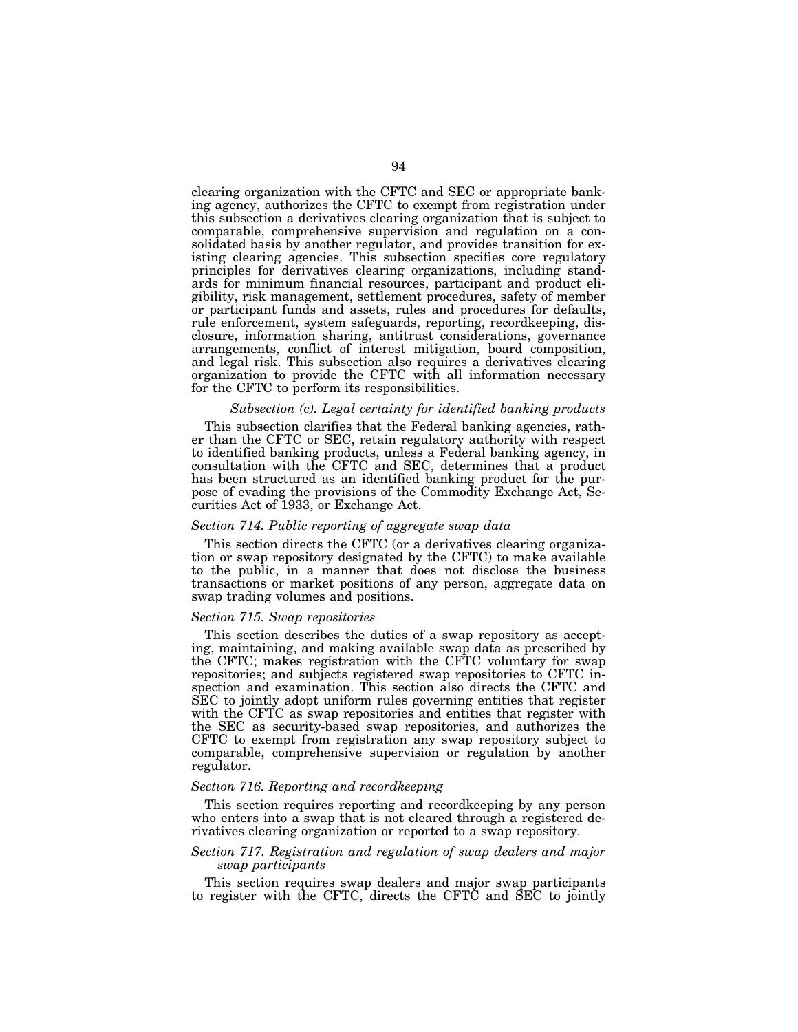clearing organization with the CFTC and SEC or appropriate banking agency, authorizes the CFTC to exempt from registration under this subsection a derivatives clearing organization that is subject to comparable, comprehensive supervision and regulation on a consolidated basis by another regulator, and provides transition for existing clearing agencies. This subsection specifies core regulatory principles for derivatives clearing organizations, including standards for minimum financial resources, participant and product eligibility, risk management, settlement procedures, safety of member or participant funds and assets, rules and procedures for defaults, rule enforcement, system safeguards, reporting, recordkeeping, disclosure, information sharing, antitrust considerations, governance arrangements, conflict of interest mitigation, board composition, and legal risk. This subsection also requires a derivatives clearing organization to provide the CFTC with all information necessary for the CFTC to perform its responsibilities.

#### *Subsection (c). Legal certainty for identified banking products*

This subsection clarifies that the Federal banking agencies, rather than the CFTC or SEC, retain regulatory authority with respect to identified banking products, unless a Federal banking agency, in consultation with the CFTC and SEC, determines that a product has been structured as an identified banking product for the purpose of evading the provisions of the Commodity Exchange Act, Securities Act of 1933, or Exchange Act.

### *Section 714. Public reporting of aggregate swap data*

This section directs the CFTC (or a derivatives clearing organization or swap repository designated by the CFTC) to make available to the public, in a manner that does not disclose the business transactions or market positions of any person, aggregate data on swap trading volumes and positions.

### *Section 715. Swap repositories*

This section describes the duties of a swap repository as accepting, maintaining, and making available swap data as prescribed by the CFTC; makes registration with the CFTC voluntary for swap repositories; and subjects registered swap repositories to CFTC inspection and examination. This section also directs the CFTC and SEC to jointly adopt uniform rules governing entities that register with the CFTC as swap repositories and entities that register with the SEC as security-based swap repositories, and authorizes the CFTC to exempt from registration any swap repository subject to comparable, comprehensive supervision or regulation by another regulator.

### *Section 716. Reporting and recordkeeping*

This section requires reporting and recordkeeping by any person who enters into a swap that is not cleared through a registered derivatives clearing organization or reported to a swap repository.

### *Section 717. Registration and regulation of swap dealers and major swap participants*

This section requires swap dealers and major swap participants to register with the CFTC, directs the CFTC and SEC to jointly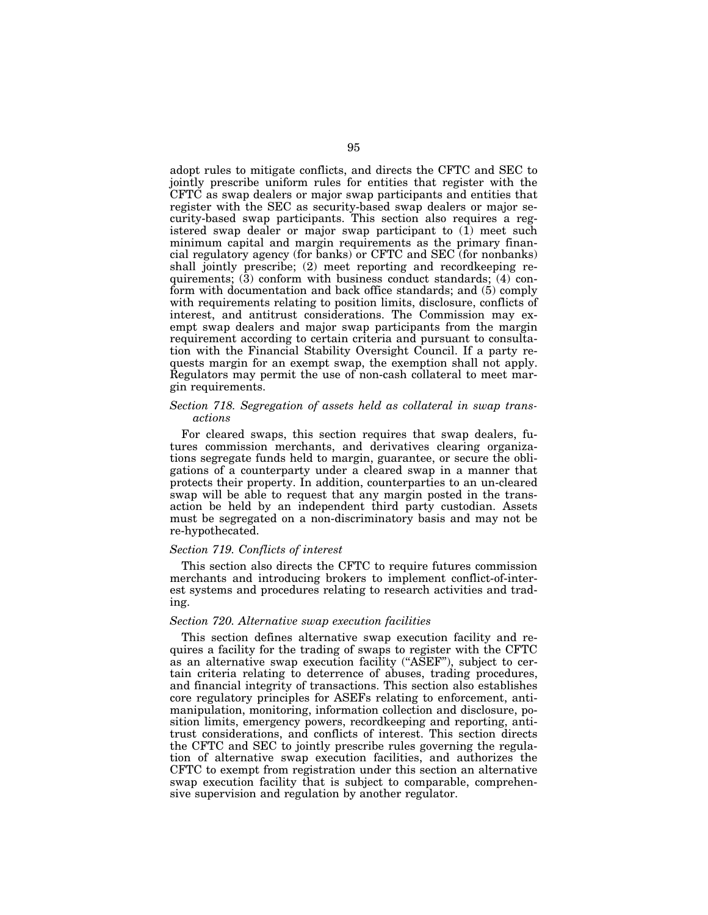adopt rules to mitigate conflicts, and directs the CFTC and SEC to jointly prescribe uniform rules for entities that register with the CFTC as swap dealers or major swap participants and entities that register with the SEC as security-based swap dealers or major security-based swap participants. This section also requires a registered swap dealer or major swap participant to (1) meet such minimum capital and margin requirements as the primary financial regulatory agency (for banks) or CFTC and SEC (for nonbanks) shall jointly prescribe; (2) meet reporting and recordkeeping requirements; (3) conform with business conduct standards; (4) conform with documentation and back office standards; and (5) comply with requirements relating to position limits, disclosure, conflicts of interest, and antitrust considerations. The Commission may exempt swap dealers and major swap participants from the margin requirement according to certain criteria and pursuant to consultation with the Financial Stability Oversight Council. If a party requests margin for an exempt swap, the exemption shall not apply. Regulators may permit the use of non-cash collateral to meet margin requirements.

*Section 718. Segregation of assets held as collateral in swap transactions*

For cleared swaps, this section requires that swap dealers, futures commission merchants, and derivatives clearing organizations segregate funds held to margin, guarantee, or secure the obligations of a counterparty under a cleared swap in a manner that protects their property. In addition, counterparties to an un-cleared swap will be able to request that any margin posted in the transaction be held by an independent third party custodian. Assets must be segregated on a non-discriminatory basis and may not be re-hypothecated.

*Section 719. Conflicts of interest*

This section also directs the CFTC to require futures commission merchants and introducing brokers to implement conflict-of-interest systems and procedures relating to research activities and trading.

*Section 720. Alternative swap execution facilities*

This section defines alternative swap execution facility and requires a facility for the trading of swaps to register with the CFTC as an alternative swap execution facility ("ASEF"), subject to certain criteria relating to deterrence of abuses, trading procedures, and financial integrity of transactions. This section also establishes core regulatory principles for ASEFs relating to enforcement, anti-manipulation, monitoring, information collection and disclosure, position limits, emergency powers, recordkeeping and reporting, antitrust considerations, and conflicts of interest. This section directs the CFTC and SEC to jointly prescribe rules governing the regulation of alternative swap execution facilities, and authorizes the CFTC to exempt from registration under this section an alternative swap execution facility that is subject to comparable, comprehensive supervision and regulation by another regulator.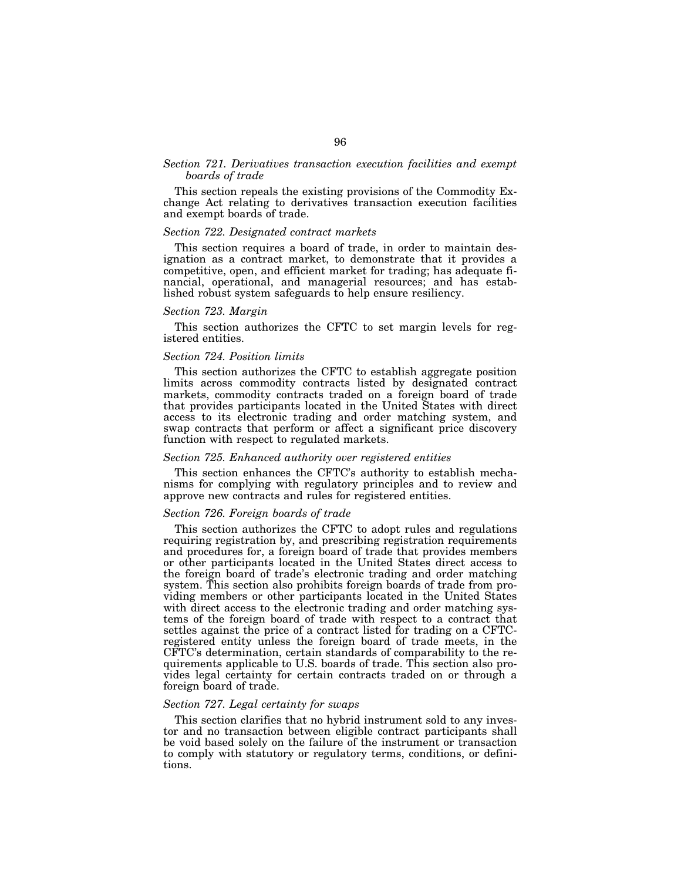*Section 721. Derivatives transaction execution facilities and exempt boards of trade*

This section repeals the existing provisions of the Commodity Exchange Act relating to derivatives transaction execution facilities and exempt boards of trade.

*Section 722. Designated contract markets*

This section requires a board of trade, in order to maintain designation as a contract market, to demonstrate that it provides a competitive, open, and efficient market for trading; has adequate financial, operational, and managerial resources; and has established robust system safeguards to help ensure resiliency.

*Section 723. Margin*

This section authorizes the CFTC to set margin levels for registered entities.

*Section 724. Position limits*

This section authorizes the CFTC to establish aggregate position limits across commodity contracts listed by designated contract markets, commodity contracts traded on a foreign board of trade that provides participants located in the United States with direct access to its electronic trading and order matching system, and swap contracts that perform or affect a significant price discovery function with respect to regulated markets.

*Section 725. Enhanced authority over registered entities*

This section enhances the CFTC's authority to establish mechanisms for complying with regulatory principles and to review and approve new contracts and rules for registered entities.

*Section 726. Foreign boards of trade*

This section authorizes the CFTC to adopt rules and regulations requiring registration by, and prescribing registration requirements and procedures for, a foreign board of trade that provides members or other participants located in the United States direct access to the foreign board of trade's electronic trading and order matching system. This section also prohibits foreign boards of trade from providing members or other participants located in the United States with direct access to the electronic trading and order matching systems of the foreign board of trade with respect to a contract that settles against the price of a contract listed for trading on a CFTC-registered entity unless the foreign board of trade meets, in the CFTC's determination, certain standards of comparability to the requirements applicable to U.S. boards of trade. This section also provides legal certainty for certain contracts traded on or through a foreign board of trade.

*Section 727. Legal certainty for swaps*

This section clarifies that no hybrid instrument sold to any investor and no transaction between eligible contract participants shall be void based solely on the failure of the instrument or transaction to comply with statutory or regulatory terms, conditions, or definitions.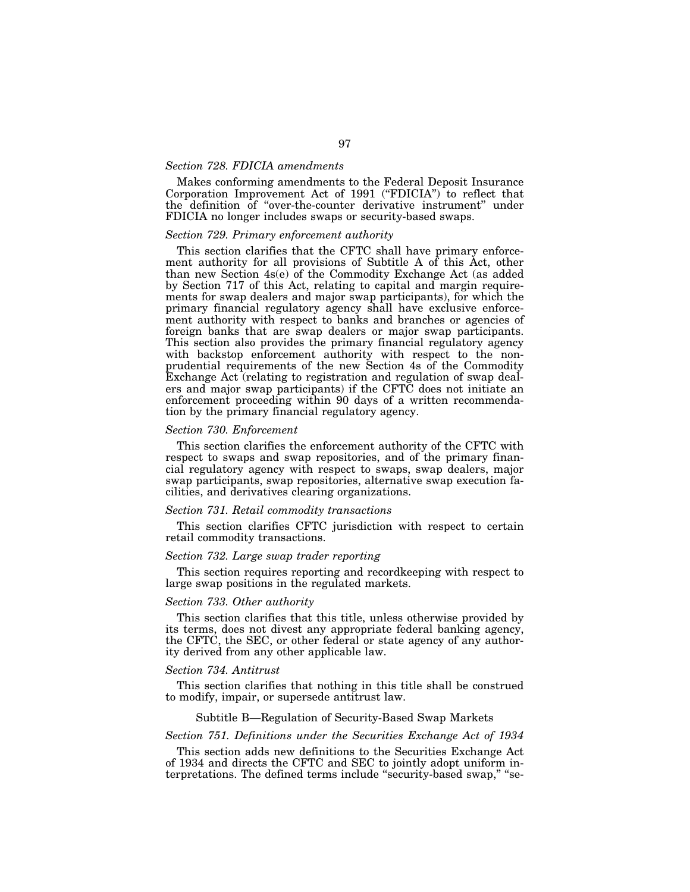*Section 728. FDICIA amendments*

Makes conforming amendments to the Federal Deposit Insurance Corporation Improvement Act of 1991 ("FDICIA") to reflect that the definition of "over-the-counter derivative instrument" under FDICIA no longer includes swaps or security-based swaps.

*Section 729. Primary enforcement authority*

This section clarifies that the CFTC shall have primary enforcement authority for all provisions of Subtitle A of this Act, other than new Section 4s(e) of the Commodity Exchange Act (as added by Section 717 of this Act, relating to capital and margin requirements for swap dealers and major swap participants), for which the primary financial regulatory agency shall have exclusive enforcement authority with respect to banks and branches or agencies of foreign banks that are swap dealers or major swap participants. This section also provides the primary financial regulatory agency with backstop enforcement authority with respect to the non-prudential requirements of the new Section 4s of the Commodity Exchange Act (relating to registration and regulation of swap dealers and major swap participants) if the CFTC does not initiate an enforcement proceeding within 90 days of a written recommendation by the primary financial regulatory agency.

*Section 730. Enforcement*

This section clarifies the enforcement authority of the CFTC with respect to swaps and swap repositories, and of the primary financial regulatory agency with respect to swaps, swap dealers, major swap participants, swap repositories, alternative swap execution facilities, and derivatives clearing organizations.

*Section 731. Retail commodity transactions*

This section clarifies CFTC jurisdiction with respect to certain retail commodity transactions.

*Section 732. Large swap trader reporting*

This section requires reporting and recordkeeping with respect to large swap positions in the regulated markets.

*Section 733. Other authority*

This section clarifies that this title, unless otherwise provided by its terms, does not divest any appropriate federal banking agency, the CFTC, the SEC, or other federal or state agency of any authority derived from any other applicable law.

*Section 734. Antitrust*

This section clarifies that nothing in this title shall be construed to modify, impair, or supersede antitrust law.

Subtitle B—Regulation of Security-Based Swap Markets

*Section 751. Definitions under the Securities Exchange Act of 1934*

This section adds new definitions to the Securities Exchange Act of 1934 and directs the CFTC and SEC to jointly adopt uniform interpretations. The defined terms include "security-based swap," "se-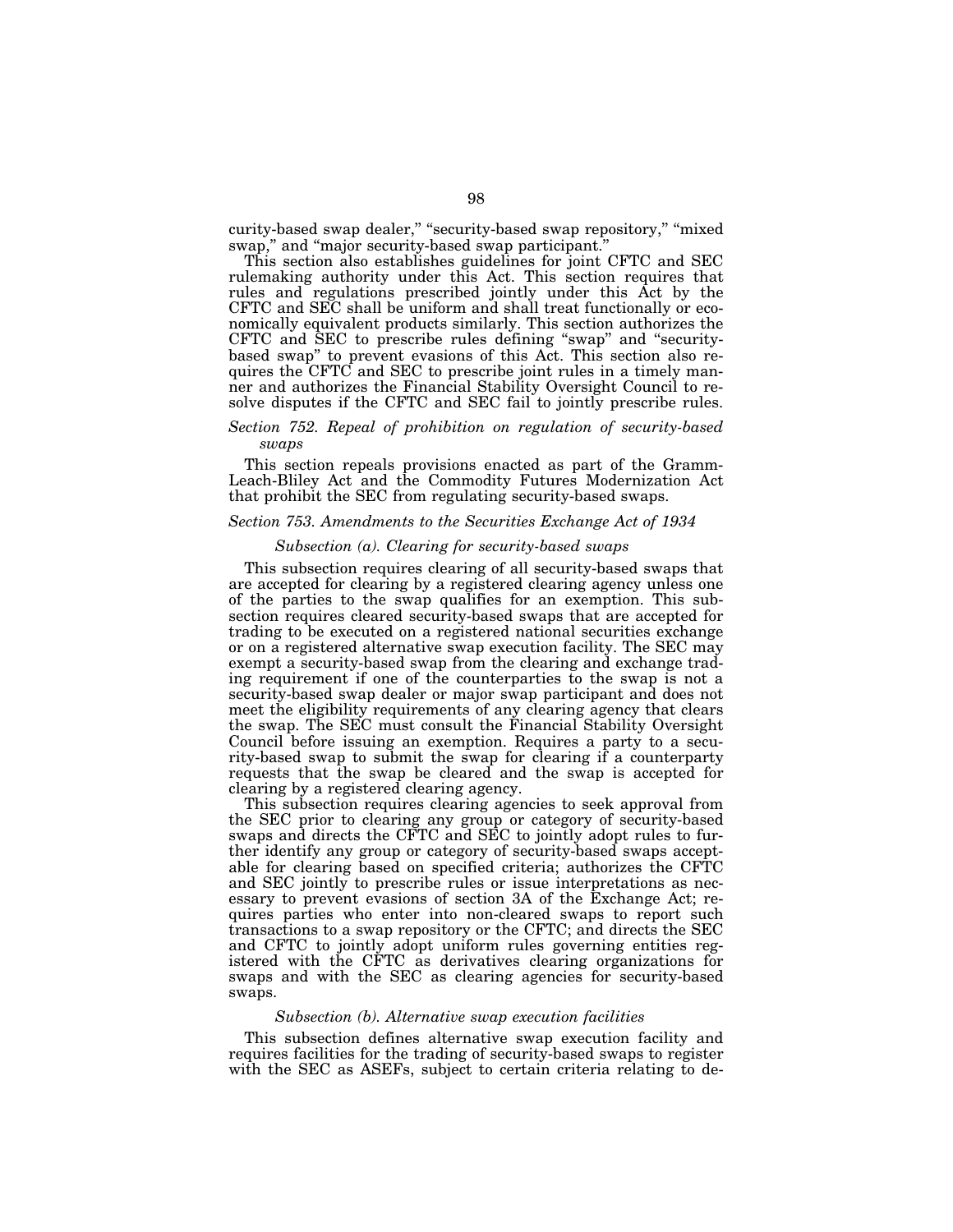curity-based swap dealer," "security-based swap repository," "mixed swap," and "major security-based swap participant."

This section also establishes guidelines for joint CFTC and SEC rulemaking authority under this Act. This section requires that rules and regulations prescribed jointly under this Act by the CFTC and SEC shall be uniform and shall treat functionally or economically equivalent products similarly. This section authorizes the CFTC and SEC to prescribe rules defining "swap" and "security-based swap" to prevent evasions of this Act. This section also requires the CFTC and SEC to prescribe joint rules in a timely manner and authorizes the Financial Stability Oversight Council to resolve disputes if the CFTC and SEC fail to jointly prescribe rules.

### *Section 752. Repeal of prohibition on regulation of security-based swaps*

This section repeals provisions enacted as part of the Gramm-Leach-Bliley Act and the Commodity Futures Modernization Act that prohibit the SEC from regulating security-based swaps.

### *Section 753. Amendments to the Securities Exchange Act of 1934*

#### *Subsection (a). Clearing for security-based swaps*

This subsection requires clearing of all security-based swaps that are accepted for clearing by a registered clearing agency unless one of the parties to the swap qualifies for an exemption. This subsection requires cleared security-based swaps that are accepted for trading to be executed on a registered national securities exchange or on a registered alternative swap execution facility. The SEC may exempt a security-based swap from the clearing and exchange trading requirement if one of the counterparties to the swap is not a security-based swap dealer or major swap participant and does not meet the eligibility requirements of any clearing agency that clears the swap. The SEC must consult the Financial Stability Oversight Council before issuing an exemption. Requires a party to a security-based swap to submit the swap for clearing if a counterparty requests that the swap be cleared and the swap is accepted for clearing by a registered clearing agency.

This subsection requires clearing agencies to seek approval from the SEC prior to clearing any group or category of security-based swaps and directs the CFTC and SEC to jointly adopt rules to further identify any group or category of security-based swaps acceptable for clearing based on specified criteria; authorizes the CFTC and SEC jointly to prescribe rules or issue interpretations as necessary to prevent evasions of section 3A of the Exchange Act; requires parties who enter into non-cleared swaps to report such transactions to a swap repository or the CFTC; and directs the SEC and CFTC to jointly adopt uniform rules governing entities registered with the CFTC as derivatives clearing organizations for swaps and with the SEC as clearing agencies for security-based swaps.

#### *Subsection (b). Alternative swap execution facilities*

This subsection defines alternative swap execution facility and requires facilities for the trading of security-based swaps to register with the SEC as ASEFs, subject to certain criteria relating to de-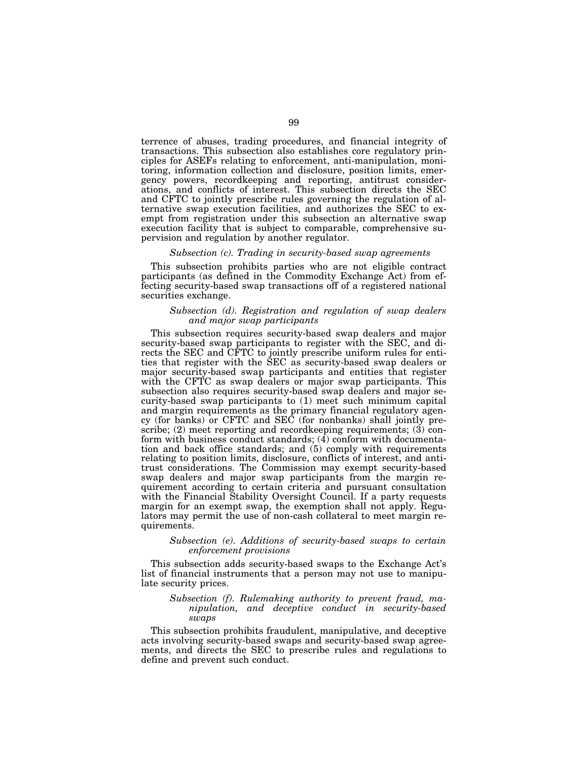terrence of abuses, trading procedures, and financial integrity of transactions. This subsection also establishes core regulatory principles for ASEFs relating to enforcement, anti-manipulation, monitoring, information collection and disclosure, position limits, emergency powers, recordkeeping and reporting, antitrust considerations, and conflicts of interest. This subsection directs the SEC and CFTC to jointly prescribe rules governing the regulation of alternative swap execution facilities, and authorizes the SEC to exempt from registration under this subsection an alternative swap execution facility that is subject to comparable, comprehensive supervision and regulation by another regulator.

*Subsection (c). Trading in security-based swap agreements*

This subsection prohibits parties who are not eligible contract participants (as defined in the Commodity Exchange Act) from effecting security-based swap transactions off of a registered national securities exchange.

*Subsection (d). Registration and regulation of swap dealers and major swap participants*

This subsection requires security-based swap dealers and major security-based swap participants to register with the SEC, and directs the SEC and CFTC to jointly prescribe uniform rules for entities that register with the SEC as security-based swap dealers or major security-based swap participants and entities that register with the CFTC as swap dealers or major swap participants. This subsection also requires security-based swap dealers and major security-based swap participants to (1) meet such minimum capital and margin requirements as the primary financial regulatory agency (for banks) or CFTC and SEC (for nonbanks) shall jointly prescribe; (2) meet reporting and recordkeeping requirements; (3) conform with business conduct standards; (4) conform with documentation and back office standards; and (5) comply with requirements relating to position limits, disclosure, conflicts of interest, and antitrust considerations. The Commission may exempt security-based swap dealers and major swap participants from the margin requirement according to certain criteria and pursuant consultation with the Financial Stability Oversight Council. If a party requests margin for an exempt swap, the exemption shall not apply. Regulators may permit the use of non-cash collateral to meet margin requirements.

*Subsection (e). Additions of security-based swaps to certain enforcement provisions*

This subsection adds security-based swaps to the Exchange Act's list of financial instruments that a person may not use to manipulate security prices.

*Subsection (f). Rulemaking authority to prevent fraud, manipulation, and deceptive conduct in security-based swaps*

This subsection prohibits fraudulent, manipulative, and deceptive acts involving security-based swaps and security-based swap agreements, and directs the SEC to prescribe rules and regulations to define and prevent such conduct.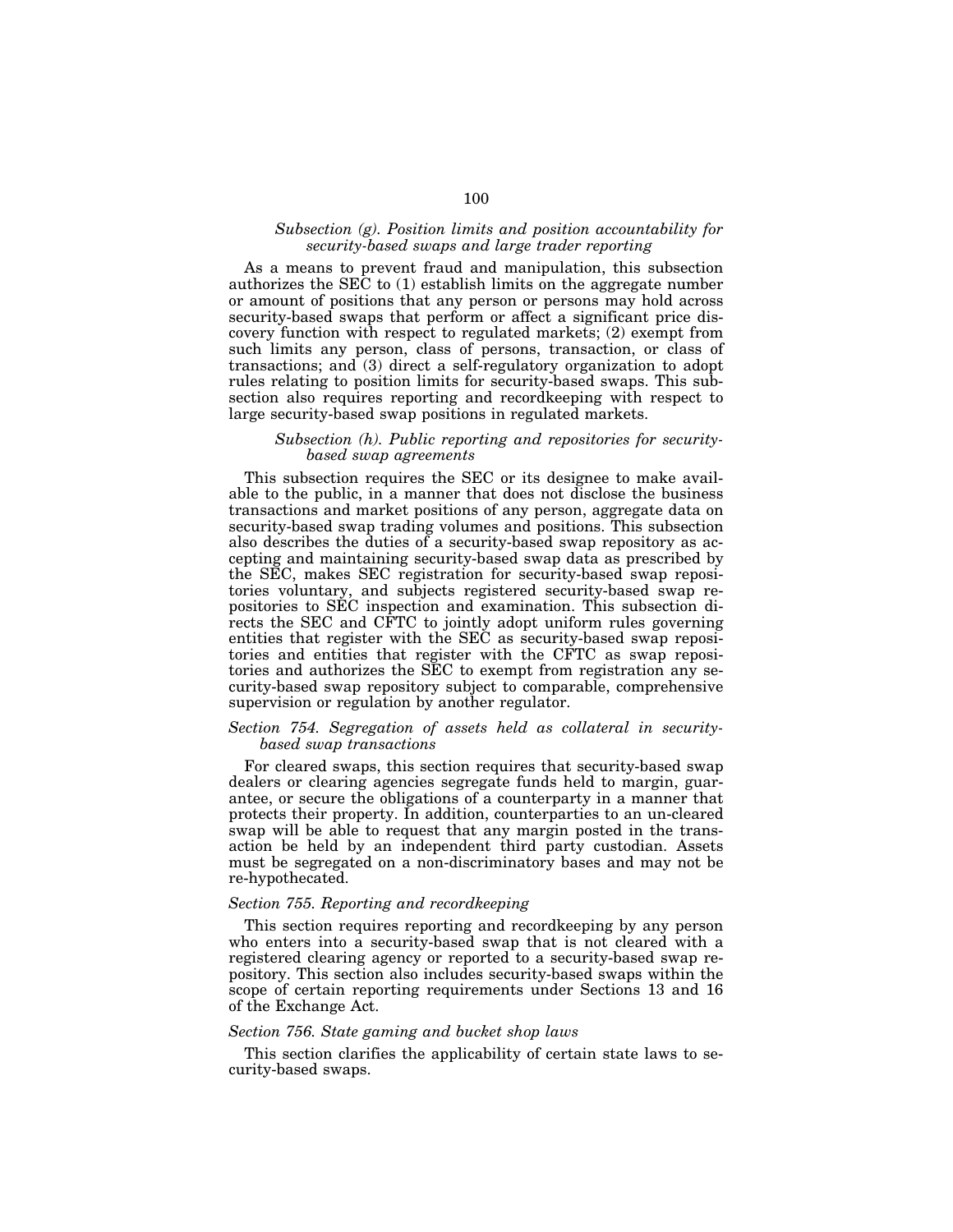*Subsection (g). Position limits and position accountability for security-based swaps and large trader reporting*

As a means to prevent fraud and manipulation, this subsection authorizes the SEC to (1) establish limits on the aggregate number or amount of positions that any person or persons may hold across security-based swaps that perform or affect a significant price discovery function with respect to regulated markets; (2) exempt from such limits any person, class of persons, transaction, or class of transactions; and (3) direct a self-regulatory organization to adopt rules relating to position limits for security-based swaps. This subsection also requires reporting and recordkeeping with respect to large security-based swap positions in regulated markets.

*Subsection (h). Public reporting and repositories for security-based swap agreements*

This subsection requires the SEC or its designee to make available to the public, in a manner that does not disclose the business transactions and market positions of any person, aggregate data on security-based swap trading volumes and positions. This subsection also describes the duties of a security-based swap repository as accepting and maintaining security-based swap data as prescribed by the SEC, makes SEC registration for security-based swap repositories voluntary, and subjects registered security-based swap repositories to SEC inspection and examination. This subsection directs the SEC and CFTC to jointly adopt uniform rules governing entities that register with the SEC as security-based swap repositories and entities that register with the CFTC as swap repositories and authorizes the SEC to exempt from registration any security-based swap repository subject to comparable, comprehensive supervision or regulation by another regulator.

*Section 754. Segregation of assets held as collateral in security-based swap transactions*

For cleared swaps, this section requires that security-based swap dealers or clearing agencies segregate funds held to margin, guarantee, or secure the obligations of a counterparty in a manner that protects their property. In addition, counterparties to an un-cleared swap will be able to request that any margin posted in the transaction be held by an independent third party custodian. Assets must be segregated on a non-discriminatory bases and may not be re-hypothecated.

*Section 755. Reporting and recordkeeping*

This section requires reporting and recordkeeping by any person who enters into a security-based swap that is not cleared with a registered clearing agency or reported to a security-based swap repository. This section also includes security-based swaps within the scope of certain reporting requirements under Sections 13 and 16 of the Exchange Act.

*Section 756. State gaming and bucket shop laws*

This section clarifies the applicability of certain state laws to security-based swaps.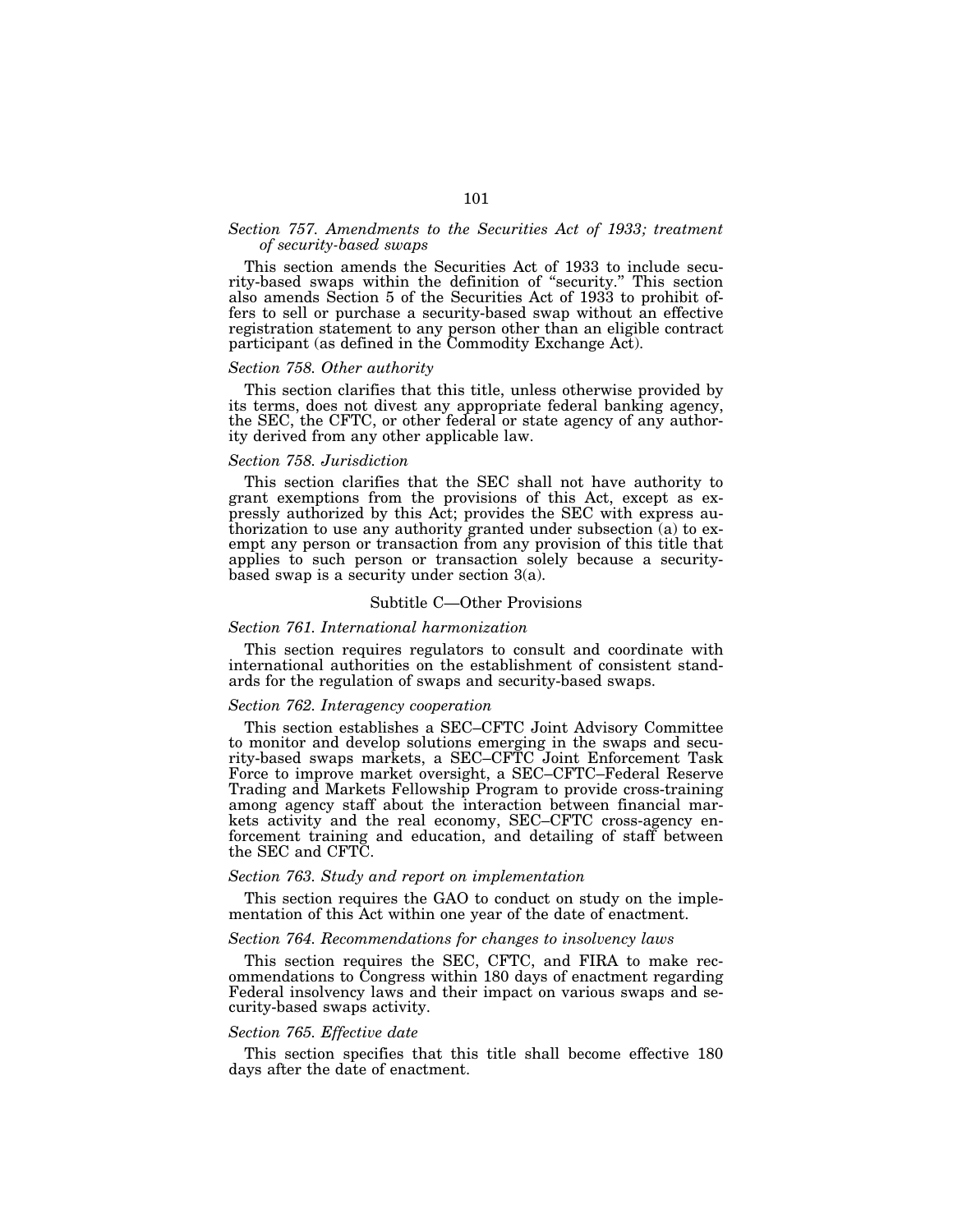*Section 757. Amendments to the Securities Act of 1933; treatment of security-based swaps*

This section amends the Securities Act of 1933 to include security-based swaps within the definition of "security." This section also amends Section 5 of the Securities Act of 1933 to prohibit offers to sell or purchase a security-based swap without an effective registration statement to any person other than an eligible contract participant (as defined in the Commodity Exchange Act).

*Section 758. Other authority*

This section clarifies that this title, unless otherwise provided by its terms, does not divest any appropriate federal banking agency, the SEC, the CFTC, or other federal or state agency of any authority derived from any other applicable law.

*Section 758. Jurisdiction*

This section clarifies that the SEC shall not have authority to grant exemptions from the provisions of this Act, except as expressly authorized by this Act; provides the SEC with express authorization to use any authority granted under subsection (a) to exempt any person or transaction from any provision of this title that applies to such person or transaction solely because a security-based swap is a security under section 3(a).

Subtitle C—Other Provisions

*Section 761. International harmonization*

This section requires regulators to consult and coordinate with international authorities on the establishment of consistent standards for the regulation of swaps and security-based swaps.

*Section 762. Interagency cooperation*

This section establishes a SEC–CFTC Joint Advisory Committee to monitor and develop solutions emerging in the swaps and security-based swaps markets, a SEC–CFTC Joint Enforcement Task Force to improve market oversight, a SEC–CFTC–Federal Reserve Trading and Markets Fellowship Program to provide cross-training among agency staff about the interaction between financial markets activity and the real economy, SEC–CFTC cross-agency enforcement training and education, and detailing of staff between the SEC and CFTC.

*Section 763. Study and report on implementation*

This section requires the GAO to conduct on study on the implementation of this Act within one year of the date of enactment.

*Section 764. Recommendations for changes to insolvency laws*

This section requires the SEC, CFTC, and FIRA to make recommendations to Congress within 180 days of enactment regarding Federal insolvency laws and their impact on various swaps and security-based swaps activity.

*Section 765. Effective date*

This section specifies that this title shall become effective 180 days after the date of enactment.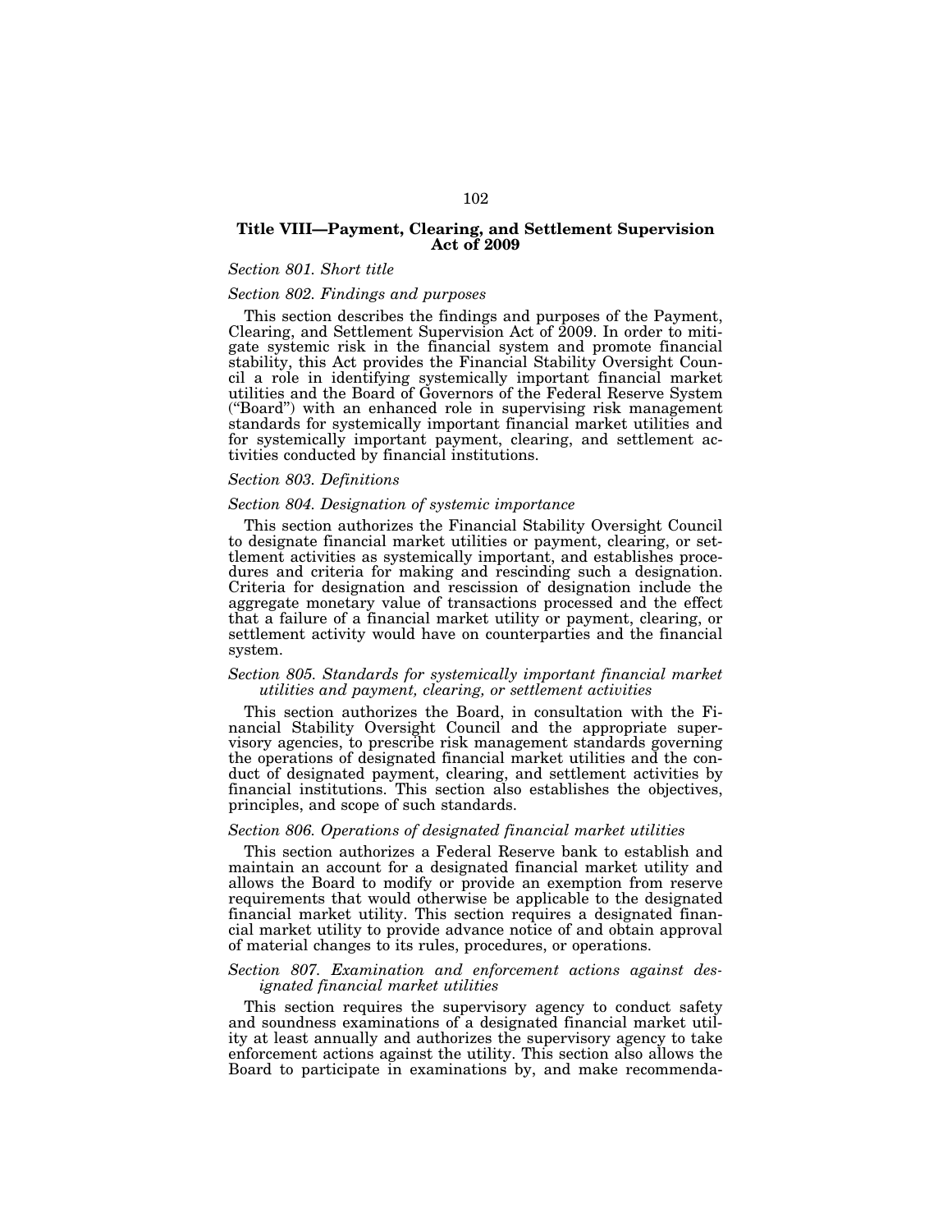## Title VIII—Payment, Clearing, and Settlement Supervision Act of 2009

*Section 801. Short title*

*Section 802. Findings and purposes*

This section describes the findings and purposes of the Payment, Clearing, and Settlement Supervision Act of 2009. In order to mitigate systemic risk in the financial system and promote financial stability, this Act provides the Financial Stability Oversight Council a role in identifying systemically important financial market utilities and the Board of Governors of the Federal Reserve System ("Board") with an enhanced role in supervising risk management standards for systemically important financial market utilities and for systemically important payment, clearing, and settlement activities conducted by financial institutions.

*Section 803. Definitions*

*Section 804. Designation of systemic importance*

This section authorizes the Financial Stability Oversight Council to designate financial market utilities or payment, clearing, or settlement activities as systemically important, and establishes procedures and criteria for making and rescinding such a designation. Criteria for designation and rescission of designation include the aggregate monetary value of transactions processed and the effect that a failure of a financial market utility or payment, clearing, or settlement activity would have on counterparties and the financial system.

*Section 805. Standards for systemically important financial market utilities and payment, clearing, or settlement activities*

This section authorizes the Board, in consultation with the Financial Stability Oversight Council and the appropriate supervisory agencies, to prescribe risk management standards governing the operations of designated financial market utilities and the conduct of designated payment, clearing, and settlement activities by financial institutions. This section also establishes the objectives, principles, and scope of such standards.

*Section 806. Operations of designated financial market utilities*

This section authorizes a Federal Reserve bank to establish and maintain an account for a designated financial market utility and allows the Board to modify or provide an exemption from reserve requirements that would otherwise be applicable to the designated financial market utility. This section requires a designated financial market utility to provide advance notice of and obtain approval of material changes to its rules, procedures, or operations.

*Section 807. Examination and enforcement actions against designated financial market utilities*

This section requires the supervisory agency to conduct safety and soundness examinations of a designated financial market utility at least annually and authorizes the supervisory agency to take enforcement actions against the utility. This section also allows the Board to participate in examinations by, and make recommenda-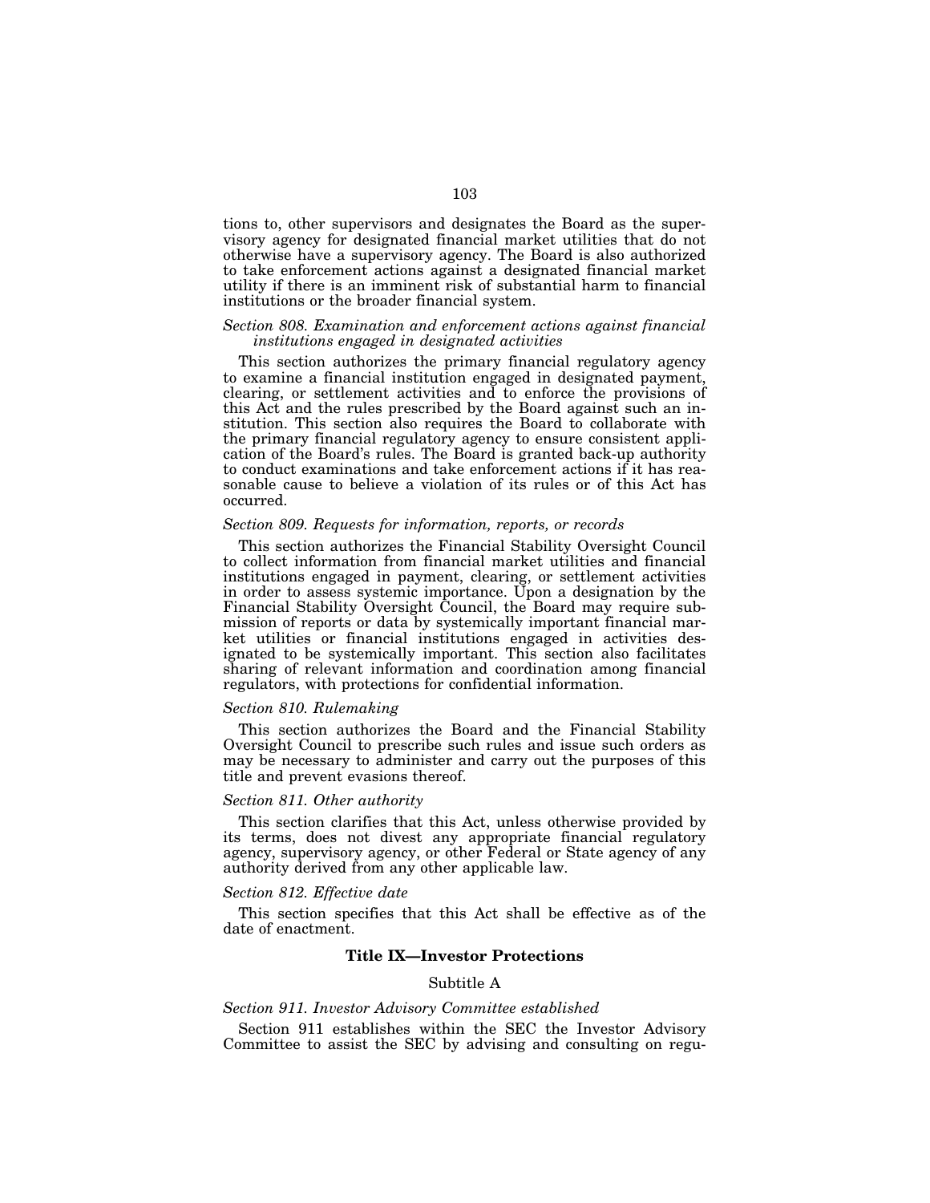tions to, other supervisors and designates the Board as the supervisory agency for designated financial market utilities that do not otherwise have a supervisory agency. The Board is also authorized to take enforcement actions against a designated financial market utility if there is an imminent risk of substantial harm to financial institutions or the broader financial system.

*Section 808. Examination and enforcement actions against financial institutions engaged in designated activities*

This section authorizes the primary financial regulatory agency to examine a financial institution engaged in designated payment, clearing, or settlement activities and to enforce the provisions of this Act and the rules prescribed by the Board against such an institution. This section also requires the Board to collaborate with the primary financial regulatory agency to ensure consistent application of the Board's rules. The Board is granted back-up authority to conduct examinations and take enforcement actions if it has reasonable cause to believe a violation of its rules or of this Act has occurred.

*Section 809. Requests for information, reports, or records*

This section authorizes the Financial Stability Oversight Council to collect information from financial market utilities and financial institutions engaged in payment, clearing, or settlement activities in order to assess systemic importance. Upon a designation by the Financial Stability Oversight Council, the Board may require submission of reports or data by systemically important financial market utilities or financial institutions engaged in activities designated to be systemically important. This section also facilitates sharing of relevant information and coordination among financial regulators, with protections for confidential information.

*Section 810. Rulemaking*

This section authorizes the Board and the Financial Stability Oversight Council to prescribe such rules and issue such orders as may be necessary to administer and carry out the purposes of this title and prevent evasions thereof.

*Section 811. Other authority*

This section clarifies that this Act, unless otherwise provided by its terms, does not divest any appropriate financial regulatory agency, supervisory agency, or other Federal or State agency of any authority derived from any other applicable law.

*Section 812. Effective date*

This section specifies that this Act shall be effective as of the date of enactment.

## Title IX—Investor Protections

### Subtitle A

*Section 911. Investor Advisory Committee established*

Section 911 establishes within the SEC the Investor Advisory Committee to assist the SEC by advising and consulting on regu-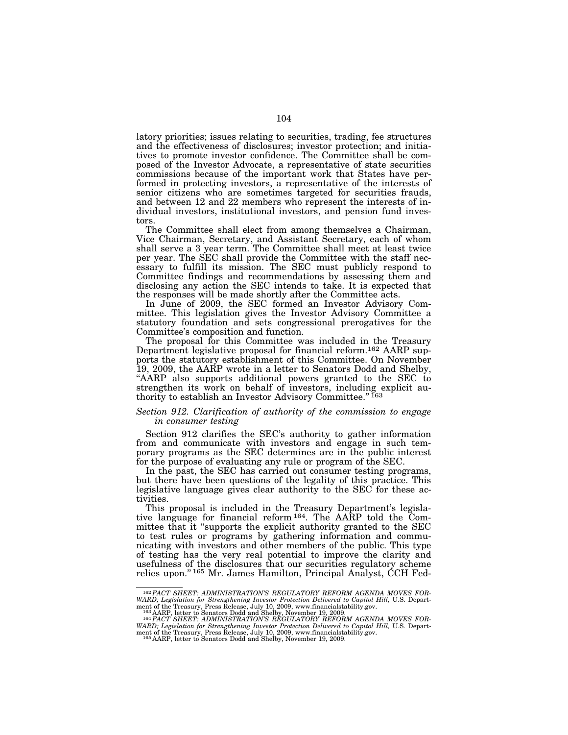latory priorities; issues relating to securities, trading, fee structures and the effectiveness of disclosures; investor protection; and initiatives to promote investor confidence. The Committee shall be composed of the Investor Advocate, a representative of state securities commissions because of the important work that States have performed in protecting investors, a representative of the interests of senior citizens who are sometimes targeted for securities frauds, and between 12 and 22 members who represent the interests of individual investors, institutional investors, and pension fund investors.

The Committee shall elect from among themselves a Chairman, Vice Chairman, Secretary, and Assistant Secretary, each of whom shall serve a 3 year term. The Committee shall meet at least twice per year. The SEC shall provide the Committee with the staff necessary to fulfill its mission. The SEC must publicly respond to Committee findings and recommendations by assessing them and disclosing any action the SEC intends to take. It is expected that the responses will be made shortly after the Committee acts.

In June of 2009, the SEC formed an Investor Advisory Committee. This legislation gives the Investor Advisory Committee a statutory foundation and sets congressional prerogatives for the Committee's composition and function.

The proposal for this Committee was included in the Treasury Department legislative proposal for financial reform.[162] AARP supports the statutory establishment of this Committee. On November 19, 2009, the AARP wrote in a letter to Senators Dodd and Shelby, "AARP also supports additional powers granted to the SEC to strengthen its work on behalf of investors, including explicit authority to establish an Investor Advisory Committee." [163]

*Section 912. Clarification of authority of the commission to engage in consumer testing*

Section 912 clarifies the SEC's authority to gather information from and communicate with investors and engage in such temporary programs as the SEC determines are in the public interest for the purpose of evaluating any rule or program of the SEC.

In the past, the SEC has carried out consumer testing programs, but there have been questions of the legality of this practice. This legislative language gives clear authority to the SEC for these activities.

This proposal is included in the Treasury Department's legislative language for financial reform [164]. The AARP told the Committee that it "supports the explicit authority granted to the SEC to test rules or programs by gathering information and communicating with investors and other members of the public. This type of testing has the very real potential to improve the clarity and usefulness of the disclosures that our securities regulatory scheme relies upon." [165] Mr. James Hamilton, Principal Analyst, CCH Fed-

---

[162] *FACT SHEET: ADMINISTRATION'S REGULATORY REFORM AGENDA MOVES FORWARD; Legislation for Strengthening Investor Protection Delivered to Capitol Hill,* U.S. Department of the Treasury, Press Release, July 10, 2009, www.financialstability.gov.

[163] AARP, letter to Senators Dodd and Shelby, November 19, 2009.

[164] *FACT SHEET: ADMINISTRATION'S REGULATORY REFORM AGENDA MOVES FORWARD; Legislation for Strengthening Investor Protection Delivered to Capitol Hill,* U.S. Department of the Treasury, Press Release, July 10, 2009, www.financialstability.gov.

[165] AARP, letter to Senators Dodd and Shelby, November 19, 2009.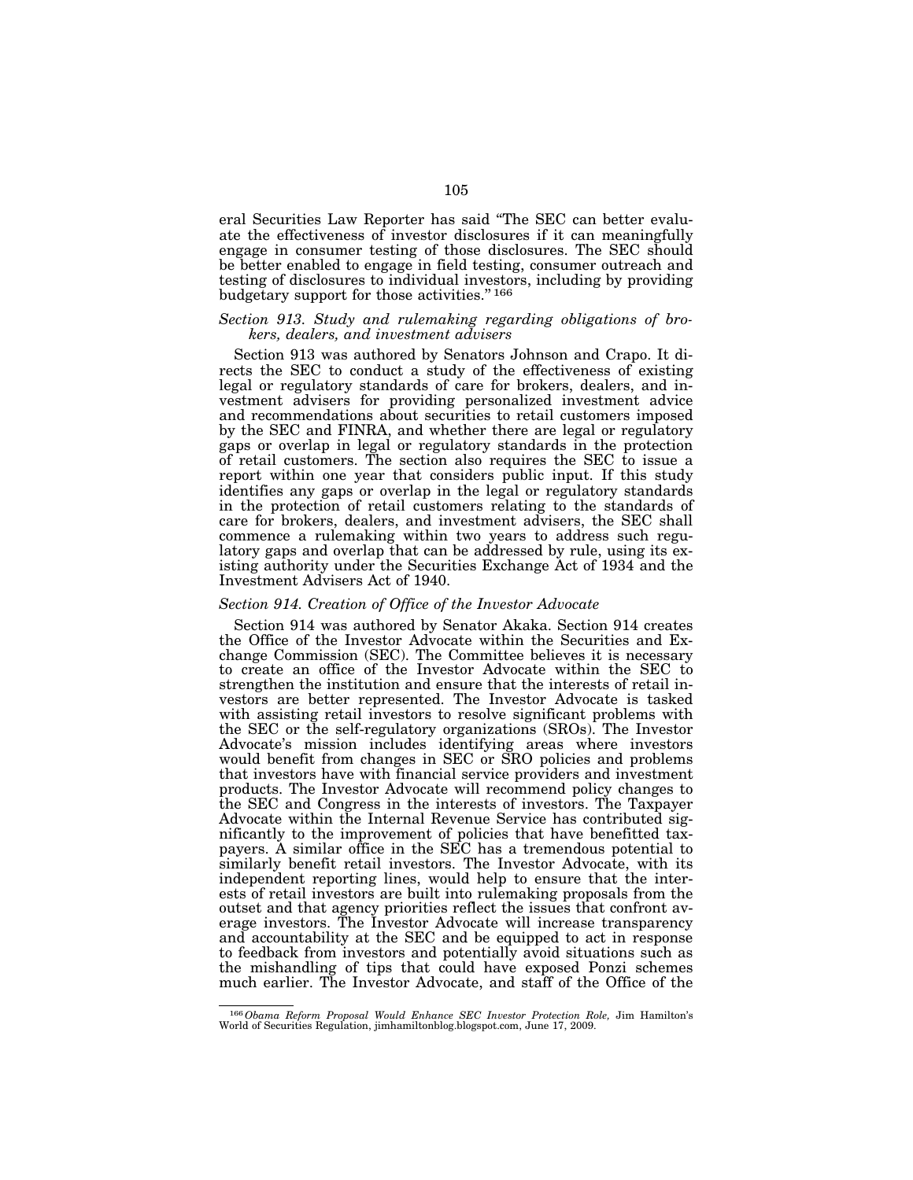eral Securities Law Reporter has said "The SEC can better evaluate the effectiveness of investor disclosures if it can meaningfully engage in consumer testing of those disclosures. The SEC should be better enabled to engage in field testing, consumer outreach and testing of disclosures to individual investors, including by providing budgetary support for those activities." [166]

*Section 913. Study and rulemaking regarding obligations of brokers, dealers, and investment advisers*

Section 913 was authored by Senators Johnson and Crapo. It directs the SEC to conduct a study of the effectiveness of existing legal or regulatory standards of care for brokers, dealers, and investment advisers for providing personalized investment advice and recommendations about securities to retail customers imposed by the SEC and FINRA, and whether there are legal or regulatory gaps or overlap in legal or regulatory standards in the protection of retail customers. The section also requires the SEC to issue a report within one year that considers public input. If this study identifies any gaps or overlap in the legal or regulatory standards in the protection of retail customers relating to the standards of care for brokers, dealers, and investment advisers, the SEC shall commence a rulemaking within two years to address such regulatory gaps and overlap that can be addressed by rule, using its existing authority under the Securities Exchange Act of 1934 and the Investment Advisers Act of 1940.

*Section 914. Creation of Office of the Investor Advocate*

Section 914 was authored by Senator Akaka. Section 914 creates the Office of the Investor Advocate within the Securities and Exchange Commission (SEC). The Committee believes it is necessary to create an office of the Investor Advocate within the SEC to strengthen the institution and ensure that the interests of retail investors are better represented. The Investor Advocate is tasked with assisting retail investors to resolve significant problems with the SEC or the self-regulatory organizations (SROs). The Investor Advocate's mission includes identifying areas where investors would benefit from changes in SEC or SRO policies and problems that investors have with financial service providers and investment products. The Investor Advocate will recommend policy changes to the SEC and Congress in the interests of investors. The Taxpayer Advocate within the Internal Revenue Service has contributed significantly to the improvement of policies that have benefitted taxpayers. A similar office in the SEC has a tremendous potential to similarly benefit retail investors. The Investor Advocate, with its independent reporting lines, would help to ensure that the interests of retail investors are built into rulemaking proposals from the outset and that agency priorities reflect the issues that confront average investors. The Investor Advocate will increase transparency and accountability at the SEC and be equipped to act in response to feedback from investors and potentially avoid situations such as the mishandling of tips that could have exposed Ponzi schemes much earlier. The Investor Advocate, and staff of the Office of the

[166] *Obama Reform Proposal Would Enhance SEC Investor Protection Role,* Jim Hamilton's World of Securities Regulation, jimhamiltonblog.blogspot.com, June 17, 2009.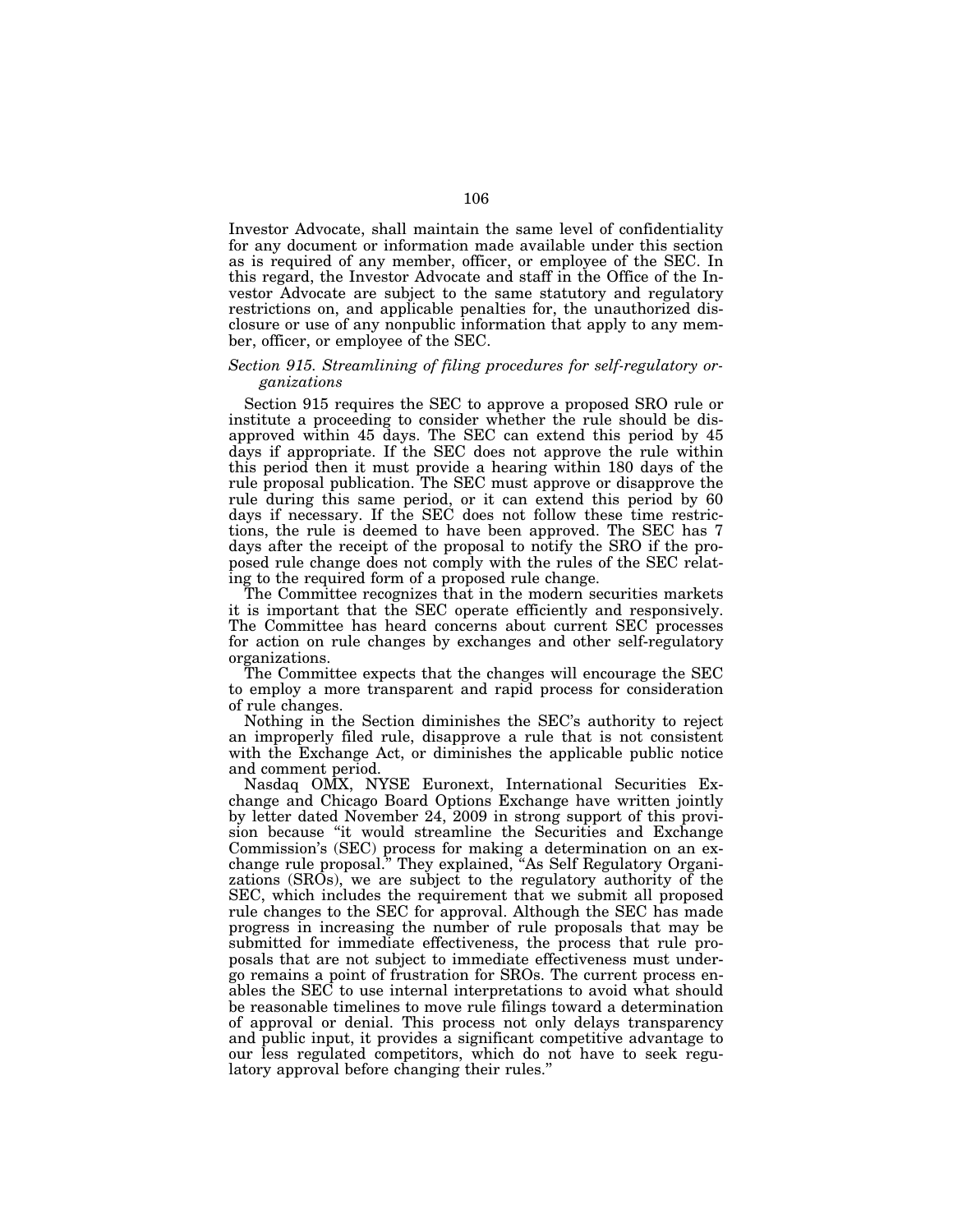Investor Advocate, shall maintain the same level of confidentiality for any document or information made available under this section as is required of any member, officer, or employee of the SEC. In this regard, the Investor Advocate and staff in the Office of the Investor Advocate are subject to the same statutory and regulatory restrictions on, and applicable penalties for, the unauthorized disclosure or use of any nonpublic information that apply to any member, officer, or employee of the SEC.

### *Section 915. Streamlining of filing procedures for self-regulatory organizations*

Section 915 requires the SEC to approve a proposed SRO rule or institute a proceeding to consider whether the rule should be disapproved within 45 days. The SEC can extend this period by 45 days if appropriate. If the SEC does not approve the rule within this period then it must provide a hearing within 180 days of the rule proposal publication. The SEC must approve or disapprove the rule during this same period, or it can extend this period by 60 days if necessary. If the SEC does not follow these time restrictions, the rule is deemed to have been approved. The SEC has 7 days after the receipt of the proposal to notify the SRO if the proposed rule change does not comply with the rules of the SEC relating to the required form of a proposed rule change.

The Committee recognizes that in the modern securities markets it is important that the SEC operate efficiently and responsively. The Committee has heard concerns about current SEC processes for action on rule changes by exchanges and other self-regulatory organizations.

The Committee expects that the changes will encourage the SEC to employ a more transparent and rapid process for consideration of rule changes.

Nothing in the Section diminishes the SEC's authority to reject an improperly filed rule, disapprove a rule that is not consistent with the Exchange Act, or diminishes the applicable public notice and comment period.

Nasdaq OMX, NYSE Euronext, International Securities Exchange and Chicago Board Options Exchange have written jointly by letter dated November 24, 2009 in strong support of this provision because "it would streamline the Securities and Exchange Commission's (SEC) process for making a determination on an exchange rule proposal." They explained, "As Self Regulatory Organizations (SROs), we are subject to the regulatory authority of the SEC, which includes the requirement that we submit all proposed rule changes to the SEC for approval. Although the SEC has made progress in increasing the number of rule proposals that may be submitted for immediate effectiveness, the process that rule proposals that are not subject to immediate effectiveness must undergo remains a point of frustration for SROs. The current process enables the SEC to use internal interpretations to avoid what should be reasonable timelines to move rule filings toward a determination of approval or denial. This process not only delays transparency and public input, it provides a significant competitive advantage to our less regulated competitors, which do not have to seek regulatory approval before changing their rules."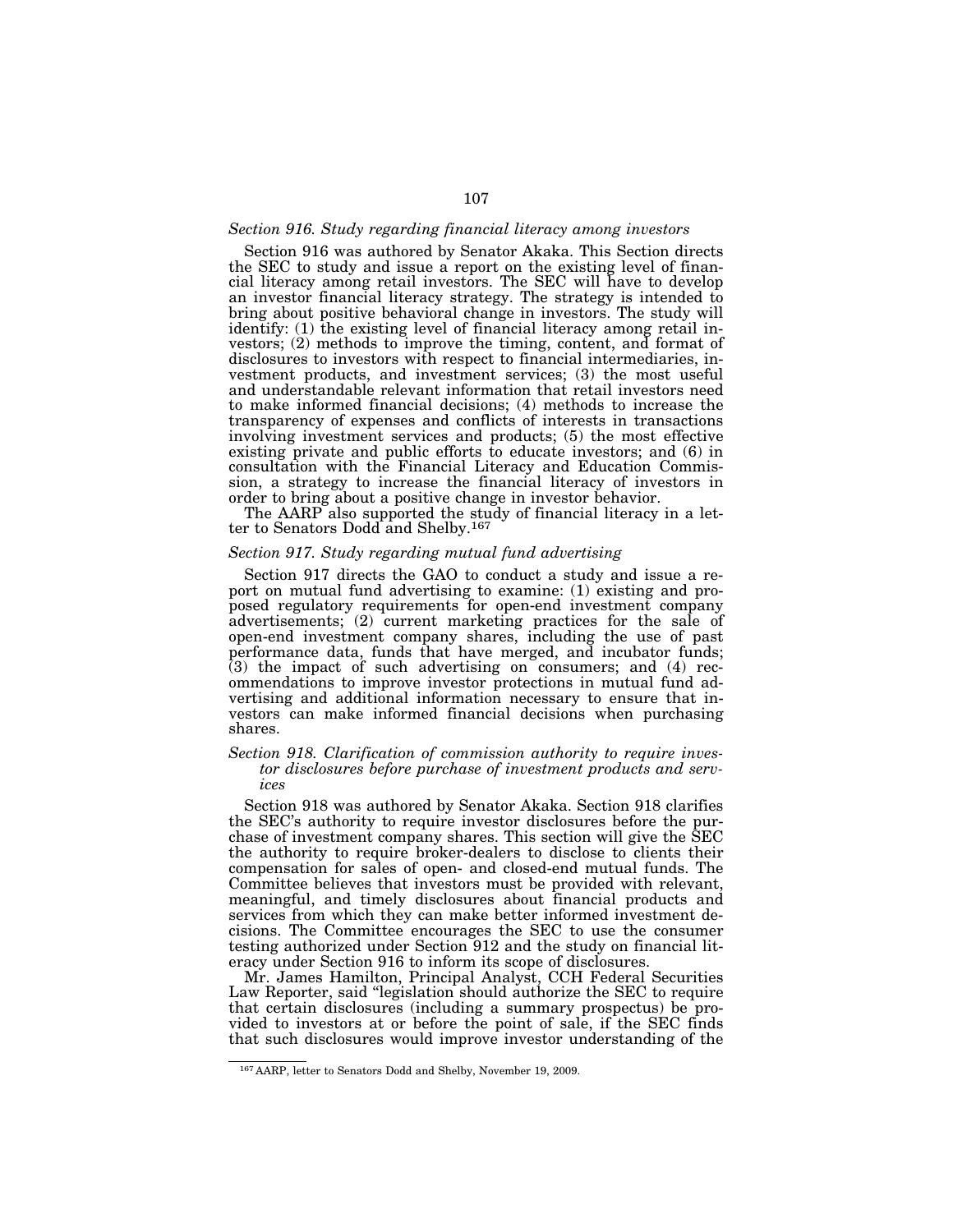*Section 916. Study regarding financial literacy among investors*

Section 916 was authored by Senator Akaka. This Section directs the SEC to study and issue a report on the existing level of financial literacy among retail investors. The SEC will have to develop an investor financial literacy strategy. The strategy is intended to bring about positive behavioral change in investors. The study will identify: (1) the existing level of financial literacy among retail investors; (2) methods to improve the timing, content, and format of disclosures to investors with respect to financial intermediaries, investment products, and investment services; (3) the most useful and understandable relevant information that retail investors need to make informed financial decisions; (4) methods to increase the transparency of expenses and conflicts of interests in transactions involving investment services and products; (5) the most effective existing private and public efforts to educate investors; and (6) in consultation with the Financial Literacy and Education Commission, a strategy to increase the financial literacy of investors in order to bring about a positive change in investor behavior.

The AARP also supported the study of financial literacy in a letter to Senators Dodd and Shelby.[167]

*Section 917. Study regarding mutual fund advertising*

Section 917 directs the GAO to conduct a study and issue a report on mutual fund advertising to examine: (1) existing and proposed regulatory requirements for open-end investment company advertisements; (2) current marketing practices for the sale of open-end investment company shares, including the use of past performance data, funds that have merged, and incubator funds; (3) the impact of such advertising on consumers; and (4) recommendations to improve investor protections in mutual fund advertising and additional information necessary to ensure that investors can make informed financial decisions when purchasing shares.

*Section 918. Clarification of commission authority to require investor disclosures before purchase of investment products and services*

Section 918 was authored by Senator Akaka. Section 918 clarifies the SEC's authority to require investor disclosures before the purchase of investment company shares. This section will give the SEC the authority to require broker-dealers to disclose to clients their compensation for sales of open- and closed-end mutual funds. The Committee believes that investors must be provided with relevant, meaningful, and timely disclosures about financial products and services from which they can make better informed investment decisions. The Committee encourages the SEC to use the consumer testing authorized under Section 912 and the study on financial literacy under Section 916 to inform its scope of disclosures.

Mr. James Hamilton, Principal Analyst, CCH Federal Securities Law Reporter, said "legislation should authorize the SEC to require that certain disclosures (including a summary prospectus) be provided to investors at or before the point of sale, if the SEC finds that such disclosures would improve investor understanding of the

---

[167] AARP, letter to Senators Dodd and Shelby, November 19, 2009.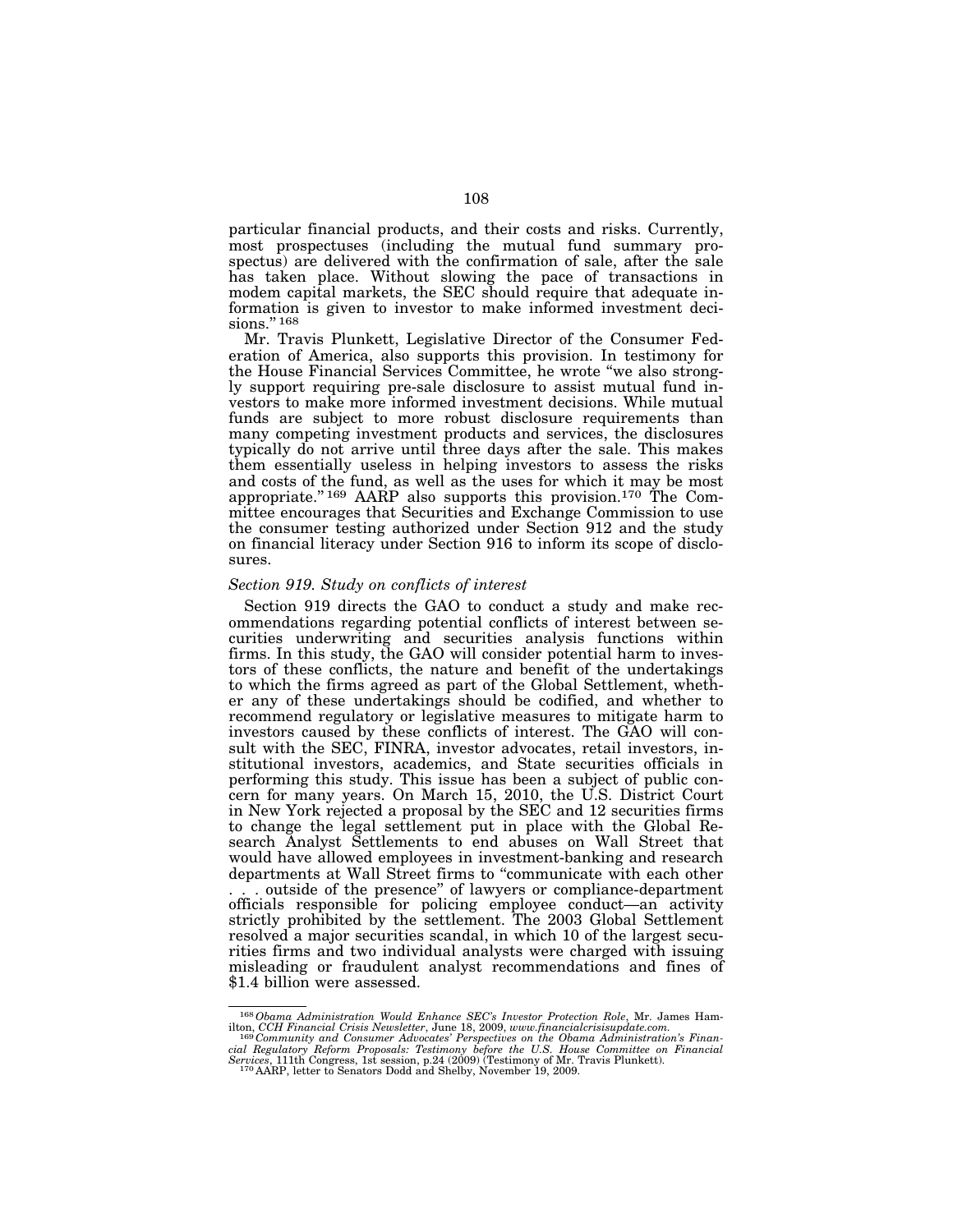particular financial products, and their costs and risks. Currently, most prospectuses (including the mutual fund summary prospectus) are delivered with the confirmation of sale, after the sale has taken place. Without slowing the pace of transactions in modem capital markets, the SEC should require that adequate information is given to investor to make informed investment decisions."[168]

Mr. Travis Plunkett, Legislative Director of the Consumer Federation of America, also supports this provision. In testimony for the House Financial Services Committee, he wrote "we also strongly support requiring pre-sale disclosure to assist mutual fund investors to make more informed investment decisions. While mutual funds are subject to more robust disclosure requirements than many competing investment products and services, the disclosures typically do not arrive until three days after the sale. This makes them essentially useless in helping investors to assess the risks and costs of the fund, as well as the uses for which it may be most appropriate."[169] AARP also supports this provision.[170] The Committee encourages that Securities and Exchange Commission to use the consumer testing authorized under Section 912 and the study on financial literacy under Section 916 to inform its scope of disclosures.

*Section 919. Study on conflicts of interest*

Section 919 directs the GAO to conduct a study and make recommendations regarding potential conflicts of interest between securities underwriting and securities analysis functions within firms. In this study, the GAO will consider potential harm to investors of these conflicts, the nature and benefit of the undertakings to which the firms agreed as part of the Global Settlement, whether any of these undertakings should be codified, and whether to recommend regulatory or legislative measures to mitigate harm to investors caused by these conflicts of interest. The GAO will consult with the SEC, FINRA, investor advocates, retail investors, institutional investors, academics, and State securities officials in performing this study. This issue has been a subject of public concern for many years. On March 15, 2010, the U.S. District Court in New York rejected a proposal by the SEC and 12 securities firms to change the legal settlement put in place with the Global Research Analyst Settlements to end abuses on Wall Street that would have allowed employees in investment-banking and research departments at Wall Street firms to "communicate with each other . . . outside of the presence" of lawyers or compliance-department officials responsible for policing employee conduct—an activity strictly prohibited by the settlement. The 2003 Global Settlement resolved a major securities scandal, in which 10 of the largest securities firms and two individual analysts were charged with issuing misleading or fraudulent analyst recommendations and fines of $1.4 billion were assessed.

---

[168] *Obama Administration Would Enhance SEC's Investor Protection Role*, Mr. James Hamilton, *CCH Financial Crisis Newsletter*, June 18, 2009, *www.financialcrisisupdate.com.*

[169] *Community and Consumer Advocates' Perspectives on the Obama Administration's Financial Regulatory Reform Proposals: Testimony before the U.S. House Committee on Financial Services*, 111th Congress, 1st session, p.24 (2009) (Testimony of Mr. Travis Plunkett).

[170] AARP, letter to Senators Dodd and Shelby, November 19, 2009.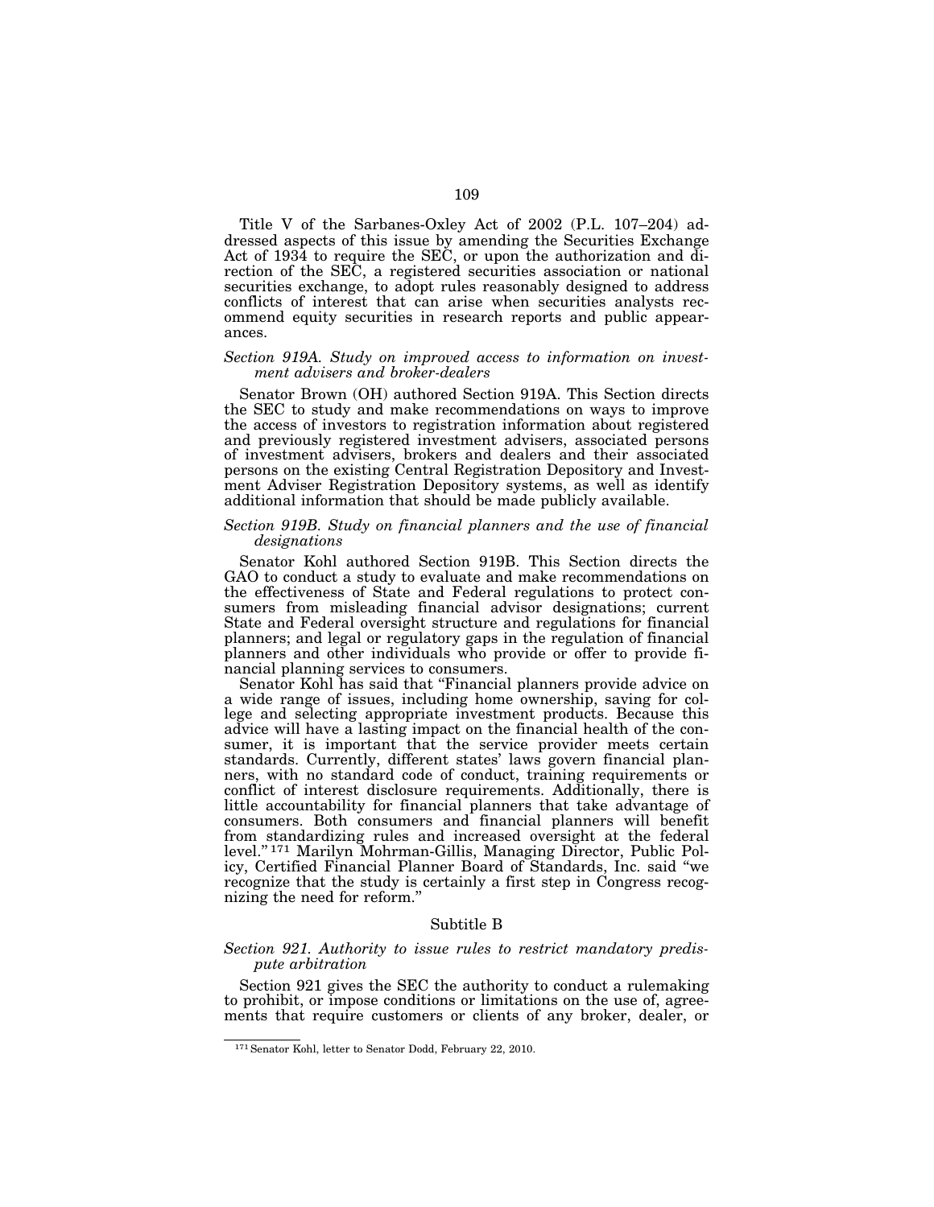Title V of the Sarbanes-Oxley Act of 2002 (P.L. 107–204) addressed aspects of this issue by amending the Securities Exchange Act of 1934 to require the SEC, or upon the authorization and direction of the SEC, a registered securities association or national securities exchange, to adopt rules reasonably designed to address conflicts of interest that can arise when securities analysts recommend equity securities in research reports and public appearances.

*Section 919A. Study on improved access to information on investment advisers and broker-dealers*

Senator Brown (OH) authored Section 919A. This Section directs the SEC to study and make recommendations on ways to improve the access of investors to registration information about registered and previously registered investment advisers, associated persons of investment advisers, brokers and dealers and their associated persons on the existing Central Registration Depository and Investment Adviser Registration Depository systems, as well as identify additional information that should be made publicly available.

*Section 919B. Study on financial planners and the use of financial designations*

Senator Kohl authored Section 919B. This Section directs the GAO to conduct a study to evaluate and make recommendations on the effectiveness of State and Federal regulations to protect consumers from misleading financial advisor designations; current State and Federal oversight structure and regulations for financial planners; and legal or regulatory gaps in the regulation of financial planners and other individuals who provide or offer to provide financial planning services to consumers.

Senator Kohl has said that "Financial planners provide advice on a wide range of issues, including home ownership, saving for college and selecting appropriate investment products. Because this advice will have a lasting impact on the financial health of the consumer, it is important that the service provider meets certain standards. Currently, different states' laws govern financial planners, with no standard code of conduct, training requirements or conflict of interest disclosure requirements. Additionally, there is little accountability for financial planners that take advantage of consumers. Both consumers and financial planners will benefit from standardizing rules and increased oversight at the federal level."[171] Marilyn Mohrman-Gillis, Managing Director, Public Policy, Certified Financial Planner Board of Standards, Inc. said "we recognize that the study is certainly a first step in Congress recognizing the need for reform."

Subtitle B

*Section 921. Authority to issue rules to restrict mandatory predispute arbitration*

Section 921 gives the SEC the authority to conduct a rulemaking to prohibit, or impose conditions or limitations on the use of, agreements that require customers or clients of any broker, dealer, or

---

[171] Senator Kohl, letter to Senator Dodd, February 22, 2010.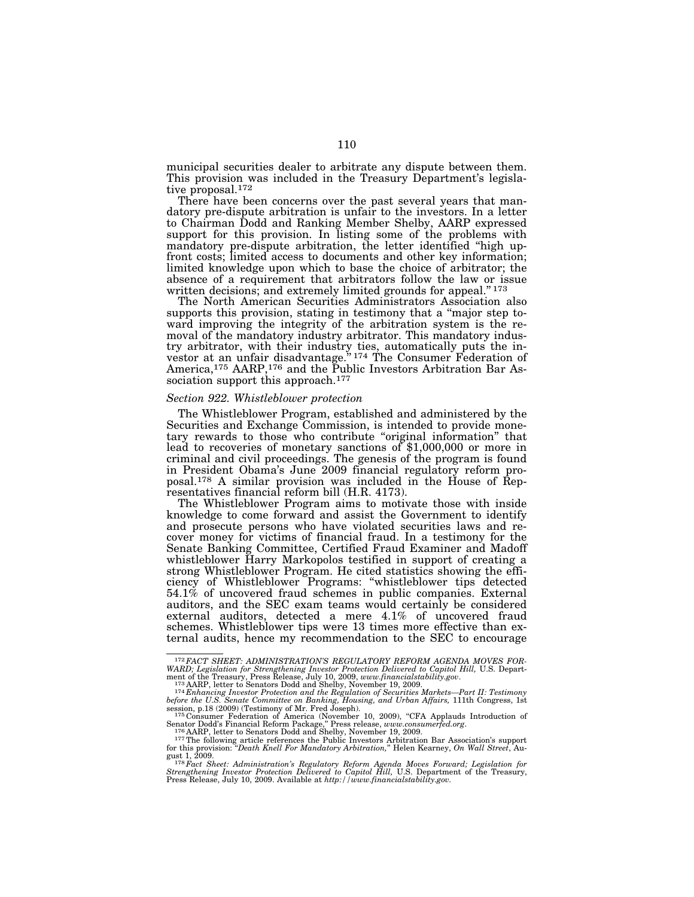municipal securities dealer to arbitrate any dispute between them. This provision was included in the Treasury Department's legislative proposal.[172]

There have been concerns over the past several years that mandatory pre-dispute arbitration is unfair to the investors. In a letter to Chairman Dodd and Ranking Member Shelby, AARP expressed support for this provision. In listing some of the problems with mandatory pre-dispute arbitration, the letter identified "high up-front costs; limited access to documents and other key information; limited knowledge upon which to base the choice of arbitrator; the absence of a requirement that arbitrators follow the law or issue written decisions; and extremely limited grounds for appeal."[173]

The North American Securities Administrators Association also supports this provision, stating in testimony that a "major step toward improving the integrity of the arbitration system is the removal of the mandatory industry arbitrator. This mandatory industry arbitrator, with their industry ties, automatically puts the investor at an unfair disadvantage."[174] The Consumer Federation of America,[175] AARP,[176] and the Public Investors Arbitration Bar Association support this approach.[177]

*Section 922. Whistleblower protection*

The Whistleblower Program, established and administered by the Securities and Exchange Commission, is intended to provide monetary rewards to those who contribute "original information" that lead to recoveries of monetary sanctions of $1,000,000 or more in criminal and civil proceedings. The genesis of the program is found in President Obama's June 2009 financial regulatory reform proposal.[178] A similar provision was included in the House of Representatives financial reform bill (H.R. 4173).

The Whistleblower Program aims to motivate those with inside knowledge to come forward and assist the Government to identify and prosecute persons who have violated securities laws and recover money for victims of financial fraud. In a testimony for the Senate Banking Committee, Certified Fraud Examiner and Madoff whistleblower Harry Markopolos testified in support of creating a strong Whistleblower Program. He cited statistics showing the efficiency of Whistleblower Programs: "whistleblower tips detected 54.1% of uncovered fraud schemes in public companies. External auditors, and the SEC exam teams would certainly be considered external auditors, detected a mere 4.1% of uncovered fraud schemes. Whistleblower tips were 13 times more effective than external audits, hence my recommendation to the SEC to encourage

---

[172] *FACT SHEET: ADMINISTRATION'S REGULATORY REFORM AGENDA MOVES FORWARD; Legislation for Strengthening Investor Protection Delivered to Capitol Hill,* U.S. Department of the Treasury, Press Release, July 10, 2009, *www.financialstability.gov*.

[173] AARP, letter to Senators Dodd and Shelby, November 19, 2009.

[174] *Enhancing Investor Protection and the Regulation of Securities Markets—Part II: Testimony before the U.S. Senate Committee on Banking, Housing, and Urban Affairs,* 111th Congress, 1st session, p.18 (2009) (Testimony of Mr. Fred Joseph).

[175] Consumer Federation of America (November 10, 2009), "CFA Applauds Introduction of Senator Dodd's Financial Reform Package," Press release, *www.consumerfed.org*.

[176] AARP, letter to Senators Dodd and Shelby, November 19, 2009.

[177] The following article references the Public Investors Arbitration Bar Association's support for this provision: "*Death Knell For Mandatory Arbitration,*" Helen Kearney, *On Wall Street*, August 1, 2009.

[178] *Fact Sheet: Administration's Regulatory Reform Agenda Moves Forward; Legislation for Strengthening Investor Protection Delivered to Capitol Hill,* U.S. Department of the Treasury, Press Release, July 10, 2009. Available at *http://www.financialstability.gov*.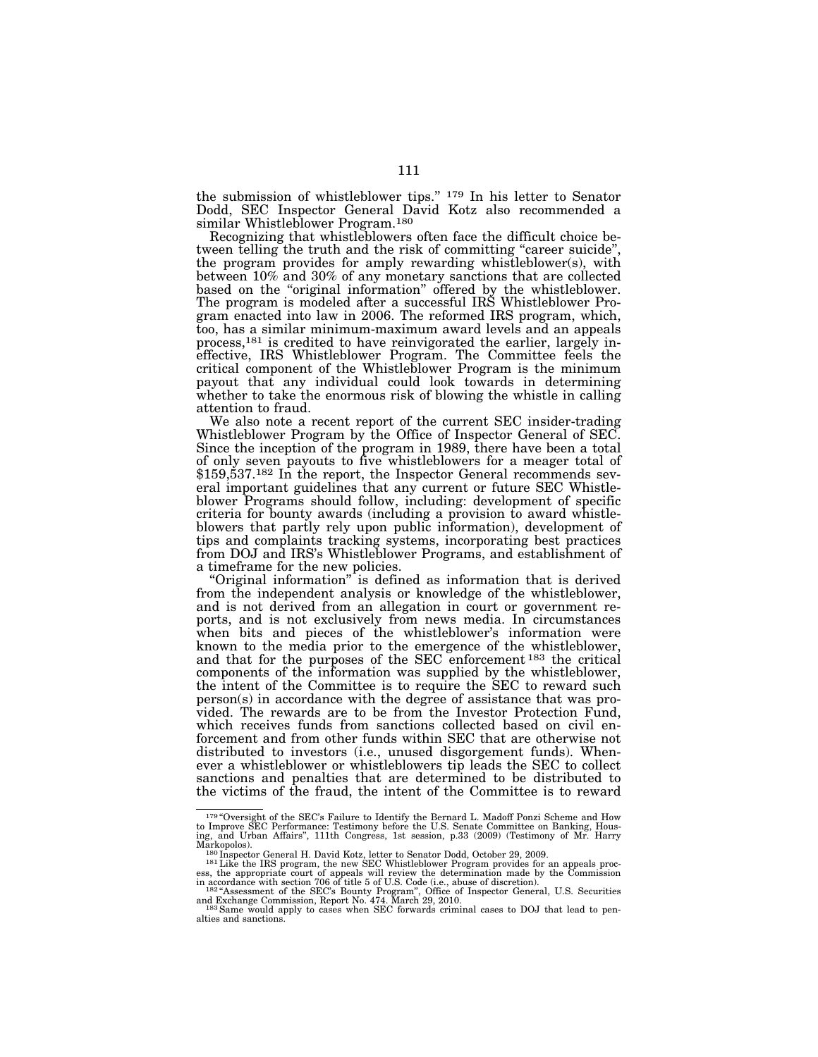the submission of whistleblower tips." [179] In his letter to Senator Dodd, SEC Inspector General David Kotz also recommended a similar Whistleblower Program.[180]

Recognizing that whistleblowers often face the difficult choice between telling the truth and the risk of committing "career suicide", the program provides for amply rewarding whistleblower(s), with between 10% and 30% of any monetary sanctions that are collected based on the "original information" offered by the whistleblower. The program is modeled after a successful IRS Whistleblower Program enacted into law in 2006. The reformed IRS program, which, too, has a similar minimum-maximum award levels and an appeals process,[181] is credited to have reinvigorated the earlier, largely ineffective, IRS Whistleblower Program. The Committee feels the critical component of the Whistleblower Program is the minimum payout that any individual could look towards in determining whether to take the enormous risk of blowing the whistle in calling attention to fraud.

We also note a recent report of the current SEC insider-trading Whistleblower Program by the Office of Inspector General of SEC. Since the inception of the program in 1989, there have been a total of only seven payouts to five whistleblowers for a meager total of $159,537.[182] In the report, the Inspector General recommends several important guidelines that any current or future SEC Whistleblower Programs should follow, including: development of specific criteria for bounty awards (including a provision to award whistleblowers that partly rely upon public information), development of tips and complaints tracking systems, incorporating best practices from DOJ and IRS's Whistleblower Programs, and establishment of a timeframe for the new policies.

"Original information" is defined as information that is derived from the independent analysis or knowledge of the whistleblower, and is not derived from an allegation in court or government reports, and is not exclusively from news media. In circumstances when bits and pieces of the whistleblower's information were known to the media prior to the emergence of the whistleblower, and that for the purposes of the SEC enforcement [183] the critical components of the information was supplied by the whistleblower, the intent of the Committee is to require the SEC to reward such person(s) in accordance with the degree of assistance that was provided. The rewards are to be from the Investor Protection Fund, which receives funds from sanctions collected based on civil enforcement and from other funds within SEC that are otherwise not distributed to investors (i.e., unused disgorgement funds). Whenever a whistleblower or whistleblowers tip leads the SEC to collect sanctions and penalties that are determined to be distributed to the victims of the fraud, the intent of the Committee is to reward

---

[179] "Oversight of the SEC's Failure to Identify the Bernard L. Madoff Ponzi Scheme and How to Improve SEC Performance: Testimony before the U.S. Senate Committee on Banking, Housing, and Urban Affairs", 111th Congress, 1st session, p.33 (2009) (Testimony of Mr. Harry Markopolos).

[180] Inspector General H. David Kotz, letter to Senator Dodd, October 29, 2009.

[181] Like the IRS program, the new SEC Whistleblower Program provides for an appeals process, the appropriate court of appeals will review the determination made by the Commission in accordance with section 706 of title 5 of U.S. Code (i.e., abuse of discretion).

[182] "Assessment of the SEC's Bounty Program", Office of Inspector General, U.S. Securities and Exchange Commission, Report No. 474. March 29, 2010.

[183] Same would apply to cases when SEC forwards criminal cases to DOJ that lead to penalties and sanctions.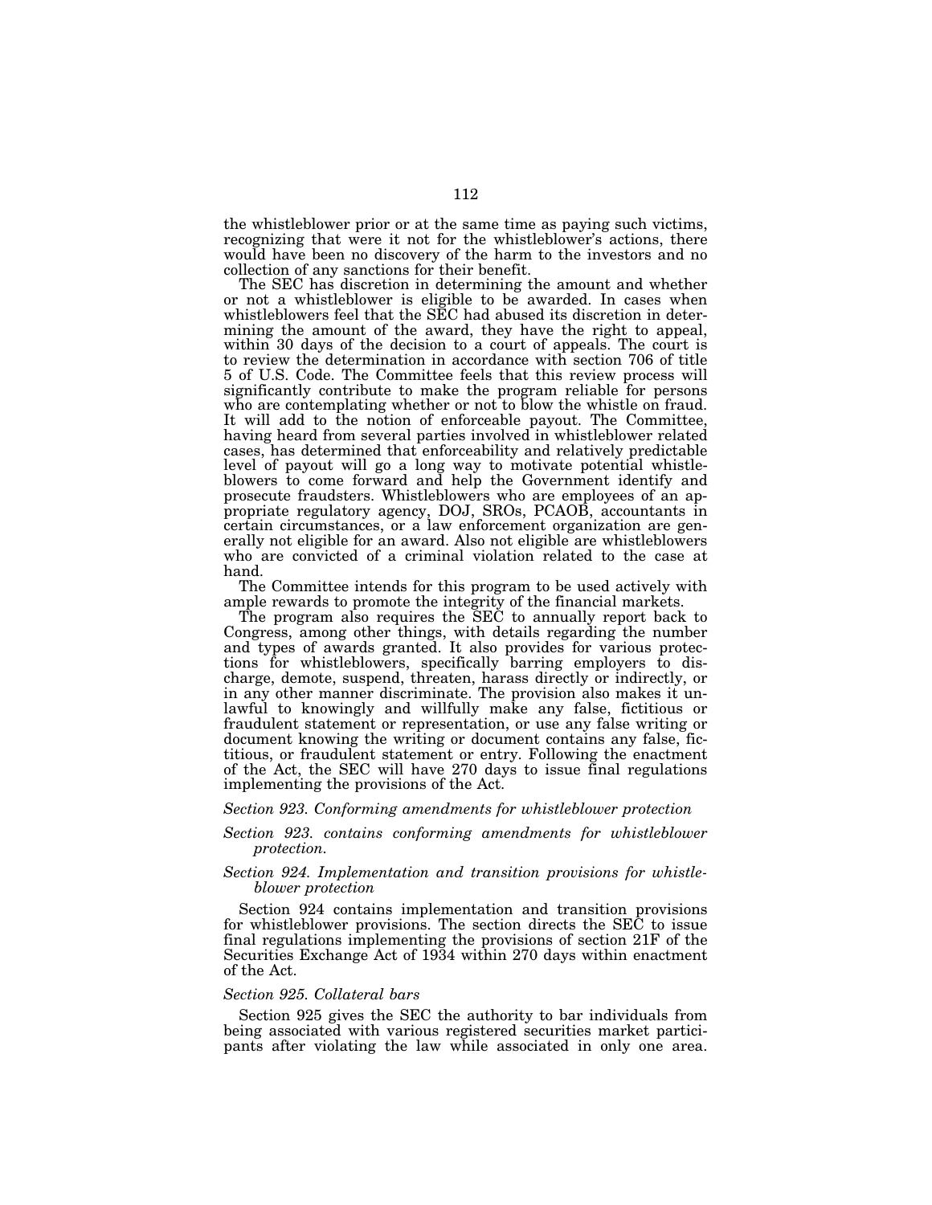the whistleblower prior or at the same time as paying such victims, recognizing that were it not for the whistleblower's actions, there would have been no discovery of the harm to the investors and no collection of any sanctions for their benefit.

The SEC has discretion in determining the amount and whether or not a whistleblower is eligible to be awarded. In cases when whistleblowers feel that the SEC had abused its discretion in determining the amount of the award, they have the right to appeal, within 30 days of the decision to a court of appeals. The court is to review the determination in accordance with section 706 of title 5 of U.S. Code. The Committee feels that this review process will significantly contribute to make the program reliable for persons who are contemplating whether or not to blow the whistle on fraud. It will add to the notion of enforceable payout. The Committee, having heard from several parties involved in whistleblower related cases, has determined that enforceability and relatively predictable level of payout will go a long way to motivate potential whistleblowers to come forward and help the Government identify and prosecute fraudsters. Whistleblowers who are employees of an appropriate regulatory agency, DOJ, SROs, PCAOB, accountants in certain circumstances, or a law enforcement organization are generally not eligible for an award. Also not eligible are whistleblowers who are convicted of a criminal violation related to the case at hand.

The Committee intends for this program to be used actively with ample rewards to promote the integrity of the financial markets.

The program also requires the SEC to annually report back to Congress, among other things, with details regarding the number and types of awards granted. It also provides for various protections for whistleblowers, specifically barring employers to discharge, demote, suspend, threaten, harass directly or indirectly, or in any other manner discriminate. The provision also makes it unlawful to knowingly and willfully make any false, fictitious or fraudulent statement or representation, or use any false writing or document knowing the writing or document contains any false, fictitious, or fraudulent statement or entry. Following the enactment of the Act, the SEC will have 270 days to issue final regulations implementing the provisions of the Act.

*Section 923. Conforming amendments for whistleblower protection*

*Section 923. contains conforming amendments for whistleblower protection.*

*Section 924. Implementation and transition provisions for whistleblower protection*

Section 924 contains implementation and transition provisions for whistleblower provisions. The section directs the SEC to issue final regulations implementing the provisions of section 21F of the Securities Exchange Act of 1934 within 270 days within enactment of the Act.

*Section 925. Collateral bars*

Section 925 gives the SEC the authority to bar individuals from being associated with various registered securities market participants after violating the law while associated in only one area.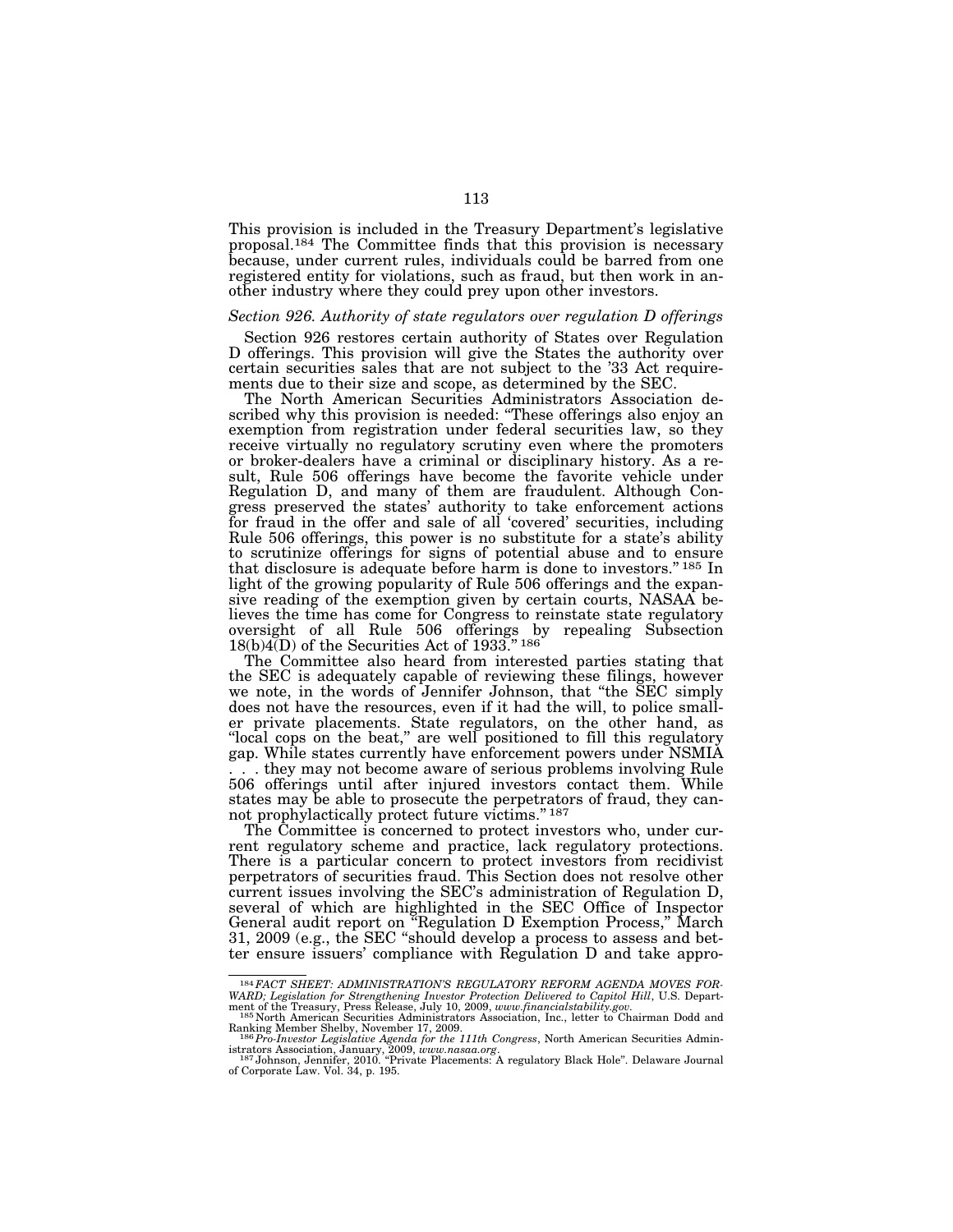This provision is included in the Treasury Department's legislative proposal.[184] The Committee finds that this provision is necessary because, under current rules, individuals could be barred from one registered entity for violations, such as fraud, but then work in another industry where they could prey upon other investors.

*Section 926. Authority of state regulators over regulation D offerings*

Section 926 restores certain authority of States over Regulation D offerings. This provision will give the States the authority over certain securities sales that are not subject to the '33 Act requirements due to their size and scope, as determined by the SEC.

The North American Securities Administrators Association described why this provision is needed: "These offerings also enjoy an exemption from registration under federal securities law, so they receive virtually no regulatory scrutiny even where the promoters or broker-dealers have a criminal or disciplinary history. As a result, Rule 506 offerings have become the favorite vehicle under Regulation D, and many of them are fraudulent. Although Congress preserved the states' authority to take enforcement actions for fraud in the offer and sale of all 'covered' securities, including Rule 506 offerings, this power is no substitute for a state's ability to scrutinize offerings for signs of potential abuse and to ensure that disclosure is adequate before harm is done to investors."[185] In light of the growing popularity of Rule 506 offerings and the expansive reading of the exemption given by certain courts, NASAA believes the time has come for Congress to reinstate state regulatory oversight of all Rule 506 offerings by repealing Subsection 18(b)4(D) of the Securities Act of 1933."[186]

The Committee also heard from interested parties stating that the SEC is adequately capable of reviewing these filings, however we note, in the words of Jennifer Johnson, that "the SEC simply does not have the resources, even if it had the will, to police smaller private placements. State regulators, on the other hand, as "local cops on the beat," are well positioned to fill this regulatory gap. While states currently have enforcement powers under NSMIA . . . they may not become aware of serious problems involving Rule 506 offerings until after injured investors contact them. While states may be able to prosecute the perpetrators of fraud, they cannot prophylactically protect future victims."[187]

The Committee is concerned to protect investors who, under current regulatory scheme and practice, lack regulatory protections. There is a particular concern to protect investors from recidivist perpetrators of securities fraud. This Section does not resolve other current issues involving the SEC's administration of Regulation D, several of which are highlighted in the SEC Office of Inspector General audit report on "Regulation D Exemption Process," March 31, 2009 (e.g., the SEC "should develop a process to assess and better ensure issuers' compliance with Regulation D and take appro-

---

[184] *FACT SHEET: ADMINISTRATION'S REGULATORY REFORM AGENDA MOVES FORWARD; Legislation for Strengthening Investor Protection Delivered to Capitol Hill*, U.S. Department of the Treasury, Press Release, July 10, 2009, *www.financialstability.gov*.

[185] North American Securities Administrators Association, Inc., letter to Chairman Dodd and Ranking Member Shelby, November 17, 2009.

[186] *Pro-Investor Legislative Agenda for the 111th Congress*, North American Securities Administrators Association, January, 2009, *www.nasaa.org*.

[187] Johnson, Jennifer, 2010. "Private Placements: A regulatory Black Hole". Delaware Journal of Corporate Law. Vol. 34, p. 195.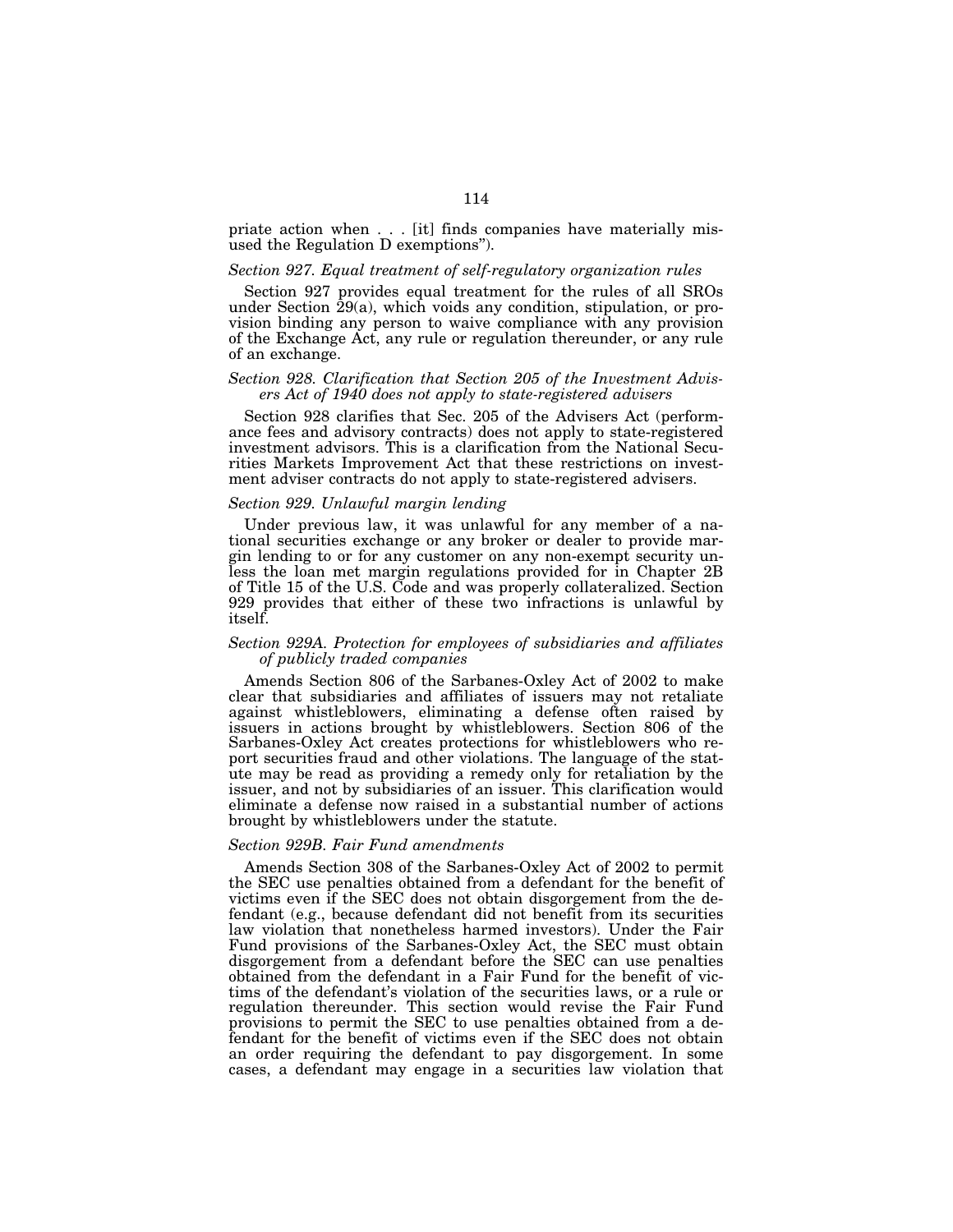priate action when . . . [it] finds companies have materially misused the Regulation D exemptions").

*Section 927. Equal treatment of self-regulatory organization rules*

Section 927 provides equal treatment for the rules of all SROs under Section 29(a), which voids any condition, stipulation, or provision binding any person to waive compliance with any provision of the Exchange Act, any rule or regulation thereunder, or any rule of an exchange.

*Section 928. Clarification that Section 205 of the Investment Advisers Act of 1940 does not apply to state-registered advisers*

Section 928 clarifies that Sec. 205 of the Advisers Act (performance fees and advisory contracts) does not apply to state-registered investment advisors. This is a clarification from the National Securities Markets Improvement Act that these restrictions on investment adviser contracts do not apply to state-registered advisers.

*Section 929. Unlawful margin lending*

Under previous law, it was unlawful for any member of a national securities exchange or any broker or dealer to provide margin lending to or for any customer on any non-exempt security unless the loan met margin regulations provided for in Chapter 2B of Title 15 of the U.S. Code and was properly collateralized. Section 929 provides that either of these two infractions is unlawful by itself.

*Section 929A. Protection for employees of subsidiaries and affiliates of publicly traded companies*

Amends Section 806 of the Sarbanes-Oxley Act of 2002 to make clear that subsidiaries and affiliates of issuers may not retaliate against whistleblowers, eliminating a defense often raised by issuers in actions brought by whistleblowers. Section 806 of the Sarbanes-Oxley Act creates protections for whistleblowers who report securities fraud and other violations. The language of the statute may be read as providing a remedy only for retaliation by the issuer, and not by subsidiaries of an issuer. This clarification would eliminate a defense now raised in a substantial number of actions brought by whistleblowers under the statute.

*Section 929B. Fair Fund amendments*

Amends Section 308 of the Sarbanes-Oxley Act of 2002 to permit the SEC use penalties obtained from a defendant for the benefit of victims even if the SEC does not obtain disgorgement from the defendant (e.g., because defendant did not benefit from its securities law violation that nonetheless harmed investors). Under the Fair Fund provisions of the Sarbanes-Oxley Act, the SEC must obtain disgorgement from a defendant before the SEC can use penalties obtained from the defendant in a Fair Fund for the benefit of victims of the defendant's violation of the securities laws, or a rule or regulation thereunder. This section would revise the Fair Fund provisions to permit the SEC to use penalties obtained from a defendant for the benefit of victims even if the SEC does not obtain an order requiring the defendant to pay disgorgement. In some cases, a defendant may engage in a securities law violation that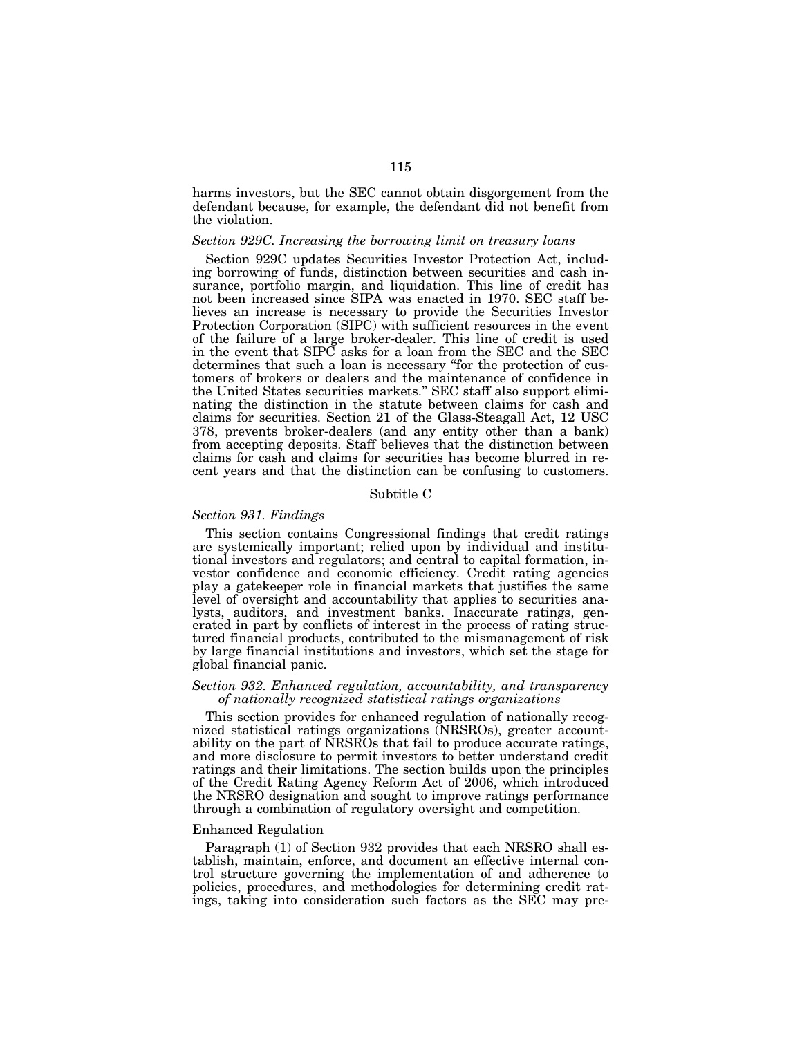harms investors, but the SEC cannot obtain disgorgement from the defendant because, for example, the defendant did not benefit from the violation.

*Section 929C. Increasing the borrowing limit on treasury loans*

Section 929C updates Securities Investor Protection Act, including borrowing of funds, distinction between securities and cash insurance, portfolio margin, and liquidation. This line of credit has not been increased since SIPA was enacted in 1970. SEC staff believes an increase is necessary to provide the Securities Investor Protection Corporation (SIPC) with sufficient resources in the event of the failure of a large broker-dealer. This line of credit is used in the event that SIPC asks for a loan from the SEC and the SEC determines that such a loan is necessary "for the protection of customers of brokers or dealers and the maintenance of confidence in the United States securities markets." SEC staff also support eliminating the distinction in the statute between claims for cash and claims for securities. Section 21 of the Glass-Steagall Act, 12 USC 378, prevents broker-dealers (and any entity other than a bank) from accepting deposits. Staff believes that the distinction between claims for cash and claims for securities has become blurred in recent years and that the distinction can be confusing to customers.

## Subtitle C

*Section 931. Findings*

This section contains Congressional findings that credit ratings are systemically important; relied upon by individual and institutional investors and regulators; and central to capital formation, investor confidence and economic efficiency. Credit rating agencies play a gatekeeper role in financial markets that justifies the same level of oversight and accountability that applies to securities analysts, auditors, and investment banks. Inaccurate ratings, generated in part by conflicts of interest in the process of rating structured financial products, contributed to the mismanagement of risk by large financial institutions and investors, which set the stage for global financial panic.

*Section 932. Enhanced regulation, accountability, and transparency of nationally recognized statistical ratings organizations*

This section provides for enhanced regulation of nationally recognized statistical ratings organizations (NRSROs), greater accountability on the part of NRSROs that fail to produce accurate ratings, and more disclosure to permit investors to better understand credit ratings and their limitations. The section builds upon the principles of the Credit Rating Agency Reform Act of 2006, which introduced the NRSRO designation and sought to improve ratings performance through a combination of regulatory oversight and competition.

Enhanced Regulation

Paragraph (1) of Section 932 provides that each NRSRO shall establish, maintain, enforce, and document an effective internal control structure governing the implementation of and adherence to policies, procedures, and methodologies for determining credit ratings, taking into consideration such factors as the SEC may pre-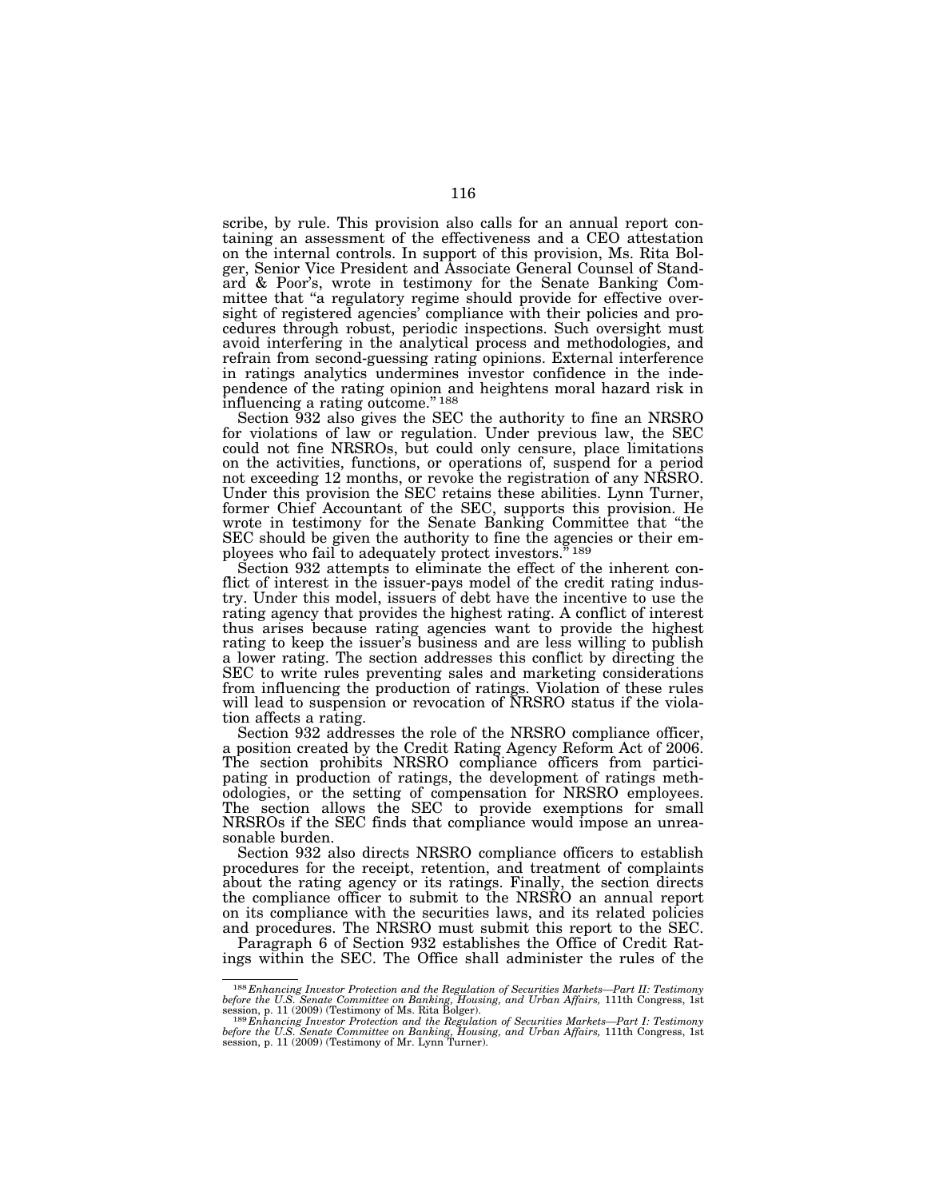scribe, by rule. This provision also calls for an annual report containing an assessment of the effectiveness and a CEO attestation on the internal controls. In support of this provision, Ms. Rita Bolger, Senior Vice President and Associate General Counsel of Standard & Poor's, wrote in testimony for the Senate Banking Committee that "a regulatory regime should provide for effective oversight of registered agencies' compliance with their policies and procedures through robust, periodic inspections. Such oversight must avoid interfering in the analytical process and methodologies, and refrain from second-guessing rating opinions. External interference in ratings analytics undermines investor confidence in the independence of the rating opinion and heightens moral hazard risk in influencing a rating outcome."[188]

Section 932 also gives the SEC the authority to fine an NRSRO for violations of law or regulation. Under previous law, the SEC could not fine NRSROs, but could only censure, place limitations on the activities, functions, or operations of, suspend for a period not exceeding 12 months, or revoke the registration of any NRSRO. Under this provision the SEC retains these abilities. Lynn Turner, former Chief Accountant of the SEC, supports this provision. He wrote in testimony for the Senate Banking Committee that "the SEC should be given the authority to fine the agencies or their employees who fail to adequately protect investors."[189]

Section 932 attempts to eliminate the effect of the inherent conflict of interest in the issuer-pays model of the credit rating industry. Under this model, issuers of debt have the incentive to use the rating agency that provides the highest rating. A conflict of interest thus arises because rating agencies want to provide the highest rating to keep the issuer's business and are less willing to publish a lower rating. The section addresses this conflict by directing the SEC to write rules preventing sales and marketing considerations from influencing the production of ratings. Violation of these rules will lead to suspension or revocation of NRSRO status if the violation affects a rating.

Section 932 addresses the role of the NRSRO compliance officer, a position created by the Credit Rating Agency Reform Act of 2006. The section prohibits NRSRO compliance officers from participating in production of ratings, the development of ratings methodologies, or the setting of compensation for NRSRO employees. The section allows the SEC to provide exemptions for small NRSROs if the SEC finds that compliance would impose an unreasonable burden.

Section 932 also directs NRSRO compliance officers to establish procedures for the receipt, retention, and treatment of complaints about the rating agency or its ratings. Finally, the section directs the compliance officer to submit to the NRSRO an annual report on its compliance with the securities laws, and its related policies and procedures. The NRSRO must submit this report to the SEC.

Paragraph 6 of Section 932 establishes the Office of Credit Ratings within the SEC. The Office shall administer the rules of the

---

[188] *Enhancing Investor Protection and the Regulation of Securities Markets—Part II: Testimony before the U.S. Senate Committee on Banking, Housing, and Urban Affairs,* 111th Congress, 1st session, p. 11 (2009) (Testimony of Ms. Rita Bolger).

[189] *Enhancing Investor Protection and the Regulation of Securities Markets—Part I: Testimony before the U.S. Senate Committee on Banking, Housing, and Urban Affairs,* 111th Congress, 1st session, p. 11 (2009) (Testimony of Mr. Lynn Turner).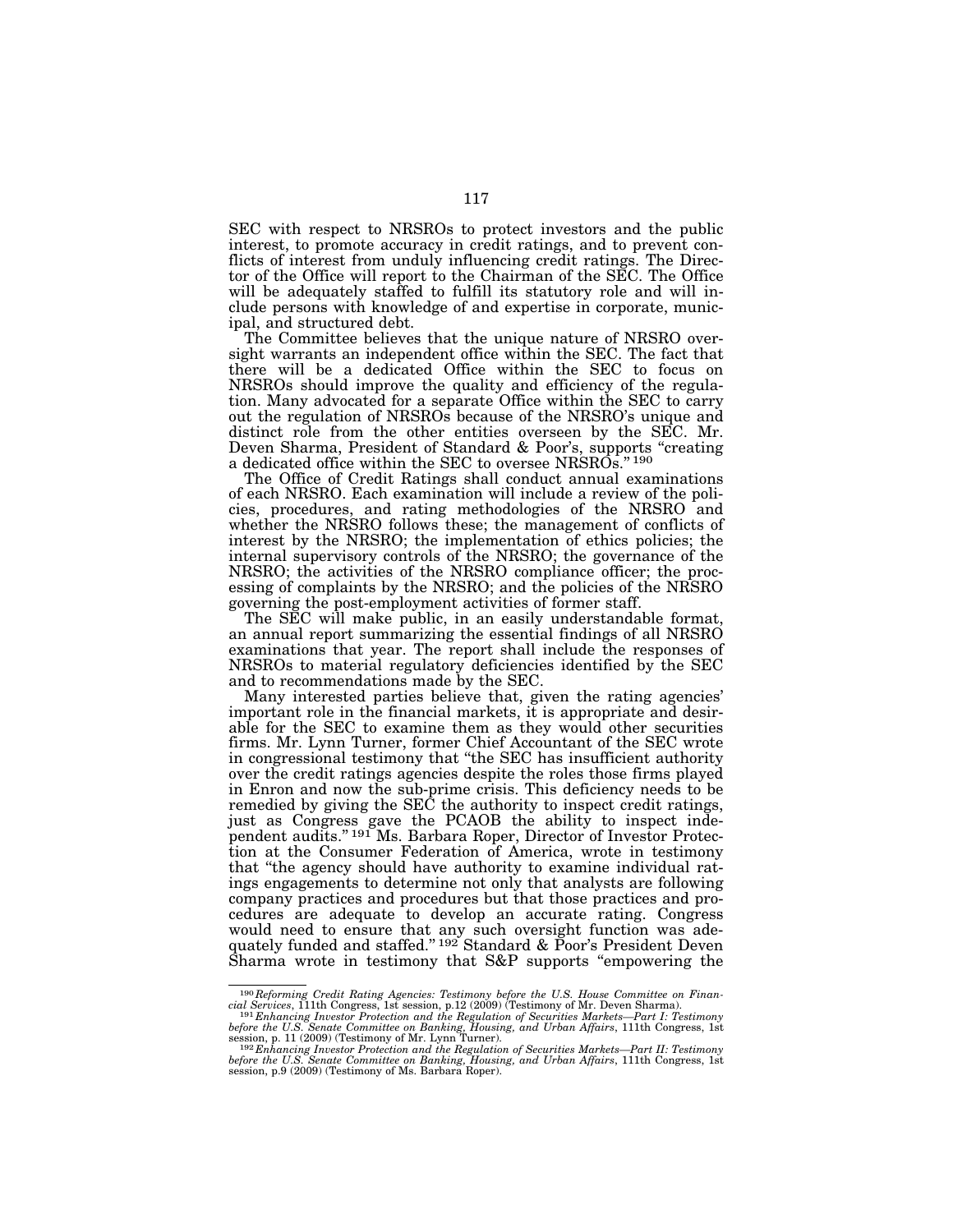SEC with respect to NRSROs to protect investors and the public interest, to promote accuracy in credit ratings, and to prevent conflicts of interest from unduly influencing credit ratings. The Director of the Office will report to the Chairman of the SEC. The Office will be adequately staffed to fulfill its statutory role and will include persons with knowledge of and expertise in corporate, municipal, and structured debt.

The Committee believes that the unique nature of NRSRO oversight warrants an independent office within the SEC. The fact that there will be a dedicated Office within the SEC to focus on NRSROs should improve the quality and efficiency of the regulation. Many advocated for a separate Office within the SEC to carry out the regulation of NRSROs because of the NRSRO's unique and distinct role from the other entities overseen by the SEC. Mr. Deven Sharma, President of Standard & Poor's, supports "creating a dedicated office within the SEC to oversee NRSROs."[190]

The Office of Credit Ratings shall conduct annual examinations of each NRSRO. Each examination will include a review of the policies, procedures, and rating methodologies of the NRSRO and whether the NRSRO follows these; the management of conflicts of interest by the NRSRO; the implementation of ethics policies; the internal supervisory controls of the NRSRO; the governance of the NRSRO; the activities of the NRSRO compliance officer; the processing of complaints by the NRSRO; and the policies of the NRSRO governing the post-employment activities of former staff.

The SEC will make public, in an easily understandable format, an annual report summarizing the essential findings of all NRSRO examinations that year. The report shall include the responses of NRSROs to material regulatory deficiencies identified by the SEC and to recommendations made by the SEC.

Many interested parties believe that, given the rating agencies' important role in the financial markets, it is appropriate and desirable for the SEC to examine them as they would other securities firms. Mr. Lynn Turner, former Chief Accountant of the SEC wrote in congressional testimony that "the SEC has insufficient authority over the credit ratings agencies despite the roles those firms played in Enron and now the sub-prime crisis. This deficiency needs to be remedied by giving the SEC the authority to inspect credit ratings, just as Congress gave the PCAOB the ability to inspect independent audits."[191] Ms. Barbara Roper, Director of Investor Protection at the Consumer Federation of America, wrote in testimony that "the agency should have authority to examine individual ratings engagements to determine not only that analysts are following company practices and procedures but that those practices and procedures are adequate to develop an accurate rating. Congress would need to ensure that any such oversight function was adequately funded and staffed."[192] Standard & Poor's President Deven Sharma wrote in testimony that S&P supports "empowering the

---

[190] *Reforming Credit Rating Agencies: Testimony before the U.S. House Committee on Financial Services*, 111th Congress, 1st session, p.12 (2009) (Testimony of Mr. Deven Sharma).

[191] *Enhancing Investor Protection and the Regulation of Securities Markets—Part I: Testimony before the U.S. Senate Committee on Banking, Housing, and Urban Affairs*, 111th Congress, 1st session, p. 11 (2009) (Testimony of Mr. Lynn Turner).

[192] *Enhancing Investor Protection and the Regulation of Securities Markets—Part II: Testimony before the U.S. Senate Committee on Banking, Housing, and Urban Affairs*, 111th Congress, 1st session, p.9 (2009) (Testimony of Ms. Barbara Roper).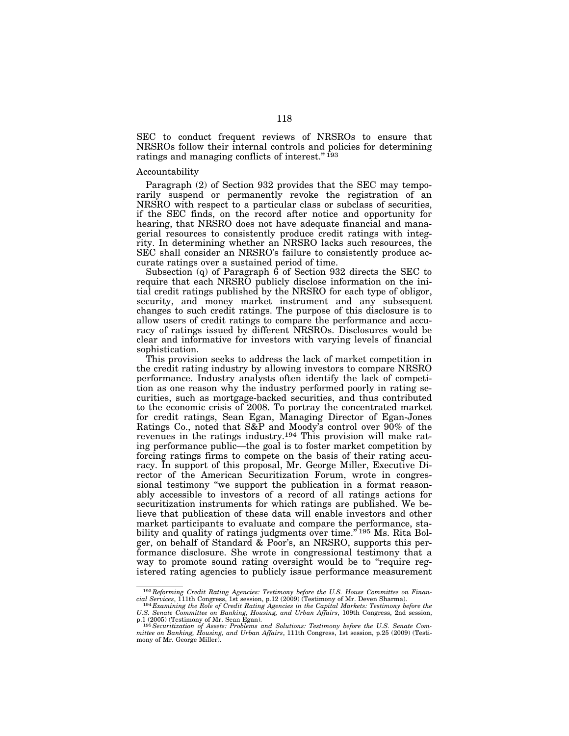SEC to conduct frequent reviews of NRSROs to ensure that NRSROs follow their internal controls and policies for determining ratings and managing conflicts of interest." [193]

Accountability

Paragraph (2) of Section 932 provides that the SEC may temporarily suspend or permanently revoke the registration of an NRSRO with respect to a particular class or subclass of securities, if the SEC finds, on the record after notice and opportunity for hearing, that NRSRO does not have adequate financial and managerial resources to consistently produce credit ratings with integrity. In determining whether an NRSRO lacks such resources, the SEC shall consider an NRSRO's failure to consistently produce accurate ratings over a sustained period of time.

Subsection (q) of Paragraph 6 of Section 932 directs the SEC to require that each NRSRO publicly disclose information on the initial credit ratings published by the NRSRO for each type of obligor, security, and money market instrument and any subsequent changes to such credit ratings. The purpose of this disclosure is to allow users of credit ratings to compare the performance and accuracy of ratings issued by different NRSROs. Disclosures would be clear and informative for investors with varying levels of financial sophistication.

This provision seeks to address the lack of market competition in the credit rating industry by allowing investors to compare NRSRO performance. Industry analysts often identify the lack of competition as one reason why the industry performed poorly in rating securities, such as mortgage-backed securities, and thus contributed to the economic crisis of 2008. To portray the concentrated market for credit ratings, Sean Egan, Managing Director of Egan-Jones Ratings Co., noted that S&P and Moody's control over 90% of the revenues in the ratings industry.[194] This provision will make rating performance public—the goal is to foster market competition by forcing ratings firms to compete on the basis of their rating accuracy. In support of this proposal, Mr. George Miller, Executive Director of the American Securitization Forum, wrote in congressional testimony "we support the publication in a format reasonably accessible to investors of a record of all ratings actions for securitization instruments for which ratings are published. We believe that publication of these data will enable investors and other market participants to evaluate and compare the performance, stability and quality of ratings judgments over time." [195] Ms. Rita Bolger, on behalf of Standard & Poor's, an NRSRO, supports this performance disclosure. She wrote in congressional testimony that a way to promote sound rating oversight would be to "require registered rating agencies to publicly issue performance measurement

---

[193] *Reforming Credit Rating Agencies: Testimony before the U.S. House Committee on Financial Services*, 111th Congress, 1st session, p.12 (2009) (Testimony of Mr. Deven Sharma).

[194] *Examining the Role of Credit Rating Agencies in the Capital Markets: Testimony before the U.S. Senate Committee on Banking, Housing, and Urban Affairs*, 109th Congress, 2nd session, p.1 (2005) (Testimony of Mr. Sean Egan).

[195] *Securitization of Assets: Problems and Solutions: Testimony before the U.S. Senate Committee on Banking, Housing, and Urban Affairs*, 111th Congress, 1st session, p.25 (2009) (Testimony of Mr. George Miller).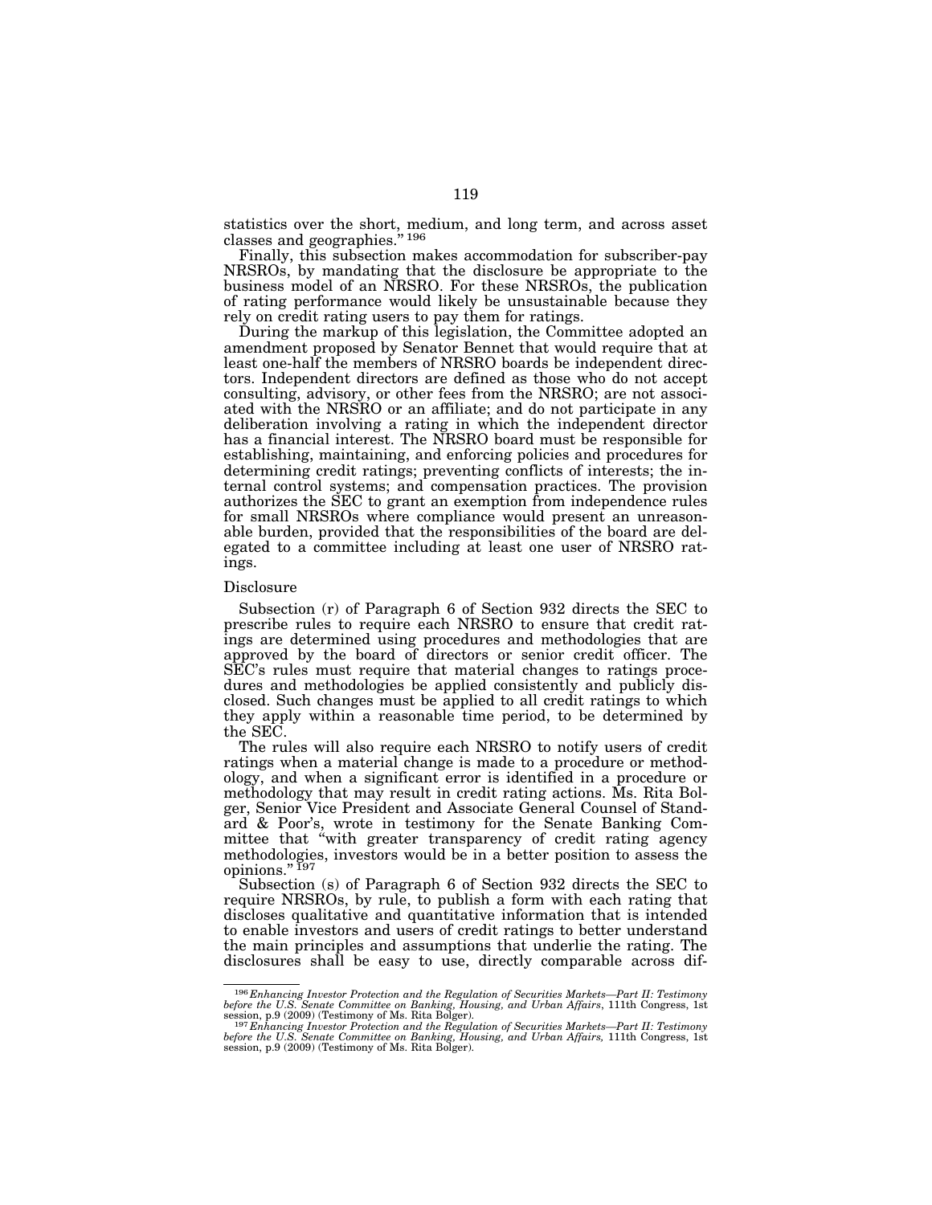statistics over the short, medium, and long term, and across asset classes and geographies."[196]

Finally, this subsection makes accommodation for subscriber-pay NRSROs, by mandating that the disclosure be appropriate to the business model of an NRSRO. For these NRSROs, the publication of rating performance would likely be unsustainable because they rely on credit rating users to pay them for ratings.

During the markup of this legislation, the Committee adopted an amendment proposed by Senator Bennet that would require that at least one-half the members of NRSRO boards be independent directors. Independent directors are defined as those who do not accept consulting, advisory, or other fees from the NRSRO; are not associated with the NRSRO or an affiliate; and do not participate in any deliberation involving a rating in which the independent director has a financial interest. The NRSRO board must be responsible for establishing, maintaining, and enforcing policies and procedures for determining credit ratings; preventing conflicts of interests; the internal control systems; and compensation practices. The provision authorizes the SEC to grant an exemption from independence rules for small NRSROs where compliance would present an unreasonable burden, provided that the responsibilities of the board are delegated to a committee including at least one user of NRSRO ratings.

Disclosure

Subsection (r) of Paragraph 6 of Section 932 directs the SEC to prescribe rules to require each NRSRO to ensure that credit ratings are determined using procedures and methodologies that are approved by the board of directors or senior credit officer. The SEC's rules must require that material changes to ratings procedures and methodologies be applied consistently and publicly disclosed. Such changes must be applied to all credit ratings to which they apply within a reasonable time period, to be determined by the SEC.

The rules will also require each NRSRO to notify users of credit ratings when a material change is made to a procedure or methodology, and when a significant error is identified in a procedure or methodology that may result in credit rating actions. Ms. Rita Bolger, Senior Vice President and Associate General Counsel of Standard & Poor's, wrote in testimony for the Senate Banking Committee that "with greater transparency of credit rating agency methodologies, investors would be in a better position to assess the opinions."[197]

Subsection (s) of Paragraph 6 of Section 932 directs the SEC to require NRSROs, by rule, to publish a form with each rating that discloses qualitative and quantitative information that is intended to enable investors and users of credit ratings to better understand the main principles and assumptions that underlie the rating. The disclosures shall be easy to use, directly comparable across dif-

---

[196] *Enhancing Investor Protection and the Regulation of Securities Markets—Part II: Testimony before the U.S. Senate Committee on Banking, Housing, and Urban Affairs*, 111th Congress, 1st session, p.9 (2009) (Testimony of Ms. Rita Bolger).

[197] *Enhancing Investor Protection and the Regulation of Securities Markets—Part II: Testimony before the U.S. Senate Committee on Banking, Housing, and Urban Affairs,* 111th Congress, 1st session, p.9 (2009) (Testimony of Ms. Rita Bolger).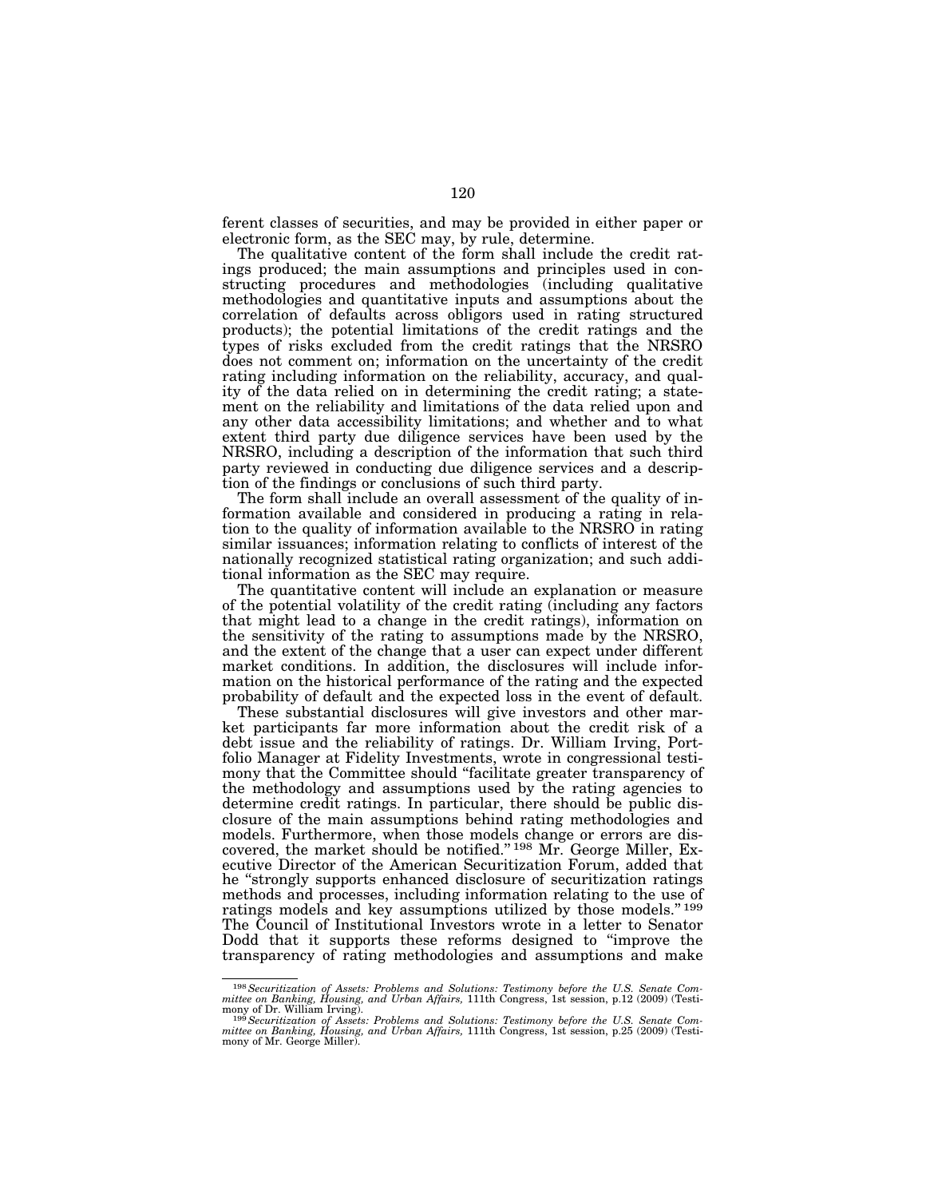ferent classes of securities, and may be provided in either paper or electronic form, as the SEC may, by rule, determine.

The qualitative content of the form shall include the credit ratings produced; the main assumptions and principles used in constructing procedures and methodologies (including qualitative methodologies and quantitative inputs and assumptions about the correlation of defaults across obligors used in rating structured products); the potential limitations of the credit ratings and the types of risks excluded from the credit ratings that the NRSRO does not comment on; information on the uncertainty of the credit rating including information on the reliability, accuracy, and quality of the data relied on in determining the credit rating; a statement on the reliability and limitations of the data relied upon and any other data accessibility limitations; and whether and to what extent third party due diligence services have been used by the NRSRO, including a description of the information that such third party reviewed in conducting due diligence services and a description of the findings or conclusions of such third party.

The form shall include an overall assessment of the quality of information available and considered in producing a rating in relation to the quality of information available to the NRSRO in rating similar issuances; information relating to conflicts of interest of the nationally recognized statistical rating organization; and such additional information as the SEC may require.

The quantitative content will include an explanation or measure of the potential volatility of the credit rating (including any factors that might lead to a change in the credit ratings), information on the sensitivity of the rating to assumptions made by the NRSRO, and the extent of the change that a user can expect under different market conditions. In addition, the disclosures will include information on the historical performance of the rating and the expected probability of default and the expected loss in the event of default.

These substantial disclosures will give investors and other market participants far more information about the credit risk of a debt issue and the reliability of ratings. Dr. William Irving, Portfolio Manager at Fidelity Investments, wrote in congressional testimony that the Committee should "facilitate greater transparency of the methodology and assumptions used by the rating agencies to determine credit ratings. In particular, there should be public disclosure of the main assumptions behind rating methodologies and models. Furthermore, when those models change or errors are discovered, the market should be notified." [198] Mr. George Miller, Executive Director of the American Securitization Forum, added that he "strongly supports enhanced disclosure of securitization ratings methods and processes, including information relating to the use of ratings models and key assumptions utilized by those models." [199] The Council of Institutional Investors wrote in a letter to Senator Dodd that it supports these reforms designed to "improve the transparency of rating methodologies and assumptions and make

---

[198] *Securitization of Assets: Problems and Solutions: Testimony before the U.S. Senate Committee on Banking, Housing, and Urban Affairs,* 111th Congress, 1st session, p.12 (2009) (Testimony of Dr. William Irving).

[199] *Securitization of Assets: Problems and Solutions: Testimony before the U.S. Senate Committee on Banking, Housing, and Urban Affairs,* 111th Congress, 1st session, p.25 (2009) (Testimony of Mr. George Miller).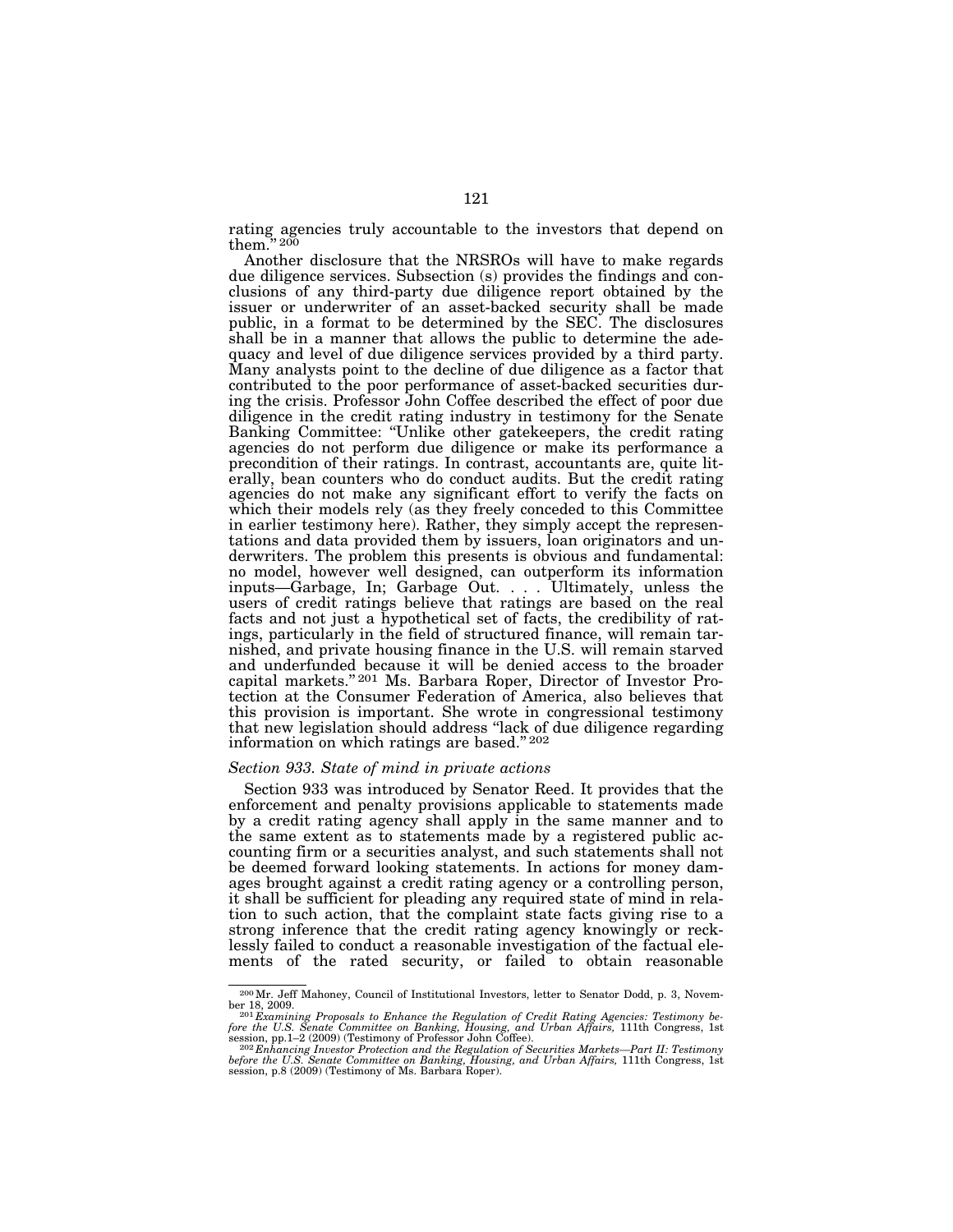rating agencies truly accountable to the investors that depend on them."[200]

Another disclosure that the NRSROs will have to make regards due diligence services. Subsection (s) provides the findings and conclusions of any third-party due diligence report obtained by the issuer or underwriter of an asset-backed security shall be made public, in a format to be determined by the SEC. The disclosures shall be in a manner that allows the public to determine the adequacy and level of due diligence services provided by a third party. Many analysts point to the decline of due diligence as a factor that contributed to the poor performance of asset-backed securities during the crisis. Professor John Coffee described the effect of poor due diligence in the credit rating industry in testimony for the Senate Banking Committee: "Unlike other gatekeepers, the credit rating agencies do not perform due diligence or make its performance a precondition of their ratings. In contrast, accountants are, quite literally, bean counters who do conduct audits. But the credit rating agencies do not make any significant effort to verify the facts on which their models rely (as they freely conceded to this Committee in earlier testimony here). Rather, they simply accept the representations and data provided them by issuers, loan originators and underwriters. The problem this presents is obvious and fundamental: no model, however well designed, can outperform its information inputs—Garbage, In; Garbage Out. . . . Ultimately, unless the users of credit ratings believe that ratings are based on the real facts and not just a hypothetical set of facts, the credibility of ratings, particularly in the field of structured finance, will remain tarnished, and private housing finance in the U.S. will remain starved and underfunded because it will be denied access to the broader capital markets."[201] Ms. Barbara Roper, Director of Investor Protection at the Consumer Federation of America, also believes that this provision is important. She wrote in congressional testimony that new legislation should address "lack of due diligence regarding information on which ratings are based."[202]

### *Section 933. State of mind in private actions*

Section 933 was introduced by Senator Reed. It provides that the enforcement and penalty provisions applicable to statements made by a credit rating agency shall apply in the same manner and to the same extent as to statements made by a registered public accounting firm or a securities analyst, and such statements shall not be deemed forward looking statements. In actions for money damages brought against a credit rating agency or a controlling person, it shall be sufficient for pleading any required state of mind in relation to such action, that the complaint state facts giving rise to a strong inference that the credit rating agency knowingly or recklessly failed to conduct a reasonable investigation of the factual elements of the rated security, or failed to obtain reasonable

---

[200] Mr. Jeff Mahoney, Council of Institutional Investors, letter to Senator Dodd, p. 3, November 18, 2009.

[201] *Examining Proposals to Enhance the Regulation of Credit Rating Agencies: Testimony before the U.S. Senate Committee on Banking, Housing, and Urban Affairs,* 111th Congress, 1st session, pp.1–2 (2009) (Testimony of Professor John Coffee).

[202] *Enhancing Investor Protection and the Regulation of Securities Markets—Part II: Testimony before the U.S. Senate Committee on Banking, Housing, and Urban Affairs,* 111th Congress, 1st session, p.8 (2009) (Testimony of Ms. Barbara Roper).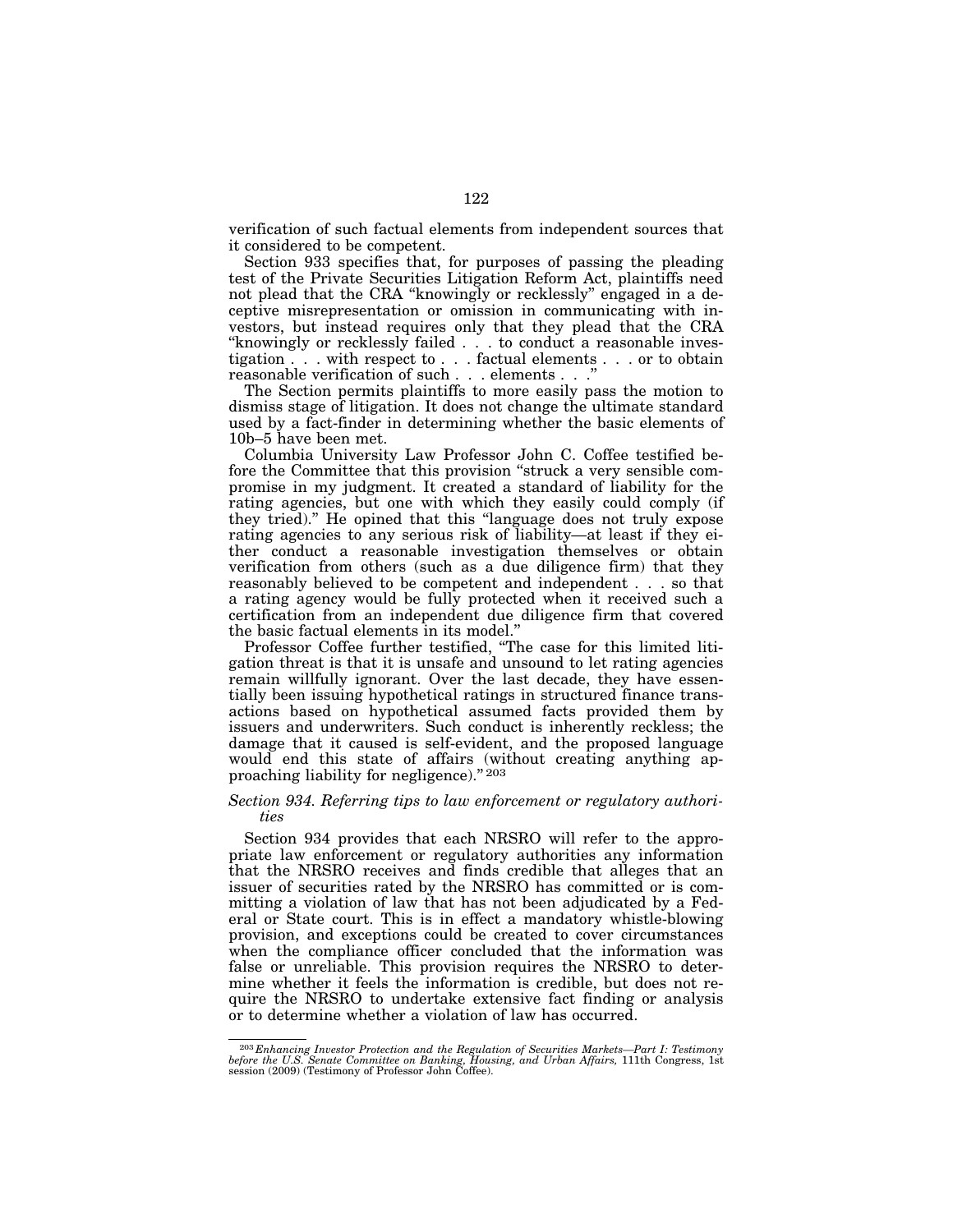verification of such factual elements from independent sources that it considered to be competent.

Section 933 specifies that, for purposes of passing the pleading test of the Private Securities Litigation Reform Act, plaintiffs need not plead that the CRA "knowingly or recklessly" engaged in a deceptive misrepresentation or omission in communicating with investors, but instead requires only that they plead that the CRA "knowingly or recklessly failed . . . to conduct a reasonable investigation . . . with respect to . . . factual elements . . . or to obtain reasonable verification of such . . . elements . . ."

The Section permits plaintiffs to more easily pass the motion to dismiss stage of litigation. It does not change the ultimate standard used by a fact-finder in determining whether the basic elements of 10b–5 have been met.

Columbia University Law Professor John C. Coffee testified before the Committee that this provision "struck a very sensible compromise in my judgment. It created a standard of liability for the rating agencies, but one with which they easily could comply (if they tried)." He opined that this "language does not truly expose rating agencies to any serious risk of liability—at least if they either conduct a reasonable investigation themselves or obtain verification from others (such as a due diligence firm) that they reasonably believed to be competent and independent . . . so that a rating agency would be fully protected when it received such a certification from an independent due diligence firm that covered the basic factual elements in its model."

Professor Coffee further testified, "The case for this limited litigation threat is that it is unsafe and unsound to let rating agencies remain willfully ignorant. Over the last decade, they have essentially been issuing hypothetical ratings in structured finance transactions based on hypothetical assumed facts provided them by issuers and underwriters. Such conduct is inherently reckless; the damage that it caused is self-evident, and the proposed language would end this state of affairs (without creating anything approaching liability for negligence)."[203]

*Section 934. Referring tips to law enforcement or regulatory authorities*

Section 934 provides that each NRSRO will refer to the appropriate law enforcement or regulatory authorities any information that the NRSRO receives and finds credible that alleges that an issuer of securities rated by the NRSRO has committed or is committing a violation of law that has not been adjudicated by a Federal or State court. This is in effect a mandatory whistle-blowing provision, and exceptions could be created to cover circumstances when the compliance officer concluded that the information was false or unreliable. This provision requires the NRSRO to determine whether it feels the information is credible, but does not require the NRSRO to undertake extensive fact finding or analysis or to determine whether a violation of law has occurred.

---

[203] *Enhancing Investor Protection and the Regulation of Securities Markets—Part I: Testimony before the U.S. Senate Committee on Banking, Housing, and Urban Affairs,* 111th Congress, 1st session (2009) (Testimony of Professor John Coffee).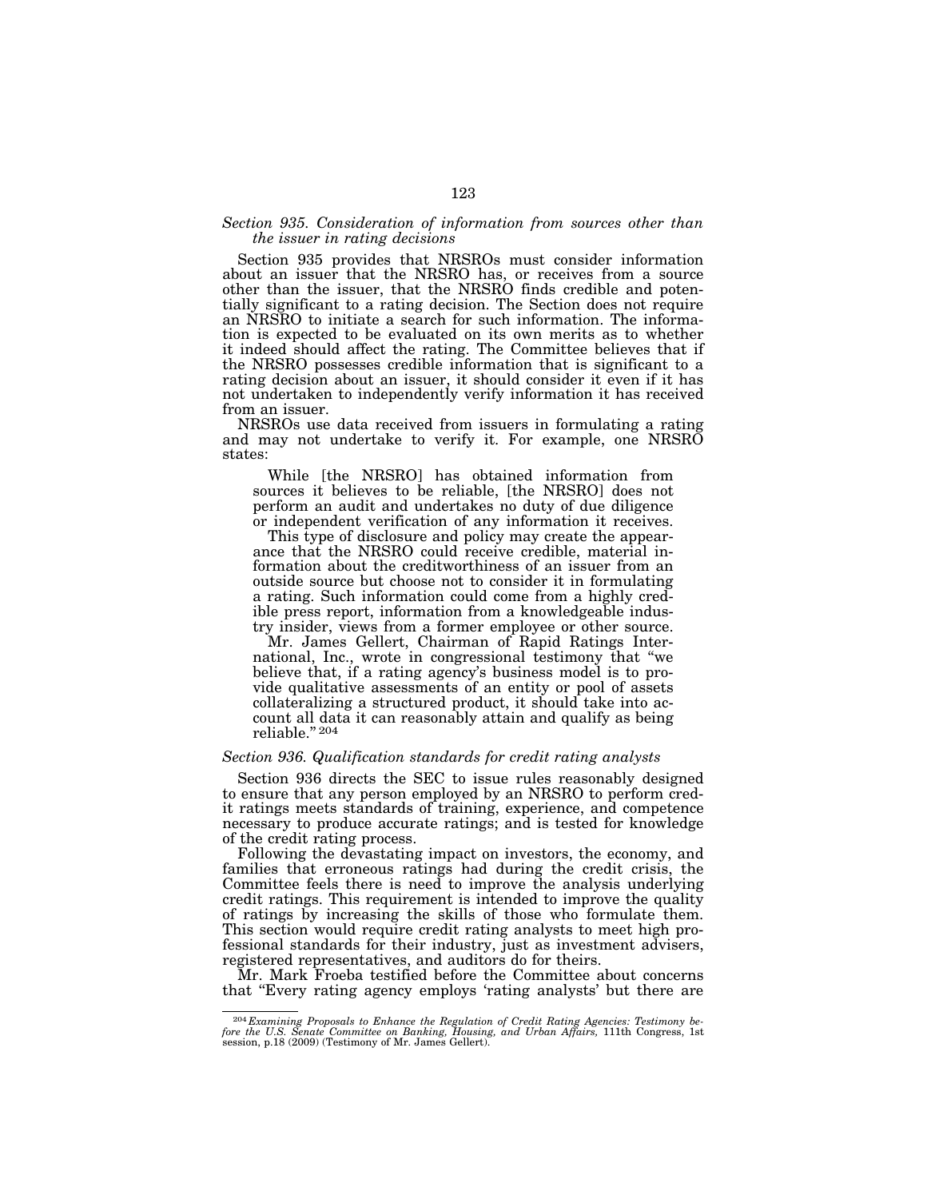*Section 935. Consideration of information from sources other than the issuer in rating decisions*

Section 935 provides that NRSROs must consider information about an issuer that the NRSRO has, or receives from a source other than the issuer, that the NRSRO finds credible and potentially significant to a rating decision. The Section does not require an NRSRO to initiate a search for such information. The information is expected to be evaluated on its own merits as to whether it indeed should affect the rating. The Committee believes that if the NRSRO possesses credible information that is significant to a rating decision about an issuer, it should consider it even if it has not undertaken to independently verify information it has received from an issuer.

NRSROs use data received from issuers in formulating a rating and may not undertake to verify it. For example, one NRSRO states:

> While [the NRSRO] has obtained information from sources it believes to be reliable, [the NRSRO] does not perform an audit and undertakes no duty of due diligence or independent verification of any information it receives.
>
> This type of disclosure and policy may create the appearance that the NRSRO could receive credible, material information about the creditworthiness of an issuer from an outside source but choose not to consider it in formulating a rating. Such information could come from a highly credible press report, information from a knowledgeable industry insider, views from a former employee or other source.
>
> Mr. James Gellert, Chairman of Rapid Ratings International, Inc., wrote in congressional testimony that "we believe that, if a rating agency's business model is to provide qualitative assessments of an entity or pool of assets collateralizing a structured product, it should take into account all data it can reasonably attain and qualify as being reliable." [204]

*Section 936. Qualification standards for credit rating analysts*

Section 936 directs the SEC to issue rules reasonably designed to ensure that any person employed by an NRSRO to perform credit ratings meets standards of training, experience, and competence necessary to produce accurate ratings; and is tested for knowledge of the credit rating process.

Following the devastating impact on investors, the economy, and families that erroneous ratings had during the credit crisis, the Committee feels there is need to improve the analysis underlying credit ratings. This requirement is intended to improve the quality of ratings by increasing the skills of those who formulate them. This section would require credit rating analysts to meet high professional standards for their industry, just as investment advisers, registered representatives, and auditors do for theirs.

Mr. Mark Froeba testified before the Committee about concerns that "Every rating agency employs 'rating analysts' but there are

---

[204] *Examining Proposals to Enhance the Regulation of Credit Rating Agencies: Testimony before the U.S. Senate Committee on Banking, Housing, and Urban Affairs,* 111th Congress, 1st session, p.18 (2009) (Testimony of Mr. James Gellert).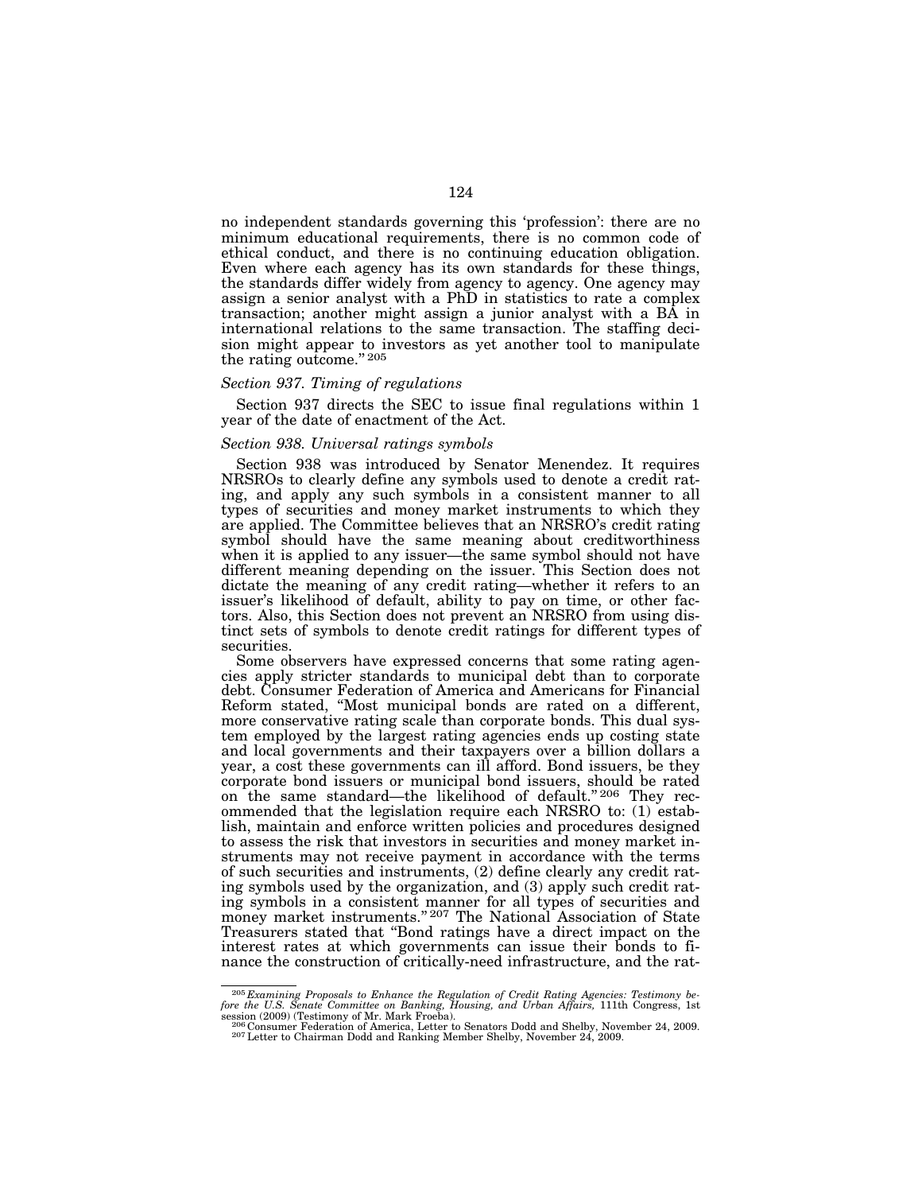no independent standards governing this 'profession': there are no minimum educational requirements, there is no common code of ethical conduct, and there is no continuing education obligation. Even where each agency has its own standards for these things, the standards differ widely from agency to agency. One agency may assign a senior analyst with a PhD in statistics to rate a complex transaction; another might assign a junior analyst with a BA in international relations to the same transaction. The staffing decision might appear to investors as yet another tool to manipulate the rating outcome."[205]

### *Section 937. Timing of regulations*

Section 937 directs the SEC to issue final regulations within 1 year of the date of enactment of the Act.

### *Section 938. Universal ratings symbols*

Section 938 was introduced by Senator Menendez. It requires NRSROs to clearly define any symbols used to denote a credit rating, and apply any such symbols in a consistent manner to all types of securities and money market instruments to which they are applied. The Committee believes that an NRSRO's credit rating symbol should have the same meaning about creditworthiness when it is applied to any issuer—the same symbol should not have different meaning depending on the issuer. This Section does not dictate the meaning of any credit rating—whether it refers to an issuer's likelihood of default, ability to pay on time, or other factors. Also, this Section does not prevent an NRSRO from using distinct sets of symbols to denote credit ratings for different types of securities.

Some observers have expressed concerns that some rating agencies apply stricter standards to municipal debt than to corporate debt. Consumer Federation of America and Americans for Financial Reform stated, "Most municipal bonds are rated on a different, more conservative rating scale than corporate bonds. This dual system employed by the largest rating agencies ends up costing state and local governments and their taxpayers over a billion dollars a year, a cost these governments can ill afford. Bond issuers, be they corporate bond issuers or municipal bond issuers, should be rated on the same standard—the likelihood of default."[206] They recommended that the legislation require each NRSRO to: (1) establish, maintain and enforce written policies and procedures designed to assess the risk that investors in securities and money market instruments may not receive payment in accordance with the terms of such securities and instruments, (2) define clearly any credit rating symbols used by the organization, and (3) apply such credit rating symbols in a consistent manner for all types of securities and money market instruments."[207] The National Association of State Treasurers stated that "Bond ratings have a direct impact on the interest rates at which governments can issue their bonds to finance the construction of critically-need infrastructure, and the rat-

---

[205] *Examining Proposals to Enhance the Regulation of Credit Rating Agencies: Testimony before the U.S. Senate Committee on Banking, Housing, and Urban Affairs,* 111th Congress, 1st session (2009) (Testimony of Mr. Mark Froeba).

[206] Consumer Federation of America, Letter to Senators Dodd and Shelby, November 24, 2009.

[207] Letter to Chairman Dodd and Ranking Member Shelby, November 24, 2009.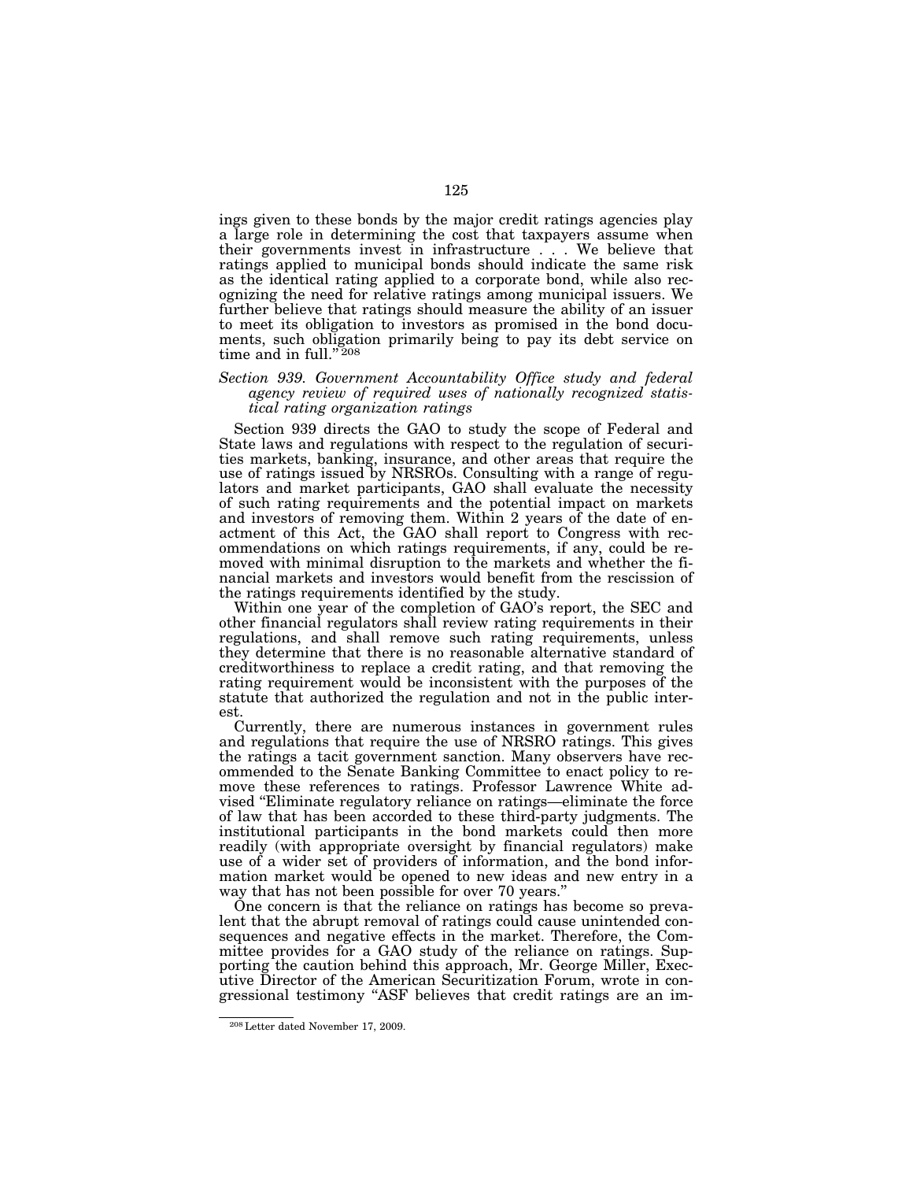ings given to these bonds by the major credit ratings agencies play a large role in determining the cost that taxpayers assume when their governments invest in infrastructure . . . We believe that ratings applied to municipal bonds should indicate the same risk as the identical rating applied to a corporate bond, while also recognizing the need for relative ratings among municipal issuers. We further believe that ratings should measure the ability of an issuer to meet its obligation to investors as promised in the bond documents, such obligation primarily being to pay its debt service on time and in full." [208]

*Section 939. Government Accountability Office study and federal agency review of required uses of nationally recognized statistical rating organization ratings*

Section 939 directs the GAO to study the scope of Federal and State laws and regulations with respect to the regulation of securities markets, banking, insurance, and other areas that require the use of ratings issued by NRSROs. Consulting with a range of regulators and market participants, GAO shall evaluate the necessity of such rating requirements and the potential impact on markets and investors of removing them. Within 2 years of the date of enactment of this Act, the GAO shall report to Congress with recommendations on which ratings requirements, if any, could be removed with minimal disruption to the markets and whether the financial markets and investors would benefit from the rescission of the ratings requirements identified by the study.

Within one year of the completion of GAO's report, the SEC and other financial regulators shall review rating requirements in their regulations, and shall remove such rating requirements, unless they determine that there is no reasonable alternative standard of creditworthiness to replace a credit rating, and that removing the rating requirement would be inconsistent with the purposes of the statute that authorized the regulation and not in the public interest.

Currently, there are numerous instances in government rules and regulations that require the use of NRSRO ratings. This gives the ratings a tacit government sanction. Many observers have recommended to the Senate Banking Committee to enact policy to remove these references to ratings. Professor Lawrence White advised "Eliminate regulatory reliance on ratings—eliminate the force of law that has been accorded to these third-party judgments. The institutional participants in the bond markets could then more readily (with appropriate oversight by financial regulators) make use of a wider set of providers of information, and the bond information market would be opened to new ideas and new entry in a way that has not been possible for over 70 years."

One concern is that the reliance on ratings has become so prevalent that the abrupt removal of ratings could cause unintended consequences and negative effects in the market. Therefore, the Committee provides for a GAO study of the reliance on ratings. Supporting the caution behind this approach, Mr. George Miller, Executive Director of the American Securitization Forum, wrote in congressional testimony "ASF believes that credit ratings are an im-

[208] Letter dated November 17, 2009.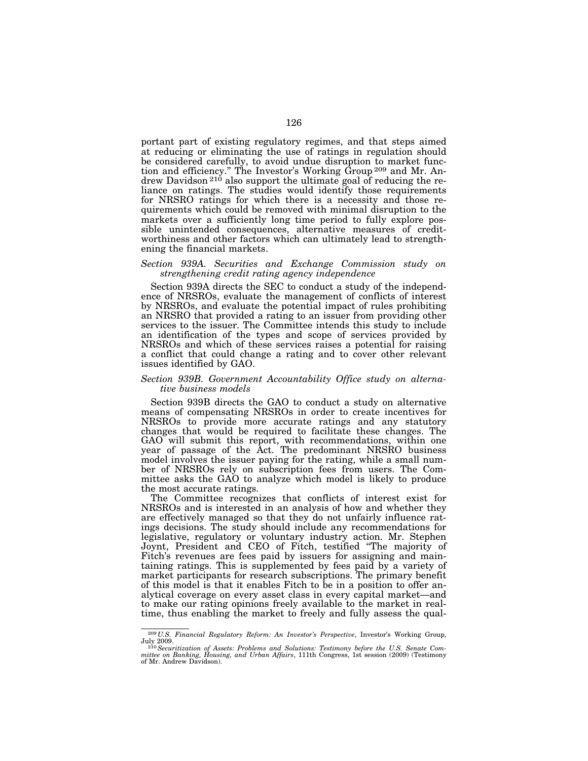portant part of existing regulatory regimes, and that steps aimed at reducing or eliminating the use of ratings in regulation should be considered carefully, to avoid undue disruption to market function and efficiency." The Investor's Working Group [209] and Mr. Andrew Davidson [210] also support the ultimate goal of reducing the reliance on ratings. The studies would identify those requirements for NRSRO ratings for which there is a necessity and those requirements which could be removed with minimal disruption to the markets over a sufficiently long time period to fully explore possible unintended consequences, alternative measures of creditworthiness and other factors which can ultimately lead to strengthening the financial markets.

*Section 939A. Securities and Exchange Commission study on strengthening credit rating agency independence*

Section 939A directs the SEC to conduct a study of the independence of NRSROs, evaluate the management of conflicts of interest by NRSROs, and evaluate the potential impact of rules prohibiting an NRSRO that provided a rating to an issuer from providing other services to the issuer. The Committee intends this study to include an identification of the types and scope of services provided by NRSROs and which of these services raises a potential for raising a conflict that could change a rating and to cover other relevant issues identified by GAO.

*Section 939B. Government Accountability Office study on alternative business models*

Section 939B directs the GAO to conduct a study on alternative means of compensating NRSROs in order to create incentives for NRSROs to provide more accurate ratings and any statutory changes that would be required to facilitate these changes. The GAO will submit this report, with recommendations, within one year of passage of the Act. The predominant NRSRO business model involves the issuer paying for the rating, while a small number of NRSROs rely on subscription fees from users. The Committee asks the GAO to analyze which model is likely to produce the most accurate ratings.

The Committee recognizes that conflicts of interest exist for NRSROs and is interested in an analysis of how and whether they are effectively managed so that they do not unfairly influence ratings decisions. The study should include any recommendations for legislative, regulatory or voluntary industry action. Mr. Stephen Joynt, President and CEO of Fitch, testified "The majority of Fitch's revenues are fees paid by issuers for assigning and maintaining ratings. This is supplemented by fees paid by a variety of market participants for research subscriptions. The primary benefit of this model is that it enables Fitch to be in a position to offer analytical coverage on every asset class in every capital market—and to make our rating opinions freely available to the market in realtime, thus enabling the market to freely and fully assess the qual-

[209] *U.S. Financial Regulatory Reform: An Investor's Perspective*, Investor's Working Group, July 2009.

[210] *Securitization of Assets: Problems and Solutions: Testimony before the U.S. Senate Committee on Banking, Housing, and Urban Affairs*, 111th Congress, 1st session (2009) (Testimony of Mr. Andrew Davidson).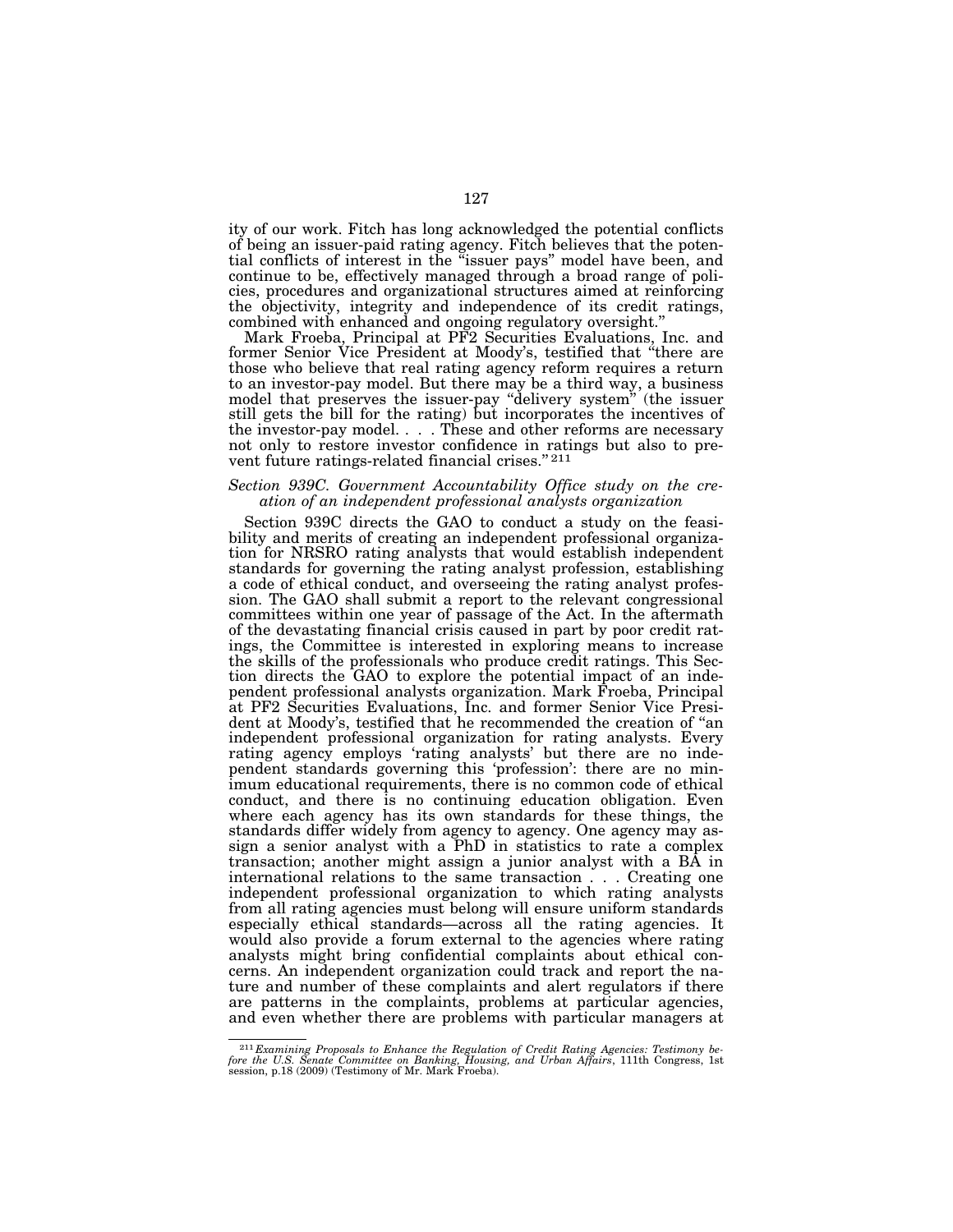ity of our work. Fitch has long acknowledged the potential conflicts of being an issuer-paid rating agency. Fitch believes that the potential conflicts of interest in the "issuer pays" model have been, and continue to be, effectively managed through a broad range of policies, procedures and organizational structures aimed at reinforcing the objectivity, integrity and independence of its credit ratings, combined with enhanced and ongoing regulatory oversight."

Mark Froeba, Principal at PF2 Securities Evaluations, Inc. and former Senior Vice President at Moody's, testified that "there are those who believe that real rating agency reform requires a return to an investor-pay model. But there may be a third way, a business model that preserves the issuer-pay "delivery system" (the issuer still gets the bill for the rating) but incorporates the incentives of the investor-pay model. . . . These and other reforms are necessary not only to restore investor confidence in ratings but also to prevent future ratings-related financial crises."[211]

*Section 939C. Government Accountability Office study on the creation of an independent professional analysts organization*

Section 939C directs the GAO to conduct a study on the feasibility and merits of creating an independent professional organization for NRSRO rating analysts that would establish independent standards for governing the rating analyst profession, establishing a code of ethical conduct, and overseeing the rating analyst profession. The GAO shall submit a report to the relevant congressional committees within one year of passage of the Act. In the aftermath of the devastating financial crisis caused in part by poor credit ratings, the Committee is interested in exploring means to increase the skills of the professionals who produce credit ratings. This Section directs the GAO to explore the potential impact of an independent professional analysts organization. Mark Froeba, Principal at PF2 Securities Evaluations, Inc. and former Senior Vice President at Moody's, testified that he recommended the creation of "an independent professional organization for rating analysts. Every rating agency employs 'rating analysts' but there are no independent standards governing this 'profession': there are no minimum educational requirements, there is no common code of ethical conduct, and there is no continuing education obligation. Even where each agency has its own standards for these things, the standards differ widely from agency to agency. One agency may assign a senior analyst with a PhD in statistics to rate a complex transaction; another might assign a junior analyst with a BA in international relations to the same transaction . . . Creating one independent professional organization to which rating analysts from all rating agencies must belong will ensure uniform standards especially ethical standards—across all the rating agencies. It would also provide a forum external to the agencies where rating analysts might bring confidential complaints about ethical concerns. An independent organization could track and report the nature and number of these complaints and alert regulators if there are patterns in the complaints, problems at particular agencies, and even whether there are problems with particular managers at

---

[211] *Examining Proposals to Enhance the Regulation of Credit Rating Agencies: Testimony before the U.S. Senate Committee on Banking, Housing, and Urban Affairs*, 111th Congress, 1st session, p.18 (2009) (Testimony of Mr. Mark Froeba).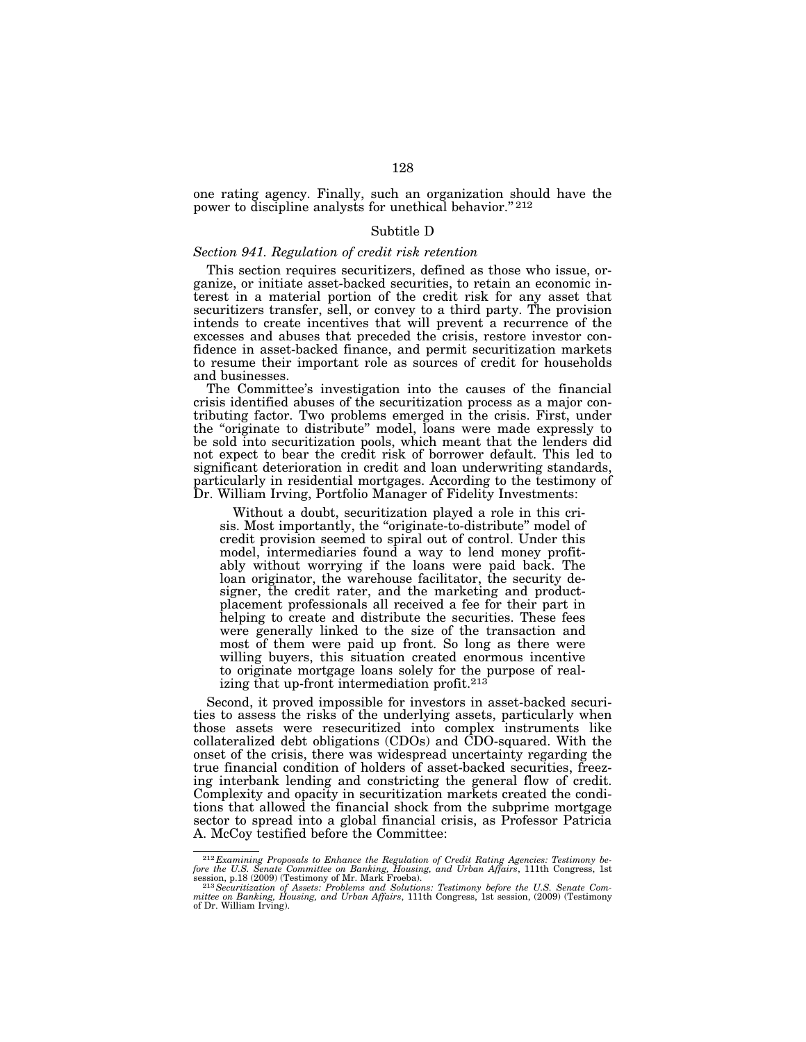one rating agency. Finally, such an organization should have the power to discipline analysts for unethical behavior."[212]

Subtitle D

*Section 941. Regulation of credit risk retention*

This section requires securitizers, defined as those who issue, organize, or initiate asset-backed securities, to retain an economic interest in a material portion of the credit risk for any asset that securitizers transfer, sell, or convey to a third party. The provision intends to create incentives that will prevent a recurrence of the excesses and abuses that preceded the crisis, restore investor confidence in asset-backed finance, and permit securitization markets to resume their important role as sources of credit for households and businesses.

The Committee's investigation into the causes of the financial crisis identified abuses of the securitization process as a major contributing factor. Two problems emerged in the crisis. First, under the "originate to distribute" model, loans were made expressly to be sold into securitization pools, which meant that the lenders did not expect to bear the credit risk of borrower default. This led to significant deterioration in credit and loan underwriting standards, particularly in residential mortgages. According to the testimony of Dr. William Irving, Portfolio Manager of Fidelity Investments:

> Without a doubt, securitization played a role in this crisis. Most importantly, the "originate-to-distribute" model of credit provision seemed to spiral out of control. Under this model, intermediaries found a way to lend money profitably without worrying if the loans were paid back. The loan originator, the warehouse facilitator, the security designer, the credit rater, and the marketing and product-placement professionals all received a fee for their part in helping to create and distribute the securities. These fees were generally linked to the size of the transaction and most of them were paid up front. So long as there were willing buyers, this situation created enormous incentive to originate mortgage loans solely for the purpose of realizing that up-front intermediation profit.[213]

Second, it proved impossible for investors in asset-backed securities to assess the risks of the underlying assets, particularly when those assets were resecuritized into complex instruments like collateralized debt obligations (CDOs) and CDO-squared. With the onset of the crisis, there was widespread uncertainty regarding the true financial condition of holders of asset-backed securities, freezing interbank lending and constricting the general flow of credit. Complexity and opacity in securitization markets created the conditions that allowed the financial shock from the subprime mortgage sector to spread into a global financial crisis, as Professor Patricia A. McCoy testified before the Committee:

---

[212] *Examining Proposals to Enhance the Regulation of Credit Rating Agencies: Testimony before the U.S. Senate Committee on Banking, Housing, and Urban Affairs*, 111th Congress, 1st session, p.18 (2009) (Testimony of Mr. Mark Froeba).

[213] *Securitization of Assets: Problems and Solutions: Testimony before the U.S. Senate Committee on Banking, Housing, and Urban Affairs*, 111th Congress, 1st session, (2009) (Testimony of Dr. William Irving).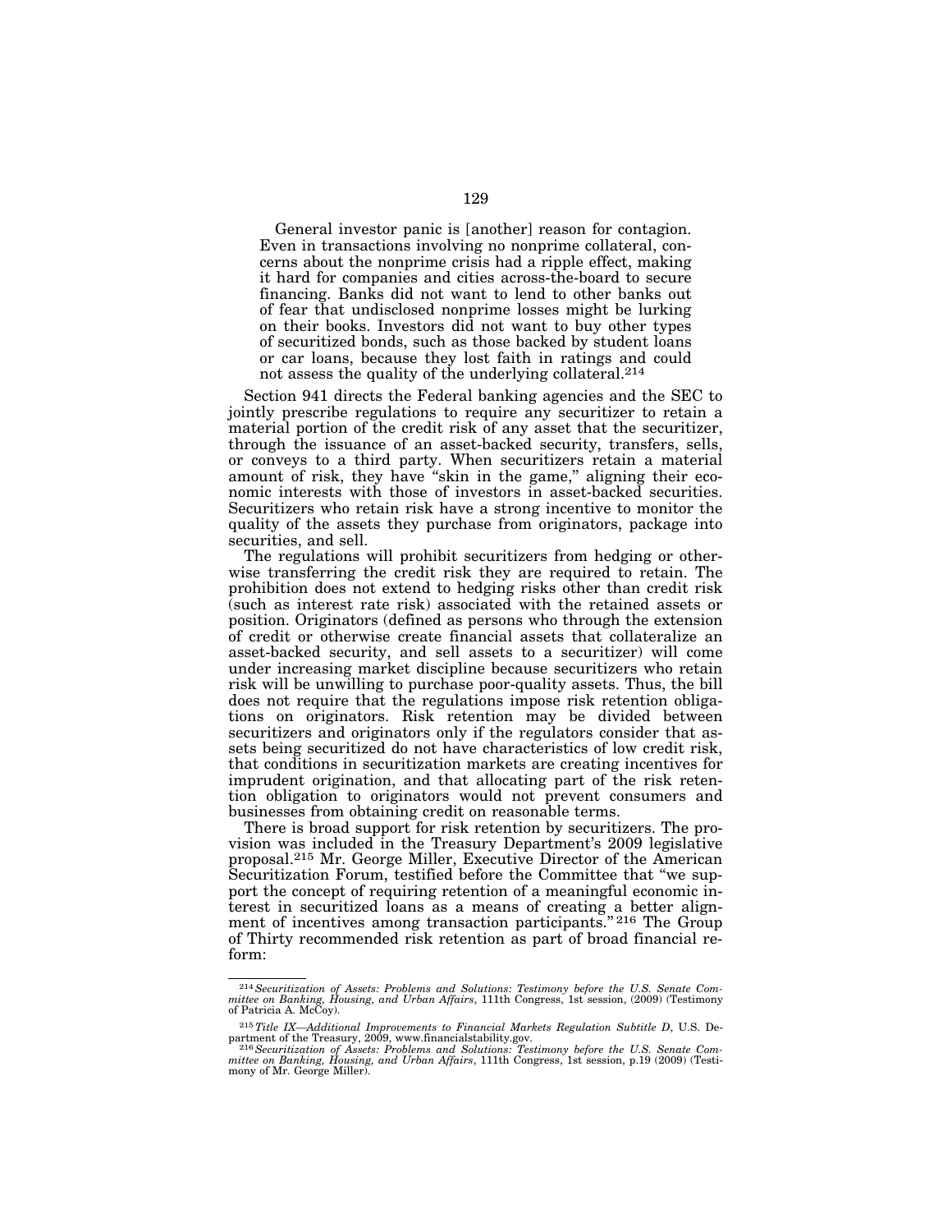> General investor panic is [another] reason for contagion. Even in transactions involving no nonprime collateral, concerns about the nonprime crisis had a ripple effect, making it hard for companies and cities across-the-board to secure financing. Banks did not want to lend to other banks out of fear that undisclosed nonprime losses might be lurking on their books. Investors did not want to buy other types of securitized bonds, such as those backed by student loans or car loans, because they lost faith in ratings and could not assess the quality of the underlying collateral.[214]

Section 941 directs the Federal banking agencies and the SEC to jointly prescribe regulations to require any securitizer to retain a material portion of the credit risk of any asset that the securitizer, through the issuance of an asset-backed security, transfers, sells, or conveys to a third party. When securitizers retain a material amount of risk, they have "skin in the game," aligning their economic interests with those of investors in asset-backed securities. Securitizers who retain risk have a strong incentive to monitor the quality of the assets they purchase from originators, package into securities, and sell.

The regulations will prohibit securitizers from hedging or otherwise transferring the credit risk they are required to retain. The prohibition does not extend to hedging risks other than credit risk (such as interest rate risk) associated with the retained assets or position. Originators (defined as persons who through the extension of credit or otherwise create financial assets that collateralize an asset-backed security, and sell assets to a securitizer) will come under increasing market discipline because securitizers who retain risk will be unwilling to purchase poor-quality assets. Thus, the bill does not require that the regulations impose risk retention obligations on originators. Risk retention may be divided between securitizers and originators only if the regulators consider that assets being securitized do not have characteristics of low credit risk, that conditions in securitization markets are creating incentives for imprudent origination, and that allocating part of the risk retention obligation to originators would not prevent consumers and businesses from obtaining credit on reasonable terms.

There is broad support for risk retention by securitizers. The provision was included in the Treasury Department's 2009 legislative proposal.[215] Mr. George Miller, Executive Director of the American Securitization Forum, testified before the Committee that "we support the concept of requiring retention of a meaningful economic interest in securitized loans as a means of creating a better alignment of incentives among transaction participants."[216] The Group of Thirty recommended risk retention as part of broad financial reform:

---

[214] *Securitization of Assets: Problems and Solutions: Testimony before the U.S. Senate Committee on Banking, Housing, and Urban Affairs*, 111th Congress, 1st session, (2009) (Testimony of Patricia A. McCoy).

[215] *Title IX—Additional Improvements to Financial Markets Regulation Subtitle D*, U.S. Department of the Treasury, 2009, www.financialstability.gov.

[216] *Securitization of Assets: Problems and Solutions: Testimony before the U.S. Senate Committee on Banking, Housing, and Urban Affairs*, 111th Congress, 1st session, p.19 (2009) (Testimony of Mr. George Miller).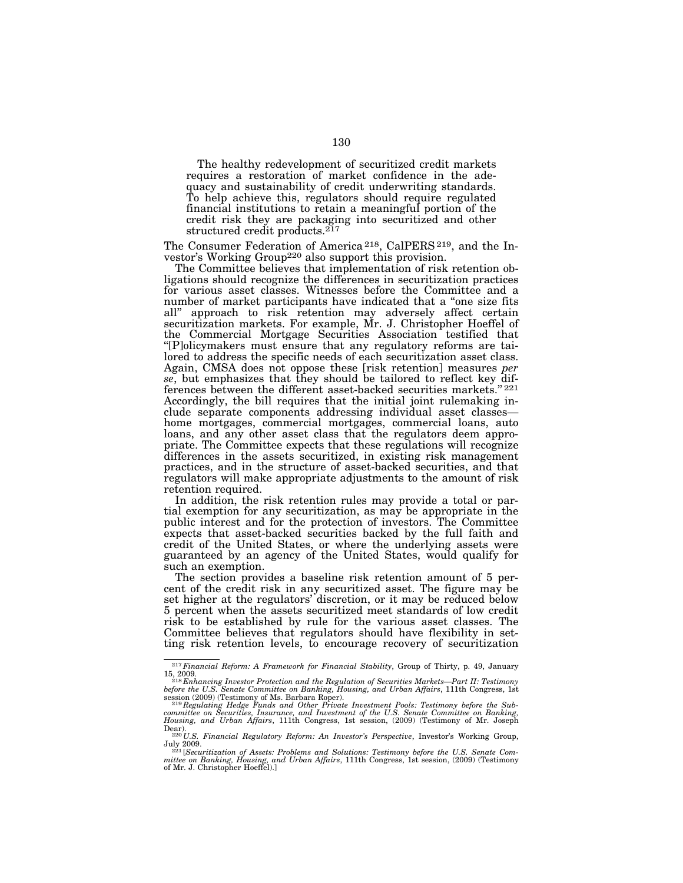> The healthy redevelopment of securitized credit markets requires a restoration of market confidence in the adequacy and sustainability of credit underwriting standards. To help achieve this, regulators should require regulated financial institutions to retain a meaningful portion of the credit risk they are packaging into securitized and other structured credit products.[217]

The Consumer Federation of America[218], CalPERS[219], and the Investor's Working Group[220] also support this provision.

The Committee believes that implementation of risk retention obligations should recognize the differences in securitization practices for various asset classes. Witnesses before the Committee and a number of market participants have indicated that a "one size fits all" approach to risk retention may adversely affect certain securitization markets. For example, Mr. J. Christopher Hoeffel of the Commercial Mortgage Securities Association testified that "[P]olicymakers must ensure that any regulatory reforms are tailored to address the specific needs of each securitization asset class. Again, CMSA does not oppose these [risk retention] measures *per se*, but emphasizes that they should be tailored to reflect key differences between the different asset-backed securities markets."[221] Accordingly, the bill requires that the initial joint rulemaking include separate components addressing individual asset classes—home mortgages, commercial mortgages, commercial loans, auto loans, and any other asset class that the regulators deem appropriate. The Committee expects that these regulations will recognize differences in the assets securitized, in existing risk management practices, and in the structure of asset-backed securities, and that regulators will make appropriate adjustments to the amount of risk retention required.

In addition, the risk retention rules may provide a total or partial exemption for any securitization, as may be appropriate in the public interest and for the protection of investors. The Committee expects that asset-backed securities backed by the full faith and credit of the United States, or where the underlying assets were guaranteed by an agency of the United States, would qualify for such an exemption.

The section provides a baseline risk retention amount of 5 percent of the credit risk in any securitized asset. The figure may be set higher at the regulators' discretion, or it may be reduced below 5 percent when the assets securitized meet standards of low credit risk to be established by rule for the various asset classes. The Committee believes that regulators should have flexibility in setting risk retention levels, to encourage recovery of securitization

---

[217] *Financial Reform: A Framework for Financial Stability*, Group of Thirty, p. 49, January 15, 2009.

[218] *Enhancing Investor Protection and the Regulation of Securities Markets—Part II: Testimony before the U.S. Senate Committee on Banking, Housing, and Urban Affairs*, 111th Congress, 1st session (2009) (Testimony of Ms. Barbara Roper).

[219] *Regulating Hedge Funds and Other Private Investment Pools: Testimony before the Subcommittee on Securities, Insurance, and Investment of the U.S. Senate Committee on Banking, Housing, and Urban Affairs*, 111th Congress, 1st session, (2009) (Testimony of Mr. Joseph Dear).

[220] *U.S. Financial Regulatory Reform: An Investor's Perspective*, Investor's Working Group, July 2009.

[221] [*Securitization of Assets: Problems and Solutions: Testimony before the U.S. Senate Committee on Banking, Housing, and Urban Affairs*, 111th Congress, 1st session, (2009) (Testimony of Mr. J. Christopher Hoeffel).]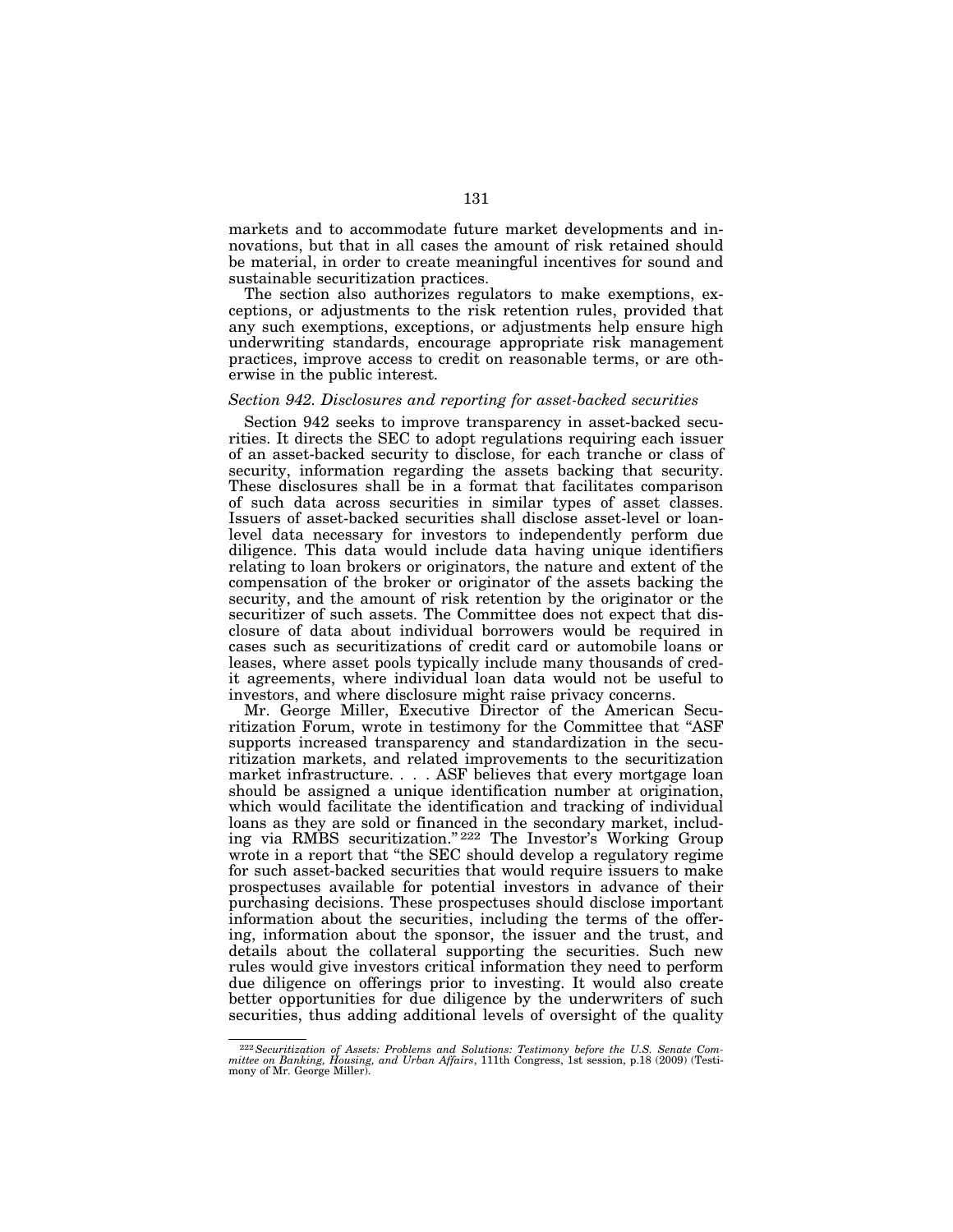markets and to accommodate future market developments and innovations, but that in all cases the amount of risk retained should be material, in order to create meaningful incentives for sound and sustainable securitization practices.

The section also authorizes regulators to make exemptions, exceptions, or adjustments to the risk retention rules, provided that any such exemptions, exceptions, or adjustments help ensure high underwriting standards, encourage appropriate risk management practices, improve access to credit on reasonable terms, or are otherwise in the public interest.

*Section 942. Disclosures and reporting for asset-backed securities*

Section 942 seeks to improve transparency in asset-backed securities. It directs the SEC to adopt regulations requiring each issuer of an asset-backed security to disclose, for each tranche or class of security, information regarding the assets backing that security. These disclosures shall be in a format that facilitates comparison of such data across securities in similar types of asset classes. Issuers of asset-backed securities shall disclose asset-level or loan-level data necessary for investors to independently perform due diligence. This data would include data having unique identifiers relating to loan brokers or originators, the nature and extent of the compensation of the broker or originator of the assets backing the security, and the amount of risk retention by the originator or the securitizer of such assets. The Committee does not expect that disclosure of data about individual borrowers would be required in cases such as securitizations of credit card or automobile loans or leases, where asset pools typically include many thousands of credit agreements, where individual loan data would not be useful to investors, and where disclosure might raise privacy concerns.

Mr. George Miller, Executive Director of the American Securitization Forum, wrote in testimony for the Committee that "ASF supports increased transparency and standardization in the securitization markets, and related improvements to the securitization market infrastructure. . . . ASF believes that every mortgage loan should be assigned a unique identification number at origination, which would facilitate the identification and tracking of individual loans as they are sold or financed in the secondary market, including via RMBS securitization."[222] The Investor's Working Group wrote in a report that "the SEC should develop a regulatory regime for such asset-backed securities that would require issuers to make prospectuses available for potential investors in advance of their purchasing decisions. These prospectuses should disclose important information about the securities, including the terms of the offering, information about the sponsor, the issuer and the trust, and details about the collateral supporting the securities. Such new rules would give investors critical information they need to perform due diligence on offerings prior to investing. It would also create better opportunities for due diligence by the underwriters of such securities, thus adding additional levels of oversight of the quality

---

[222] *Securitization of Assets: Problems and Solutions: Testimony before the U.S. Senate Committee on Banking, Housing, and Urban Affairs*, 111th Congress, 1st session, p.18 (2009) (Testimony of Mr. George Miller).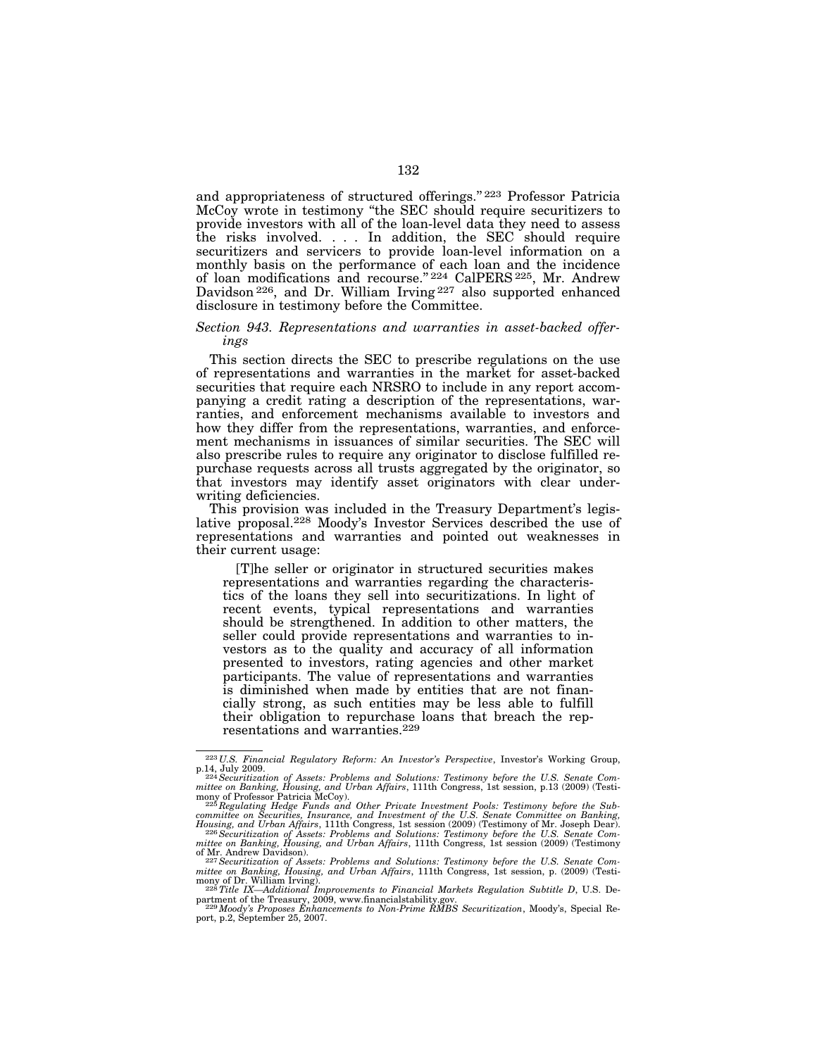and appropriateness of structured offerings."[223] Professor Patricia McCoy wrote in testimony "the SEC should require securitizers to provide investors with all of the loan-level data they need to assess the risks involved. . . . In addition, the SEC should require securitizers and servicers to provide loan-level information on a monthly basis on the performance of each loan and the incidence of loan modifications and recourse."[224] CalPERS[225], Mr. Andrew Davidson[226], and Dr. William Irving[227] also supported enhanced disclosure in testimony before the Committee.

*Section 943. Representations and warranties in asset-backed offerings*

This section directs the SEC to prescribe regulations on the use of representations and warranties in the market for asset-backed securities that require each NRSRO to include in any report accompanying a credit rating a description of the representations, warranties, and enforcement mechanisms available to investors and how they differ from the representations, warranties, and enforcement mechanisms in issuances of similar securities. The SEC will also prescribe rules to require any originator to disclose fulfilled repurchase requests across all trusts aggregated by the originator, so that investors may identify asset originators with clear underwriting deficiencies.

This provision was included in the Treasury Department's legislative proposal.[228] Moody's Investor Services described the use of representations and warranties and pointed out weaknesses in their current usage:

> [T]he seller or originator in structured securities makes representations and warranties regarding the characteristics of the loans they sell into securitizations. In light of recent events, typical representations and warranties should be strengthened. In addition to other matters, the seller could provide representations and warranties to investors as to the quality and accuracy of all information presented to investors, rating agencies and other market participants. The value of representations and warranties is diminished when made by entities that are not financially strong, as such entities may be less able to fulfill their obligation to repurchase loans that breach the representations and warranties.[229]

---

[223] *U.S. Financial Regulatory Reform: An Investor's Perspective*, Investor's Working Group, p.14, July 2009.

[224] *Securitization of Assets: Problems and Solutions: Testimony before the U.S. Senate Committee on Banking, Housing, and Urban Affairs*, 111th Congress, 1st session, p.13 (2009) (Testimony of Professor Patricia McCoy).

[225] *Regulating Hedge Funds and Other Private Investment Pools: Testimony before the Subcommittee on Securities, Insurance, and Investment of the U.S. Senate Committee on Banking, Housing, and Urban Affairs*, 111th Congress, 1st session (2009) (Testimony of Mr. Joseph Dear).

[226] *Securitization of Assets: Problems and Solutions: Testimony before the U.S. Senate Committee on Banking, Housing, and Urban Affairs*, 111th Congress, 1st session (2009) (Testimony of Mr. Andrew Davidson).

[227] *Securitization of Assets: Problems and Solutions: Testimony before the U.S. Senate Committee on Banking, Housing, and Urban Affairs*, 111th Congress, 1st session, p. (2009) (Testimony of Dr. William Irving).

[228] *Title IX—Additional Improvements to Financial Markets Regulation Subtitle D*, U.S. Department of the Treasury, 2009, www.financialstability.gov.

[229] *Moody's Proposes Enhancements to Non-Prime RMBS Securitization*, Moody's, Special Report, p.2, September 25, 2007.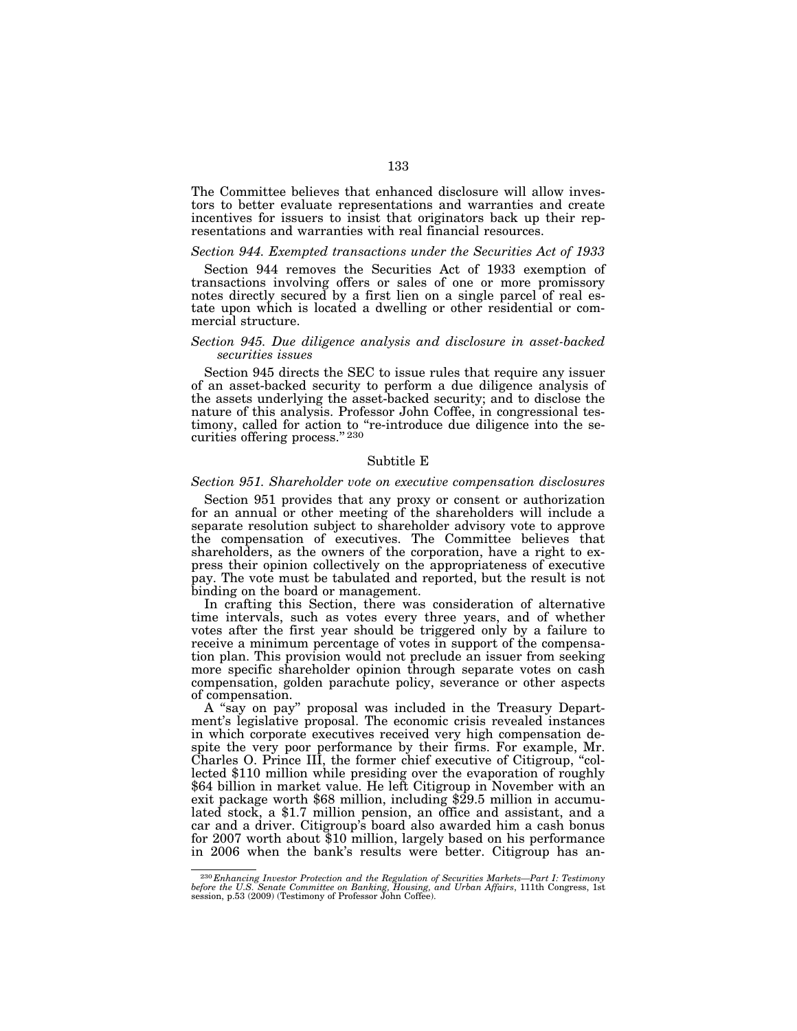The Committee believes that enhanced disclosure will allow investors to better evaluate representations and warranties and create incentives for issuers to insist that originators back up their representations and warranties with real financial resources.

*Section 944. Exempted transactions under the Securities Act of 1933*

Section 944 removes the Securities Act of 1933 exemption of transactions involving offers or sales of one or more promissory notes directly secured by a first lien on a single parcel of real estate upon which is located a dwelling or other residential or commercial structure.

*Section 945. Due diligence analysis and disclosure in asset-backed securities issues*

Section 945 directs the SEC to issue rules that require any issuer of an asset-backed security to perform a due diligence analysis of the assets underlying the asset-backed security; and to disclose the nature of this analysis. Professor John Coffee, in congressional testimony, called for action to "re-introduce due diligence into the securities offering process."[230]

Subtitle E

*Section 951. Shareholder vote on executive compensation disclosures*

Section 951 provides that any proxy or consent or authorization for an annual or other meeting of the shareholders will include a separate resolution subject to shareholder advisory vote to approve the compensation of executives. The Committee believes that shareholders, as the owners of the corporation, have a right to express their opinion collectively on the appropriateness of executive pay. The vote must be tabulated and reported, but the result is not binding on the board or management.

In crafting this Section, there was consideration of alternative time intervals, such as votes every three years, and of whether votes after the first year should be triggered only by a failure to receive a minimum percentage of votes in support of the compensation plan. This provision would not preclude an issuer from seeking more specific shareholder opinion through separate votes on cash compensation, golden parachute policy, severance or other aspects of compensation.

A "say on pay" proposal was included in the Treasury Department's legislative proposal. The economic crisis revealed instances in which corporate executives received very high compensation despite the very poor performance by their firms. For example, Mr. Charles O. Prince III, the former chief executive of Citigroup, "collected $110 million while presiding over the evaporation of roughly $64 billion in market value. He left Citigroup in November with an exit package worth $68 million, including $29.5 million in accumulated stock, a $1.7 million pension, an office and assistant, and a car and a driver. Citigroup's board also awarded him a cash bonus for 2007 worth about $10 million, largely based on his performance in 2006 when the bank's results were better. Citigroup has an-

---

[230] *Enhancing Investor Protection and the Regulation of Securities Markets—Part I: Testimony before the U.S. Senate Committee on Banking, Housing, and Urban Affairs*, 111th Congress, 1st session, p.53 (2009) (Testimony of Professor John Coffee).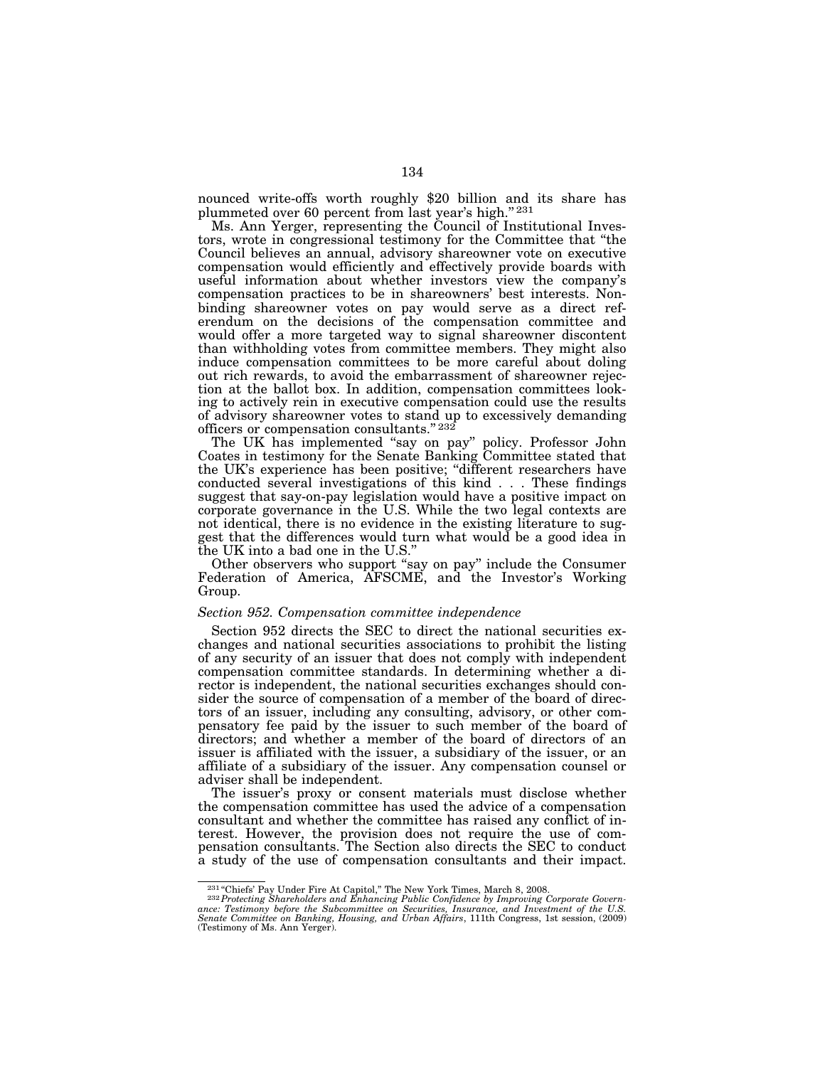nounced write-offs worth roughly $20 billion and its share has plummeted over 60 percent from last year's high." [231]

Ms. Ann Yerger, representing the Council of Institutional Investors, wrote in congressional testimony for the Committee that "the Council believes an annual, advisory shareowner vote on executive compensation would efficiently and effectively provide boards with useful information about whether investors view the company's compensation practices to be in shareowners' best interests. Nonbinding shareowner votes on pay would serve as a direct referendum on the decisions of the compensation committee and would offer a more targeted way to signal shareowner discontent than withholding votes from committee members. They might also induce compensation committees to be more careful about doling out rich rewards, to avoid the embarrassment of shareowner rejection at the ballot box. In addition, compensation committees looking to actively rein in executive compensation could use the results of advisory shareowner votes to stand up to excessively demanding officers or compensation consultants." [232]

The UK has implemented "say on pay" policy. Professor John Coates in testimony for the Senate Banking Committee stated that the UK's experience has been positive; "different researchers have conducted several investigations of this kind . . . These findings suggest that say-on-pay legislation would have a positive impact on corporate governance in the U.S. While the two legal contexts are not identical, there is no evidence in the existing literature to suggest that the differences would turn what would be a good idea in the UK into a bad one in the U.S."

Other observers who support "say on pay" include the Consumer Federation of America, AFSCME, and the Investor's Working Group.

*Section 952. Compensation committee independence*

Section 952 directs the SEC to direct the national securities exchanges and national securities associations to prohibit the listing of any security of an issuer that does not comply with independent compensation committee standards. In determining whether a director is independent, the national securities exchanges should consider the source of compensation of a member of the board of directors of an issuer, including any consulting, advisory, or other compensatory fee paid by the issuer to such member of the board of directors; and whether a member of the board of directors of an issuer is affiliated with the issuer, a subsidiary of the issuer, or an affiliate of a subsidiary of the issuer. Any compensation counsel or adviser shall be independent.

The issuer's proxy or consent materials must disclose whether the compensation committee has used the advice of a compensation consultant and whether the committee has raised any conflict of interest. However, the provision does not require the use of compensation consultants. The Section also directs the SEC to conduct a study of the use of compensation consultants and their impact.

---

[231] "Chiefs' Pay Under Fire At Capitol," The New York Times, March 8, 2008.

[232] *Protecting Shareholders and Enhancing Public Confidence by Improving Corporate Governance: Testimony before the Subcommittee on Securities, Insurance, and Investment of the U.S. Senate Committee on Banking, Housing, and Urban Affairs*, 111th Congress, 1st session, (2009) (Testimony of Ms. Ann Yerger).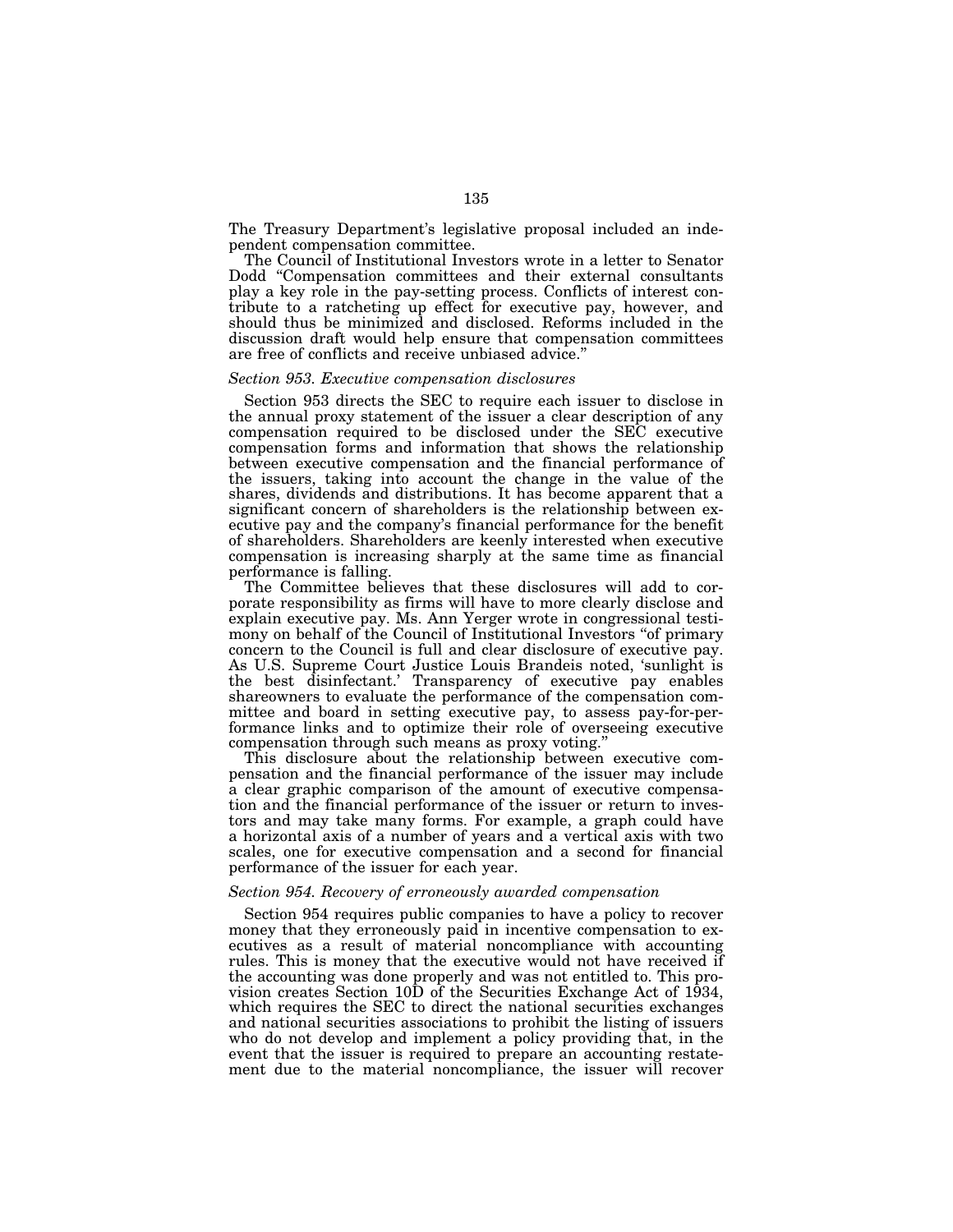The Treasury Department's legislative proposal included an independent compensation committee.

The Council of Institutional Investors wrote in a letter to Senator Dodd "Compensation committees and their external consultants play a key role in the pay-setting process. Conflicts of interest contribute to a ratcheting up effect for executive pay, however, and should thus be minimized and disclosed. Reforms included in the discussion draft would help ensure that compensation committees are free of conflicts and receive unbiased advice."

*Section 953. Executive compensation disclosures*

Section 953 directs the SEC to require each issuer to disclose in the annual proxy statement of the issuer a clear description of any compensation required to be disclosed under the SEC executive compensation forms and information that shows the relationship between executive compensation and the financial performance of the issuers, taking into account the change in the value of the shares, dividends and distributions. It has become apparent that a significant concern of shareholders is the relationship between executive pay and the company's financial performance for the benefit of shareholders. Shareholders are keenly interested when executive compensation is increasing sharply at the same time as financial performance is falling.

The Committee believes that these disclosures will add to corporate responsibility as firms will have to more clearly disclose and explain executive pay. Ms. Ann Yerger wrote in congressional testimony on behalf of the Council of Institutional Investors "of primary concern to the Council is full and clear disclosure of executive pay. As U.S. Supreme Court Justice Louis Brandeis noted, 'sunlight is the best disinfectant.' Transparency of executive pay enables shareowners to evaluate the performance of the compensation committee and board in setting executive pay, to assess pay-for-performance links and to optimize their role of overseeing executive compensation through such means as proxy voting."

This disclosure about the relationship between executive compensation and the financial performance of the issuer may include a clear graphic comparison of the amount of executive compensation and the financial performance of the issuer or return to investors and may take many forms. For example, a graph could have a horizontal axis of a number of years and a vertical axis with two scales, one for executive compensation and a second for financial performance of the issuer for each year.

*Section 954. Recovery of erroneously awarded compensation*

Section 954 requires public companies to have a policy to recover money that they erroneously paid in incentive compensation to executives as a result of material noncompliance with accounting rules. This is money that the executive would not have received if the accounting was done properly and was not entitled to. This provision creates Section 10D of the Securities Exchange Act of 1934, which requires the SEC to direct the national securities exchanges and national securities associations to prohibit the listing of issuers who do not develop and implement a policy providing that, in the event that the issuer is required to prepare an accounting restatement due to the material noncompliance, the issuer will recover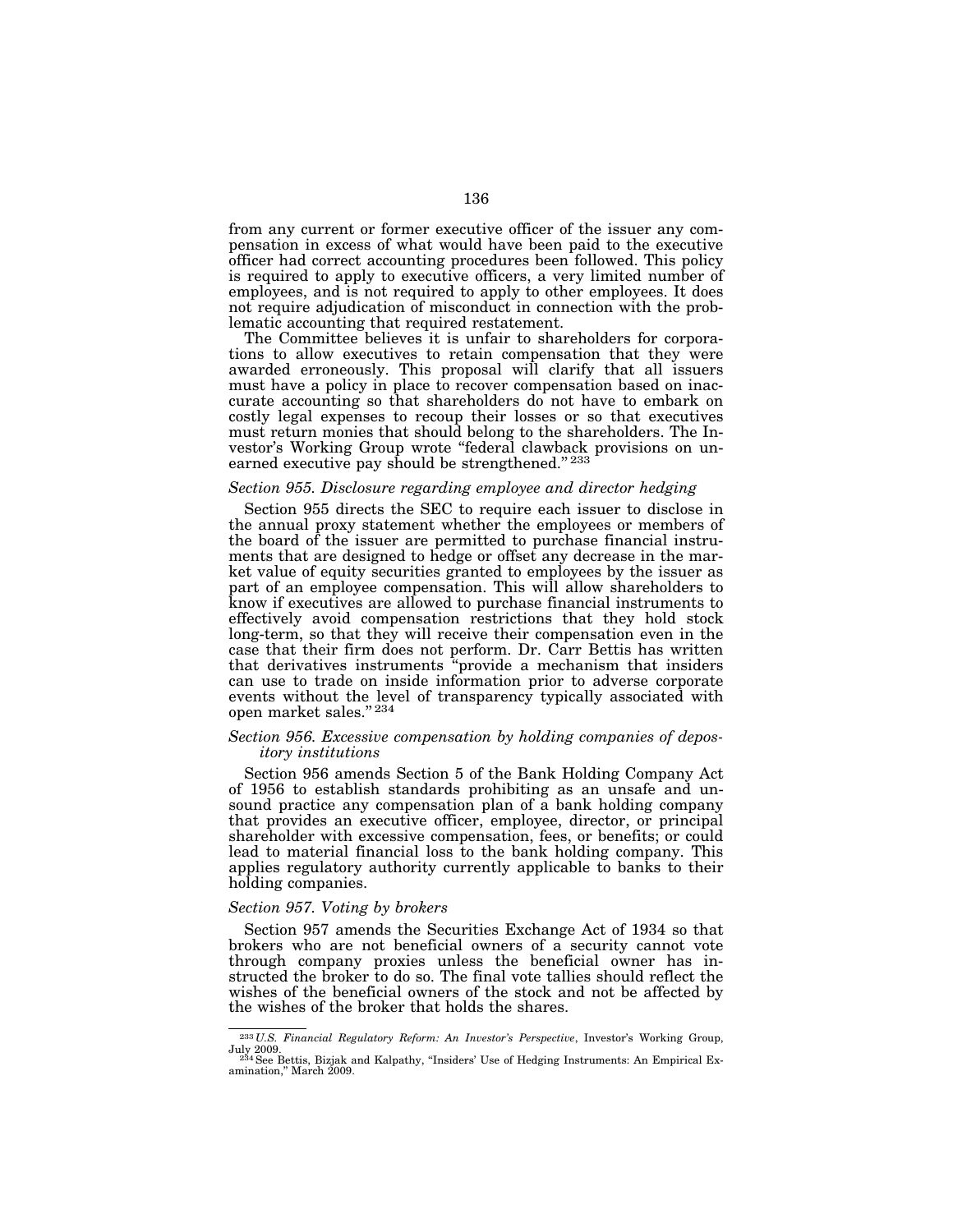from any current or former executive officer of the issuer any compensation in excess of what would have been paid to the executive officer had correct accounting procedures been followed. This policy is required to apply to executive officers, a very limited number of employees, and is not required to apply to other employees. It does not require adjudication of misconduct in connection with the problematic accounting that required restatement.

The Committee believes it is unfair to shareholders for corporations to allow executives to retain compensation that they were awarded erroneously. This proposal will clarify that all issuers must have a policy in place to recover compensation based on inaccurate accounting so that shareholders do not have to embark on costly legal expenses to recoup their losses or so that executives must return monies that should belong to the shareholders. The Investor's Working Group wrote "federal clawback provisions on unearned executive pay should be strengthened." [233]

### *Section 955. Disclosure regarding employee and director hedging*

Section 955 directs the SEC to require each issuer to disclose in the annual proxy statement whether the employees or members of the board of the issuer are permitted to purchase financial instruments that are designed to hedge or offset any decrease in the market value of equity securities granted to employees by the issuer as part of an employee compensation. This will allow shareholders to know if executives are allowed to purchase financial instruments to effectively avoid compensation restrictions that they hold stock long-term, so that they will receive their compensation even in the case that their firm does not perform. Dr. Carr Bettis has written that derivatives instruments "provide a mechanism that insiders can use to trade on inside information prior to adverse corporate events without the level of transparency typically associated with open market sales." [234]

### *Section 956. Excessive compensation by holding companies of depository institutions*

Section 956 amends Section 5 of the Bank Holding Company Act of 1956 to establish standards prohibiting as an unsafe and unsound practice any compensation plan of a bank holding company that provides an executive officer, employee, director, or principal shareholder with excessive compensation, fees, or benefits; or could lead to material financial loss to the bank holding company. This applies regulatory authority currently applicable to banks to their holding companies.

### *Section 957. Voting by brokers*

Section 957 amends the Securities Exchange Act of 1934 so that brokers who are not beneficial owners of a security cannot vote through company proxies unless the beneficial owner has instructed the broker to do so. The final vote tallies should reflect the wishes of the beneficial owners of the stock and not be affected by the wishes of the broker that holds the shares.

---

[233] *U.S. Financial Regulatory Reform: An Investor's Perspective*, Investor's Working Group, July 2009.

[234] See Bettis, Bizjak and Kalpathy, "Insiders' Use of Hedging Instruments: An Empirical Examination," March 2009.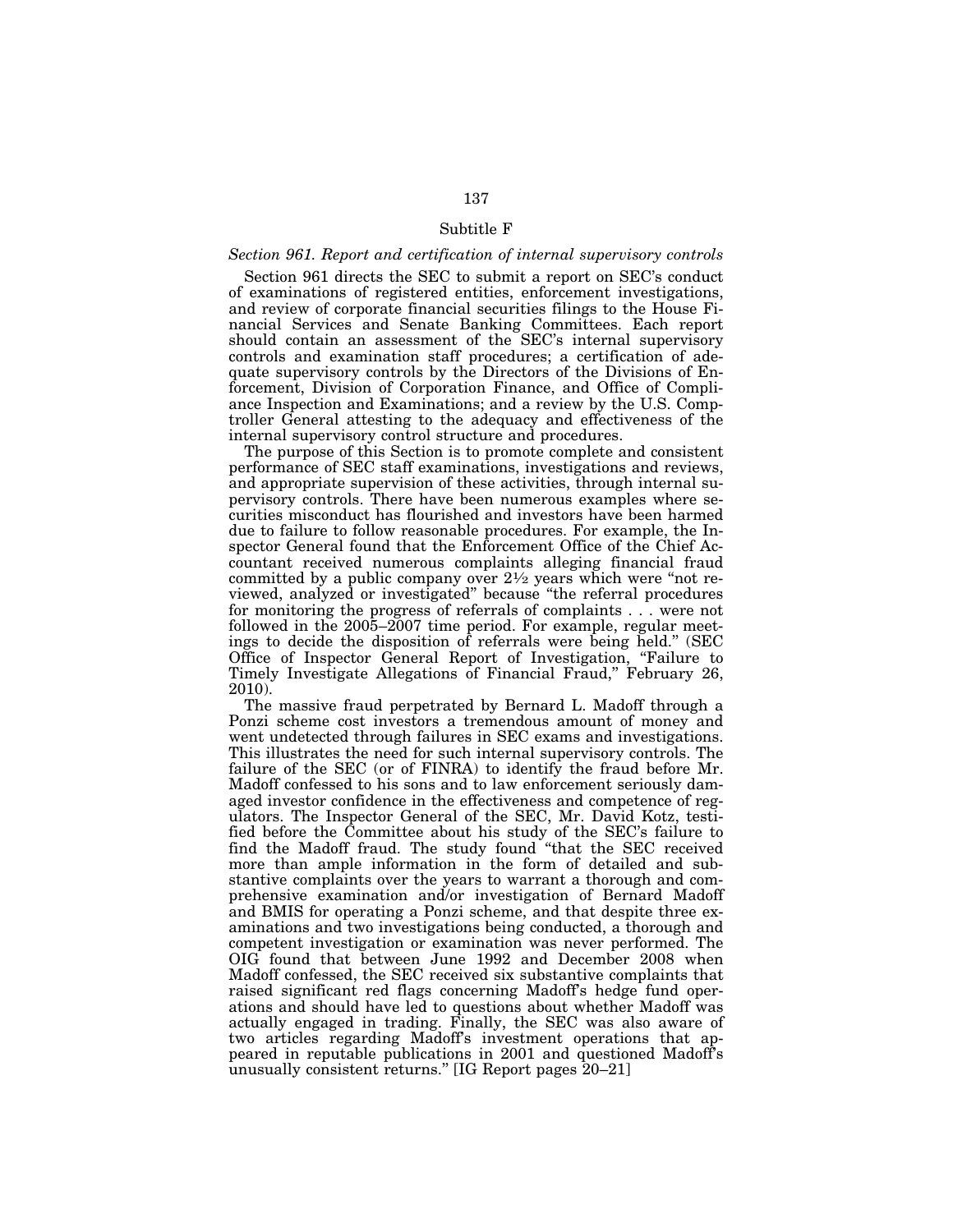## Subtitle F

### *Section 961. Report and certification of internal supervisory controls*

Section 961 directs the SEC to submit a report on SEC's conduct of examinations of registered entities, enforcement investigations, and review of corporate financial securities filings to the House Financial Services and Senate Banking Committees. Each report should contain an assessment of the SEC's internal supervisory controls and examination staff procedures; a certification of adequate supervisory controls by the Directors of the Divisions of Enforcement, Division of Corporation Finance, and Office of Compliance Inspection and Examinations; and a review by the U.S. Comptroller General attesting to the adequacy and effectiveness of the internal supervisory control structure and procedures.

The purpose of this Section is to promote complete and consistent performance of SEC staff examinations, investigations and reviews, and appropriate supervision of these activities, through internal supervisory controls. There have been numerous examples where securities misconduct has flourished and investors have been harmed due to failure to follow reasonable procedures. For example, the Inspector General found that the Enforcement Office of the Chief Accountant received numerous complaints alleging financial fraud committed by a public company over 2½ years which were "not reviewed, analyzed or investigated" because "the referral procedures for monitoring the progress of referrals of complaints . . . were not followed in the 2005–2007 time period. For example, regular meetings to decide the disposition of referrals were being held." (SEC Office of Inspector General Report of Investigation, "Failure to Timely Investigate Allegations of Financial Fraud," February 26, 2010).

The massive fraud perpetrated by Bernard L. Madoff through a Ponzi scheme cost investors a tremendous amount of money and went undetected through failures in SEC exams and investigations. This illustrates the need for such internal supervisory controls. The failure of the SEC (or of FINRA) to identify the fraud before Mr. Madoff confessed to his sons and to law enforcement seriously damaged investor confidence in the effectiveness and competence of regulators. The Inspector General of the SEC, Mr. David Kotz, testified before the Committee about his study of the SEC's failure to find the Madoff fraud. The study found "that the SEC received more than ample information in the form of detailed and substantive complaints over the years to warrant a thorough and comprehensive examination and/or investigation of Bernard Madoff and BMIS for operating a Ponzi scheme, and that despite three examinations and two investigations being conducted, a thorough and competent investigation or examination was never performed. The OIG found that between June 1992 and December 2008 when Madoff confessed, the SEC received six substantive complaints that raised significant red flags concerning Madoff's hedge fund operations and should have led to questions about whether Madoff was actually engaged in trading. Finally, the SEC was also aware of two articles regarding Madoff's investment operations that appeared in reputable publications in 2001 and questioned Madoff's unusually consistent returns." [IG Report pages 20–21]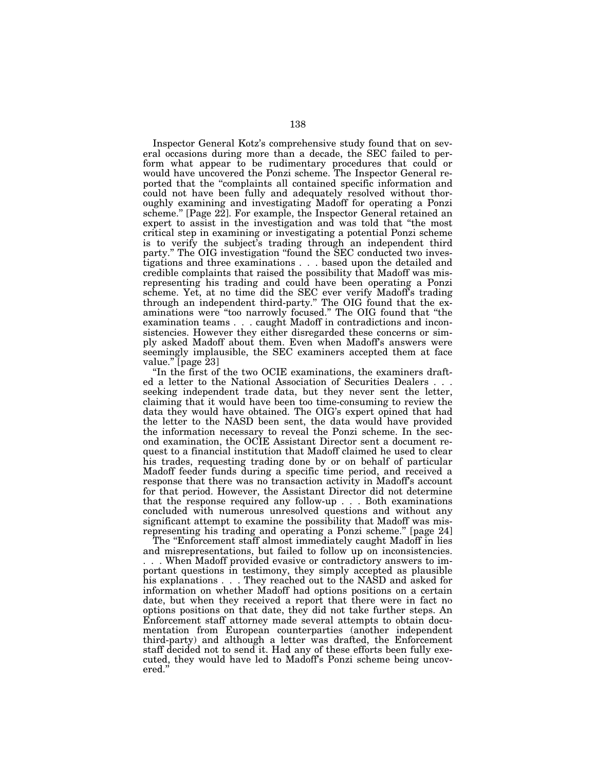Inspector General Kotz's comprehensive study found that on several occasions during more than a decade, the SEC failed to perform what appear to be rudimentary procedures that could or would have uncovered the Ponzi scheme. The Inspector General reported that the "complaints all contained specific information and could not have been fully and adequately resolved without thoroughly examining and investigating Madoff for operating a Ponzi scheme." [Page 22]. For example, the Inspector General retained an expert to assist in the investigation and was told that "the most critical step in examining or investigating a potential Ponzi scheme is to verify the subject's trading through an independent third party." The OIG investigation "found the SEC conducted two investigations and three examinations . . . based upon the detailed and credible complaints that raised the possibility that Madoff was misrepresenting his trading and could have been operating a Ponzi scheme. Yet, at no time did the SEC ever verify Madoff's trading through an independent third-party." The OIG found that the examinations were "too narrowly focused." The OIG found that "the examination teams . . . caught Madoff in contradictions and inconsistencies. However they either disregarded these concerns or simply asked Madoff about them. Even when Madoff's answers were seemingly implausible, the SEC examiners accepted them at face value." [page 23]

"In the first of the two OCIE examinations, the examiners drafted a letter to the National Association of Securities Dealers . . . seeking independent trade data, but they never sent the letter, claiming that it would have been too time-consuming to review the data they would have obtained. The OIG's expert opined that had the letter to the NASD been sent, the data would have provided the information necessary to reveal the Ponzi scheme. In the second examination, the OCIE Assistant Director sent a document request to a financial institution that Madoff claimed he used to clear his trades, requesting trading done by or on behalf of particular Madoff feeder funds during a specific time period, and received a response that there was no transaction activity in Madoff's account for that period. However, the Assistant Director did not determine that the response required any follow-up . . . Both examinations concluded with numerous unresolved questions and without any significant attempt to examine the possibility that Madoff was misrepresenting his trading and operating a Ponzi scheme." [page 24]

The "Enforcement staff almost immediately caught Madoff in lies and misrepresentations, but failed to follow up on inconsistencies. . . . When Madoff provided evasive or contradictory answers to important questions in testimony, they simply accepted as plausible his explanations . . . They reached out to the NASD and asked for information on whether Madoff had options positions on a certain date, but when they received a report that there were in fact no options positions on that date, they did not take further steps. An Enforcement staff attorney made several attempts to obtain documentation from European counterparties (another independent third-party) and although a letter was drafted, the Enforcement staff decided not to send it. Had any of these efforts been fully executed, they would have led to Madoff's Ponzi scheme being uncovered."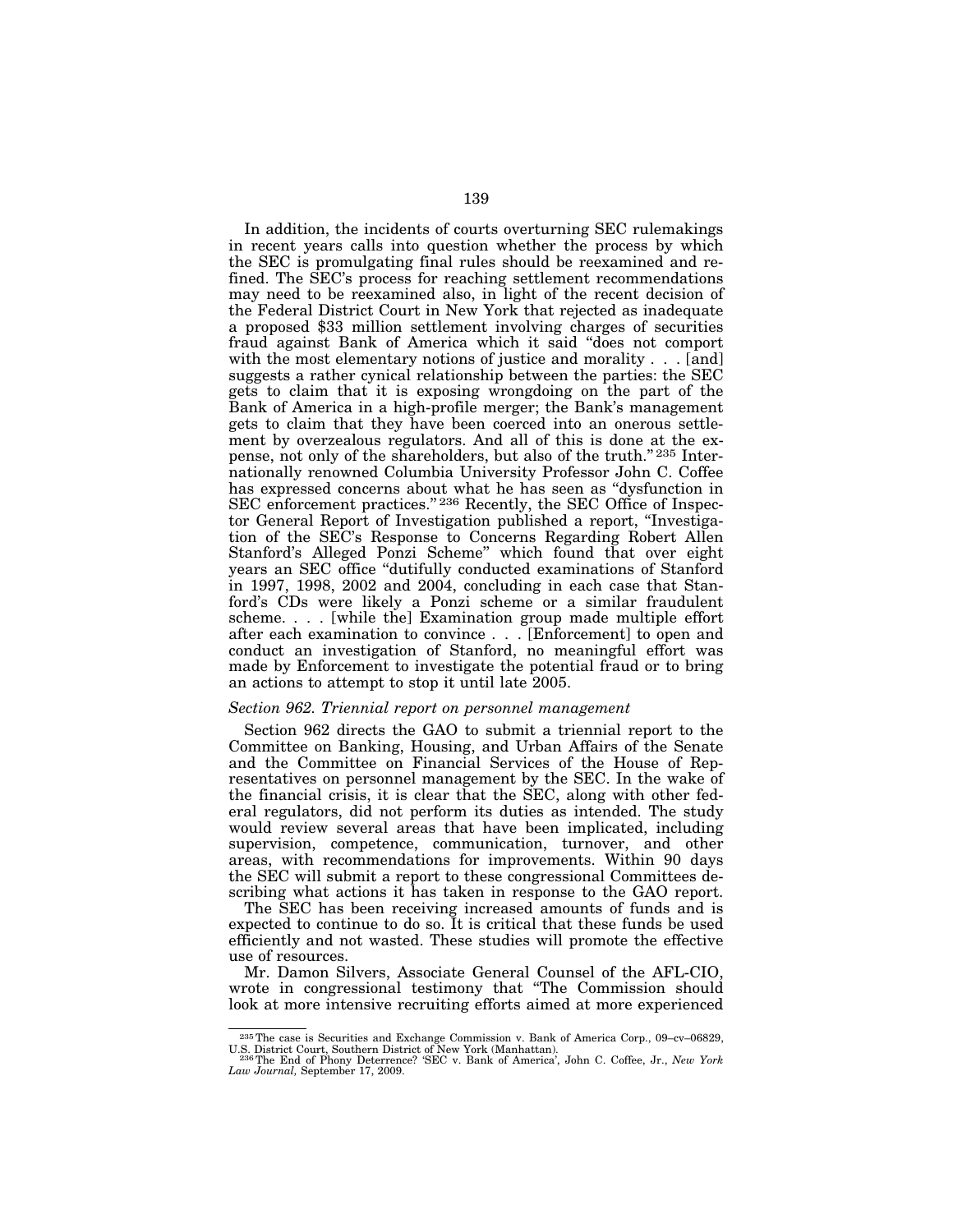In addition, the incidents of courts overturning SEC rulemakings in recent years calls into question whether the process by which the SEC is promulgating final rules should be reexamined and refined. The SEC's process for reaching settlement recommendations may need to be reexamined also, in light of the recent decision of the Federal District Court in New York that rejected as inadequate a proposed $33 million settlement involving charges of securities fraud against Bank of America which it said "does not comport with the most elementary notions of justice and morality . . . [and] suggests a rather cynical relationship between the parties: the SEC gets to claim that it is exposing wrongdoing on the part of the Bank of America in a high-profile merger; the Bank's management gets to claim that they have been coerced into an onerous settlement by overzealous regulators. And all of this is done at the expense, not only of the shareholders, but also of the truth."[235] Internationally renowned Columbia University Professor John C. Coffee has expressed concerns about what he has seen as "dysfunction in SEC enforcement practices."[236] Recently, the SEC Office of Inspector General Report of Investigation published a report, "Investigation of the SEC's Response to Concerns Regarding Robert Allen Stanford's Alleged Ponzi Scheme" which found that over eight years an SEC office "dutifully conducted examinations of Stanford in 1997, 1998, 2002 and 2004, concluding in each case that Stanford's CDs were likely a Ponzi scheme or a similar fraudulent scheme. . . . [while the] Examination group made multiple effort after each examination to convince . . . [Enforcement] to open and conduct an investigation of Stanford, no meaningful effort was made by Enforcement to investigate the potential fraud or to bring an actions to attempt to stop it until late 2005.

*Section 962. Triennial report on personnel management*

Section 962 directs the GAO to submit a triennial report to the Committee on Banking, Housing, and Urban Affairs of the Senate and the Committee on Financial Services of the House of Representatives on personnel management by the SEC. In the wake of the financial crisis, it is clear that the SEC, along with other federal regulators, did not perform its duties as intended. The study would review several areas that have been implicated, including supervision, competence, communication, turnover, and other areas, with recommendations for improvements. Within 90 days the SEC will submit a report to these congressional Committees describing what actions it has taken in response to the GAO report.

The SEC has been receiving increased amounts of funds and is expected to continue to do so. It is critical that these funds be used efficiently and not wasted. These studies will promote the effective use of resources.

Mr. Damon Silvers, Associate General Counsel of the AFL-CIO, wrote in congressional testimony that "The Commission should look at more intensive recruiting efforts aimed at more experienced

[235] The case is Securities and Exchange Commission v. Bank of America Corp., 09–cv–06829, U.S. District Court, Southern District of New York (Manhattan).

[236] The End of Phony Deterrence? 'SEC v. Bank of America', John C. Coffee, Jr., *New York Law Journal,* September 17, 2009.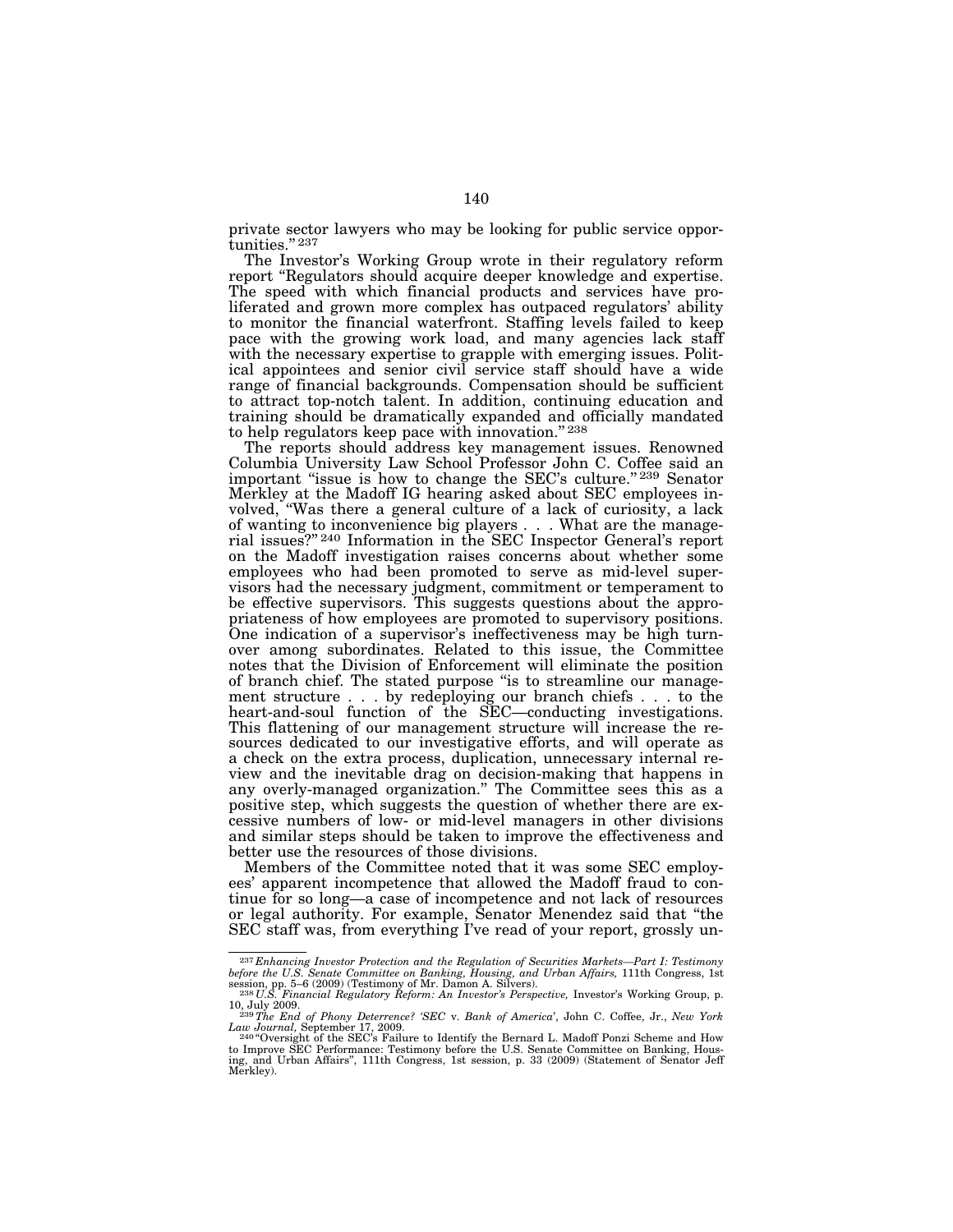private sector lawyers who may be looking for public service opportunities."[237]

The Investor's Working Group wrote in their regulatory reform report "Regulators should acquire deeper knowledge and expertise. The speed with which financial products and services have proliferated and grown more complex has outpaced regulators' ability to monitor the financial waterfront. Staffing levels failed to keep pace with the growing work load, and many agencies lack staff with the necessary expertise to grapple with emerging issues. Political appointees and senior civil service staff should have a wide range of financial backgrounds. Compensation should be sufficient to attract top-notch talent. In addition, continuing education and training should be dramatically expanded and officially mandated to help regulators keep pace with innovation."[238]

The reports should address key management issues. Renowned Columbia University Law School Professor John C. Coffee said an important "issue is how to change the SEC's culture."[239] Senator Merkley at the Madoff IG hearing asked about SEC employees involved, "Was there a general culture of a lack of curiosity, a lack of wanting to inconvenience big players . . . What are the managerial issues?"[240] Information in the SEC Inspector General's report on the Madoff investigation raises concerns about whether some employees who had been promoted to serve as mid-level supervisors had the necessary judgment, commitment or temperament to be effective supervisors. This suggests questions about the appropriateness of how employees are promoted to supervisory positions. One indication of a supervisor's ineffectiveness may be high turnover among subordinates. Related to this issue, the Committee notes that the Division of Enforcement will eliminate the position of branch chief. The stated purpose "is to streamline our management structure . . . by redeploying our branch chiefs . . . to the heart-and-soul function of the SEC—conducting investigations. This flattening of our management structure will increase the resources dedicated to our investigative efforts, and will operate as a check on the extra process, duplication, unnecessary internal review and the inevitable drag on decision-making that happens in any overly-managed organization." The Committee sees this as a positive step, which suggests the question of whether there are excessive numbers of low- or mid-level managers in other divisions and similar steps should be taken to improve the effectiveness and better use the resources of those divisions.

Members of the Committee noted that it was some SEC employees' apparent incompetence that allowed the Madoff fraud to continue for so long—a case of incompetence and not lack of resources or legal authority. For example, Senator Menendez said that "the SEC staff was, from everything I've read of your report, grossly un-

---

[237] *Enhancing Investor Protection and the Regulation of Securities Markets—Part I: Testimony before the U.S. Senate Committee on Banking, Housing, and Urban Affairs,* 111th Congress, 1st session, pp. 5–6 (2009) (Testimony of Mr. Damon A. Silvers).

[238] *U.S. Financial Regulatory Reform: An Investor's Perspective,* Investor's Working Group, p. 10, July 2009.

[239] *The End of Phony Deterrence? 'SEC* v. *Bank of America'*, John C. Coffee, Jr., *New York Law Journal,* September 17, 2009.

[240] "Oversight of the SEC's Failure to Identify the Bernard L. Madoff Ponzi Scheme and How to Improve SEC Performance: Testimony before the U.S. Senate Committee on Banking, Housing, and Urban Affairs", 111th Congress, 1st session, p. 33 (2009) (Statement of Senator Jeff Merkley).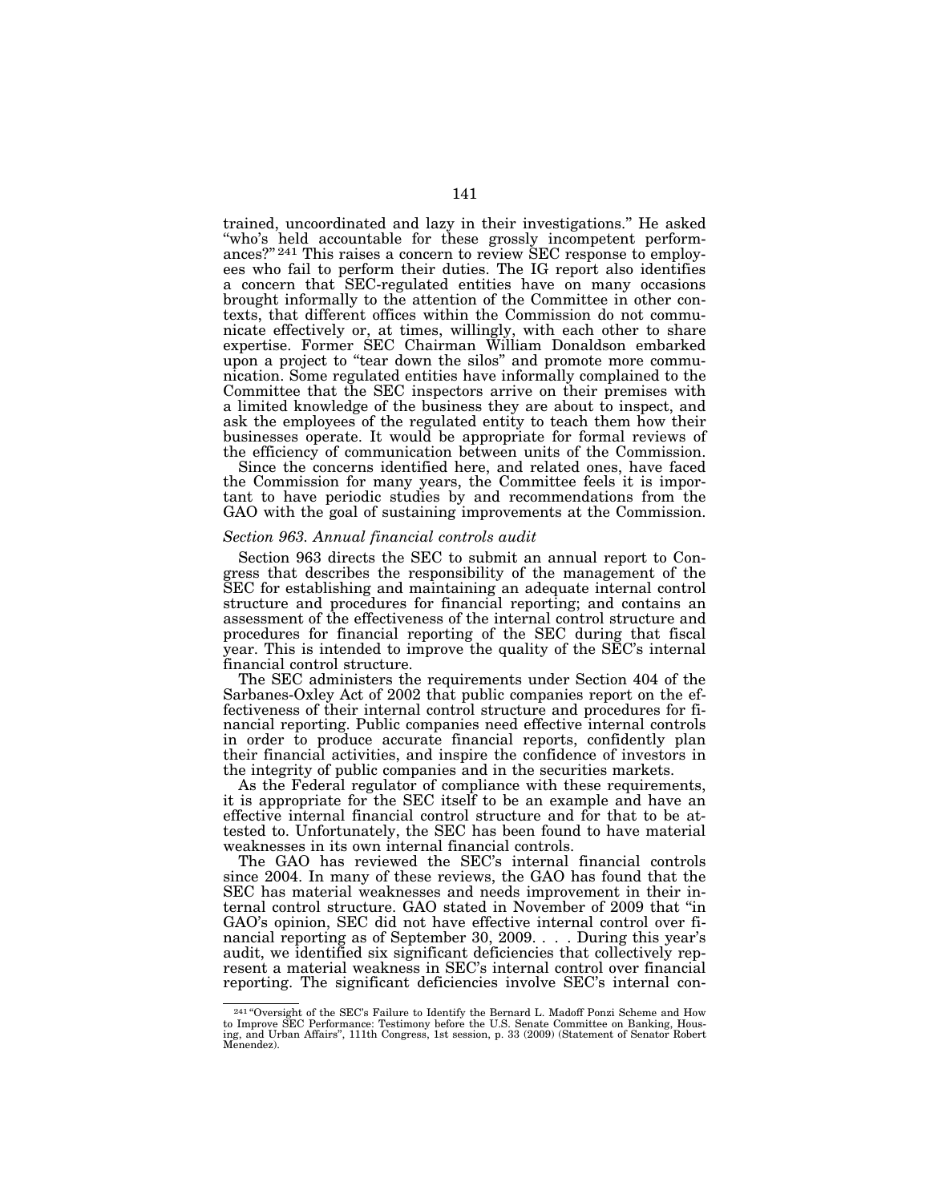trained, uncoordinated and lazy in their investigations." He asked "who's held accountable for these grossly incompetent performances?"[241] This raises a concern to review SEC response to employees who fail to perform their duties. The IG report also identifies a concern that SEC-regulated entities have on many occasions brought informally to the attention of the Committee in other contexts, that different offices within the Commission do not communicate effectively or, at times, willingly, with each other to share expertise. Former SEC Chairman William Donaldson embarked upon a project to "tear down the silos" and promote more communication. Some regulated entities have informally complained to the Committee that the SEC inspectors arrive on their premises with a limited knowledge of the business they are about to inspect, and ask the employees of the regulated entity to teach them how their businesses operate. It would be appropriate for formal reviews of the efficiency of communication between units of the Commission.

Since the concerns identified here, and related ones, have faced the Commission for many years, the Committee feels it is important to have periodic studies by and recommendations from the GAO with the goal of sustaining improvements at the Commission.

*Section 963. Annual financial controls audit*

Section 963 directs the SEC to submit an annual report to Congress that describes the responsibility of the management of the SEC for establishing and maintaining an adequate internal control structure and procedures for financial reporting; and contains an assessment of the effectiveness of the internal control structure and procedures for financial reporting of the SEC during that fiscal year. This is intended to improve the quality of the SEC's internal financial control structure.

The SEC administers the requirements under Section 404 of the Sarbanes-Oxley Act of 2002 that public companies report on the effectiveness of their internal control structure and procedures for financial reporting. Public companies need effective internal controls in order to produce accurate financial reports, confidently plan their financial activities, and inspire the confidence of investors in the integrity of public companies and in the securities markets.

As the Federal regulator of compliance with these requirements, it is appropriate for the SEC itself to be an example and have an effective internal financial control structure and for that to be attested to. Unfortunately, the SEC has been found to have material weaknesses in its own internal financial controls.

The GAO has reviewed the SEC's internal financial controls since 2004. In many of these reviews, the GAO has found that the SEC has material weaknesses and needs improvement in their internal control structure. GAO stated in November of 2009 that "in GAO's opinion, SEC did not have effective internal control over financial reporting as of September 30, 2009. . . . During this year's audit, we identified six significant deficiencies that collectively represent a material weakness in SEC's internal control over financial reporting. The significant deficiencies involve SEC's internal con-

---

[241] "Oversight of the SEC's Failure to Identify the Bernard L. Madoff Ponzi Scheme and How to Improve SEC Performance: Testimony before the U.S. Senate Committee on Banking, Housing, and Urban Affairs", 111th Congress, 1st session, p. 33 (2009) (Statement of Senator Robert Menendez).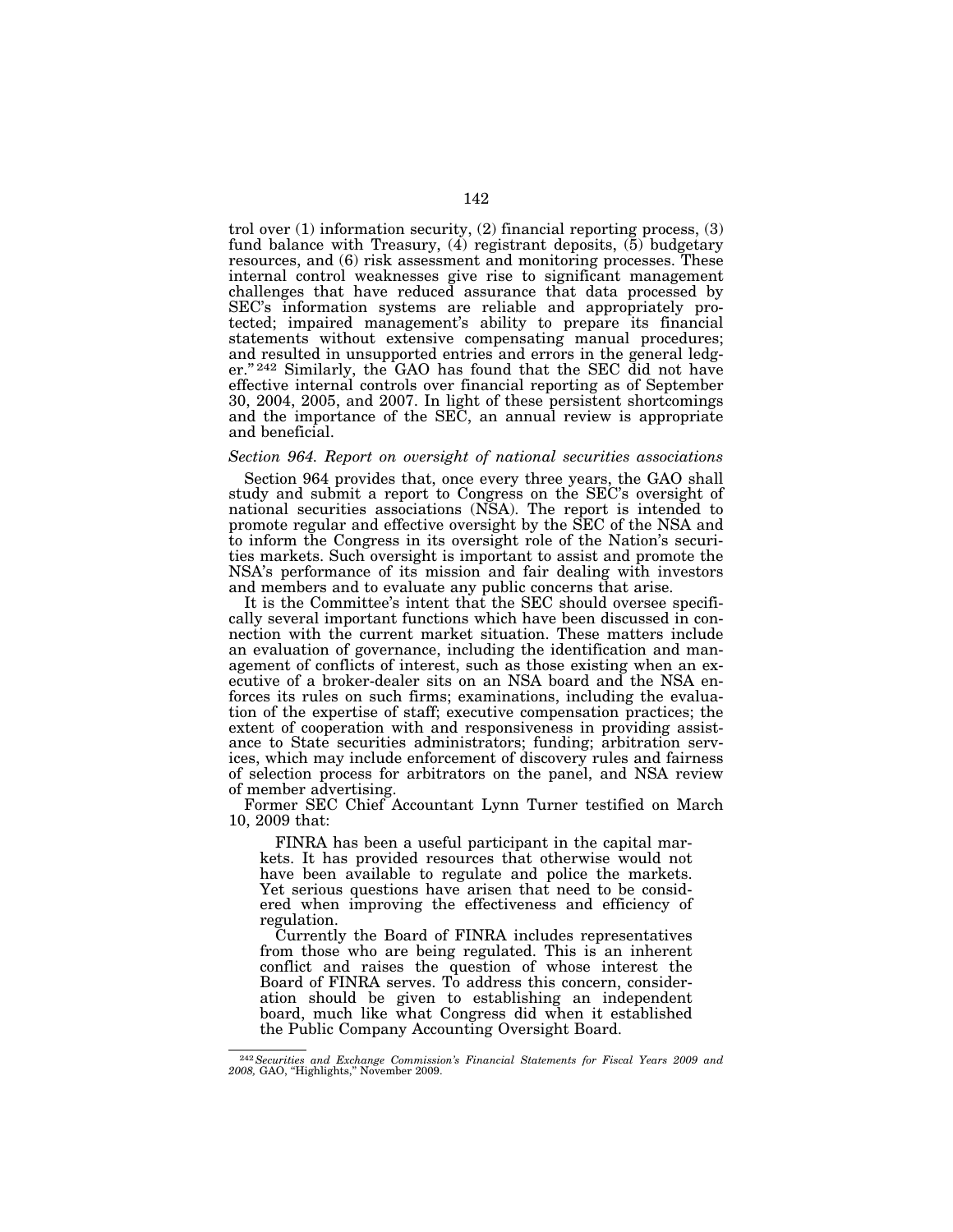trol over (1) information security, (2) financial reporting process, (3) fund balance with Treasury, (4) registrant deposits, (5) budgetary resources, and (6) risk assessment and monitoring processes. These internal control weaknesses give rise to significant management challenges that have reduced assurance that data processed by SEC's information systems are reliable and appropriately protected; impaired management's ability to prepare its financial statements without extensive compensating manual procedures; and resulted in unsupported entries and errors in the general ledger."[242] Similarly, the GAO has found that the SEC did not have effective internal controls over financial reporting as of September 30, 2004, 2005, and 2007. In light of these persistent shortcomings and the importance of the SEC, an annual review is appropriate and beneficial.

*Section 964. Report on oversight of national securities associations*

Section 964 provides that, once every three years, the GAO shall study and submit a report to Congress on the SEC's oversight of national securities associations (NSA). The report is intended to promote regular and effective oversight by the SEC of the NSA and to inform the Congress in its oversight role of the Nation's securities markets. Such oversight is important to assist and promote the NSA's performance of its mission and fair dealing with investors and members and to evaluate any public concerns that arise.

It is the Committee's intent that the SEC should oversee specifically several important functions which have been discussed in connection with the current market situation. These matters include an evaluation of governance, including the identification and management of conflicts of interest, such as those existing when an executive of a broker-dealer sits on an NSA board and the NSA enforces its rules on such firms; examinations, including the evaluation of the expertise of staff; executive compensation practices; the extent of cooperation with and responsiveness in providing assistance to State securities administrators; funding; arbitration services, which may include enforcement of discovery rules and fairness of selection process for arbitrators on the panel, and NSA review of member advertising.

Former SEC Chief Accountant Lynn Turner testified on March 10, 2009 that:

> FINRA has been a useful participant in the capital markets. It has provided resources that otherwise would not have been available to regulate and police the markets. Yet serious questions have arisen that need to be considered when improving the effectiveness and efficiency of regulation.
>
> Currently the Board of FINRA includes representatives from those who are being regulated. This is an inherent conflict and raises the question of whose interest the Board of FINRA serves. To address this concern, consideration should be given to establishing an independent board, much like what Congress did when it established the Public Company Accounting Oversight Board.

[242] *Securities and Exchange Commission's Financial Statements for Fiscal Years 2009 and 2008,* GAO, "Highlights," November 2009.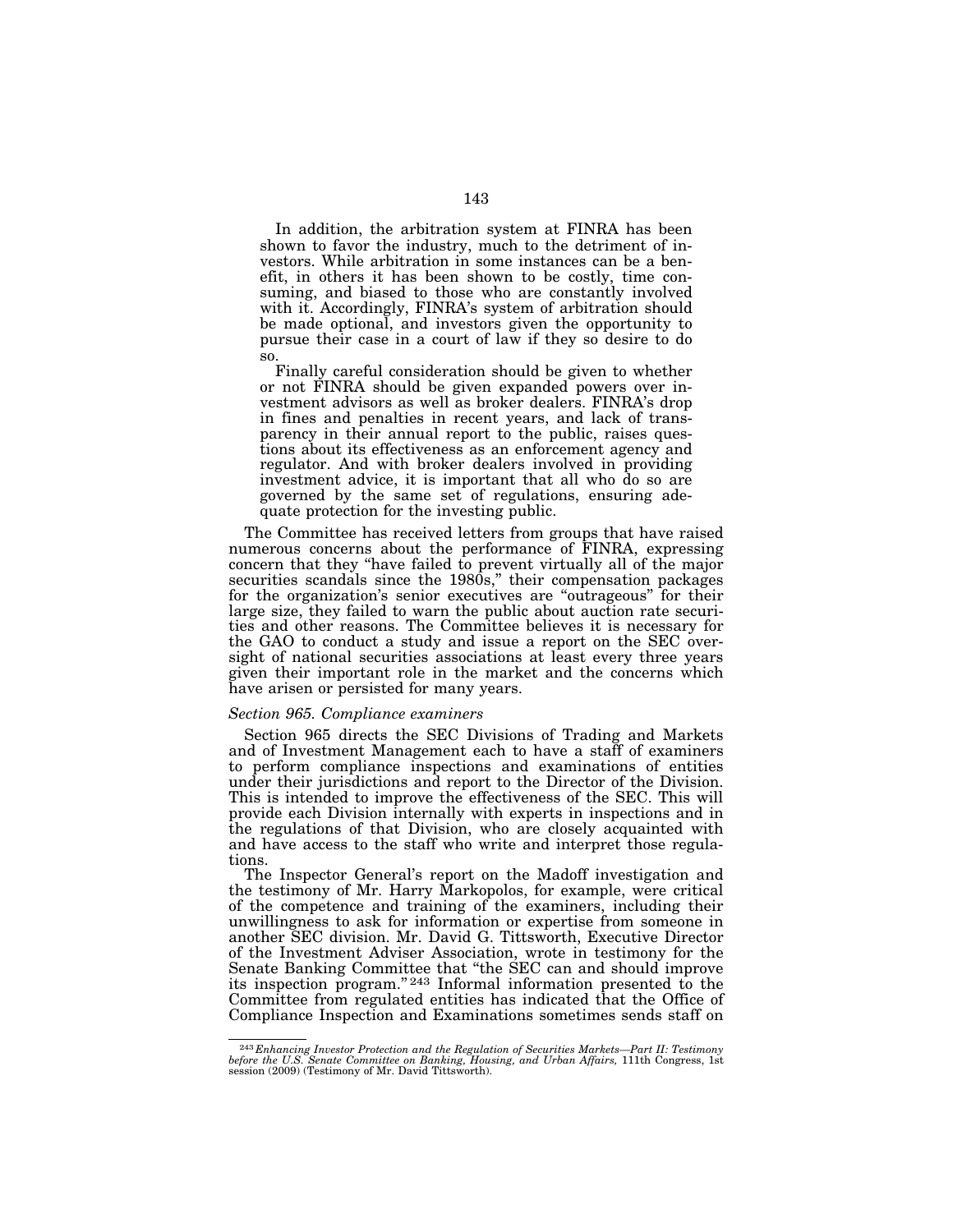In addition, the arbitration system at FINRA has been shown to favor the industry, much to the detriment of investors. While arbitration in some instances can be a benefit, in others it has been shown to be costly, time consuming, and biased to those who are constantly involved with it. Accordingly, FINRA's system of arbitration should be made optional, and investors given the opportunity to pursue their case in a court of law if they so desire to do so.

> Finally careful consideration should be given to whether or not FINRA should be given expanded powers over investment advisors as well as broker dealers. FINRA's drop in fines and penalties in recent years, and lack of transparency in their annual report to the public, raises questions about its effectiveness as an enforcement agency and regulator. And with broker dealers involved in providing investment advice, it is important that all who do so are governed by the same set of regulations, ensuring adequate protection for the investing public.

The Committee has received letters from groups that have raised numerous concerns about the performance of FINRA, expressing concern that they "have failed to prevent virtually all of the major securities scandals since the 1980s," their compensation packages for the organization's senior executives are "outrageous" for their large size, they failed to warn the public about auction rate securities and other reasons. The Committee believes it is necessary for the GAO to conduct a study and issue a report on the SEC oversight of national securities associations at least every three years given their important role in the market and the concerns which have arisen or persisted for many years.

*Section 965. Compliance examiners*

Section 965 directs the SEC Divisions of Trading and Markets and of Investment Management each to have a staff of examiners to perform compliance inspections and examinations of entities under their jurisdictions and report to the Director of the Division. This is intended to improve the effectiveness of the SEC. This will provide each Division internally with experts in inspections and in the regulations of that Division, who are closely acquainted with and have access to the staff who write and interpret those regulations.

The Inspector General's report on the Madoff investigation and the testimony of Mr. Harry Markopolos, for example, were critical of the competence and training of the examiners, including their unwillingness to ask for information or expertise from someone in another SEC division. Mr. David G. Tittsworth, Executive Director of the Investment Adviser Association, wrote in testimony for the Senate Banking Committee that "the SEC can and should improve its inspection program."[243] Informal information presented to the Committee from regulated entities has indicated that the Office of Compliance Inspection and Examinations sometimes sends staff on

---

[243] *Enhancing Investor Protection and the Regulation of Securities Markets—Part II: Testimony before the U.S. Senate Committee on Banking, Housing, and Urban Affairs,* 111th Congress, 1st session (2009) (Testimony of Mr. David Tittsworth).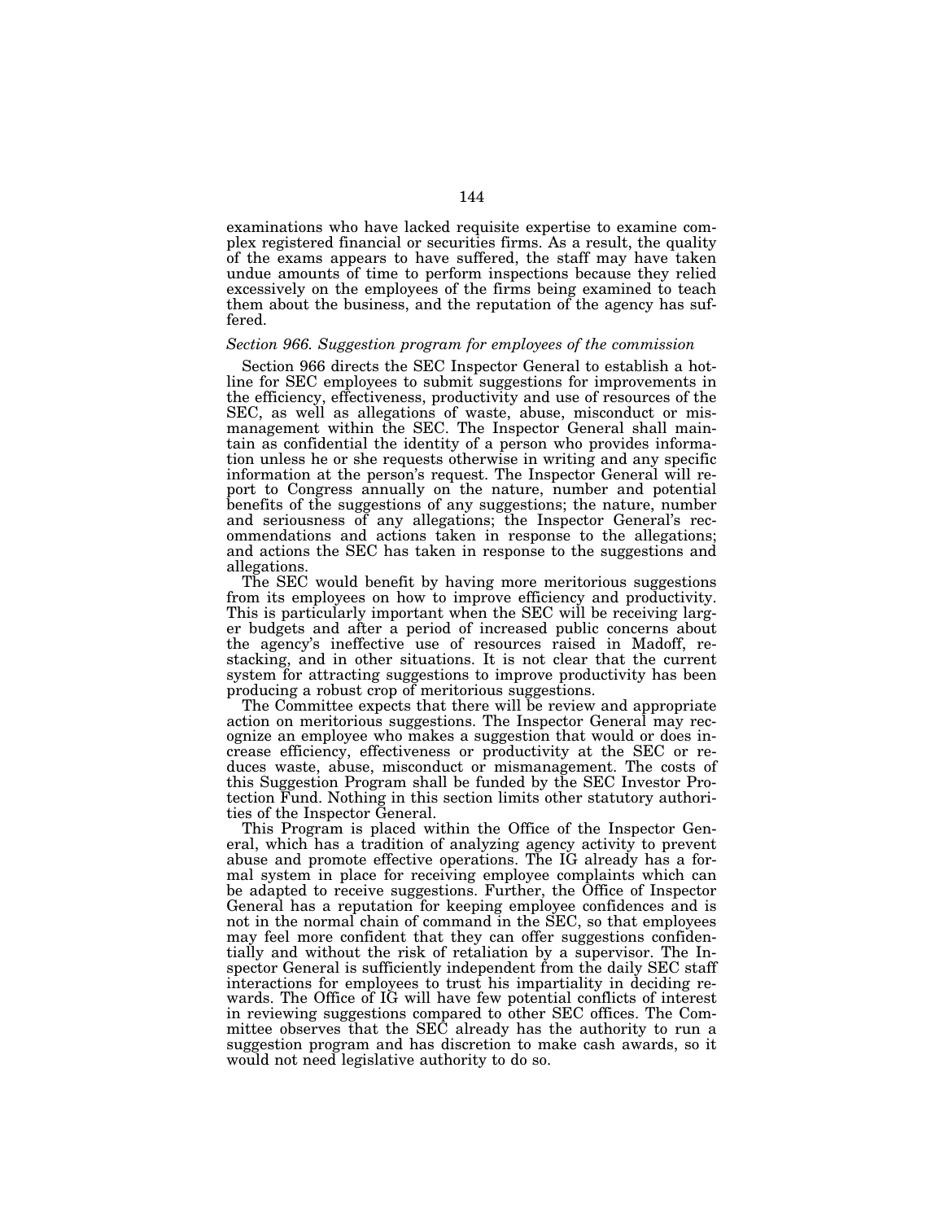examinations who have lacked requisite expertise to examine complex registered financial or securities firms. As a result, the quality of the exams appears to have suffered, the staff may have taken undue amounts of time to perform inspections because they relied excessively on the employees of the firms being examined to teach them about the business, and the reputation of the agency has suffered.

*Section 966. Suggestion program for employees of the commission*

Section 966 directs the SEC Inspector General to establish a hotline for SEC employees to submit suggestions for improvements in the efficiency, effectiveness, productivity and use of resources of the SEC, as well as allegations of waste, abuse, misconduct or mismanagement within the SEC. The Inspector General shall maintain as confidential the identity of a person who provides information unless he or she requests otherwise in writing and any specific information at the person's request. The Inspector General will report to Congress annually on the nature, number and potential benefits of the suggestions of any suggestions; the nature, number and seriousness of any allegations; the Inspector General's recommendations and actions taken in response to the allegations; and actions the SEC has taken in response to the suggestions and allegations.

The SEC would benefit by having more meritorious suggestions from its employees on how to improve efficiency and productivity. This is particularly important when the SEC will be receiving larger budgets and after a period of increased public concerns about the agency's ineffective use of resources raised in Madoff, restacking, and in other situations. It is not clear that the current system for attracting suggestions to improve productivity has been producing a robust crop of meritorious suggestions.

The Committee expects that there will be review and appropriate action on meritorious suggestions. The Inspector General may recognize an employee who makes a suggestion that would or does increase efficiency, effectiveness or productivity at the SEC or reduces waste, abuse, misconduct or mismanagement. The costs of this Suggestion Program shall be funded by the SEC Investor Protection Fund. Nothing in this section limits other statutory authorities of the Inspector General.

This Program is placed within the Office of the Inspector General, which has a tradition of analyzing agency activity to prevent abuse and promote effective operations. The IG already has a formal system in place for receiving employee complaints which can be adapted to receive suggestions. Further, the Office of Inspector General has a reputation for keeping employee confidences and is not in the normal chain of command in the SEC, so that employees may feel more confident that they can offer suggestions confidentially and without the risk of retaliation by a supervisor. The Inspector General is sufficiently independent from the daily SEC staff interactions for employees to trust his impartiality in deciding rewards. The Office of IG will have few potential conflicts of interest in reviewing suggestions compared to other SEC offices. The Committee observes that the SEC already has the authority to run a suggestion program and has discretion to make cash awards, so it would not need legislative authority to do so.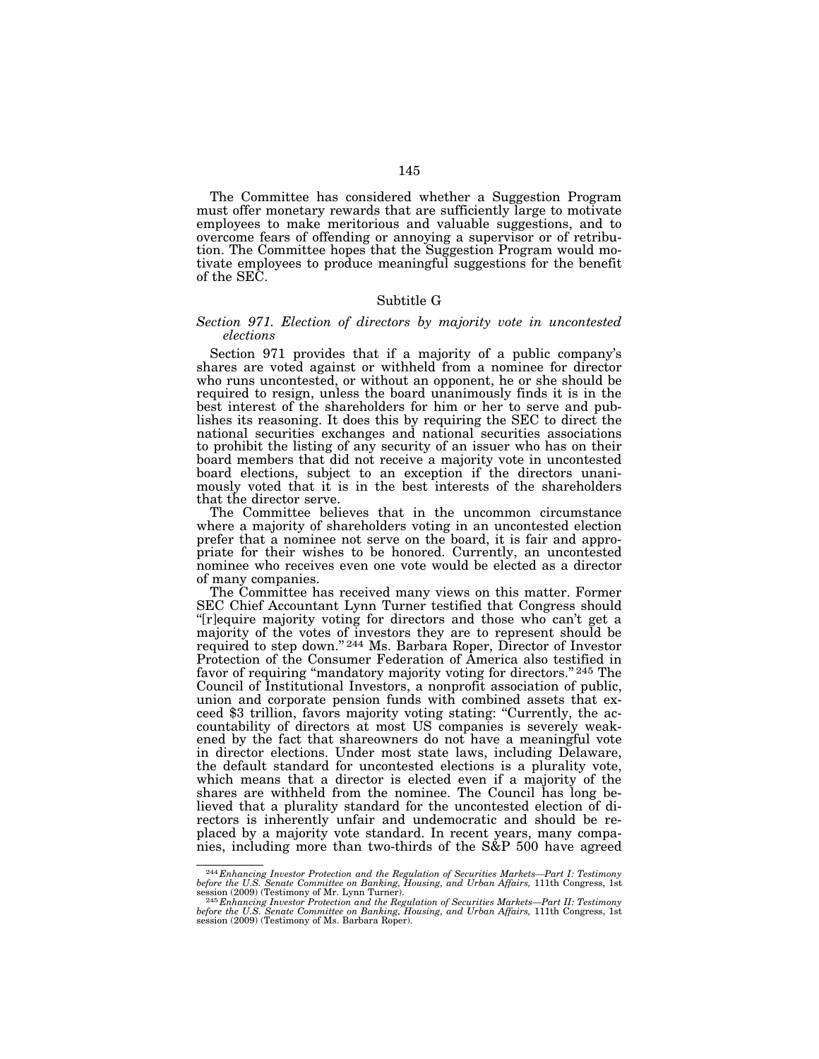The Committee has considered whether a Suggestion Program must offer monetary rewards that are sufficiently large to motivate employees to make meritorious and valuable suggestions, and to overcome fears of offending or annoying a supervisor or of retribution. The Committee hopes that the Suggestion Program would motivate employees to produce meaningful suggestions for the benefit of the SEC.

## Subtitle G

### *Section 971. Election of directors by majority vote in uncontested elections*

Section 971 provides that if a majority of a public company's shares are voted against or withheld from a nominee for director who runs uncontested, or without an opponent, he or she should be required to resign, unless the board unanimously finds it is in the best interest of the shareholders for him or her to serve and publishes its reasoning. It does this by requiring the SEC to direct the national securities exchanges and national securities associations to prohibit the listing of any security of an issuer who has on their board members that did not receive a majority vote in uncontested board elections, subject to an exception if the directors unanimously voted that it is in the best interests of the shareholders that the director serve.

The Committee believes that in the uncommon circumstance where a majority of shareholders voting in an uncontested election prefer that a nominee not serve on the board, it is fair and appropriate for their wishes to be honored. Currently, an uncontested nominee who receives even one vote would be elected as a director of many companies.

The Committee has received many views on this matter. Former SEC Chief Accountant Lynn Turner testified that Congress should "[r]equire majority voting for directors and those who can't get a majority of the votes of investors they are to represent should be required to step down." [244] Ms. Barbara Roper, Director of Investor Protection of the Consumer Federation of America also testified in favor of requiring "mandatory majority voting for directors." [245] The Council of Institutional Investors, a nonprofit association of public, union and corporate pension funds with combined assets that exceed $3 trillion, favors majority voting stating: "Currently, the accountability of directors at most US companies is severely weakened by the fact that shareowners do not have a meaningful vote in director elections. Under most state laws, including Delaware, the default standard for uncontested elections is a plurality vote, which means that a director is elected even if a majority of the shares are withheld from the nominee. The Council has long believed that a plurality standard for the uncontested election of directors is inherently unfair and undemocratic and should be replaced by a majority vote standard. In recent years, many companies, including more than two-thirds of the S&P 500 have agreed

---

[244] *Enhancing Investor Protection and the Regulation of Securities Markets—Part I: Testimony before the U.S. Senate Committee on Banking, Housing, and Urban Affairs,* 111th Congress, 1st session (2009) (Testimony of Mr. Lynn Turner).

[245] *Enhancing Investor Protection and the Regulation of Securities Markets—Part II: Testimony before the U.S. Senate Committee on Banking, Housing, and Urban Affairs,* 111th Congress, 1st session (2009) (Testimony of Ms. Barbara Roper).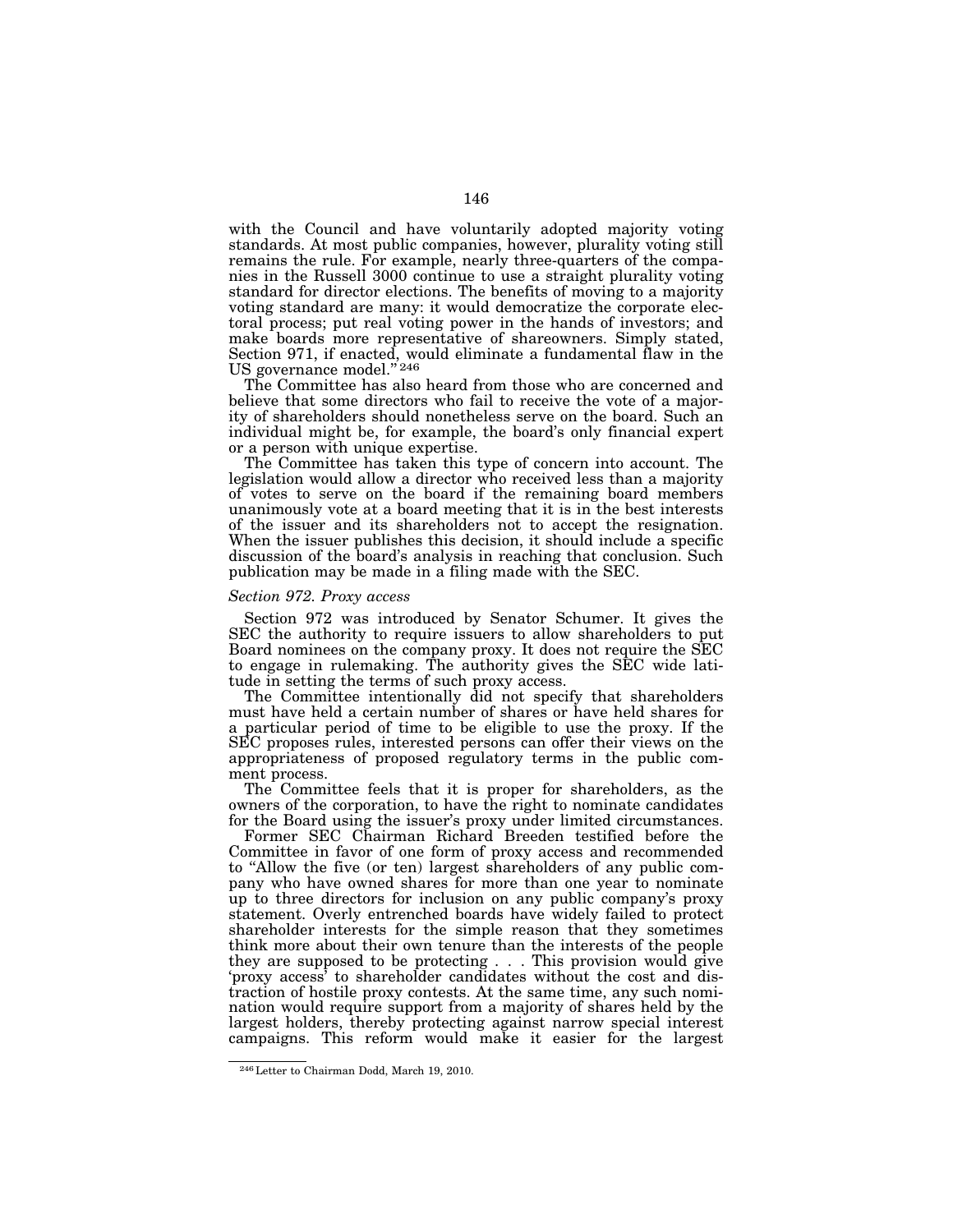with the Council and have voluntarily adopted majority voting standards. At most public companies, however, plurality voting still remains the rule. For example, nearly three-quarters of the companies in the Russell 3000 continue to use a straight plurality voting standard for director elections. The benefits of moving to a majority voting standard are many: it would democratize the corporate electoral process; put real voting power in the hands of investors; and make boards more representative of shareowners. Simply stated, Section 971, if enacted, would eliminate a fundamental flaw in the US governance model."[246]

The Committee has also heard from those who are concerned and believe that some directors who fail to receive the vote of a majority of shareholders should nonetheless serve on the board. Such an individual might be, for example, the board's only financial expert or a person with unique expertise.

The Committee has taken this type of concern into account. The legislation would allow a director who received less than a majority of votes to serve on the board if the remaining board members unanimously vote at a board meeting that it is in the best interests of the issuer and its shareholders not to accept the resignation. When the issuer publishes this decision, it should include a specific discussion of the board's analysis in reaching that conclusion. Such publication may be made in a filing made with the SEC.

*Section 972. Proxy access*

Section 972 was introduced by Senator Schumer. It gives the SEC the authority to require issuers to allow shareholders to put Board nominees on the company proxy. It does not require the SEC to engage in rulemaking. The authority gives the SEC wide latitude in setting the terms of such proxy access.

The Committee intentionally did not specify that shareholders must have held a certain number of shares or have held shares for a particular period of time to be eligible to use the proxy. If the SEC proposes rules, interested persons can offer their views on the appropriateness of proposed regulatory terms in the public comment process.

The Committee feels that it is proper for shareholders, as the owners of the corporation, to have the right to nominate candidates for the Board using the issuer's proxy under limited circumstances.

Former SEC Chairman Richard Breeden testified before the Committee in favor of one form of proxy access and recommended to "Allow the five (or ten) largest shareholders of any public company who have owned shares for more than one year to nominate up to three directors for inclusion on any public company's proxy statement. Overly entrenched boards have widely failed to protect shareholder interests for the simple reason that they sometimes think more about their own tenure than the interests of the people they are supposed to be protecting . . . This provision would give 'proxy access' to shareholder candidates without the cost and distraction of hostile proxy contests. At the same time, any such nomination would require support from a majority of shares held by the largest holders, thereby protecting against narrow special interest campaigns. This reform would make it easier for the largest

[246] Letter to Chairman Dodd, March 19, 2010.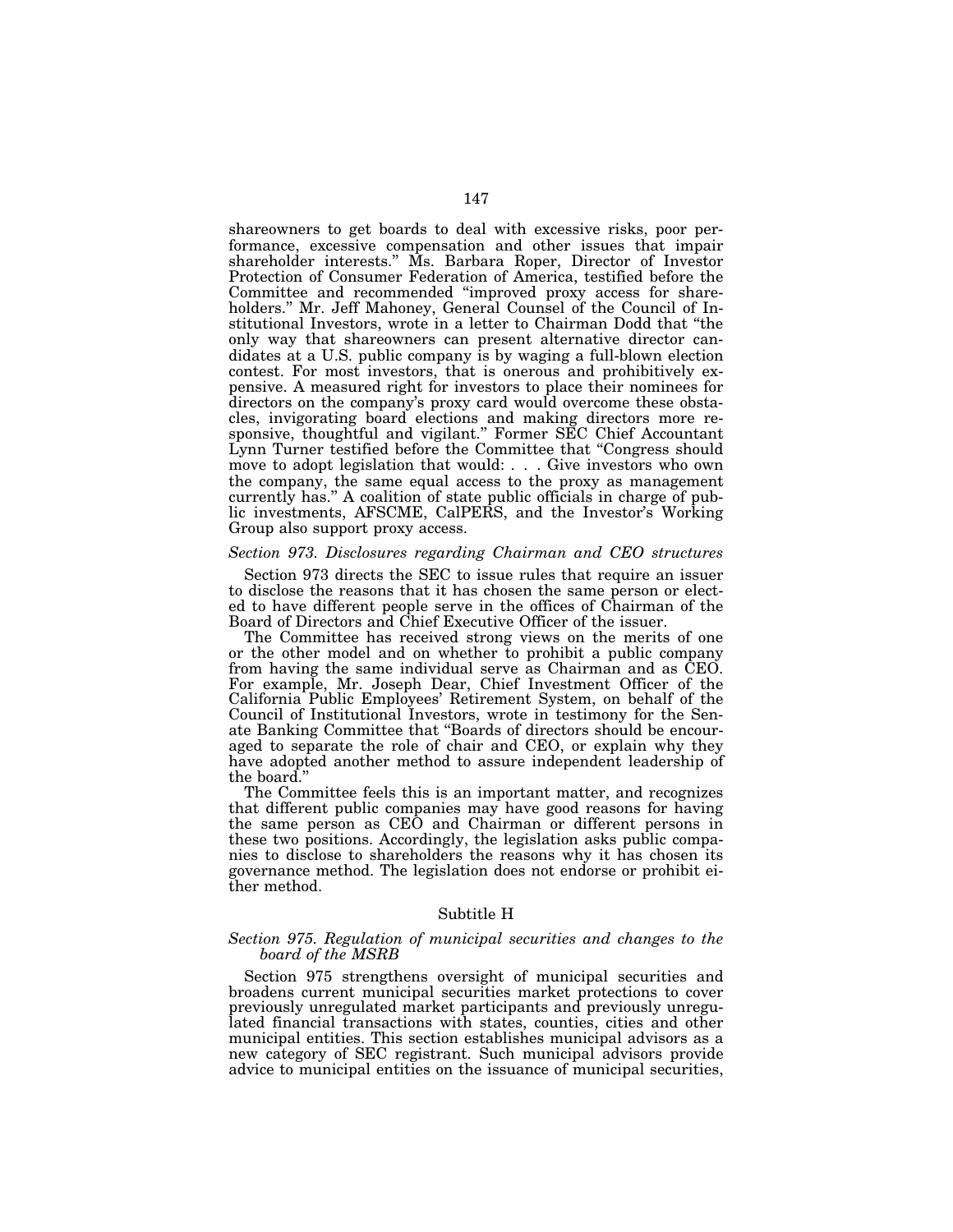shareowners to get boards to deal with excessive risks, poor performance, excessive compensation and other issues that impair shareholder interests." Ms. Barbara Roper, Director of Investor Protection of Consumer Federation of America, testified before the Committee and recommended "improved proxy access for shareholders." Mr. Jeff Mahoney, General Counsel of the Council of Institutional Investors, wrote in a letter to Chairman Dodd that "the only way that shareowners can present alternative director candidates at a U.S. public company is by waging a full-blown election contest. For most investors, that is onerous and prohibitively expensive. A measured right for investors to place their nominees for directors on the company's proxy card would overcome these obstacles, invigorating board elections and making directors more responsive, thoughtful and vigilant." Former SEC Chief Accountant Lynn Turner testified before the Committee that "Congress should move to adopt legislation that would: . . . Give investors who own the company, the same equal access to the proxy as management currently has." A coalition of state public officials in charge of public investments, AFSCME, CalPERS, and the Investor's Working Group also support proxy access.

*Section 973. Disclosures regarding Chairman and CEO structures*

Section 973 directs the SEC to issue rules that require an issuer to disclose the reasons that it has chosen the same person or elected to have different people serve in the offices of Chairman of the Board of Directors and Chief Executive Officer of the issuer.

The Committee has received strong views on the merits of one or the other model and on whether to prohibit a public company from having the same individual serve as Chairman and as CEO. For example, Mr. Joseph Dear, Chief Investment Officer of the California Public Employees' Retirement System, on behalf of the Council of Institutional Investors, wrote in testimony for the Senate Banking Committee that "Boards of directors should be encouraged to separate the role of chair and CEO, or explain why they have adopted another method to assure independent leadership of the board."

The Committee feels this is an important matter, and recognizes that different public companies may have good reasons for having the same person as CEO and Chairman or different persons in these two positions. Accordingly, the legislation asks public companies to disclose to shareholders the reasons why it has chosen its governance method. The legislation does not endorse or prohibit either method.

Subtitle H

*Section 975. Regulation of municipal securities and changes to the board of the MSRB*

Section 975 strengthens oversight of municipal securities and broadens current municipal securities market protections to cover previously unregulated market participants and previously unregulated financial transactions with states, counties, cities and other municipal entities. This section establishes municipal advisors as a new category of SEC registrant. Such municipal advisors provide advice to municipal entities on the issuance of municipal securities,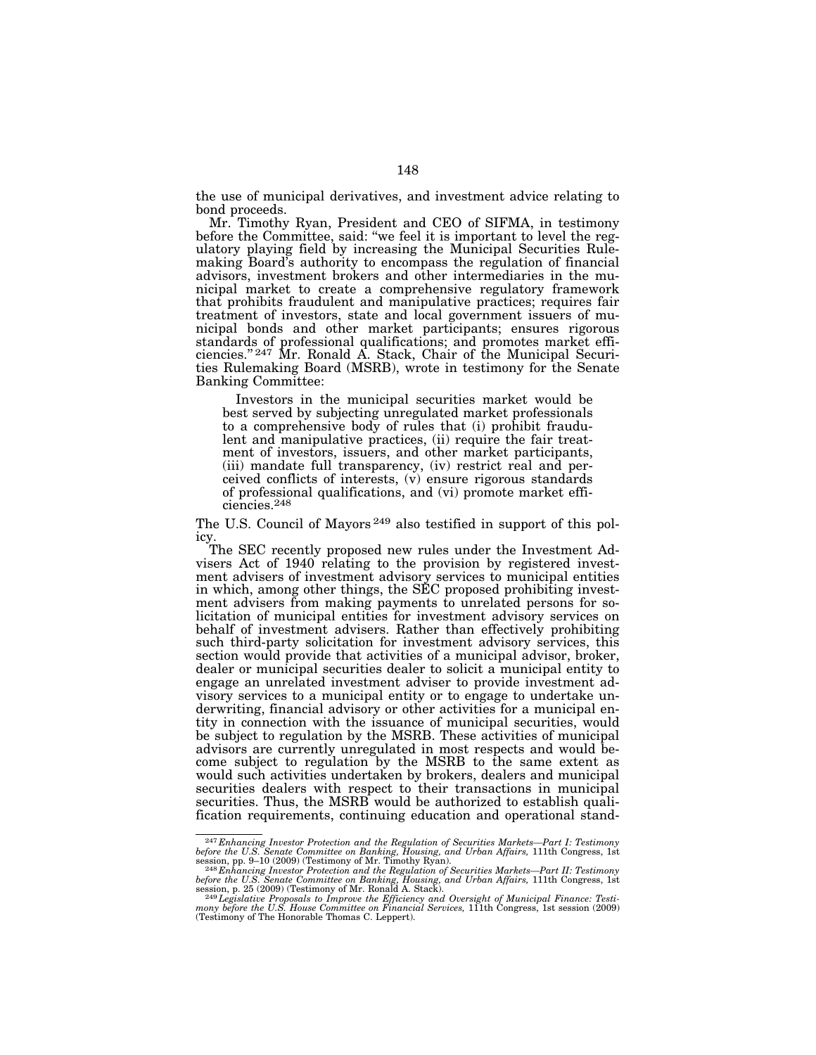the use of municipal derivatives, and investment advice relating to bond proceeds.

Mr. Timothy Ryan, President and CEO of SIFMA, in testimony before the Committee, said: "we feel it is important to level the regulatory playing field by increasing the Municipal Securities Rulemaking Board's authority to encompass the regulation of financial advisors, investment brokers and other intermediaries in the municipal market to create a comprehensive regulatory framework that prohibits fraudulent and manipulative practices; requires fair treatment of investors, state and local government issuers of municipal bonds and other market participants; ensures rigorous standards of professional qualifications; and promotes market efficiencies."[247] Mr. Ronald A. Stack, Chair of the Municipal Securities Rulemaking Board (MSRB), wrote in testimony for the Senate Banking Committee:

> Investors in the municipal securities market would be best served by subjecting unregulated market professionals to a comprehensive body of rules that (i) prohibit fraudulent and manipulative practices, (ii) require the fair treatment of investors, issuers, and other market participants, (iii) mandate full transparency, (iv) restrict real and perceived conflicts of interests, (v) ensure rigorous standards of professional qualifications, and (vi) promote market efficiencies.[248]

The U.S. Council of Mayors[249] also testified in support of this policy.

The SEC recently proposed new rules under the Investment Advisers Act of 1940 relating to the provision by registered investment advisers of investment advisory services to municipal entities in which, among other things, the SEC proposed prohibiting investment advisers from making payments to unrelated persons for solicitation of municipal entities for investment advisory services on behalf of investment advisers. Rather than effectively prohibiting such third-party solicitation for investment advisory services, this section would provide that activities of a municipal advisor, broker, dealer or municipal securities dealer to solicit a municipal entity to engage an unrelated investment adviser to provide investment advisory services to a municipal entity or to engage to undertake underwriting, financial advisory or other activities for a municipal entity in connection with the issuance of municipal securities, would be subject to regulation by the MSRB. These activities of municipal advisors are currently unregulated in most respects and would become subject to regulation by the MSRB to the same extent as would such activities undertaken by brokers, dealers and municipal securities dealers with respect to their transactions in municipal securities. Thus, the MSRB would be authorized to establish qualification requirements, continuing education and operational stand-

---

[247] *Enhancing Investor Protection and the Regulation of Securities Markets—Part I: Testimony before the U.S. Senate Committee on Banking, Housing, and Urban Affairs,* 111th Congress, 1st session, pp. 9–10 (2009) (Testimony of Mr. Timothy Ryan).

[248] *Enhancing Investor Protection and the Regulation of Securities Markets—Part II: Testimony before the U.S. Senate Committee on Banking, Housing, and Urban Affairs,* 111th Congress, 1st session, p. 25 (2009) (Testimony of Mr. Ronald A. Stack).

[249] *Legislative Proposals to Improve the Efficiency and Oversight of Municipal Finance: Testimony before the U.S. House Committee on Financial Services,* 111th Congress, 1st session (2009) (Testimony of The Honorable Thomas C. Leppert).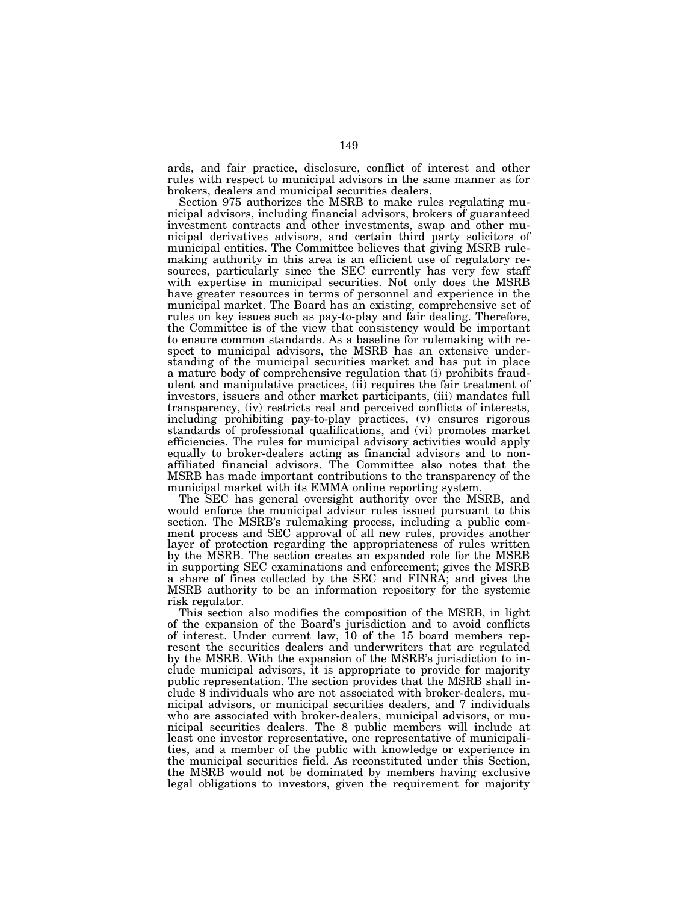ards, and fair practice, disclosure, conflict of interest and other rules with respect to municipal advisors in the same manner as for brokers, dealers and municipal securities dealers.

Section 975 authorizes the MSRB to make rules regulating municipal advisors, including financial advisors, brokers of guaranteed investment contracts and other investments, swap and other municipal derivatives advisors, and certain third party solicitors of municipal entities. The Committee believes that giving MSRB rule-making authority in this area is an efficient use of regulatory resources, particularly since the SEC currently has very few staff with expertise in municipal securities. Not only does the MSRB have greater resources in terms of personnel and experience in the municipal market. The Board has an existing, comprehensive set of rules on key issues such as pay-to-play and fair dealing. Therefore, the Committee is of the view that consistency would be important to ensure common standards. As a baseline for rulemaking with respect to municipal advisors, the MSRB has an extensive understanding of the municipal securities market and has put in place a mature body of comprehensive regulation that (i) prohibits fraudulent and manipulative practices, (ii) requires the fair treatment of investors, issuers and other market participants, (iii) mandates full transparency, (iv) restricts real and perceived conflicts of interests, including prohibiting pay-to-play practices, (v) ensures rigorous standards of professional qualifications, and (vi) promotes market efficiencies. The rules for municipal advisory activities would apply equally to broker-dealers acting as financial advisors and to non-affiliated financial advisors. The Committee also notes that the MSRB has made important contributions to the transparency of the municipal market with its EMMA online reporting system.

The SEC has general oversight authority over the MSRB, and would enforce the municipal advisor rules issued pursuant to this section. The MSRB's rulemaking process, including a public comment process and SEC approval of all new rules, provides another layer of protection regarding the appropriateness of rules written by the MSRB. The section creates an expanded role for the MSRB in supporting SEC examinations and enforcement; gives the MSRB a share of fines collected by the SEC and FINRA; and gives the MSRB authority to be an information repository for the systemic risk regulator.

This section also modifies the composition of the MSRB, in light of the expansion of the Board's jurisdiction and to avoid conflicts of interest. Under current law, 10 of the 15 board members represent the securities dealers and underwriters that are regulated by the MSRB. With the expansion of the MSRB's jurisdiction to include municipal advisors, it is appropriate to provide for majority public representation. The section provides that the MSRB shall include 8 individuals who are not associated with broker-dealers, municipal advisors, or municipal securities dealers, and 7 individuals who are associated with broker-dealers, municipal advisors, or municipal securities dealers. The 8 public members will include at least one investor representative, one representative of municipalities, and a member of the public with knowledge or experience in the municipal securities field. As reconstituted under this Section, the MSRB would not be dominated by members having exclusive legal obligations to investors, given the requirement for majority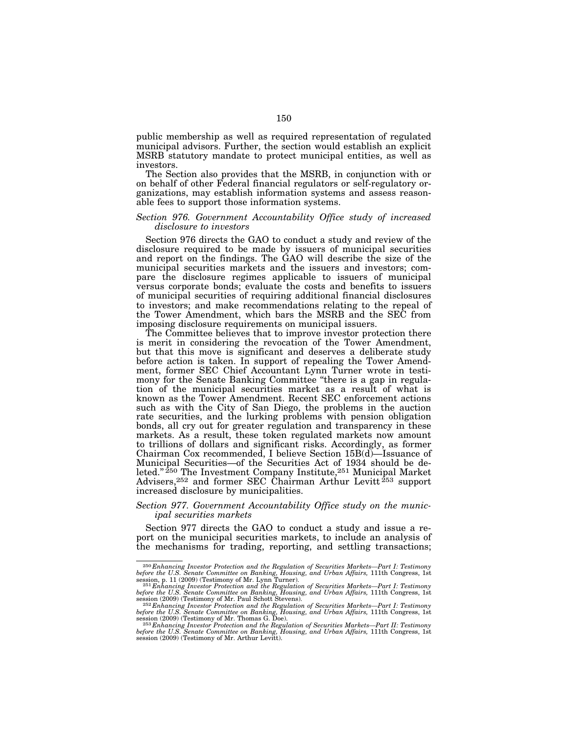public membership as well as required representation of regulated municipal advisors. Further, the section would establish an explicit MSRB statutory mandate to protect municipal entities, as well as investors.

The Section also provides that the MSRB, in conjunction with or on behalf of other Federal financial regulators or self-regulatory organizations, may establish information systems and assess reasonable fees to support those information systems.

### *Section 976. Government Accountability Office study of increased disclosure to investors*

Section 976 directs the GAO to conduct a study and review of the disclosure required to be made by issuers of municipal securities and report on the findings. The GAO will describe the size of the municipal securities markets and the issuers and investors; compare the disclosure regimes applicable to issuers of municipal versus corporate bonds; evaluate the costs and benefits to issuers of municipal securities of requiring additional financial disclosures to investors; and make recommendations relating to the repeal of the Tower Amendment, which bars the MSRB and the SEC from imposing disclosure requirements on municipal issuers.

The Committee believes that to improve investor protection there is merit in considering the revocation of the Tower Amendment, but that this move is significant and deserves a deliberate study before action is taken. In support of repealing the Tower Amendment, former SEC Chief Accountant Lynn Turner wrote in testimony for the Senate Banking Committee "there is a gap in regulation of the municipal securities market as a result of what is known as the Tower Amendment. Recent SEC enforcement actions such as with the City of San Diego, the problems in the auction rate securities, and the lurking problems with pension obligation bonds, all cry out for greater regulation and transparency in these markets. As a result, these token regulated markets now amount to trillions of dollars and significant risks. Accordingly, as former Chairman Cox recommended, I believe Section 15B(d)—Issuance of Municipal Securities—of the Securities Act of 1934 should be deleted."[250] The Investment Company Institute,[251] Municipal Market Advisers,[252] and former SEC Chairman Arthur Levitt[253] support increased disclosure by municipalities.

### *Section 977. Government Accountability Office study on the municipal securities markets*

Section 977 directs the GAO to conduct a study and issue a report on the municipal securities markets, to include an analysis of the mechanisms for trading, reporting, and settling transactions;

---

[250] *Enhancing Investor Protection and the Regulation of Securities Markets—Part I: Testimony before the U.S. Senate Committee on Banking, Housing, and Urban Affairs,* 111th Congress, 1st session, p. 11 (2009) (Testimony of Mr. Lynn Turner).

[251] *Enhancing Investor Protection and the Regulation of Securities Markets—Part I: Testimony before the U.S. Senate Committee on Banking, Housing, and Urban Affairs,* 111th Congress, 1st session (2009) (Testimony of Mr. Paul Schott Stevens).

[252] *Enhancing Investor Protection and the Regulation of Securities Markets—Part I: Testimony before the U.S. Senate Committee on Banking, Housing, and Urban Affairs,* 111th Congress, 1st session (2009) (Testimony of Mr. Thomas G. Doe).

[253] *Enhancing Investor Protection and the Regulation of Securities Markets—Part II: Testimony before the U.S. Senate Committee on Banking, Housing, and Urban Affairs,* 111th Congress, 1st session (2009) (Testimony of Mr. Arthur Levitt).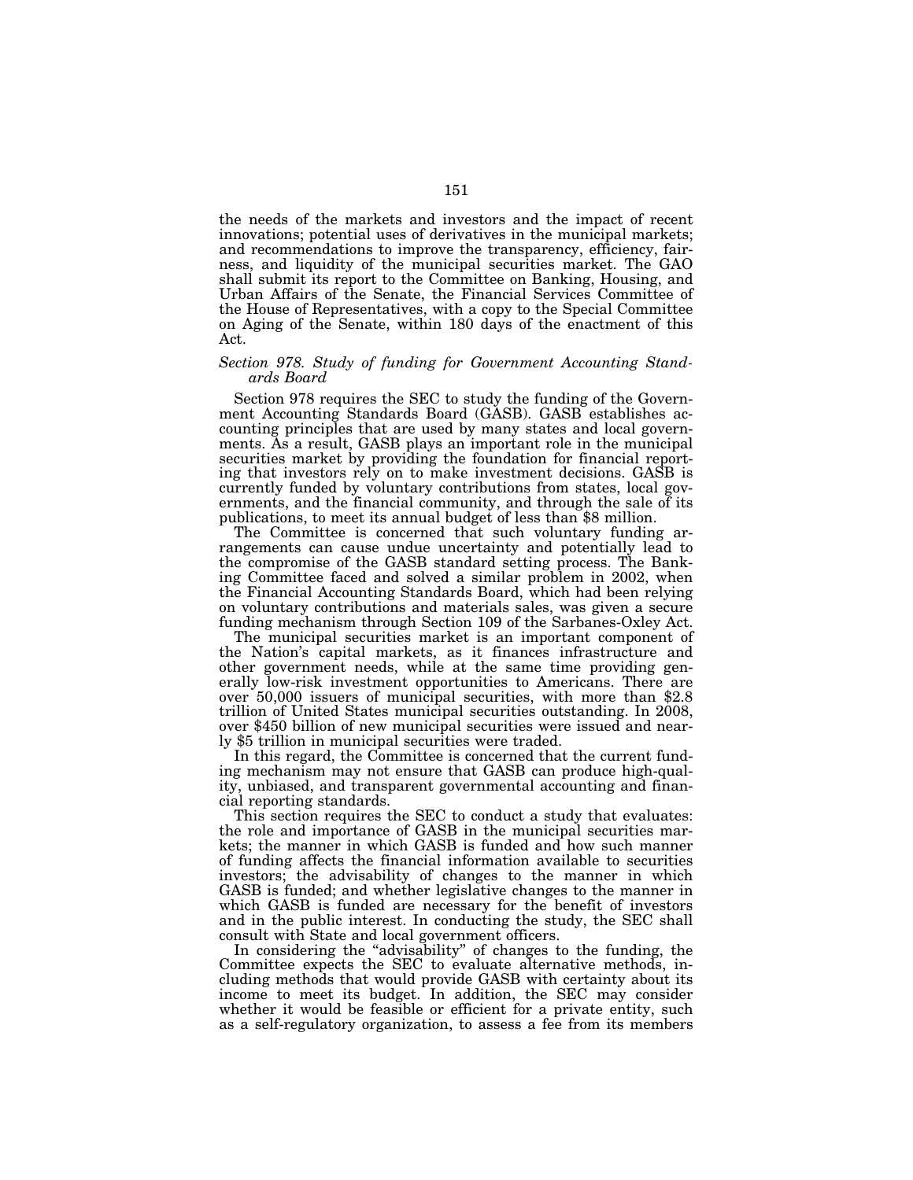the needs of the markets and investors and the impact of recent innovations; potential uses of derivatives in the municipal markets; and recommendations to improve the transparency, efficiency, fairness, and liquidity of the municipal securities market. The GAO shall submit its report to the Committee on Banking, Housing, and Urban Affairs of the Senate, the Financial Services Committee of the House of Representatives, with a copy to the Special Committee on Aging of the Senate, within 180 days of the enactment of this Act.

*Section 978. Study of funding for Government Accounting Standards Board*

Section 978 requires the SEC to study the funding of the Government Accounting Standards Board (GASB). GASB establishes accounting principles that are used by many states and local governments. As a result, GASB plays an important role in the municipal securities market by providing the foundation for financial reporting that investors rely on to make investment decisions. GASB is currently funded by voluntary contributions from states, local governments, and the financial community, and through the sale of its publications, to meet its annual budget of less than $8 million.

The Committee is concerned that such voluntary funding arrangements can cause undue uncertainty and potentially lead to the compromise of the GASB standard setting process. The Banking Committee faced and solved a similar problem in 2002, when the Financial Accounting Standards Board, which had been relying on voluntary contributions and materials sales, was given a secure funding mechanism through Section 109 of the Sarbanes-Oxley Act.

The municipal securities market is an important component of the Nation's capital markets, as it finances infrastructure and other government needs, while at the same time providing generally low-risk investment opportunities to Americans. There are over 50,000 issuers of municipal securities, with more than $2.8 trillion of United States municipal securities outstanding. In 2008, over $450 billion of new municipal securities were issued and nearly $5 trillion in municipal securities were traded.

In this regard, the Committee is concerned that the current funding mechanism may not ensure that GASB can produce high-quality, unbiased, and transparent governmental accounting and financial reporting standards.

This section requires the SEC to conduct a study that evaluates: the role and importance of GASB in the municipal securities markets; the manner in which GASB is funded and how such manner of funding affects the financial information available to securities investors; the advisability of changes to the manner in which GASB is funded; and whether legislative changes to the manner in which GASB is funded are necessary for the benefit of investors and in the public interest. In conducting the study, the SEC shall consult with State and local government officers.

In considering the "advisability" of changes to the funding, the Committee expects the SEC to evaluate alternative methods, including methods that would provide GASB with certainty about its income to meet its budget. In addition, the SEC may consider whether it would be feasible or efficient for a private entity, such as a self-regulatory organization, to assess a fee from its members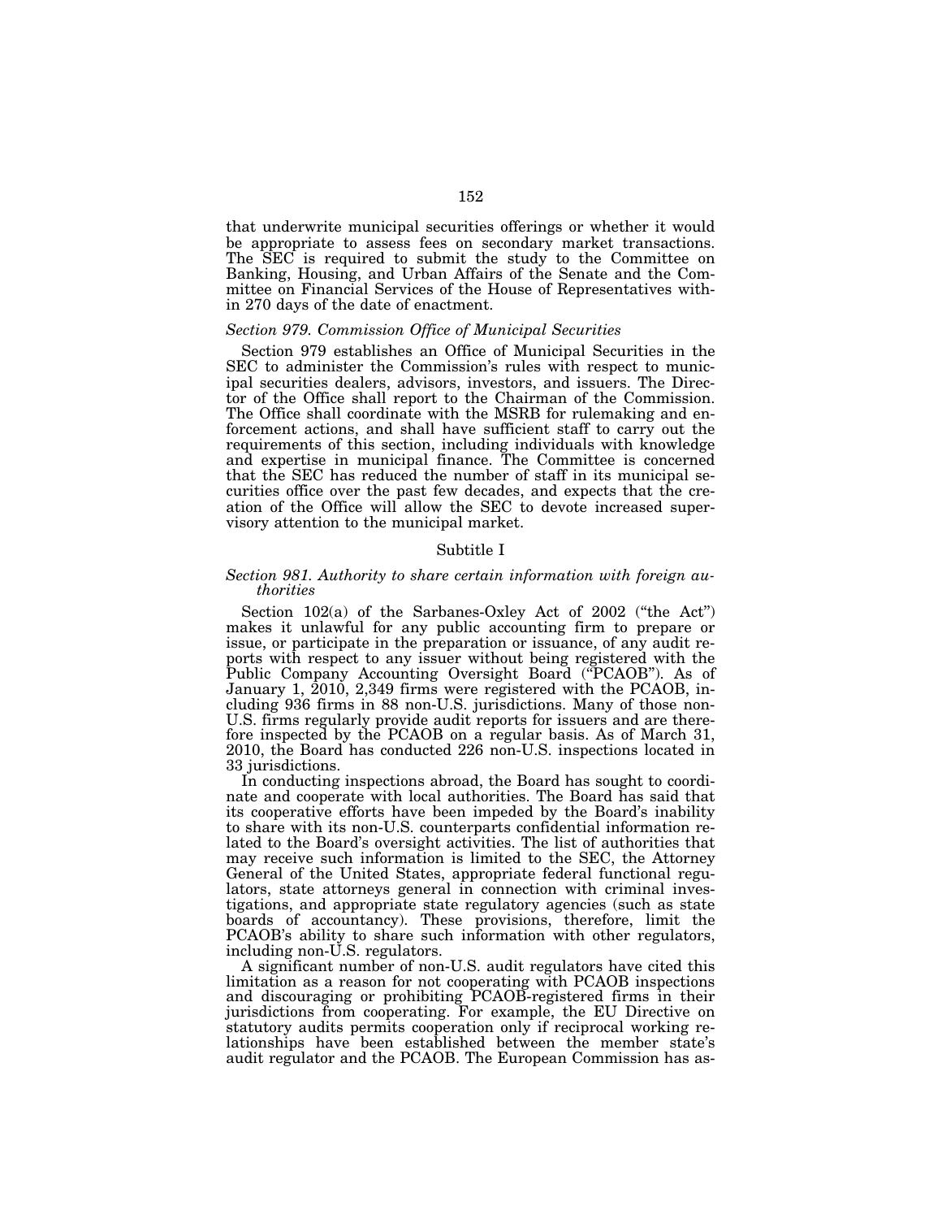that underwrite municipal securities offerings or whether it would be appropriate to assess fees on secondary market transactions. The SEC is required to submit the study to the Committee on Banking, Housing, and Urban Affairs of the Senate and the Committee on Financial Services of the House of Representatives within 270 days of the date of enactment.

*Section 979. Commission Office of Municipal Securities*

Section 979 establishes an Office of Municipal Securities in the SEC to administer the Commission's rules with respect to municipal securities dealers, advisors, investors, and issuers. The Director of the Office shall report to the Chairman of the Commission. The Office shall coordinate with the MSRB for rulemaking and enforcement actions, and shall have sufficient staff to carry out the requirements of this section, including individuals with knowledge and expertise in municipal finance. The Committee is concerned that the SEC has reduced the number of staff in its municipal securities office over the past few decades, and expects that the creation of the Office will allow the SEC to devote increased supervisory attention to the municipal market.

Subtitle I

*Section 981. Authority to share certain information with foreign authorities*

Section 102(a) of the Sarbanes-Oxley Act of 2002 ("the Act") makes it unlawful for any public accounting firm to prepare or issue, or participate in the preparation or issuance, of any audit reports with respect to any issuer without being registered with the Public Company Accounting Oversight Board ("PCAOB"). As of January 1, 2010, 2,349 firms were registered with the PCAOB, including 936 firms in 88 non-U.S. jurisdictions. Many of those non-U.S. firms regularly provide audit reports for issuers and are therefore inspected by the PCAOB on a regular basis. As of March 31, 2010, the Board has conducted 226 non-U.S. inspections located in 33 jurisdictions.

In conducting inspections abroad, the Board has sought to coordinate and cooperate with local authorities. The Board has said that its cooperative efforts have been impeded by the Board's inability to share with its non-U.S. counterparts confidential information related to the Board's oversight activities. The list of authorities that may receive such information is limited to the SEC, the Attorney General of the United States, appropriate federal functional regulators, state attorneys general in connection with criminal investigations, and appropriate state regulatory agencies (such as state boards of accountancy). These provisions, therefore, limit the PCAOB's ability to share such information with other regulators, including non-U.S. regulators.

A significant number of non-U.S. audit regulators have cited this limitation as a reason for not cooperating with PCAOB inspections and discouraging or prohibiting PCAOB-registered firms in their jurisdictions from cooperating. For example, the EU Directive on statutory audits permits cooperation only if reciprocal working relationships have been established between the member state's audit regulator and the PCAOB. The European Commission has as-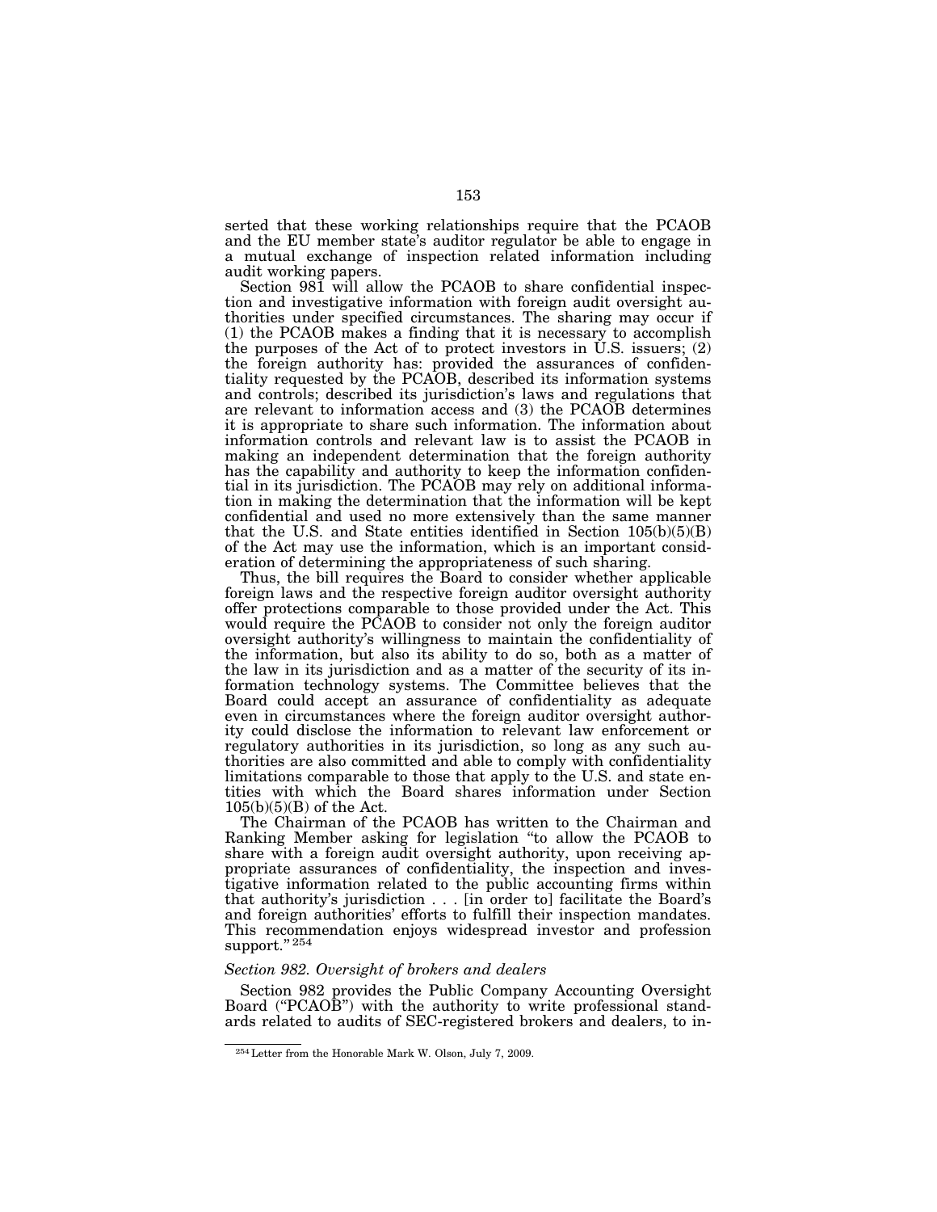serted that these working relationships require that the PCAOB and the EU member state's auditor regulator be able to engage in a mutual exchange of inspection related information including audit working papers.

Section 981 will allow the PCAOB to share confidential inspection and investigative information with foreign audit oversight authorities under specified circumstances. The sharing may occur if (1) the PCAOB makes a finding that it is necessary to accomplish the purposes of the Act of to protect investors in U.S. issuers; (2) the foreign authority has: provided the assurances of confidentiality requested by the PCAOB, described its information systems and controls; described its jurisdiction's laws and regulations that are relevant to information access and (3) the PCAOB determines it is appropriate to share such information. The information about information controls and relevant law is to assist the PCAOB in making an independent determination that the foreign authority has the capability and authority to keep the information confidential in its jurisdiction. The PCAOB may rely on additional information in making the determination that the information will be kept confidential and used no more extensively than the same manner that the U.S. and State entities identified in Section 105(b)(5)(B) of the Act may use the information, which is an important consideration of determining the appropriateness of such sharing.

Thus, the bill requires the Board to consider whether applicable foreign laws and the respective foreign auditor oversight authority offer protections comparable to those provided under the Act. This would require the PCAOB to consider not only the foreign auditor oversight authority's willingness to maintain the confidentiality of the information, but also its ability to do so, both as a matter of the law in its jurisdiction and as a matter of the security of its information technology systems. The Committee believes that the Board could accept an assurance of confidentiality as adequate even in circumstances where the foreign auditor oversight authority could disclose the information to relevant law enforcement or regulatory authorities in its jurisdiction, so long as any such authorities are also committed and able to comply with confidentiality limitations comparable to those that apply to the U.S. and state entities with which the Board shares information under Section 105(b)(5)(B) of the Act.

The Chairman of the PCAOB has written to the Chairman and Ranking Member asking for legislation "to allow the PCAOB to share with a foreign audit oversight authority, upon receiving appropriate assurances of confidentiality, the inspection and investigative information related to the public accounting firms within that authority's jurisdiction . . . [in order to] facilitate the Board's and foreign authorities' efforts to fulfill their inspection mandates. This recommendation enjoys widespread investor and profession support." [254]

*Section 982. Oversight of brokers and dealers*

Section 982 provides the Public Company Accounting Oversight Board ("PCAOB") with the authority to write professional standards related to audits of SEC-registered brokers and dealers, to in-

[254] Letter from the Honorable Mark W. Olson, July 7, 2009.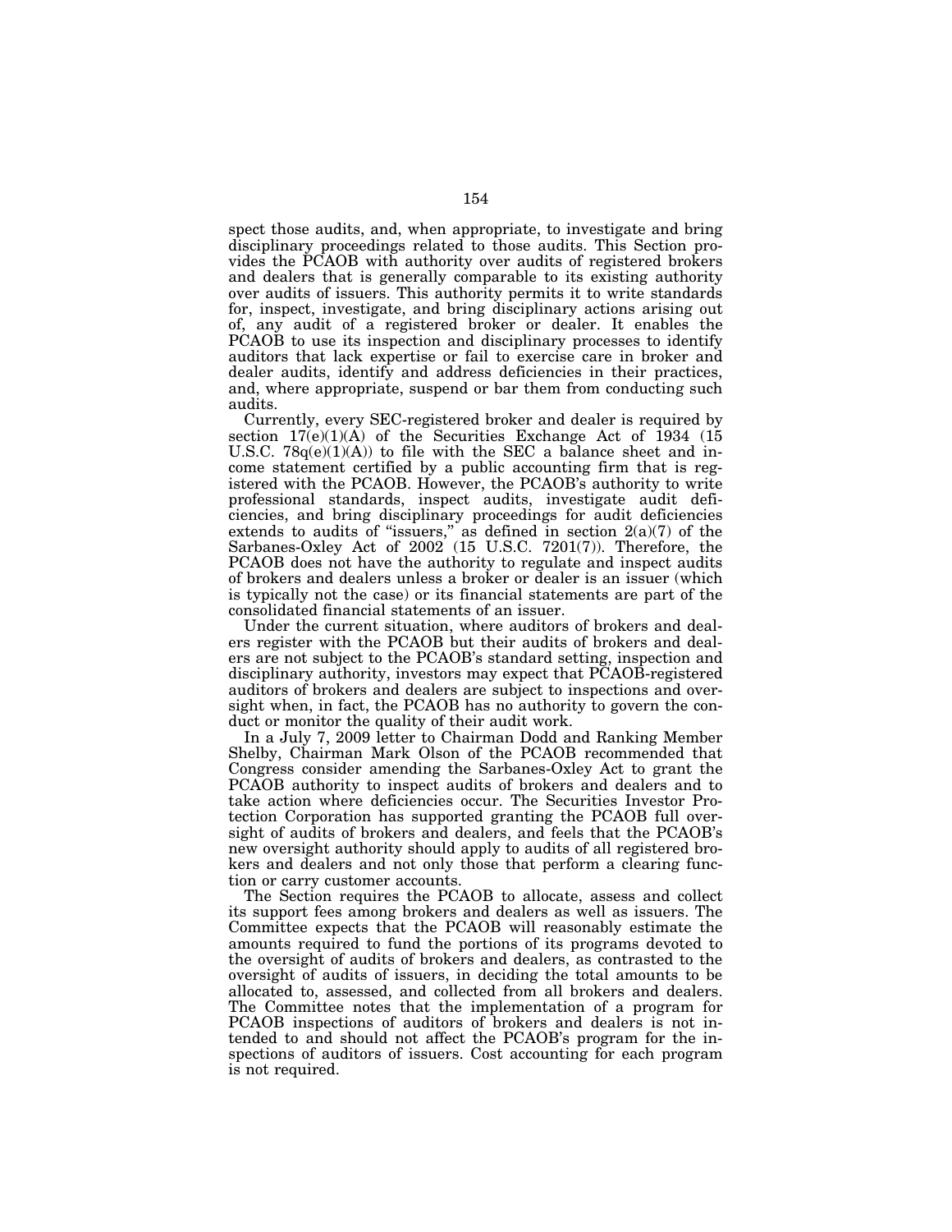spect those audits, and, when appropriate, to investigate and bring disciplinary proceedings related to those audits. This Section provides the PCAOB with authority over audits of registered brokers and dealers that is generally comparable to its existing authority over audits of issuers. This authority permits it to write standards for, inspect, investigate, and bring disciplinary actions arising out of, any audit of a registered broker or dealer. It enables the PCAOB to use its inspection and disciplinary processes to identify auditors that lack expertise or fail to exercise care in broker and dealer audits, identify and address deficiencies in their practices, and, where appropriate, suspend or bar them from conducting such audits.

Currently, every SEC-registered broker and dealer is required by section 17(e)(1)(A) of the Securities Exchange Act of 1934 (15 U.S.C. 78q(e)(1)(A)) to file with the SEC a balance sheet and income statement certified by a public accounting firm that is registered with the PCAOB. However, the PCAOB's authority to write professional standards, inspect audits, investigate audit deficiencies, and bring disciplinary proceedings for audit deficiencies extends to audits of "issuers," as defined in section 2(a)(7) of the Sarbanes-Oxley Act of 2002 (15 U.S.C. 7201(7)). Therefore, the PCAOB does not have the authority to regulate and inspect audits of brokers and dealers unless a broker or dealer is an issuer (which is typically not the case) or its financial statements are part of the consolidated financial statements of an issuer.

Under the current situation, where auditors of brokers and dealers register with the PCAOB but their audits of brokers and dealers are not subject to the PCAOB's standard setting, inspection and disciplinary authority, investors may expect that PCAOB-registered auditors of brokers and dealers are subject to inspections and oversight when, in fact, the PCAOB has no authority to govern the conduct or monitor the quality of their audit work.

In a July 7, 2009 letter to Chairman Dodd and Ranking Member Shelby, Chairman Mark Olson of the PCAOB recommended that Congress consider amending the Sarbanes-Oxley Act to grant the PCAOB authority to inspect audits of brokers and dealers and to take action where deficiencies occur. The Securities Investor Protection Corporation has supported granting the PCAOB full oversight of audits of brokers and dealers, and feels that the PCAOB's new oversight authority should apply to audits of all registered brokers and dealers and not only those that perform a clearing function or carry customer accounts.

The Section requires the PCAOB to allocate, assess and collect its support fees among brokers and dealers as well as issuers. The Committee expects that the PCAOB will reasonably estimate the amounts required to fund the portions of its programs devoted to the oversight of audits of brokers and dealers, as contrasted to the oversight of audits of issuers, in deciding the total amounts to be allocated to, assessed, and collected from all brokers and dealers. The Committee notes that the implementation of a program for PCAOB inspections of auditors of brokers and dealers is not intended to and should not affect the PCAOB's program for the inspections of auditors of issuers. Cost accounting for each program is not required.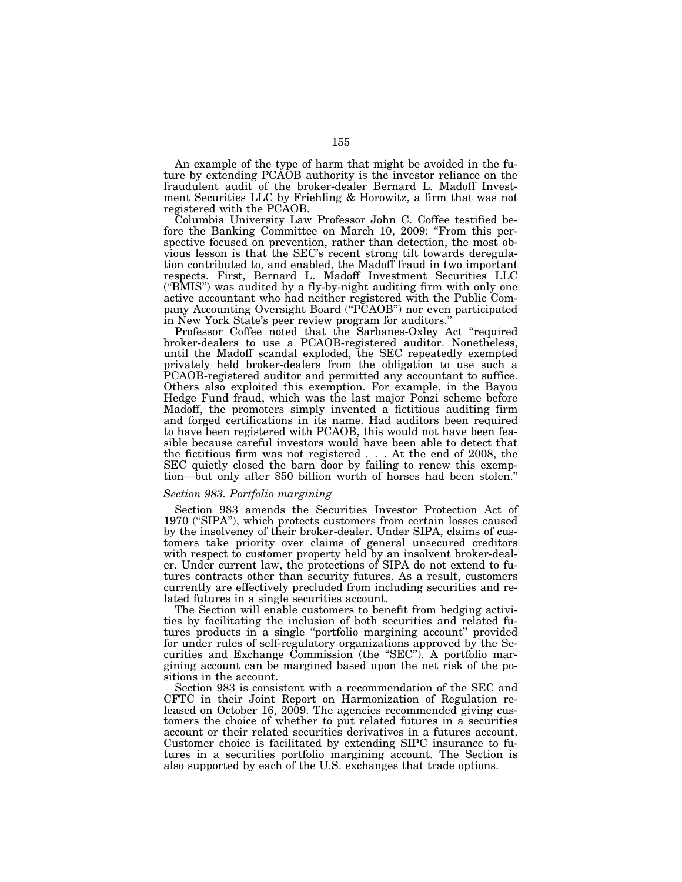An example of the type of harm that might be avoided in the future by extending PCAOB authority is the investor reliance on the fraudulent audit of the broker-dealer Bernard L. Madoff Investment Securities LLC by Friehling & Horowitz, a firm that was not registered with the PCAOB.

Columbia University Law Professor John C. Coffee testified before the Banking Committee on March 10, 2009: "From this perspective focused on prevention, rather than detection, the most obvious lesson is that the SEC's recent strong tilt towards deregulation contributed to, and enabled, the Madoff fraud in two important respects. First, Bernard L. Madoff Investment Securities LLC ("BMIS") was audited by a fly-by-night auditing firm with only one active accountant who had neither registered with the Public Company Accounting Oversight Board ("PCAOB") nor even participated in New York State's peer review program for auditors."

Professor Coffee noted that the Sarbanes-Oxley Act "required broker-dealers to use a PCAOB-registered auditor. Nonetheless, until the Madoff scandal exploded, the SEC repeatedly exempted privately held broker-dealers from the obligation to use such a PCAOB-registered auditor and permitted any accountant to suffice. Others also exploited this exemption. For example, in the Bayou Hedge Fund fraud, which was the last major Ponzi scheme before Madoff, the promoters simply invented a fictitious auditing firm and forged certifications in its name. Had auditors been required to have been registered with PCAOB, this would not have been feasible because careful investors would have been able to detect that the fictitious firm was not registered . . . At the end of 2008, the SEC quietly closed the barn door by failing to renew this exemption—but only after $50 billion worth of horses had been stolen."

*Section 983. Portfolio margining*

Section 983 amends the Securities Investor Protection Act of 1970 ("SIPA"), which protects customers from certain losses caused by the insolvency of their broker-dealer. Under SIPA, claims of customers take priority over claims of general unsecured creditors with respect to customer property held by an insolvent broker-dealer. Under current law, the protections of SIPA do not extend to futures contracts other than security futures. As a result, customers currently are effectively precluded from including securities and related futures in a single securities account.

The Section will enable customers to benefit from hedging activities by facilitating the inclusion of both securities and related futures products in a single "portfolio margining account" provided for under rules of self-regulatory organizations approved by the Securities and Exchange Commission (the "SEC"). A portfolio margining account can be margined based upon the net risk of the positions in the account.

Section 983 is consistent with a recommendation of the SEC and CFTC in their Joint Report on Harmonization of Regulation released on October 16, 2009. The agencies recommended giving customers the choice of whether to put related futures in a securities account or their related securities derivatives in a futures account. Customer choice is facilitated by extending SIPC insurance to futures in a securities portfolio margining account. The Section is also supported by each of the U.S. exchanges that trade options.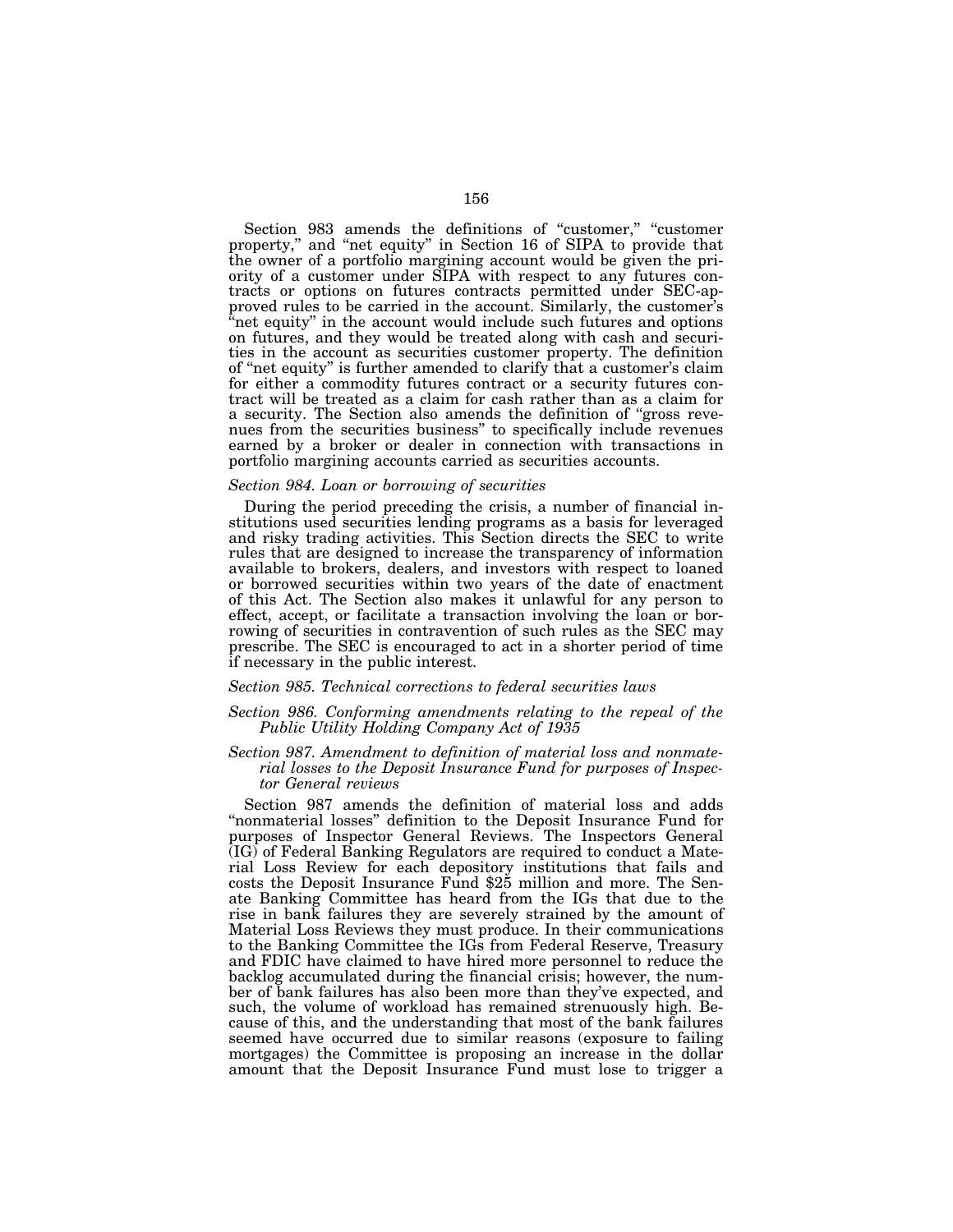Section 983 amends the definitions of "customer," "customer property," and "net equity" in Section 16 of SIPA to provide that the owner of a portfolio margining account would be given the priority of a customer under SIPA with respect to any futures contracts or options on futures contracts permitted under SEC-approved rules to be carried in the account. Similarly, the customer's "net equity" in the account would include such futures and options on futures, and they would be treated along with cash and securities in the account as securities customer property. The definition of "net equity" is further amended to clarify that a customer's claim for either a commodity futures contract or a security futures contract will be treated as a claim for cash rather than as a claim for a security. The Section also amends the definition of "gross revenues from the securities business" to specifically include revenues earned by a broker or dealer in connection with transactions in portfolio margining accounts carried as securities accounts.

*Section 984. Loan or borrowing of securities*

During the period preceding the crisis, a number of financial institutions used securities lending programs as a basis for leveraged and risky trading activities. This Section directs the SEC to write rules that are designed to increase the transparency of information available to brokers, dealers, and investors with respect to loaned or borrowed securities within two years of the date of enactment of this Act. The Section also makes it unlawful for any person to effect, accept, or facilitate a transaction involving the loan or borrowing of securities in contravention of such rules as the SEC may prescribe. The SEC is encouraged to act in a shorter period of time if necessary in the public interest.

*Section 985. Technical corrections to federal securities laws*

*Section 986. Conforming amendments relating to the repeal of the Public Utility Holding Company Act of 1935*

*Section 987. Amendment to definition of material loss and nonmaterial losses to the Deposit Insurance Fund for purposes of Inspector General reviews*

Section 987 amends the definition of material loss and adds "nonmaterial losses" definition to the Deposit Insurance Fund for purposes of Inspector General Reviews. The Inspectors General (IG) of Federal Banking Regulators are required to conduct a Material Loss Review for each depository institutions that fails and costs the Deposit Insurance Fund $25 million and more. The Senate Banking Committee has heard from the IGs that due to the rise in bank failures they are severely strained by the amount of Material Loss Reviews they must produce. In their communications to the Banking Committee the IGs from Federal Reserve, Treasury and FDIC have claimed to have hired more personnel to reduce the backlog accumulated during the financial crisis; however, the number of bank failures has also been more than they've expected, and such, the volume of workload has remained strenuously high. Because of this, and the understanding that most of the bank failures seemed have occurred due to similar reasons (exposure to failing mortgages) the Committee is proposing an increase in the dollar amount that the Deposit Insurance Fund must lose to trigger a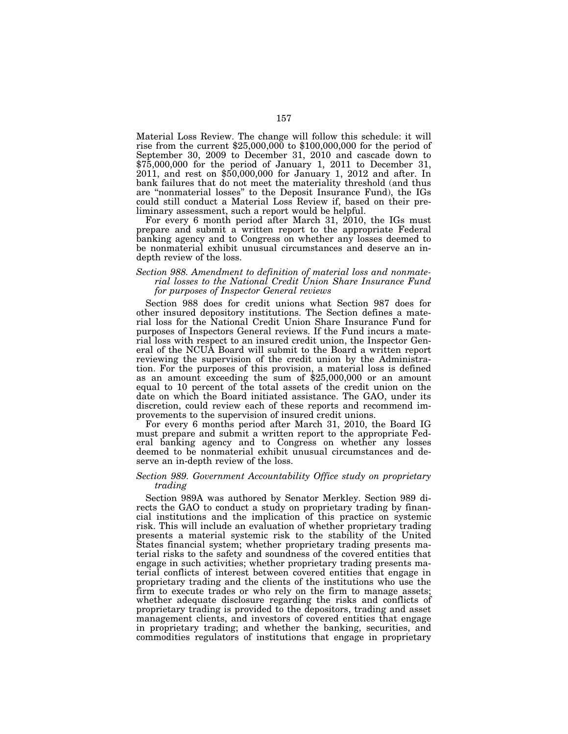Material Loss Review. The change will follow this schedule: it will rise from the current $25,000,000 to $100,000,000 for the period of September 30, 2009 to December 31, 2010 and cascade down to $75,000,000 for the period of January 1, 2011 to December 31, 2011, and rest on $50,000,000 for January 1, 2012 and after. In bank failures that do not meet the materiality threshold (and thus are "nonmaterial losses" to the Deposit Insurance Fund), the IGs could still conduct a Material Loss Review if, based on their preliminary assessment, such a report would be helpful.

For every 6 month period after March 31, 2010, the IGs must prepare and submit a written report to the appropriate Federal banking agency and to Congress on whether any losses deemed to be nonmaterial exhibit unusual circumstances and deserve an in-depth review of the loss.

### *Section 988. Amendment to definition of material loss and nonmaterial losses to the National Credit Union Share Insurance Fund for purposes of Inspector General reviews*

Section 988 does for credit unions what Section 987 does for other insured depository institutions. The Section defines a material loss for the National Credit Union Share Insurance Fund for purposes of Inspectors General reviews. If the Fund incurs a material loss with respect to an insured credit union, the Inspector General of the NCUA Board will submit to the Board a written report reviewing the supervision of the credit union by the Administration. For the purposes of this provision, a material loss is defined as an amount exceeding the sum of $25,000,000 or an amount equal to 10 percent of the total assets of the credit union on the date on which the Board initiated assistance. The GAO, under its discretion, could review each of these reports and recommend improvements to the supervision of insured credit unions.

For every 6 months period after March 31, 2010, the Board IG must prepare and submit a written report to the appropriate Federal banking agency and to Congress on whether any losses deemed to be nonmaterial exhibit unusual circumstances and deserve an in-depth review of the loss.

### *Section 989. Government Accountability Office study on proprietary trading*

Section 989A was authored by Senator Merkley. Section 989 directs the GAO to conduct a study on proprietary trading by financial institutions and the implication of this practice on systemic risk. This will include an evaluation of whether proprietary trading presents a material systemic risk to the stability of the United States financial system; whether proprietary trading presents material risks to the safety and soundness of the covered entities that engage in such activities; whether proprietary trading presents material conflicts of interest between covered entities that engage in proprietary trading and the clients of the institutions who use the firm to execute trades or who rely on the firm to manage assets; whether adequate disclosure regarding the risks and conflicts of proprietary trading is provided to the depositors, trading and asset management clients, and investors of covered entities that engage in proprietary trading; and whether the banking, securities, and commodities regulators of institutions that engage in proprietary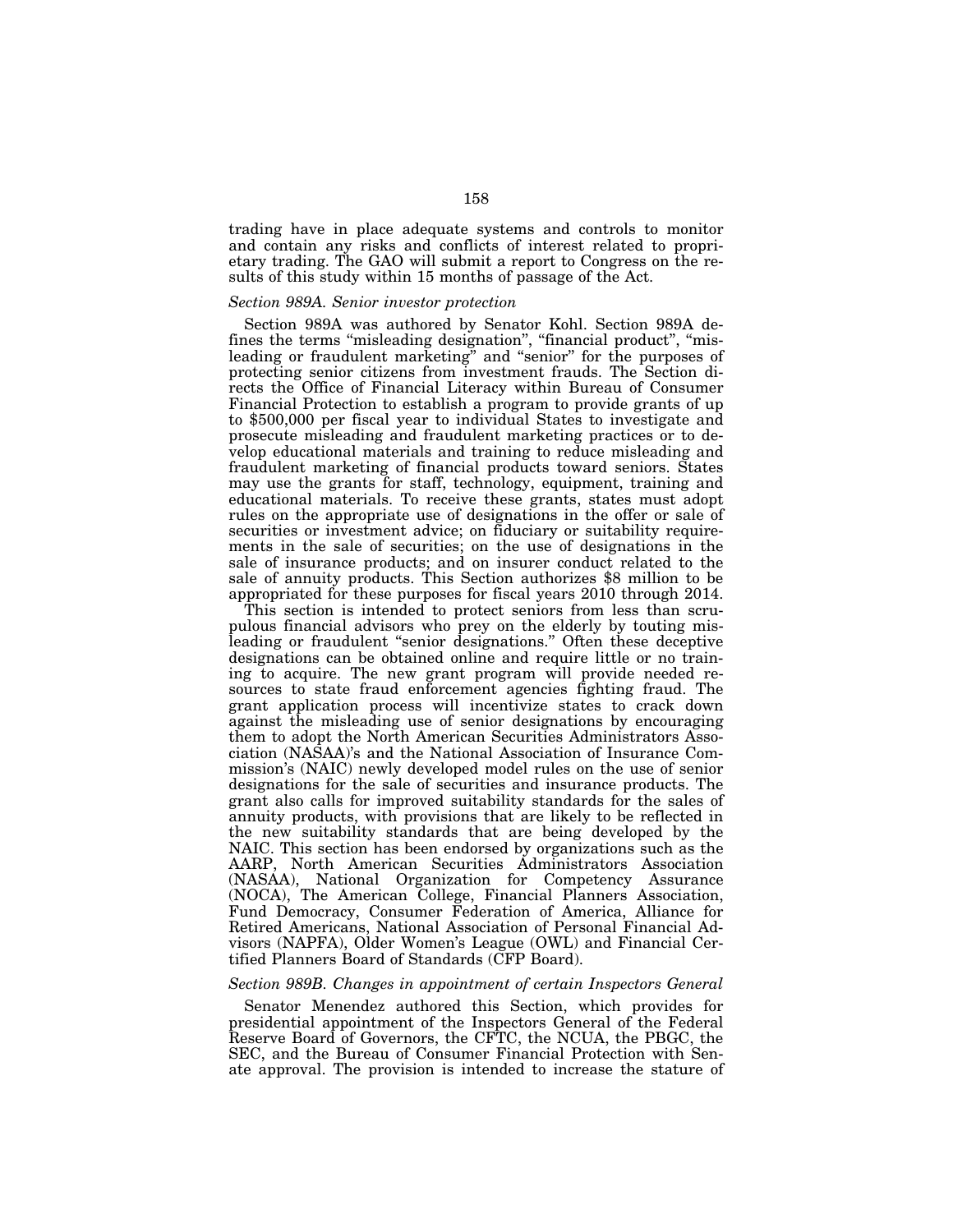trading have in place adequate systems and controls to monitor and contain any risks and conflicts of interest related to proprietary trading. The GAO will submit a report to Congress on the results of this study within 15 months of passage of the Act.

*Section 989A. Senior investor protection*

Section 989A was authored by Senator Kohl. Section 989A defines the terms "misleading designation", "financial product", "misleading or fraudulent marketing" and "senior" for the purposes of protecting senior citizens from investment frauds. The Section directs the Office of Financial Literacy within Bureau of Consumer Financial Protection to establish a program to provide grants of up to $500,000 per fiscal year to individual States to investigate and prosecute misleading and fraudulent marketing practices or to develop educational materials and training to reduce misleading and fraudulent marketing of financial products toward seniors. States may use the grants for staff, technology, equipment, training and educational materials. To receive these grants, states must adopt rules on the appropriate use of designations in the offer or sale of securities or investment advice; on fiduciary or suitability requirements in the sale of securities; on the use of designations in the sale of insurance products; and on insurer conduct related to the sale of annuity products. This Section authorizes $8 million to be appropriated for these purposes for fiscal years 2010 through 2014.

This section is intended to protect seniors from less than scrupulous financial advisors who prey on the elderly by touting misleading or fraudulent "senior designations." Often these deceptive designations can be obtained online and require little or no training to acquire. The new grant program will provide needed resources to state fraud enforcement agencies fighting fraud. The grant application process will incentivize states to crack down against the misleading use of senior designations by encouraging them to adopt the North American Securities Administrators Association (NASAA)'s and the National Association of Insurance Commission's (NAIC) newly developed model rules on the use of senior designations for the sale of securities and insurance products. The grant also calls for improved suitability standards for the sales of annuity products, with provisions that are likely to be reflected in the new suitability standards that are being developed by the NAIC. This section has been endorsed by organizations such as the AARP, North American Securities Administrators Association (NASAA), National Organization for Competency Assurance (NOCA), The American College, Financial Planners Association, Fund Democracy, Consumer Federation of America, Alliance for Retired Americans, National Association of Personal Financial Advisors (NAPFA), Older Women's League (OWL) and Financial Certified Planners Board of Standards (CFP Board).

*Section 989B. Changes in appointment of certain Inspectors General*

Senator Menendez authored this Section, which provides for presidential appointment of the Inspectors General of the Federal Reserve Board of Governors, the CFTC, the NCUA, the PBGC, the SEC, and the Bureau of Consumer Financial Protection with Senate approval. The provision is intended to increase the stature of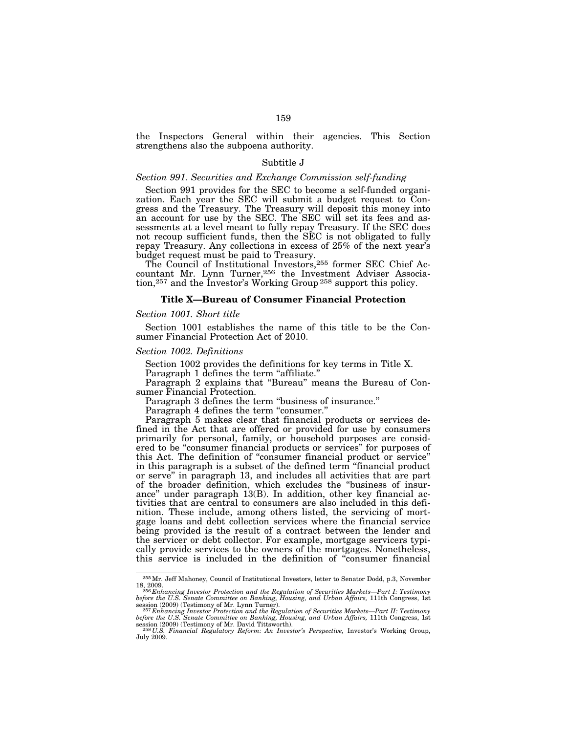the Inspectors General within their agencies. This Section strengthens also the subpoena authority.

### Subtitle J

*Section 991. Securities and Exchange Commission self-funding*

Section 991 provides for the SEC to become a self-funded organization. Each year the SEC will submit a budget request to Congress and the Treasury. The Treasury will deposit this money into an account for use by the SEC. The SEC will set its fees and assessments at a level meant to fully repay Treasury. If the SEC does not recoup sufficient funds, then the SEC is not obligated to fully repay Treasury. Any collections in excess of 25% of the next year's budget request must be paid to Treasury.

The Council of Institutional Investors,[255] former SEC Chief Accountant Mr. Lynn Turner,[256] the Investment Adviser Association,[257] and the Investor's Working Group[258] support this policy.

## Title X—Bureau of Consumer Financial Protection

*Section 1001. Short title*

Section 1001 establishes the name of this title to be the Consumer Financial Protection Act of 2010.

*Section 1002. Definitions*

Section 1002 provides the definitions for key terms in Title X.

Paragraph 1 defines the term "affiliate."

Paragraph 2 explains that "Bureau" means the Bureau of Consumer Financial Protection.

Paragraph 3 defines the term "business of insurance."

Paragraph 4 defines the term "consumer."

Paragraph 5 makes clear that financial products or services defined in the Act that are offered or provided for use by consumers primarily for personal, family, or household purposes are considered to be "consumer financial products or services" for purposes of this Act. The definition of "consumer financial product or service" in this paragraph is a subset of the defined term "financial product or serve" in paragraph 13, and includes all activities that are part of the broader definition, which excludes the "business of insurance" under paragraph 13(B). In addition, other key financial activities that are central to consumers are also included in this definition. These include, among others listed, the servicing of mortgage loans and debt collection services where the financial service being provided is the result of a contract between the lender and the servicer or debt collector. For example, mortgage servicers typically provide services to the owners of the mortgages. Nonetheless, this service is included in the definition of "consumer financial

---

[255] Mr. Jeff Mahoney, Council of Institutional Investors, letter to Senator Dodd, p.3, November 18, 2009.

[256] *Enhancing Investor Protection and the Regulation of Securities Markets—Part I: Testimony before the U.S. Senate Committee on Banking, Housing, and Urban Affairs,* 111th Congress, 1st session (2009) (Testimony of Mr. Lynn Turner).

[257] *Enhancing Investor Protection and the Regulation of Securities Markets—Part II: Testimony before the U.S. Senate Committee on Banking, Housing, and Urban Affairs,* 111th Congress, 1st session (2009) (Testimony of Mr. David Tittsworth).

[258] *U.S. Financial Regulatory Reform: An Investor's Perspective,* Investor's Working Group, July 2009.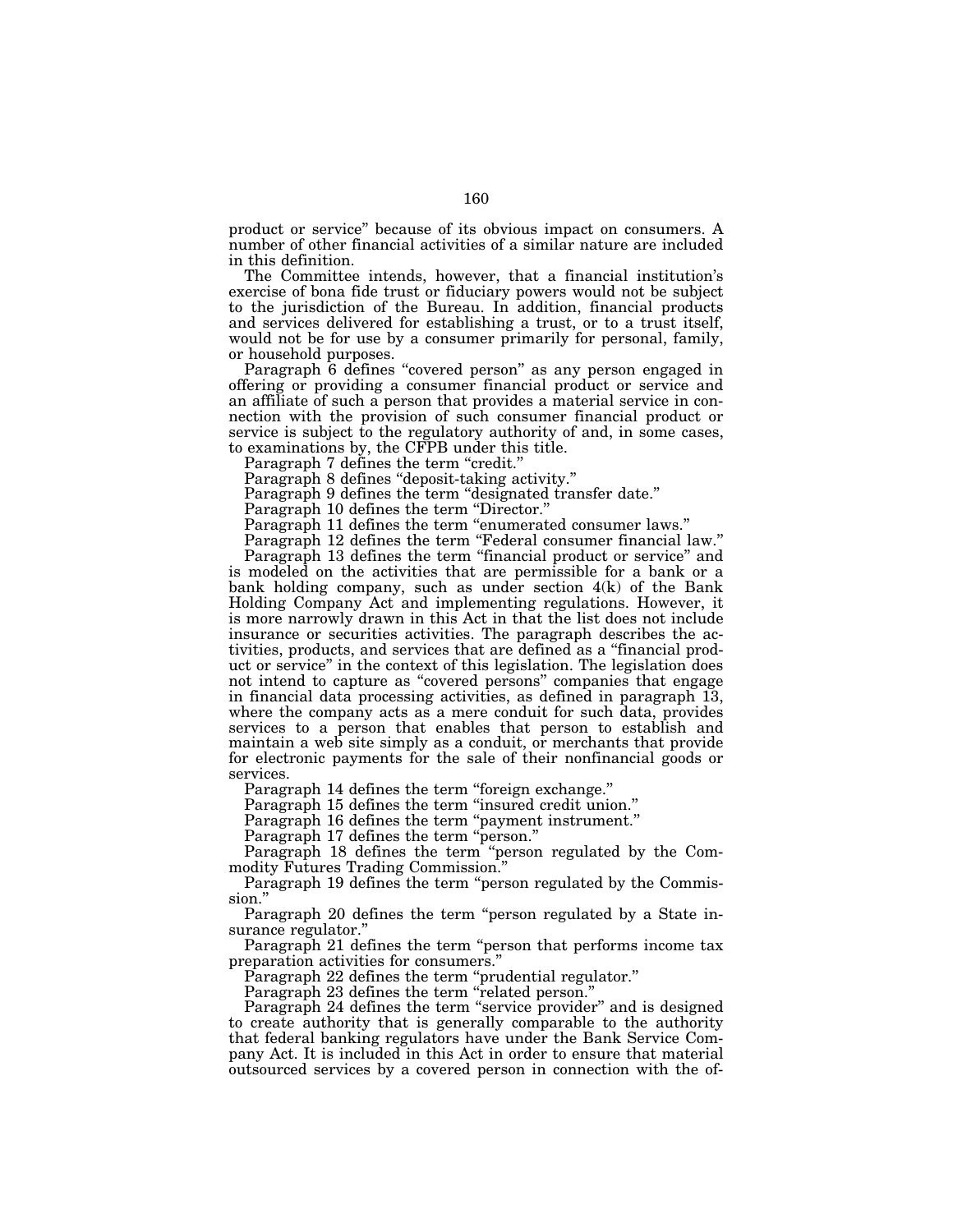product or service” because of its obvious impact on consumers. A number of other financial activities of a similar nature are included in this definition.

The Committee intends, however, that a financial institution’s exercise of bona fide trust or fiduciary powers would not be subject to the jurisdiction of the Bureau. In addition, financial products and services delivered for establishing a trust, or to a trust itself, would not be for use by a consumer primarily for personal, family, or household purposes.

Paragraph 6 defines “covered person” as any person engaged in offering or providing a consumer financial product or service and an affiliate of such a person that provides a material service in connection with the provision of such consumer financial product or service is subject to the regulatory authority of and, in some cases, to examinations by, the CFPB under this title.

Paragraph 7 defines the term “credit.”

Paragraph 8 defines “deposit-taking activity.”

Paragraph 9 defines the term “designated transfer date.”

Paragraph 10 defines the term “Director.”

Paragraph 11 defines the term “enumerated consumer laws.”

Paragraph 12 defines the term “Federal consumer financial law.”

Paragraph 13 defines the term “financial product or service” and is modeled on the activities that are permissible for a bank or a bank holding company, such as under section 4(k) of the Bank Holding Company Act and implementing regulations. However, it is more narrowly drawn in this Act in that the list does not include insurance or securities activities. The paragraph describes the activities, products, and services that are defined as a “financial product or service” in the context of this legislation. The legislation does not intend to capture as “covered persons” companies that engage in financial data processing activities, as defined in paragraph 13, where the company acts as a mere conduit for such data, provides services to a person that enables that person to establish and maintain a web site simply as a conduit, or merchants that provide for electronic payments for the sale of their nonfinancial goods or services.

Paragraph 14 defines the term “foreign exchange.”

Paragraph 15 defines the term “insured credit union.”

Paragraph 16 defines the term “payment instrument.”

Paragraph 17 defines the term “person.”

Paragraph 18 defines the term “person regulated by the Commodity Futures Trading Commission.”

Paragraph 19 defines the term “person regulated by the Commission.”

Paragraph 20 defines the term “person regulated by a State insurance regulator.”

Paragraph 21 defines the term “person that performs income tax preparation activities for consumers.”

Paragraph 22 defines the term “prudential regulator.”

Paragraph 23 defines the term “related person.”

Paragraph 24 defines the term “service provider” and is designed to create authority that is generally comparable to the authority that federal banking regulators have under the Bank Service Company Act. It is included in this Act in order to ensure that material outsourced services by a covered person in connection with the of-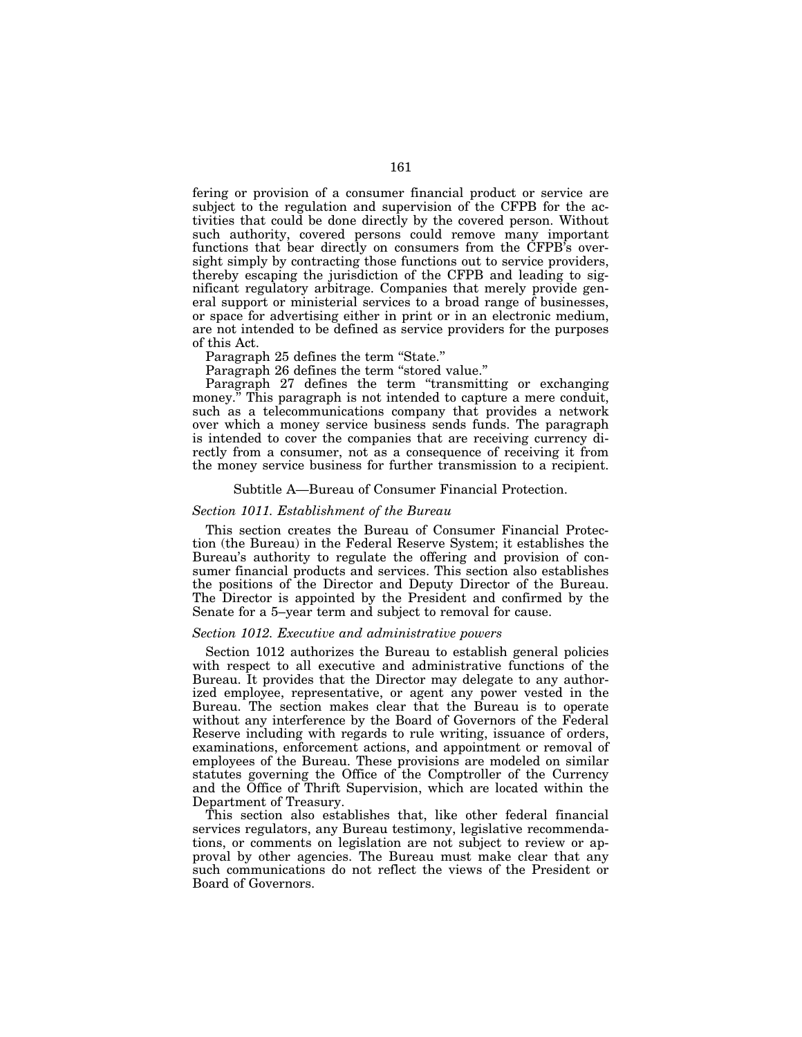fering or provision of a consumer financial product or service are subject to the regulation and supervision of the CFPB for the activities that could be done directly by the covered person. Without such authority, covered persons could remove many important functions that bear directly on consumers from the CFPB's oversight simply by contracting those functions out to service providers, thereby escaping the jurisdiction of the CFPB and leading to significant regulatory arbitrage. Companies that merely provide general support or ministerial services to a broad range of businesses, or space for advertising either in print or in an electronic medium, are not intended to be defined as service providers for the purposes of this Act.

Paragraph 25 defines the term "State."

Paragraph 26 defines the term "stored value."

Paragraph 27 defines the term "transmitting or exchanging money." This paragraph is not intended to capture a mere conduit, such as a telecommunications company that provides a network over which a money service business sends funds. The paragraph is intended to cover the companies that are receiving currency directly from a consumer, not as a consequence of receiving it from the money service business for further transmission to a recipient.

Subtitle A—Bureau of Consumer Financial Protection.

*Section 1011. Establishment of the Bureau*

This section creates the Bureau of Consumer Financial Protection (the Bureau) in the Federal Reserve System; it establishes the Bureau's authority to regulate the offering and provision of consumer financial products and services. This section also establishes the positions of the Director and Deputy Director of the Bureau. The Director is appointed by the President and confirmed by the Senate for a 5–year term and subject to removal for cause.

*Section 1012. Executive and administrative powers*

Section 1012 authorizes the Bureau to establish general policies with respect to all executive and administrative functions of the Bureau. It provides that the Director may delegate to any authorized employee, representative, or agent any power vested in the Bureau. The section makes clear that the Bureau is to operate without any interference by the Board of Governors of the Federal Reserve including with regards to rule writing, issuance of orders, examinations, enforcement actions, and appointment or removal of employees of the Bureau. These provisions are modeled on similar statutes governing the Office of the Comptroller of the Currency and the Office of Thrift Supervision, which are located within the Department of Treasury.

This section also establishes that, like other federal financial services regulators, any Bureau testimony, legislative recommendations, or comments on legislation are not subject to review or approval by other agencies. The Bureau must make clear that any such communications do not reflect the views of the President or Board of Governors.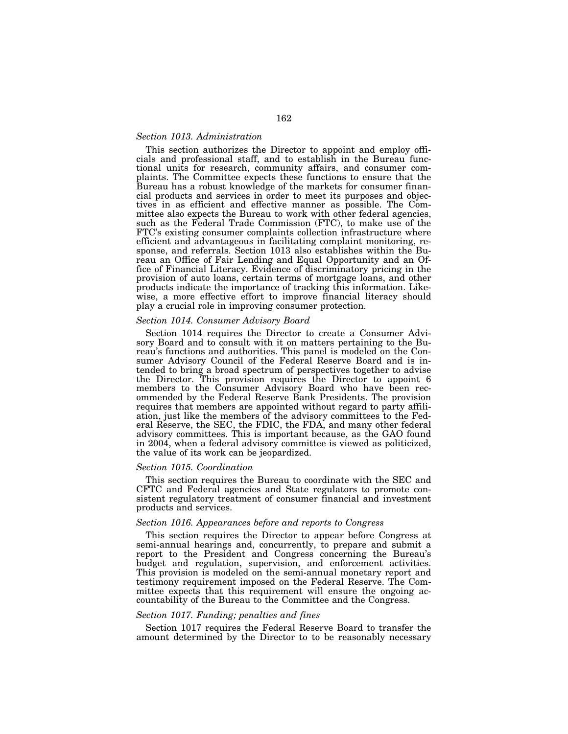*Section 1013. Administration*

This section authorizes the Director to appoint and employ officials and professional staff, and to establish in the Bureau functional units for research, community affairs, and consumer complaints. The Committee expects these functions to ensure that the Bureau has a robust knowledge of the markets for consumer financial products and services in order to meet its purposes and objectives in as efficient and effective manner as possible. The Committee also expects the Bureau to work with other federal agencies, such as the Federal Trade Commission (FTC), to make use of the FTC's existing consumer complaints collection infrastructure where efficient and advantageous in facilitating complaint monitoring, response, and referrals. Section 1013 also establishes within the Bureau an Office of Fair Lending and Equal Opportunity and an Office of Financial Literacy. Evidence of discriminatory pricing in the provision of auto loans, certain terms of mortgage loans, and other products indicate the importance of tracking this information. Likewise, a more effective effort to improve financial literacy should play a crucial role in improving consumer protection.

*Section 1014. Consumer Advisory Board*

Section 1014 requires the Director to create a Consumer Advisory Board and to consult with it on matters pertaining to the Bureau's functions and authorities. This panel is modeled on the Consumer Advisory Council of the Federal Reserve Board and is intended to bring a broad spectrum of perspectives together to advise the Director. This provision requires the Director to appoint 6 members to the Consumer Advisory Board who have been recommended by the Federal Reserve Bank Presidents. The provision requires that members are appointed without regard to party affiliation, just like the members of the advisory committees to the Federal Reserve, the SEC, the FDIC, the FDA, and many other federal advisory committees. This is important because, as the GAO found in 2004, when a federal advisory committee is viewed as politicized, the value of its work can be jeopardized.

*Section 1015. Coordination*

This section requires the Bureau to coordinate with the SEC and CFTC and Federal agencies and State regulators to promote consistent regulatory treatment of consumer financial and investment products and services.

*Section 1016. Appearances before and reports to Congress*

This section requires the Director to appear before Congress at semi-annual hearings and, concurrently, to prepare and submit a report to the President and Congress concerning the Bureau's budget and regulation, supervision, and enforcement activities. This provision is modeled on the semi-annual monetary report and testimony requirement imposed on the Federal Reserve. The Committee expects that this requirement will ensure the ongoing accountability of the Bureau to the Committee and the Congress.

*Section 1017. Funding; penalties and fines*

Section 1017 requires the Federal Reserve Board to transfer the amount determined by the Director to to be reasonably necessary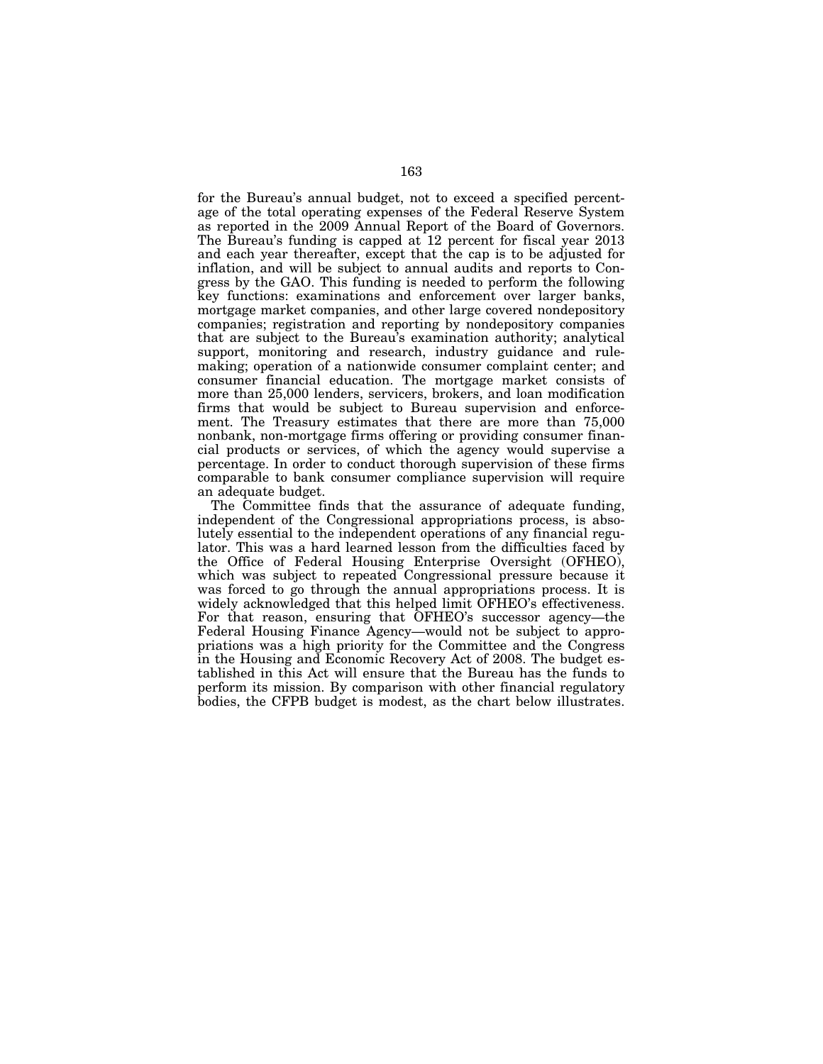for the Bureau's annual budget, not to exceed a specified percentage of the total operating expenses of the Federal Reserve System as reported in the 2009 Annual Report of the Board of Governors. The Bureau's funding is capped at 12 percent for fiscal year 2013 and each year thereafter, except that the cap is to be adjusted for inflation, and will be subject to annual audits and reports to Congress by the GAO. This funding is needed to perform the following key functions: examinations and enforcement over larger banks, mortgage market companies, and other large covered nondepository companies; registration and reporting by nondepository companies that are subject to the Bureau's examination authority; analytical support, monitoring and research, industry guidance and rulemaking; operation of a nationwide consumer complaint center; and consumer financial education. The mortgage market consists of more than 25,000 lenders, servicers, brokers, and loan modification firms that would be subject to Bureau supervision and enforcement. The Treasury estimates that there are more than 75,000 nonbank, non-mortgage firms offering or providing consumer financial products or services, of which the agency would supervise a percentage. In order to conduct thorough supervision of these firms comparable to bank consumer compliance supervision will require an adequate budget.

The Committee finds that the assurance of adequate funding, independent of the Congressional appropriations process, is absolutely essential to the independent operations of any financial regulator. This was a hard learned lesson from the difficulties faced by the Office of Federal Housing Enterprise Oversight (OFHEO), which was subject to repeated Congressional pressure because it was forced to go through the annual appropriations process. It is widely acknowledged that this helped limit OFHEO's effectiveness. For that reason, ensuring that OFHEO's successor agency—the Federal Housing Finance Agency—would not be subject to appropriations was a high priority for the Committee and the Congress in the Housing and Economic Recovery Act of 2008. The budget established in this Act will ensure that the Bureau has the funds to perform its mission. By comparison with other financial regulatory bodies, the CFPB budget is modest, as the chart below illustrates.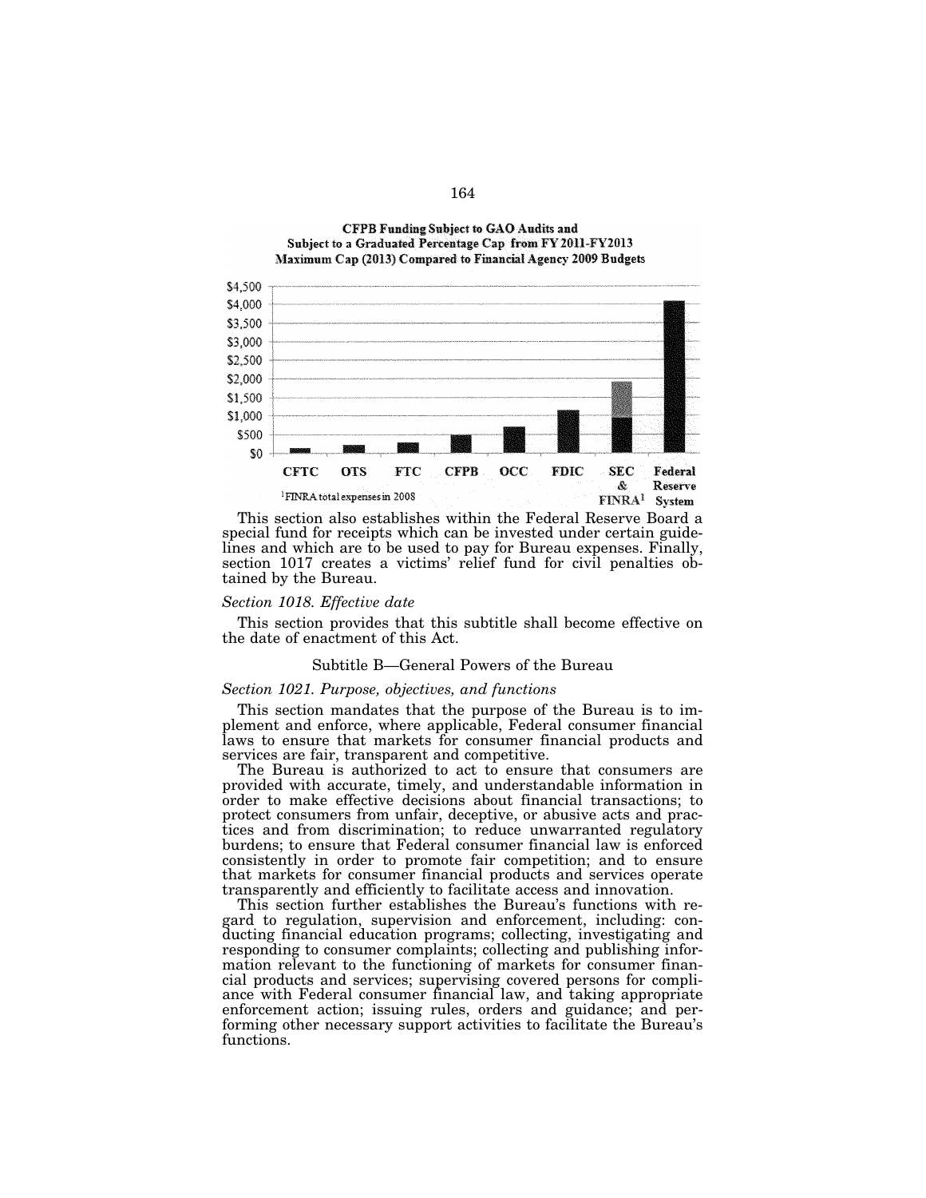**CFPB Funding Subject to GAO Audits and Subject to a Graduated Percentage Cap from FY2011-FY2013 Maximum Cap (2013) Compared to Financial Agency 2009 Budgets**

$4,500
$4,000
$3,500
$3,000
$2,500
$2,000
$1,500
$1,000
$500
$0

CFTC OTS FTC CFPB OCC FDIC SEC & FINRA[1] Federal Reserve System

[1]FINRA total expenses in 2008

This section also establishes within the Federal Reserve Board a special fund for receipts which can be invested under certain guidelines and which are to be used to pay for Bureau expenses. Finally, section 1017 creates a victims' relief fund for civil penalties obtained by the Bureau.

*Section 1018. Effective date*

This section provides that this subtitle shall become effective on the date of enactment of this Act.

## Subtitle B—General Powers of the Bureau

*Section 1021. Purpose, objectives, and functions*

This section mandates that the purpose of the Bureau is to implement and enforce, where applicable, Federal consumer financial laws to ensure that markets for consumer financial products and services are fair, transparent and competitive.

The Bureau is authorized to act to ensure that consumers are provided with accurate, timely, and understandable information in order to make effective decisions about financial transactions; to protect consumers from unfair, deceptive, or abusive acts and practices and from discrimination; to reduce unwarranted regulatory burdens; to ensure that Federal consumer financial law is enforced consistently in order to promote fair competition; and to ensure that markets for consumer financial products and services operate transparently and efficiently to facilitate access and innovation.

This section further establishes the Bureau's functions with regard to regulation, supervision and enforcement, including: conducting financial education programs; collecting, investigating and responding to consumer complaints; collecting and publishing information relevant to the functioning of markets for consumer financial products and services; supervising covered persons for compliance with Federal consumer financial law, and taking appropriate enforcement action; issuing rules, orders and guidance; and performing other necessary support activities to facilitate the Bureau's functions.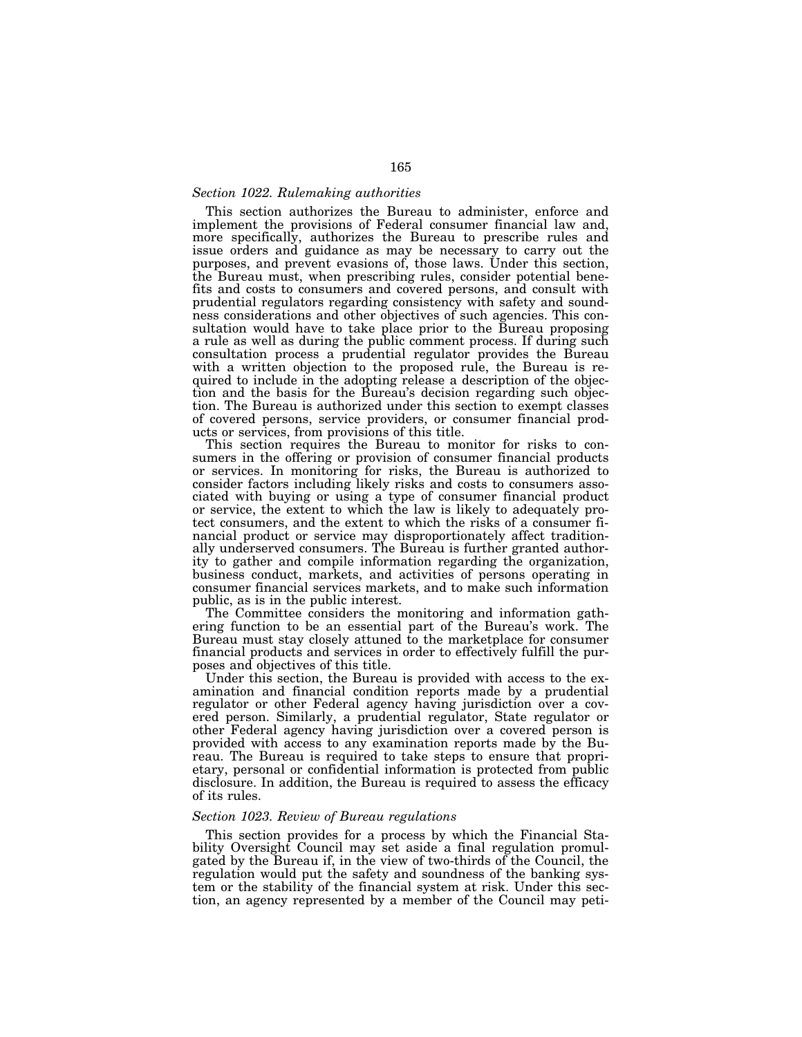*Section 1022. Rulemaking authorities*

This section authorizes the Bureau to administer, enforce and implement the provisions of Federal consumer financial law and, more specifically, authorizes the Bureau to prescribe rules and issue orders and guidance as may be necessary to carry out the purposes, and prevent evasions of, those laws. Under this section, the Bureau must, when prescribing rules, consider potential benefits and costs to consumers and covered persons, and consult with prudential regulators regarding consistency with safety and soundness considerations and other objectives of such agencies. This consultation would have to take place prior to the Bureau proposing a rule as well as during the public comment process. If during such consultation process a prudential regulator provides the Bureau with a written objection to the proposed rule, the Bureau is required to include in the adopting release a description of the objection and the basis for the Bureau's decision regarding such objection. The Bureau is authorized under this section to exempt classes of covered persons, service providers, or consumer financial products or services, from provisions of this title.

This section requires the Bureau to monitor for risks to consumers in the offering or provision of consumer financial products or services. In monitoring for risks, the Bureau is authorized to consider factors including likely risks and costs to consumers associated with buying or using a type of consumer financial product or service, the extent to which the law is likely to adequately protect consumers, and the extent to which the risks of a consumer financial product or service may disproportionately affect traditionally underserved consumers. The Bureau is further granted authority to gather and compile information regarding the organization, business conduct, markets, and activities of persons operating in consumer financial services markets, and to make such information public, as is in the public interest.

The Committee considers the monitoring and information gathering function to be an essential part of the Bureau's work. The Bureau must stay closely attuned to the marketplace for consumer financial products and services in order to effectively fulfill the purposes and objectives of this title.

Under this section, the Bureau is provided with access to the examination and financial condition reports made by a prudential regulator or other Federal agency having jurisdiction over a covered person. Similarly, a prudential regulator, State regulator or other Federal agency having jurisdiction over a covered person is provided with access to any examination reports made by the Bureau. The Bureau is required to take steps to ensure that proprietary, personal or confidential information is protected from public disclosure. In addition, the Bureau is required to assess the efficacy of its rules.

*Section 1023. Review of Bureau regulations*

This section provides for a process by which the Financial Stability Oversight Council may set aside a final regulation promulgated by the Bureau if, in the view of two-thirds of the Council, the regulation would put the safety and soundness of the banking system or the stability of the financial system at risk. Under this section, an agency represented by a member of the Council may peti-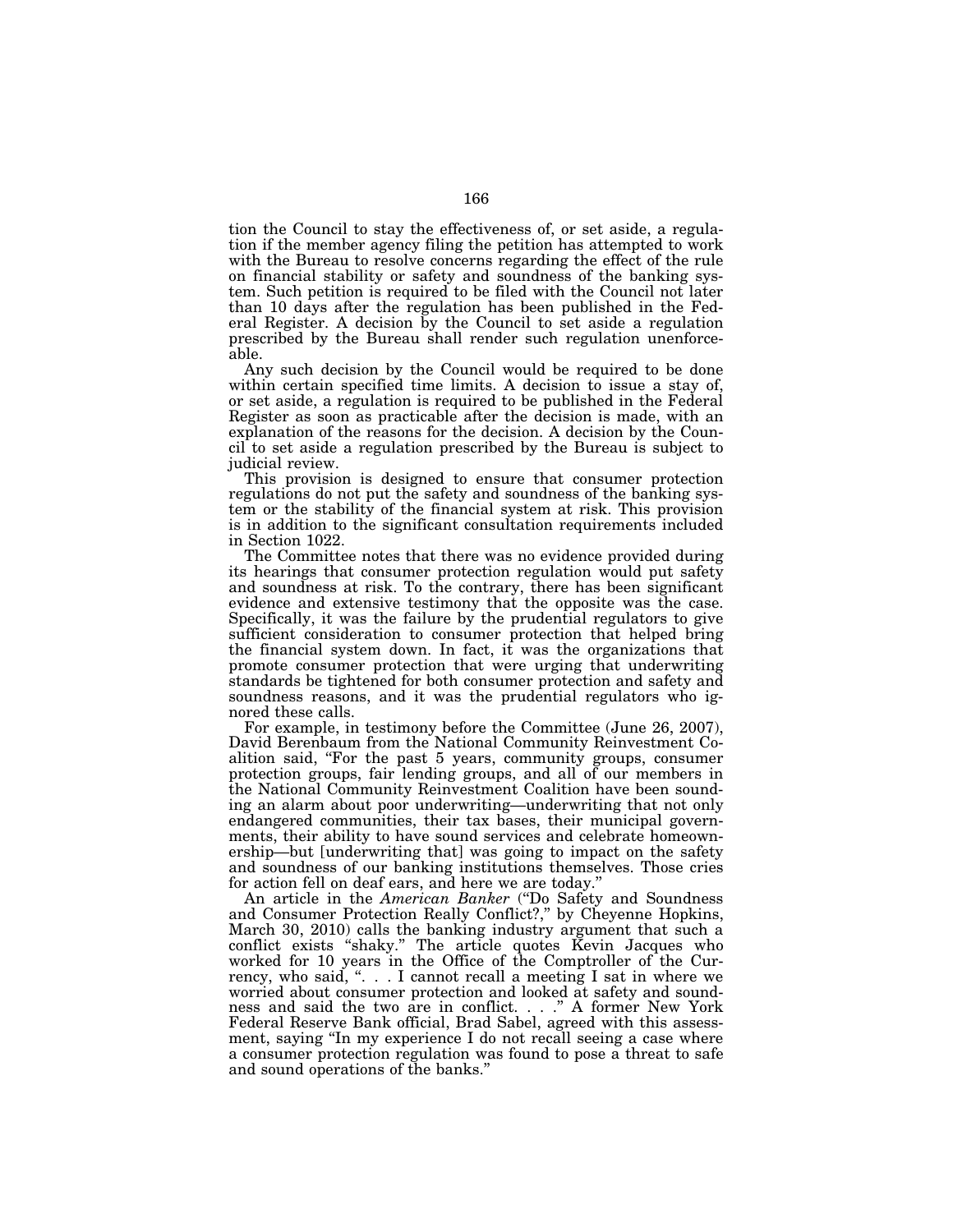tion the Council to stay the effectiveness of, or set aside, a regulation if the member agency filing the petition has attempted to work with the Bureau to resolve concerns regarding the effect of the rule on financial stability or safety and soundness of the banking system. Such petition is required to be filed with the Council not later than 10 days after the regulation has been published in the Federal Register. A decision by the Council to set aside a regulation prescribed by the Bureau shall render such regulation unenforceable.

Any such decision by the Council would be required to be done within certain specified time limits. A decision to issue a stay of, or set aside, a regulation is required to be published in the Federal Register as soon as practicable after the decision is made, with an explanation of the reasons for the decision. A decision by the Council to set aside a regulation prescribed by the Bureau is subject to judicial review.

This provision is designed to ensure that consumer protection regulations do not put the safety and soundness of the banking system or the stability of the financial system at risk. This provision is in addition to the significant consultation requirements included in Section 1022.

The Committee notes that there was no evidence provided during its hearings that consumer protection regulation would put safety and soundness at risk. To the contrary, there has been significant evidence and extensive testimony that the opposite was the case. Specifically, it was the failure by the prudential regulators to give sufficient consideration to consumer protection that helped bring the financial system down. In fact, it was the organizations that promote consumer protection that were urging that underwriting standards be tightened for both consumer protection and safety and soundness reasons, and it was the prudential regulators who ignored these calls.

For example, in testimony before the Committee (June 26, 2007), David Berenbaum from the National Community Reinvestment Coalition said, "For the past 5 years, community groups, consumer protection groups, fair lending groups, and all of our members in the National Community Reinvestment Coalition have been sounding an alarm about poor underwriting—underwriting that not only endangered communities, their tax bases, their municipal governments, their ability to have sound services and celebrate homeownership—but [underwriting that] was going to impact on the safety and soundness of our banking institutions themselves. Those cries for action fell on deaf ears, and here we are today."

An article in the *American Banker* ("Do Safety and Soundness and Consumer Protection Really Conflict?," by Cheyenne Hopkins, March 30, 2010) calls the banking industry argument that such a conflict exists "shaky." The article quotes Kevin Jacques who worked for 10 years in the Office of the Comptroller of the Currency, who said, ". . . I cannot recall a meeting I sat in where we worried about consumer protection and looked at safety and soundness and said the two are in conflict. . . ." A former New York Federal Reserve Bank official, Brad Sabel, agreed with this assessment, saying "In my experience I do not recall seeing a case where a consumer protection regulation was found to pose a threat to safe and sound operations of the banks."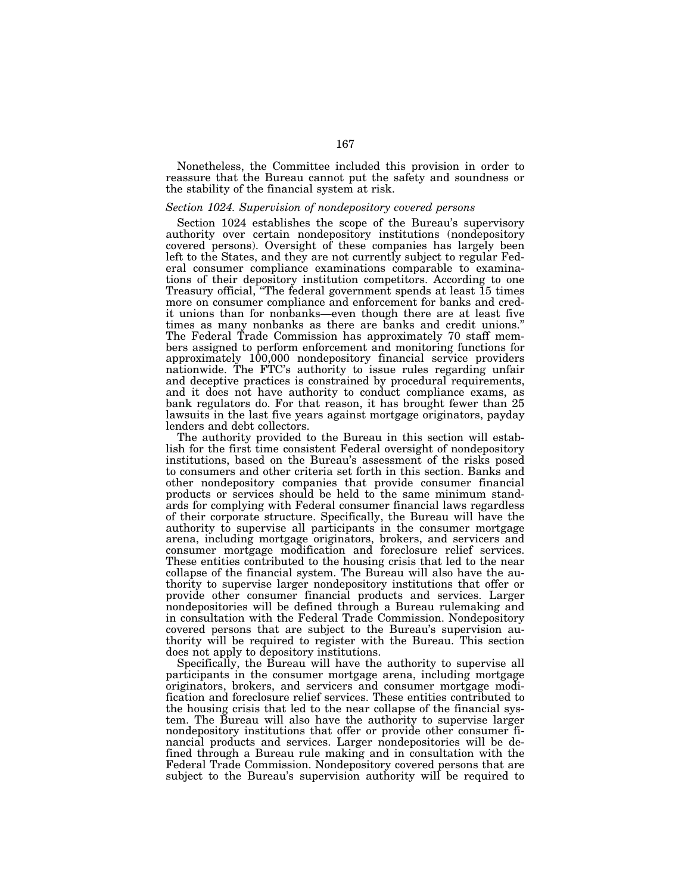Nonetheless, the Committee included this provision in order to reassure that the Bureau cannot put the safety and soundness or the stability of the financial system at risk.

*Section 1024. Supervision of nondepository covered persons*

Section 1024 establishes the scope of the Bureau's supervisory authority over certain nondepository institutions (nondepository covered persons). Oversight of these companies has largely been left to the States, and they are not currently subject to regular Federal consumer compliance examinations comparable to examinations of their depository institution competitors. According to one Treasury official, "The federal government spends at least 15 times more on consumer compliance and enforcement for banks and credit unions than for nonbanks—even though there are at least five times as many nonbanks as there are banks and credit unions." The Federal Trade Commission has approximately 70 staff members assigned to perform enforcement and monitoring functions for approximately 100,000 nondepository financial service providers nationwide. The FTC's authority to issue rules regarding unfair and deceptive practices is constrained by procedural requirements, and it does not have authority to conduct compliance exams, as bank regulators do. For that reason, it has brought fewer than 25 lawsuits in the last five years against mortgage originators, payday lenders and debt collectors.

The authority provided to the Bureau in this section will establish for the first time consistent Federal oversight of nondepository institutions, based on the Bureau's assessment of the risks posed to consumers and other criteria set forth in this section. Banks and other nondepository companies that provide consumer financial products or services should be held to the same minimum standards for complying with Federal consumer financial laws regardless of their corporate structure. Specifically, the Bureau will have the authority to supervise all participants in the consumer mortgage arena, including mortgage originators, brokers, and servicers and consumer mortgage modification and foreclosure relief services. These entities contributed to the housing crisis that led to the near collapse of the financial system. The Bureau will also have the authority to supervise larger nondepository institutions that offer or provide other consumer financial products and services. Larger nondepositories will be defined through a Bureau rulemaking and in consultation with the Federal Trade Commission. Nondepository covered persons that are subject to the Bureau's supervision authority will be required to register with the Bureau. This section does not apply to depository institutions.

Specifically, the Bureau will have the authority to supervise all participants in the consumer mortgage arena, including mortgage originators, brokers, and servicers and consumer mortgage modification and foreclosure relief services. These entities contributed to the housing crisis that led to the near collapse of the financial system. The Bureau will also have the authority to supervise larger nondepository institutions that offer or provide other consumer financial products and services. Larger nondepositories will be defined through a Bureau rule making and in consultation with the Federal Trade Commission. Nondepository covered persons that are subject to the Bureau's supervision authority will be required to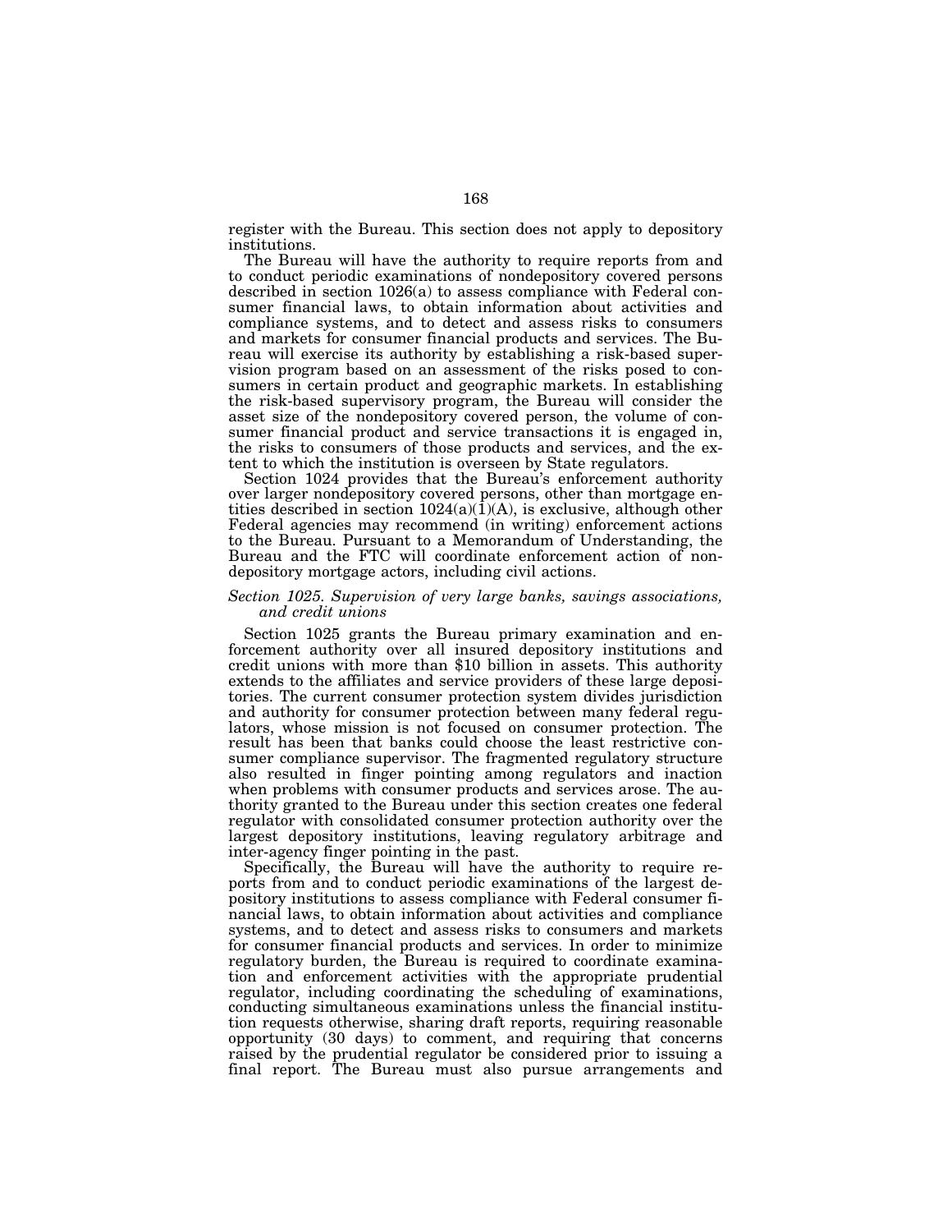register with the Bureau. This section does not apply to depository institutions.

The Bureau will have the authority to require reports from and to conduct periodic examinations of nondepository covered persons described in section 1026(a) to assess compliance with Federal consumer financial laws, to obtain information about activities and compliance systems, and to detect and assess risks to consumers and markets for consumer financial products and services. The Bureau will exercise its authority by establishing a risk-based supervision program based on an assessment of the risks posed to consumers in certain product and geographic markets. In establishing the risk-based supervisory program, the Bureau will consider the asset size of the nondepository covered person, the volume of consumer financial product and service transactions it is engaged in, the risks to consumers of those products and services, and the extent to which the institution is overseen by State regulators.

Section 1024 provides that the Bureau's enforcement authority over larger nondepository covered persons, other than mortgage entities described in section 1024(a)(1)(A), is exclusive, although other Federal agencies may recommend (in writing) enforcement actions to the Bureau. Pursuant to a Memorandum of Understanding, the Bureau and the FTC will coordinate enforcement action of nondepository mortgage actors, including civil actions.

*Section 1025. Supervision of very large banks, savings associations, and credit unions*

Section 1025 grants the Bureau primary examination and enforcement authority over all insured depository institutions and credit unions with more than $10 billion in assets. This authority extends to the affiliates and service providers of these large depositories. The current consumer protection system divides jurisdiction and authority for consumer protection between many federal regulators, whose mission is not focused on consumer protection. The result has been that banks could choose the least restrictive consumer compliance supervisor. The fragmented regulatory structure also resulted in finger pointing among regulators and inaction when problems with consumer products and services arose. The authority granted to the Bureau under this section creates one federal regulator with consolidated consumer protection authority over the largest depository institutions, leaving regulatory arbitrage and inter-agency finger pointing in the past.

Specifically, the Bureau will have the authority to require reports from and to conduct periodic examinations of the largest depository institutions to assess compliance with Federal consumer financial laws, to obtain information about activities and compliance systems, and to detect and assess risks to consumers and markets for consumer financial products and services. In order to minimize regulatory burden, the Bureau is required to coordinate examination and enforcement activities with the appropriate prudential regulator, including coordinating the scheduling of examinations, conducting simultaneous examinations unless the financial institution requests otherwise, sharing draft reports, requiring reasonable opportunity (30 days) to comment, and requiring that concerns raised by the prudential regulator be considered prior to issuing a final report. The Bureau must also pursue arrangements and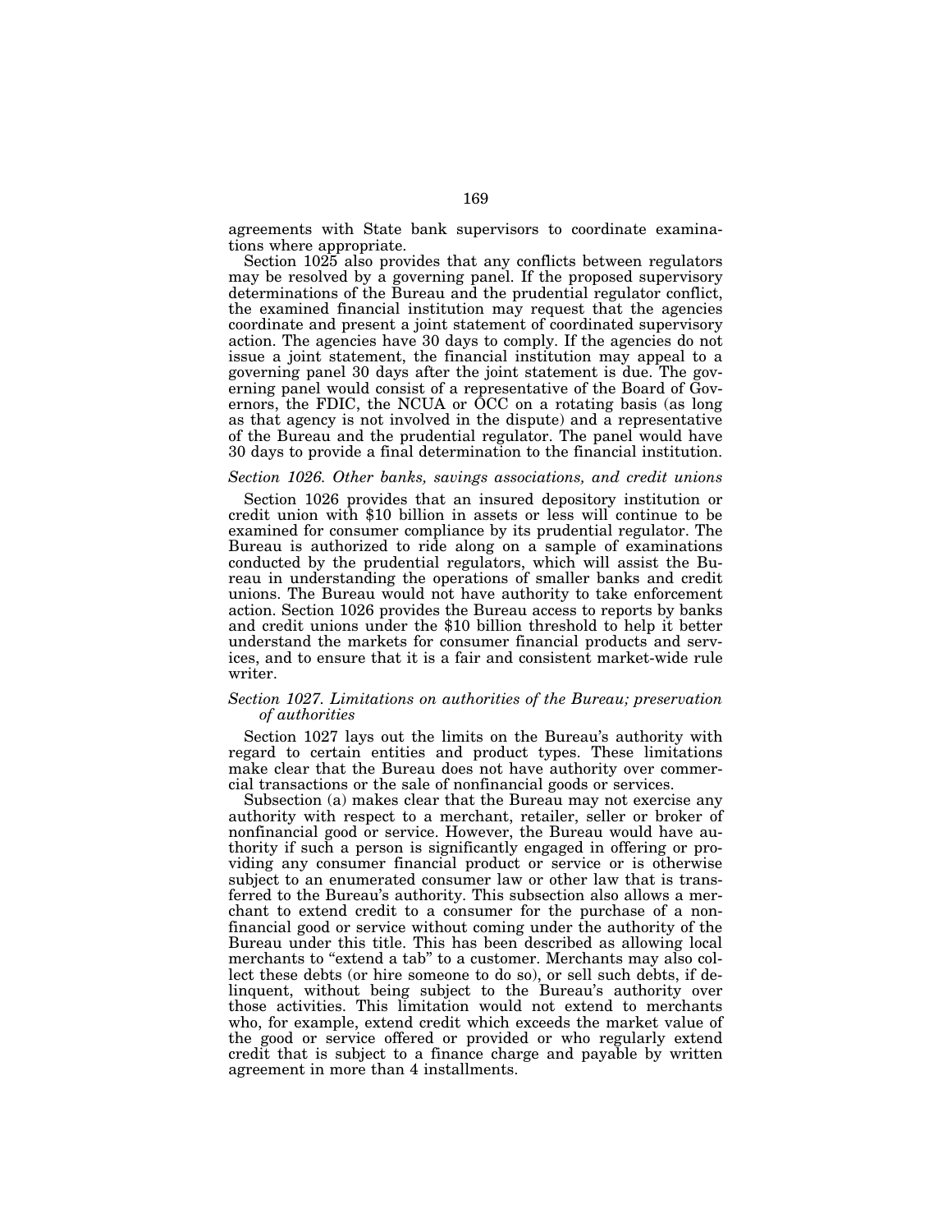agreements with State bank supervisors to coordinate examinations where appropriate.

Section 1025 also provides that any conflicts between regulators may be resolved by a governing panel. If the proposed supervisory determinations of the Bureau and the prudential regulator conflict, the examined financial institution may request that the agencies coordinate and present a joint statement of coordinated supervisory action. The agencies have 30 days to comply. If the agencies do not issue a joint statement, the financial institution may appeal to a governing panel 30 days after the joint statement is due. The governing panel would consist of a representative of the Board of Governors, the FDIC, the NCUA or OCC on a rotating basis (as long as that agency is not involved in the dispute) and a representative of the Bureau and the prudential regulator. The panel would have 30 days to provide a final determination to the financial institution.

*Section 1026. Other banks, savings associations, and credit unions*

Section 1026 provides that an insured depository institution or credit union with $10 billion in assets or less will continue to be examined for consumer compliance by its prudential regulator. The Bureau is authorized to ride along on a sample of examinations conducted by the prudential regulators, which will assist the Bureau in understanding the operations of smaller banks and credit unions. The Bureau would not have authority to take enforcement action. Section 1026 provides the Bureau access to reports by banks and credit unions under the $10 billion threshold to help it better understand the markets for consumer financial products and services, and to ensure that it is a fair and consistent market-wide rule writer.

*Section 1027. Limitations on authorities of the Bureau; preservation of authorities*

Section 1027 lays out the limits on the Bureau's authority with regard to certain entities and product types. These limitations make clear that the Bureau does not have authority over commercial transactions or the sale of nonfinancial goods or services.

Subsection (a) makes clear that the Bureau may not exercise any authority with respect to a merchant, retailer, seller or broker of nonfinancial good or service. However, the Bureau would have authority if such a person is significantly engaged in offering or providing any consumer financial product or service or is otherwise subject to an enumerated consumer law or other law that is transferred to the Bureau's authority. This subsection also allows a merchant to extend credit to a consumer for the purchase of a nonfinancial good or service without coming under the authority of the Bureau under this title. This has been described as allowing local merchants to "extend a tab" to a customer. Merchants may also collect these debts (or hire someone to do so), or sell such debts, if delinquent, without being subject to the Bureau's authority over those activities. This limitation would not extend to merchants who, for example, extend credit which exceeds the market value of the good or service offered or provided or who regularly extend credit that is subject to a finance charge and payable by written agreement in more than 4 installments.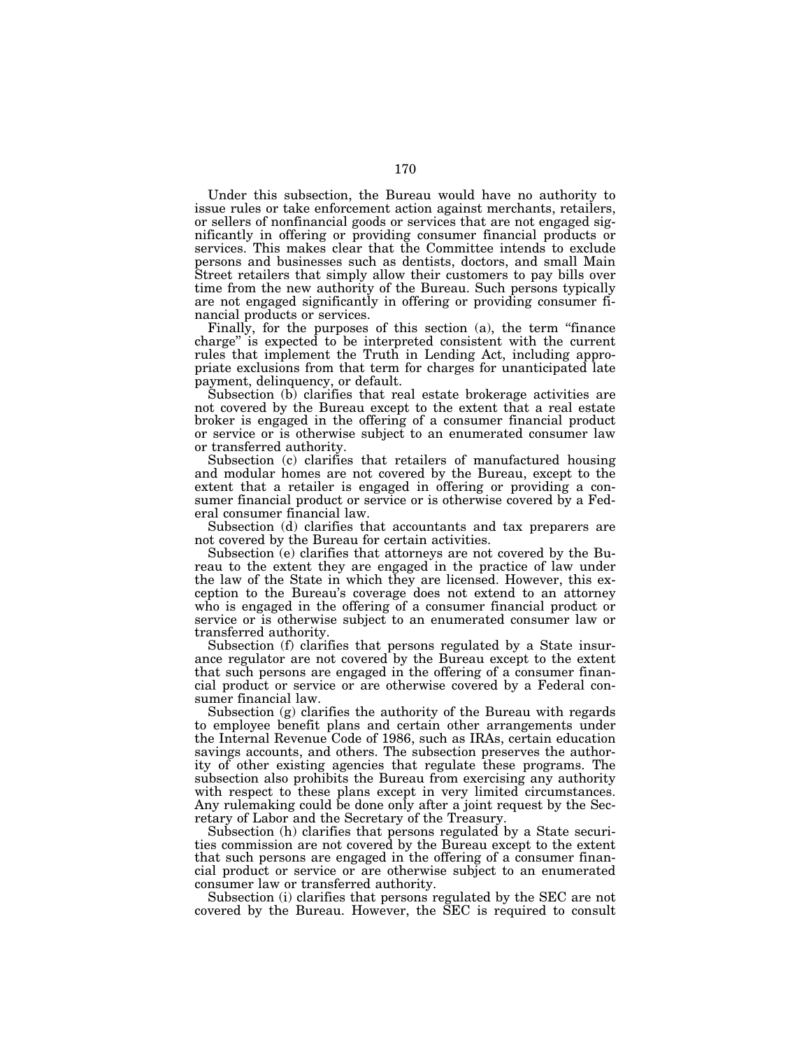Under this subsection, the Bureau would have no authority to issue rules or take enforcement action against merchants, retailers, or sellers of nonfinancial goods or services that are not engaged significantly in offering or providing consumer financial products or services. This makes clear that the Committee intends to exclude persons and businesses such as dentists, doctors, and small Main Street retailers that simply allow their customers to pay bills over time from the new authority of the Bureau. Such persons typically are not engaged significantly in offering or providing consumer financial products or services.

Finally, for the purposes of this section (a), the term "finance charge" is expected to be interpreted consistent with the current rules that implement the Truth in Lending Act, including appropriate exclusions from that term for charges for unanticipated late payment, delinquency, or default.

Subsection (b) clarifies that real estate brokerage activities are not covered by the Bureau except to the extent that a real estate broker is engaged in the offering of a consumer financial product or service or is otherwise subject to an enumerated consumer law or transferred authority.

Subsection (c) clarifies that retailers of manufactured housing and modular homes are not covered by the Bureau, except to the extent that a retailer is engaged in offering or providing a consumer financial product or service or is otherwise covered by a Federal consumer financial law.

Subsection (d) clarifies that accountants and tax preparers are not covered by the Bureau for certain activities.

Subsection (e) clarifies that attorneys are not covered by the Bureau to the extent they are engaged in the practice of law under the law of the State in which they are licensed. However, this exception to the Bureau's coverage does not extend to an attorney who is engaged in the offering of a consumer financial product or service or is otherwise subject to an enumerated consumer law or transferred authority.

Subsection (f) clarifies that persons regulated by a State insurance regulator are not covered by the Bureau except to the extent that such persons are engaged in the offering of a consumer financial product or service or are otherwise covered by a Federal consumer financial law.

Subsection (g) clarifies the authority of the Bureau with regards to employee benefit plans and certain other arrangements under the Internal Revenue Code of 1986, such as IRAs, certain education savings accounts, and others. The subsection preserves the authority of other existing agencies that regulate these programs. The subsection also prohibits the Bureau from exercising any authority with respect to these plans except in very limited circumstances. Any rulemaking could be done only after a joint request by the Secretary of Labor and the Secretary of the Treasury.

Subsection (h) clarifies that persons regulated by a State securities commission are not covered by the Bureau except to the extent that such persons are engaged in the offering of a consumer financial product or service or are otherwise subject to an enumerated consumer law or transferred authority.

Subsection (i) clarifies that persons regulated by the SEC are not covered by the Bureau. However, the SEC is required to consult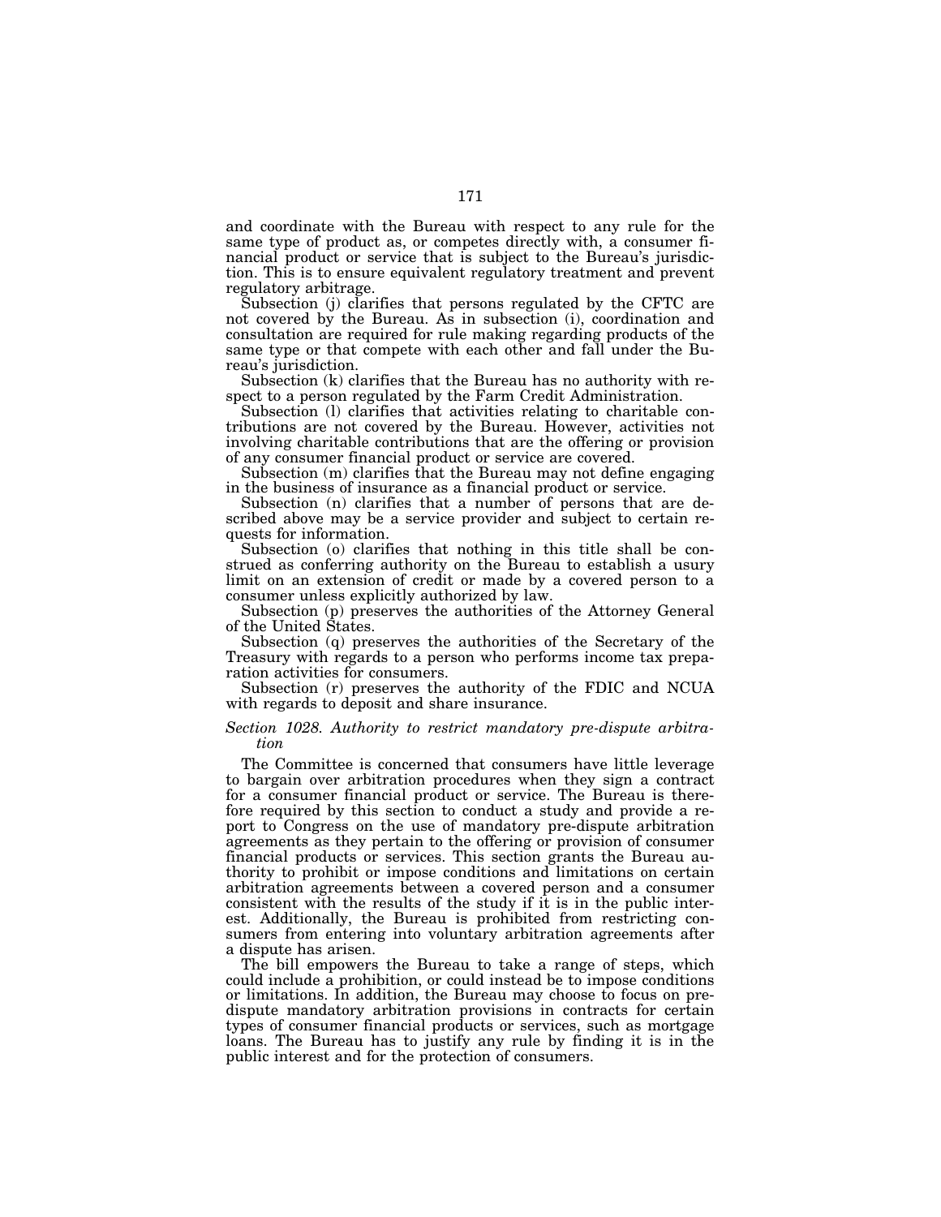and coordinate with the Bureau with respect to any rule for the same type of product as, or competes directly with, a consumer financial product or service that is subject to the Bureau's jurisdiction. This is to ensure equivalent regulatory treatment and prevent regulatory arbitrage.

Subsection (j) clarifies that persons regulated by the CFTC are not covered by the Bureau. As in subsection (i), coordination and consultation are required for rule making regarding products of the same type or that compete with each other and fall under the Bureau's jurisdiction.

Subsection (k) clarifies that the Bureau has no authority with respect to a person regulated by the Farm Credit Administration.

Subsection (l) clarifies that activities relating to charitable contributions are not covered by the Bureau. However, activities not involving charitable contributions that are the offering or provision of any consumer financial product or service are covered.

Subsection (m) clarifies that the Bureau may not define engaging in the business of insurance as a financial product or service.

Subsection (n) clarifies that a number of persons that are described above may be a service provider and subject to certain requests for information.

Subsection (o) clarifies that nothing in this title shall be construed as conferring authority on the Bureau to establish a usury limit on an extension of credit or made by a covered person to a consumer unless explicitly authorized by law.

Subsection (p) preserves the authorities of the Attorney General of the United States.

Subsection (q) preserves the authorities of the Secretary of the Treasury with regards to a person who performs income tax preparation activities for consumers.

Subsection (r) preserves the authority of the FDIC and NCUA with regards to deposit and share insurance.

### *Section 1028. Authority to restrict mandatory pre-dispute arbitration*

The Committee is concerned that consumers have little leverage to bargain over arbitration procedures when they sign a contract for a consumer financial product or service. The Bureau is therefore required by this section to conduct a study and provide a report to Congress on the use of mandatory pre-dispute arbitration agreements as they pertain to the offering or provision of consumer financial products or services. This section grants the Bureau authority to prohibit or impose conditions and limitations on certain arbitration agreements between a covered person and a consumer consistent with the results of the study if it is in the public interest. Additionally, the Bureau is prohibited from restricting consumers from entering into voluntary arbitration agreements after a dispute has arisen.

The bill empowers the Bureau to take a range of steps, which could include a prohibition, or could instead be to impose conditions or limitations. In addition, the Bureau may choose to focus on pre-dispute mandatory arbitration provisions in contracts for certain types of consumer financial products or services, such as mortgage loans. The Bureau has to justify any rule by finding it is in the public interest and for the protection of consumers.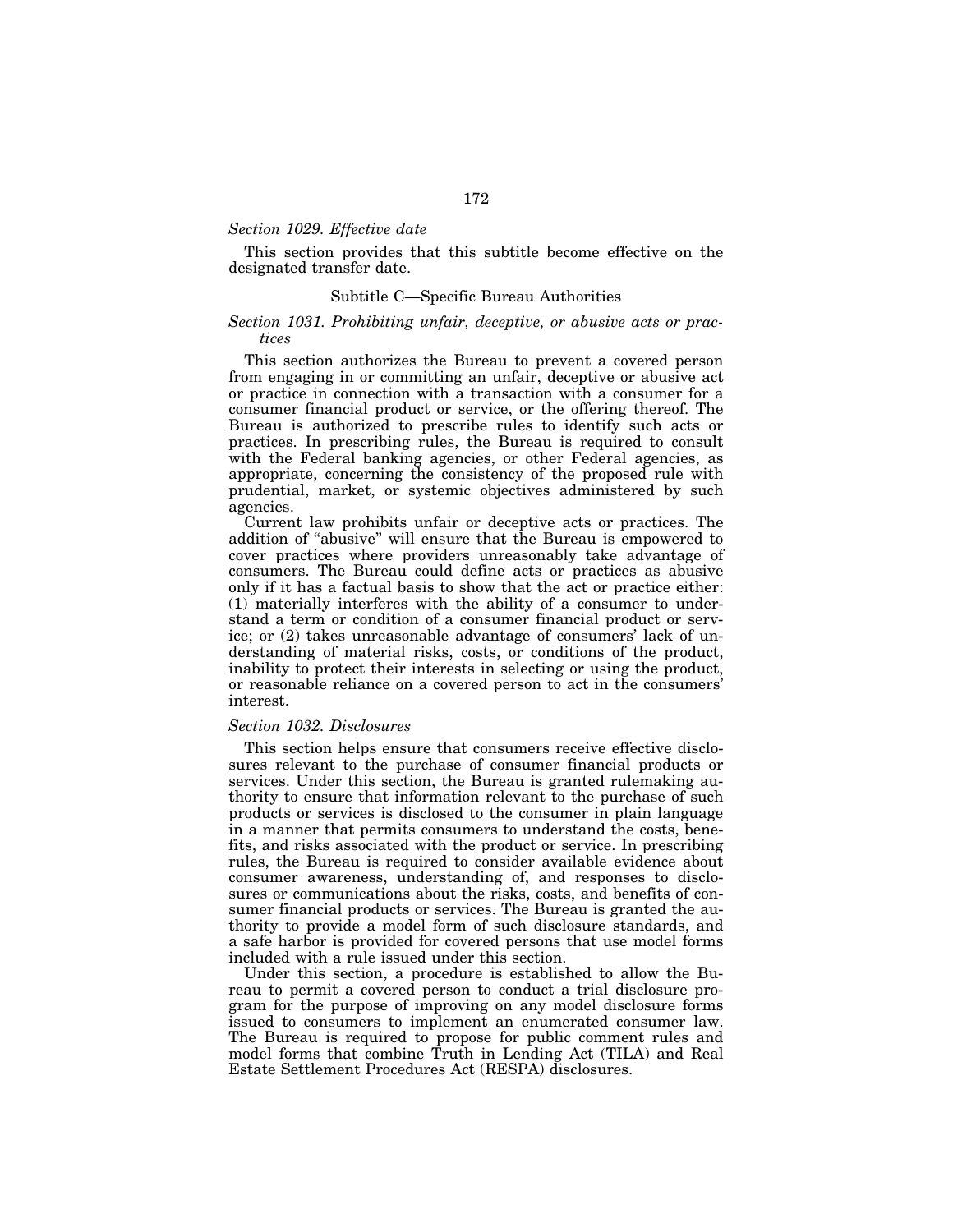*Section 1029. Effective date*

This section provides that this subtitle become effective on the designated transfer date.

## Subtitle C—Specific Bureau Authorities

*Section 1031. Prohibiting unfair, deceptive, or abusive acts or practices*

This section authorizes the Bureau to prevent a covered person from engaging in or committing an unfair, deceptive or abusive act or practice in connection with a transaction with a consumer for a consumer financial product or service, or the offering thereof. The Bureau is authorized to prescribe rules to identify such acts or practices. In prescribing rules, the Bureau is required to consult with the Federal banking agencies, or other Federal agencies, as appropriate, concerning the consistency of the proposed rule with prudential, market, or systemic objectives administered by such agencies.

Current law prohibits unfair or deceptive acts or practices. The addition of "abusive" will ensure that the Bureau is empowered to cover practices where providers unreasonably take advantage of consumers. The Bureau could define acts or practices as abusive only if it has a factual basis to show that the act or practice either: (1) materially interferes with the ability of a consumer to understand a term or condition of a consumer financial product or service; or (2) takes unreasonable advantage of consumers' lack of understanding of material risks, costs, or conditions of the product, inability to protect their interests in selecting or using the product, or reasonable reliance on a covered person to act in the consumers' interest.

*Section 1032. Disclosures*

This section helps ensure that consumers receive effective disclosures relevant to the purchase of consumer financial products or services. Under this section, the Bureau is granted rulemaking authority to ensure that information relevant to the purchase of such products or services is disclosed to the consumer in plain language in a manner that permits consumers to understand the costs, benefits, and risks associated with the product or service. In prescribing rules, the Bureau is required to consider available evidence about consumer awareness, understanding of, and responses to disclosures or communications about the risks, costs, and benefits of consumer financial products or services. The Bureau is granted the authority to provide a model form of such disclosure standards, and a safe harbor is provided for covered persons that use model forms included with a rule issued under this section.

Under this section, a procedure is established to allow the Bureau to permit a covered person to conduct a trial disclosure program for the purpose of improving on any model disclosure forms issued to consumers to implement an enumerated consumer law. The Bureau is required to propose for public comment rules and model forms that combine Truth in Lending Act (TILA) and Real Estate Settlement Procedures Act (RESPA) disclosures.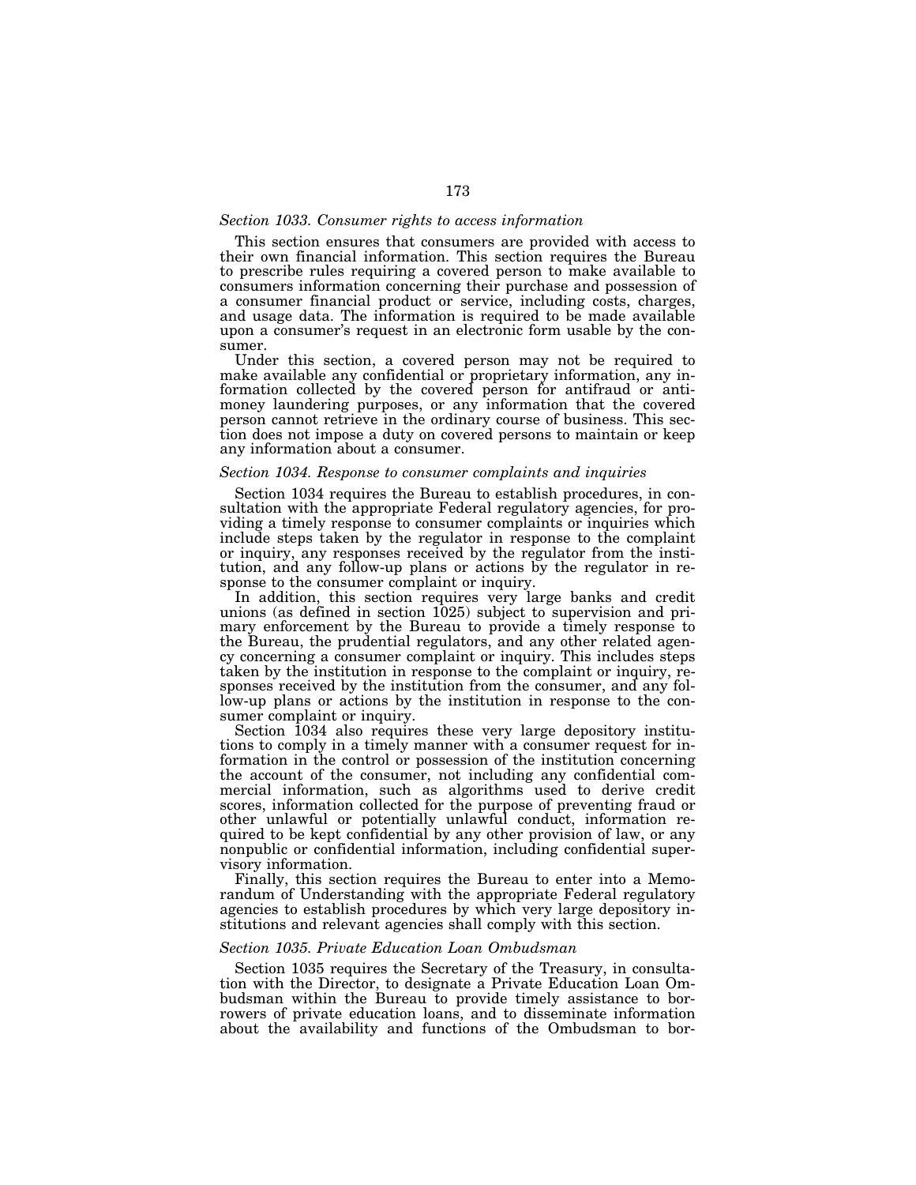### *Section 1033. Consumer rights to access information*

This section ensures that consumers are provided with access to their own financial information. This section requires the Bureau to prescribe rules requiring a covered person to make available to consumers information concerning their purchase and possession of a consumer financial product or service, including costs, charges, and usage data. The information is required to be made available upon a consumer's request in an electronic form usable by the consumer.

Under this section, a covered person may not be required to make available any confidential or proprietary information, any information collected by the covered person for antifraud or anti-money laundering purposes, or any information that the covered person cannot retrieve in the ordinary course of business. This section does not impose a duty on covered persons to maintain or keep any information about a consumer.

### *Section 1034. Response to consumer complaints and inquiries*

Section 1034 requires the Bureau to establish procedures, in consultation with the appropriate Federal regulatory agencies, for providing a timely response to consumer complaints or inquiries which include steps taken by the regulator in response to the complaint or inquiry, any responses received by the regulator from the institution, and any follow-up plans or actions by the regulator in response to the consumer complaint or inquiry.

In addition, this section requires very large banks and credit unions (as defined in section 1025) subject to supervision and primary enforcement by the Bureau to provide a timely response to the Bureau, the prudential regulators, and any other related agency concerning a consumer complaint or inquiry. This includes steps taken by the institution in response to the complaint or inquiry, responses received by the institution from the consumer, and any follow-up plans or actions by the institution in response to the consumer complaint or inquiry.

Section 1034 also requires these very large depository institutions to comply in a timely manner with a consumer request for information in the control or possession of the institution concerning the account of the consumer, not including any confidential commercial information, such as algorithms used to derive credit scores, information collected for the purpose of preventing fraud or other unlawful or potentially unlawful conduct, information required to be kept confidential by any other provision of law, or any nonpublic or confidential information, including confidential supervisory information.

Finally, this section requires the Bureau to enter into a Memorandum of Understanding with the appropriate Federal regulatory agencies to establish procedures by which very large depository institutions and relevant agencies shall comply with this section.

### *Section 1035. Private Education Loan Ombudsman*

Section 1035 requires the Secretary of the Treasury, in consultation with the Director, to designate a Private Education Loan Ombudsman within the Bureau to provide timely assistance to borrowers of private education loans, and to disseminate information about the availability and functions of the Ombudsman to bor-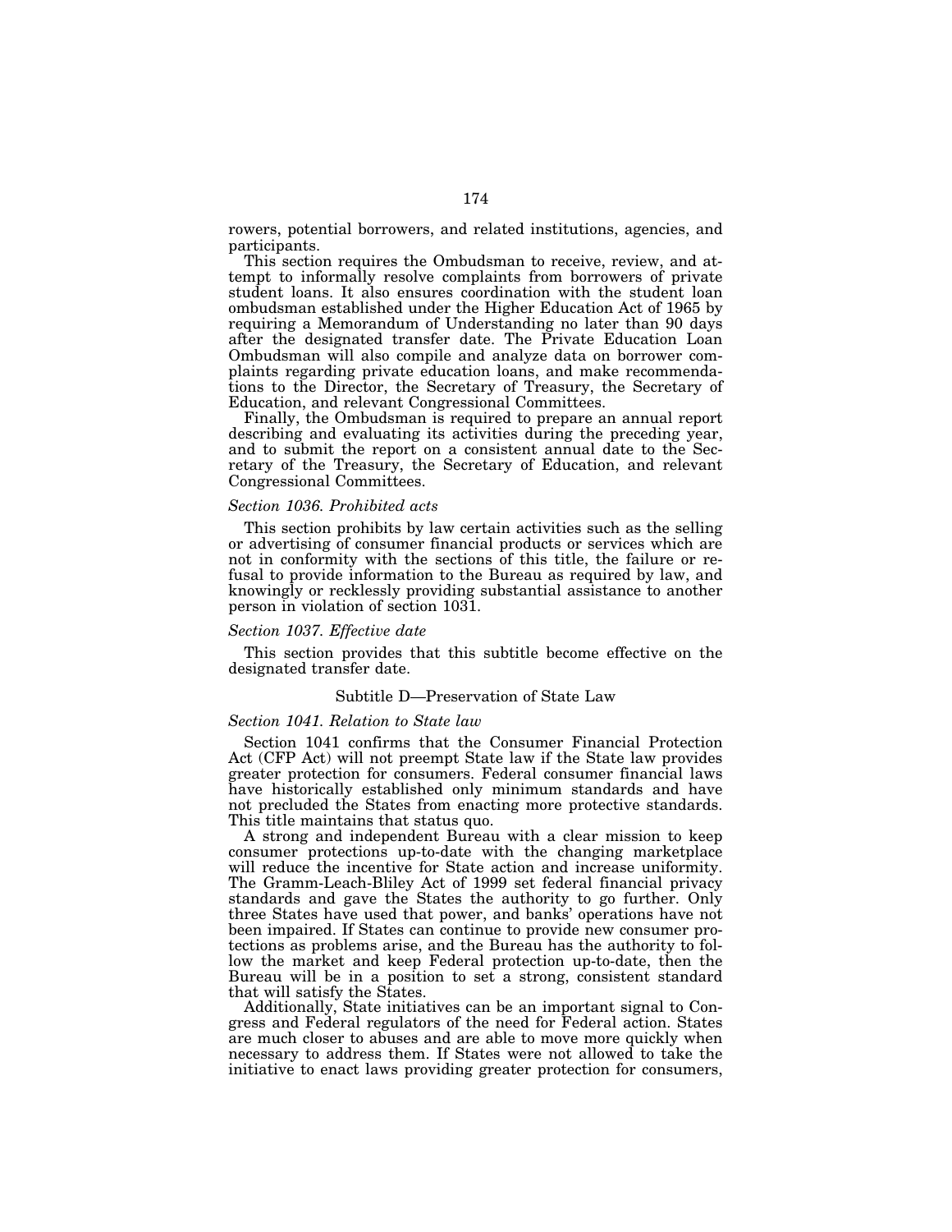rowers, potential borrowers, and related institutions, agencies, and participants.

This section requires the Ombudsman to receive, review, and attempt to informally resolve complaints from borrowers of private student loans. It also ensures coordination with the student loan ombudsman established under the Higher Education Act of 1965 by requiring a Memorandum of Understanding no later than 90 days after the designated transfer date. The Private Education Loan Ombudsman will also compile and analyze data on borrower complaints regarding private education loans, and make recommendations to the Director, the Secretary of Treasury, the Secretary of Education, and relevant Congressional Committees.

Finally, the Ombudsman is required to prepare an annual report describing and evaluating its activities during the preceding year, and to submit the report on a consistent annual date to the Secretary of the Treasury, the Secretary of Education, and relevant Congressional Committees.

*Section 1036. Prohibited acts*

This section prohibits by law certain activities such as the selling or advertising of consumer financial products or services which are not in conformity with the sections of this title, the failure or refusal to provide information to the Bureau as required by law, and knowingly or recklessly providing substantial assistance to another person in violation of section 1031.

*Section 1037. Effective date*

This section provides that this subtitle become effective on the designated transfer date.

## Subtitle D—Preservation of State Law

*Section 1041. Relation to State law*

Section 1041 confirms that the Consumer Financial Protection Act (CFP Act) will not preempt State law if the State law provides greater protection for consumers. Federal consumer financial laws have historically established only minimum standards and have not precluded the States from enacting more protective standards. This title maintains that status quo.

A strong and independent Bureau with a clear mission to keep consumer protections up-to-date with the changing marketplace will reduce the incentive for State action and increase uniformity. The Gramm-Leach-Bliley Act of 1999 set federal financial privacy standards and gave the States the authority to go further. Only three States have used that power, and banks' operations have not been impaired. If States can continue to provide new consumer protections as problems arise, and the Bureau has the authority to follow the market and keep Federal protection up-to-date, then the Bureau will be in a position to set a strong, consistent standard that will satisfy the States.

Additionally, State initiatives can be an important signal to Congress and Federal regulators of the need for Federal action. States are much closer to abuses and are able to move more quickly when necessary to address them. If States were not allowed to take the initiative to enact laws providing greater protection for consumers,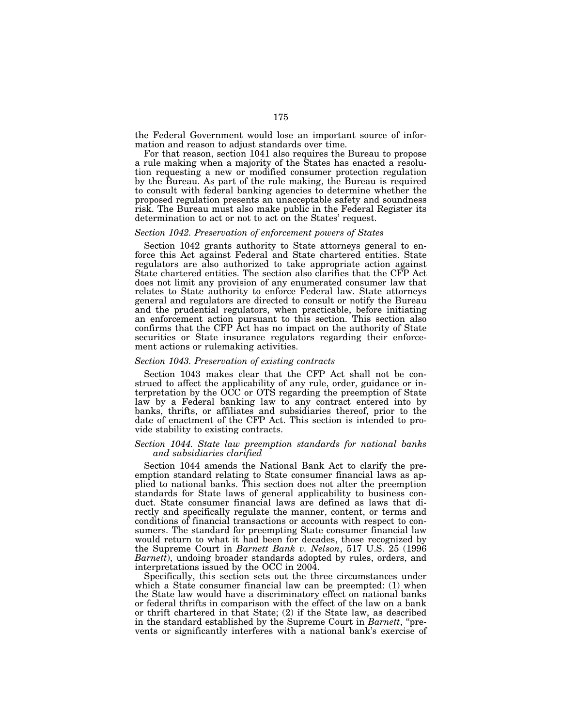the Federal Government would lose an important source of information and reason to adjust standards over time.

For that reason, section 1041 also requires the Bureau to propose a rule making when a majority of the States has enacted a resolution requesting a new or modified consumer protection regulation by the Bureau. As part of the rule making, the Bureau is required to consult with federal banking agencies to determine whether the proposed regulation presents an unacceptable safety and soundness risk. The Bureau must also make public in the Federal Register its determination to act or not to act on the States' request.

*Section 1042. Preservation of enforcement powers of States*

Section 1042 grants authority to State attorneys general to enforce this Act against Federal and State chartered entities. State regulators are also authorized to take appropriate action against State chartered entities. The section also clarifies that the CFP Act does not limit any provision of any enumerated consumer law that relates to State authority to enforce Federal law. State attorneys general and regulators are directed to consult or notify the Bureau and the prudential regulators, when practicable, before initiating an enforcement action pursuant to this section. This section also confirms that the CFP Act has no impact on the authority of State securities or State insurance regulators regarding their enforcement actions or rulemaking activities.

*Section 1043. Preservation of existing contracts*

Section 1043 makes clear that the CFP Act shall not be construed to affect the applicability of any rule, order, guidance or interpretation by the OCC or OTS regarding the preemption of State law by a Federal banking law to any contract entered into by banks, thrifts, or affiliates and subsidiaries thereof, prior to the date of enactment of the CFP Act. This section is intended to provide stability to existing contracts.

*Section 1044. State law preemption standards for national banks and subsidiaries clarified*

Section 1044 amends the National Bank Act to clarify the preemption standard relating to State consumer financial laws as applied to national banks. This section does not alter the preemption standards for State laws of general applicability to business conduct. State consumer financial laws are defined as laws that directly and specifically regulate the manner, content, or terms and conditions of financial transactions or accounts with respect to consumers. The standard for preempting State consumer financial law would return to what it had been for decades, those recognized by the Supreme Court in *Barnett Bank v. Nelson*, 517 U.S. 25 (1996 *Barnett*), undoing broader standards adopted by rules, orders, and interpretations issued by the OCC in 2004.

Specifically, this section sets out the three circumstances under which a State consumer financial law can be preempted: (1) when the State law would have a discriminatory effect on national banks or federal thrifts in comparison with the effect of the law on a bank or thrift chartered in that State; (2) if the State law, as described in the standard established by the Supreme Court in *Barnett*, "prevents or significantly interferes with a national bank's exercise of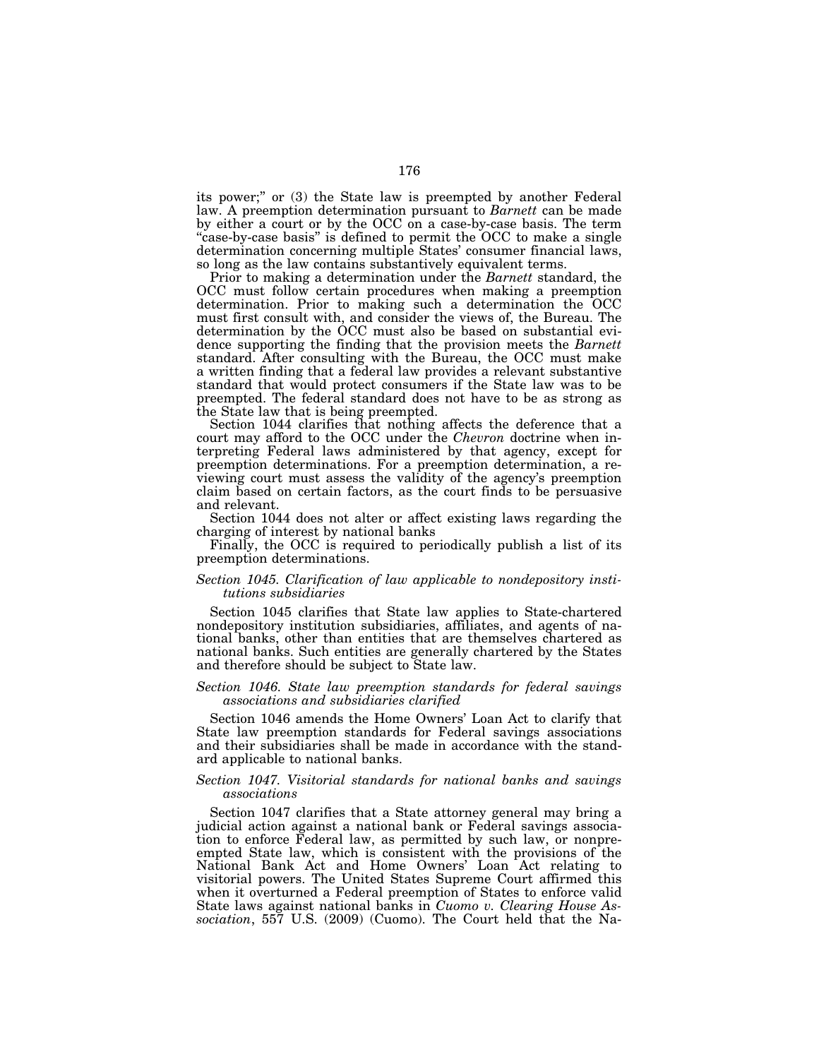its power;" or (3) the State law is preempted by another Federal law. A preemption determination pursuant to *Barnett* can be made by either a court or by the OCC on a case-by-case basis. The term "case-by-case basis" is defined to permit the OCC to make a single determination concerning multiple States' consumer financial laws, so long as the law contains substantively equivalent terms.

Prior to making a determination under the *Barnett* standard, the OCC must follow certain procedures when making a preemption determination. Prior to making such a determination the OCC must first consult with, and consider the views of, the Bureau. The determination by the OCC must also be based on substantial evidence supporting the finding that the provision meets the *Barnett* standard. After consulting with the Bureau, the OCC must make a written finding that a federal law provides a relevant substantive standard that would protect consumers if the State law was to be preempted. The federal standard does not have to be as strong as the State law that is being preempted.

Section 1044 clarifies that nothing affects the deference that a court may afford to the OCC under the *Chevron* doctrine when interpreting Federal laws administered by that agency, except for preemption determinations. For a preemption determination, a reviewing court must assess the validity of the agency's preemption claim based on certain factors, as the court finds to be persuasive and relevant.

Section 1044 does not alter or affect existing laws regarding the charging of interest by national banks

Finally, the OCC is required to periodically publish a list of its preemption determinations.

*Section 1045. Clarification of law applicable to nondepository institutions subsidiaries*

Section 1045 clarifies that State law applies to State-chartered nondepository institution subsidiaries, affiliates, and agents of national banks, other than entities that are themselves chartered as national banks. Such entities are generally chartered by the States and therefore should be subject to State law.

*Section 1046. State law preemption standards for federal savings associations and subsidiaries clarified*

Section 1046 amends the Home Owners' Loan Act to clarify that State law preemption standards for Federal savings associations and their subsidiaries shall be made in accordance with the standard applicable to national banks.

*Section 1047. Visitorial standards for national banks and savings associations*

Section 1047 clarifies that a State attorney general may bring a judicial action against a national bank or Federal savings association to enforce Federal law, as permitted by such law, or nonpreempted State law, which is consistent with the provisions of the National Bank Act and Home Owners' Loan Act relating to visitorial powers. The United States Supreme Court affirmed this when it overturned a Federal preemption of States to enforce valid State laws against national banks in *Cuomo v. Clearing House Association*, 557 U.S. (2009) (Cuomo). The Court held that the Na-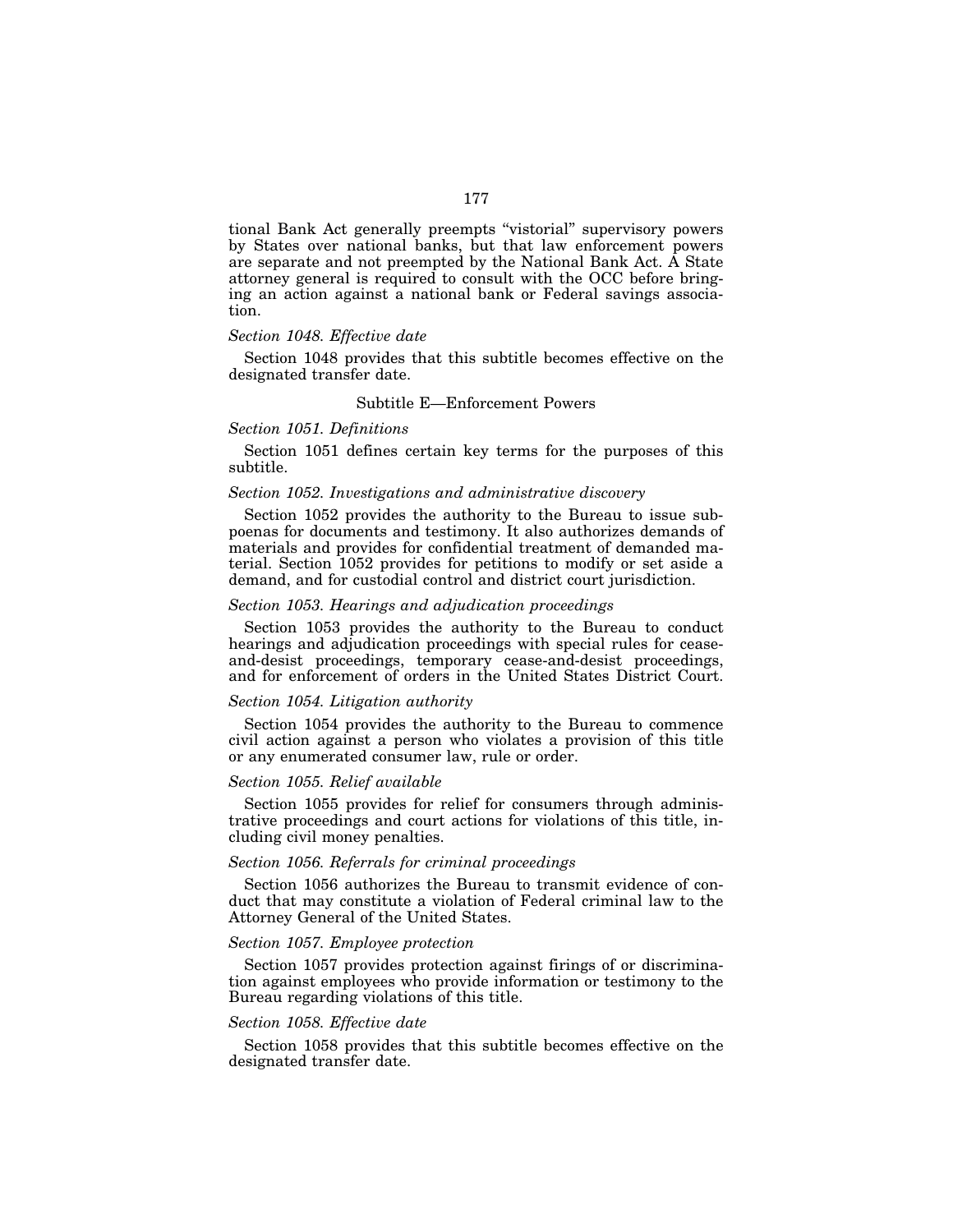tional Bank Act generally preempts "vistorial" supervisory powers by States over national banks, but that law enforcement powers are separate and not preempted by the National Bank Act. A State attorney general is required to consult with the OCC before bringing an action against a national bank or Federal savings association.

*Section 1048. Effective date*

Section 1048 provides that this subtitle becomes effective on the designated transfer date.

### Subtitle E—Enforcement Powers

*Section 1051. Definitions*

Section 1051 defines certain key terms for the purposes of this subtitle.

*Section 1052. Investigations and administrative discovery*

Section 1052 provides the authority to the Bureau to issue subpoenas for documents and testimony. It also authorizes demands of materials and provides for confidential treatment of demanded material. Section 1052 provides for petitions to modify or set aside a demand, and for custodial control and district court jurisdiction.

*Section 1053. Hearings and adjudication proceedings*

Section 1053 provides the authority to the Bureau to conduct hearings and adjudication proceedings with special rules for cease-and-desist proceedings, temporary cease-and-desist proceedings, and for enforcement of orders in the United States District Court.

*Section 1054. Litigation authority*

Section 1054 provides the authority to the Bureau to commence civil action against a person who violates a provision of this title or any enumerated consumer law, rule or order.

*Section 1055. Relief available*

Section 1055 provides for relief for consumers through administrative proceedings and court actions for violations of this title, including civil money penalties.

*Section 1056. Referrals for criminal proceedings*

Section 1056 authorizes the Bureau to transmit evidence of conduct that may constitute a violation of Federal criminal law to the Attorney General of the United States.

*Section 1057. Employee protection*

Section 1057 provides protection against firings of or discrimination against employees who provide information or testimony to the Bureau regarding violations of this title.

*Section 1058. Effective date*

Section 1058 provides that this subtitle becomes effective on the designated transfer date.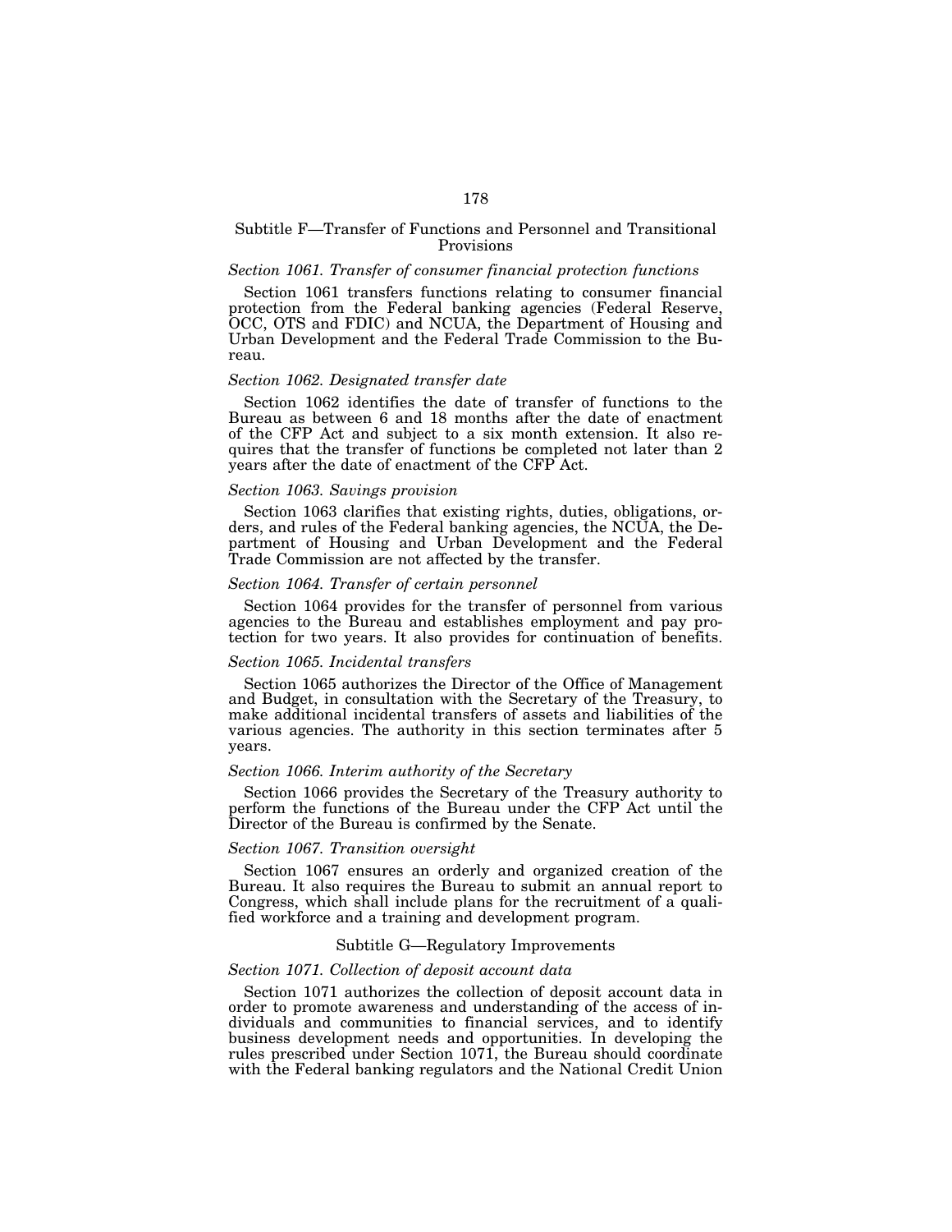## Subtitle F—Transfer of Functions and Personnel and Transitional Provisions

*Section 1061. Transfer of consumer financial protection functions*

Section 1061 transfers functions relating to consumer financial protection from the Federal banking agencies (Federal Reserve, OCC, OTS and FDIC) and NCUA, the Department of Housing and Urban Development and the Federal Trade Commission to the Bureau.

*Section 1062. Designated transfer date*

Section 1062 identifies the date of transfer of functions to the Bureau as between 6 and 18 months after the date of enactment of the CFP Act and subject to a six month extension. It also requires that the transfer of functions be completed not later than 2 years after the date of enactment of the CFP Act.

*Section 1063. Savings provision*

Section 1063 clarifies that existing rights, duties, obligations, orders, and rules of the Federal banking agencies, the NCUA, the Department of Housing and Urban Development and the Federal Trade Commission are not affected by the transfer.

*Section 1064. Transfer of certain personnel*

Section 1064 provides for the transfer of personnel from various agencies to the Bureau and establishes employment and pay protection for two years. It also provides for continuation of benefits.

*Section 1065. Incidental transfers*

Section 1065 authorizes the Director of the Office of Management and Budget, in consultation with the Secretary of the Treasury, to make additional incidental transfers of assets and liabilities of the various agencies. The authority in this section terminates after 5 years.

*Section 1066. Interim authority of the Secretary*

Section 1066 provides the Secretary of the Treasury authority to perform the functions of the Bureau under the CFP Act until the Director of the Bureau is confirmed by the Senate.

*Section 1067. Transition oversight*

Section 1067 ensures an orderly and organized creation of the Bureau. It also requires the Bureau to submit an annual report to Congress, which shall include plans for the recruitment of a qualified workforce and a training and development program.

## Subtitle G—Regulatory Improvements

*Section 1071. Collection of deposit account data*

Section 1071 authorizes the collection of deposit account data in order to promote awareness and understanding of the access of individuals and communities to financial services, and to identify business development needs and opportunities. In developing the rules prescribed under Section 1071, the Bureau should coordinate with the Federal banking regulators and the National Credit Union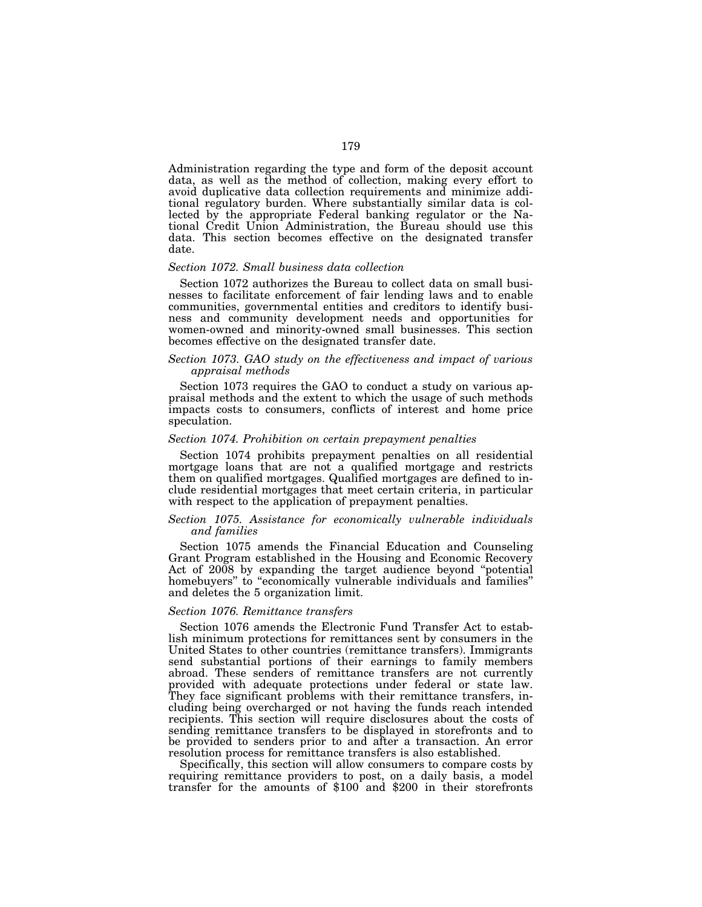Administration regarding the type and form of the deposit account data, as well as the method of collection, making every effort to avoid duplicative data collection requirements and minimize additional regulatory burden. Where substantially similar data is collected by the appropriate Federal banking regulator or the National Credit Union Administration, the Bureau should use this data. This section becomes effective on the designated transfer date.

*Section 1072. Small business data collection*

Section 1072 authorizes the Bureau to collect data on small businesses to facilitate enforcement of fair lending laws and to enable communities, governmental entities and creditors to identify business and community development needs and opportunities for women-owned and minority-owned small businesses. This section becomes effective on the designated transfer date.

*Section 1073. GAO study on the effectiveness and impact of various appraisal methods*

Section 1073 requires the GAO to conduct a study on various appraisal methods and the extent to which the usage of such methods impacts costs to consumers, conflicts of interest and home price speculation.

*Section 1074. Prohibition on certain prepayment penalties*

Section 1074 prohibits prepayment penalties on all residential mortgage loans that are not a qualified mortgage and restricts them on qualified mortgages. Qualified mortgages are defined to include residential mortgages that meet certain criteria, in particular with respect to the application of prepayment penalties.

*Section 1075. Assistance for economically vulnerable individuals and families*

Section 1075 amends the Financial Education and Counseling Grant Program established in the Housing and Economic Recovery Act of 2008 by expanding the target audience beyond "potential homebuyers" to "economically vulnerable individuals and families" and deletes the 5 organization limit.

*Section 1076. Remittance transfers*

Section 1076 amends the Electronic Fund Transfer Act to establish minimum protections for remittances sent by consumers in the United States to other countries (remittance transfers). Immigrants send substantial portions of their earnings to family members abroad. These senders of remittance transfers are not currently provided with adequate protections under federal or state law. They face significant problems with their remittance transfers, including being overcharged or not having the funds reach intended recipients. This section will require disclosures about the costs of sending remittance transfers to be displayed in storefronts and to be provided to senders prior to and after a transaction. An error resolution process for remittance transfers is also established.

Specifically, this section will allow consumers to compare costs by requiring remittance providers to post, on a daily basis, a model transfer for the amounts of $100 and $200 in their storefronts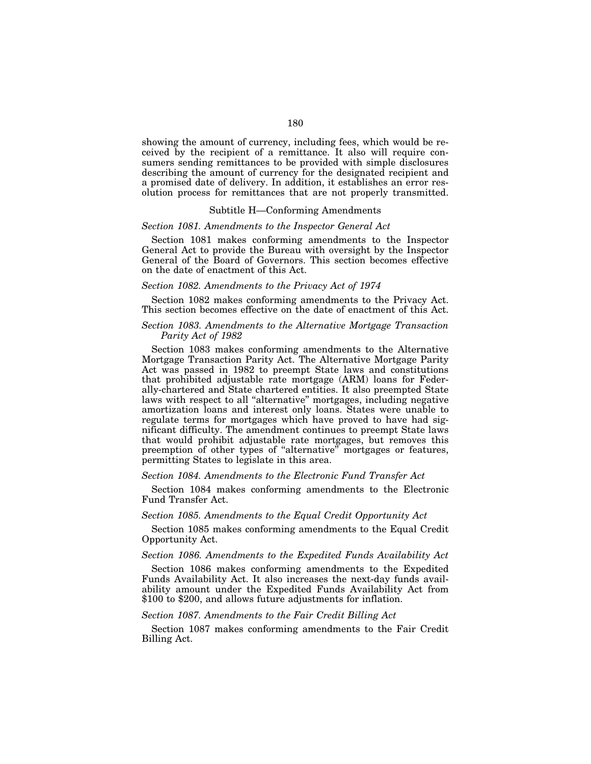showing the amount of currency, including fees, which would be received by the recipient of a remittance. It also will require consumers sending remittances to be provided with simple disclosures describing the amount of currency for the designated recipient and a promised date of delivery. In addition, it establishes an error resolution process for remittances that are not properly transmitted.

## Subtitle H—Conforming Amendments

### *Section 1081. Amendments to the Inspector General Act*

Section 1081 makes conforming amendments to the Inspector General Act to provide the Bureau with oversight by the Inspector General of the Board of Governors. This section becomes effective on the date of enactment of this Act.

### *Section 1082. Amendments to the Privacy Act of 1974*

Section 1082 makes conforming amendments to the Privacy Act. This section becomes effective on the date of enactment of this Act.

### *Section 1083. Amendments to the Alternative Mortgage Transaction Parity Act of 1982*

Section 1083 makes conforming amendments to the Alternative Mortgage Transaction Parity Act. The Alternative Mortgage Parity Act was passed in 1982 to preempt State laws and constitutions that prohibited adjustable rate mortgage (ARM) loans for Federally-chartered and State chartered entities. It also preempted State laws with respect to all "alternative" mortgages, including negative amortization loans and interest only loans. States were unable to regulate terms for mortgages which have proved to have had significant difficulty. The amendment continues to preempt State laws that would prohibit adjustable rate mortgages, but removes this preemption of other types of "alternative" mortgages or features, permitting States to legislate in this area.

### *Section 1084. Amendments to the Electronic Fund Transfer Act*

Section 1084 makes conforming amendments to the Electronic Fund Transfer Act.

### *Section 1085. Amendments to the Equal Credit Opportunity Act*

Section 1085 makes conforming amendments to the Equal Credit Opportunity Act.

### *Section 1086. Amendments to the Expedited Funds Availability Act*

Section 1086 makes conforming amendments to the Expedited Funds Availability Act. It also increases the next-day funds availability amount under the Expedited Funds Availability Act from $100 to $200, and allows future adjustments for inflation.

### *Section 1087. Amendments to the Fair Credit Billing Act*

Section 1087 makes conforming amendments to the Fair Credit Billing Act.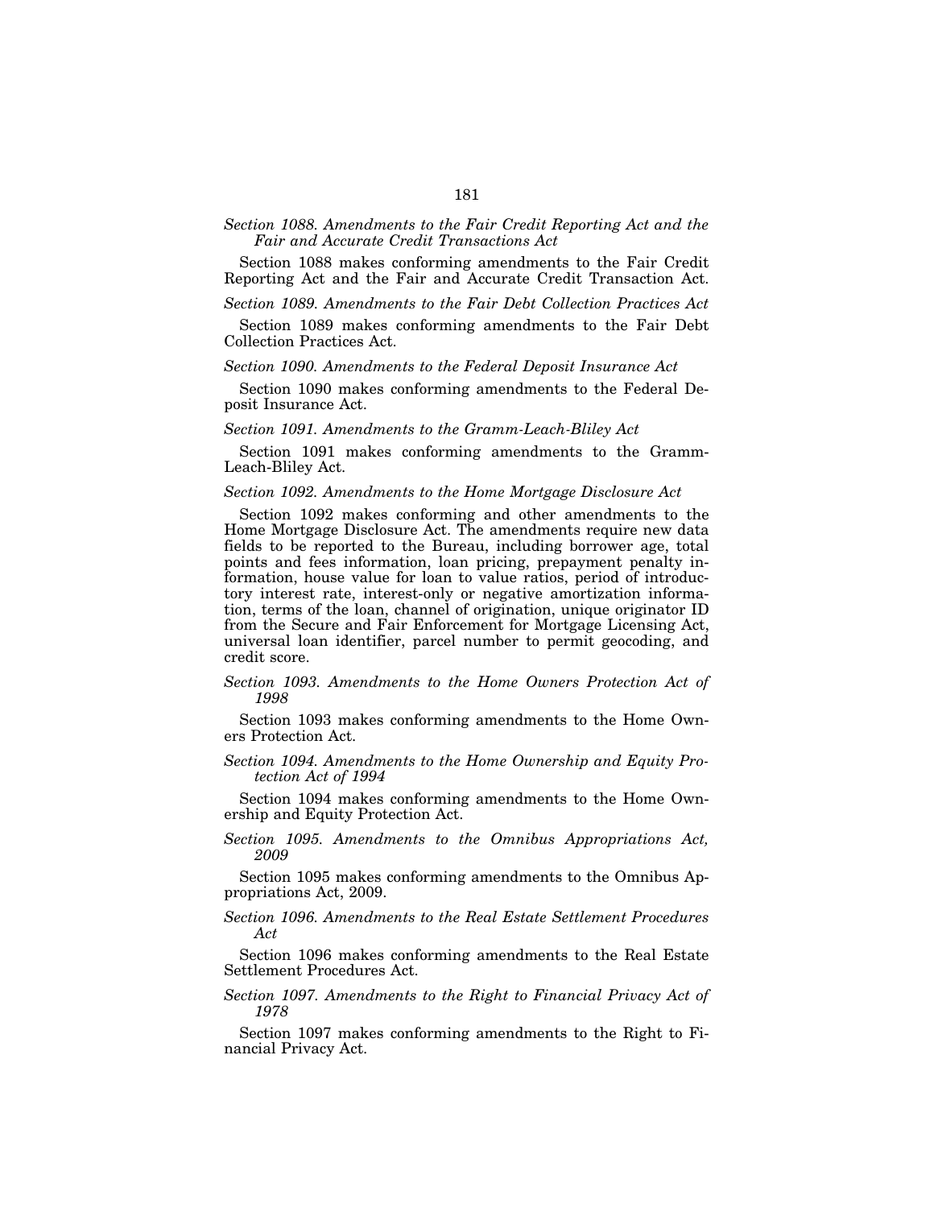*Section 1088. Amendments to the Fair Credit Reporting Act and the Fair and Accurate Credit Transactions Act*

Section 1088 makes conforming amendments to the Fair Credit Reporting Act and the Fair and Accurate Credit Transaction Act.

*Section 1089. Amendments to the Fair Debt Collection Practices Act*

Section 1089 makes conforming amendments to the Fair Debt Collection Practices Act.

*Section 1090. Amendments to the Federal Deposit Insurance Act*

Section 1090 makes conforming amendments to the Federal Deposit Insurance Act.

*Section 1091. Amendments to the Gramm-Leach-Bliley Act*

Section 1091 makes conforming amendments to the Gramm-Leach-Bliley Act.

*Section 1092. Amendments to the Home Mortgage Disclosure Act*

Section 1092 makes conforming and other amendments to the Home Mortgage Disclosure Act. The amendments require new data fields to be reported to the Bureau, including borrower age, total points and fees information, loan pricing, prepayment penalty information, house value for loan to value ratios, period of introductory interest rate, interest-only or negative amortization information, terms of the loan, channel of origination, unique originator ID from the Secure and Fair Enforcement for Mortgage Licensing Act, universal loan identifier, parcel number to permit geocoding, and credit score.

*Section 1093. Amendments to the Home Owners Protection Act of 1998*

Section 1093 makes conforming amendments to the Home Owners Protection Act.

*Section 1094. Amendments to the Home Ownership and Equity Protection Act of 1994*

Section 1094 makes conforming amendments to the Home Ownership and Equity Protection Act.

*Section 1095. Amendments to the Omnibus Appropriations Act, 2009*

Section 1095 makes conforming amendments to the Omnibus Appropriations Act, 2009.

*Section 1096. Amendments to the Real Estate Settlement Procedures Act*

Section 1096 makes conforming amendments to the Real Estate Settlement Procedures Act.

*Section 1097. Amendments to the Right to Financial Privacy Act of 1978*

Section 1097 makes conforming amendments to the Right to Financial Privacy Act.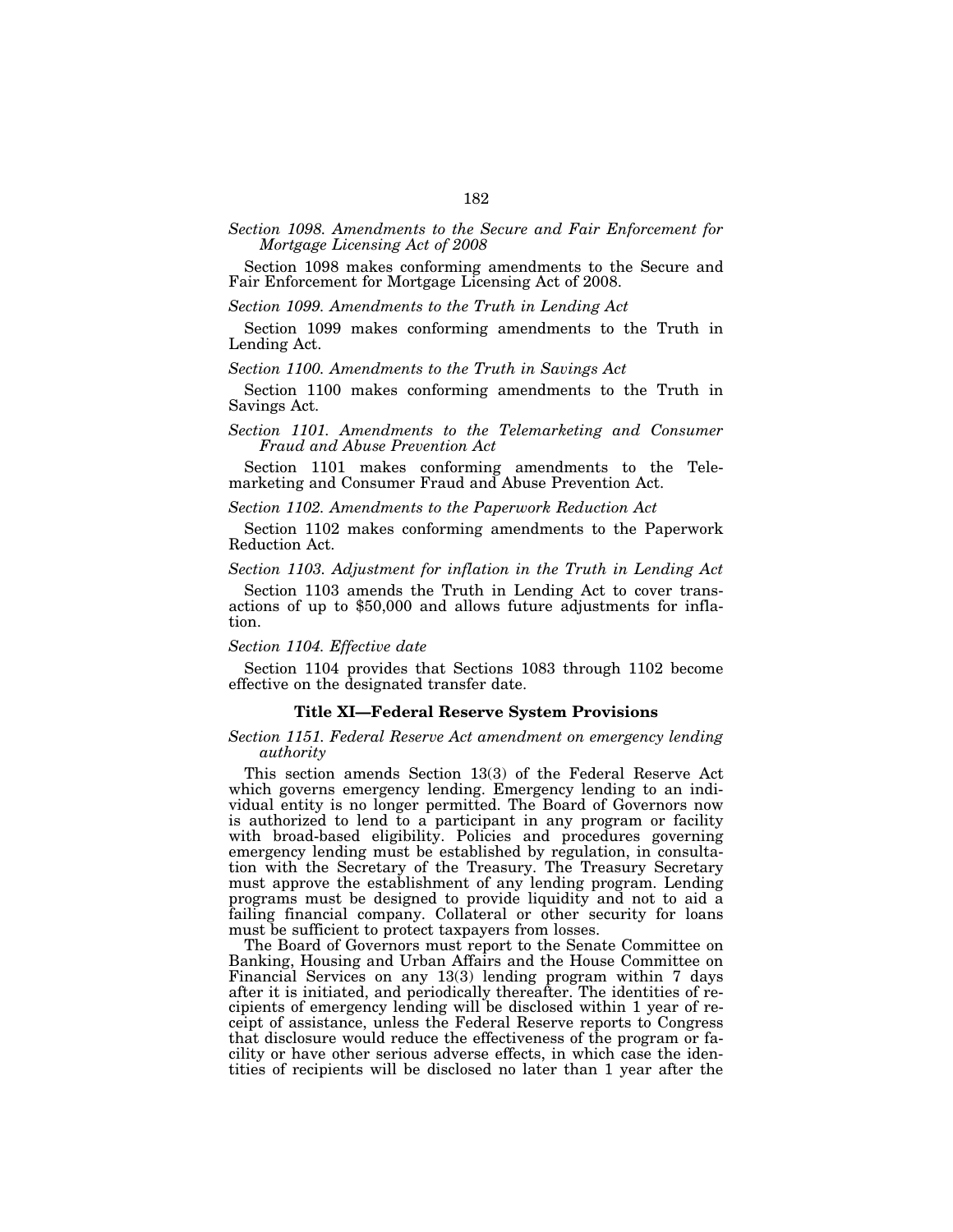*Section 1098. Amendments to the Secure and Fair Enforcement for Mortgage Licensing Act of 2008*

Section 1098 makes conforming amendments to the Secure and Fair Enforcement for Mortgage Licensing Act of 2008.

*Section 1099. Amendments to the Truth in Lending Act*

Section 1099 makes conforming amendments to the Truth in Lending Act.

*Section 1100. Amendments to the Truth in Savings Act*

Section 1100 makes conforming amendments to the Truth in Savings Act.

*Section 1101. Amendments to the Telemarketing and Consumer Fraud and Abuse Prevention Act*

Section 1101 makes conforming amendments to the Telemarketing and Consumer Fraud and Abuse Prevention Act.

*Section 1102. Amendments to the Paperwork Reduction Act*

Section 1102 makes conforming amendments to the Paperwork Reduction Act.

*Section 1103. Adjustment for inflation in the Truth in Lending Act*

Section 1103 amends the Truth in Lending Act to cover transactions of up to $50,000 and allows future adjustments for inflation.

*Section 1104. Effective date*

Section 1104 provides that Sections 1083 through 1102 become effective on the designated transfer date.

## Title XI—Federal Reserve System Provisions

*Section 1151. Federal Reserve Act amendment on emergency lending authority*

This section amends Section 13(3) of the Federal Reserve Act which governs emergency lending. Emergency lending to an individual entity is no longer permitted. The Board of Governors now is authorized to lend to a participant in any program or facility with broad-based eligibility. Policies and procedures governing emergency lending must be established by regulation, in consultation with the Secretary of the Treasury. The Treasury Secretary must approve the establishment of any lending program. Lending programs must be designed to provide liquidity and not to aid a failing financial company. Collateral or other security for loans must be sufficient to protect taxpayers from losses.

The Board of Governors must report to the Senate Committee on Banking, Housing and Urban Affairs and the House Committee on Financial Services on any 13(3) lending program within 7 days after it is initiated, and periodically thereafter. The identities of recipients of emergency lending will be disclosed within 1 year of receipt of assistance, unless the Federal Reserve reports to Congress that disclosure would reduce the effectiveness of the program or facility or have other serious adverse effects, in which case the identities of recipients will be disclosed no later than 1 year after the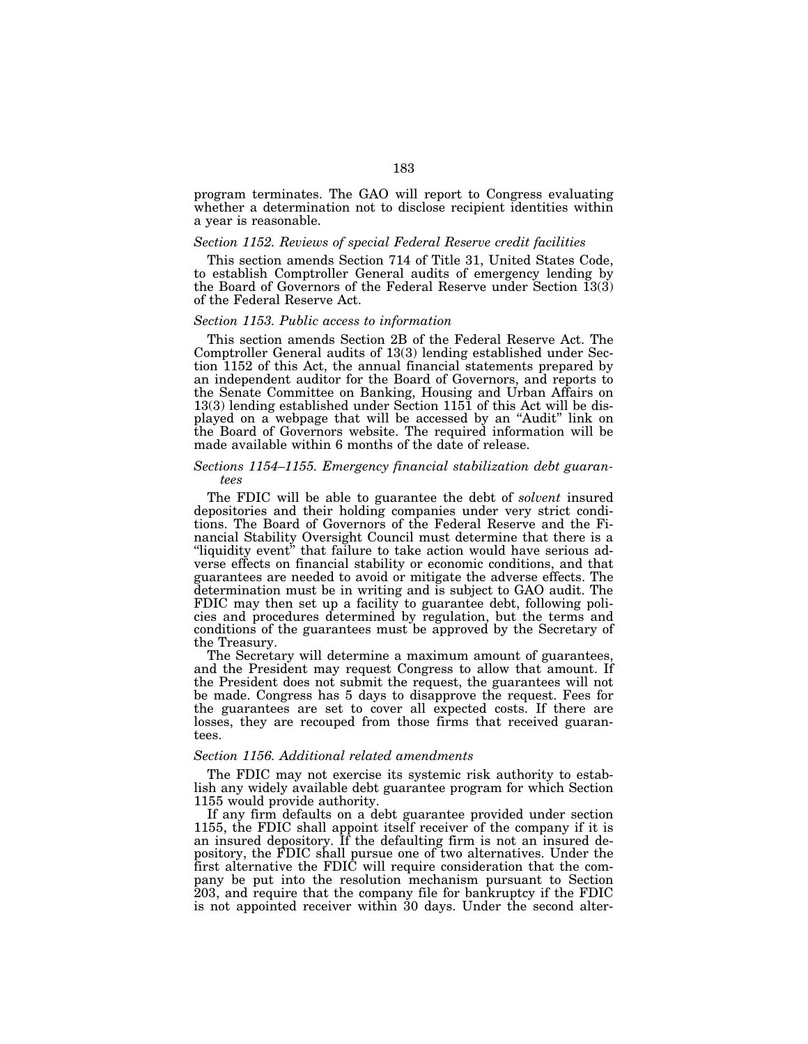program terminates. The GAO will report to Congress evaluating whether a determination not to disclose recipient identities within a year is reasonable.

*Section 1152. Reviews of special Federal Reserve credit facilities*

This section amends Section 714 of Title 31, United States Code, to establish Comptroller General audits of emergency lending by the Board of Governors of the Federal Reserve under Section 13(3) of the Federal Reserve Act.

*Section 1153. Public access to information*

This section amends Section 2B of the Federal Reserve Act. The Comptroller General audits of 13(3) lending established under Section 1152 of this Act, the annual financial statements prepared by an independent auditor for the Board of Governors, and reports to the Senate Committee on Banking, Housing and Urban Affairs on 13(3) lending established under Section 1151 of this Act will be displayed on a webpage that will be accessed by an "Audit" link on the Board of Governors website. The required information will be made available within 6 months of the date of release.

*Sections 1154–1155. Emergency financial stabilization debt guarantees*

The FDIC will be able to guarantee the debt of *solvent* insured depositories and their holding companies under very strict conditions. The Board of Governors of the Federal Reserve and the Financial Stability Oversight Council must determine that there is a "liquidity event" that failure to take action would have serious adverse effects on financial stability or economic conditions, and that guarantees are needed to avoid or mitigate the adverse effects. The determination must be in writing and is subject to GAO audit. The FDIC may then set up a facility to guarantee debt, following policies and procedures determined by regulation, but the terms and conditions of the guarantees must be approved by the Secretary of the Treasury.

The Secretary will determine a maximum amount of guarantees, and the President may request Congress to allow that amount. If the President does not submit the request, the guarantees will not be made. Congress has 5 days to disapprove the request. Fees for the guarantees are set to cover all expected costs. If there are losses, they are recouped from those firms that received guarantees.

*Section 1156. Additional related amendments*

The FDIC may not exercise its systemic risk authority to establish any widely available debt guarantee program for which Section 1155 would provide authority.

If any firm defaults on a debt guarantee provided under section 1155, the FDIC shall appoint itself receiver of the company if it is an insured depository. If the defaulting firm is not an insured depository, the FDIC shall pursue one of two alternatives. Under the first alternative the FDIC will require consideration that the company be put into the resolution mechanism pursuant to Section 203, and require that the company file for bankruptcy if the FDIC is not appointed receiver within 30 days. Under the second alter-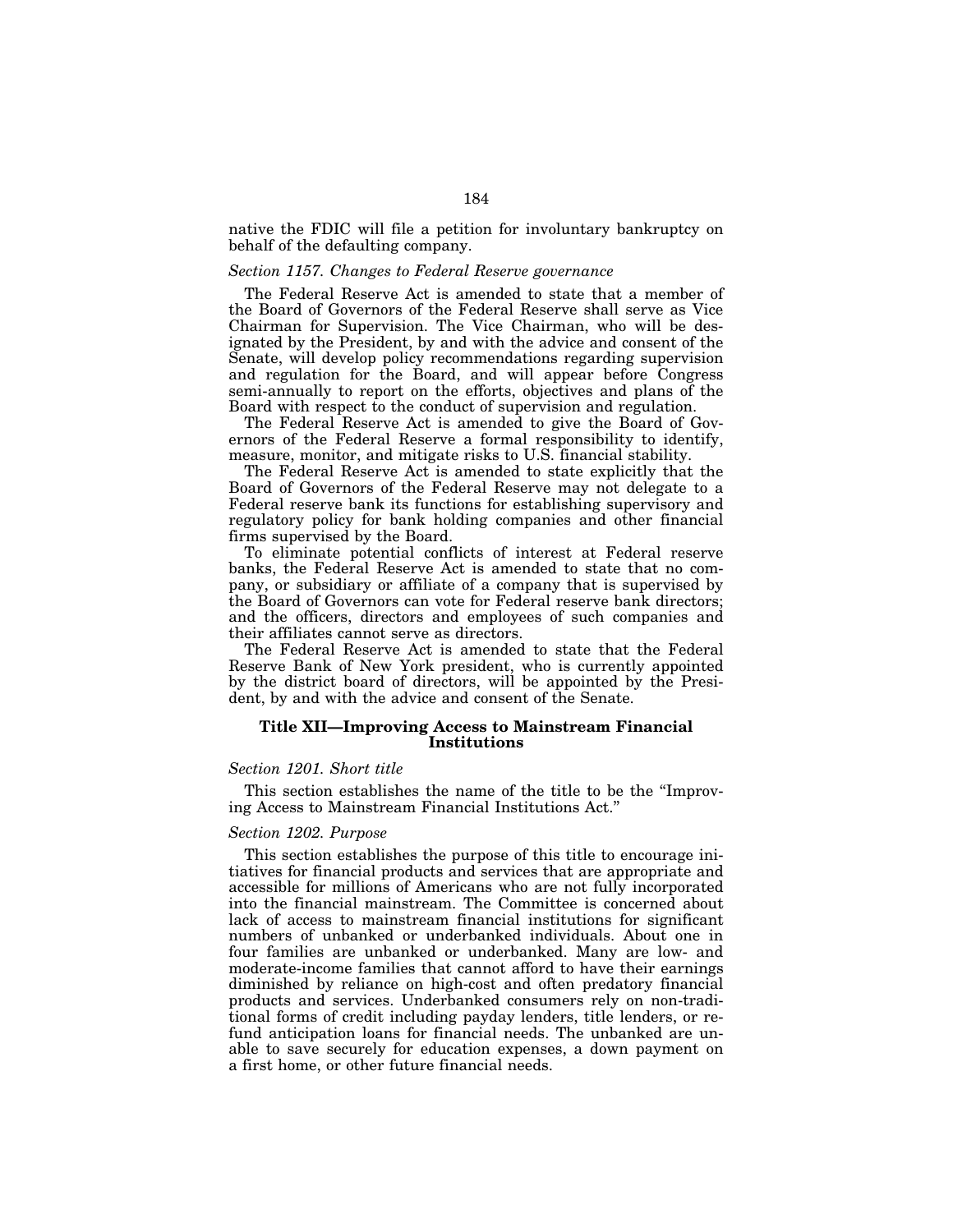native the FDIC will file a petition for involuntary bankruptcy on behalf of the defaulting company.

*Section 1157. Changes to Federal Reserve governance*

The Federal Reserve Act is amended to state that a member of the Board of Governors of the Federal Reserve shall serve as Vice Chairman for Supervision. The Vice Chairman, who will be designated by the President, by and with the advice and consent of the Senate, will develop policy recommendations regarding supervision and regulation for the Board, and will appear before Congress semi-annually to report on the efforts, objectives and plans of the Board with respect to the conduct of supervision and regulation.

The Federal Reserve Act is amended to give the Board of Governors of the Federal Reserve a formal responsibility to identify, measure, monitor, and mitigate risks to U.S. financial stability.

The Federal Reserve Act is amended to state explicitly that the Board of Governors of the Federal Reserve may not delegate to a Federal reserve bank its functions for establishing supervisory and regulatory policy for bank holding companies and other financial firms supervised by the Board.

To eliminate potential conflicts of interest at Federal reserve banks, the Federal Reserve Act is amended to state that no company, or subsidiary or affiliate of a company that is supervised by the Board of Governors can vote for Federal reserve bank directors; and the officers, directors and employees of such companies and their affiliates cannot serve as directors.

The Federal Reserve Act is amended to state that the Federal Reserve Bank of New York president, who is currently appointed by the district board of directors, will be appointed by the President, by and with the advice and consent of the Senate.

## Title XII—Improving Access to Mainstream Financial Institutions

*Section 1201. Short title*

This section establishes the name of the title to be the "Improving Access to Mainstream Financial Institutions Act."

*Section 1202. Purpose*

This section establishes the purpose of this title to encourage initiatives for financial products and services that are appropriate and accessible for millions of Americans who are not fully incorporated into the financial mainstream. The Committee is concerned about lack of access to mainstream financial institutions for significant numbers of unbanked or underbanked individuals. About one in four families are unbanked or underbanked. Many are low- and moderate-income families that cannot afford to have their earnings diminished by reliance on high-cost and often predatory financial products and services. Underbanked consumers rely on non-traditional forms of credit including payday lenders, title lenders, or refund anticipation loans for financial needs. The unbanked are unable to save securely for education expenses, a down payment on a first home, or other future financial needs.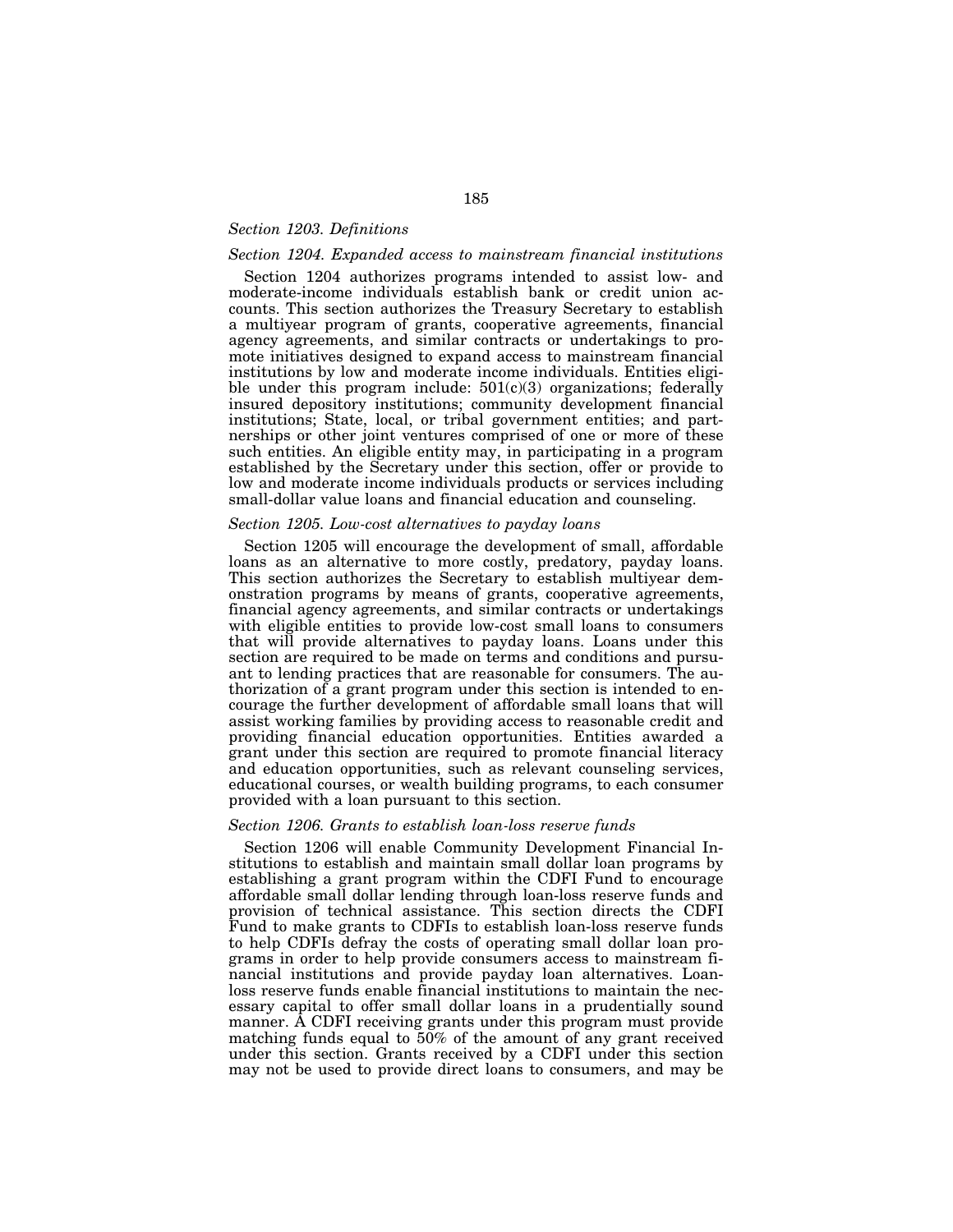*Section 1203. Definitions*

*Section 1204. Expanded access to mainstream financial institutions*

Section 1204 authorizes programs intended to assist low- and moderate-income individuals establish bank or credit union accounts. This section authorizes the Treasury Secretary to establish a multiyear program of grants, cooperative agreements, financial agency agreements, and similar contracts or undertakings to promote initiatives designed to expand access to mainstream financial institutions by low and moderate income individuals. Entities eligible under this program include: 501(c)(3) organizations; federally insured depository institutions; community development financial institutions; State, local, or tribal government entities; and partnerships or other joint ventures comprised of one or more of these such entities. An eligible entity may, in participating in a program established by the Secretary under this section, offer or provide to low and moderate income individuals products or services including small-dollar value loans and financial education and counseling.

*Section 1205. Low-cost alternatives to payday loans*

Section 1205 will encourage the development of small, affordable loans as an alternative to more costly, predatory, payday loans. This section authorizes the Secretary to establish multiyear demonstration programs by means of grants, cooperative agreements, financial agency agreements, and similar contracts or undertakings with eligible entities to provide low-cost small loans to consumers that will provide alternatives to payday loans. Loans under this section are required to be made on terms and conditions and pursuant to lending practices that are reasonable for consumers. The authorization of a grant program under this section is intended to encourage the further development of affordable small loans that will assist working families by providing access to reasonable credit and providing financial education opportunities. Entities awarded a grant under this section are required to promote financial literacy and education opportunities, such as relevant counseling services, educational courses, or wealth building programs, to each consumer provided with a loan pursuant to this section.

*Section 1206. Grants to establish loan-loss reserve funds*

Section 1206 will enable Community Development Financial Institutions to establish and maintain small dollar loan programs by establishing a grant program within the CDFI Fund to encourage affordable small dollar lending through loan-loss reserve funds and provision of technical assistance. This section directs the CDFI Fund to make grants to CDFIs to establish loan-loss reserve funds to help CDFIs defray the costs of operating small dollar loan programs in order to help provide consumers access to mainstream financial institutions and provide payday loan alternatives. Loan-loss reserve funds enable financial institutions to maintain the necessary capital to offer small dollar loans in a prudentially sound manner. A CDFI receiving grants under this program must provide matching funds equal to 50% of the amount of any grant received under this section. Grants received by a CDFI under this section may not be used to provide direct loans to consumers, and may be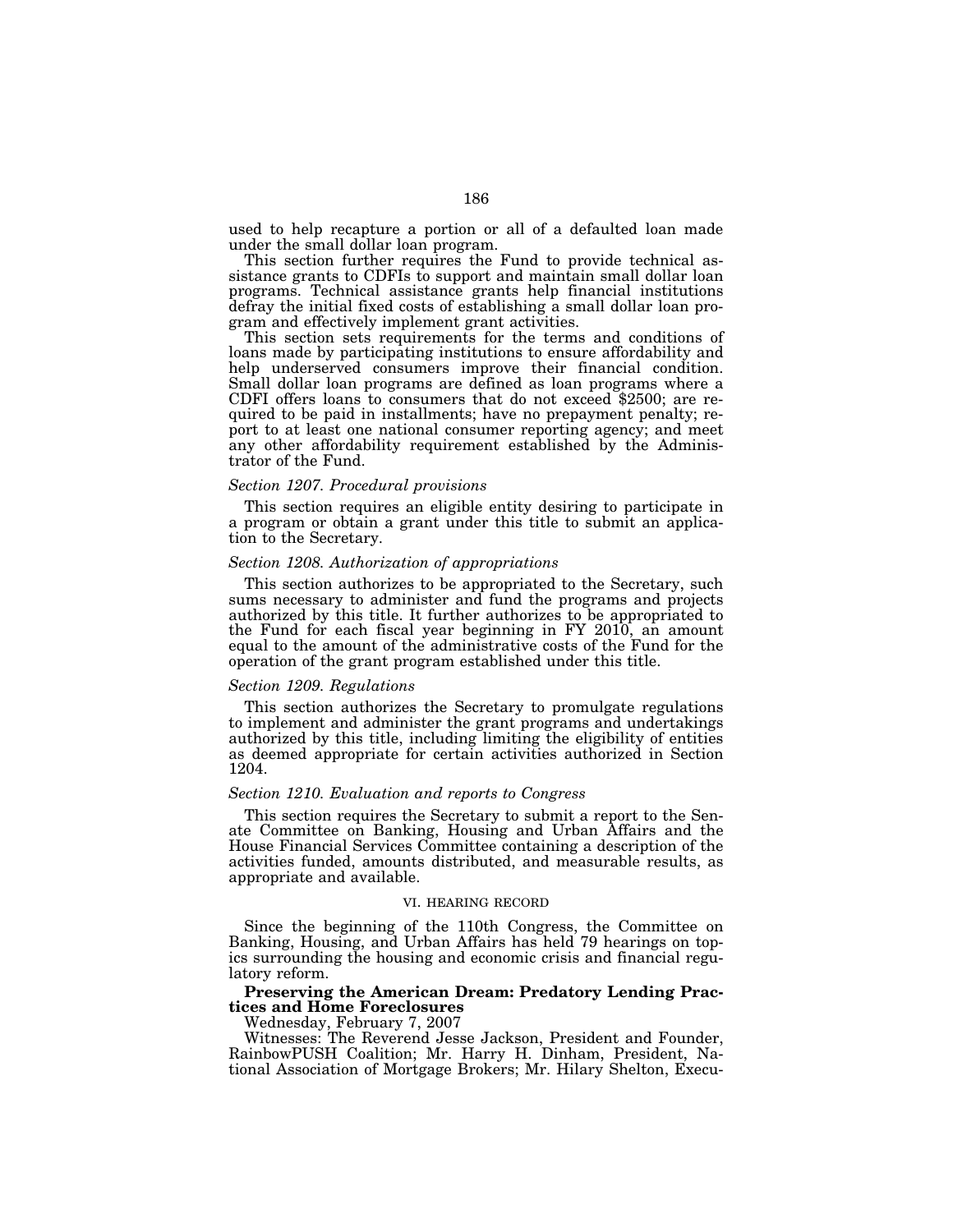used to help recapture a portion or all of a defaulted loan made under the small dollar loan program.

This section further requires the Fund to provide technical assistance grants to CDFIs to support and maintain small dollar loan programs. Technical assistance grants help financial institutions defray the initial fixed costs of establishing a small dollar loan program and effectively implement grant activities.

This section sets requirements for the terms and conditions of loans made by participating institutions to ensure affordability and help underserved consumers improve their financial condition. Small dollar loan programs are defined as loan programs where a CDFI offers loans to consumers that do not exceed $2500; are required to be paid in installments; have no prepayment penalty; report to at least one national consumer reporting agency; and meet any other affordability requirement established by the Administrator of the Fund.

*Section 1207. Procedural provisions*

This section requires an eligible entity desiring to participate in a program or obtain a grant under this title to submit an application to the Secretary.

*Section 1208. Authorization of appropriations*

This section authorizes to be appropriated to the Secretary, such sums necessary to administer and fund the programs and projects authorized by this title. It further authorizes to be appropriated to the Fund for each fiscal year beginning in FY 2010, an amount equal to the amount of the administrative costs of the Fund for the operation of the grant program established under this title.

*Section 1209. Regulations*

This section authorizes the Secretary to promulgate regulations to implement and administer the grant programs and undertakings authorized by this title, including limiting the eligibility of entities as deemed appropriate for certain activities authorized in Section 1204.

*Section 1210. Evaluation and reports to Congress*

This section requires the Secretary to submit a report to the Senate Committee on Banking, Housing and Urban Affairs and the House Financial Services Committee containing a description of the activities funded, amounts distributed, and measurable results, as appropriate and available.

## VI. HEARING RECORD

Since the beginning of the 110th Congress, the Committee on Banking, Housing, and Urban Affairs has held 79 hearings on topics surrounding the housing and economic crisis and financial regulatory reform.

**Preserving the American Dream: Predatory Lending Practices and Home Foreclosures**

Wednesday, February 7, 2007

Witnesses: The Reverend Jesse Jackson, President and Founder, RainbowPUSH Coalition; Mr. Harry H. Dinham, President, National Association of Mortgage Brokers; Mr. Hilary Shelton, Execu-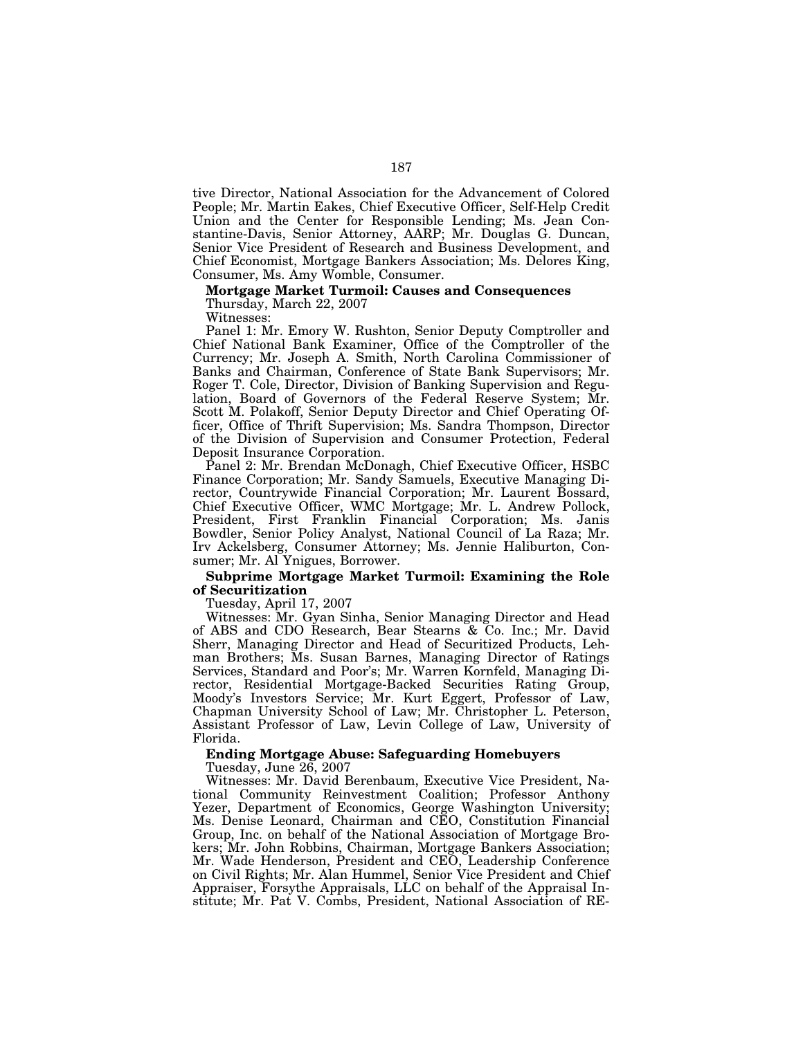tive Director, National Association for the Advancement of Colored People; Mr. Martin Eakes, Chief Executive Officer, Self-Help Credit Union and the Center for Responsible Lending; Ms. Jean Constantine-Davis, Senior Attorney, AARP; Mr. Douglas G. Duncan, Senior Vice President of Research and Business Development, and Chief Economist, Mortgage Bankers Association; Ms. Delores King, Consumer, Ms. Amy Womble, Consumer.

**Mortgage Market Turmoil: Causes and Consequences**

Thursday, March 22, 2007

Witnesses:

Panel 1: Mr. Emory W. Rushton, Senior Deputy Comptroller and Chief National Bank Examiner, Office of the Comptroller of the Currency; Mr. Joseph A. Smith, North Carolina Commissioner of Banks and Chairman, Conference of State Bank Supervisors; Mr. Roger T. Cole, Director, Division of Banking Supervision and Regulation, Board of Governors of the Federal Reserve System; Mr. Scott M. Polakoff, Senior Deputy Director and Chief Operating Officer, Office of Thrift Supervision; Ms. Sandra Thompson, Director of the Division of Supervision and Consumer Protection, Federal Deposit Insurance Corporation.

Panel 2: Mr. Brendan McDonagh, Chief Executive Officer, HSBC Finance Corporation; Mr. Sandy Samuels, Executive Managing Director, Countrywide Financial Corporation; Mr. Laurent Bossard, Chief Executive Officer, WMC Mortgage; Mr. L. Andrew Pollock, President, First Franklin Financial Corporation; Ms. Janis Bowdler, Senior Policy Analyst, National Council of La Raza; Mr. Irv Ackelsberg, Consumer Attorney; Ms. Jennie Haliburton, Consumer; Mr. Al Ynigues, Borrower.

**Subprime Mortgage Market Turmoil: Examining the Role of Securitization**

Tuesday, April 17, 2007

Witnesses: Mr. Gyan Sinha, Senior Managing Director and Head of ABS and CDO Research, Bear Stearns & Co. Inc.; Mr. David Sherr, Managing Director and Head of Securitized Products, Lehman Brothers; Ms. Susan Barnes, Managing Director of Ratings Services, Standard and Poor's; Mr. Warren Kornfeld, Managing Director, Residential Mortgage-Backed Securities Rating Group, Moody's Investors Service; Mr. Kurt Eggert, Professor of Law, Chapman University School of Law; Mr. Christopher L. Peterson, Assistant Professor of Law, Levin College of Law, University of Florida.

**Ending Mortgage Abuse: Safeguarding Homebuyers**

Tuesday, June 26, 2007

Witnesses: Mr. David Berenbaum, Executive Vice President, National Community Reinvestment Coalition; Professor Anthony Yezer, Department of Economics, George Washington University; Ms. Denise Leonard, Chairman and CEO, Constitution Financial Group, Inc. on behalf of the National Association of Mortgage Brokers; Mr. John Robbins, Chairman, Mortgage Bankers Association; Mr. Wade Henderson, President and CEO, Leadership Conference on Civil Rights; Mr. Alan Hummel, Senior Vice President and Chief Appraiser, Forsythe Appraisals, LLC on behalf of the Appraisal Institute; Mr. Pat V. Combs, President, National Association of RE-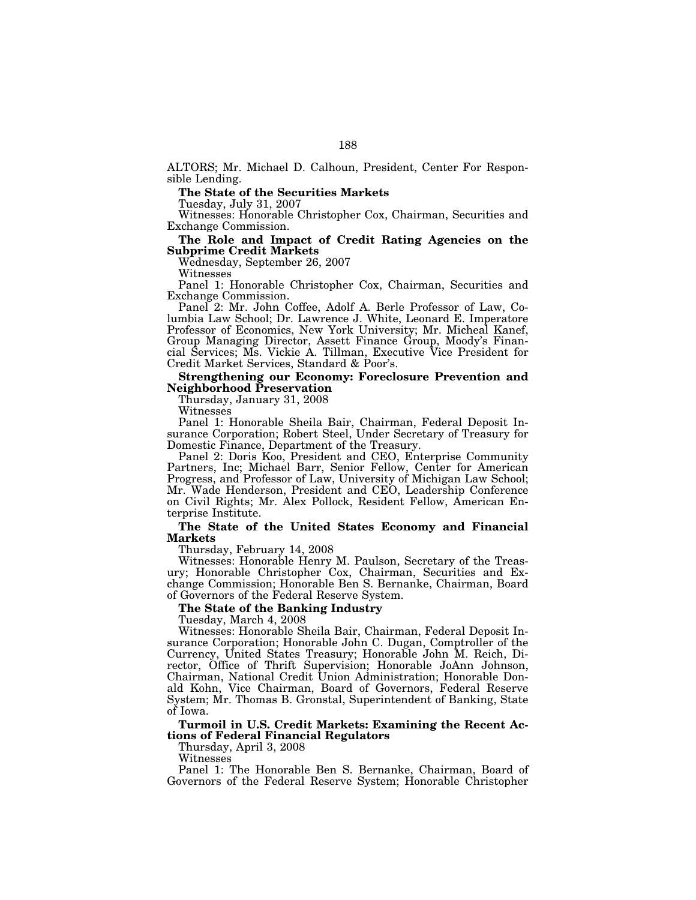ALTORS; Mr. Michael D. Calhoun, President, Center For Responsible Lending.

**The State of the Securities Markets**

Tuesday, July 31, 2007

Witnesses: Honorable Christopher Cox, Chairman, Securities and Exchange Commission.

**The Role and Impact of Credit Rating Agencies on the Subprime Credit Markets**

Wednesday, September 26, 2007

Witnesses

Panel 1: Honorable Christopher Cox, Chairman, Securities and Exchange Commission.

Panel 2: Mr. John Coffee, Adolf A. Berle Professor of Law, Columbia Law School; Dr. Lawrence J. White, Leonard E. Imperatore Professor of Economics, New York University; Mr. Micheal Kanef, Group Managing Director, Assett Finance Group, Moody's Financial Services; Ms. Vickie A. Tillman, Executive Vice President for Credit Market Services, Standard & Poor's.

**Strengthening our Economy: Foreclosure Prevention and Neighborhood Preservation**

Thursday, January 31, 2008

Witnesses

Panel 1: Honorable Sheila Bair, Chairman, Federal Deposit Insurance Corporation; Robert Steel, Under Secretary of Treasury for Domestic Finance, Department of the Treasury.

Panel 2: Doris Koo, President and CEO, Enterprise Community Partners, Inc; Michael Barr, Senior Fellow, Center for American Progress, and Professor of Law, University of Michigan Law School; Mr. Wade Henderson, President and CEO, Leadership Conference on Civil Rights; Mr. Alex Pollock, Resident Fellow, American Enterprise Institute.

**The State of the United States Economy and Financial Markets**

Thursday, February 14, 2008

Witnesses: Honorable Henry M. Paulson, Secretary of the Treasury; Honorable Christopher Cox, Chairman, Securities and Exchange Commission; Honorable Ben S. Bernanke, Chairman, Board of Governors of the Federal Reserve System.

**The State of the Banking Industry**

Tuesday, March 4, 2008

Witnesses: Honorable Sheila Bair, Chairman, Federal Deposit Insurance Corporation; Honorable John C. Dugan, Comptroller of the Currency, United States Treasury; Honorable John M. Reich, Director, Office of Thrift Supervision; Honorable JoAnn Johnson, Chairman, National Credit Union Administration; Honorable Donald Kohn, Vice Chairman, Board of Governors, Federal Reserve System; Mr. Thomas B. Gronstal, Superintendent of Banking, State of Iowa.

**Turmoil in U.S. Credit Markets: Examining the Recent Actions of Federal Financial Regulators**

Thursday, April 3, 2008

Witnesses

Panel 1: The Honorable Ben S. Bernanke, Chairman, Board of Governors of the Federal Reserve System; Honorable Christopher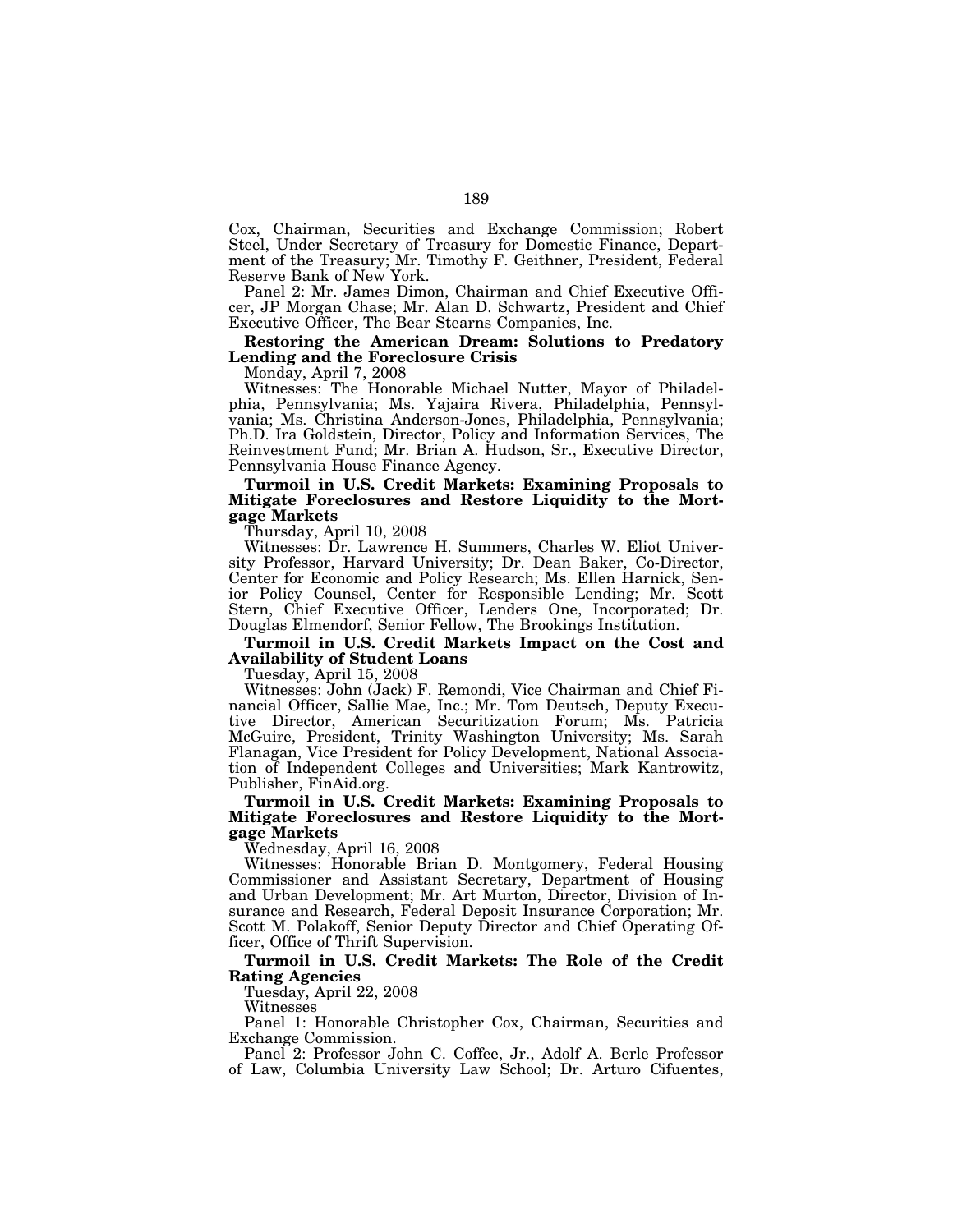Cox, Chairman, Securities and Exchange Commission; Robert Steel, Under Secretary of Treasury for Domestic Finance, Department of the Treasury; Mr. Timothy F. Geithner, President, Federal Reserve Bank of New York.

Panel 2: Mr. James Dimon, Chairman and Chief Executive Officer, JP Morgan Chase; Mr. Alan D. Schwartz, President and Chief Executive Officer, The Bear Stearns Companies, Inc.

**Restoring the American Dream: Solutions to Predatory Lending and the Foreclosure Crisis**

Monday, April 7, 2008

Witnesses: The Honorable Michael Nutter, Mayor of Philadelphia, Pennsylvania; Ms. Yajaira Rivera, Philadelphia, Pennsylvania; Ms. Christina Anderson-Jones, Philadelphia, Pennsylvania; Ph.D. Ira Goldstein, Director, Policy and Information Services, The Reinvestment Fund; Mr. Brian A. Hudson, Sr., Executive Director, Pennsylvania House Finance Agency.

**Turmoil in U.S. Credit Markets: Examining Proposals to Mitigate Foreclosures and Restore Liquidity to the Mortgage Markets**

Thursday, April 10, 2008

Witnesses: Dr. Lawrence H. Summers, Charles W. Eliot University Professor, Harvard University; Dr. Dean Baker, Co-Director, Center for Economic and Policy Research; Ms. Ellen Harnick, Senior Policy Counsel, Center for Responsible Lending; Mr. Scott Stern, Chief Executive Officer, Lenders One, Incorporated; Dr. Douglas Elmendorf, Senior Fellow, The Brookings Institution.

**Turmoil in U.S. Credit Markets Impact on the Cost and Availability of Student Loans**

Tuesday, April 15, 2008

Witnesses: John (Jack) F. Remondi, Vice Chairman and Chief Financial Officer, Sallie Mae, Inc.; Mr. Tom Deutsch, Deputy Executive Director, American Securitization Forum; Ms. Patricia McGuire, President, Trinity Washington University; Ms. Sarah Flanagan, Vice President for Policy Development, National Association of Independent Colleges and Universities; Mark Kantrowitz, Publisher, FinAid.org.

**Turmoil in U.S. Credit Markets: Examining Proposals to Mitigate Foreclosures and Restore Liquidity to the Mortgage Markets**

Wednesday, April 16, 2008

Witnesses: Honorable Brian D. Montgomery, Federal Housing Commissioner and Assistant Secretary, Department of Housing and Urban Development; Mr. Art Murton, Director, Division of Insurance and Research, Federal Deposit Insurance Corporation; Mr. Scott M. Polakoff, Senior Deputy Director and Chief Operating Officer, Office of Thrift Supervision.

**Turmoil in U.S. Credit Markets: The Role of the Credit Rating Agencies**

Tuesday, April 22, 2008

Witnesses

Panel 1: Honorable Christopher Cox, Chairman, Securities and Exchange Commission.

Panel 2: Professor John C. Coffee, Jr., Adolf A. Berle Professor of Law, Columbia University Law School; Dr. Arturo Cifuentes,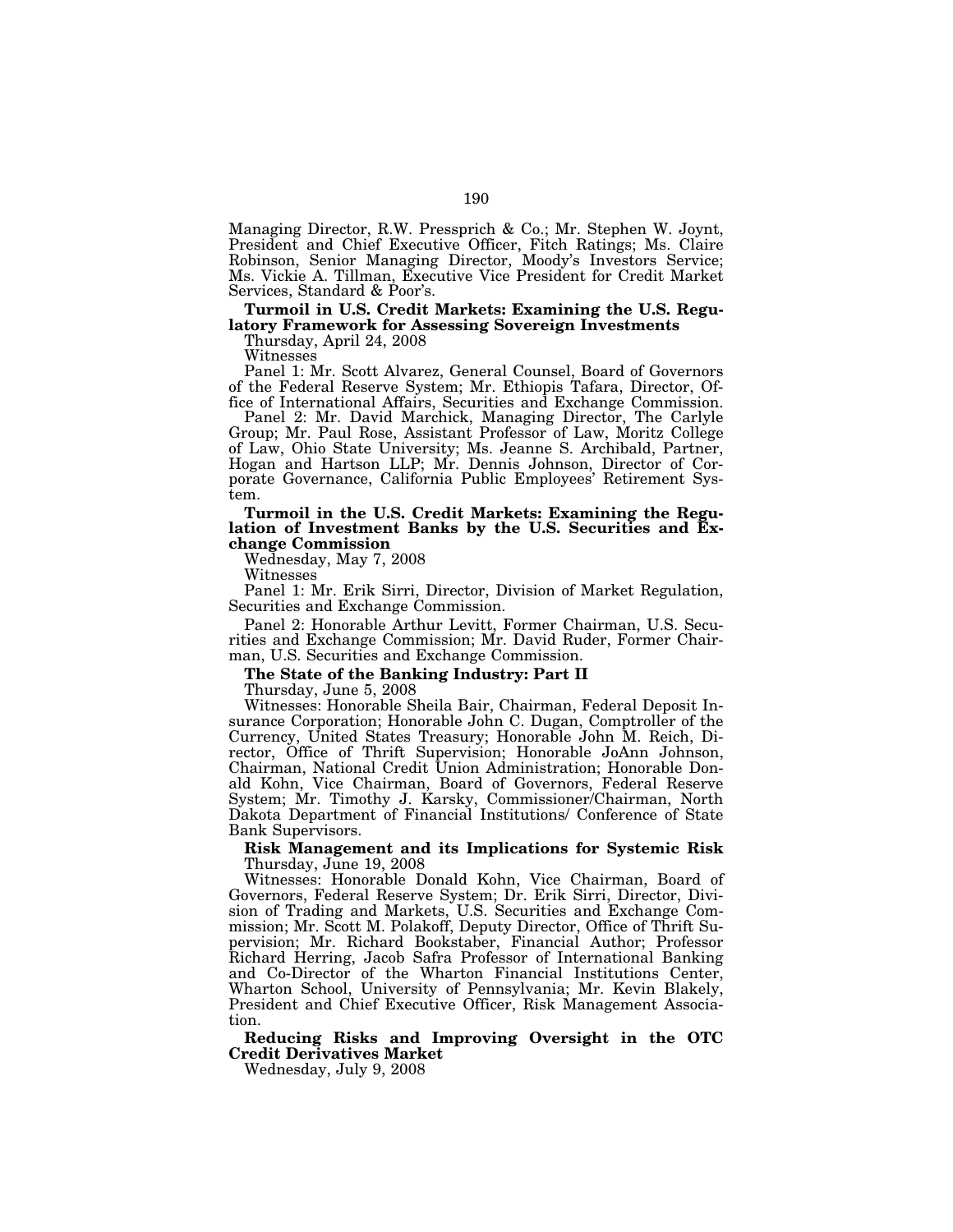Managing Director, R.W. Pressprich & Co.; Mr. Stephen W. Joynt, President and Chief Executive Officer, Fitch Ratings; Ms. Claire Robinson, Senior Managing Director, Moody's Investors Service; Ms. Vickie A. Tillman, Executive Vice President for Credit Market Services, Standard & Poor's.

**Turmoil in U.S. Credit Markets: Examining the U.S. Regulatory Framework for Assessing Sovereign Investments**

Thursday, April 24, 2008

Witnesses

Panel 1: Mr. Scott Alvarez, General Counsel, Board of Governors of the Federal Reserve System; Mr. Ethiopis Tafara, Director, Office of International Affairs, Securities and Exchange Commission.

Panel 2: Mr. David Marchick, Managing Director, The Carlyle Group; Mr. Paul Rose, Assistant Professor of Law, Moritz College of Law, Ohio State University; Ms. Jeanne S. Archibald, Partner, Hogan and Hartson LLP; Mr. Dennis Johnson, Director of Corporate Governance, California Public Employees' Retirement System.

**Turmoil in the U.S. Credit Markets: Examining the Regulation of Investment Banks by the U.S. Securities and Exchange Commission**

Wednesday, May 7, 2008

Witnesses

Panel 1: Mr. Erik Sirri, Director, Division of Market Regulation, Securities and Exchange Commission.

Panel 2: Honorable Arthur Levitt, Former Chairman, U.S. Securities and Exchange Commission; Mr. David Ruder, Former Chairman, U.S. Securities and Exchange Commission.

**The State of the Banking Industry: Part II**

Thursday, June 5, 2008

Witnesses: Honorable Sheila Bair, Chairman, Federal Deposit Insurance Corporation; Honorable John C. Dugan, Comptroller of the Currency, United States Treasury; Honorable John M. Reich, Director, Office of Thrift Supervision; Honorable JoAnn Johnson, Chairman, National Credit Union Administration; Honorable Donald Kohn, Vice Chairman, Board of Governors, Federal Reserve System; Mr. Timothy J. Karsky, Commissioner/Chairman, North Dakota Department of Financial Institutions/ Conference of State Bank Supervisors.

**Risk Management and its Implications for Systemic Risk**

Thursday, June 19, 2008

Witnesses: Honorable Donald Kohn, Vice Chairman, Board of Governors, Federal Reserve System; Dr. Erik Sirri, Director, Division of Trading and Markets, U.S. Securities and Exchange Commission; Mr. Scott M. Polakoff, Deputy Director, Office of Thrift Supervision; Mr. Richard Bookstaber, Financial Author; Professor Richard Herring, Jacob Safra Professor of International Banking and Co-Director of the Wharton Financial Institutions Center, Wharton School, University of Pennsylvania; Mr. Kevin Blakely, President and Chief Executive Officer, Risk Management Association.

**Reducing Risks and Improving Oversight in the OTC Credit Derivatives Market**

Wednesday, July 9, 2008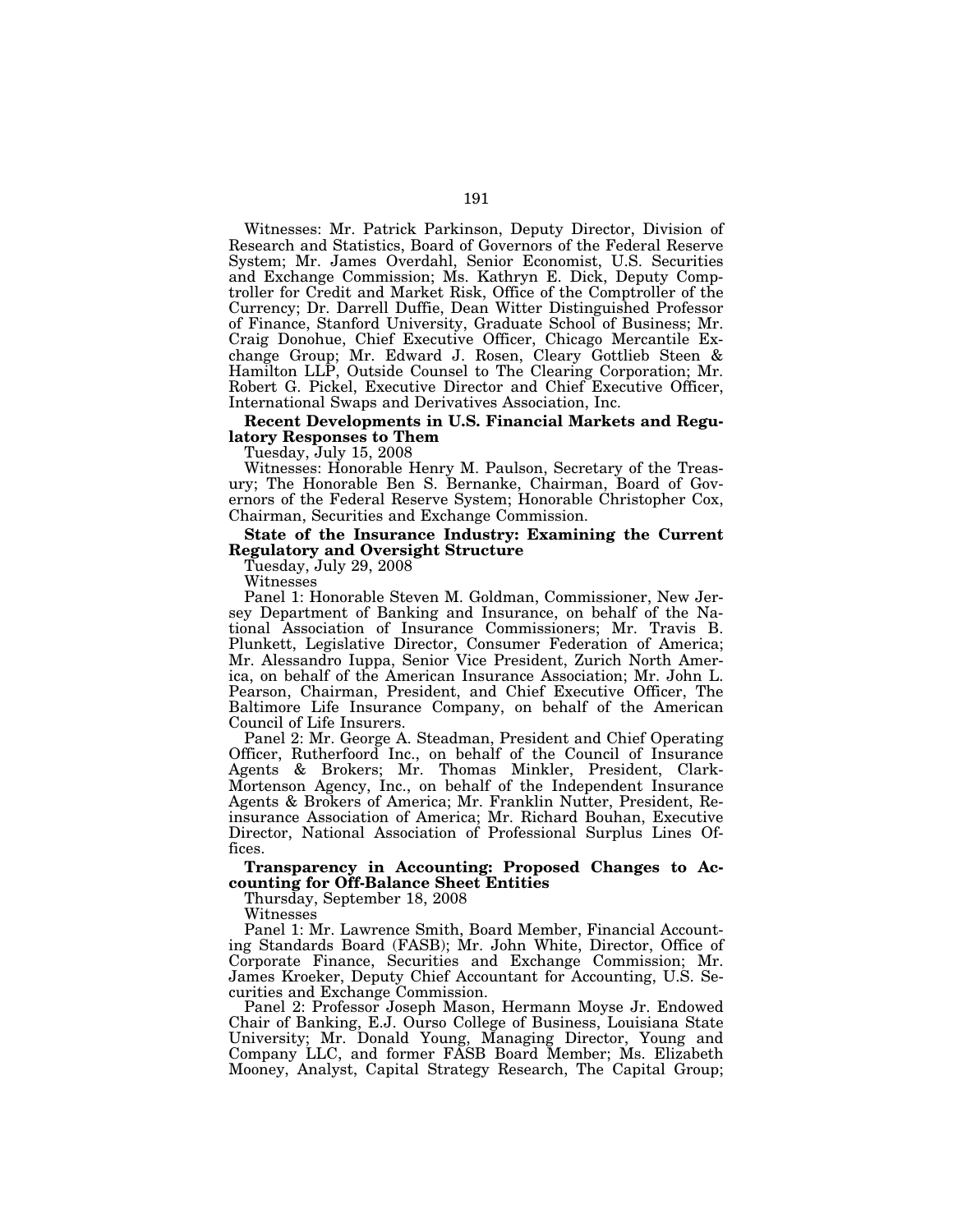Witnesses: Mr. Patrick Parkinson, Deputy Director, Division of Research and Statistics, Board of Governors of the Federal Reserve System; Mr. James Overdahl, Senior Economist, U.S. Securities and Exchange Commission; Ms. Kathryn E. Dick, Deputy Comptroller for Credit and Market Risk, Office of the Comptroller of the Currency; Dr. Darrell Duffie, Dean Witter Distinguished Professor of Finance, Stanford University, Graduate School of Business; Mr. Craig Donohue, Chief Executive Officer, Chicago Mercantile Exchange Group; Mr. Edward J. Rosen, Cleary Gottlieb Steen & Hamilton LLP, Outside Counsel to The Clearing Corporation; Mr. Robert G. Pickel, Executive Director and Chief Executive Officer, International Swaps and Derivatives Association, Inc.

**Recent Developments in U.S. Financial Markets and Regulatory Responses to Them**

Tuesday, July 15, 2008

Witnesses: Honorable Henry M. Paulson, Secretary of the Treasury; The Honorable Ben S. Bernanke, Chairman, Board of Governors of the Federal Reserve System; Honorable Christopher Cox, Chairman, Securities and Exchange Commission.

**State of the Insurance Industry: Examining the Current Regulatory and Oversight Structure**

Tuesday, July 29, 2008

Witnesses

Panel 1: Honorable Steven M. Goldman, Commissioner, New Jersey Department of Banking and Insurance, on behalf of the National Association of Insurance Commissioners; Mr. Travis B. Plunkett, Legislative Director, Consumer Federation of America; Mr. Alessandro Iuppa, Senior Vice President, Zurich North America, on behalf of the American Insurance Association; Mr. John L. Pearson, Chairman, President, and Chief Executive Officer, The Baltimore Life Insurance Company, on behalf of the American Council of Life Insurers.

Panel 2: Mr. George A. Steadman, President and Chief Operating Officer, Rutherfoord Inc., on behalf of the Council of Insurance Agents & Brokers; Mr. Thomas Minkler, President, Clark-Mortenson Agency, Inc., on behalf of the Independent Insurance Agents & Brokers of America; Mr. Franklin Nutter, President, Reinsurance Association of America; Mr. Richard Bouhan, Executive Director, National Association of Professional Surplus Lines Offices.

**Transparency in Accounting: Proposed Changes to Accounting for Off-Balance Sheet Entities**

Thursday, September 18, 2008

Witnesses

Panel 1: Mr. Lawrence Smith, Board Member, Financial Accounting Standards Board (FASB); Mr. John White, Director, Office of Corporate Finance, Securities and Exchange Commission; Mr. James Kroeker, Deputy Chief Accountant for Accounting, U.S. Securities and Exchange Commission.

Panel 2: Professor Joseph Mason, Hermann Moyse Jr. Endowed Chair of Banking, E.J. Ourso College of Business, Louisiana State University; Mr. Donald Young, Managing Director, Young and Company LLC, and former FASB Board Member; Ms. Elizabeth Mooney, Analyst, Capital Strategy Research, The Capital Group;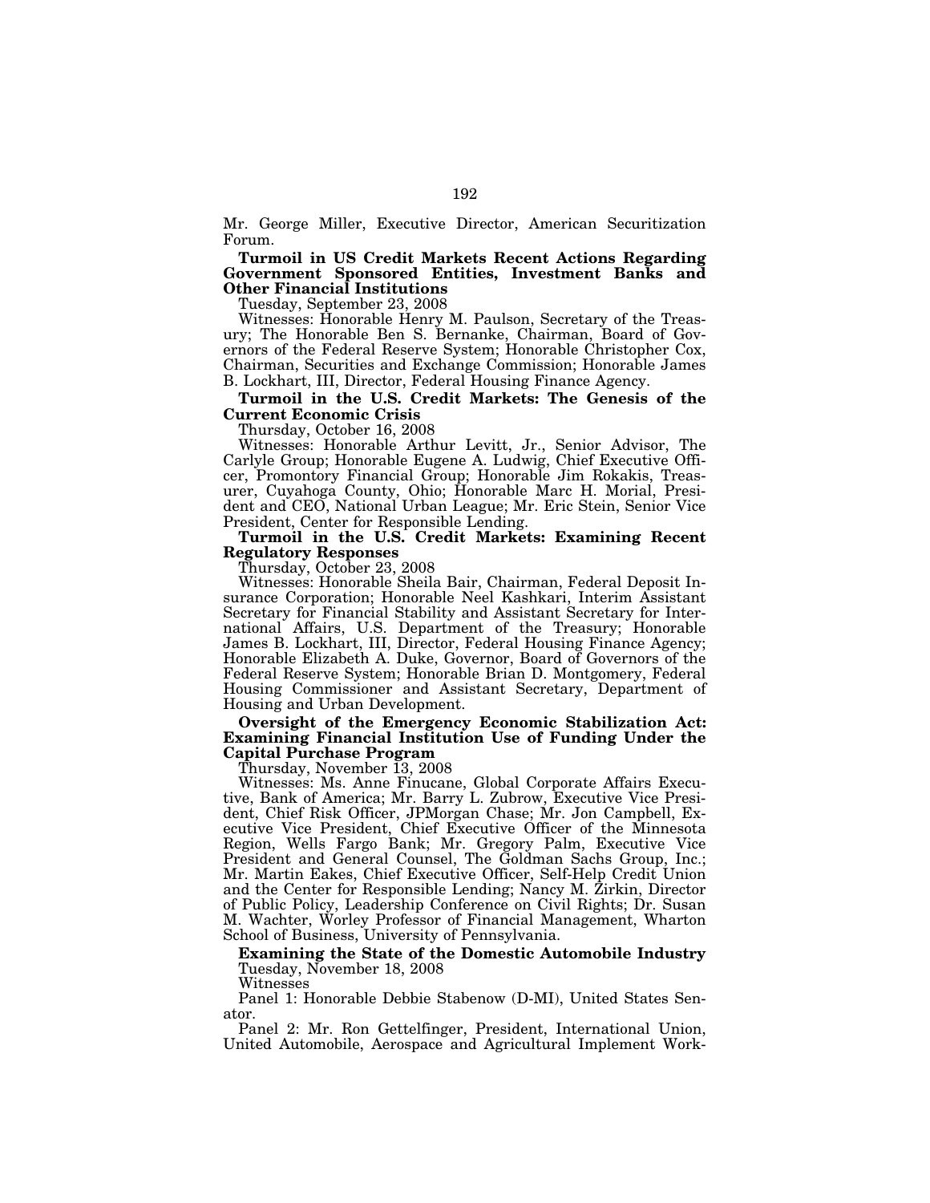Mr. George Miller, Executive Director, American Securitization Forum.

**Turmoil in US Credit Markets Recent Actions Regarding Government Sponsored Entities, Investment Banks and Other Financial Institutions**

Tuesday, September 23, 2008

Witnesses: Honorable Henry M. Paulson, Secretary of the Treasury; The Honorable Ben S. Bernanke, Chairman, Board of Governors of the Federal Reserve System; Honorable Christopher Cox, Chairman, Securities and Exchange Commission; Honorable James B. Lockhart, III, Director, Federal Housing Finance Agency.

**Turmoil in the U.S. Credit Markets: The Genesis of the Current Economic Crisis**

Thursday, October 16, 2008

Witnesses: Honorable Arthur Levitt, Jr., Senior Advisor, The Carlyle Group; Honorable Eugene A. Ludwig, Chief Executive Officer, Promontory Financial Group; Honorable Jim Rokakis, Treasurer, Cuyahoga County, Ohio; Honorable Marc H. Morial, President and CEO, National Urban League; Mr. Eric Stein, Senior Vice President, Center for Responsible Lending.

**Turmoil in the U.S. Credit Markets: Examining Recent Regulatory Responses**

Thursday, October 23, 2008

Witnesses: Honorable Sheila Bair, Chairman, Federal Deposit Insurance Corporation; Honorable Neel Kashkari, Interim Assistant Secretary for Financial Stability and Assistant Secretary for International Affairs, U.S. Department of the Treasury; Honorable James B. Lockhart, III, Director, Federal Housing Finance Agency; Honorable Elizabeth A. Duke, Governor, Board of Governors of the Federal Reserve System; Honorable Brian D. Montgomery, Federal Housing Commissioner and Assistant Secretary, Department of Housing and Urban Development.

**Oversight of the Emergency Economic Stabilization Act: Examining Financial Institution Use of Funding Under the Capital Purchase Program**

Thursday, November 13, 2008

Witnesses: Ms. Anne Finucane, Global Corporate Affairs Executive, Bank of America; Mr. Barry L. Zubrow, Executive Vice President, Chief Risk Officer, JPMorgan Chase; Mr. Jon Campbell, Executive Vice President, Chief Executive Officer of the Minnesota Region, Wells Fargo Bank; Mr. Gregory Palm, Executive Vice President and General Counsel, The Goldman Sachs Group, Inc.; Mr. Martin Eakes, Chief Executive Officer, Self-Help Credit Union and the Center for Responsible Lending; Nancy M. Zirkin, Director of Public Policy, Leadership Conference on Civil Rights; Dr. Susan M. Wachter, Worley Professor of Financial Management, Wharton School of Business, University of Pennsylvania.

**Examining the State of the Domestic Automobile Industry**

Tuesday, November 18, 2008

Witnesses

Panel 1: Honorable Debbie Stabenow (D-MI), United States Senator.

Panel 2: Mr. Ron Gettelfinger, President, International Union, United Automobile, Aerospace and Agricultural Implement Work-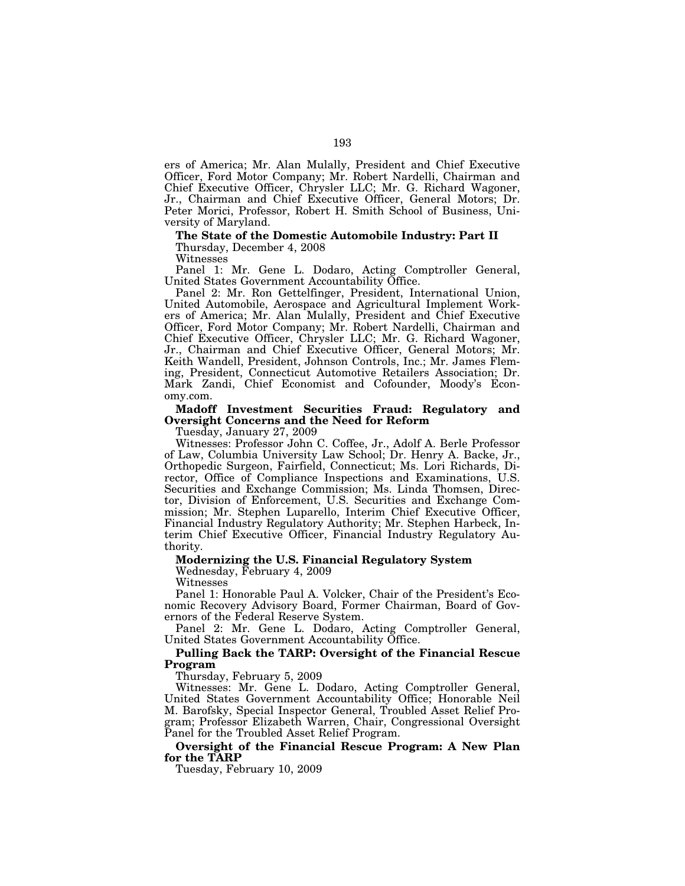ers of America; Mr. Alan Mulally, President and Chief Executive Officer, Ford Motor Company; Mr. Robert Nardelli, Chairman and Chief Executive Officer, Chrysler LLC; Mr. G. Richard Wagoner, Jr., Chairman and Chief Executive Officer, General Motors; Dr. Peter Morici, Professor, Robert H. Smith School of Business, University of Maryland.

**The State of the Domestic Automobile Industry: Part II**

Thursday, December 4, 2008

Witnesses

Panel 1: Mr. Gene L. Dodaro, Acting Comptroller General, United States Government Accountability Office.

Panel 2: Mr. Ron Gettelfinger, President, International Union, United Automobile, Aerospace and Agricultural Implement Workers of America; Mr. Alan Mulally, President and Chief Executive Officer, Ford Motor Company; Mr. Robert Nardelli, Chairman and Chief Executive Officer, Chrysler LLC; Mr. G. Richard Wagoner, Jr., Chairman and Chief Executive Officer, General Motors; Mr. Keith Wandell, President, Johnson Controls, Inc.; Mr. James Fleming, President, Connecticut Automotive Retailers Association; Dr. Mark Zandi, Chief Economist and Cofounder, Moody's Economy.com.

**Madoff Investment Securities Fraud: Regulatory and Oversight Concerns and the Need for Reform**

Tuesday, January 27, 2009

Witnesses: Professor John C. Coffee, Jr., Adolf A. Berle Professor of Law, Columbia University Law School; Dr. Henry A. Backe, Jr., Orthopedic Surgeon, Fairfield, Connecticut; Ms. Lori Richards, Director, Office of Compliance Inspections and Examinations, U.S. Securities and Exchange Commission; Ms. Linda Thomsen, Director, Division of Enforcement, U.S. Securities and Exchange Commission; Mr. Stephen Luparello, Interim Chief Executive Officer, Financial Industry Regulatory Authority; Mr. Stephen Harbeck, Interim Chief Executive Officer, Financial Industry Regulatory Authority.

**Modernizing the U.S. Financial Regulatory System**

Wednesday, February 4, 2009

Witnesses

Panel 1: Honorable Paul A. Volcker, Chair of the President's Economic Recovery Advisory Board, Former Chairman, Board of Governors of the Federal Reserve System.

Panel 2: Mr. Gene L. Dodaro, Acting Comptroller General, United States Government Accountability Office.

**Pulling Back the TARP: Oversight of the Financial Rescue Program**

Thursday, February 5, 2009

Witnesses: Mr. Gene L. Dodaro, Acting Comptroller General, United States Government Accountability Office; Honorable Neil M. Barofsky, Special Inspector General, Troubled Asset Relief Program; Professor Elizabeth Warren, Chair, Congressional Oversight Panel for the Troubled Asset Relief Program.

**Oversight of the Financial Rescue Program: A New Plan for the TARP**

Tuesday, February 10, 2009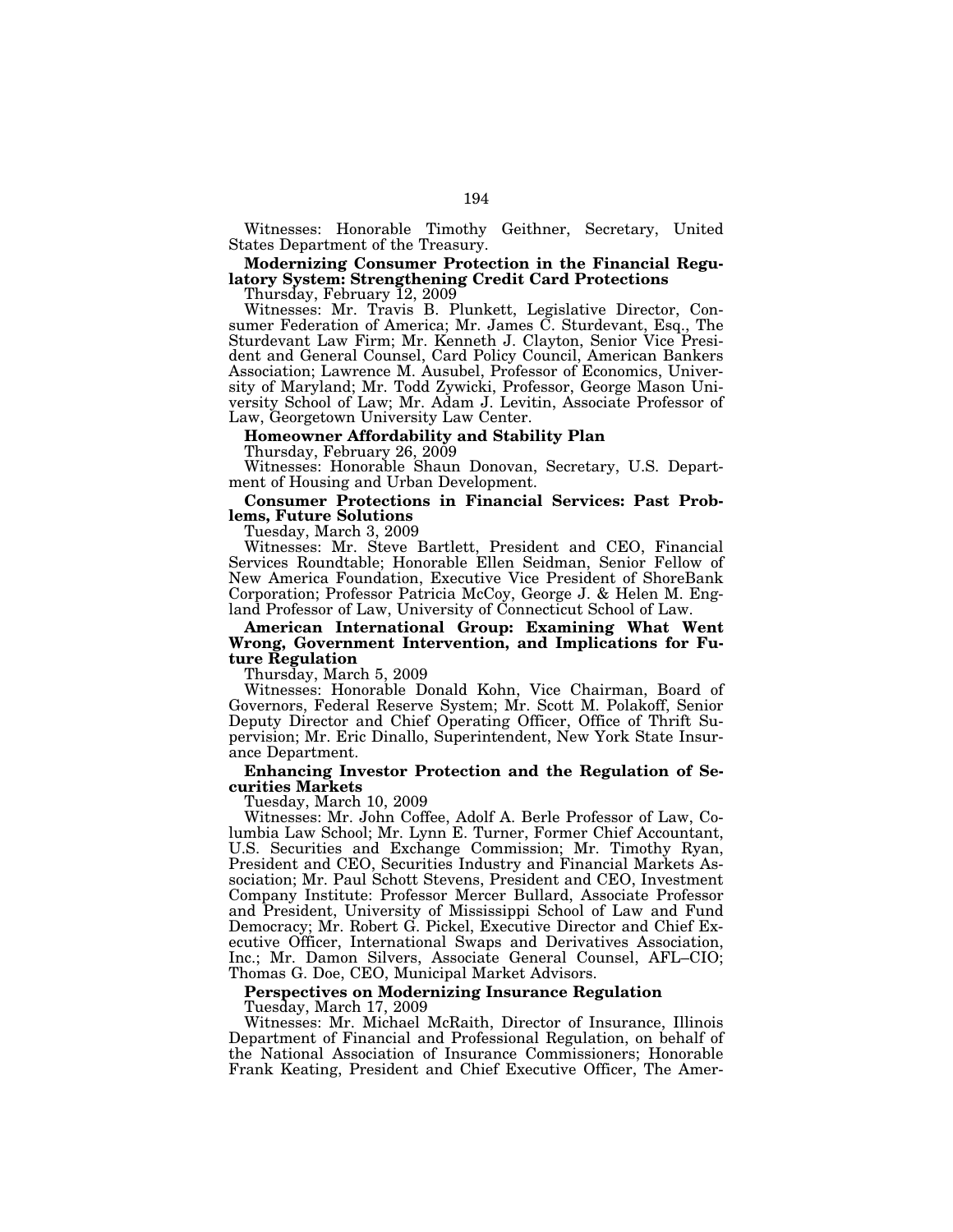Witnesses: Honorable Timothy Geithner, Secretary, United States Department of the Treasury.

**Modernizing Consumer Protection in the Financial Regulatory System: Strengthening Credit Card Protections**

Thursday, February 12, 2009

Witnesses: Mr. Travis B. Plunkett, Legislative Director, Consumer Federation of America; Mr. James C. Sturdevant, Esq., The Sturdevant Law Firm; Mr. Kenneth J. Clayton, Senior Vice President and General Counsel, Card Policy Council, American Bankers Association; Lawrence M. Ausubel, Professor of Economics, University of Maryland; Mr. Todd Zywicki, Professor, George Mason University School of Law; Mr. Adam J. Levitin, Associate Professor of Law, Georgetown University Law Center.

**Homeowner Affordability and Stability Plan**

Thursday, February 26, 2009

Witnesses: Honorable Shaun Donovan, Secretary, U.S. Department of Housing and Urban Development.

**Consumer Protections in Financial Services: Past Problems, Future Solutions**

Tuesday, March 3, 2009

Witnesses: Mr. Steve Bartlett, President and CEO, Financial Services Roundtable; Honorable Ellen Seidman, Senior Fellow of New America Foundation, Executive Vice President of ShoreBank Corporation; Professor Patricia McCoy, George J. & Helen M. England Professor of Law, University of Connecticut School of Law.

**American International Group: Examining What Went Wrong, Government Intervention, and Implications for Future Regulation**

Thursday, March 5, 2009

Witnesses: Honorable Donald Kohn, Vice Chairman, Board of Governors, Federal Reserve System; Mr. Scott M. Polakoff, Senior Deputy Director and Chief Operating Officer, Office of Thrift Supervision; Mr. Eric Dinallo, Superintendent, New York State Insurance Department.

**Enhancing Investor Protection and the Regulation of Securities Markets**

Tuesday, March 10, 2009

Witnesses: Mr. John Coffee, Adolf A. Berle Professor of Law, Columbia Law School; Mr. Lynn E. Turner, Former Chief Accountant, U.S. Securities and Exchange Commission; Mr. Timothy Ryan, President and CEO, Securities Industry and Financial Markets Association; Mr. Paul Schott Stevens, President and CEO, Investment Company Institute: Professor Mercer Bullard, Associate Professor and President, University of Mississippi School of Law and Fund Democracy; Mr. Robert G. Pickel, Executive Director and Chief Executive Officer, International Swaps and Derivatives Association, Inc.; Mr. Damon Silvers, Associate General Counsel, AFL–CIO; Thomas G. Doe, CEO, Municipal Market Advisors.

**Perspectives on Modernizing Insurance Regulation**

Tuesday, March 17, 2009

Witnesses: Mr. Michael McRaith, Director of Insurance, Illinois Department of Financial and Professional Regulation, on behalf of the National Association of Insurance Commissioners; Honorable Frank Keating, President and Chief Executive Officer, The Amer-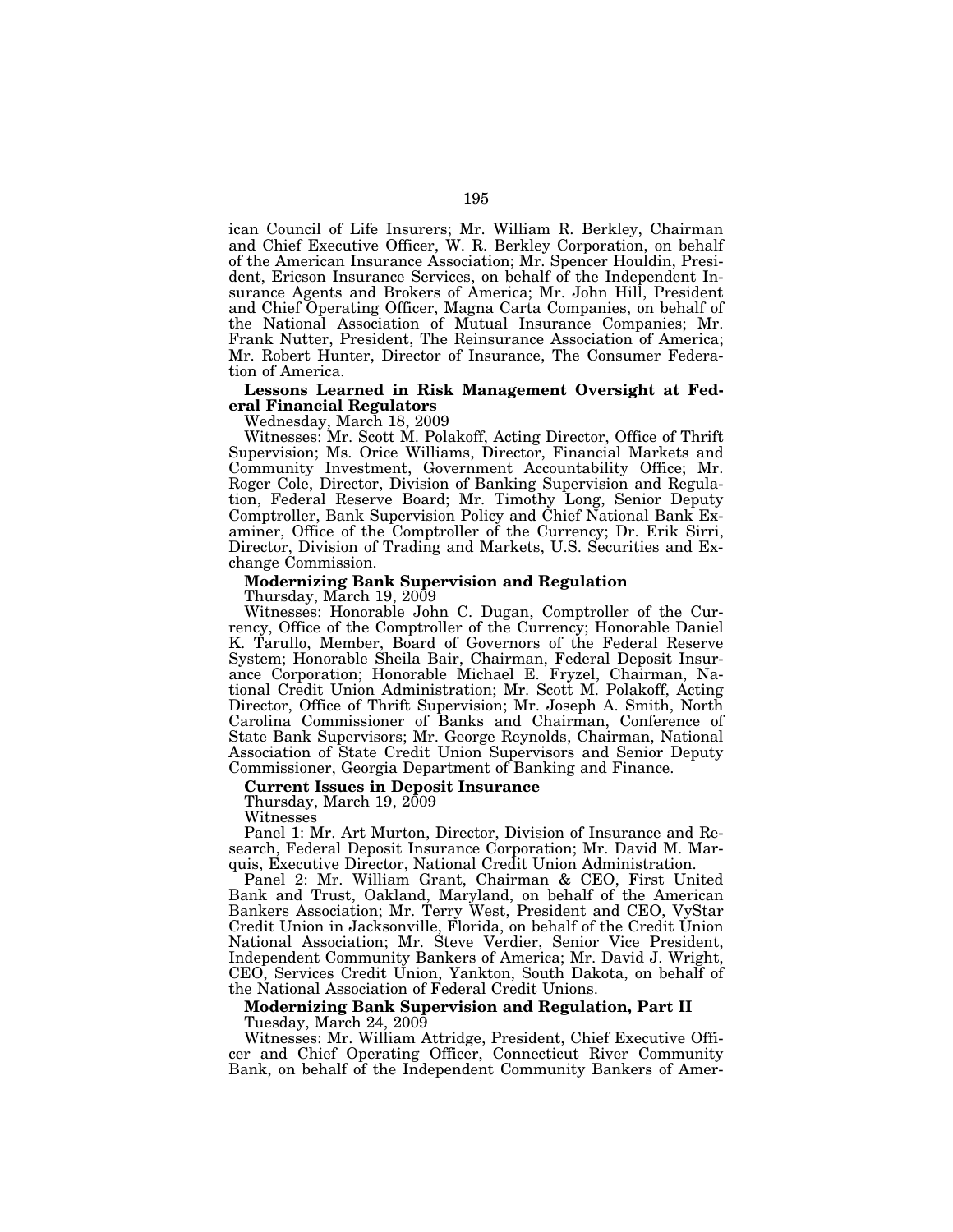ican Council of Life Insurers; Mr. William R. Berkley, Chairman and Chief Executive Officer, W. R. Berkley Corporation, on behalf of the American Insurance Association; Mr. Spencer Houldin, President, Ericson Insurance Services, on behalf of the Independent Insurance Agents and Brokers of America; Mr. John Hill, President and Chief Operating Officer, Magna Carta Companies, on behalf of the National Association of Mutual Insurance Companies; Mr. Frank Nutter, President, The Reinsurance Association of America; Mr. Robert Hunter, Director of Insurance, The Consumer Federation of America.

**Lessons Learned in Risk Management Oversight at Federal Financial Regulators**

Wednesday, March 18, 2009

Witnesses: Mr. Scott M. Polakoff, Acting Director, Office of Thrift Supervision; Ms. Orice Williams, Director, Financial Markets and Community Investment, Government Accountability Office; Mr. Roger Cole, Director, Division of Banking Supervision and Regulation, Federal Reserve Board; Mr. Timothy Long, Senior Deputy Comptroller, Bank Supervision Policy and Chief National Bank Examiner, Office of the Comptroller of the Currency; Dr. Erik Sirri, Director, Division of Trading and Markets, U.S. Securities and Exchange Commission.

**Modernizing Bank Supervision and Regulation**

Thursday, March 19, 2009

Witnesses: Honorable John C. Dugan, Comptroller of the Currency, Office of the Comptroller of the Currency; Honorable Daniel K. Tarullo, Member, Board of Governors of the Federal Reserve System; Honorable Sheila Bair, Chairman, Federal Deposit Insurance Corporation; Honorable Michael E. Fryzel, Chairman, National Credit Union Administration; Mr. Scott M. Polakoff, Acting Director, Office of Thrift Supervision; Mr. Joseph A. Smith, North Carolina Commissioner of Banks and Chairman, Conference of State Bank Supervisors; Mr. George Reynolds, Chairman, National Association of State Credit Union Supervisors and Senior Deputy Commissioner, Georgia Department of Banking and Finance.

**Current Issues in Deposit Insurance**

Thursday, March 19, 2009

Witnesses

Panel 1: Mr. Art Murton, Director, Division of Insurance and Research, Federal Deposit Insurance Corporation; Mr. David M. Marquis, Executive Director, National Credit Union Administration.

Panel 2: Mr. William Grant, Chairman & CEO, First United Bank and Trust, Oakland, Maryland, on behalf of the American Bankers Association; Mr. Terry West, President and CEO, VyStar Credit Union in Jacksonville, Florida, on behalf of the Credit Union National Association; Mr. Steve Verdier, Senior Vice President, Independent Community Bankers of America; Mr. David J. Wright, CEO, Services Credit Union, Yankton, South Dakota, on behalf of the National Association of Federal Credit Unions.

**Modernizing Bank Supervision and Regulation, Part II**

Tuesday, March 24, 2009

Witnesses: Mr. William Attridge, President, Chief Executive Officer and Chief Operating Officer, Connecticut River Community Bank, on behalf of the Independent Community Bankers of Amer-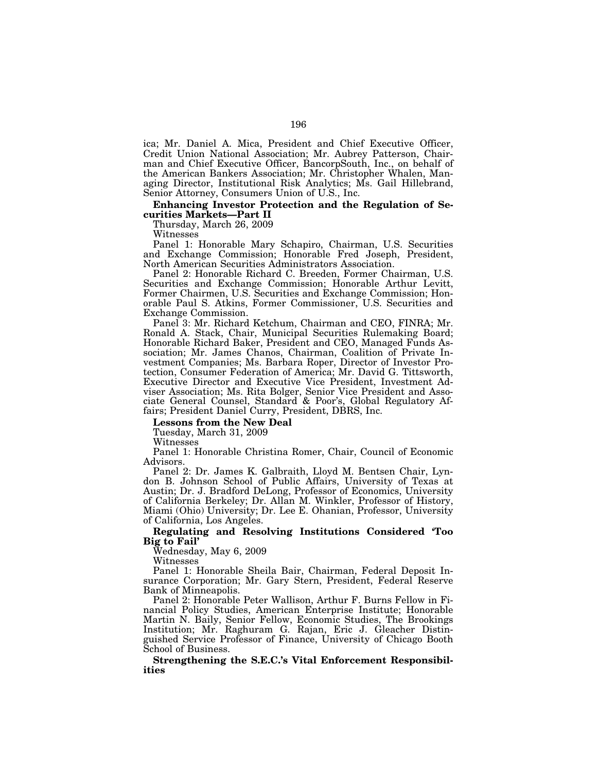ica; Mr. Daniel A. Mica, President and Chief Executive Officer, Credit Union National Association; Mr. Aubrey Patterson, Chairman and Chief Executive Officer, BancorpSouth, Inc., on behalf of the American Bankers Association; Mr. Christopher Whalen, Managing Director, Institutional Risk Analytics; Ms. Gail Hillebrand, Senior Attorney, Consumers Union of U.S., Inc.

**Enhancing Investor Protection and the Regulation of Securities Markets—Part II**

Thursday, March 26, 2009

Witnesses

Panel 1: Honorable Mary Schapiro, Chairman, U.S. Securities and Exchange Commission; Honorable Fred Joseph, President, North American Securities Administrators Association.

Panel 2: Honorable Richard C. Breeden, Former Chairman, U.S. Securities and Exchange Commission; Honorable Arthur Levitt, Former Chairmen, U.S. Securities and Exchange Commission; Honorable Paul S. Atkins, Former Commissioner, U.S. Securities and Exchange Commission.

Panel 3: Mr. Richard Ketchum, Chairman and CEO, FINRA; Mr. Ronald A. Stack, Chair, Municipal Securities Rulemaking Board; Honorable Richard Baker, President and CEO, Managed Funds Association; Mr. James Chanos, Chairman, Coalition of Private Investment Companies; Ms. Barbara Roper, Director of Investor Protection, Consumer Federation of America; Mr. David G. Tittsworth, Executive Director and Executive Vice President, Investment Adviser Association; Ms. Rita Bolger, Senior Vice President and Associate General Counsel, Standard & Poor's, Global Regulatory Affairs; President Daniel Curry, President, DBRS, Inc.

**Lessons from the New Deal**

Tuesday, March 31, 2009

Witnesses

Panel 1: Honorable Christina Romer, Chair, Council of Economic Advisors.

Panel 2: Dr. James K. Galbraith, Lloyd M. Bentsen Chair, Lyndon B. Johnson School of Public Affairs, University of Texas at Austin; Dr. J. Bradford DeLong, Professor of Economics, University of California Berkeley; Dr. Allan M. Winkler, Professor of History, Miami (Ohio) University; Dr. Lee E. Ohanian, Professor, University of California, Los Angeles.

**Regulating and Resolving Institutions Considered 'Too Big to Fail'**

Wednesday, May 6, 2009

Witnesses

Panel 1: Honorable Sheila Bair, Chairman, Federal Deposit Insurance Corporation; Mr. Gary Stern, President, Federal Reserve Bank of Minneapolis.

Panel 2: Honorable Peter Wallison, Arthur F. Burns Fellow in Financial Policy Studies, American Enterprise Institute; Honorable Martin N. Baily, Senior Fellow, Economic Studies, The Brookings Institution; Mr. Raghuram G. Rajan, Eric J. Gleacher Distinguished Service Professor of Finance, University of Chicago Booth School of Business.

**Strengthening the S.E.C.'s Vital Enforcement Responsibilities**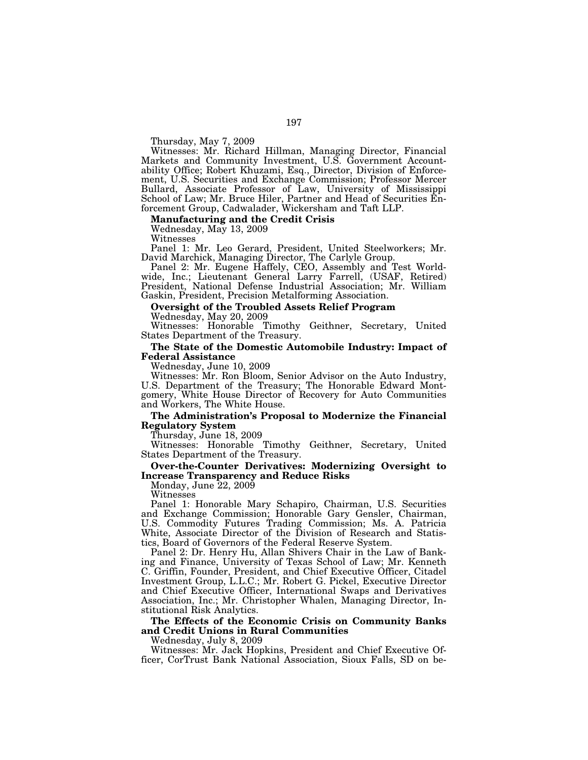Thursday, May 7, 2009

Witnesses: Mr. Richard Hillman, Managing Director, Financial Markets and Community Investment, U.S. Government Accountability Office; Robert Khuzami, Esq., Director, Division of Enforcement, U.S. Securities and Exchange Commission; Professor Mercer Bullard, Associate Professor of Law, University of Mississippi School of Law; Mr. Bruce Hiler, Partner and Head of Securities Enforcement Group, Cadwalader, Wickersham and Taft LLP.

**Manufacturing and the Credit Crisis**

Wednesday, May 13, 2009

Witnesses

Panel 1: Mr. Leo Gerard, President, United Steelworkers; Mr. David Marchick, Managing Director, The Carlyle Group.

Panel 2: Mr. Eugene Haffely, CEO, Assembly and Test Worldwide, Inc.; Lieutenant General Larry Farrell, (USAF, Retired) President, National Defense Industrial Association; Mr. William Gaskin, President, Precision Metalforming Association.

**Oversight of the Troubled Assets Relief Program**

Wednesday, May 20, 2009

Witnesses: Honorable Timothy Geithner, Secretary, United States Department of the Treasury.

**The State of the Domestic Automobile Industry: Impact of Federal Assistance**

Wednesday, June 10, 2009

Witnesses: Mr. Ron Bloom, Senior Advisor on the Auto Industry, U.S. Department of the Treasury; The Honorable Edward Montgomery, White House Director of Recovery for Auto Communities and Workers, The White House.

**The Administration's Proposal to Modernize the Financial Regulatory System**

Thursday, June 18, 2009

Witnesses: Honorable Timothy Geithner, Secretary, United States Department of the Treasury.

**Over-the-Counter Derivatives: Modernizing Oversight to Increase Transparency and Reduce Risks**

Monday, June 22, 2009

Witnesses

Panel 1: Honorable Mary Schapiro, Chairman, U.S. Securities and Exchange Commission; Honorable Gary Gensler, Chairman, U.S. Commodity Futures Trading Commission; Ms. A. Patricia White, Associate Director of the Division of Research and Statistics, Board of Governors of the Federal Reserve System.

Panel 2: Dr. Henry Hu, Allan Shivers Chair in the Law of Banking and Finance, University of Texas School of Law; Mr. Kenneth C. Griffin, Founder, President, and Chief Executive Officer, Citadel Investment Group, L.L.C.; Mr. Robert G. Pickel, Executive Director and Chief Executive Officer, International Swaps and Derivatives Association, Inc.; Mr. Christopher Whalen, Managing Director, Institutional Risk Analytics.

**The Effects of the Economic Crisis on Community Banks and Credit Unions in Rural Communities**

Wednesday, July 8, 2009

Witnesses: Mr. Jack Hopkins, President and Chief Executive Officer, CorTrust Bank National Association, Sioux Falls, SD on be-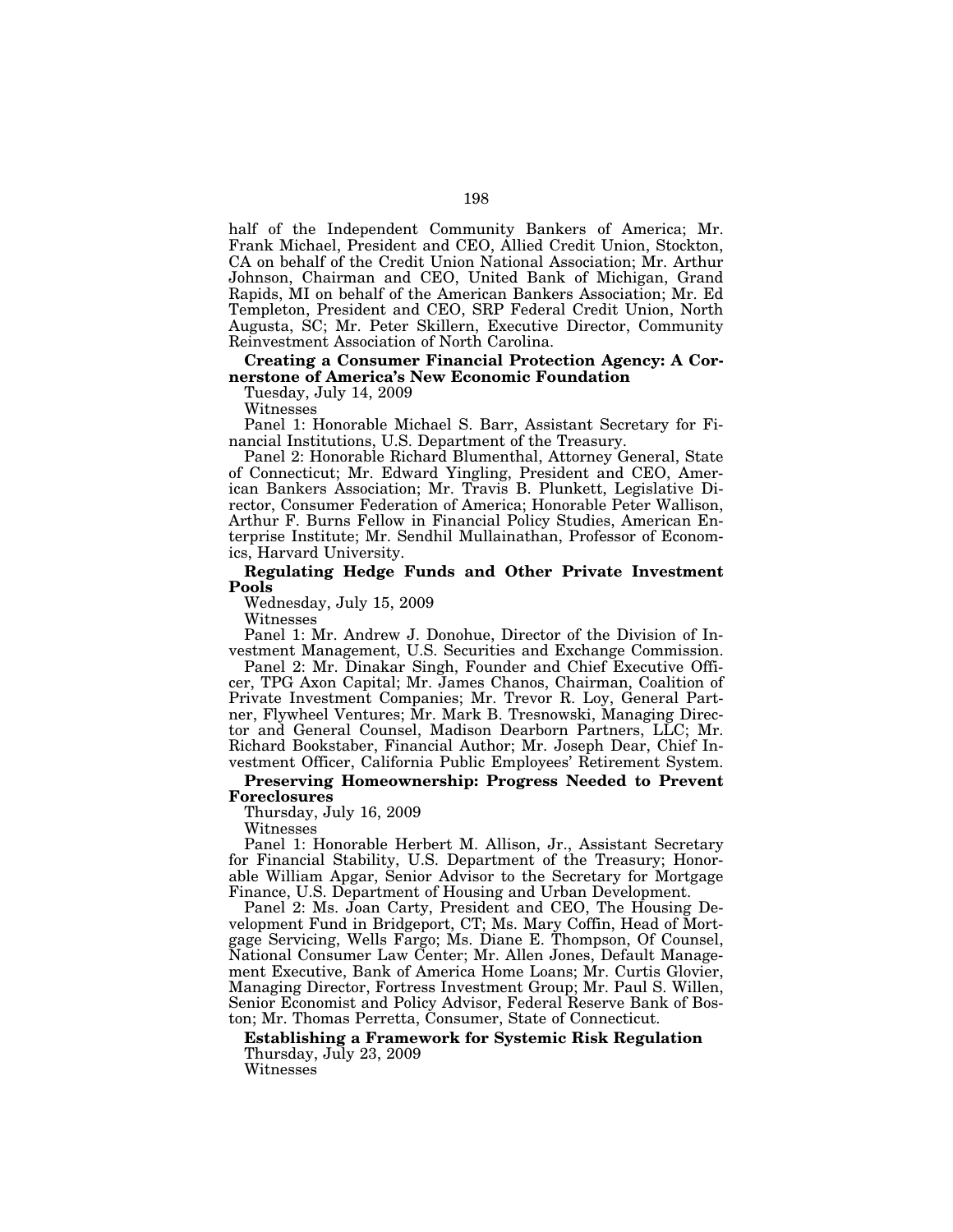half of the Independent Community Bankers of America; Mr. Frank Michael, President and CEO, Allied Credit Union, Stockton, CA on behalf of the Credit Union National Association; Mr. Arthur Johnson, Chairman and CEO, United Bank of Michigan, Grand Rapids, MI on behalf of the American Bankers Association; Mr. Ed Templeton, President and CEO, SRP Federal Credit Union, North Augusta, SC; Mr. Peter Skillern, Executive Director, Community Reinvestment Association of North Carolina.

**Creating a Consumer Financial Protection Agency: A Cornerstone of America's New Economic Foundation**

Tuesday, July 14, 2009

Witnesses

Panel 1: Honorable Michael S. Barr, Assistant Secretary for Financial Institutions, U.S. Department of the Treasury.

Panel 2: Honorable Richard Blumenthal, Attorney General, State of Connecticut; Mr. Edward Yingling, President and CEO, American Bankers Association; Mr. Travis B. Plunkett, Legislative Director, Consumer Federation of America; Honorable Peter Wallison, Arthur F. Burns Fellow in Financial Policy Studies, American Enterprise Institute; Mr. Sendhil Mullainathan, Professor of Economics, Harvard University.

**Regulating Hedge Funds and Other Private Investment Pools**

Wednesday, July 15, 2009

Witnesses

Panel 1: Mr. Andrew J. Donohue, Director of the Division of Investment Management, U.S. Securities and Exchange Commission.

Panel 2: Mr. Dinakar Singh, Founder and Chief Executive Officer, TPG Axon Capital; Mr. James Chanos, Chairman, Coalition of Private Investment Companies; Mr. Trevor R. Loy, General Partner, Flywheel Ventures; Mr. Mark B. Tresnowski, Managing Director and General Counsel, Madison Dearborn Partners, LLC; Mr. Richard Bookstaber, Financial Author; Mr. Joseph Dear, Chief Investment Officer, California Public Employees' Retirement System.

**Preserving Homeownership: Progress Needed to Prevent Foreclosures**

Thursday, July 16, 2009

Witnesses

Panel 1: Honorable Herbert M. Allison, Jr., Assistant Secretary for Financial Stability, U.S. Department of the Treasury; Honorable William Apgar, Senior Advisor to the Secretary for Mortgage Finance, U.S. Department of Housing and Urban Development.

Panel 2: Ms. Joan Carty, President and CEO, The Housing Development Fund in Bridgeport, CT; Ms. Mary Coffin, Head of Mortgage Servicing, Wells Fargo; Ms. Diane E. Thompson, Of Counsel, National Consumer Law Center; Mr. Allen Jones, Default Management Executive, Bank of America Home Loans; Mr. Curtis Glovier, Managing Director, Fortress Investment Group; Mr. Paul S. Willen, Senior Economist and Policy Advisor, Federal Reserve Bank of Boston; Mr. Thomas Perretta, Consumer, State of Connecticut.

**Establishing a Framework for Systemic Risk Regulation**

Thursday, July 23, 2009

Witnesses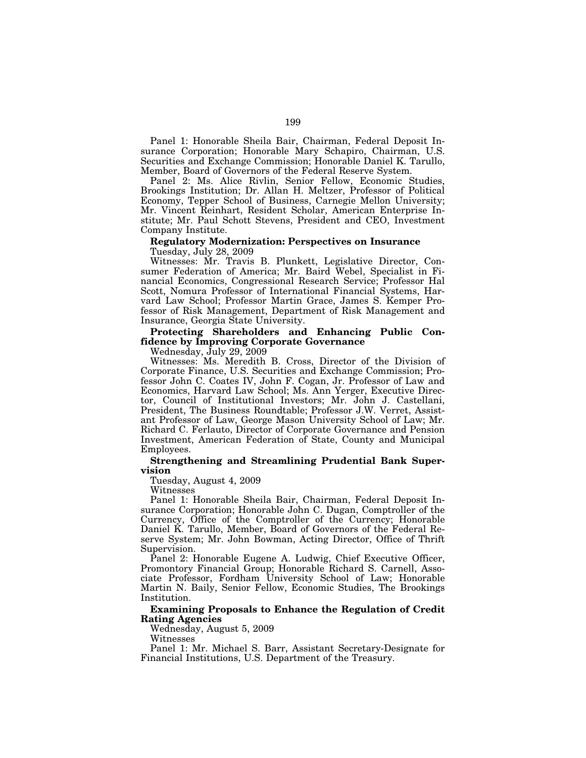Panel 1: Honorable Sheila Bair, Chairman, Federal Deposit Insurance Corporation; Honorable Mary Schapiro, Chairman, U.S. Securities and Exchange Commission; Honorable Daniel K. Tarullo, Member, Board of Governors of the Federal Reserve System.

Panel 2: Ms. Alice Rivlin, Senior Fellow, Economic Studies, Brookings Institution; Dr. Allan H. Meltzer, Professor of Political Economy, Tepper School of Business, Carnegie Mellon University; Mr. Vincent Reinhart, Resident Scholar, American Enterprise Institute; Mr. Paul Schott Stevens, President and CEO, Investment Company Institute.

**Regulatory Modernization: Perspectives on Insurance**

Tuesday, July 28, 2009

Witnesses: Mr. Travis B. Plunkett, Legislative Director, Consumer Federation of America; Mr. Baird Webel, Specialist in Financial Economics, Congressional Research Service; Professor Hal Scott, Nomura Professor of International Financial Systems, Harvard Law School; Professor Martin Grace, James S. Kemper Professor of Risk Management, Department of Risk Management and Insurance, Georgia State University.

**Protecting Shareholders and Enhancing Public Confidence by Improving Corporate Governance**

Wednesday, July 29, 2009

Witnesses: Ms. Meredith B. Cross, Director of the Division of Corporate Finance, U.S. Securities and Exchange Commission; Professor John C. Coates IV, John F. Cogan, Jr. Professor of Law and Economics, Harvard Law School; Ms. Ann Yerger, Executive Director, Council of Institutional Investors; Mr. John J. Castellani, President, The Business Roundtable; Professor J.W. Verret, Assistant Professor of Law, George Mason University School of Law; Mr. Richard C. Ferlauto, Director of Corporate Governance and Pension Investment, American Federation of State, County and Municipal Employees.

**Strengthening and Streamlining Prudential Bank Supervision**

Tuesday, August 4, 2009

Witnesses

Panel 1: Honorable Sheila Bair, Chairman, Federal Deposit Insurance Corporation; Honorable John C. Dugan, Comptroller of the Currency, Office of the Comptroller of the Currency; Honorable Daniel K. Tarullo, Member, Board of Governors of the Federal Reserve System; Mr. John Bowman, Acting Director, Office of Thrift Supervision.

Panel 2: Honorable Eugene A. Ludwig, Chief Executive Officer, Promontory Financial Group; Honorable Richard S. Carnell, Associate Professor, Fordham University School of Law; Honorable Martin N. Baily, Senior Fellow, Economic Studies, The Brookings Institution.

**Examining Proposals to Enhance the Regulation of Credit Rating Agencies**

Wednesday, August 5, 2009

Witnesses

Panel 1: Mr. Michael S. Barr, Assistant Secretary-Designate for Financial Institutions, U.S. Department of the Treasury.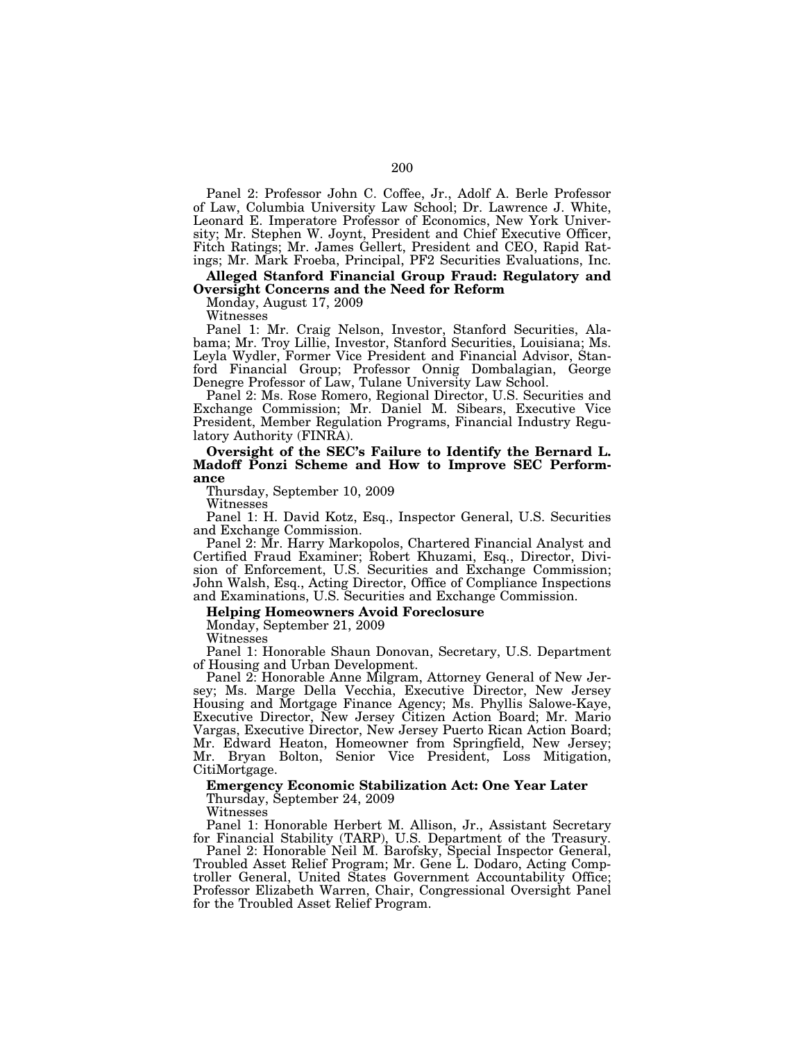Panel 2: Professor John C. Coffee, Jr., Adolf A. Berle Professor of Law, Columbia University Law School; Dr. Lawrence J. White, Leonard E. Imperatore Professor of Economics, New York University; Mr. Stephen W. Joynt, President and Chief Executive Officer, Fitch Ratings; Mr. James Gellert, President and CEO, Rapid Ratings; Mr. Mark Froeba, Principal, PF2 Securities Evaluations, Inc.

**Alleged Stanford Financial Group Fraud: Regulatory and Oversight Concerns and the Need for Reform**

Monday, August 17, 2009

Witnesses

Panel 1: Mr. Craig Nelson, Investor, Stanford Securities, Alabama; Mr. Troy Lillie, Investor, Stanford Securities, Louisiana; Ms. Leyla Wydler, Former Vice President and Financial Advisor, Stanford Financial Group; Professor Onnig Dombalagian, George Denegre Professor of Law, Tulane University Law School.

Panel 2: Ms. Rose Romero, Regional Director, U.S. Securities and Exchange Commission; Mr. Daniel M. Sibears, Executive Vice President, Member Regulation Programs, Financial Industry Regulatory Authority (FINRA).

**Oversight of the SEC's Failure to Identify the Bernard L. Madoff Ponzi Scheme and How to Improve SEC Performance**

Thursday, September 10, 2009

Witnesses

Panel 1: H. David Kotz, Esq., Inspector General, U.S. Securities and Exchange Commission.

Panel 2: Mr. Harry Markopolos, Chartered Financial Analyst and Certified Fraud Examiner; Robert Khuzami, Esq., Director, Division of Enforcement, U.S. Securities and Exchange Commission; John Walsh, Esq., Acting Director, Office of Compliance Inspections and Examinations, U.S. Securities and Exchange Commission.

**Helping Homeowners Avoid Foreclosure**

Monday, September 21, 2009

Witnesses

Panel 1: Honorable Shaun Donovan, Secretary, U.S. Department of Housing and Urban Development.

Panel 2: Honorable Anne Milgram, Attorney General of New Jersey; Ms. Marge Della Vecchia, Executive Director, New Jersey Housing and Mortgage Finance Agency; Ms. Phyllis Salowe-Kaye, Executive Director, New Jersey Citizen Action Board; Mr. Mario Vargas, Executive Director, New Jersey Puerto Rican Action Board; Mr. Edward Heaton, Homeowner from Springfield, New Jersey; Mr. Bryan Bolton, Senior Vice President, Loss Mitigation, CitiMortgage.

**Emergency Economic Stabilization Act: One Year Later**

Thursday, September 24, 2009

Witnesses

Panel 1: Honorable Herbert M. Allison, Jr., Assistant Secretary for Financial Stability (TARP), U.S. Department of the Treasury.

Panel 2: Honorable Neil M. Barofsky, Special Inspector General, Troubled Asset Relief Program; Mr. Gene L. Dodaro, Acting Comptroller General, United States Government Accountability Office; Professor Elizabeth Warren, Chair, Congressional Oversight Panel for the Troubled Asset Relief Program.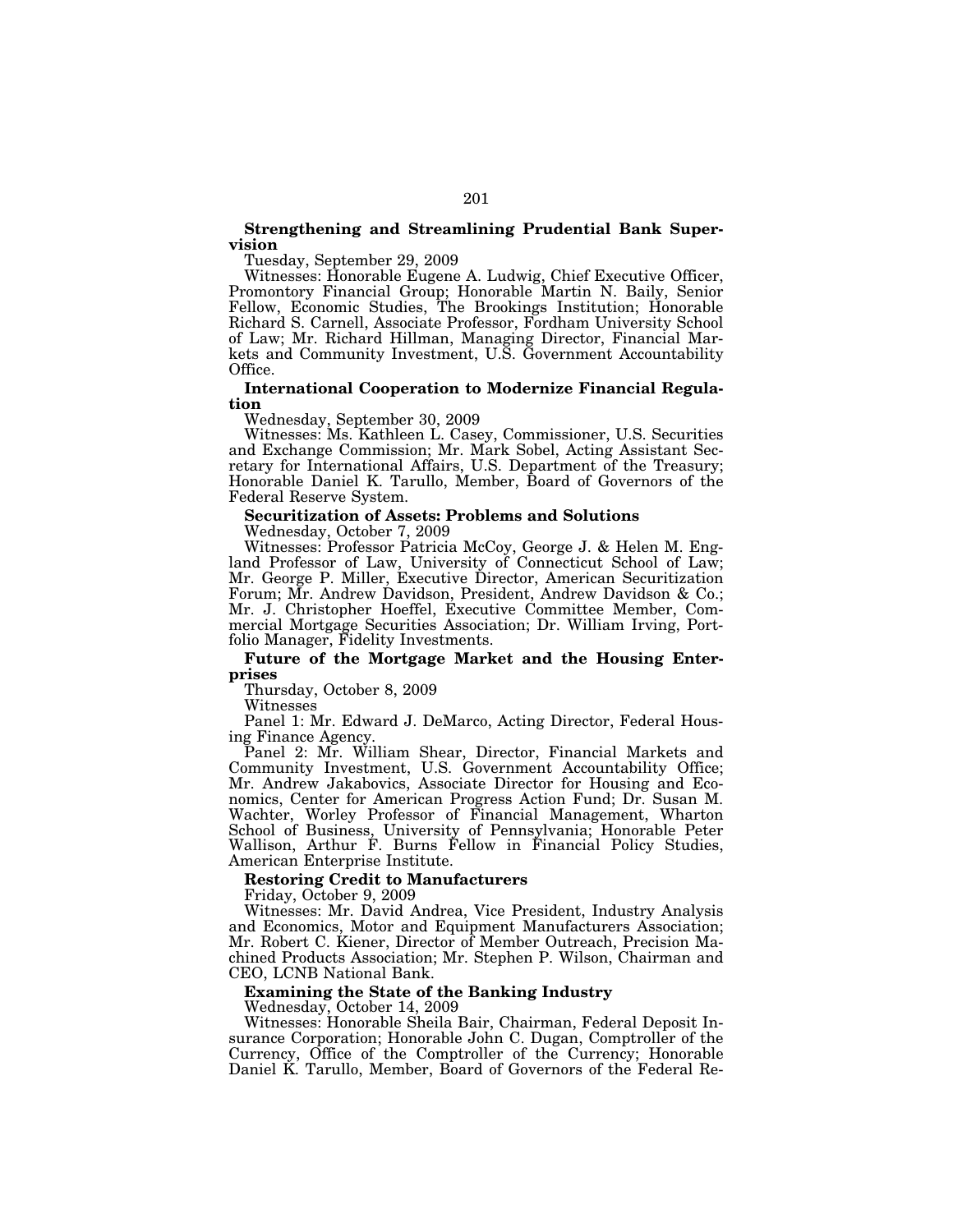**Strengthening and Streamlining Prudential Bank Supervision**

Tuesday, September 29, 2009

Witnesses: Honorable Eugene A. Ludwig, Chief Executive Officer, Promontory Financial Group; Honorable Martin N. Baily, Senior Fellow, Economic Studies, The Brookings Institution; Honorable Richard S. Carnell, Associate Professor, Fordham University School of Law; Mr. Richard Hillman, Managing Director, Financial Markets and Community Investment, U.S. Government Accountability Office.

**International Cooperation to Modernize Financial Regulation**

Wednesday, September 30, 2009

Witnesses: Ms. Kathleen L. Casey, Commissioner, U.S. Securities and Exchange Commission; Mr. Mark Sobel, Acting Assistant Secretary for International Affairs, U.S. Department of the Treasury; Honorable Daniel K. Tarullo, Member, Board of Governors of the Federal Reserve System.

**Securitization of Assets: Problems and Solutions**

Wednesday, October 7, 2009

Witnesses: Professor Patricia McCoy, George J. & Helen M. England Professor of Law, University of Connecticut School of Law; Mr. George P. Miller, Executive Director, American Securitization Forum; Mr. Andrew Davidson, President, Andrew Davidson & Co.; Mr. J. Christopher Hoeffel, Executive Committee Member, Commercial Mortgage Securities Association; Dr. William Irving, Portfolio Manager, Fidelity Investments.

**Future of the Mortgage Market and the Housing Enterprises**

Thursday, October 8, 2009

Witnesses

Panel 1: Mr. Edward J. DeMarco, Acting Director, Federal Housing Finance Agency.

Panel 2: Mr. William Shear, Director, Financial Markets and Community Investment, U.S. Government Accountability Office; Mr. Andrew Jakabovics, Associate Director for Housing and Economics, Center for American Progress Action Fund; Dr. Susan M. Wachter, Worley Professor of Financial Management, Wharton School of Business, University of Pennsylvania; Honorable Peter Wallison, Arthur F. Burns Fellow in Financial Policy Studies, American Enterprise Institute.

**Restoring Credit to Manufacturers**

Friday, October 9, 2009

Witnesses: Mr. David Andrea, Vice President, Industry Analysis and Economics, Motor and Equipment Manufacturers Association; Mr. Robert C. Kiener, Director of Member Outreach, Precision Machined Products Association; Mr. Stephen P. Wilson, Chairman and CEO, LCNB National Bank.

**Examining the State of the Banking Industry**

Wednesday, October 14, 2009

Witnesses: Honorable Sheila Bair, Chairman, Federal Deposit Insurance Corporation; Honorable John C. Dugan, Comptroller of the Currency, Office of the Comptroller of the Currency; Honorable Daniel K. Tarullo, Member, Board of Governors of the Federal Re-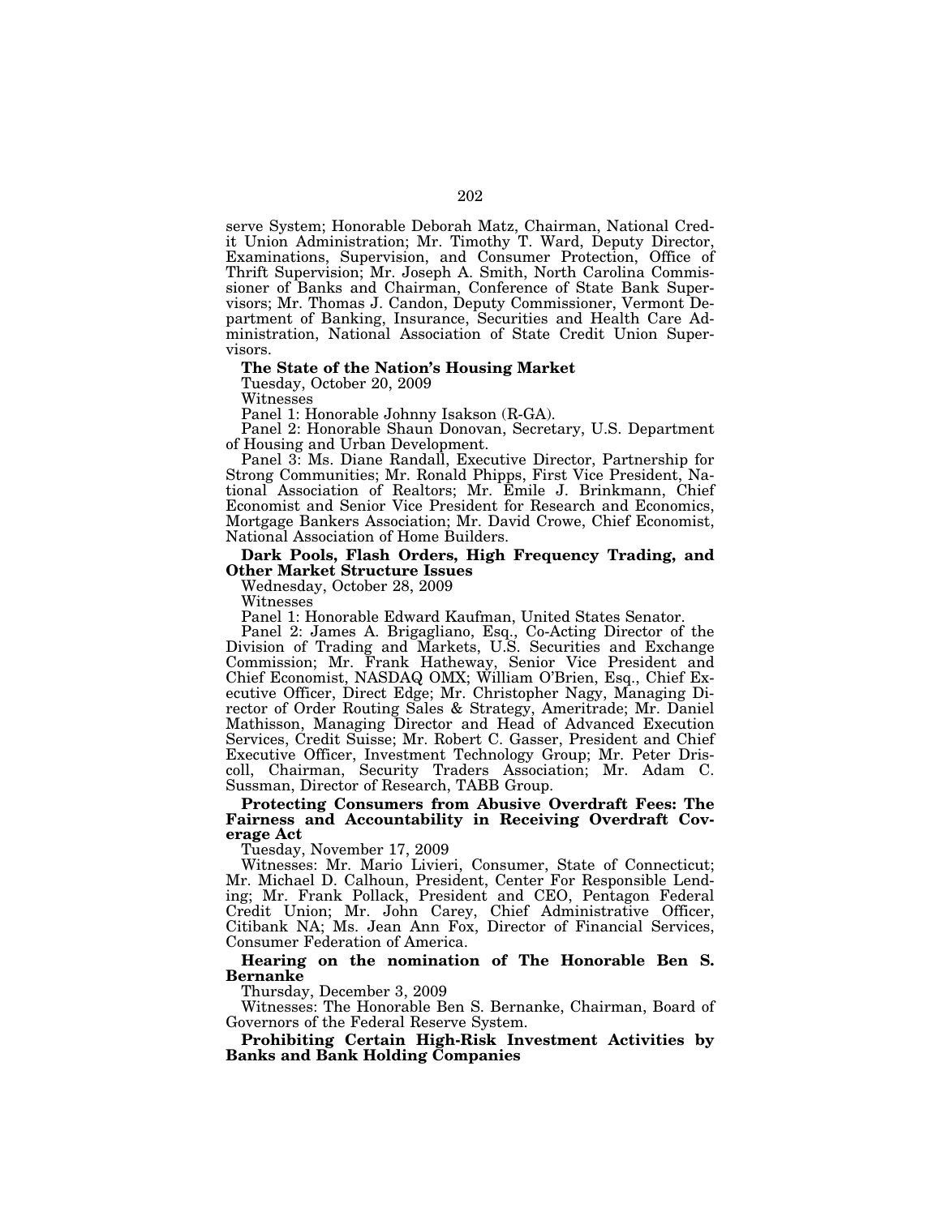serve System; Honorable Deborah Matz, Chairman, National Credit Union Administration; Mr. Timothy T. Ward, Deputy Director, Examinations, Supervision, and Consumer Protection, Office of Thrift Supervision; Mr. Joseph A. Smith, North Carolina Commissioner of Banks and Chairman, Conference of State Bank Supervisors; Mr. Thomas J. Candon, Deputy Commissioner, Vermont Department of Banking, Insurance, Securities and Health Care Administration, National Association of State Credit Union Supervisors.

**The State of the Nation's Housing Market**

Tuesday, October 20, 2009

Witnesses

Panel 1: Honorable Johnny Isakson (R-GA).

Panel 2: Honorable Shaun Donovan, Secretary, U.S. Department of Housing and Urban Development.

Panel 3: Ms. Diane Randall, Executive Director, Partnership for Strong Communities; Mr. Ronald Phipps, First Vice President, National Association of Realtors; Mr. Emile J. Brinkmann, Chief Economist and Senior Vice President for Research and Economics, Mortgage Bankers Association; Mr. David Crowe, Chief Economist, National Association of Home Builders.

**Dark Pools, Flash Orders, High Frequency Trading, and Other Market Structure Issues**

Wednesday, October 28, 2009

Witnesses

Panel 1: Honorable Edward Kaufman, United States Senator.

Panel 2: James A. Brigagliano, Esq., Co-Acting Director of the Division of Trading and Markets, U.S. Securities and Exchange Commission; Mr. Frank Hatheway, Senior Vice President and Chief Economist, NASDAQ OMX; William O'Brien, Esq., Chief Executive Officer, Direct Edge; Mr. Christopher Nagy, Managing Director of Order Routing Sales & Strategy, Ameritrade; Mr. Daniel Mathisson, Managing Director and Head of Advanced Execution Services, Credit Suisse; Mr. Robert C. Gasser, President and Chief Executive Officer, Investment Technology Group; Mr. Peter Driscoll, Chairman, Security Traders Association; Mr. Adam C. Sussman, Director of Research, TABB Group.

**Protecting Consumers from Abusive Overdraft Fees: The Fairness and Accountability in Receiving Overdraft Coverage Act**

Tuesday, November 17, 2009

Witnesses: Mr. Mario Livieri, Consumer, State of Connecticut; Mr. Michael D. Calhoun, President, Center For Responsible Lending; Mr. Frank Pollack, President and CEO, Pentagon Federal Credit Union; Mr. John Carey, Chief Administrative Officer, Citibank NA; Ms. Jean Ann Fox, Director of Financial Services, Consumer Federation of America.

**Hearing on the nomination of The Honorable Ben S. Bernanke**

Thursday, December 3, 2009

Witnesses: The Honorable Ben S. Bernanke, Chairman, Board of Governors of the Federal Reserve System.

**Prohibiting Certain High-Risk Investment Activities by Banks and Bank Holding Companies**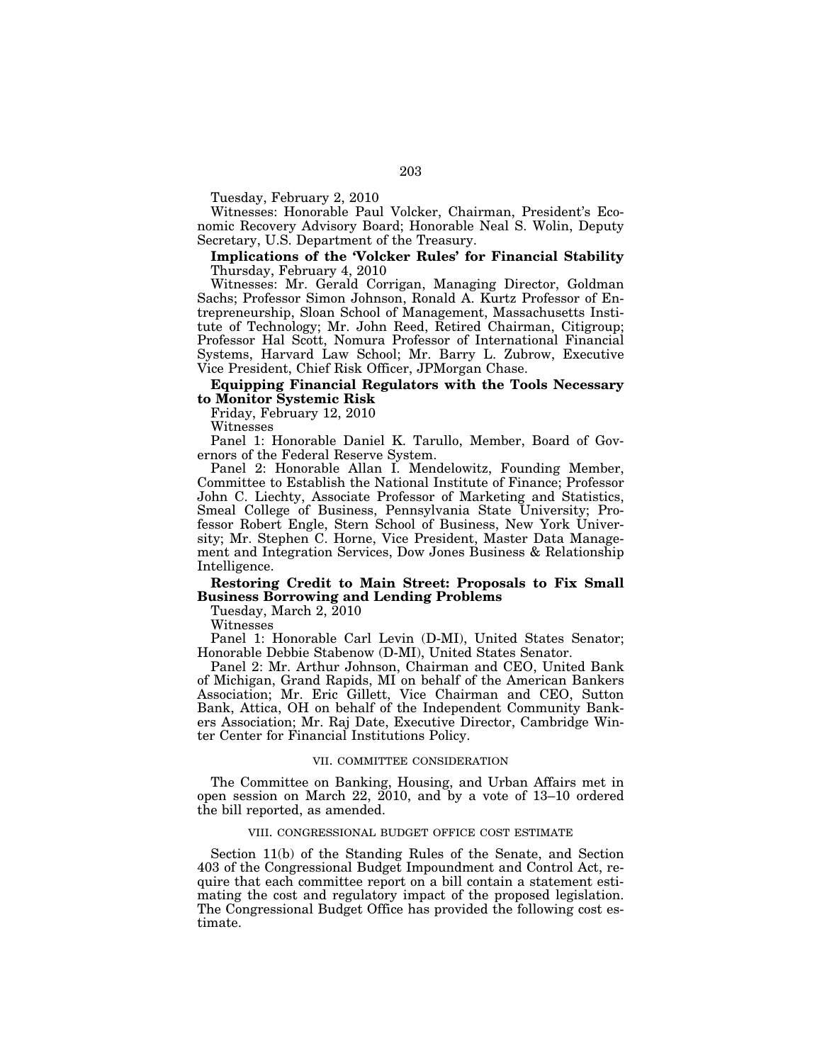Tuesday, February 2, 2010

Witnesses: Honorable Paul Volcker, Chairman, President's Economic Recovery Advisory Board; Honorable Neal S. Wolin, Deputy Secretary, U.S. Department of the Treasury.

**Implications of the 'Volcker Rules' for Financial Stability**

Thursday, February 4, 2010

Witnesses: Mr. Gerald Corrigan, Managing Director, Goldman Sachs; Professor Simon Johnson, Ronald A. Kurtz Professor of Entrepreneurship, Sloan School of Management, Massachusetts Institute of Technology; Mr. John Reed, Retired Chairman, Citigroup; Professor Hal Scott, Nomura Professor of International Financial Systems, Harvard Law School; Mr. Barry L. Zubrow, Executive Vice President, Chief Risk Officer, JPMorgan Chase.

**Equipping Financial Regulators with the Tools Necessary to Monitor Systemic Risk**

Friday, February 12, 2010

Witnesses

Panel 1: Honorable Daniel K. Tarullo, Member, Board of Governors of the Federal Reserve System.

Panel 2: Honorable Allan I. Mendelowitz, Founding Member, Committee to Establish the National Institute of Finance; Professor John C. Liechty, Associate Professor of Marketing and Statistics, Smeal College of Business, Pennsylvania State University; Professor Robert Engle, Stern School of Business, New York University; Mr. Stephen C. Horne, Vice President, Master Data Management and Integration Services, Dow Jones Business & Relationship Intelligence.

**Restoring Credit to Main Street: Proposals to Fix Small Business Borrowing and Lending Problems**

Tuesday, March 2, 2010

Witnesses

Panel 1: Honorable Carl Levin (D-MI), United States Senator; Honorable Debbie Stabenow (D-MI), United States Senator.

Panel 2: Mr. Arthur Johnson, Chairman and CEO, United Bank of Michigan, Grand Rapids, MI on behalf of the American Bankers Association; Mr. Eric Gillett, Vice Chairman and CEO, Sutton Bank, Attica, OH on behalf of the Independent Community Bankers Association; Mr. Raj Date, Executive Director, Cambridge Winter Center for Financial Institutions Policy.

## VII. COMMITTEE CONSIDERATION

The Committee on Banking, Housing, and Urban Affairs met in open session on March 22, 2010, and by a vote of 13–10 ordered the bill reported, as amended.

## VIII. CONGRESSIONAL BUDGET OFFICE COST ESTIMATE

Section 11(b) of the Standing Rules of the Senate, and Section 403 of the Congressional Budget Impoundment and Control Act, require that each committee report on a bill contain a statement estimating the cost and regulatory impact of the proposed legislation. The Congressional Budget Office has provided the following cost estimate.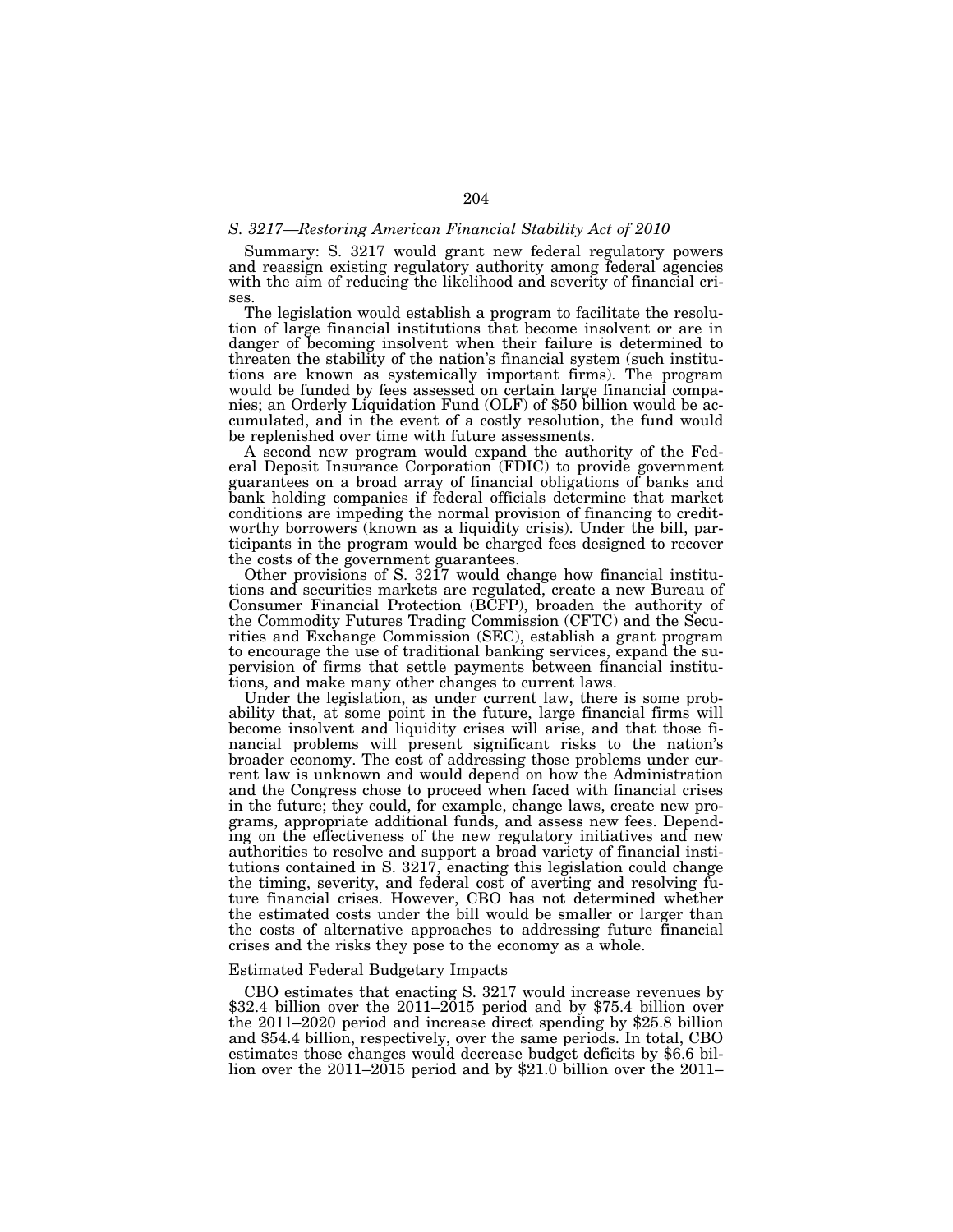*S. 3217—Restoring American Financial Stability Act of 2010*

Summary: S. 3217 would grant new federal regulatory powers and reassign existing regulatory authority among federal agencies with the aim of reducing the likelihood and severity of financial crises.

The legislation would establish a program to facilitate the resolution of large financial institutions that become insolvent or are in danger of becoming insolvent when their failure is determined to threaten the stability of the nation's financial system (such institutions are known as systemically important firms). The program would be funded by fees assessed on certain large financial companies; an Orderly Liquidation Fund (OLF) of $50 billion would be accumulated, and in the event of a costly resolution, the fund would be replenished over time with future assessments.

A second new program would expand the authority of the Federal Deposit Insurance Corporation (FDIC) to provide government guarantees on a broad array of financial obligations of banks and bank holding companies if federal officials determine that market conditions are impeding the normal provision of financing to creditworthy borrowers (known as a liquidity crisis). Under the bill, participants in the program would be charged fees designed to recover the costs of the government guarantees.

Other provisions of S. 3217 would change how financial institutions and securities markets are regulated, create a new Bureau of Consumer Financial Protection (BCFP), broaden the authority of the Commodity Futures Trading Commission (CFTC) and the Securities and Exchange Commission (SEC), establish a grant program to encourage the use of traditional banking services, expand the supervision of firms that settle payments between financial institutions, and make many other changes to current laws.

Under the legislation, as under current law, there is some probability that, at some point in the future, large financial firms will become insolvent and liquidity crises will arise, and that those financial problems will present significant risks to the nation's broader economy. The cost of addressing those problems under current law is unknown and would depend on how the Administration and the Congress chose to proceed when faced with financial crises in the future; they could, for example, change laws, create new programs, appropriate additional funds, and assess new fees. Depending on the effectiveness of the new regulatory initiatives and new authorities to resolve and support a broad variety of financial institutions contained in S. 3217, enacting this legislation could change the timing, severity, and federal cost of averting and resolving future financial crises. However, CBO has not determined whether the estimated costs under the bill would be smaller or larger than the costs of alternative approaches to addressing future financial crises and the risks they pose to the economy as a whole.

Estimated Federal Budgetary Impacts

CBO estimates that enacting S. 3217 would increase revenues by $32.4 billion over the 2011–2015 period and by $75.4 billion over the 2011–2020 period and increase direct spending by $25.8 billion and $54.4 billion, respectively, over the same periods. In total, CBO estimates those changes would decrease budget deficits by $6.6 billion over the 2011–2015 period and by $21.0 billion over the 2011–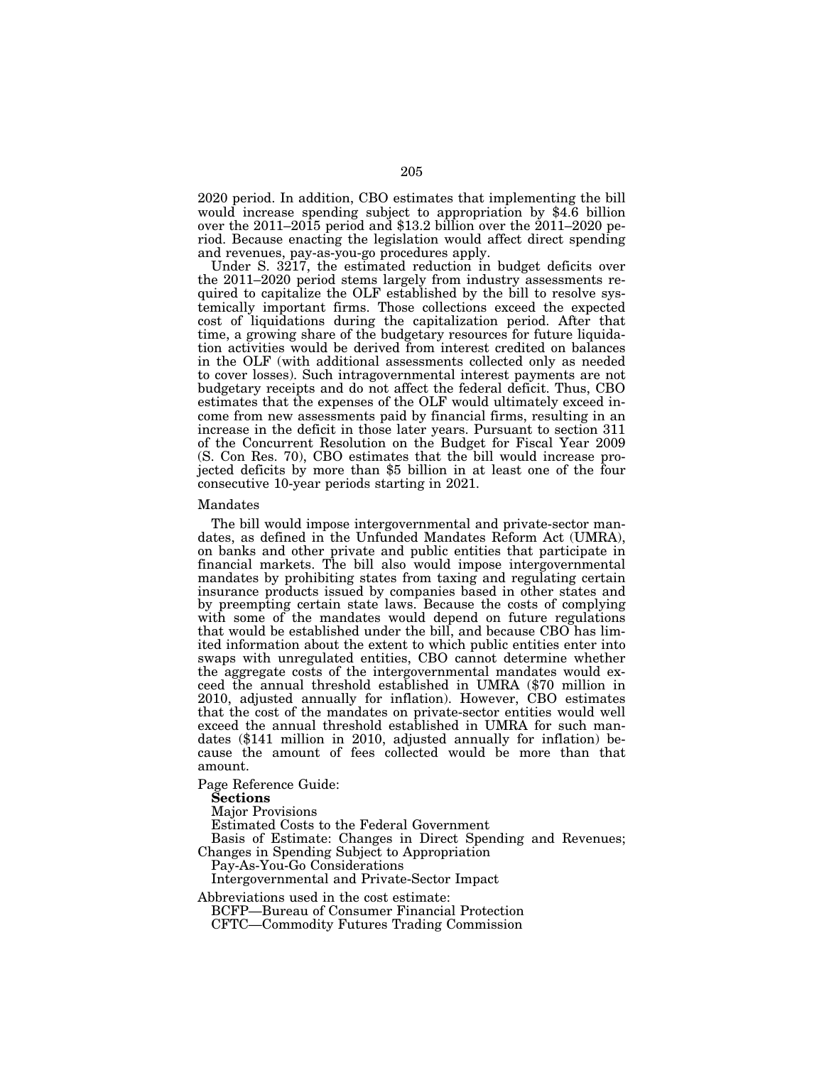2020 period. In addition, CBO estimates that implementing the bill would increase spending subject to appropriation by $4.6 billion over the 2011–2015 period and $13.2 billion over the 2011–2020 period. Because enacting the legislation would affect direct spending and revenues, pay-as-you-go procedures apply.

Under S. 3217, the estimated reduction in budget deficits over the 2011–2020 period stems largely from industry assessments required to capitalize the OLF established by the bill to resolve systemically important firms. Those collections exceed the expected cost of liquidations during the capitalization period. After that time, a growing share of the budgetary resources for future liquidation activities would be derived from interest credited on balances in the OLF (with additional assessments collected only as needed to cover losses). Such intragovernmental interest payments are not budgetary receipts and do not affect the federal deficit. Thus, CBO estimates that the expenses of the OLF would ultimately exceed income from new assessments paid by financial firms, resulting in an increase in the deficit in those later years. Pursuant to section 311 of the Concurrent Resolution on the Budget for Fiscal Year 2009 (S. Con Res. 70), CBO estimates that the bill would increase projected deficits by more than $5 billion in at least one of the four consecutive 10-year periods starting in 2021.

Mandates

The bill would impose intergovernmental and private-sector mandates, as defined in the Unfunded Mandates Reform Act (UMRA), on banks and other private and public entities that participate in financial markets. The bill also would impose intergovernmental mandates by prohibiting states from taxing and regulating certain insurance products issued by companies based in other states and by preempting certain state laws. Because the costs of complying with some of the mandates would depend on future regulations that would be established under the bill, and because CBO has limited information about the extent to which public entities enter into swaps with unregulated entities, CBO cannot determine whether the aggregate costs of the intergovernmental mandates would exceed the annual threshold established in UMRA ($70 million in 2010, adjusted annually for inflation). However, CBO estimates that the cost of the mandates on private-sector entities would well exceed the annual threshold established in UMRA for such mandates ($141 million in 2010, adjusted annually for inflation) because the amount of fees collected would be more than that amount.

Page Reference Guide:

**Sections**

Major Provisions

Estimated Costs to the Federal Government

Basis of Estimate: Changes in Direct Spending and Revenues; Changes in Spending Subject to Appropriation

Pay-As-You-Go Considerations

Intergovernmental and Private-Sector Impact

Abbreviations used in the cost estimate:

BCFP—Bureau of Consumer Financial Protection

CFTC—Commodity Futures Trading Commission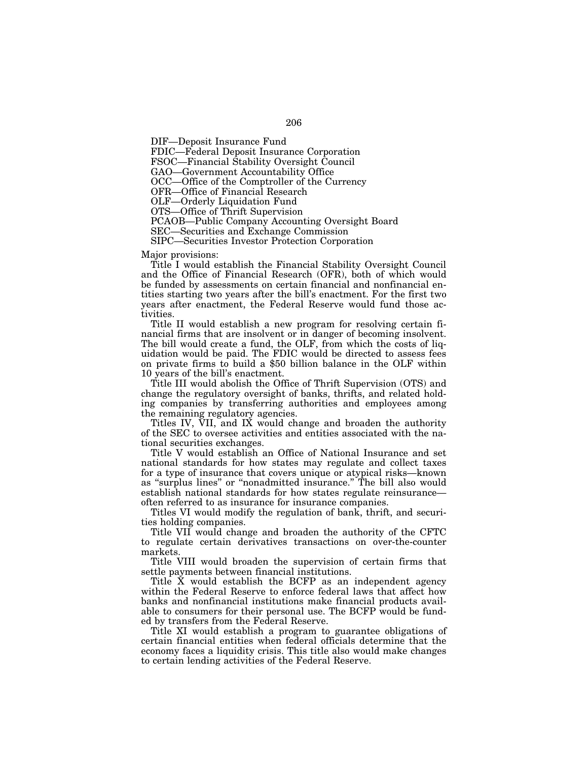DIF—Deposit Insurance Fund
FDIC—Federal Deposit Insurance Corporation
FSOC—Financial Stability Oversight Council
GAO—Government Accountability Office
OCC—Office of the Comptroller of the Currency
OFR—Office of Financial Research
OLF—Orderly Liquidation Fund
OTS—Office of Thrift Supervision
PCAOB—Public Company Accounting Oversight Board
SEC—Securities and Exchange Commission
SIPC—Securities Investor Protection Corporation

Major provisions:

Title I would establish the Financial Stability Oversight Council and the Office of Financial Research (OFR), both of which would be funded by assessments on certain financial and nonfinancial entities starting two years after the bill's enactment. For the first two years after enactment, the Federal Reserve would fund those activities.

Title II would establish a new program for resolving certain financial firms that are insolvent or in danger of becoming insolvent. The bill would create a fund, the OLF, from which the costs of liquidation would be paid. The FDIC would be directed to assess fees on private firms to build a $50 billion balance in the OLF within 10 years of the bill's enactment.

Title III would abolish the Office of Thrift Supervision (OTS) and change the regulatory oversight of banks, thrifts, and related holding companies by transferring authorities and employees among the remaining regulatory agencies.

Titles IV, VII, and IX would change and broaden the authority of the SEC to oversee activities and entities associated with the national securities exchanges.

Title V would establish an Office of National Insurance and set national standards for how states may regulate and collect taxes for a type of insurance that covers unique or atypical risks—known as "surplus lines" or "nonadmitted insurance." The bill also would establish national standards for how states regulate reinsurance—often referred to as insurance for insurance companies.

Titles VI would modify the regulation of bank, thrift, and securities holding companies.

Title VII would change and broaden the authority of the CFTC to regulate certain derivatives transactions on over-the-counter markets.

Title VIII would broaden the supervision of certain firms that settle payments between financial institutions.

Title X would establish the BCFP as an independent agency within the Federal Reserve to enforce federal laws that affect how banks and nonfinancial institutions make financial products available to consumers for their personal use. The BCFP would be funded by transfers from the Federal Reserve.

Title XI would establish a program to guarantee obligations of certain financial entities when federal officials determine that the economy faces a liquidity crisis. This title also would make changes to certain lending activities of the Federal Reserve.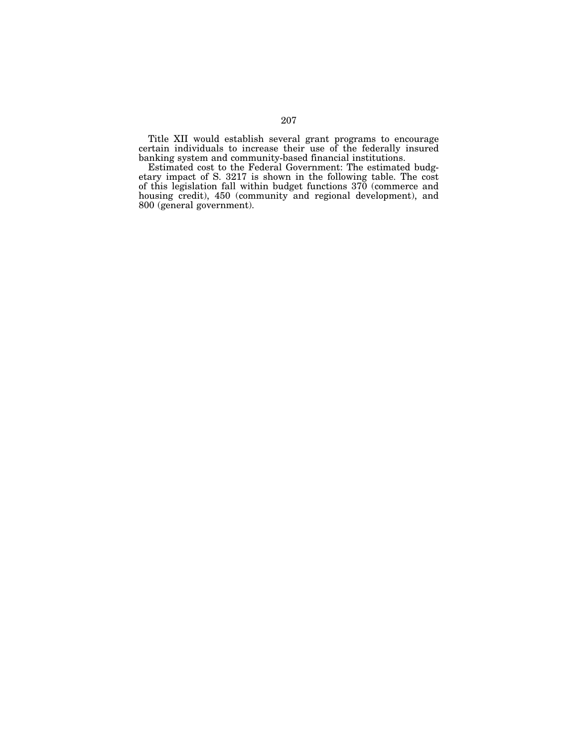Title XII would establish several grant programs to encourage certain individuals to increase their use of the federally insured banking system and community-based financial institutions.

Estimated cost to the Federal Government: The estimated budgetary impact of S. 3217 is shown in the following table. The cost of this legislation fall within budget functions 370 (commerce and housing credit), 450 (community and regional development), and 800 (general government).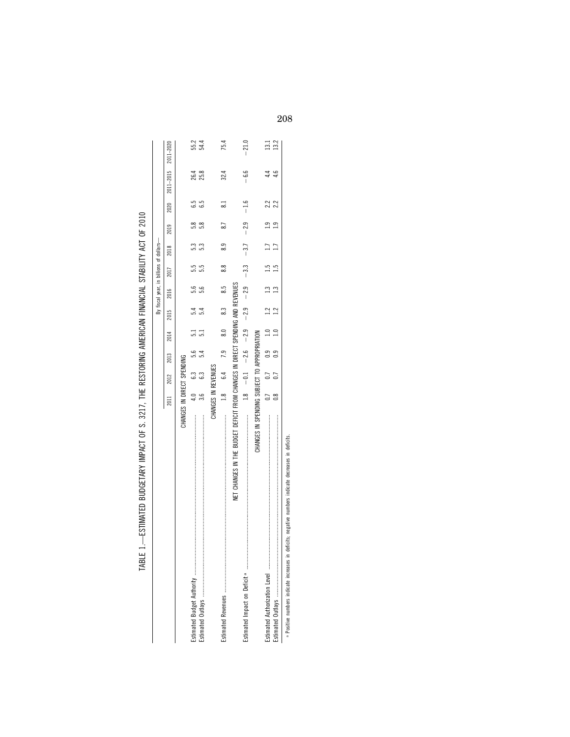TABLE 1.—ESTIMATED BUDGETARY IMPACT OF S. 3217, THE RESTORING AMERICAN FINANCIAL STABILITY ACT OF 2010

| | By fiscal year, in billions of dollars— | | | | | | | | | | | |
|---|---|---|---|---|---|---|---|---|---|---|---|---|
| | 2011 | 2012 | 2013 | 2014 | 2015 | 2016 | 2017 | 2018 | 2019 | 2020 | 2011–2015 | 2011–2020 |
| **CHANGES IN DIRECT SPENDING** | | | | | | | | | | | | |
| Estimated Budget Authority | 4.0 | 6.3 | 5.6 | 5.1 | 5.4 | 5.6 | 5.5 | 5.3 | 5.8 | 6.5 | 26.4 | 55.2 |
| Estimated Outlays | 3.6 | 6.3 | 5.4 | 5.1 | 5.4 | 5.6 | 5.5 | 5.3 | 5.8 | 6.5 | 25.8 | 54.4 |
| **CHANGES IN REVENUES** | | | | | | | | | | | | |
| Estimated Revenues | 1.8 | 6.4 | 7.9 | 8.0 | 8.3 | 8.5 | 8.8 | 8.9 | 8.7 | 8.1 | 32.4 | 75.4 |
| **NET CHANGES IN THE BUDGET DEFICIT FROM CHANGES IN DIRECT SPENDING AND REVENUES** | | | | | | | | | | | | |
| Estimated Impact on Deficit [a] | 1.8 | −0.1 | −2.6 | −2.9 | −2.9 | −2.9 | −3.3 | −3.7 | −2.9 | −1.6 | −6.6 | −21.0 |
| **CHANGES IN SPENDING SUBJECT TO APPROPRIATION** | | | | | | | | | | | | |
| Estimated Authorization Level | 0.7 | 0.7 | 0.9 | 1.0 | 1.2 | 1.3 | 1.5 | 1.7 | 1.9 | 2.2 | 4.4 | 13.1 |
| Estimated Outlays | 0.8 | 0.7 | 0.9 | 1.0 | 1.2 | 1.3 | 1.5 | 1.7 | 1.9 | 2.2 | 4.6 | 13.2 |

[a] Positive numbers indicate increases in deficits; negative numbers indicate decreases in deficits.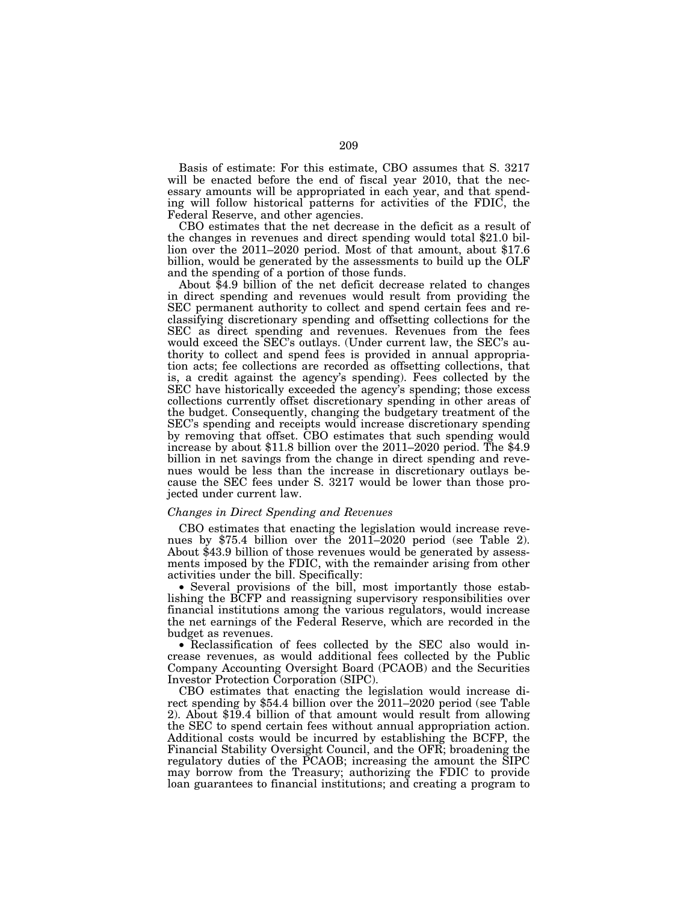Basis of estimate: For this estimate, CBO assumes that S. 3217 will be enacted before the end of fiscal year 2010, that the necessary amounts will be appropriated in each year, and that spending will follow historical patterns for activities of the FDIC, the Federal Reserve, and other agencies.

CBO estimates that the net decrease in the deficit as a result of the changes in revenues and direct spending would total $21.0 billion over the 2011–2020 period. Most of that amount, about $17.6 billion, would be generated by the assessments to build up the OLF and the spending of a portion of those funds.

About $4.9 billion of the net deficit decrease related to changes in direct spending and revenues would result from providing the SEC permanent authority to collect and spend certain fees and reclassifying discretionary spending and offsetting collections for the SEC as direct spending and revenues. Revenues from the fees would exceed the SEC's outlays. (Under current law, the SEC's authority to collect and spend fees is provided in annual appropriation acts; fee collections are recorded as offsetting collections, that is, a credit against the agency's spending). Fees collected by the SEC have historically exceeded the agency's spending; those excess collections currently offset discretionary spending in other areas of the budget. Consequently, changing the budgetary treatment of the SEC's spending and receipts would increase discretionary spending by removing that offset. CBO estimates that such spending would increase by about $11.8 billion over the 2011–2020 period. The $4.9 billion in net savings from the change in direct spending and revenues would be less than the increase in discretionary outlays because the SEC fees under S. 3217 would be lower than those projected under current law.

*Changes in Direct Spending and Revenues*

CBO estimates that enacting the legislation would increase revenues by $75.4 billion over the 2011–2020 period (see Table 2). About $43.9 billion of those revenues would be generated by assessments imposed by the FDIC, with the remainder arising from other activities under the bill. Specifically:

- Several provisions of the bill, most importantly those establishing the BCFP and reassigning supervisory responsibilities over financial institutions among the various regulators, would increase the net earnings of the Federal Reserve, which are recorded in the budget as revenues.
- Reclassification of fees collected by the SEC also would increase revenues, as would additional fees collected by the Public Company Accounting Oversight Board (PCAOB) and the Securities Investor Protection Corporation (SIPC).

CBO estimates that enacting the legislation would increase direct spending by $54.4 billion over the 2011–2020 period (see Table 2). About $19.4 billion of that amount would result from allowing the SEC to spend certain fees without annual appropriation action. Additional costs would be incurred by establishing the BCFP, the Financial Stability Oversight Council, and the OFR; broadening the regulatory duties of the PCAOB; increasing the amount the SIPC may borrow from the Treasury; authorizing the FDIC to provide loan guarantees to financial institutions; and creating a program to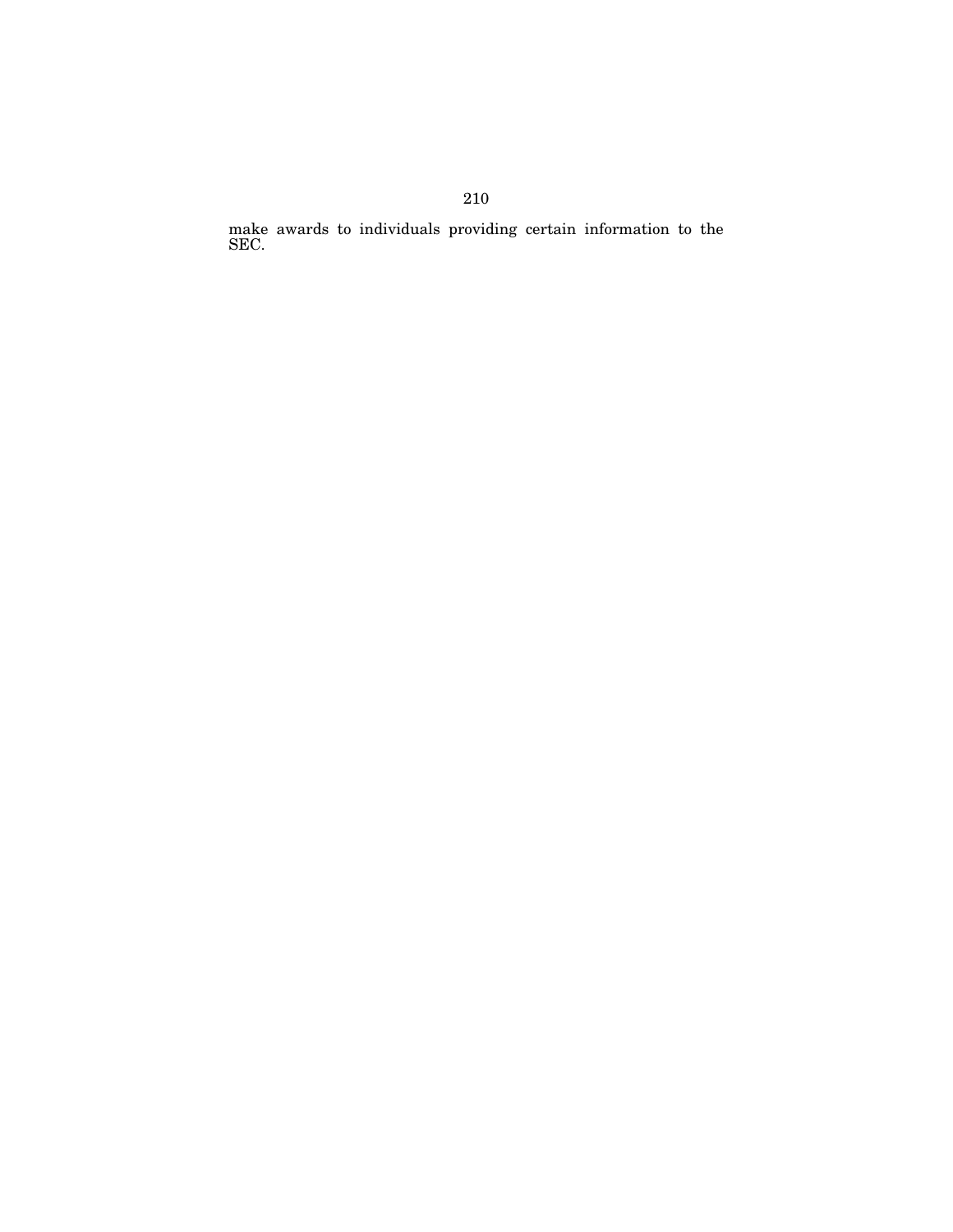make awards to individuals providing certain information to the SEC.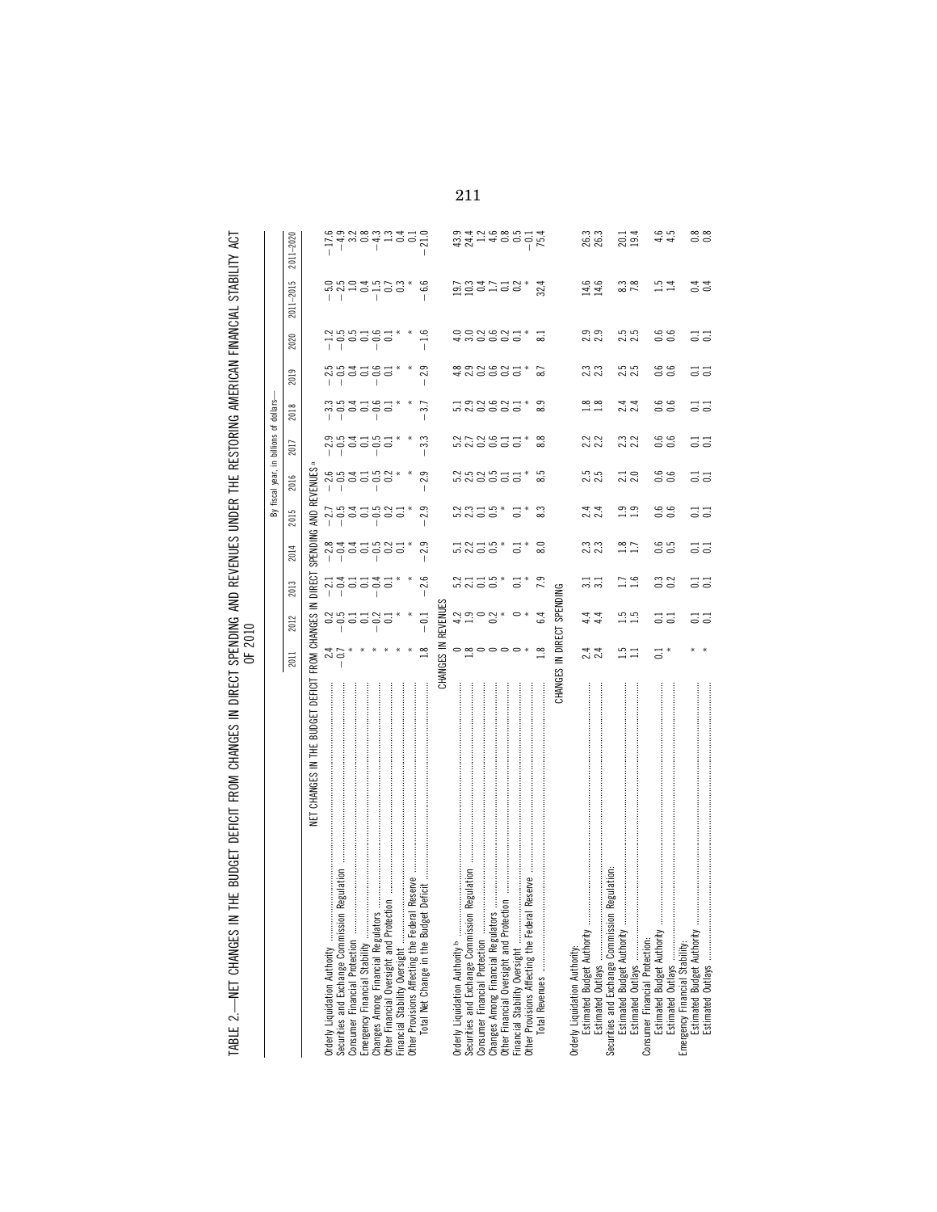TABLE 2.—NET CHANGES IN THE BUDGET DEFICIT FROM CHANGES IN DIRECT SPENDING AND REVENUES UNDER THE RESTORING AMERICAN FINANCIAL STABILITY ACT OF 2010

| | By fiscal year, in billions of dollars— | | | | | | | | | | | |
|---|---|---|---|---|---|---|---|---|---|---|---|---|
| | 2011 | 2012 | 2013 | 2014 | 2015 | 2016 | 2017 | 2018 | 2019 | 2020 | 2011–2015 | 2011–2020 |
| NET CHANGES IN THE BUDGET DEFICIT FROM CHANGES IN DIRECT SPENDING AND REVENUES [a] | | | | | | | | | | | | |
| Orderly Liquidation Authority | 2.4 | 0.2 | −2.1 | −2.8 | −2.7 | −2.6 | −2.9 | −3.3 | −2.5 | −1.2 | −5.0 | −17.6 |
| Securities and Exchange Commission Regulation | −0.7 | −0.5 | −0.4 | −0.4 | −0.5 | −0.5 | −0.5 | −0.5 | −0.5 | −0.5 | −2.5 | −4.9 |
| Consumer Financial Protection | * | 0.1 | 0.1 | 0.4 | 0.4 | 0.4 | 0.4 | 0.4 | 0.4 | 0.5 | 1.0 | 3.2 |
| Emergency Financial Stability | * | 0.1 | 0.1 | 0.1 | 0.1 | 0.1 | 0.1 | 0.1 | 0.1 | 0.1 | 0.4 | 0.8 |
| Changes Among Financial Regulators | * | −0.2 | −0.4 | −0.5 | −0.5 | −0.5 | −0.5 | −0.6 | −0.6 | −0.6 | −1.5 | −4.3 |
| Other Financial Oversight and Protection | * | 0.1 | 0.1 | 0.2 | 0.2 | 0.2 | 0.1 | 0.1 | 0.1 | 0.1 | 0.7 | 1.3 |
| Financial Stability Oversight | * | * | * | 0.1 | 0.1 | * | * | * | * | * | 0.3 | 0.4 |
| Other Provisions Affecting the Federal Reserve | * | * | * | * | * | * | * | * | * | * | * | 0.1 |
| Total Net Change in the Budget Deficit | 1.8 | −0.1 | −2.6 | −2.9 | −2.9 | −2.9 | −3.3 | −3.7 | −2.9 | −1.6 | −6.6 | −21.0 |
| CHANGES IN REVENUES | | | | | | | | | | | | |
| Orderly Liquidation Authority [b] | 0 | 4.2 | 5.2 | 5.1 | 5.2 | 5.2 | 5.2 | 5.1 | 4.8 | 4.0 | 19.7 | 43.9 |
| Securities and Exchange Commission Regulation | 1.8 | 1.9 | 2.1 | 2.2 | 2.3 | 2.5 | 2.7 | 2.9 | 2.9 | 3.0 | 10.3 | 24.4 |
| Consumer Financial Protection | 0 | 0 | 0.1 | 0.1 | 0.1 | 0.2 | 0.2 | 0.2 | 0.2 | 0.2 | 0.4 | 1.2 |
| Changes Among Financial Regulators | 0 | 0.2 | 0.5 | 0.5 | 0.5 | 0.5 | 0.6 | 0.6 | 0.6 | 0.6 | 1.7 | 4.6 |
| Other Financial Oversight and Protection | 0 | * | * | * | * | 0.1 | 0.1 | 0.2 | 0.2 | 0.2 | 0.1 | 0.8 |
| Financial Stability Oversight | 0 | 0 | 0.1 | 0.1 | 0.1 | 0.1 | 0.1 | 0.1 | 0.1 | 0.1 | 0.2 | 0.5 |
| Other Provisions Affecting the Federal Reserve | * | * | * | * | * | * | * | * | * | * | * | −0.1 |
| Total Revenues | 1.8 | 6.4 | 7.9 | 8.0 | 8.3 | 8.5 | 8.8 | 8.9 | 8.7 | 8.1 | 32.4 | 75.4 |
| CHANGES IN DIRECT SPENDING | | | | | | | | | | | | |
| Orderly Liquidation Authority: | | | | | | | | | | | | |
| Estimated Budget Authority | 2.4 | 4.4 | 3.1 | 2.3 | 2.4 | 2.5 | 2.2 | 1.8 | 2.3 | 2.9 | 14.6 | 26.3 |
| Estimated Outlays | 2.4 | 4.4 | 3.1 | 2.3 | 2.4 | 2.5 | 2.2 | 1.8 | 2.3 | 2.9 | 14.6 | 26.3 |
| Securities and Exchange Commission Regulation: | | | | | | | | | | | | |
| Estimated Budget Authority | 1.5 | 1.5 | 1.7 | 1.8 | 1.9 | 2.1 | 2.3 | 2.4 | 2.5 | 2.5 | 8.3 | 20.1 |
| Estimated Outlays | 1.1 | 1.5 | 1.6 | 1.7 | 1.9 | 2.0 | 2.2 | 2.4 | 2.5 | 2.5 | 7.8 | 19.4 |
| Consumer Financial Protection: | | | | | | | | | | | | |
| Estimated Budget Authority | 0.1 | 0.1 | 0.3 | 0.6 | 0.6 | 0.6 | 0.6 | 0.6 | 0.6 | 0.6 | 1.5 | 4.6 |
| Estimated Outlays | * | 0.1 | 0.2 | 0.5 | 0.6 | 0.6 | 0.6 | 0.6 | 0.6 | 0.6 | 1.4 | 4.5 |
| Emergency Financial Stability: | | | | | | | | | | | | |
| Estimated Budget Authority | * | 0.1 | 0.1 | 0.1 | 0.1 | 0.1 | 0.1 | 0.1 | 0.1 | 0.1 | 0.4 | 0.8 |
| Estimated Outlays | * | 0.1 | 0.1 | 0.1 | 0.1 | 0.1 | 0.1 | 0.1 | 0.1 | 0.1 | 0.4 | 0.8 |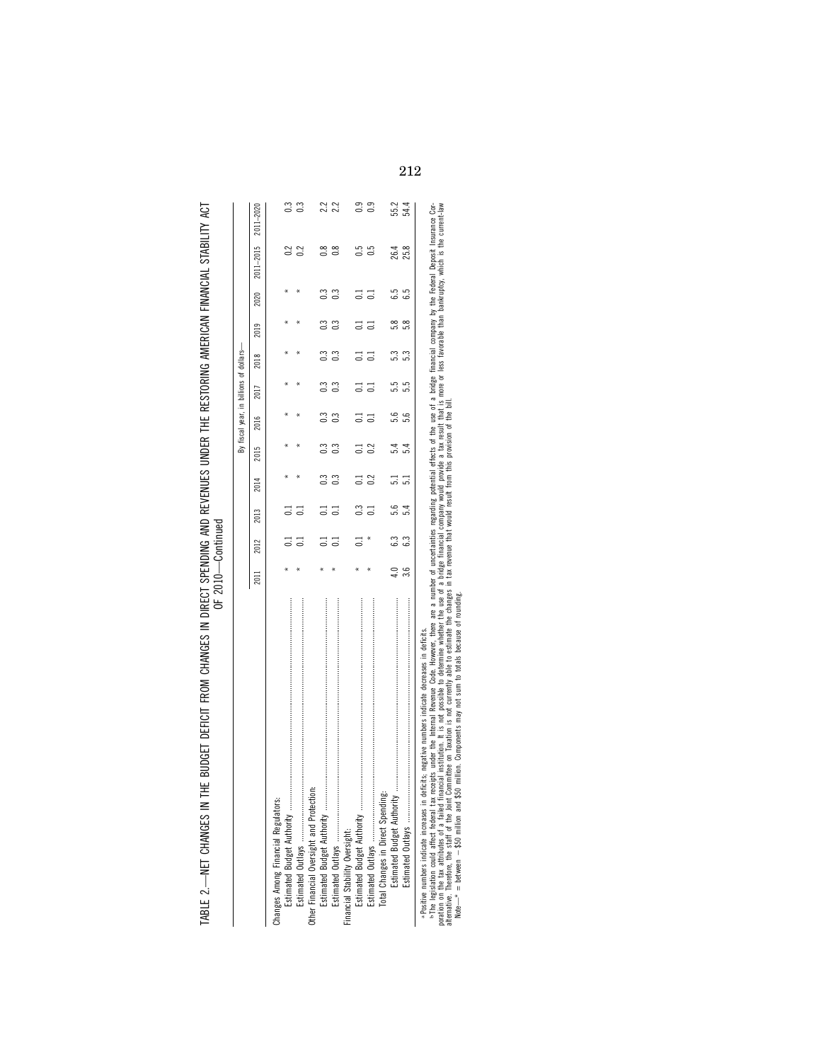TABLE 2.—NET CHANGES IN THE BUDGET DEFICIT FROM CHANGES IN DIRECT SPENDING AND REVENUES UNDER THE RESTORING AMERICAN FINANCIAL STABILITY ACT OF 2010—Continued

| | By fiscal year, in billions of dollars— | | | | | | | | | | | |
|---|---|---|---|---|---|---|---|---|---|---|---|---|
| | 2011 | 2012 | 2013 | 2014 | 2015 | 2016 | 2017 | 2018 | 2019 | 2020 | 2011–2015 | 2011–2020 |
| Changes Among Financial Regulators: | | | | | | | | | | | | |
| Estimated Budget Authority | * | 0.1 | 0.1 | * | * | * | * | * | * | * | 0.2 | 0.3 |
| Estimated Outlays | * | 0.1 | 0.1 | * | * | * | * | * | * | * | 0.2 | 0.3 |
| Other Financial Oversight and Protection: | | | | | | | | | | | | |
| Estimated Budget Authority | * | 0.1 | 0.1 | 0.3 | 0.3 | 0.3 | 0.3 | 0.3 | 0.3 | 0.3 | 0.8 | 2.2 |
| Estimated Outlays | * | 0.1 | 0.1 | 0.3 | 0.3 | 0.3 | 0.3 | 0.3 | 0.3 | 0.3 | 0.8 | 2.2 |
| Financial Stability Oversight: | | | | | | | | | | | | |
| Estimated Budget Authority | * | 0.1 | 0.3 | 0.1 | 0.1 | 0.1 | 0.1 | 0.1 | 0.1 | 0.1 | 0.5 | 0.9 |
| Estimated Outlays | * | * | 0.1 | 0.2 | 0.2 | 0.1 | 0.1 | 0.1 | 0.1 | 0.1 | 0.5 | 0.9 |
| Total Changes in Direct Spending: | | | | | | | | | | | | |
| Estimated Budget Authority | 4.0 | 6.3 | 5.6 | 5.1 | 5.4 | 5.6 | 5.5 | 5.3 | 5.8 | 6.5 | 26.4 | 55.2 |
| Estimated Outlays | 3.6 | 6.3 | 5.4 | 5.1 | 5.4 | 5.6 | 5.5 | 5.3 | 5.8 | 6.5 | 25.8 | 54.4 |

[a] Positive numbers indicate increases in deficits; negative numbers indicate decreases in deficits.

[b] The legislation could affect federal tax receipts under the Internal Revenue Code. However, there are a number of uncertainties regarding potential effects of the use of a bridge financial company by the Federal Deposit Insurance Corporation on the tax attributes of a failed financial institution. It is not possible to determine whether the use of a bridge financial company would provide a tax result that is more or less favorable than bankruptcy, which is the current-law alternative. Therefore, the staff of the Joint Committee on Taxation is not currently able to estimate the changes in tax revenue that would result from this provision of the bill.

Note—* = between −$50 million and $50 million. Components may not sum to totals because of rounding.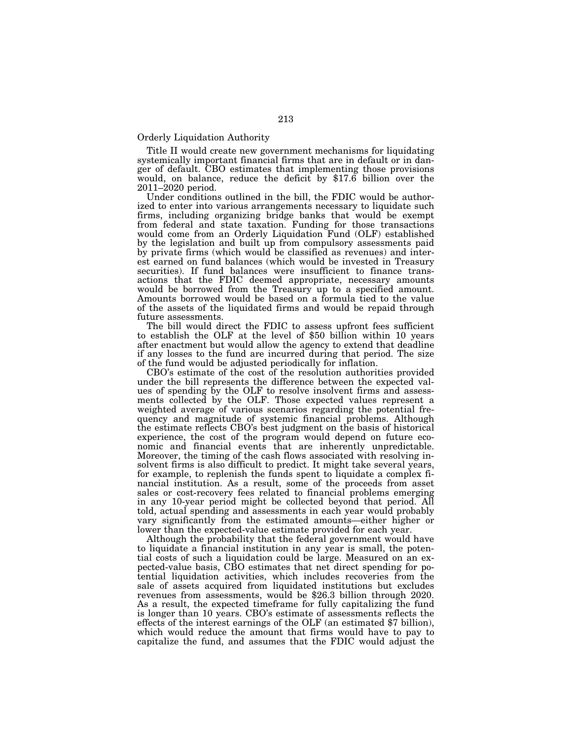Orderly Liquidation Authority

Title II would create new government mechanisms for liquidating systemically important financial firms that are in default or in danger of default. CBO estimates that implementing those provisions would, on balance, reduce the deficit by $17.6 billion over the 2011–2020 period.

Under conditions outlined in the bill, the FDIC would be authorized to enter into various arrangements necessary to liquidate such firms, including organizing bridge banks that would be exempt from federal and state taxation. Funding for those transactions would come from an Orderly Liquidation Fund (OLF) established by the legislation and built up from compulsory assessments paid by private firms (which would be classified as revenues) and interest earned on fund balances (which would be invested in Treasury securities). If fund balances were insufficient to finance transactions that the FDIC deemed appropriate, necessary amounts would be borrowed from the Treasury up to a specified amount. Amounts borrowed would be based on a formula tied to the value of the assets of the liquidated firms and would be repaid through future assessments.

The bill would direct the FDIC to assess upfront fees sufficient to establish the OLF at the level of $50 billion within 10 years after enactment but would allow the agency to extend that deadline if any losses to the fund are incurred during that period. The size of the fund would be adjusted periodically for inflation.

CBO's estimate of the cost of the resolution authorities provided under the bill represents the difference between the expected values of spending by the OLF to resolve insolvent firms and assessments collected by the OLF. Those expected values represent a weighted average of various scenarios regarding the potential frequency and magnitude of systemic financial problems. Although the estimate reflects CBO's best judgment on the basis of historical experience, the cost of the program would depend on future economic and financial events that are inherently unpredictable. Moreover, the timing of the cash flows associated with resolving insolvent firms is also difficult to predict. It might take several years, for example, to replenish the funds spent to liquidate a complex financial institution. As a result, some of the proceeds from asset sales or cost-recovery fees related to financial problems emerging in any 10-year period might be collected beyond that period. All told, actual spending and assessments in each year would probably vary significantly from the estimated amounts—either higher or lower than the expected-value estimate provided for each year.

Although the probability that the federal government would have to liquidate a financial institution in any year is small, the potential costs of such a liquidation could be large. Measured on an expected-value basis, CBO estimates that net direct spending for potential liquidation activities, which includes recoveries from the sale of assets acquired from liquidated institutions but excludes revenues from assessments, would be $26.3 billion through 2020. As a result, the expected timeframe for fully capitalizing the fund is longer than 10 years. CBO's estimate of assessments reflects the effects of the interest earnings of the OLF (an estimated $7 billion), which would reduce the amount that firms would have to pay to capitalize the fund, and assumes that the FDIC would adjust the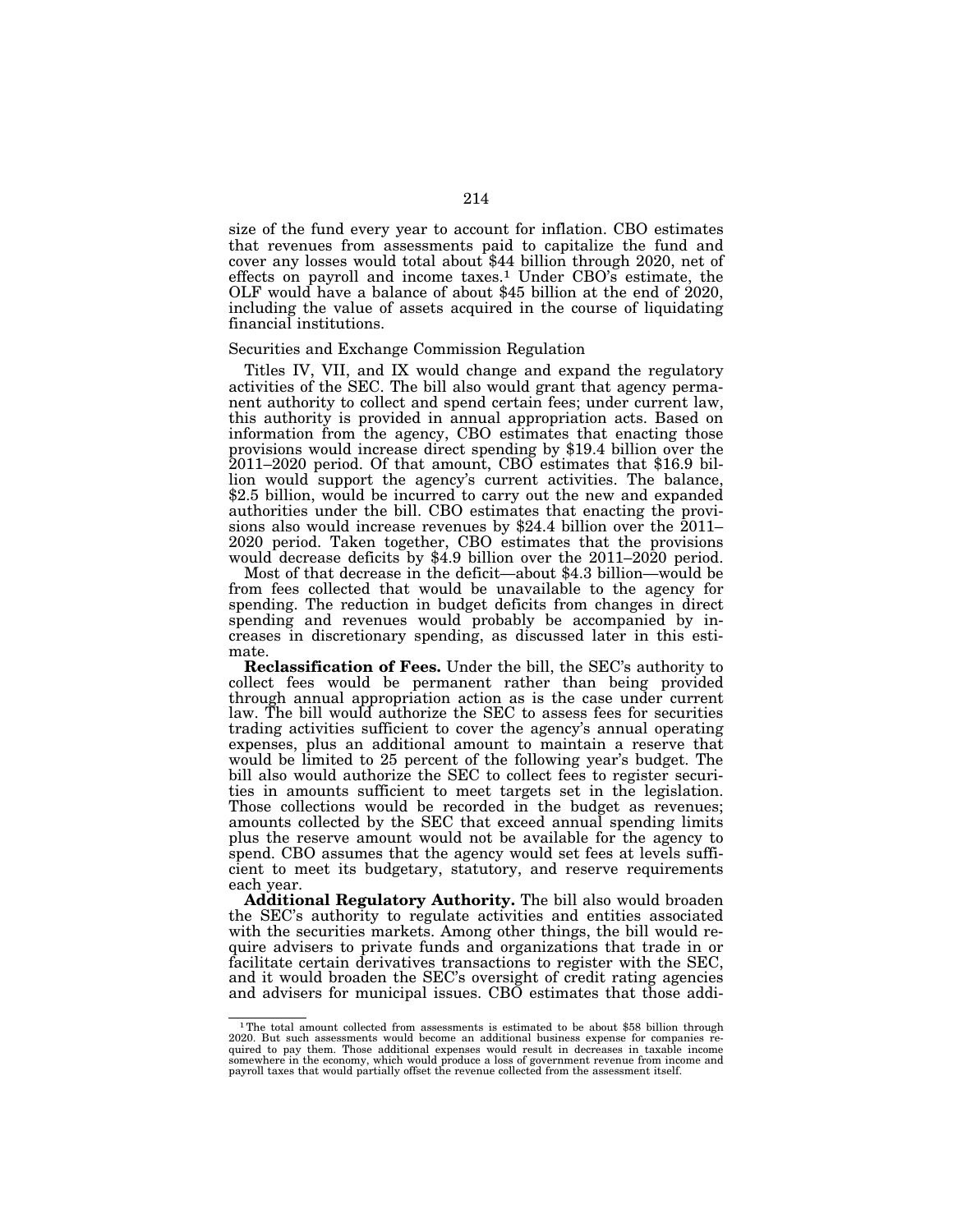size of the fund every year to account for inflation. CBO estimates that revenues from assessments paid to capitalize the fund and cover any losses would total about $44 billion through 2020, net of effects on payroll and income taxes.[1] Under CBO's estimate, the OLF would have a balance of about $45 billion at the end of 2020, including the value of assets acquired in the course of liquidating financial institutions.

Securities and Exchange Commission Regulation

Titles IV, VII, and IX would change and expand the regulatory activities of the SEC. The bill also would grant that agency permanent authority to collect and spend certain fees; under current law, this authority is provided in annual appropriation acts. Based on information from the agency, CBO estimates that enacting those provisions would increase direct spending by $19.4 billion over the 2011–2020 period. Of that amount, CBO estimates that $16.9 billion would support the agency's current activities. The balance, $2.5 billion, would be incurred to carry out the new and expanded authorities under the bill. CBO estimates that enacting the provisions also would increase revenues by $24.4 billion over the 2011–2020 period. Taken together, CBO estimates that the provisions would decrease deficits by $4.9 billion over the 2011–2020 period.

Most of that decrease in the deficit—about $4.3 billion—would be from fees collected that would be unavailable to the agency for spending. The reduction in budget deficits from changes in direct spending and revenues would probably be accompanied by increases in discretionary spending, as discussed later in this estimate.

**Reclassification of Fees.** Under the bill, the SEC's authority to collect fees would be permanent rather than being provided through annual appropriation action as is the case under current law. The bill would authorize the SEC to assess fees for securities trading activities sufficient to cover the agency's annual operating expenses, plus an additional amount to maintain a reserve that would be limited to 25 percent of the following year's budget. The bill also would authorize the SEC to collect fees to register securities in amounts sufficient to meet targets set in the legislation. Those collections would be recorded in the budget as revenues; amounts collected by the SEC that exceed annual spending limits plus the reserve amount would not be available for the agency to spend. CBO assumes that the agency would set fees at levels sufficient to meet its budgetary, statutory, and reserve requirements each year.

**Additional Regulatory Authority.** The bill also would broaden the SEC's authority to regulate activities and entities associated with the securities markets. Among other things, the bill would require advisers to private funds and organizations that trade in or facilitate certain derivatives transactions to register with the SEC, and it would broaden the SEC's oversight of credit rating agencies and advisers for municipal issues. CBO estimates that those addi-

---

[1] The total amount collected from assessments is estimated to be about $58 billion through 2020. But such assessments would become an additional business expense for companies required to pay them. Those additional expenses would result in decreases in taxable income somewhere in the economy, which would produce a loss of government revenue from income and payroll taxes that would partially offset the revenue collected from the assessment itself.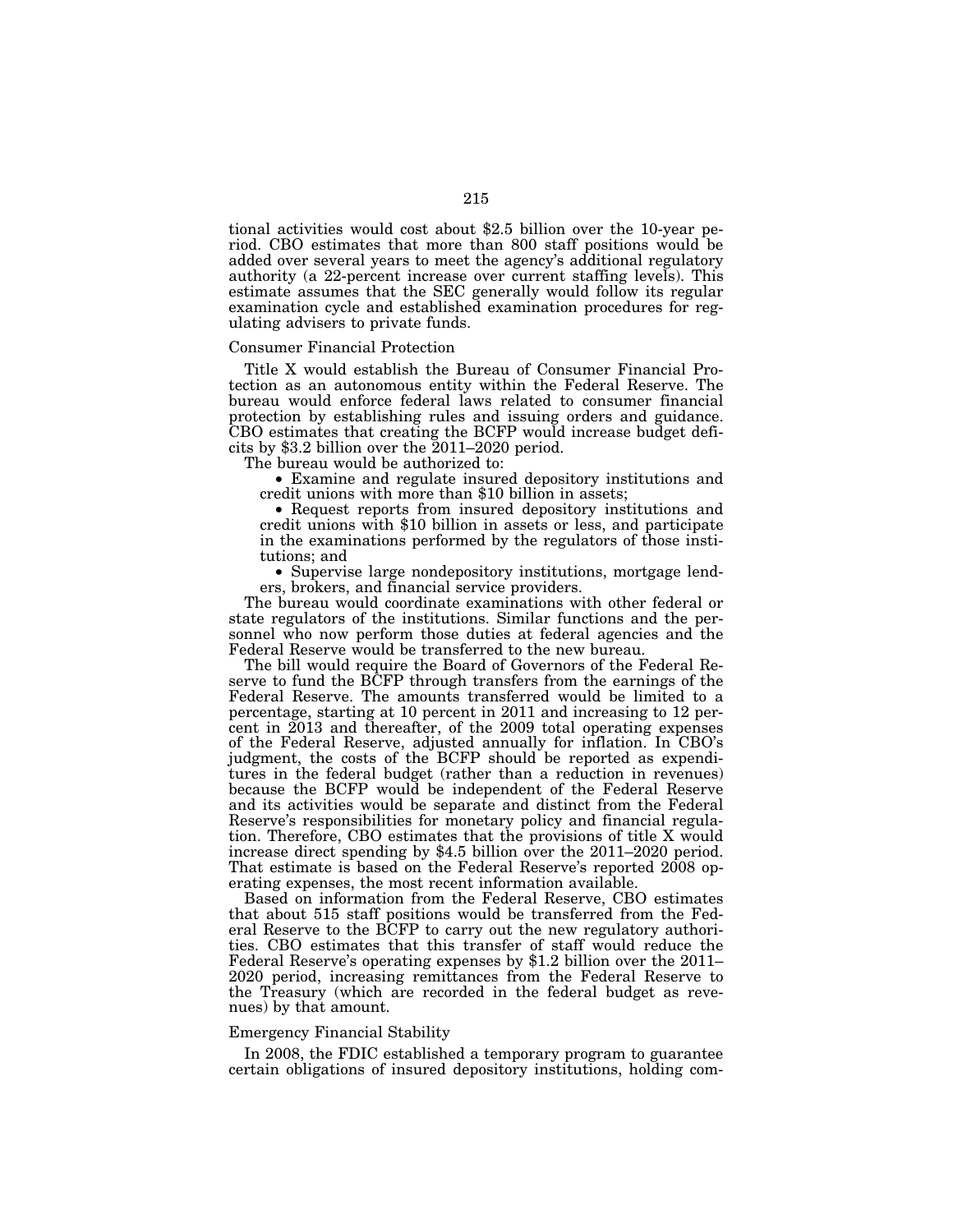tional activities would cost about $2.5 billion over the 10-year period. CBO estimates that more than 800 staff positions would be added over several years to meet the agency's additional regulatory authority (a 22-percent increase over current staffing levels). This estimate assumes that the SEC generally would follow its regular examination cycle and established examination procedures for regulating advisers to private funds.

### Consumer Financial Protection

Title X would establish the Bureau of Consumer Financial Protection as an autonomous entity within the Federal Reserve. The bureau would enforce federal laws related to consumer financial protection by establishing rules and issuing orders and guidance. CBO estimates that creating the BCFP would increase budget deficits by $3.2 billion over the 2011–2020 period.

The bureau would be authorized to:

- Examine and regulate insured depository institutions and credit unions with more than $10 billion in assets;
- Request reports from insured depository institutions and credit unions with $10 billion in assets or less, and participate in the examinations performed by the regulators of those institutions; and
- Supervise large nondepository institutions, mortgage lenders, brokers, and financial service providers.

The bureau would coordinate examinations with other federal or state regulators of the institutions. Similar functions and the personnel who now perform those duties at federal agencies and the Federal Reserve would be transferred to the new bureau.

The bill would require the Board of Governors of the Federal Reserve to fund the BCFP through transfers from the earnings of the Federal Reserve. The amounts transferred would be limited to a percentage, starting at 10 percent in 2011 and increasing to 12 percent in 2013 and thereafter, of the 2009 total operating expenses of the Federal Reserve, adjusted annually for inflation. In CBO's judgment, the costs of the BCFP should be reported as expenditures in the federal budget (rather than a reduction in revenues) because the BCFP would be independent of the Federal Reserve and its activities would be separate and distinct from the Federal Reserve's responsibilities for monetary policy and financial regulation. Therefore, CBO estimates that the provisions of title X would increase direct spending by $4.5 billion over the 2011–2020 period. That estimate is based on the Federal Reserve's reported 2008 operating expenses, the most recent information available.

Based on information from the Federal Reserve, CBO estimates that about 515 staff positions would be transferred from the Federal Reserve to the BCFP to carry out the new regulatory authorities. CBO estimates that this transfer of staff would reduce the Federal Reserve's operating expenses by $1.2 billion over the 2011–2020 period, increasing remittances from the Federal Reserve to the Treasury (which are recorded in the federal budget as revenues) by that amount.

### Emergency Financial Stability

In 2008, the FDIC established a temporary program to guarantee certain obligations of insured depository institutions, holding com-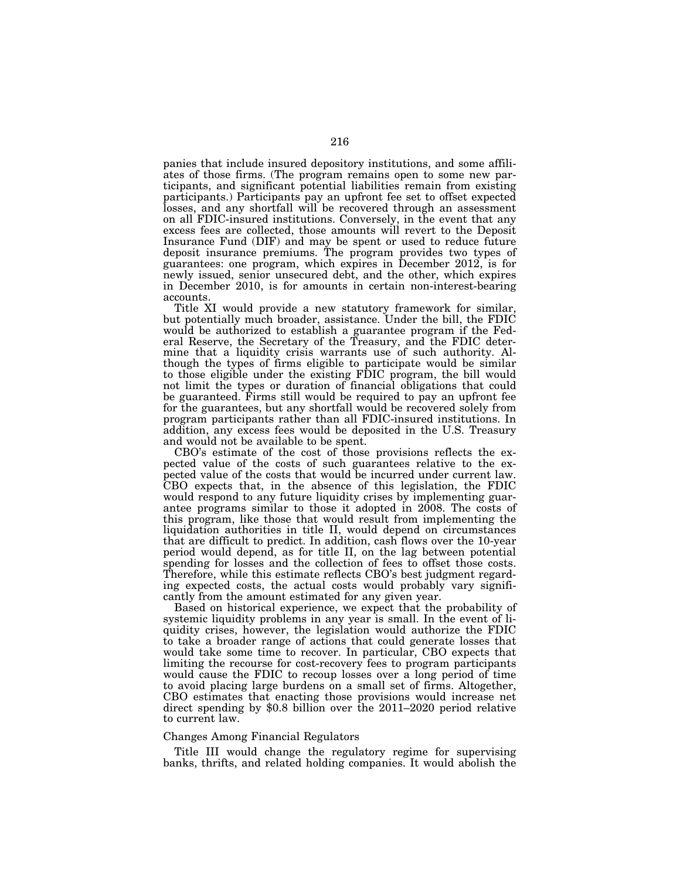panies that include insured depository institutions, and some affiliates of those firms. (The program remains open to some new participants, and significant potential liabilities remain from existing participants.) Participants pay an upfront fee set to offset expected losses, and any shortfall will be recovered through an assessment on all FDIC-insured institutions. Conversely, in the event that any excess fees are collected, those amounts will revert to the Deposit Insurance Fund (DIF) and may be spent or used to reduce future deposit insurance premiums. The program provides two types of guarantees: one program, which expires in December 2012, is for newly issued, senior unsecured debt, and the other, which expires in December 2010, is for amounts in certain non-interest-bearing accounts.

Title XI would provide a new statutory framework for similar, but potentially much broader, assistance. Under the bill, the FDIC would be authorized to establish a guarantee program if the Federal Reserve, the Secretary of the Treasury, and the FDIC determine that a liquidity crisis warrants use of such authority. Although the types of firms eligible to participate would be similar to those eligible under the existing FDIC program, the bill would not limit the types or duration of financial obligations that could be guaranteed. Firms still would be required to pay an upfront fee for the guarantees, but any shortfall would be recovered solely from program participants rather than all FDIC-insured institutions. In addition, any excess fees would be deposited in the U.S. Treasury and would not be available to be spent.

CBO's estimate of the cost of those provisions reflects the expected value of the costs of such guarantees relative to the expected value of the costs that would be incurred under current law. CBO expects that, in the absence of this legislation, the FDIC would respond to any future liquidity crises by implementing guarantee programs similar to those it adopted in 2008. The costs of this program, like those that would result from implementing the liquidation authorities in title II, would depend on circumstances that are difficult to predict. In addition, cash flows over the 10-year period would depend, as for title II, on the lag between potential spending for losses and the collection of fees to offset those costs. Therefore, while this estimate reflects CBO's best judgment regarding expected costs, the actual costs would probably vary significantly from the amount estimated for any given year.

Based on historical experience, we expect that the probability of systemic liquidity problems in any year is small. In the event of liquidity crises, however, the legislation would authorize the FDIC to take a broader range of actions that could generate losses that would take some time to recover. In particular, CBO expects that limiting the recourse for cost-recovery fees to program participants would cause the FDIC to recoup losses over a long period of time to avoid placing large burdens on a small set of firms. Altogether, CBO estimates that enacting those provisions would increase net direct spending by $0.8 billion over the 2011–2020 period relative to current law.

Changes Among Financial Regulators

Title III would change the regulatory regime for supervising banks, thrifts, and related holding companies. It would abolish the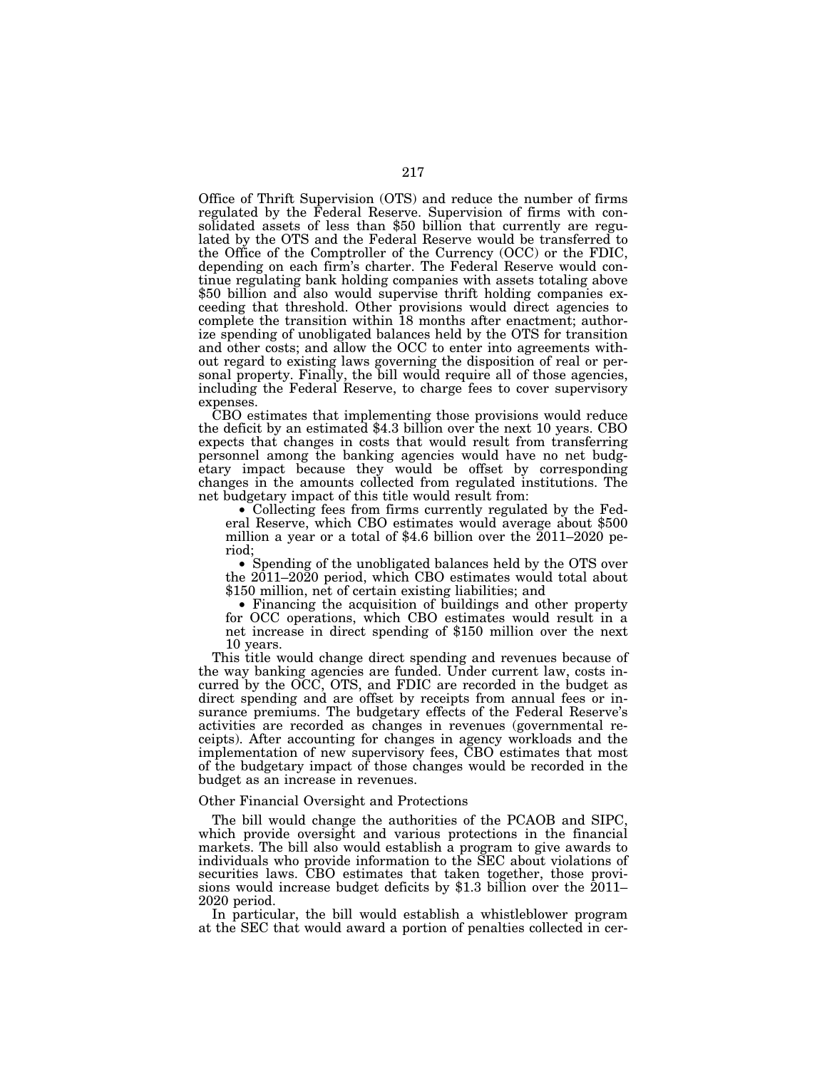Office of Thrift Supervision (OTS) and reduce the number of firms regulated by the Federal Reserve. Supervision of firms with consolidated assets of less than $50 billion that currently are regulated by the OTS and the Federal Reserve would be transferred to the Office of the Comptroller of the Currency (OCC) or the FDIC, depending on each firm's charter. The Federal Reserve would continue regulating bank holding companies with assets totaling above $50 billion and also would supervise thrift holding companies exceeding that threshold. Other provisions would direct agencies to complete the transition within 18 months after enactment; authorize spending of unobligated balances held by the OTS for transition and other costs; and allow the OCC to enter into agreements without regard to existing laws governing the disposition of real or personal property. Finally, the bill would require all of those agencies, including the Federal Reserve, to charge fees to cover supervisory expenses.

CBO estimates that implementing those provisions would reduce the deficit by an estimated $4.3 billion over the next 10 years. CBO expects that changes in costs that would result from transferring personnel among the banking agencies would have no net budgetary impact because they would be offset by corresponding changes in the amounts collected from regulated institutions. The net budgetary impact of this title would result from:

- Collecting fees from firms currently regulated by the Federal Reserve, which CBO estimates would average about $500 million a year or a total of $4.6 billion over the 2011–2020 period;
- Spending of the unobligated balances held by the OTS over the 2011–2020 period, which CBO estimates would total about $150 million, net of certain existing liabilities; and
- Financing the acquisition of buildings and other property for OCC operations, which CBO estimates would result in a net increase in direct spending of $150 million over the next 10 years.

This title would change direct spending and revenues because of the way banking agencies are funded. Under current law, costs incurred by the OCC, OTS, and FDIC are recorded in the budget as direct spending and are offset by receipts from annual fees or insurance premiums. The budgetary effects of the Federal Reserve's activities are recorded as changes in revenues (governmental receipts). After accounting for changes in agency workloads and the implementation of new supervisory fees, CBO estimates that most of the budgetary impact of those changes would be recorded in the budget as an increase in revenues.

Other Financial Oversight and Protections

The bill would change the authorities of the PCAOB and SIPC, which provide oversight and various protections in the financial markets. The bill also would establish a program to give awards to individuals who provide information to the SEC about violations of securities laws. CBO estimates that taken together, those provisions would increase budget deficits by $1.3 billion over the 2011–2020 period.

In particular, the bill would establish a whistleblower program at the SEC that would award a portion of penalties collected in cer-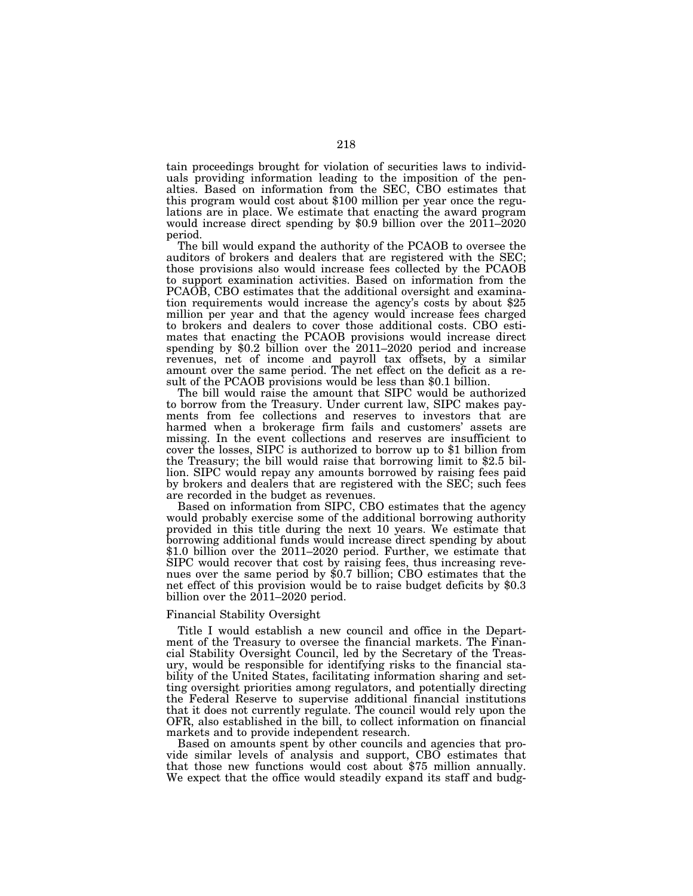tain proceedings brought for violation of securities laws to individuals providing information leading to the imposition of the penalties. Based on information from the SEC, CBO estimates that this program would cost about $100 million per year once the regulations are in place. We estimate that enacting the award program would increase direct spending by $0.9 billion over the 2011–2020 period.

The bill would expand the authority of the PCAOB to oversee the auditors of brokers and dealers that are registered with the SEC; those provisions also would increase fees collected by the PCAOB to support examination activities. Based on information from the PCAOB, CBO estimates that the additional oversight and examination requirements would increase the agency's costs by about $25 million per year and that the agency would increase fees charged to brokers and dealers to cover those additional costs. CBO estimates that enacting the PCAOB provisions would increase direct spending by $0.2 billion over the 2011–2020 period and increase revenues, net of income and payroll tax offsets, by a similar amount over the same period. The net effect on the deficit as a result of the PCAOB provisions would be less than $0.1 billion.

The bill would raise the amount that SIPC would be authorized to borrow from the Treasury. Under current law, SIPC makes payments from fee collections and reserves to investors that are harmed when a brokerage firm fails and customers' assets are missing. In the event collections and reserves are insufficient to cover the losses, SIPC is authorized to borrow up to $1 billion from the Treasury; the bill would raise that borrowing limit to $2.5 billion. SIPC would repay any amounts borrowed by raising fees paid by brokers and dealers that are registered with the SEC; such fees are recorded in the budget as revenues.

Based on information from SIPC, CBO estimates that the agency would probably exercise some of the additional borrowing authority provided in this title during the next 10 years. We estimate that borrowing additional funds would increase direct spending by about $1.0 billion over the 2011–2020 period. Further, we estimate that SIPC would recover that cost by raising fees, thus increasing revenues over the same period by $0.7 billion; CBO estimates that the net effect of this provision would be to raise budget deficits by $0.3 billion over the 2011–2020 period.

Financial Stability Oversight

Title I would establish a new council and office in the Department of the Treasury to oversee the financial markets. The Financial Stability Oversight Council, led by the Secretary of the Treasury, would be responsible for identifying risks to the financial stability of the United States, facilitating information sharing and setting oversight priorities among regulators, and potentially directing the Federal Reserve to supervise additional financial institutions that it does not currently regulate. The council would rely upon the OFR, also established in the bill, to collect information on financial markets and to provide independent research.

Based on amounts spent by other councils and agencies that provide similar levels of analysis and support, CBO estimates that that those new functions would cost about $75 million annually. We expect that the office would steadily expand its staff and budg-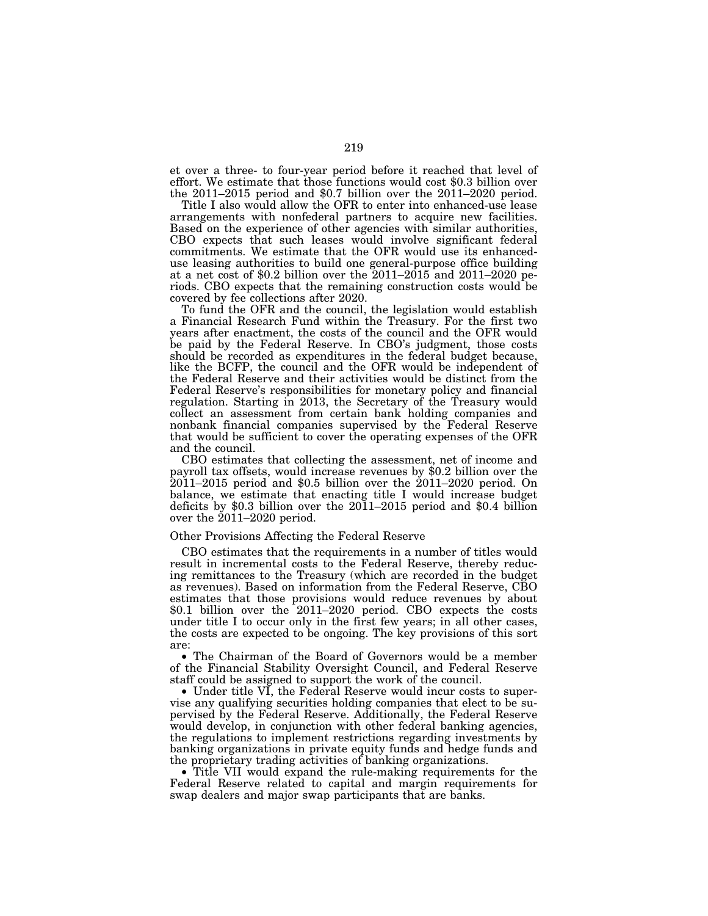et over a three- to four-year period before it reached that level of effort. We estimate that those functions would cost $0.3 billion over the 2011–2015 period and $0.7 billion over the 2011–2020 period.

Title I also would allow the OFR to enter into enhanced-use lease arrangements with nonfederal partners to acquire new facilities. Based on the experience of other agencies with similar authorities, CBO expects that such leases would involve significant federal commitments. We estimate that the OFR would use its enhanced-use leasing authorities to build one general-purpose office building at a net cost of $0.2 billion over the 2011–2015 and 2011–2020 periods. CBO expects that the remaining construction costs would be covered by fee collections after 2020.

To fund the OFR and the council, the legislation would establish a Financial Research Fund within the Treasury. For the first two years after enactment, the costs of the council and the OFR would be paid by the Federal Reserve. In CBO's judgment, those costs should be recorded as expenditures in the federal budget because, like the BCFP, the council and the OFR would be independent of the Federal Reserve and their activities would be distinct from the Federal Reserve's responsibilities for monetary policy and financial regulation. Starting in 2013, the Secretary of the Treasury would collect an assessment from certain bank holding companies and nonbank financial companies supervised by the Federal Reserve that would be sufficient to cover the operating expenses of the OFR and the council.

CBO estimates that collecting the assessment, net of income and payroll tax offsets, would increase revenues by $0.2 billion over the 2011–2015 period and $0.5 billion over the 2011–2020 period. On balance, we estimate that enacting title I would increase budget deficits by $0.3 billion over the 2011–2015 period and $0.4 billion over the 2011–2020 period.

Other Provisions Affecting the Federal Reserve

CBO estimates that the requirements in a number of titles would result in incremental costs to the Federal Reserve, thereby reducing remittances to the Treasury (which are recorded in the budget as revenues). Based on information from the Federal Reserve, CBO estimates that those provisions would reduce revenues by about $0.1 billion over the 2011–2020 period. CBO expects the costs under title I to occur only in the first few years; in all other cases, the costs are expected to be ongoing. The key provisions of this sort are:

- The Chairman of the Board of Governors would be a member of the Financial Stability Oversight Council, and Federal Reserve staff could be assigned to support the work of the council.
- Under title VI, the Federal Reserve would incur costs to supervise any qualifying securities holding companies that elect to be supervised by the Federal Reserve. Additionally, the Federal Reserve would develop, in conjunction with other federal banking agencies, the regulations to implement restrictions regarding investments by banking organizations in private equity funds and hedge funds and the proprietary trading activities of banking organizations.
- Title VII would expand the rule-making requirements for the Federal Reserve related to capital and margin requirements for swap dealers and major swap participants that are banks.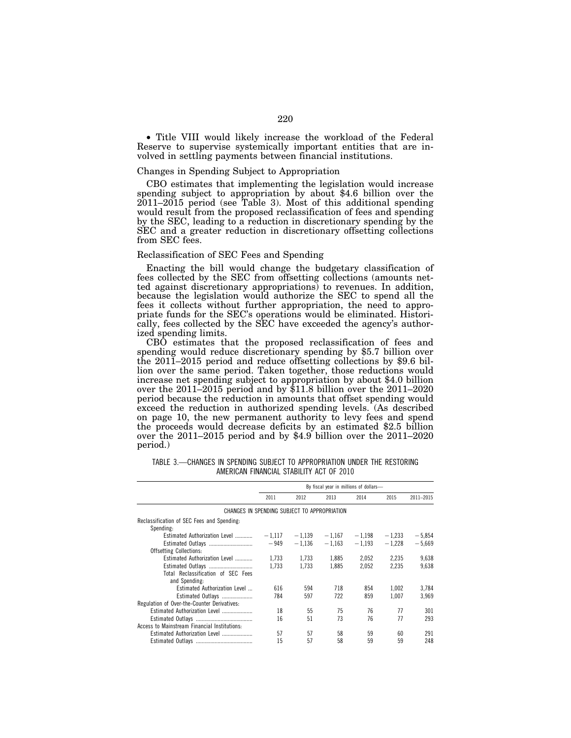• Title VIII would likely increase the workload of the Federal Reserve to supervise systemically important entities that are involved in settling payments between financial institutions.

Changes in Spending Subject to Appropriation

CBO estimates that implementing the legislation would increase spending subject to appropriation by about $4.6 billion over the 2011–2015 period (see Table 3). Most of this additional spending would result from the proposed reclassification of fees and spending by the SEC, leading to a reduction in discretionary spending by the SEC and a greater reduction in discretionary offsetting collections from SEC fees.

Reclassification of SEC Fees and Spending

Enacting the bill would change the budgetary classification of fees collected by the SEC from offsetting collections (amounts netted against discretionary appropriations) to revenues. In addition, because the legislation would authorize the SEC to spend all the fees it collects without further appropriation, the need to appropriate funds for the SEC's operations would be eliminated. Historically, fees collected by the SEC have exceeded the agency's authorized spending limits.

CBO estimates that the proposed reclassification of fees and spending would reduce discretionary spending by $5.7 billion over the 2011–2015 period and reduce offsetting collections by $9.6 billion over the same period. Taken together, those reductions would increase net spending subject to appropriation by about $4.0 billion over the 2011–2015 period and by $11.8 billion over the 2011–2020 period because the reduction in amounts that offset spending would exceed the reduction in authorized spending levels. (As described on page 10, the new permanent authority to levy fees and spend the proceeds would decrease deficits by an estimated $2.5 billion over the 2011–2015 period and by $4.9 billion over the 2011–2020 period.)

TABLE 3.—CHANGES IN SPENDING SUBJECT TO APPROPRIATION UNDER THE RESTORING AMERICAN FINANCIAL STABILITY ACT OF 2010

| | By fiscal year in millions of dollars— | | | | | |
|---|---|---|---|---|---|---|
| | 2011 | 2012 | 2013 | 2014 | 2015 | 2011–2015 |
| CHANGES IN SPENDING SUBJECT TO APPROPRIATION | | | | | | |
| Reclassification of SEC Fees and Spending: | | | | | | |
| Spending: | | | | | | |
| Estimated Authorization Level | −1,117 | −1,139 | −1,167 | −1,198 | −1,233 | −5,854 |
| Estimated Outlays | −949 | −1,136 | −1,163 | −1,193 | −1,228 | −5,669 |
| Offsetting Collections: | | | | | | |
| Estimated Authorization Level | 1,733 | 1,733 | 1,885 | 2,052 | 2,235 | 9,638 |
| Estimated Outlays | 1,733 | 1,733 | 1,885 | 2,052 | 2,235 | 9,638 |
| Total Reclassification of SEC Fees and Spending: | | | | | | |
| Estimated Authorization Level | 616 | 594 | 718 | 854 | 1,002 | 3,784 |
| Estimated Outlays | 784 | 597 | 722 | 859 | 1,007 | 3,969 |
| Regulation of Over-the-Counter Derivatives: | | | | | | |
| Estimated Authorization Level | 18 | 55 | 75 | 76 | 77 | 301 |
| Estimated Outlays | 16 | 51 | 73 | 76 | 77 | 293 |
| Access to Mainstream Financial Institutions: | | | | | | |
| Estimated Authorization Level | 57 | 57 | 58 | 59 | 60 | 291 |
| Estimated Outlays | 15 | 57 | 58 | 59 | 59 | 248 |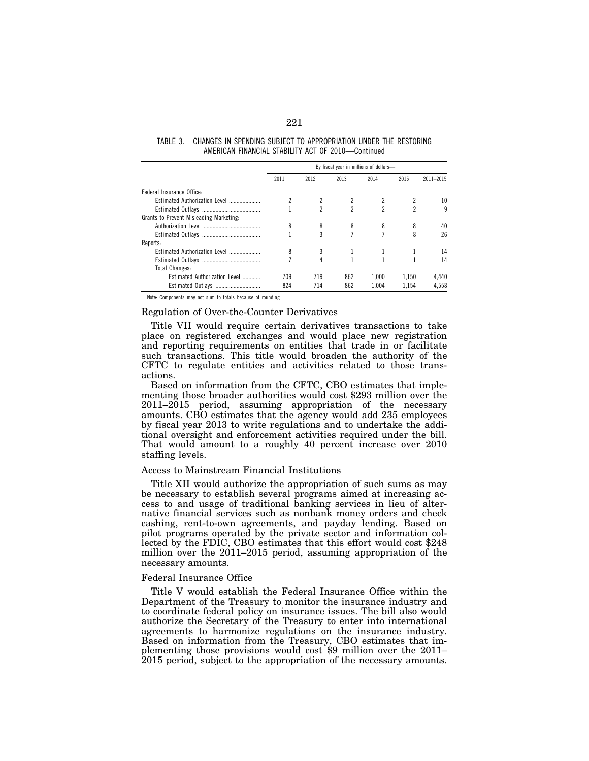TABLE 3.—CHANGES IN SPENDING SUBJECT TO APPROPRIATION UNDER THE RESTORING AMERICAN FINANCIAL STABILITY ACT OF 2010—Continued

| | By fiscal year in millions of dollars— | | | | | |
|---|---|---|---|---|---|---|
| | 2011 | 2012 | 2013 | 2014 | 2015 | 2011–2015 |
| Federal Insurance Office: | | | | | | |
| Estimated Authorization Level | 2 | 2 | 2 | 2 | 2 | 10 |
| Estimated Outlays | 1 | 2 | 2 | 2 | 2 | 9 |
| Grants to Prevent Misleading Marketing: | | | | | | |
| Authorization Level | 8 | 8 | 8 | 8 | 8 | 40 |
| Estimated Outlays | 1 | 3 | 7 | 7 | 8 | 26 |
| Reports: | | | | | | |
| Estimated Authorization Level | 8 | 3 | 1 | 1 | 1 | 14 |
| Estimated Outlays | 7 | 4 | 1 | 1 | 1 | 14 |
| Total Changes: | | | | | | |
| Estimated Authorization Level | 709 | 719 | 862 | 1,000 | 1,150 | 4,440 |
| Estimated Outlays | 824 | 714 | 862 | 1,004 | 1,154 | 4,558 |

Note: Components may not sum to totals because of rounding

Regulation of Over-the-Counter Derivatives

Title VII would require certain derivatives transactions to take place on registered exchanges and would place new registration and reporting requirements on entities that trade in or facilitate such transactions. This title would broaden the authority of the CFTC to regulate entities and activities related to those transactions.

Based on information from the CFTC, CBO estimates that implementing those broader authorities would cost $293 million over the 2011–2015 period, assuming appropriation of the necessary amounts. CBO estimates that the agency would add 235 employees by fiscal year 2013 to write regulations and to undertake the additional oversight and enforcement activities required under the bill. That would amount to a roughly 40 percent increase over 2010 staffing levels.

Access to Mainstream Financial Institutions

Title XII would authorize the appropriation of such sums as may be necessary to establish several programs aimed at increasing access to and usage of traditional banking services in lieu of alternative financial services such as nonbank money orders and check cashing, rent-to-own agreements, and payday lending. Based on pilot programs operated by the private sector and information collected by the FDIC, CBO estimates that this effort would cost $248 million over the 2011–2015 period, assuming appropriation of the necessary amounts.

Federal Insurance Office

Title V would establish the Federal Insurance Office within the Department of the Treasury to monitor the insurance industry and to coordinate federal policy on insurance issues. The bill also would authorize the Secretary of the Treasury to enter into international agreements to harmonize regulations on the insurance industry. Based on information from the Treasury, CBO estimates that implementing those provisions would cost $9 million over the 2011–2015 period, subject to the appropriation of the necessary amounts.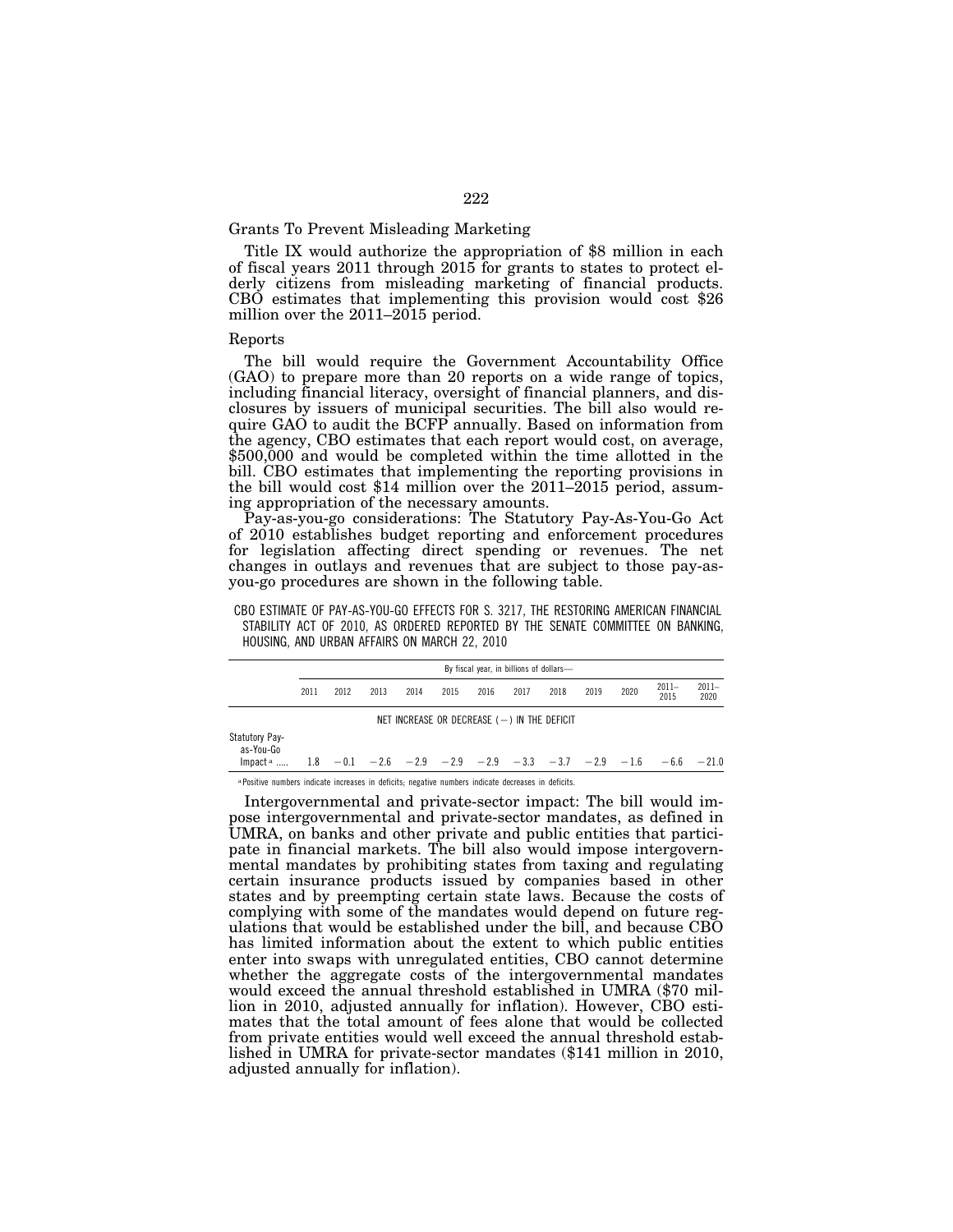Grants To Prevent Misleading Marketing

Title IX would authorize the appropriation of $8 million in each of fiscal years 2011 through 2015 for grants to states to protect elderly citizens from misleading marketing of financial products. CBO estimates that implementing this provision would cost $26 million over the 2011–2015 period.

Reports

The bill would require the Government Accountability Office (GAO) to prepare more than 20 reports on a wide range of topics, including financial literacy, oversight of financial planners, and disclosures by issuers of municipal securities. The bill also would require GAO to audit the BCFP annually. Based on information from the agency, CBO estimates that each report would cost, on average, $500,000 and would be completed within the time allotted in the bill. CBO estimates that implementing the reporting provisions in the bill would cost $14 million over the 2011–2015 period, assuming appropriation of the necessary amounts.

Pay-as-you-go considerations: The Statutory Pay-As-You-Go Act of 2010 establishes budget reporting and enforcement procedures for legislation affecting direct spending or revenues. The net changes in outlays and revenues that are subject to those pay-as-you-go procedures are shown in the following table.

CBO ESTIMATE OF PAY-AS-YOU-GO EFFECTS FOR S. 3217, THE RESTORING AMERICAN FINANCIAL STABILITY ACT OF 2010, AS ORDERED REPORTED BY THE SENATE COMMITTEE ON BANKING, HOUSING, AND URBAN AFFAIRS ON MARCH 22, 2010

| | By fiscal year, in billions of dollars— | | | | | | | | | | | |
|---|---|---|---|---|---|---|---|---|---|---|---|---|
| | 2011 | 2012 | 2013 | 2014 | 2015 | 2016 | 2017 | 2018 | 2019 | 2020 | 2011–2015 | 2011–2020 |
| | NET INCREASE OR DECREASE (−) IN THE DEFICIT | | | | | | | | | | | |
| Statutory Pay-as-You-Go Impact [a] | 1.8 | −0.1 | −2.6 | −2.9 | −2.9 | −2.9 | −3.3 | −3.7 | −2.9 | −1.6 | −6.6 | −21.0 |

[a] Positive numbers indicate increases in deficits; negative numbers indicate decreases in deficits.

Intergovernmental and private-sector impact: The bill would impose intergovernmental and private-sector mandates, as defined in UMRA, on banks and other private and public entities that participate in financial markets. The bill also would impose intergovernmental mandates by prohibiting states from taxing and regulating certain insurance products issued by companies based in other states and by preempting certain state laws. Because the costs of complying with some of the mandates would depend on future regulations that would be established under the bill, and because CBO has limited information about the extent to which public entities enter into swaps with unregulated entities, CBO cannot determine whether the aggregate costs of the intergovernmental mandates would exceed the annual threshold established in UMRA ($70 million in 2010, adjusted annually for inflation). However, CBO estimates that the total amount of fees alone that would be collected from private entities would well exceed the annual threshold established in UMRA for private-sector mandates ($141 million in 2010, adjusted annually for inflation).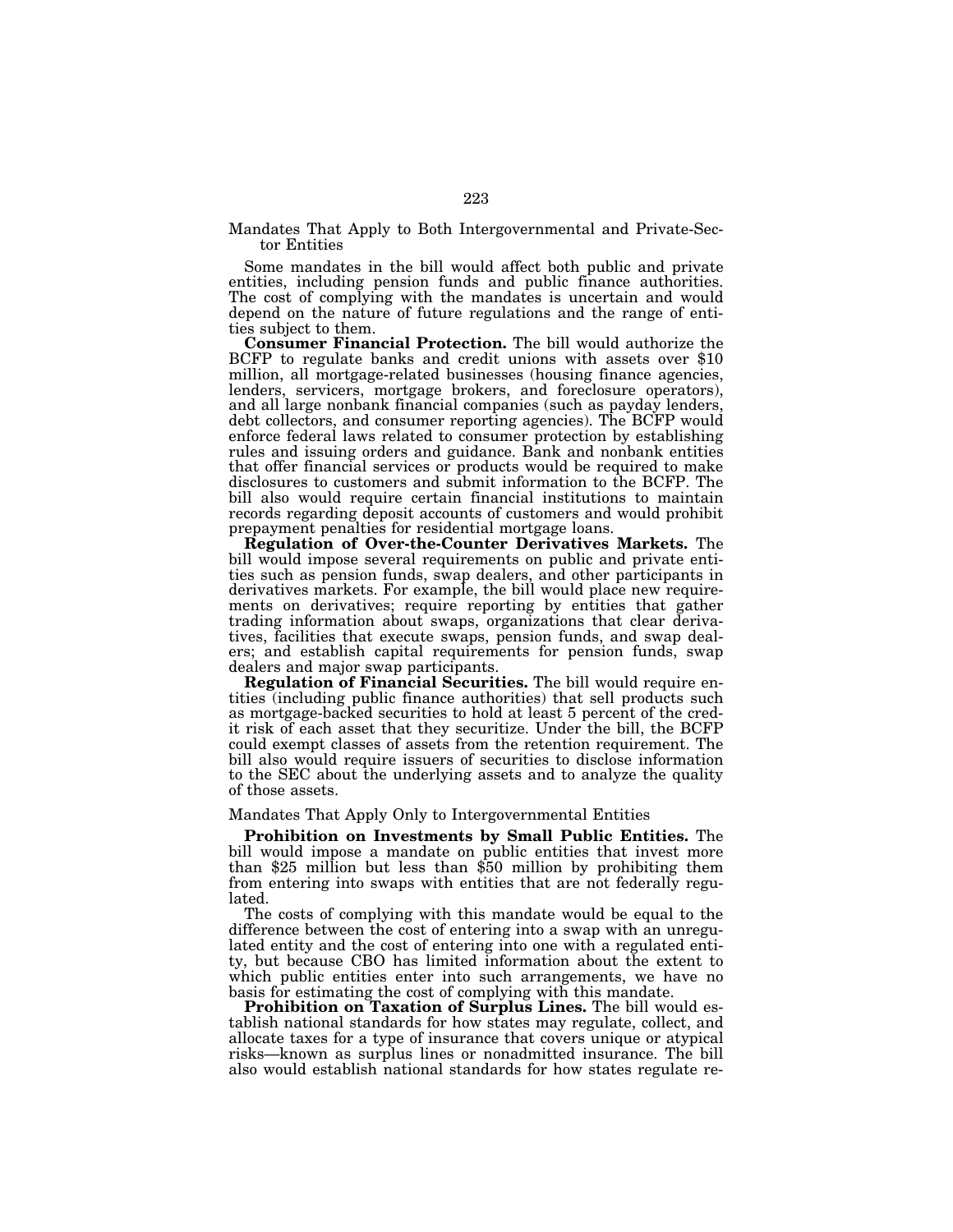Mandates That Apply to Both Intergovernmental and Private-Sector Entities

Some mandates in the bill would affect both public and private entities, including pension funds and public finance authorities. The cost of complying with the mandates is uncertain and would depend on the nature of future regulations and the range of entities subject to them.

**Consumer Financial Protection.** The bill would authorize the BCFP to regulate banks and credit unions with assets over $10 million, all mortgage-related businesses (housing finance agencies, lenders, servicers, mortgage brokers, and foreclosure operators), and all large nonbank financial companies (such as payday lenders, debt collectors, and consumer reporting agencies). The BCFP would enforce federal laws related to consumer protection by establishing rules and issuing orders and guidance. Bank and nonbank entities that offer financial services or products would be required to make disclosures to customers and submit information to the BCFP. The bill also would require certain financial institutions to maintain records regarding deposit accounts of customers and would prohibit prepayment penalties for residential mortgage loans.

**Regulation of Over-the-Counter Derivatives Markets.** The bill would impose several requirements on public and private entities such as pension funds, swap dealers, and other participants in derivatives markets. For example, the bill would place new requirements on derivatives; require reporting by entities that gather trading information about swaps, organizations that clear derivatives, facilities that execute swaps, pension funds, and swap dealers; and establish capital requirements for pension funds, swap dealers and major swap participants.

**Regulation of Financial Securities.** The bill would require entities (including public finance authorities) that sell products such as mortgage-backed securities to hold at least 5 percent of the credit risk of each asset that they securitize. Under the bill, the BCFP could exempt classes of assets from the retention requirement. The bill also would require issuers of securities to disclose information to the SEC about the underlying assets and to analyze the quality of those assets.

Mandates That Apply Only to Intergovernmental Entities

**Prohibition on Investments by Small Public Entities.** The bill would impose a mandate on public entities that invest more than $25 million but less than $50 million by prohibiting them from entering into swaps with entities that are not federally regulated.

The costs of complying with this mandate would be equal to the difference between the cost of entering into a swap with an unregulated entity and the cost of entering into one with a regulated entity, but because CBO has limited information about the extent to which public entities enter into such arrangements, we have no basis for estimating the cost of complying with this mandate.

**Prohibition on Taxation of Surplus Lines.** The bill would establish national standards for how states may regulate, collect, and allocate taxes for a type of insurance that covers unique or atypical risks—known as surplus lines or nonadmitted insurance. The bill also would establish national standards for how states regulate re-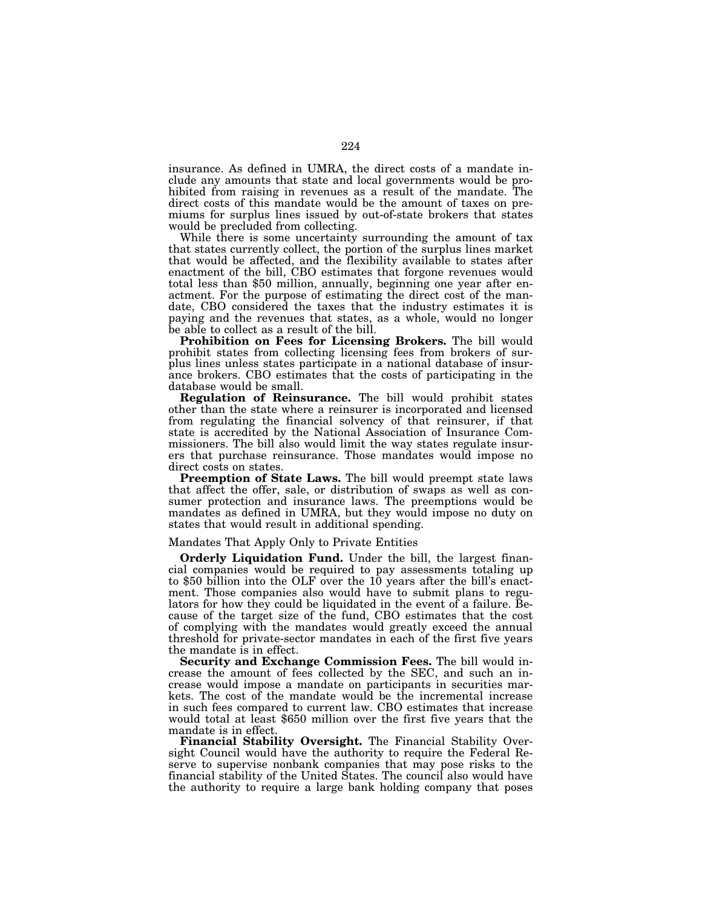insurance. As defined in UMRA, the direct costs of a mandate include any amounts that state and local governments would be prohibited from raising in revenues as a result of the mandate. The direct costs of this mandate would be the amount of taxes on premiums for surplus lines issued by out-of-state brokers that states would be precluded from collecting.

While there is some uncertainty surrounding the amount of tax that states currently collect, the portion of the surplus lines market that would be affected, and the flexibility available to states after enactment of the bill, CBO estimates that forgone revenues would total less than $50 million, annually, beginning one year after enactment. For the purpose of estimating the direct cost of the mandate, CBO considered the taxes that the industry estimates it is paying and the revenues that states, as a whole, would no longer be able to collect as a result of the bill.

**Prohibition on Fees for Licensing Brokers.** The bill would prohibit states from collecting licensing fees from brokers of surplus lines unless states participate in a national database of insurance brokers. CBO estimates that the costs of participating in the database would be small.

**Regulation of Reinsurance.** The bill would prohibit states other than the state where a reinsurer is incorporated and licensed from regulating the financial solvency of that reinsurer, if that state is accredited by the National Association of Insurance Commissioners. The bill also would limit the way states regulate insurers that purchase reinsurance. Those mandates would impose no direct costs on states.

**Preemption of State Laws.** The bill would preempt state laws that affect the offer, sale, or distribution of swaps as well as consumer protection and insurance laws. The preemptions would be mandates as defined in UMRA, but they would impose no duty on states that would result in additional spending.

Mandates That Apply Only to Private Entities

**Orderly Liquidation Fund.** Under the bill, the largest financial companies would be required to pay assessments totaling up to $50 billion into the OLF over the 10 years after the bill's enactment. Those companies also would have to submit plans to regulators for how they could be liquidated in the event of a failure. Because of the target size of the fund, CBO estimates that the cost of complying with the mandates would greatly exceed the annual threshold for private-sector mandates in each of the first five years the mandate is in effect.

**Security and Exchange Commission Fees.** The bill would increase the amount of fees collected by the SEC, and such an increase would impose a mandate on participants in securities markets. The cost of the mandate would be the incremental increase in such fees compared to current law. CBO estimates that increase would total at least $650 million over the first five years that the mandate is in effect.

**Financial Stability Oversight.** The Financial Stability Oversight Council would have the authority to require the Federal Reserve to supervise nonbank companies that may pose risks to the financial stability of the United States. The council also would have the authority to require a large bank holding company that poses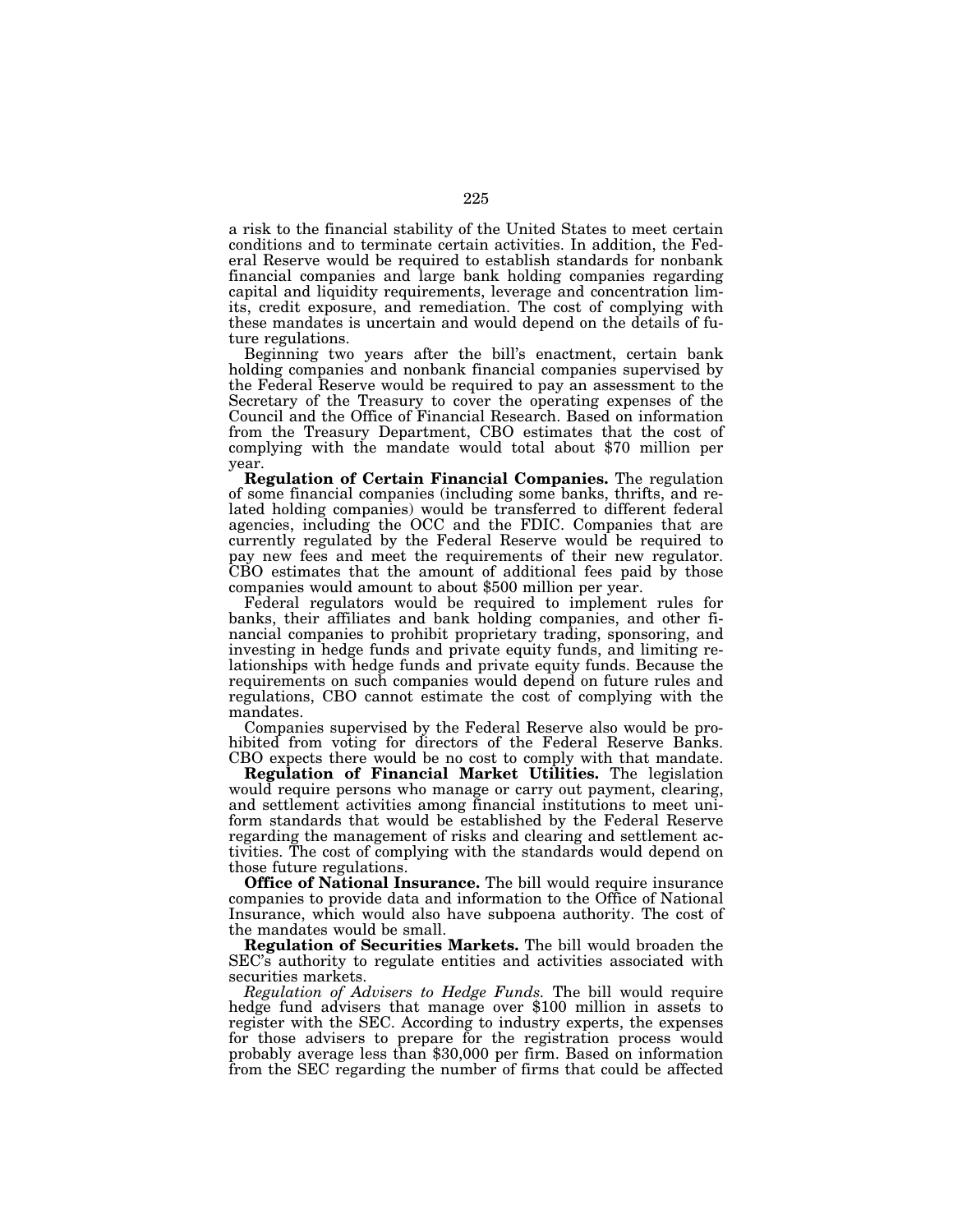a risk to the financial stability of the United States to meet certain conditions and to terminate certain activities. In addition, the Federal Reserve would be required to establish standards for nonbank financial companies and large bank holding companies regarding capital and liquidity requirements, leverage and concentration limits, credit exposure, and remediation. The cost of complying with these mandates is uncertain and would depend on the details of future regulations.

Beginning two years after the bill's enactment, certain bank holding companies and nonbank financial companies supervised by the Federal Reserve would be required to pay an assessment to the Secretary of the Treasury to cover the operating expenses of the Council and the Office of Financial Research. Based on information from the Treasury Department, CBO estimates that the cost of complying with the mandate would total about $70 million per year.

**Regulation of Certain Financial Companies.** The regulation of some financial companies (including some banks, thrifts, and related holding companies) would be transferred to different federal agencies, including the OCC and the FDIC. Companies that are currently regulated by the Federal Reserve would be required to pay new fees and meet the requirements of their new regulator. CBO estimates that the amount of additional fees paid by those companies would amount to about $500 million per year.

Federal regulators would be required to implement rules for banks, their affiliates and bank holding companies, and other financial companies to prohibit proprietary trading, sponsoring, and investing in hedge funds and private equity funds, and limiting relationships with hedge funds and private equity funds. Because the requirements on such companies would depend on future rules and regulations, CBO cannot estimate the cost of complying with the mandates.

Companies supervised by the Federal Reserve also would be prohibited from voting for directors of the Federal Reserve Banks. CBO expects there would be no cost to comply with that mandate.

**Regulation of Financial Market Utilities.** The legislation would require persons who manage or carry out payment, clearing, and settlement activities among financial institutions to meet uniform standards that would be established by the Federal Reserve regarding the management of risks and clearing and settlement activities. The cost of complying with the standards would depend on those future regulations.

**Office of National Insurance.** The bill would require insurance companies to provide data and information to the Office of National Insurance, which would also have subpoena authority. The cost of the mandates would be small.

**Regulation of Securities Markets.** The bill would broaden the SEC's authority to regulate entities and activities associated with securities markets.

*Regulation of Advisers to Hedge Funds.* The bill would require hedge fund advisers that manage over $100 million in assets to register with the SEC. According to industry experts, the expenses for those advisers to prepare for the registration process would probably average less than $30,000 per firm. Based on information from the SEC regarding the number of firms that could be affected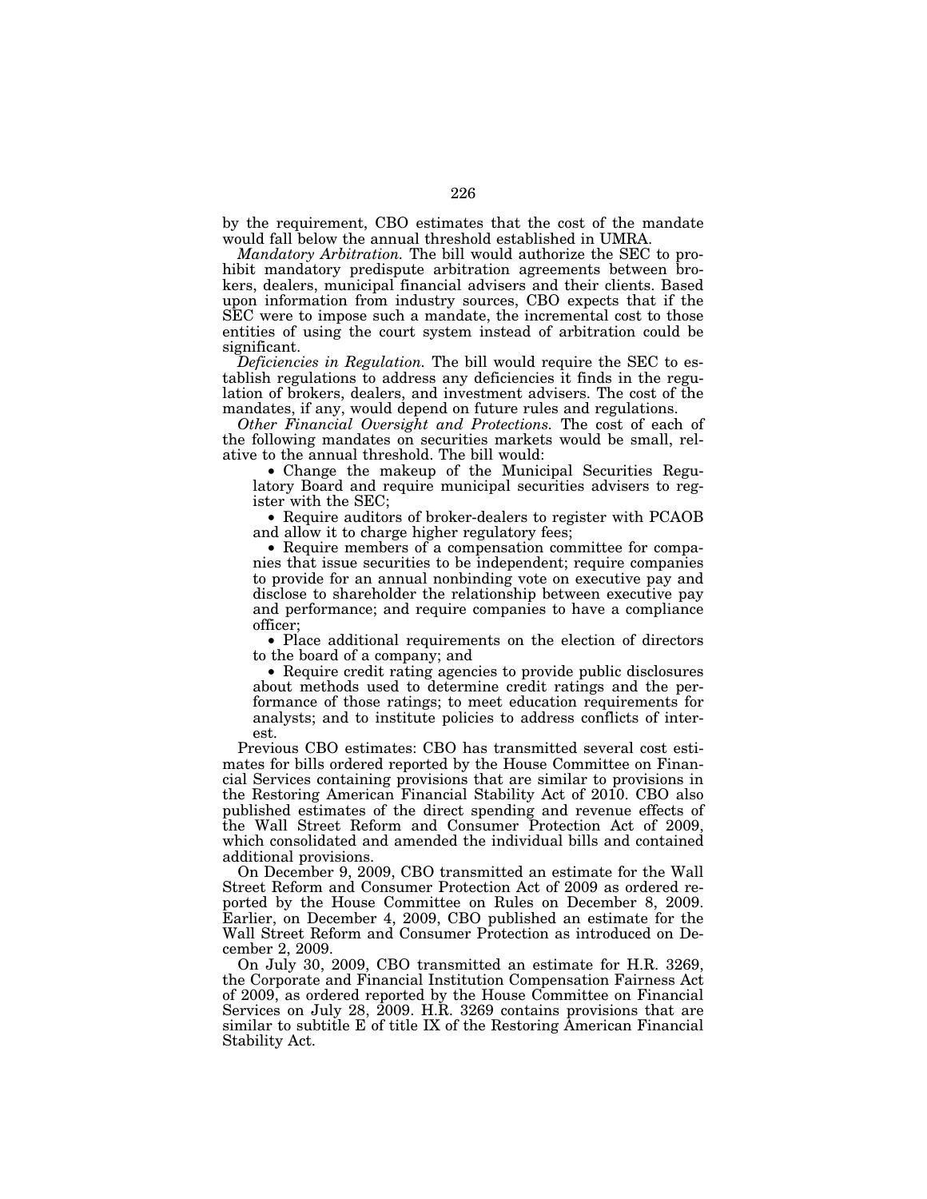by the requirement, CBO estimates that the cost of the mandate would fall below the annual threshold established in UMRA.

*Mandatory Arbitration.* The bill would authorize the SEC to prohibit mandatory predispute arbitration agreements between brokers, dealers, municipal financial advisers and their clients. Based upon information from industry sources, CBO expects that if the SEC were to impose such a mandate, the incremental cost to those entities of using the court system instead of arbitration could be significant.

*Deficiencies in Regulation.* The bill would require the SEC to establish regulations to address any deficiencies it finds in the regulation of brokers, dealers, and investment advisers. The cost of the mandates, if any, would depend on future rules and regulations.

*Other Financial Oversight and Protections.* The cost of each of the following mandates on securities markets would be small, relative to the annual threshold. The bill would:

- Change the makeup of the Municipal Securities Regulatory Board and require municipal securities advisers to register with the SEC;
- Require auditors of broker-dealers to register with PCAOB and allow it to charge higher regulatory fees;
- Require members of a compensation committee for companies that issue securities to be independent; require companies to provide for an annual nonbinding vote on executive pay and disclose to shareholder the relationship between executive pay and performance; and require companies to have a compliance officer;
- Place additional requirements on the election of directors to the board of a company; and
- Require credit rating agencies to provide public disclosures about methods used to determine credit ratings and the performance of those ratings; to meet education requirements for analysts; and to institute policies to address conflicts of interest.

Previous CBO estimates: CBO has transmitted several cost estimates for bills ordered reported by the House Committee on Financial Services containing provisions that are similar to provisions in the Restoring American Financial Stability Act of 2010. CBO also published estimates of the direct spending and revenue effects of the Wall Street Reform and Consumer Protection Act of 2009, which consolidated and amended the individual bills and contained additional provisions.

On December 9, 2009, CBO transmitted an estimate for the Wall Street Reform and Consumer Protection Act of 2009 as ordered reported by the House Committee on Rules on December 8, 2009. Earlier, on December 4, 2009, CBO published an estimate for the Wall Street Reform and Consumer Protection as introduced on December 2, 2009.

On July 30, 2009, CBO transmitted an estimate for H.R. 3269, the Corporate and Financial Institution Compensation Fairness Act of 2009, as ordered reported by the House Committee on Financial Services on July 28, 2009. H.R. 3269 contains provisions that are similar to subtitle E of title IX of the Restoring American Financial Stability Act.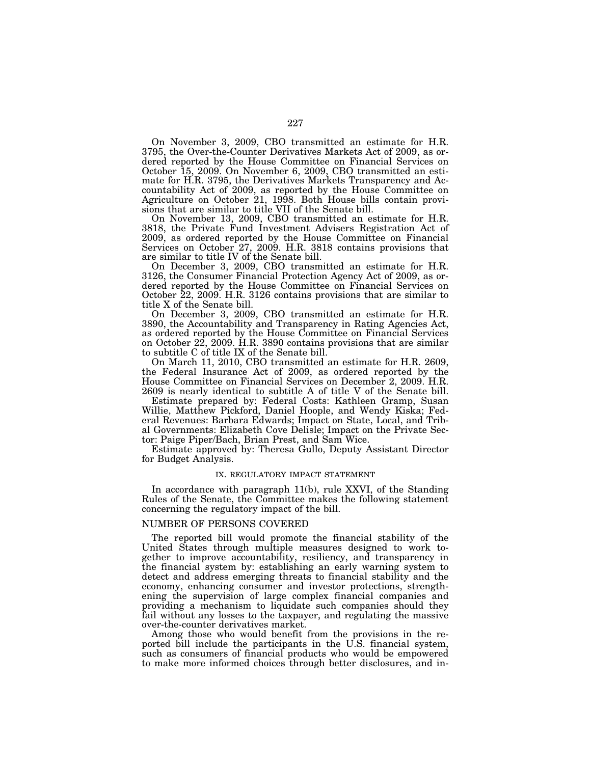On November 3, 2009, CBO transmitted an estimate for H.R. 3795, the Over-the-Counter Derivatives Markets Act of 2009, as ordered reported by the House Committee on Financial Services on October 15, 2009. On November 6, 2009, CBO transmitted an estimate for H.R. 3795, the Derivatives Markets Transparency and Accountability Act of 2009, as reported by the House Committee on Agriculture on October 21, 1998. Both House bills contain provisions that are similar to title VII of the Senate bill.

On November 13, 2009, CBO transmitted an estimate for H.R. 3818, the Private Fund Investment Advisers Registration Act of 2009, as ordered reported by the House Committee on Financial Services on October 27, 2009. H.R. 3818 contains provisions that are similar to title IV of the Senate bill.

On December 3, 2009, CBO transmitted an estimate for H.R. 3126, the Consumer Financial Protection Agency Act of 2009, as ordered reported by the House Committee on Financial Services on October 22, 2009. H.R. 3126 contains provisions that are similar to title X of the Senate bill.

On December 3, 2009, CBO transmitted an estimate for H.R. 3890, the Accountability and Transparency in Rating Agencies Act, as ordered reported by the House Committee on Financial Services on October 22, 2009. H.R. 3890 contains provisions that are similar to subtitle C of title IX of the Senate bill.

On March 11, 2010, CBO transmitted an estimate for H.R. 2609, the Federal Insurance Act of 2009, as ordered reported by the House Committee on Financial Services on December 2, 2009. H.R. 2609 is nearly identical to subtitle A of title V of the Senate bill.

Estimate prepared by: Federal Costs: Kathleen Gramp, Susan Willie, Matthew Pickford, Daniel Hoople, and Wendy Kiska; Federal Revenues: Barbara Edwards; Impact on State, Local, and Tribal Governments: Elizabeth Cove Delisle; Impact on the Private Sector: Paige Piper/Bach, Brian Prest, and Sam Wice.

Estimate approved by: Theresa Gullo, Deputy Assistant Director for Budget Analysis.

## IX. REGULATORY IMPACT STATEMENT

In accordance with paragraph 11(b), rule XXVI, of the Standing Rules of the Senate, the Committee makes the following statement concerning the regulatory impact of the bill.

### NUMBER OF PERSONS COVERED

The reported bill would promote the financial stability of the United States through multiple measures designed to work together to improve accountability, resiliency, and transparency in the financial system by: establishing an early warning system to detect and address emerging threats to financial stability and the economy, enhancing consumer and investor protections, strengthening the supervision of large complex financial companies and providing a mechanism to liquidate such companies should they fail without any losses to the taxpayer, and regulating the massive over-the-counter derivatives market.

Among those who would benefit from the provisions in the reported bill include the participants in the U.S. financial system, such as consumers of financial products who would be empowered to make more informed choices through better disclosures, and in-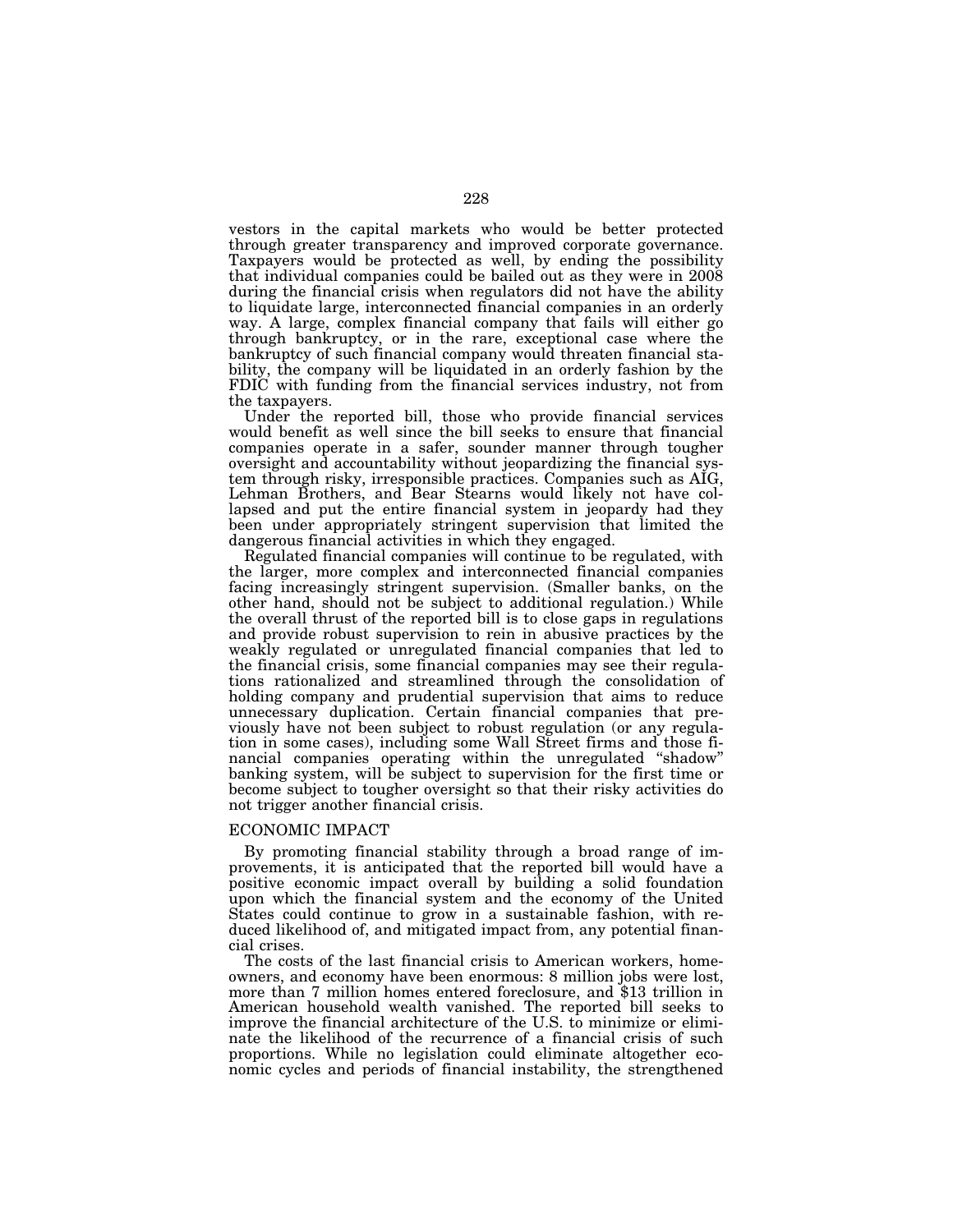vestors in the capital markets who would be better protected through greater transparency and improved corporate governance. Taxpayers would be protected as well, by ending the possibility that individual companies could be bailed out as they were in 2008 during the financial crisis when regulators did not have the ability to liquidate large, interconnected financial companies in an orderly way. A large, complex financial company that fails will either go through bankruptcy, or in the rare, exceptional case where the bankruptcy of such financial company would threaten financial stability, the company will be liquidated in an orderly fashion by the FDIC with funding from the financial services industry, not from the taxpayers.

Under the reported bill, those who provide financial services would benefit as well since the bill seeks to ensure that financial companies operate in a safer, sounder manner through tougher oversight and accountability without jeopardizing the financial system through risky, irresponsible practices. Companies such as AIG, Lehman Brothers, and Bear Stearns would likely not have collapsed and put the entire financial system in jeopardy had they been under appropriately stringent supervision that limited the dangerous financial activities in which they engaged.

Regulated financial companies will continue to be regulated, with the larger, more complex and interconnected financial companies facing increasingly stringent supervision. (Smaller banks, on the other hand, should not be subject to additional regulation.) While the overall thrust of the reported bill is to close gaps in regulations and provide robust supervision to rein in abusive practices by the weakly regulated or unregulated financial companies that led to the financial crisis, some financial companies may see their regulations rationalized and streamlined through the consolidation of holding company and prudential supervision that aims to reduce unnecessary duplication. Certain financial companies that previously have not been subject to robust regulation (or any regulation in some cases), including some Wall Street firms and those financial companies operating within the unregulated "shadow" banking system, will be subject to supervision for the first time or become subject to tougher oversight so that their risky activities do not trigger another financial crisis.

## ECONOMIC IMPACT

By promoting financial stability through a broad range of improvements, it is anticipated that the reported bill would have a positive economic impact overall by building a solid foundation upon which the financial system and the economy of the United States could continue to grow in a sustainable fashion, with reduced likelihood of, and mitigated impact from, any potential financial crises.

The costs of the last financial crisis to American workers, homeowners, and economy have been enormous: 8 million jobs were lost, more than 7 million homes entered foreclosure, and $13 trillion in American household wealth vanished. The reported bill seeks to improve the financial architecture of the U.S. to minimize or eliminate the likelihood of the recurrence of a financial crisis of such proportions. While no legislation could eliminate altogether economic cycles and periods of financial instability, the strengthened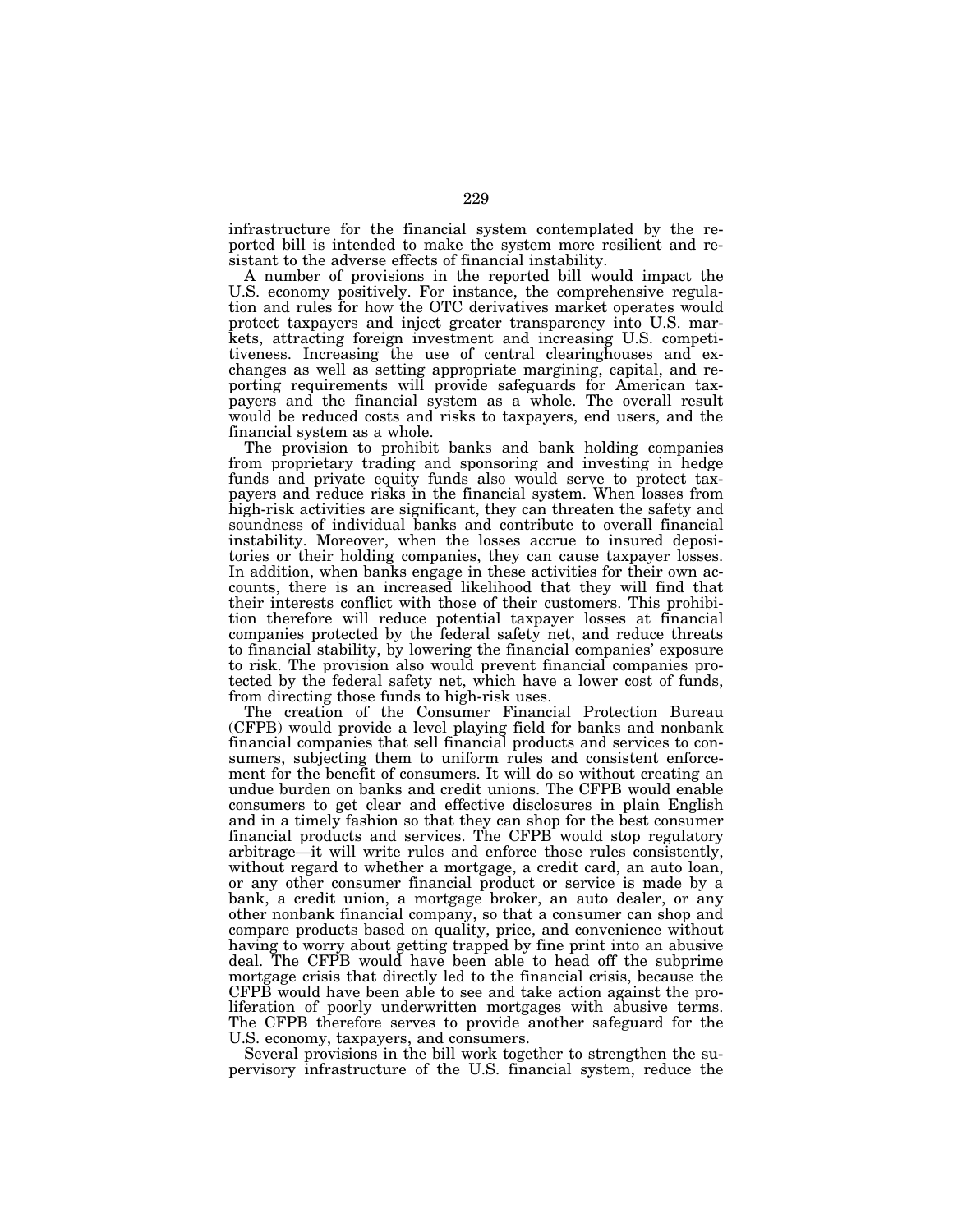infrastructure for the financial system contemplated by the reported bill is intended to make the system more resilient and resistant to the adverse effects of financial instability.

A number of provisions in the reported bill would impact the U.S. economy positively. For instance, the comprehensive regulation and rules for how the OTC derivatives market operates would protect taxpayers and inject greater transparency into U.S. markets, attracting foreign investment and increasing U.S. competitiveness. Increasing the use of central clearinghouses and exchanges as well as setting appropriate margining, capital, and reporting requirements will provide safeguards for American taxpayers and the financial system as a whole. The overall result would be reduced costs and risks to taxpayers, end users, and the financial system as a whole.

The provision to prohibit banks and bank holding companies from proprietary trading and sponsoring and investing in hedge funds and private equity funds also would serve to protect taxpayers and reduce risks in the financial system. When losses from high-risk activities are significant, they can threaten the safety and soundness of individual banks and contribute to overall financial instability. Moreover, when the losses accrue to insured depositories or their holding companies, they can cause taxpayer losses. In addition, when banks engage in these activities for their own accounts, there is an increased likelihood that they will find that their interests conflict with those of their customers. This prohibition therefore will reduce potential taxpayer losses at financial companies protected by the federal safety net, and reduce threats to financial stability, by lowering the financial companies' exposure to risk. The provision also would prevent financial companies protected by the federal safety net, which have a lower cost of funds, from directing those funds to high-risk uses.

The creation of the Consumer Financial Protection Bureau (CFPB) would provide a level playing field for banks and nonbank financial companies that sell financial products and services to consumers, subjecting them to uniform rules and consistent enforcement for the benefit of consumers. It will do so without creating an undue burden on banks and credit unions. The CFPB would enable consumers to get clear and effective disclosures in plain English and in a timely fashion so that they can shop for the best consumer financial products and services. The CFPB would stop regulatory arbitrage—it will write rules and enforce those rules consistently, without regard to whether a mortgage, a credit card, an auto loan, or any other consumer financial product or service is made by a bank, a credit union, a mortgage broker, an auto dealer, or any other nonbank financial company, so that a consumer can shop and compare products based on quality, price, and convenience without having to worry about getting trapped by fine print into an abusive deal. The CFPB would have been able to head off the subprime mortgage crisis that directly led to the financial crisis, because the CFPB would have been able to see and take action against the proliferation of poorly underwritten mortgages with abusive terms. The CFPB therefore serves to provide another safeguard for the U.S. economy, taxpayers, and consumers.

Several provisions in the bill work together to strengthen the supervisory infrastructure of the U.S. financial system, reduce the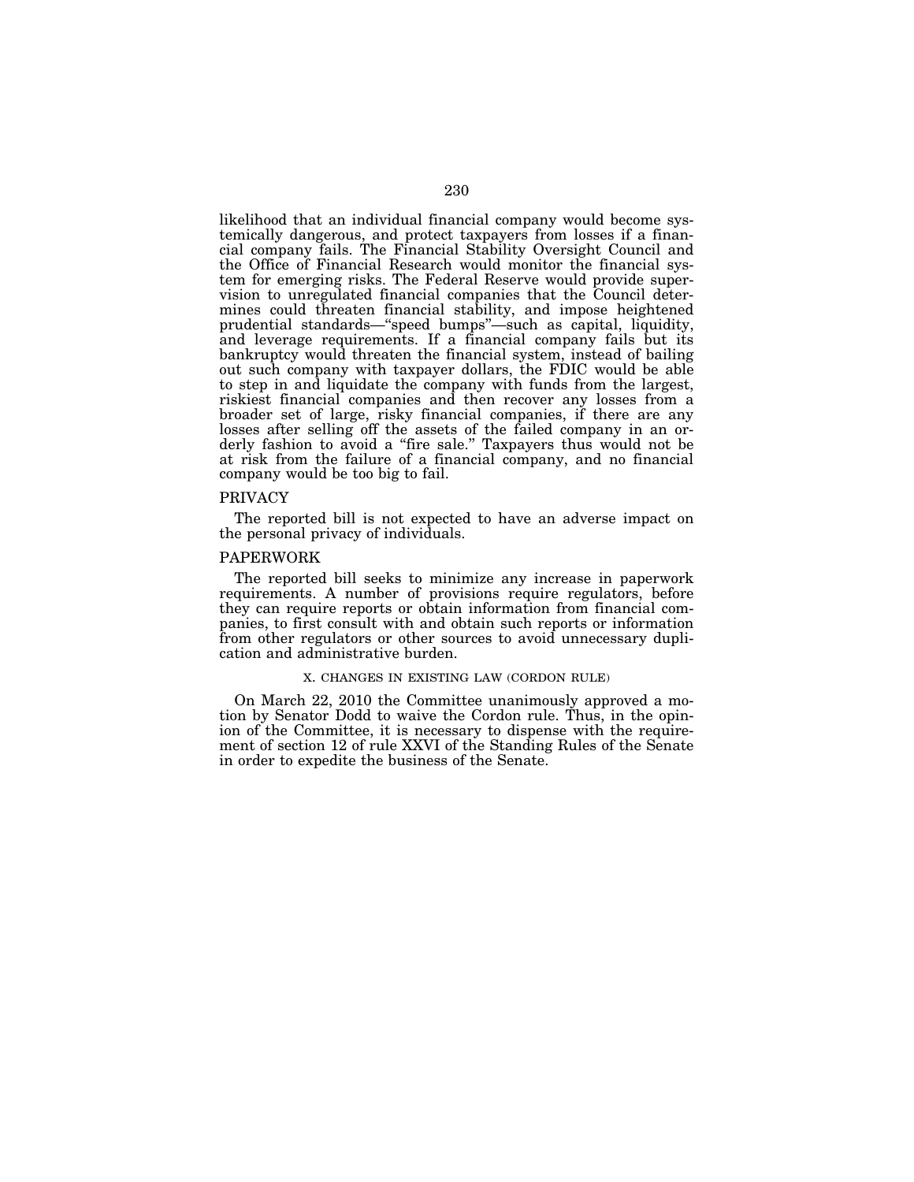likelihood that an individual financial company would become systemically dangerous, and protect taxpayers from losses if a financial company fails. The Financial Stability Oversight Council and the Office of Financial Research would monitor the financial system for emerging risks. The Federal Reserve would provide supervision to unregulated financial companies that the Council determines could threaten financial stability, and impose heightened prudential standards—"speed bumps"—such as capital, liquidity, and leverage requirements. If a financial company fails but its bankruptcy would threaten the financial system, instead of bailing out such company with taxpayer dollars, the FDIC would be able to step in and liquidate the company with funds from the largest, riskiest financial companies and then recover any losses from a broader set of large, risky financial companies, if there are any losses after selling off the assets of the failed company in an orderly fashion to avoid a "fire sale." Taxpayers thus would not be at risk from the failure of a financial company, and no financial company would be too big to fail.

### PRIVACY

The reported bill is not expected to have an adverse impact on the personal privacy of individuals.

### PAPERWORK

The reported bill seeks to minimize any increase in paperwork requirements. A number of provisions require regulators, before they can require reports or obtain information from financial companies, to first consult with and obtain such reports or information from other regulators or other sources to avoid unnecessary duplication and administrative burden.

## X. CHANGES IN EXISTING LAW (CORDON RULE)

On March 22, 2010 the Committee unanimously approved a motion by Senator Dodd to waive the Cordon rule. Thus, in the opinion of the Committee, it is necessary to dispense with the requirement of section 12 of rule XXVI of the Standing Rules of the Senate in order to expedite the business of the Senate.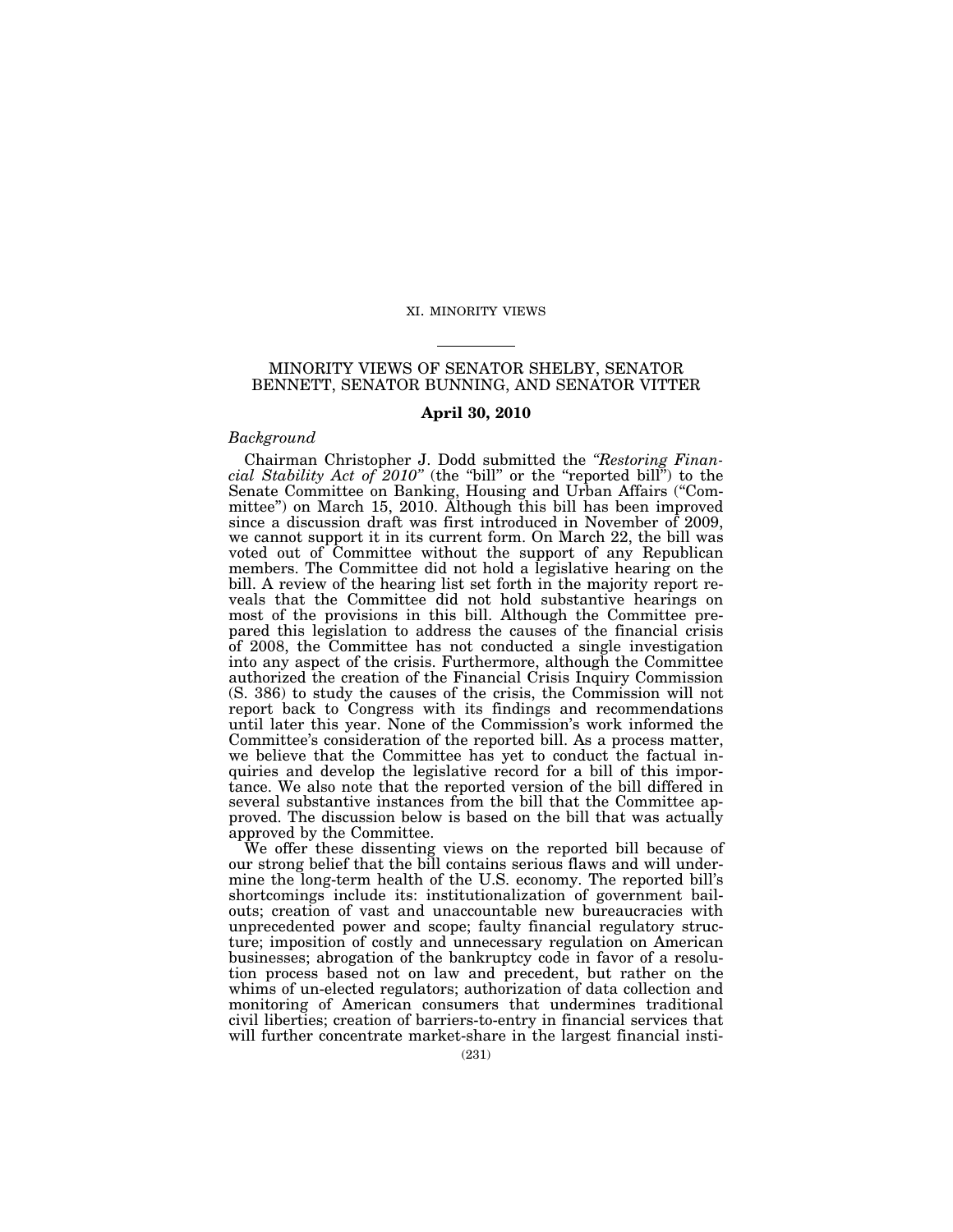## XI. MINORITY VIEWS

### MINORITY VIEWS OF SENATOR SHELBY, SENATOR BENNETT, SENATOR BUNNING, AND SENATOR VITTER

**April 30, 2010**

*Background*

Chairman Christopher J. Dodd submitted the *"Restoring Financial Stability Act of 2010"* (the "bill" or the "reported bill") to the Senate Committee on Banking, Housing and Urban Affairs ("Committee") on March 15, 2010. Although this bill has been improved since a discussion draft was first introduced in November of 2009, we cannot support it in its current form. On March 22, the bill was voted out of Committee without the support of any Republican members. The Committee did not hold a legislative hearing on the bill. A review of the hearing list set forth in the majority report reveals that the Committee did not hold substantive hearings on most of the provisions in this bill. Although the Committee prepared this legislation to address the causes of the financial crisis of 2008, the Committee has not conducted a single investigation into any aspect of the crisis. Furthermore, although the Committee authorized the creation of the Financial Crisis Inquiry Commission (S. 386) to study the causes of the crisis, the Commission will not report back to Congress with its findings and recommendations until later this year. None of the Commission's work informed the Committee's consideration of the reported bill. As a process matter, we believe that the Committee has yet to conduct the factual inquiries and develop the legislative record for a bill of this importance. We also note that the reported version of the bill differed in several substantive instances from the bill that the Committee approved. The discussion below is based on the bill that was actually approved by the Committee.

We offer these dissenting views on the reported bill because of our strong belief that the bill contains serious flaws and will undermine the long-term health of the U.S. economy. The reported bill's shortcomings include its: institutionalization of government bailouts; creation of vast and unaccountable new bureaucracies with unprecedented power and scope; faulty financial regulatory structure; imposition of costly and unnecessary regulation on American businesses; abrogation of the bankruptcy code in favor of a resolution process based not on law and precedent, but rather on the whims of un-elected regulators; authorization of data collection and monitoring of American consumers that undermines traditional civil liberties; creation of barriers-to-entry in financial services that will further concentrate market-share in the largest financial insti-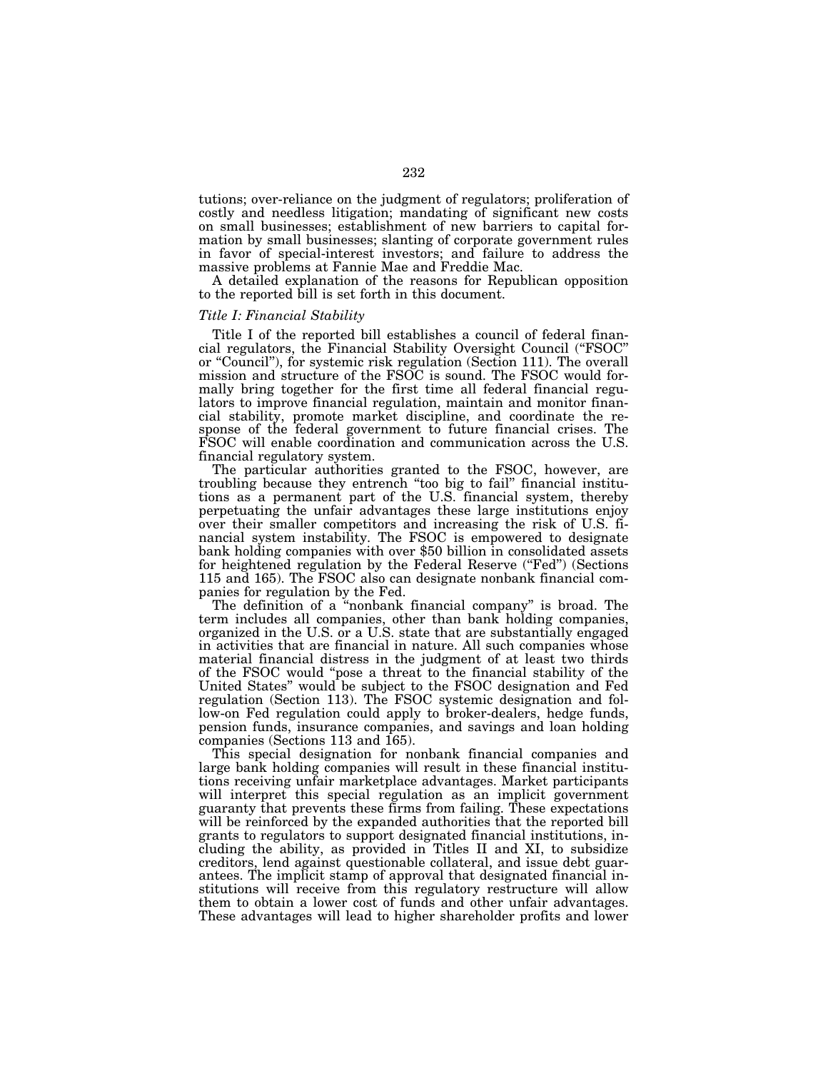tutions; over-reliance on the judgment of regulators; proliferation of costly and needless litigation; mandating of significant new costs on small businesses; establishment of new barriers to capital formation by small businesses; slanting of corporate government rules in favor of special-interest investors; and failure to address the massive problems at Fannie Mae and Freddie Mac.

A detailed explanation of the reasons for Republican opposition to the reported bill is set forth in this document.

*Title I: Financial Stability*

Title I of the reported bill establishes a council of federal financial regulators, the Financial Stability Oversight Council ("FSOC" or "Council"), for systemic risk regulation (Section 111). The overall mission and structure of the FSOC is sound. The FSOC would formally bring together for the first time all federal financial regulators to improve financial regulation, maintain and monitor financial stability, promote market discipline, and coordinate the response of the federal government to future financial crises. The FSOC will enable coordination and communication across the U.S. financial regulatory system.

The particular authorities granted to the FSOC, however, are troubling because they entrench "too big to fail" financial institutions as a permanent part of the U.S. financial system, thereby perpetuating the unfair advantages these large institutions enjoy over their smaller competitors and increasing the risk of U.S. financial system instability. The FSOC is empowered to designate bank holding companies with over $50 billion in consolidated assets for heightened regulation by the Federal Reserve ("Fed") (Sections 115 and 165). The FSOC also can designate nonbank financial companies for regulation by the Fed.

The definition of a "nonbank financial company" is broad. The term includes all companies, other than bank holding companies, organized in the U.S. or a U.S. state that are substantially engaged in activities that are financial in nature. All such companies whose material financial distress in the judgment of at least two thirds of the FSOC would "pose a threat to the financial stability of the United States" would be subject to the FSOC designation and Fed regulation (Section 113). The FSOC systemic designation and follow-on Fed regulation could apply to broker-dealers, hedge funds, pension funds, insurance companies, and savings and loan holding companies (Sections 113 and 165).

This special designation for nonbank financial companies and large bank holding companies will result in these financial institutions receiving unfair marketplace advantages. Market participants will interpret this special regulation as an implicit government guaranty that prevents these firms from failing. These expectations will be reinforced by the expanded authorities that the reported bill grants to regulators to support designated financial institutions, including the ability, as provided in Titles II and XI, to subsidize creditors, lend against questionable collateral, and issue debt guarantees. The implicit stamp of approval that designated financial institutions will receive from this regulatory restructure will allow them to obtain a lower cost of funds and other unfair advantages. These advantages will lead to higher shareholder profits and lower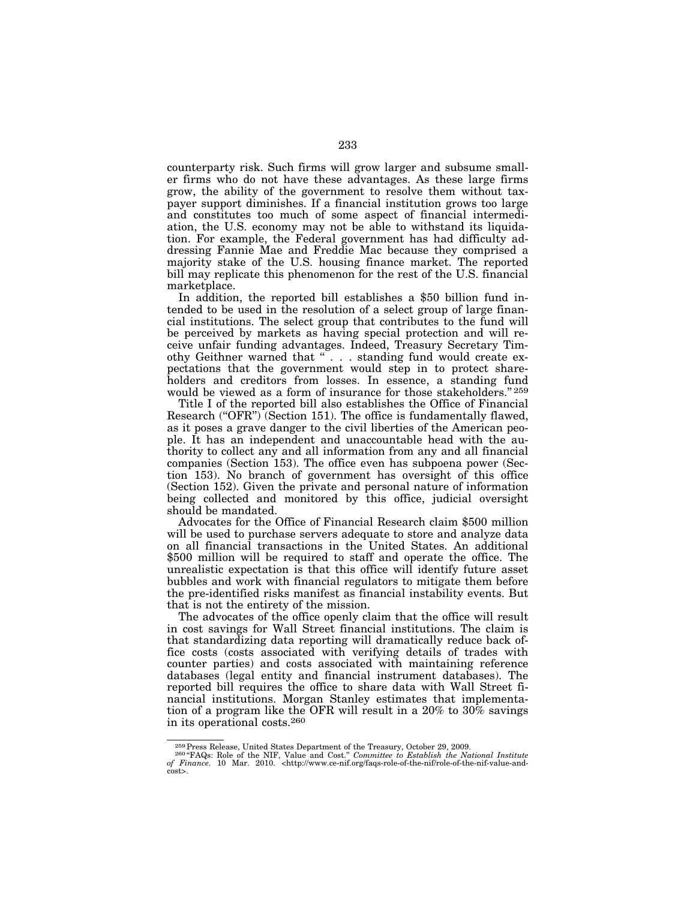counterparty risk. Such firms will grow larger and subsume smaller firms who do not have these advantages. As these large firms grow, the ability of the government to resolve them without taxpayer support diminishes. If a financial institution grows too large and constitutes too much of some aspect of financial intermediation, the U.S. economy may not be able to withstand its liquidation. For example, the Federal government has had difficulty addressing Fannie Mae and Freddie Mac because they comprised a majority stake of the U.S. housing finance market. The reported bill may replicate this phenomenon for the rest of the U.S. financial marketplace.

In addition, the reported bill establishes a $50 billion fund intended to be used in the resolution of a select group of large financial institutions. The select group that contributes to the fund will be perceived by markets as having special protection and will receive unfair funding advantages. Indeed, Treasury Secretary Timothy Geithner warned that " . . . standing fund would create expectations that the government would step in to protect shareholders and creditors from losses. In essence, a standing fund would be viewed as a form of insurance for those stakeholders."[259]

Title I of the reported bill also establishes the Office of Financial Research ("OFR") (Section 151). The office is fundamentally flawed, as it poses a grave danger to the civil liberties of the American people. It has an independent and unaccountable head with the authority to collect any and all information from any and all financial companies (Section 153). The office even has subpoena power (Section 153). No branch of government has oversight of this office (Section 152). Given the private and personal nature of information being collected and monitored by this office, judicial oversight should be mandated.

Advocates for the Office of Financial Research claim $500 million will be used to purchase servers adequate to store and analyze data on all financial transactions in the United States. An additional $500 million will be required to staff and operate the office. The unrealistic expectation is that this office will identify future asset bubbles and work with financial regulators to mitigate them before the pre-identified risks manifest as financial instability events. But that is not the entirety of the mission.

The advocates of the office openly claim that the office will result in cost savings for Wall Street financial institutions. The claim is that standardizing data reporting will dramatically reduce back office costs (costs associated with verifying details of trades with counter parties) and costs associated with maintaining reference databases (legal entity and financial instrument databases). The reported bill requires the office to share data with Wall Street financial institutions. Morgan Stanley estimates that implementation of a program like the OFR will result in a 20% to 30% savings in its operational costs.[260]

---

[259] Press Release, United States Department of the Treasury, October 29, 2009.

[260] "FAQs: Role of the NIF, Value and Cost." *Committee to Establish the National Institute of Finance.* 10 Mar. 2010. <http://www.ce-nif.org/faqs-role-of-the-nif/role-of-the-nif-value-and-cost>.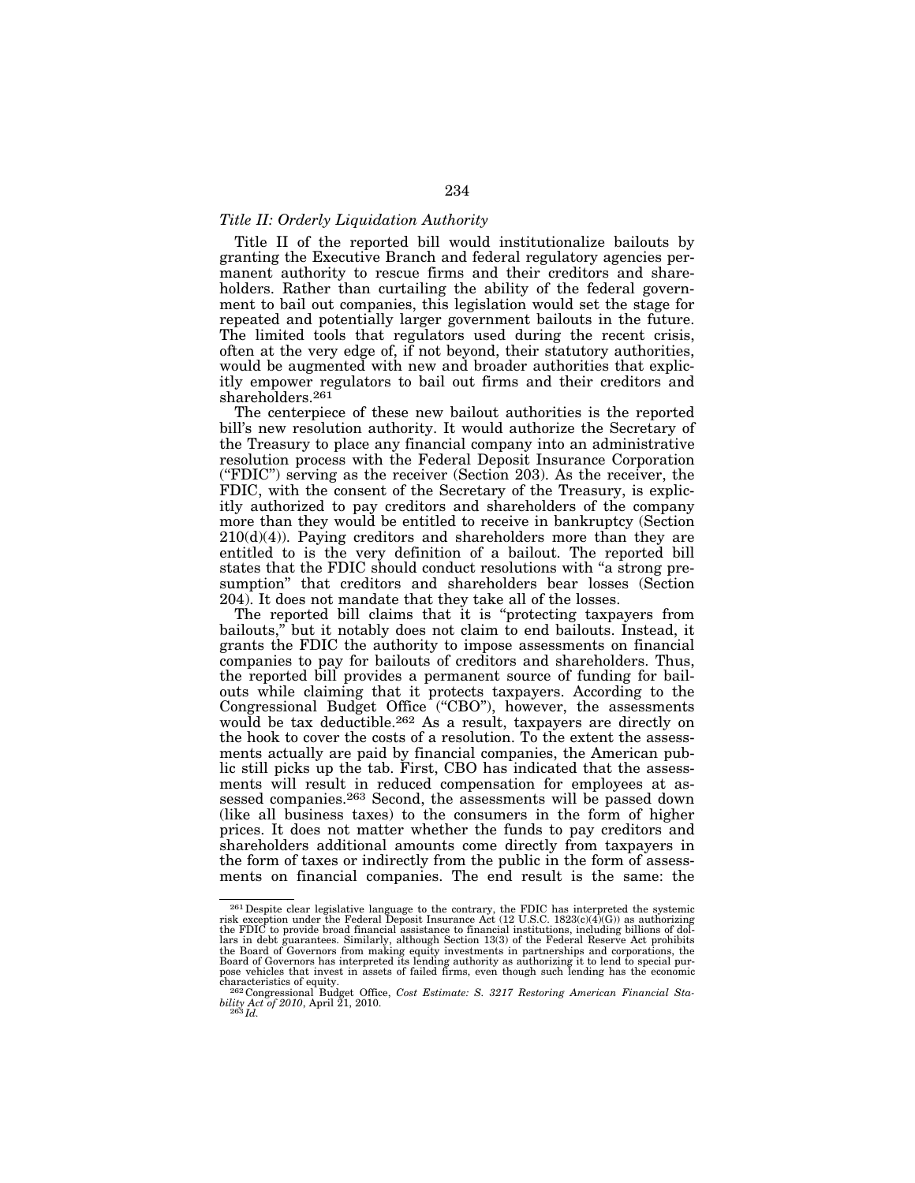*Title II: Orderly Liquidation Authority*

Title II of the reported bill would institutionalize bailouts by granting the Executive Branch and federal regulatory agencies permanent authority to rescue firms and their creditors and shareholders. Rather than curtailing the ability of the federal government to bail out companies, this legislation would set the stage for repeated and potentially larger government bailouts in the future. The limited tools that regulators used during the recent crisis, often at the very edge of, if not beyond, their statutory authorities, would be augmented with new and broader authorities that explicitly empower regulators to bail out firms and their creditors and shareholders.[261]

The centerpiece of these new bailout authorities is the reported bill's new resolution authority. It would authorize the Secretary of the Treasury to place any financial company into an administrative resolution process with the Federal Deposit Insurance Corporation ("FDIC") serving as the receiver (Section 203). As the receiver, the FDIC, with the consent of the Secretary of the Treasury, is explicitly authorized to pay creditors and shareholders of the company more than they would be entitled to receive in bankruptcy (Section 210(d)(4)). Paying creditors and shareholders more than they are entitled to is the very definition of a bailout. The reported bill states that the FDIC should conduct resolutions with "a strong presumption" that creditors and shareholders bear losses (Section 204). It does not mandate that they take all of the losses.

The reported bill claims that it is "protecting taxpayers from bailouts," but it notably does not claim to end bailouts. Instead, it grants the FDIC the authority to impose assessments on financial companies to pay for bailouts of creditors and shareholders. Thus, the reported bill provides a permanent source of funding for bailouts while claiming that it protects taxpayers. According to the Congressional Budget Office ("CBO"), however, the assessments would be tax deductible.[262] As a result, taxpayers are directly on the hook to cover the costs of a resolution. To the extent the assessments actually are paid by financial companies, the American public still picks up the tab. First, CBO has indicated that the assessments will result in reduced compensation for employees at assessed companies.[263] Second, the assessments will be passed down (like all business taxes) to the consumers in the form of higher prices. It does not matter whether the funds to pay creditors and shareholders additional amounts come directly from taxpayers in the form of taxes or indirectly from the public in the form of assessments on financial companies. The end result is the same: the

---

[261] Despite clear legislative language to the contrary, the FDIC has interpreted the systemic risk exception under the Federal Deposit Insurance Act (12 U.S.C. 1823(c)(4)(G)) as authorizing the FDIC to provide broad financial assistance to financial institutions, including billions of dollars in debt guarantees. Similarly, although Section 13(3) of the Federal Reserve Act prohibits the Board of Governors from making equity investments in partnerships and corporations, the Board of Governors has interpreted its lending authority as authorizing it to lend to special purpose vehicles that invest in assets of failed firms, even though such lending has the economic characteristics of equity.

[262] Congressional Budget Office, *Cost Estimate: S. 3217 Restoring American Financial Stability Act of 2010*, April 21, 2010.

[263] *Id.*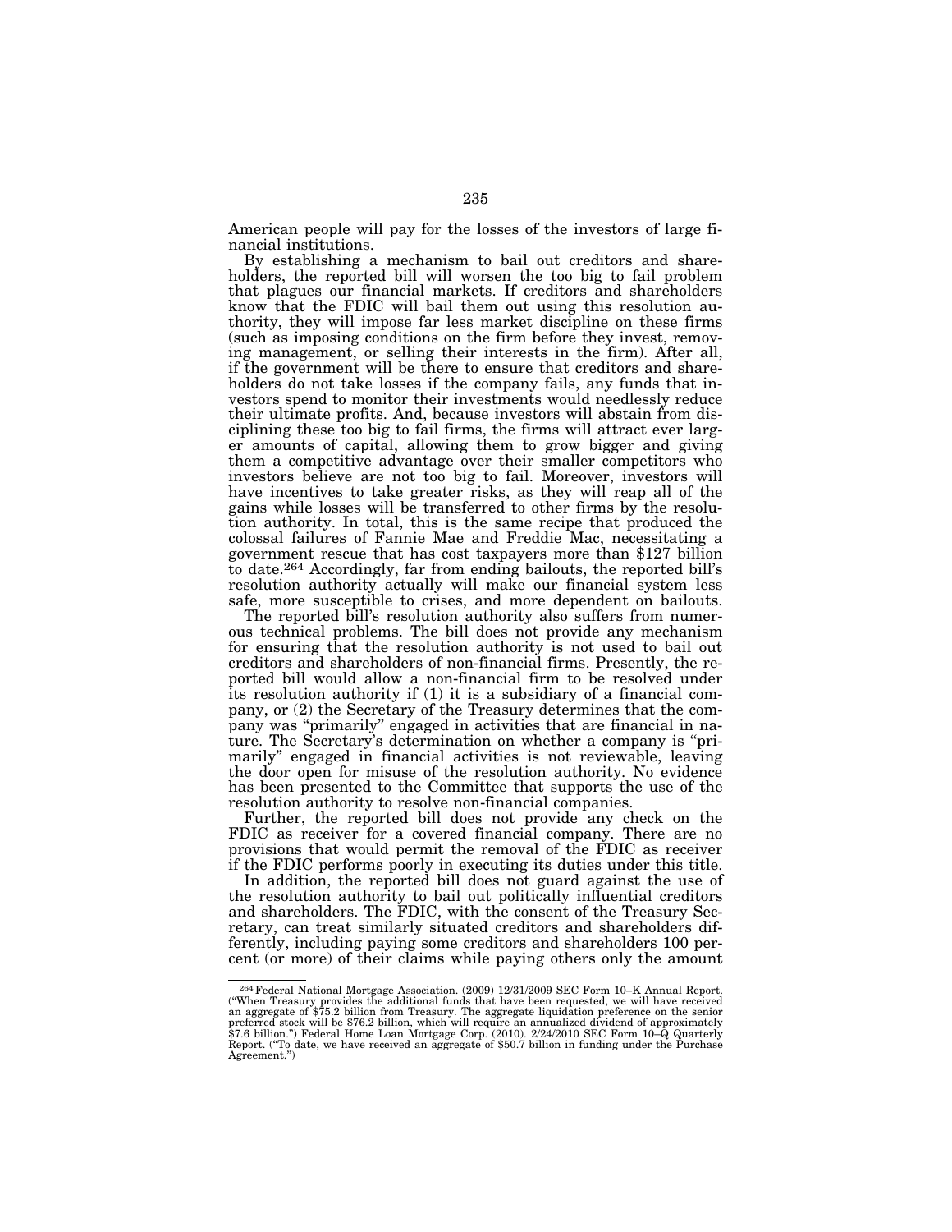American people will pay for the losses of the investors of large financial institutions.

By establishing a mechanism to bail out creditors and shareholders, the reported bill will worsen the too big to fail problem that plagues our financial markets. If creditors and shareholders know that the FDIC will bail them out using this resolution authority, they will impose far less market discipline on these firms (such as imposing conditions on the firm before they invest, removing management, or selling their interests in the firm). After all, if the government will be there to ensure that creditors and shareholders do not take losses if the company fails, any funds that investors spend to monitor their investments would needlessly reduce their ultimate profits. And, because investors will abstain from disciplining these too big to fail firms, the firms will attract ever larger amounts of capital, allowing them to grow bigger and giving them a competitive advantage over their smaller competitors who investors believe are not too big to fail. Moreover, investors will have incentives to take greater risks, as they will reap all of the gains while losses will be transferred to other firms by the resolution authority. In total, this is the same recipe that produced the colossal failures of Fannie Mae and Freddie Mac, necessitating a government rescue that has cost taxpayers more than $127 billion to date.[264] Accordingly, far from ending bailouts, the reported bill's resolution authority actually will make our financial system less safe, more susceptible to crises, and more dependent on bailouts.

The reported bill's resolution authority also suffers from numerous technical problems. The bill does not provide any mechanism for ensuring that the resolution authority is not used to bail out creditors and shareholders of non-financial firms. Presently, the reported bill would allow a non-financial firm to be resolved under its resolution authority if (1) it is a subsidiary of a financial company, or (2) the Secretary of the Treasury determines that the company was "primarily" engaged in activities that are financial in nature. The Secretary's determination on whether a company is "primarily" engaged in financial activities is not reviewable, leaving the door open for misuse of the resolution authority. No evidence has been presented to the Committee that supports the use of the resolution authority to resolve non-financial companies.

Further, the reported bill does not provide any check on the FDIC as receiver for a covered financial company. There are no provisions that would permit the removal of the FDIC as receiver if the FDIC performs poorly in executing its duties under this title.

In addition, the reported bill does not guard against the use of the resolution authority to bail out politically influential creditors and shareholders. The FDIC, with the consent of the Treasury Secretary, can treat similarly situated creditors and shareholders differently, including paying some creditors and shareholders 100 percent (or more) of their claims while paying others only the amount

---

[264] Federal National Mortgage Association. (2009) 12/31/2009 SEC Form 10–K Annual Report. ("When Treasury provides the additional funds that have been requested, we will have received an aggregate of $75.2 billion from Treasury. The aggregate liquidation preference on the senior preferred stock will be $76.2 billion, which will require an annualized dividend of approximately $7.6 billion.") Federal Home Loan Mortgage Corp. (2010). 2/24/2010 SEC Form 10–Q Quarterly Report. ("To date, we have received an aggregate of $50.7 billion in funding under the Purchase Agreement.")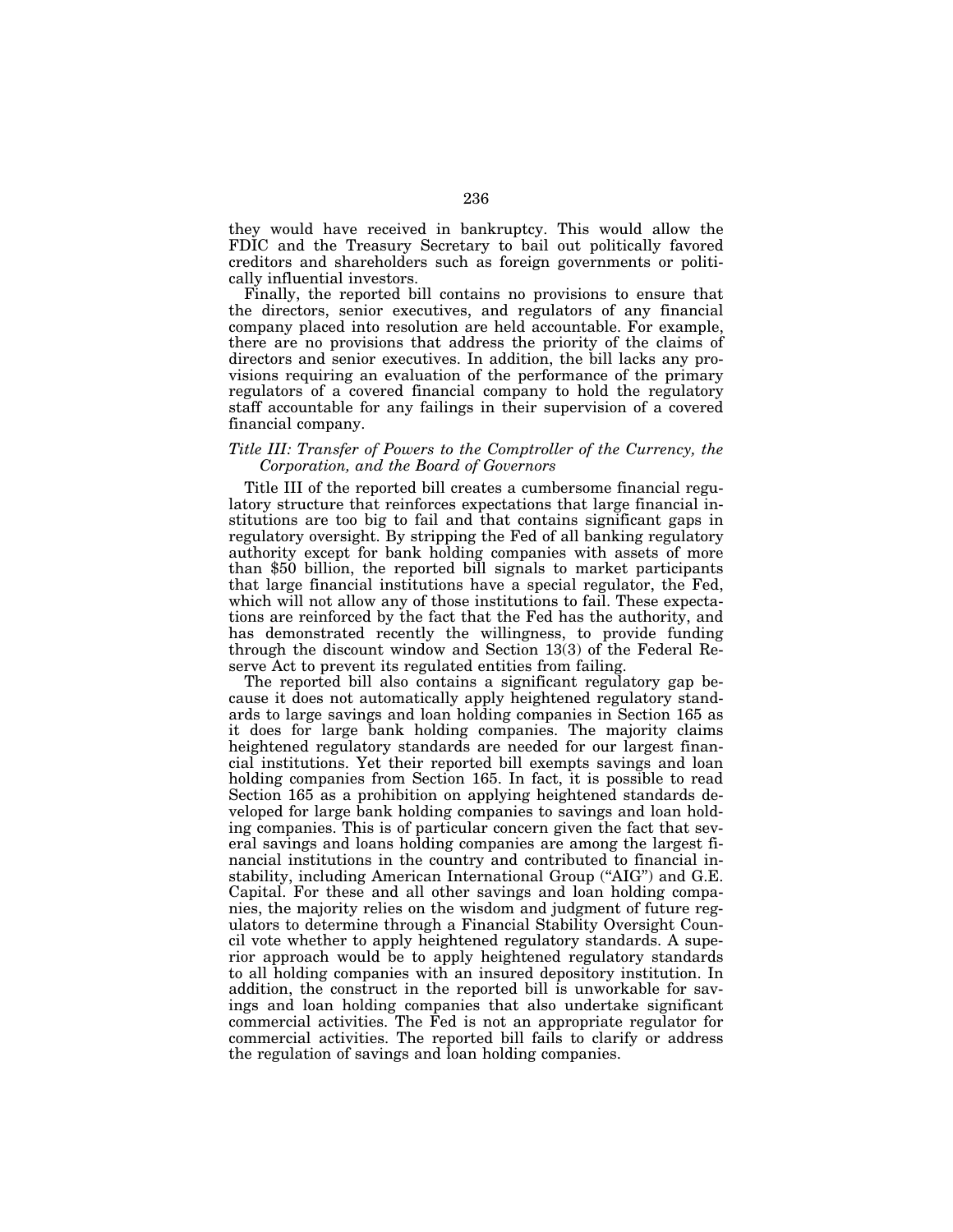they would have received in bankruptcy. This would allow the FDIC and the Treasury Secretary to bail out politically favored creditors and shareholders such as foreign governments or politically influential investors.

Finally, the reported bill contains no provisions to ensure that the directors, senior executives, and regulators of any financial company placed into resolution are held accountable. For example, there are no provisions that address the priority of the claims of directors and senior executives. In addition, the bill lacks any provisions requiring an evaluation of the performance of the primary regulators of a covered financial company to hold the regulatory staff accountable for any failings in their supervision of a covered financial company.

### *Title III: Transfer of Powers to the Comptroller of the Currency, the Corporation, and the Board of Governors*

Title III of the reported bill creates a cumbersome financial regulatory structure that reinforces expectations that large financial institutions are too big to fail and that contains significant gaps in regulatory oversight. By stripping the Fed of all banking regulatory authority except for bank holding companies with assets of more than $50 billion, the reported bill signals to market participants that large financial institutions have a special regulator, the Fed, which will not allow any of those institutions to fail. These expectations are reinforced by the fact that the Fed has the authority, and has demonstrated recently the willingness, to provide funding through the discount window and Section 13(3) of the Federal Reserve Act to prevent its regulated entities from failing.

The reported bill also contains a significant regulatory gap because it does not automatically apply heightened regulatory standards to large savings and loan holding companies in Section 165 as it does for large bank holding companies. The majority claims heightened regulatory standards are needed for our largest financial institutions. Yet their reported bill exempts savings and loan holding companies from Section 165. In fact, it is possible to read Section 165 as a prohibition on applying heightened standards developed for large bank holding companies to savings and loan holding companies. This is of particular concern given the fact that several savings and loans holding companies are among the largest financial institutions in the country and contributed to financial instability, including American International Group ("AIG") and G.E. Capital. For these and all other savings and loan holding companies, the majority relies on the wisdom and judgment of future regulators to determine through a Financial Stability Oversight Council vote whether to apply heightened regulatory standards. A superior approach would be to apply heightened regulatory standards to all holding companies with an insured depository institution. In addition, the construct in the reported bill is unworkable for savings and loan holding companies that also undertake significant commercial activities. The Fed is not an appropriate regulator for commercial activities. The reported bill fails to clarify or address the regulation of savings and loan holding companies.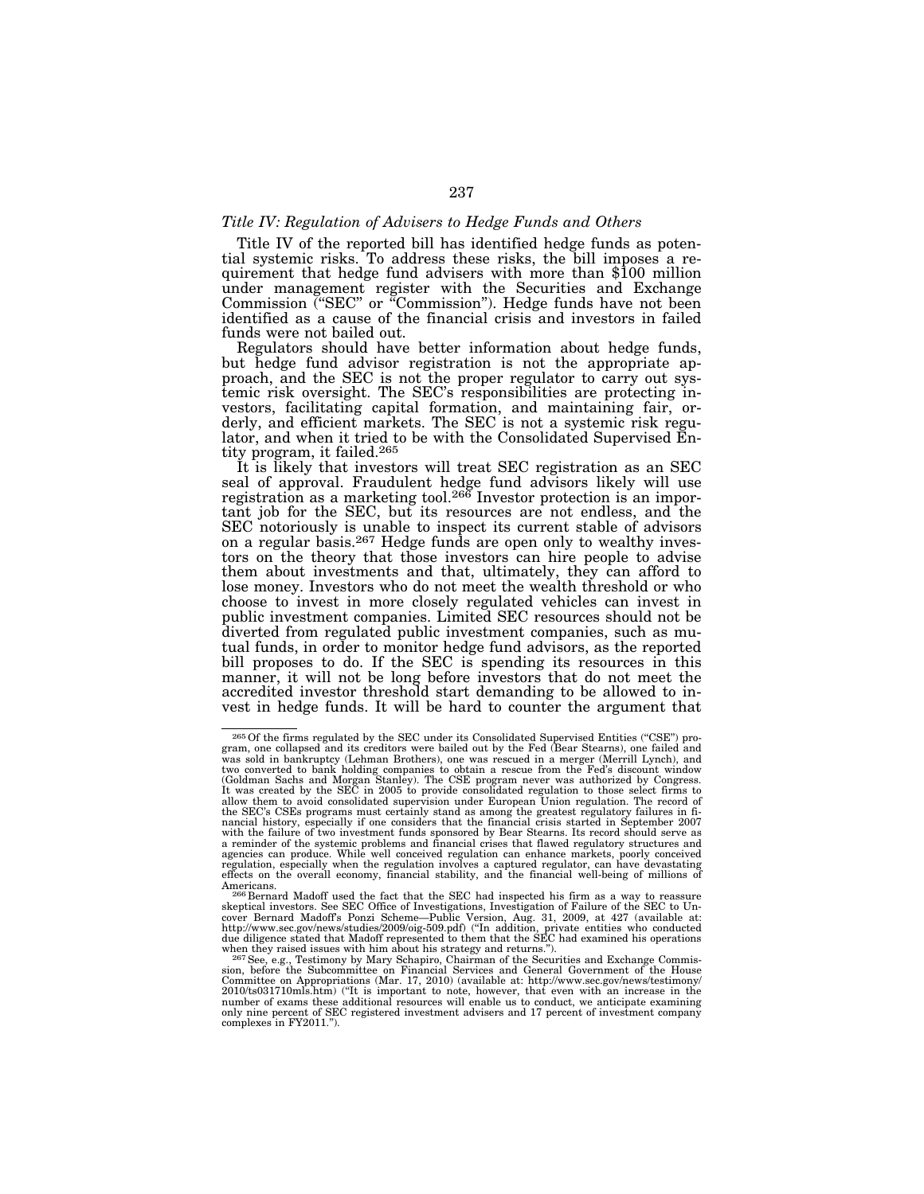*Title IV: Regulation of Advisers to Hedge Funds and Others*

Title IV of the reported bill has identified hedge funds as potential systemic risks. To address these risks, the bill imposes a requirement that hedge fund advisers with more than $100 million under management register with the Securities and Exchange Commission ("SEC" or "Commission"). Hedge funds have not been identified as a cause of the financial crisis and investors in failed funds were not bailed out.

Regulators should have better information about hedge funds, but hedge fund advisor registration is not the appropriate approach, and the SEC is not the proper regulator to carry out systemic risk oversight. The SEC's responsibilities are protecting investors, facilitating capital formation, and maintaining fair, orderly, and efficient markets. The SEC is not a systemic risk regulator, and when it tried to be with the Consolidated Supervised Entity program, it failed.[265]

It is likely that investors will treat SEC registration as an SEC seal of approval. Fraudulent hedge fund advisors likely will use registration as a marketing tool.[266] Investor protection is an important job for the SEC, but its resources are not endless, and the SEC notoriously is unable to inspect its current stable of advisors on a regular basis.[267] Hedge funds are open only to wealthy investors on the theory that those investors can hire people to advise them about investments and that, ultimately, they can afford to lose money. Investors who do not meet the wealth threshold or who choose to invest in more closely regulated vehicles can invest in public investment companies. Limited SEC resources should not be diverted from regulated public investment companies, such as mutual funds, in order to monitor hedge fund advisors, as the reported bill proposes to do. If the SEC is spending its resources in this manner, it will not be long before investors that do not meet the accredited investor threshold start demanding to be allowed to invest in hedge funds. It will be hard to counter the argument that

---

[265] Of the firms regulated by the SEC under its Consolidated Supervised Entities ("CSE") program, one collapsed and its creditors were bailed out by the Fed (Bear Stearns), one failed and was sold in bankruptcy (Lehman Brothers), one was rescued in a merger (Merrill Lynch), and two converted to bank holding companies to obtain a rescue from the Fed's discount window (Goldman Sachs and Morgan Stanley). The CSE program never was authorized by Congress. It was created by the SEC in 2005 to provide consolidated regulation to those select firms to allow them to avoid consolidated supervision under European Union regulation. The record of the SEC's CSEs programs must certainly stand as among the greatest regulatory failures in financial history, especially if one considers that the financial crisis started in September 2007 with the failure of two investment funds sponsored by Bear Stearns. Its record should serve as a reminder of the systemic problems and financial crises that flawed regulatory structures and agencies can produce. While well conceived regulation can enhance markets, poorly conceived regulation, especially when the regulation involves a captured regulator, can have devastating effects on the overall economy, financial stability, and the financial well-being of millions of Americans.

[266] Bernard Madoff used the fact that the SEC had inspected his firm as a way to reassure skeptical investors. See SEC Office of Investigations, Investigation of Failure of the SEC to Uncover Bernard Madoff's Ponzi Scheme—Public Version, Aug. 31, 2009, at 427 (available at: http://www.sec.gov/news/studies/2009/oig-509.pdf) ("In addition, private entities who conducted due diligence stated that Madoff represented to them that the SEC had examined his operations when they raised issues with him about his strategy and returns.").

[267] See, e.g., Testimony by Mary Schapiro, Chairman of the Securities and Exchange Commission, before the Subcommittee on Financial Services and General Government of the House Committee on Appropriations (Mar. 17, 2010) (available at: http://www.sec.gov/news/testimony/2010/ts031710mls.htm) ("It is important to note, however, that even with an increase in the number of exams these additional resources will enable us to conduct, we anticipate examining only nine percent of SEC registered investment advisers and 17 percent of investment company complexes in FY2011.").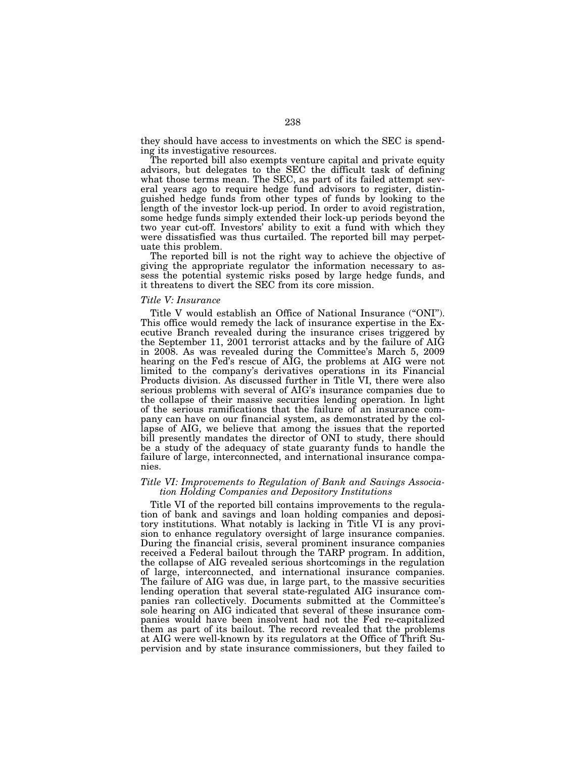they should have access to investments on which the SEC is spending its investigative resources.

The reported bill also exempts venture capital and private equity advisors, but delegates to the SEC the difficult task of defining what those terms mean. The SEC, as part of its failed attempt several years ago to require hedge fund advisors to register, distinguished hedge funds from other types of funds by looking to the length of the investor lock-up period. In order to avoid registration, some hedge funds simply extended their lock-up periods beyond the two year cut-off. Investors' ability to exit a fund with which they were dissatisfied was thus curtailed. The reported bill may perpetuate this problem.

The reported bill is not the right way to achieve the objective of giving the appropriate regulator the information necessary to assess the potential systemic risks posed by large hedge funds, and it threatens to divert the SEC from its core mission.

### *Title V: Insurance*

Title V would establish an Office of National Insurance ("ONI"). This office would remedy the lack of insurance expertise in the Executive Branch revealed during the insurance crises triggered by the September 11, 2001 terrorist attacks and by the failure of AIG in 2008. As was revealed during the Committee's March 5, 2009 hearing on the Fed's rescue of AIG, the problems at AIG were not limited to the company's derivatives operations in its Financial Products division. As discussed further in Title VI, there were also serious problems with several of AIG's insurance companies due to the collapse of their massive securities lending operation. In light of the serious ramifications that the failure of an insurance company can have on our financial system, as demonstrated by the collapse of AIG, we believe that among the issues that the reported bill presently mandates the director of ONI to study, there should be a study of the adequacy of state guaranty funds to handle the failure of large, interconnected, and international insurance companies.

### *Title VI: Improvements to Regulation of Bank and Savings Association Holding Companies and Depository Institutions*

Title VI of the reported bill contains improvements to the regulation of bank and savings and loan holding companies and depository institutions. What notably is lacking in Title VI is any provision to enhance regulatory oversight of large insurance companies. During the financial crisis, several prominent insurance companies received a Federal bailout through the TARP program. In addition, the collapse of AIG revealed serious shortcomings in the regulation of large, interconnected, and international insurance companies. The failure of AIG was due, in large part, to the massive securities lending operation that several state-regulated AIG insurance companies ran collectively. Documents submitted at the Committee's sole hearing on AIG indicated that several of these insurance companies would have been insolvent had not the Fed re-capitalized them as part of its bailout. The record revealed that the problems at AIG were well-known by its regulators at the Office of Thrift Supervision and by state insurance commissioners, but they failed to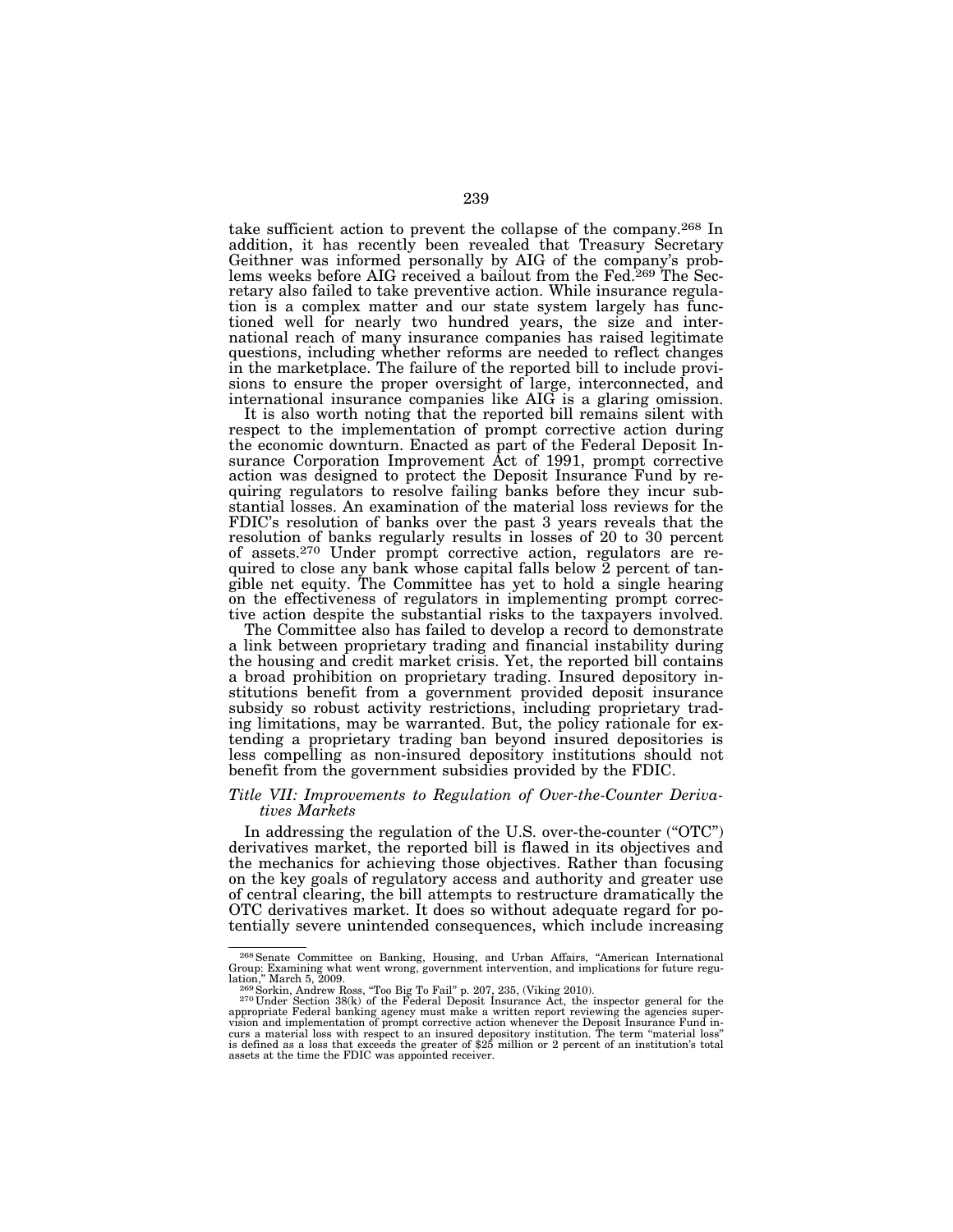take sufficient action to prevent the collapse of the company.[268] In addition, it has recently been revealed that Treasury Secretary Geithner was informed personally by AIG of the company's problems weeks before AIG received a bailout from the Fed.[269] The Secretary also failed to take preventive action. While insurance regulation is a complex matter and our state system largely has functioned well for nearly two hundred years, the size and international reach of many insurance companies has raised legitimate questions, including whether reforms are needed to reflect changes in the marketplace. The failure of the reported bill to include provisions to ensure the proper oversight of large, interconnected, and international insurance companies like AIG is a glaring omission.

It is also worth noting that the reported bill remains silent with respect to the implementation of prompt corrective action during the economic downturn. Enacted as part of the Federal Deposit Insurance Corporation Improvement Act of 1991, prompt corrective action was designed to protect the Deposit Insurance Fund by requiring regulators to resolve failing banks before they incur substantial losses. An examination of the material loss reviews for the FDIC's resolution of banks over the past 3 years reveals that the resolution of banks regularly results in losses of 20 to 30 percent of assets.[270] Under prompt corrective action, regulators are required to close any bank whose capital falls below 2 percent of tangible net equity. The Committee has yet to hold a single hearing on the effectiveness of regulators in implementing prompt corrective action despite the substantial risks to the taxpayers involved.

The Committee also has failed to develop a record to demonstrate a link between proprietary trading and financial instability during the housing and credit market crisis. Yet, the reported bill contains a broad prohibition on proprietary trading. Insured depository institutions benefit from a government provided deposit insurance subsidy so robust activity restrictions, including proprietary trading limitations, may be warranted. But, the policy rationale for extending a proprietary trading ban beyond insured depositories is less compelling as non-insured depository institutions should not benefit from the government subsidies provided by the FDIC.

### *Title VII: Improvements to Regulation of Over-the-Counter Derivatives Markets*

In addressing the regulation of the U.S. over-the-counter ("OTC") derivatives market, the reported bill is flawed in its objectives and the mechanics for achieving those objectives. Rather than focusing on the key goals of regulatory access and authority and greater use of central clearing, the bill attempts to restructure dramatically the OTC derivatives market. It does so without adequate regard for potentially severe unintended consequences, which include increasing

---

[268] Senate Committee on Banking, Housing, and Urban Affairs, "American International Group: Examining what went wrong, government intervention, and implications for future regulation," March 5, 2009.

[269] Sorkin, Andrew Ross, "Too Big To Fail" p. 207, 235, (Viking 2010).

[270] Under Section 38(k) of the Federal Deposit Insurance Act, the inspector general for the appropriate Federal banking agency must make a written report reviewing the agencies supervision and implementation of prompt corrective action whenever the Deposit Insurance Fund incurs a material loss with respect to an insured depository institution. The term "material loss" is defined as a loss that exceeds the greater of $25 million or 2 percent of an institution's total assets at the time the FDIC was appointed receiver.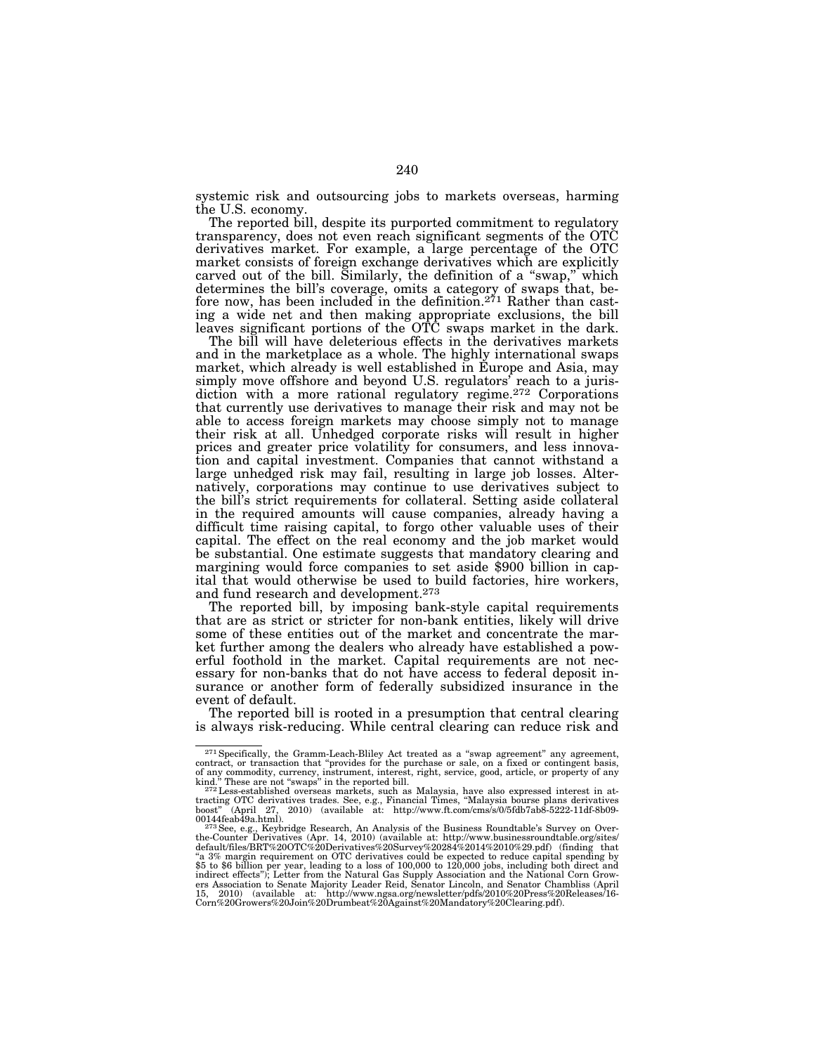systemic risk and outsourcing jobs to markets overseas, harming the U.S. economy.

The reported bill, despite its purported commitment to regulatory transparency, does not even reach significant segments of the OTC derivatives market. For example, a large percentage of the OTC market consists of foreign exchange derivatives which are explicitly carved out of the bill. Similarly, the definition of a "swap," which determines the bill's coverage, omits a category of swaps that, before now, has been included in the definition.[271] Rather than casting a wide net and then making appropriate exclusions, the bill leaves significant portions of the OTC swaps market in the dark.

The bill will have deleterious effects in the derivatives markets and in the marketplace as a whole. The highly international swaps market, which already is well established in Europe and Asia, may simply move offshore and beyond U.S. regulators' reach to a jurisdiction with a more rational regulatory regime.[272] Corporations that currently use derivatives to manage their risk and may not be able to access foreign markets may choose simply not to manage their risk at all. Unhedged corporate risks will result in higher prices and greater price volatility for consumers, and less innovation and capital investment. Companies that cannot withstand a large unhedged risk may fail, resulting in large job losses. Alternatively, corporations may continue to use derivatives subject to the bill's strict requirements for collateral. Setting aside collateral in the required amounts will cause companies, already having a difficult time raising capital, to forgo other valuable uses of their capital. The effect on the real economy and the job market would be substantial. One estimate suggests that mandatory clearing and margining would force companies to set aside $900 billion in capital that would otherwise be used to build factories, hire workers, and fund research and development.[273]

The reported bill, by imposing bank-style capital requirements that are as strict or stricter for non-bank entities, likely will drive some of these entities out of the market and concentrate the market further among the dealers who already have established a powerful foothold in the market. Capital requirements are not necessary for non-banks that do not have access to federal deposit insurance or another form of federally subsidized insurance in the event of default.

The reported bill is rooted in a presumption that central clearing is always risk-reducing. While central clearing can reduce risk and

---

[271] Specifically, the Gramm-Leach-Bliley Act treated as a "swap agreement" any agreement, contract, or transaction that "provides for the purchase or sale, on a fixed or contingent basis, of any commodity, currency, instrument, interest, right, service, good, article, or property of any kind." These are not "swaps" in the reported bill.

[272] Less-established overseas markets, such as Malaysia, have also expressed interest in attracting OTC derivatives trades. See, e.g., Financial Times, "Malaysia bourse plans derivatives boost" (April 27, 2010) (available at: http://www.ft.com/cms/s/0/5fdb7ab8-5222-11df-8b09-00144feab49a.html).

[273] See, e.g., Keybridge Research, An Analysis of the Business Roundtable's Survey on Over-the-Counter Derivatives (Apr. 14, 2010) (available at: http://www.businessroundtable.org/sites/default/files/BRT%20OTC%20Derivatives%20Survey%20284%2014%2010%29.pdf) (finding that "a 3% margin requirement on OTC derivatives could be expected to reduce capital spending by $5 to $6 billion per year, leading to a loss of 100,000 to 120,000 jobs, including both direct and indirect effects"); Letter from the Natural Gas Supply Association and the National Corn Growers Association to Senate Majority Leader Reid, Senator Lincoln, and Senator Chambliss (April 15, 2010) (available at: http://www.ngsa.org/newsletter/pdfs/2010%20Press%20Releases/16-Corn%20Growers%20Join%20Drumbeat%20Against%20Mandatory%20Clearing.pdf).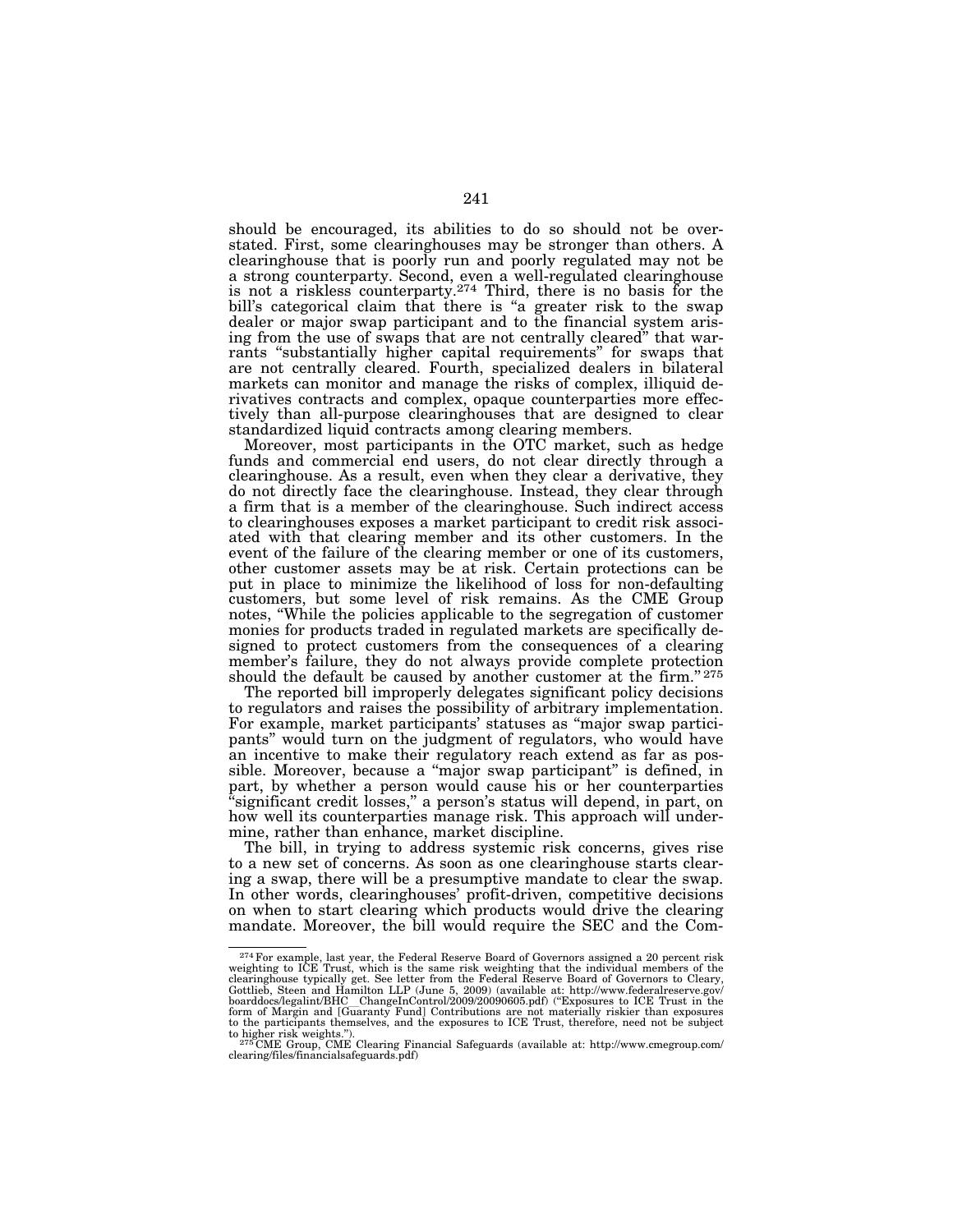should be encouraged, its abilities to do so should not be overstated. First, some clearinghouses may be stronger than others. A clearinghouse that is poorly run and poorly regulated may not be a strong counterparty. Second, even a well-regulated clearinghouse is not a riskless counterparty.[274] Third, there is no basis for the bill's categorical claim that there is "a greater risk to the swap dealer or major swap participant and to the financial system arising from the use of swaps that are not centrally cleared" that warrants "substantially higher capital requirements" for swaps that are not centrally cleared. Fourth, specialized dealers in bilateral markets can monitor and manage the risks of complex, illiquid derivatives contracts and complex, opaque counterparties more effectively than all-purpose clearinghouses that are designed to clear standardized liquid contracts among clearing members.

Moreover, most participants in the OTC market, such as hedge funds and commercial end users, do not clear directly through a clearinghouse. As a result, even when they clear a derivative, they do not directly face the clearinghouse. Instead, they clear through a firm that is a member of the clearinghouse. Such indirect access to clearinghouses exposes a market participant to credit risk associated with that clearing member and its other customers. In the event of the failure of the clearing member or one of its customers, other customer assets may be at risk. Certain protections can be put in place to minimize the likelihood of loss for non-defaulting customers, but some level of risk remains. As the CME Group notes, "While the policies applicable to the segregation of customer monies for products traded in regulated markets are specifically designed to protect customers from the consequences of a clearing member's failure, they do not always provide complete protection should the default be caused by another customer at the firm."[275]

The reported bill improperly delegates significant policy decisions to regulators and raises the possibility of arbitrary implementation. For example, market participants' statuses as "major swap participants" would turn on the judgment of regulators, who would have an incentive to make their regulatory reach extend as far as possible. Moreover, because a "major swap participant" is defined, in part, by whether a person would cause his or her counterparties "significant credit losses," a person's status will depend, in part, on how well its counterparties manage risk. This approach will undermine, rather than enhance, market discipline.

The bill, in trying to address systemic risk concerns, gives rise to a new set of concerns. As soon as one clearinghouse starts clearing a swap, there will be a presumptive mandate to clear the swap. In other words, clearinghouses' profit-driven, competitive decisions on when to start clearing which products would drive the clearing mandate. Moreover, the bill would require the SEC and the Com-

---

[274] For example, last year, the Federal Reserve Board of Governors assigned a 20 percent risk weighting to ICE Trust, which is the same risk weighting that the individual members of the clearinghouse typically get. See letter from the Federal Reserve Board of Governors to Cleary, Gottlieb, Steen and Hamilton LLP (June 5, 2009) (available at: http://www.federalreserve.gov/boarddocs/legalint/BHC_ChangeInControl/2009/20090605.pdf) ("Exposures to ICE Trust in the form of Margin and [Guaranty Fund] Contributions are not materially riskier than exposures to the participants themselves, and the exposures to ICE Trust, therefore, need not be subject to higher risk weights.").

[275] CME Group, CME Clearing Financial Safeguards (available at: http://www.cmegroup.com/clearing/files/financialsafeguards.pdf)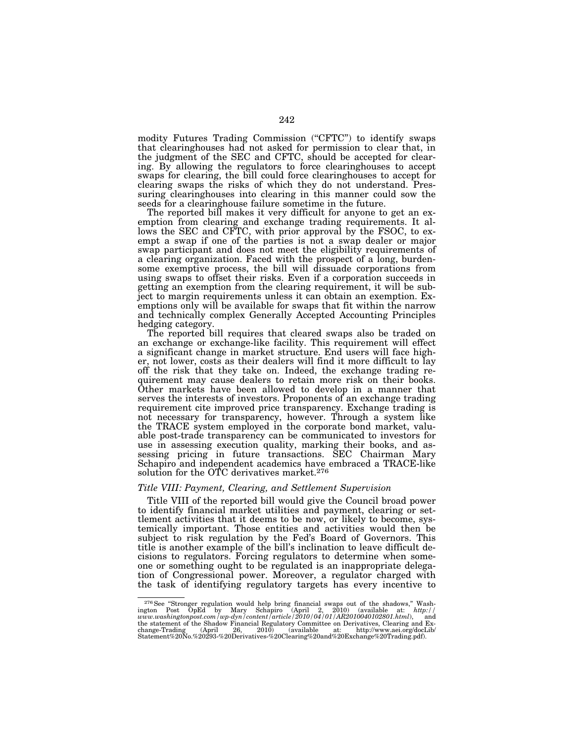modity Futures Trading Commission ("CFTC") to identify swaps that clearinghouses had not asked for permission to clear that, in the judgment of the SEC and CFTC, should be accepted for clearing. By allowing the regulators to force clearinghouses to accept swaps for clearing, the bill could force clearinghouses to accept for clearing swaps the risks of which they do not understand. Pressuring clearinghouses into clearing in this manner could sow the seeds for a clearinghouse failure sometime in the future.

The reported bill makes it very difficult for anyone to get an exemption from clearing and exchange trading requirements. It allows the SEC and CFTC, with prior approval by the FSOC, to exempt a swap if one of the parties is not a swap dealer or major swap participant and does not meet the eligibility requirements of a clearing organization. Faced with the prospect of a long, burdensome exemptive process, the bill will dissuade corporations from using swaps to offset their risks. Even if a corporation succeeds in getting an exemption from the clearing requirement, it will be subject to margin requirements unless it can obtain an exemption. Exemptions only will be available for swaps that fit within the narrow and technically complex Generally Accepted Accounting Principles hedging category.

The reported bill requires that cleared swaps also be traded on an exchange or exchange-like facility. This requirement will effect a significant change in market structure. End users will face higher, not lower, costs as their dealers will find it more difficult to lay off the risk that they take on. Indeed, the exchange trading requirement may cause dealers to retain more risk on their books. Other markets have been allowed to develop in a manner that serves the interests of investors. Proponents of an exchange trading requirement cite improved price transparency. Exchange trading is not necessary for transparency, however. Through a system like the TRACE system employed in the corporate bond market, valuable post-trade transparency can be communicated to investors for use in assessing execution quality, marking their books, and assessing pricing in future transactions. SEC Chairman Mary Schapiro and independent academics have embraced a TRACE-like solution for the OTC derivatives market.[276]

### *Title VIII: Payment, Clearing, and Settlement Supervision*

Title VIII of the reported bill would give the Council broad power to identify financial market utilities and payment, clearing or settlement activities that it deems to be now, or likely to become, systemically important. Those entities and activities would then be subject to risk regulation by the Fed's Board of Governors. This title is another example of the bill's inclination to leave difficult decisions to regulators. Forcing regulators to determine when someone or something ought to be regulated is an inappropriate delegation of Congressional power. Moreover, a regulator charged with the task of identifying regulatory targets has every incentive to

---

[276] See "Stronger regulation would help bring financial swaps out of the shadows," Washington Post OpEd by Mary Schapiro (April 2, 2010) (available at: *http://www.washingtonpost.com/wp-dyn/content/article/2010/04/01/AR2010040102801.html*), and the statement of the Shadow Financial Regulatory Committee on Derivatives, Clearing and Exchange-Trading (April 26, 2010) (available at: http://www.aei.org/docLib/Statement%20No.%20293-%20Derivatives-%20Clearing%20and%20Exchange%20Trading.pdf).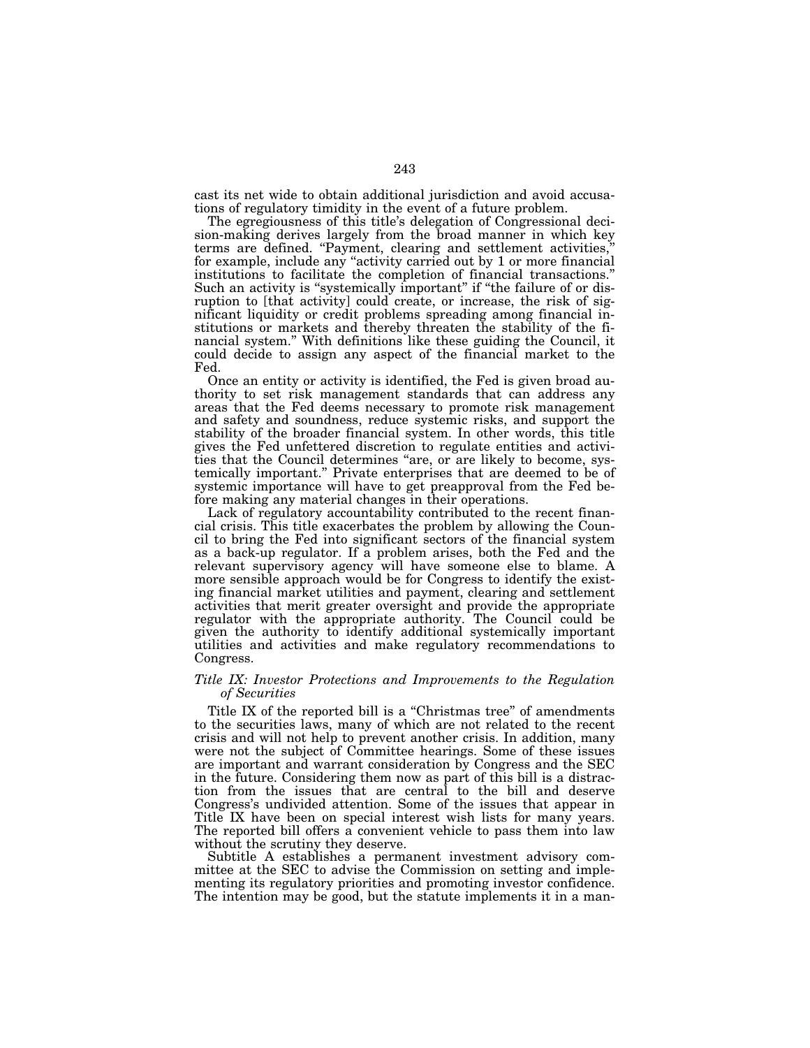cast its net wide to obtain additional jurisdiction and avoid accusations of regulatory timidity in the event of a future problem.

The egregiousness of this title's delegation of Congressional decision-making derives largely from the broad manner in which key terms are defined. "Payment, clearing and settlement activities," for example, include any "activity carried out by 1 or more financial institutions to facilitate the completion of financial transactions." Such an activity is "systemically important" if "the failure of or disruption to [that activity] could create, or increase, the risk of significant liquidity or credit problems spreading among financial institutions or markets and thereby threaten the stability of the financial system." With definitions like these guiding the Council, it could decide to assign any aspect of the financial market to the Fed.

Once an entity or activity is identified, the Fed is given broad authority to set risk management standards that can address any areas that the Fed deems necessary to promote risk management and safety and soundness, reduce systemic risks, and support the stability of the broader financial system. In other words, this title gives the Fed unfettered discretion to regulate entities and activities that the Council determines "are, or are likely to become, systemically important." Private enterprises that are deemed to be of systemic importance will have to get preapproval from the Fed before making any material changes in their operations.

Lack of regulatory accountability contributed to the recent financial crisis. This title exacerbates the problem by allowing the Council to bring the Fed into significant sectors of the financial system as a back-up regulator. If a problem arises, both the Fed and the relevant supervisory agency will have someone else to blame. A more sensible approach would be for Congress to identify the existing financial market utilities and payment, clearing and settlement activities that merit greater oversight and provide the appropriate regulator with the appropriate authority. The Council could be given the authority to identify additional systemically important utilities and activities and make regulatory recommendations to Congress.

*Title IX: Investor Protections and Improvements to the Regulation of Securities*

Title IX of the reported bill is a "Christmas tree" of amendments to the securities laws, many of which are not related to the recent crisis and will not help to prevent another crisis. In addition, many were not the subject of Committee hearings. Some of these issues are important and warrant consideration by Congress and the SEC in the future. Considering them now as part of this bill is a distraction from the issues that are central to the bill and deserve Congress's undivided attention. Some of the issues that appear in Title IX have been on special interest wish lists for many years. The reported bill offers a convenient vehicle to pass them into law without the scrutiny they deserve.

Subtitle A establishes a permanent investment advisory committee at the SEC to advise the Commission on setting and implementing its regulatory priorities and promoting investor confidence. The intention may be good, but the statute implements it in a man-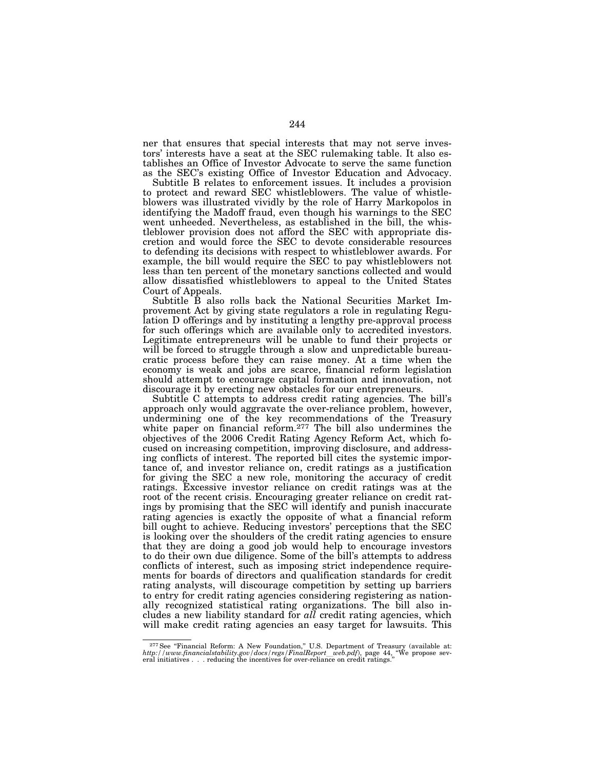ner that ensures that special interests that may not serve investors' interests have a seat at the SEC rulemaking table. It also establishes an Office of Investor Advocate to serve the same function as the SEC's existing Office of Investor Education and Advocacy.

Subtitle B relates to enforcement issues. It includes a provision to protect and reward SEC whistleblowers. The value of whistleblowers was illustrated vividly by the role of Harry Markopolos in identifying the Madoff fraud, even though his warnings to the SEC went unheeded. Nevertheless, as established in the bill, the whistleblower provision does not afford the SEC with appropriate discretion and would force the SEC to devote considerable resources to defending its decisions with respect to whistleblower awards. For example, the bill would require the SEC to pay whistleblowers not less than ten percent of the monetary sanctions collected and would allow dissatisfied whistleblowers to appeal to the United States Court of Appeals.

Subtitle B also rolls back the National Securities Market Improvement Act by giving state regulators a role in regulating Regulation D offerings and by instituting a lengthy pre-approval process for such offerings which are available only to accredited investors. Legitimate entrepreneurs will be unable to fund their projects or will be forced to struggle through a slow and unpredictable bureaucratic process before they can raise money. At a time when the economy is weak and jobs are scarce, financial reform legislation should attempt to encourage capital formation and innovation, not discourage it by erecting new obstacles for our entrepreneurs.

Subtitle C attempts to address credit rating agencies. The bill's approach only would aggravate the over-reliance problem, however, undermining one of the key recommendations of the Treasury white paper on financial reform.[277] The bill also undermines the objectives of the 2006 Credit Rating Agency Reform Act, which focused on increasing competition, improving disclosure, and addressing conflicts of interest. The reported bill cites the systemic importance of, and investor reliance on, credit ratings as a justification for giving the SEC a new role, monitoring the accuracy of credit ratings. Excessive investor reliance on credit ratings was at the root of the recent crisis. Encouraging greater reliance on credit ratings by promising that the SEC will identify and punish inaccurate rating agencies is exactly the opposite of what a financial reform bill ought to achieve. Reducing investors' perceptions that the SEC is looking over the shoulders of the credit rating agencies to ensure that they are doing a good job would help to encourage investors to do their own due diligence. Some of the bill's attempts to address conflicts of interest, such as imposing strict independence requirements for boards of directors and qualification standards for credit rating analysts, will discourage competition by setting up barriers to entry for credit rating agencies considering registering as nationally recognized statistical rating organizations. The bill also includes a new liability standard for *all* credit rating agencies, which will make credit rating agencies an easy target for lawsuits. This

---

[277] See "Financial Reform: A New Foundation," U.S. Department of Treasury (available at: *http://www.financialstability.gov/docs/regs/FinalReport_web.pdf*), page 44, "We propose several initiatives . . . reducing the incentives for over-reliance on credit ratings."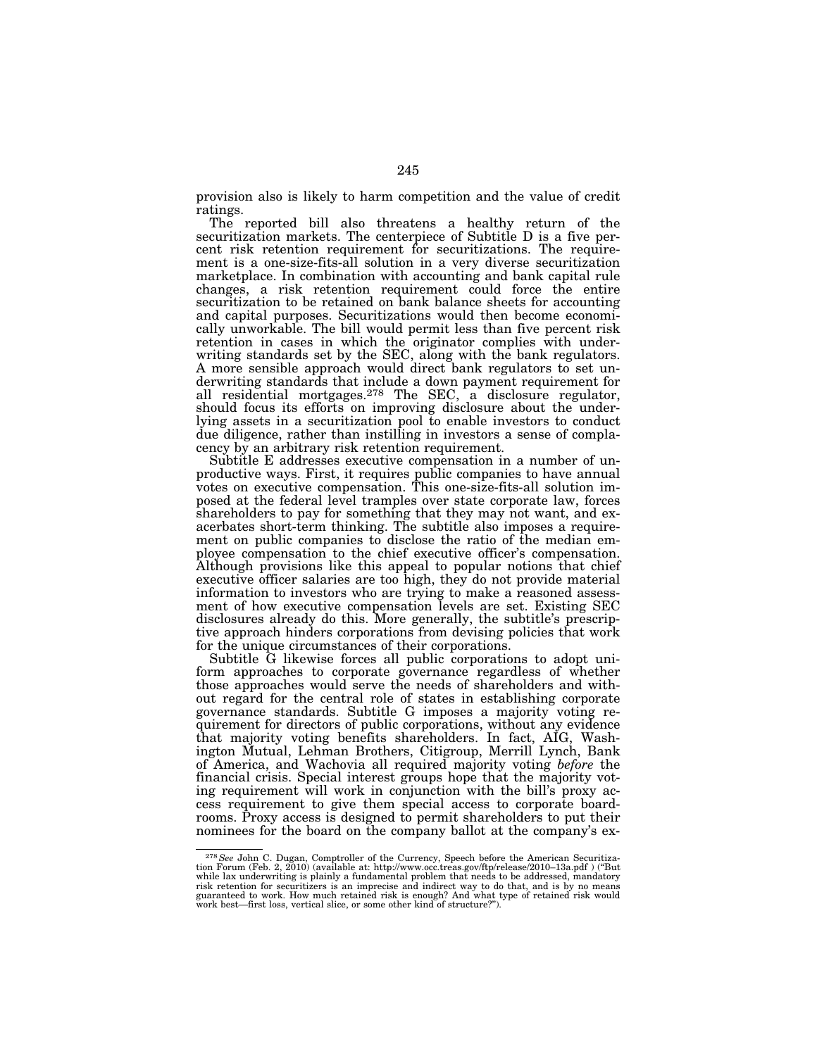provision also is likely to harm competition and the value of credit ratings.

The reported bill also threatens a healthy return of the securitization markets. The centerpiece of Subtitle D is a five percent risk retention requirement for securitizations. The requirement is a one-size-fits-all solution in a very diverse securitization marketplace. In combination with accounting and bank capital rule changes, a risk retention requirement could force the entire securitization to be retained on bank balance sheets for accounting and capital purposes. Securitizations would then become economically unworkable. The bill would permit less than five percent risk retention in cases in which the originator complies with underwriting standards set by the SEC, along with the bank regulators. A more sensible approach would direct bank regulators to set underwriting standards that include a down payment requirement for all residential mortgages.[278] The SEC, a disclosure regulator, should focus its efforts on improving disclosure about the underlying assets in a securitization pool to enable investors to conduct due diligence, rather than instilling in investors a sense of complacency by an arbitrary risk retention requirement.

Subtitle E addresses executive compensation in a number of unproductive ways. First, it requires public companies to have annual votes on executive compensation. This one-size-fits-all solution imposed at the federal level tramples over state corporate law, forces shareholders to pay for something that they may not want, and exacerbates short-term thinking. The subtitle also imposes a requirement on public companies to disclose the ratio of the median employee compensation to the chief executive officer's compensation. Although provisions like this appeal to popular notions that chief executive officer salaries are too high, they do not provide material information to investors who are trying to make a reasoned assessment of how executive compensation levels are set. Existing SEC disclosures already do this. More generally, the subtitle's prescriptive approach hinders corporations from devising policies that work for the unique circumstances of their corporations.

Subtitle G likewise forces all public corporations to adopt uniform approaches to corporate governance regardless of whether those approaches would serve the needs of shareholders and without regard for the central role of states in establishing corporate governance standards. Subtitle G imposes a majority voting requirement for directors of public corporations, without any evidence that majority voting benefits shareholders. In fact, AIG, Washington Mutual, Lehman Brothers, Citigroup, Merrill Lynch, Bank of America, and Wachovia all required majority voting *before* the financial crisis. Special interest groups hope that the majority voting requirement will work in conjunction with the bill's proxy access requirement to give them special access to corporate boardrooms. Proxy access is designed to permit shareholders to put their nominees for the board on the company ballot at the company's ex-

---

[278] *See* John C. Dugan, Comptroller of the Currency, Speech before the American Securitization Forum (Feb. 2, 2010) (available at: http://www.occ.treas.gov/ftp/release/2010–13a.pdf ) ("But while lax underwriting is plainly a fundamental problem that needs to be addressed, mandatory risk retention for securitizers is an imprecise and indirect way to do that, and is by no means guaranteed to work. How much retained risk is enough? And what type of retained risk would work best—first loss, vertical slice, or some other kind of structure?").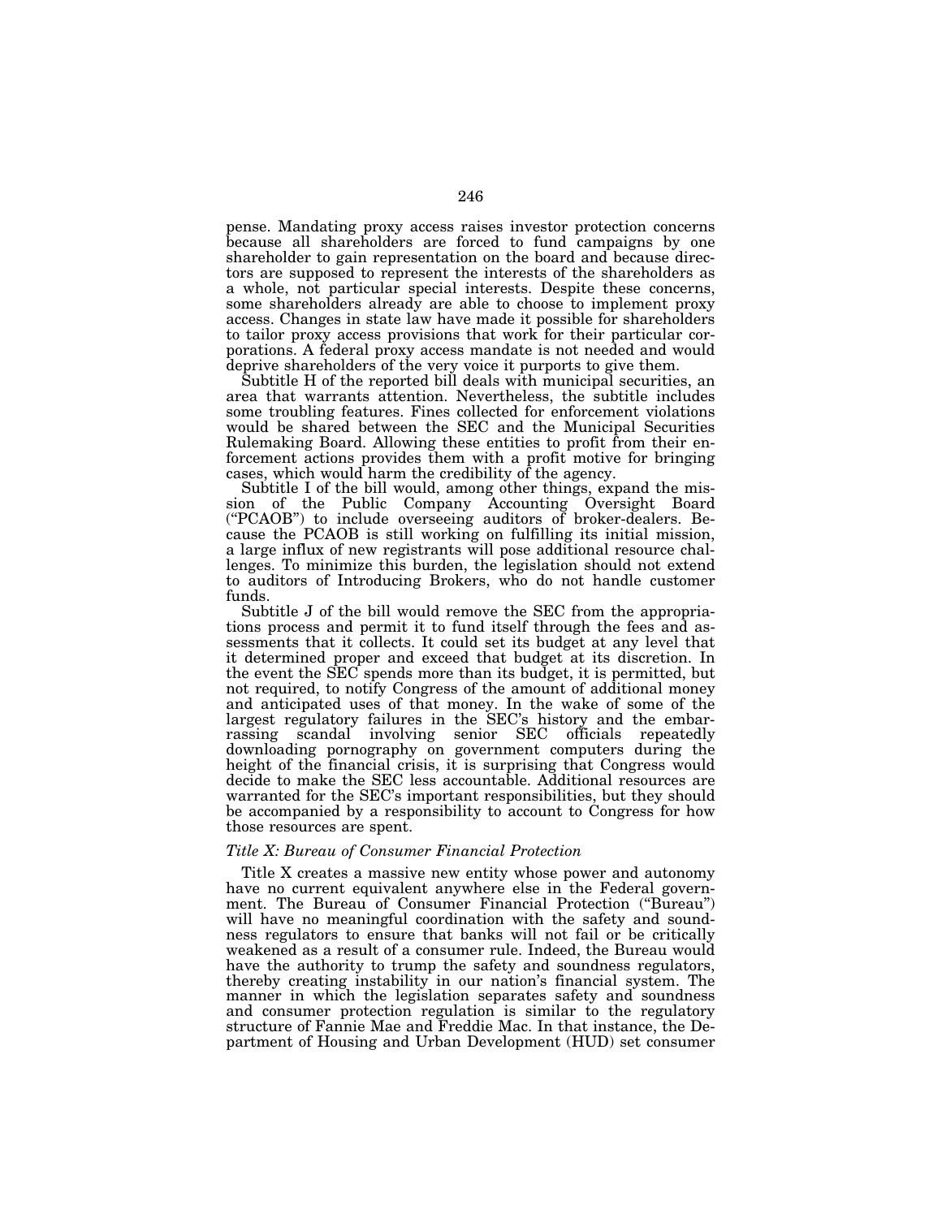pense. Mandating proxy access raises investor protection concerns because all shareholders are forced to fund campaigns by one shareholder to gain representation on the board and because directors are supposed to represent the interests of the shareholders as a whole, not particular special interests. Despite these concerns, some shareholders already are able to choose to implement proxy access. Changes in state law have made it possible for shareholders to tailor proxy access provisions that work for their particular corporations. A federal proxy access mandate is not needed and would deprive shareholders of the very voice it purports to give them.

Subtitle H of the reported bill deals with municipal securities, an area that warrants attention. Nevertheless, the subtitle includes some troubling features. Fines collected for enforcement violations would be shared between the SEC and the Municipal Securities Rulemaking Board. Allowing these entities to profit from their enforcement actions provides them with a profit motive for bringing cases, which would harm the credibility of the agency.

Subtitle I of the bill would, among other things, expand the mission of the Public Company Accounting Oversight Board ("PCAOB") to include overseeing auditors of broker-dealers. Because the PCAOB is still working on fulfilling its initial mission, a large influx of new registrants will pose additional resource challenges. To minimize this burden, the legislation should not extend to auditors of Introducing Brokers, who do not handle customer funds.

Subtitle J of the bill would remove the SEC from the appropriations process and permit it to fund itself through the fees and assessments that it collects. It could set its budget at any level that it determined proper and exceed that budget at its discretion. In the event the SEC spends more than its budget, it is permitted, but not required, to notify Congress of the amount of additional money and anticipated uses of that money. In the wake of some of the largest regulatory failures in the SEC's history and the embarrassing scandal involving senior SEC officials repeatedly downloading pornography on government computers during the height of the financial crisis, it is surprising that Congress would decide to make the SEC less accountable. Additional resources are warranted for the SEC's important responsibilities, but they should be accompanied by a responsibility to account to Congress for how those resources are spent.

### *Title X: Bureau of Consumer Financial Protection*

Title X creates a massive new entity whose power and autonomy have no current equivalent anywhere else in the Federal government. The Bureau of Consumer Financial Protection ("Bureau") will have no meaningful coordination with the safety and soundness regulators to ensure that banks will not fail or be critically weakened as a result of a consumer rule. Indeed, the Bureau would have the authority to trump the safety and soundness regulators, thereby creating instability in our nation's financial system. The manner in which the legislation separates safety and soundness and consumer protection regulation is similar to the regulatory structure of Fannie Mae and Freddie Mac. In that instance, the Department of Housing and Urban Development (HUD) set consumer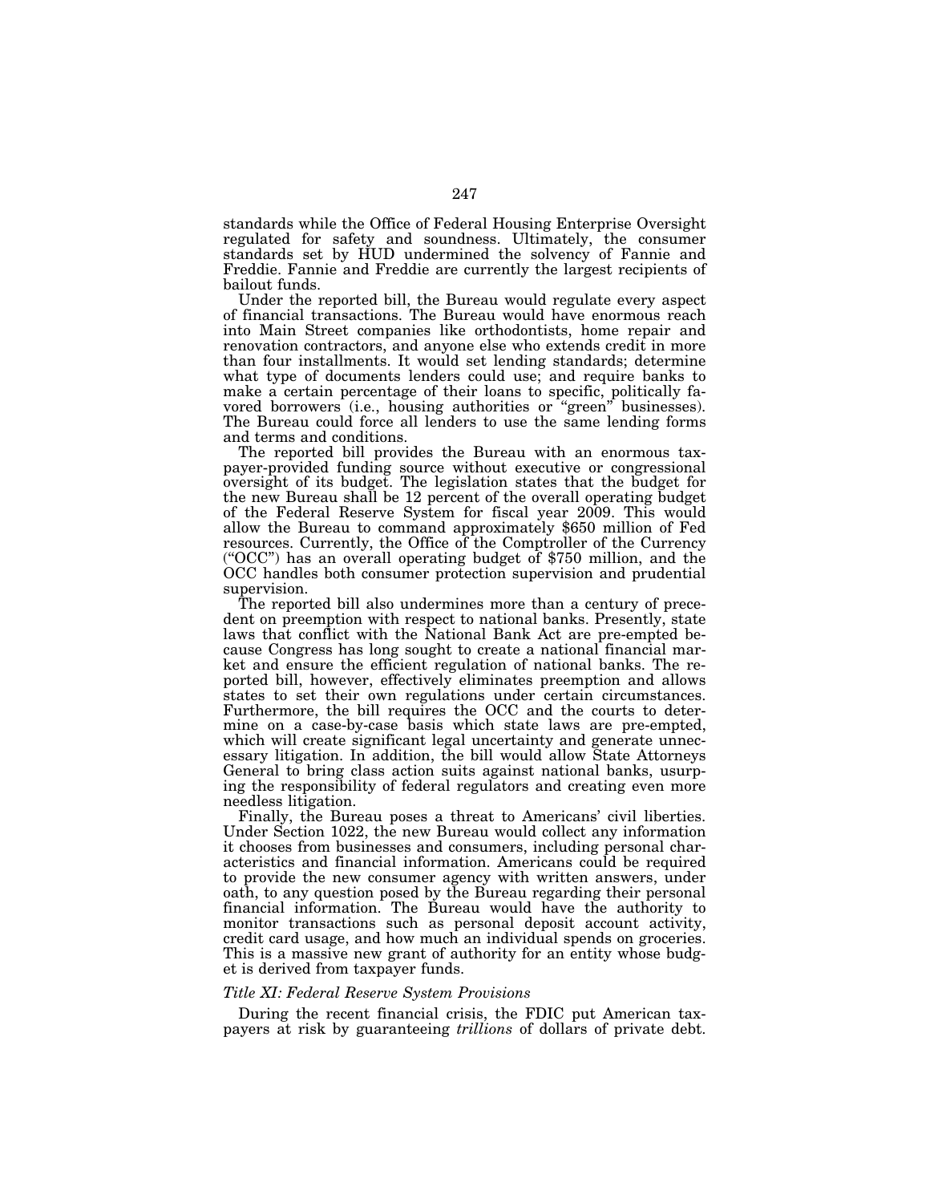standards while the Office of Federal Housing Enterprise Oversight regulated for safety and soundness. Ultimately, the consumer standards set by HUD undermined the solvency of Fannie and Freddie. Fannie and Freddie are currently the largest recipients of bailout funds.

Under the reported bill, the Bureau would regulate every aspect of financial transactions. The Bureau would have enormous reach into Main Street companies like orthodontists, home repair and renovation contractors, and anyone else who extends credit in more than four installments. It would set lending standards; determine what type of documents lenders could use; and require banks to make a certain percentage of their loans to specific, politically favored borrowers (i.e., housing authorities or "green" businesses). The Bureau could force all lenders to use the same lending forms and terms and conditions.

The reported bill provides the Bureau with an enormous taxpayer-provided funding source without executive or congressional oversight of its budget. The legislation states that the budget for the new Bureau shall be 12 percent of the overall operating budget of the Federal Reserve System for fiscal year 2009. This would allow the Bureau to command approximately $650 million of Fed resources. Currently, the Office of the Comptroller of the Currency ("OCC") has an overall operating budget of $750 million, and the OCC handles both consumer protection supervision and prudential supervision.

The reported bill also undermines more than a century of precedent on preemption with respect to national banks. Presently, state laws that conflict with the National Bank Act are pre-empted because Congress has long sought to create a national financial market and ensure the efficient regulation of national banks. The reported bill, however, effectively eliminates preemption and allows states to set their own regulations under certain circumstances. Furthermore, the bill requires the OCC and the courts to determine on a case-by-case basis which state laws are pre-empted, which will create significant legal uncertainty and generate unnecessary litigation. In addition, the bill would allow State Attorneys General to bring class action suits against national banks, usurping the responsibility of federal regulators and creating even more needless litigation.

Finally, the Bureau poses a threat to Americans' civil liberties. Under Section 1022, the new Bureau would collect any information it chooses from businesses and consumers, including personal characteristics and financial information. Americans could be required to provide the new consumer agency with written answers, under oath, to any question posed by the Bureau regarding their personal financial information. The Bureau would have the authority to monitor transactions such as personal deposit account activity, credit card usage, and how much an individual spends on groceries. This is a massive new grant of authority for an entity whose budget is derived from taxpayer funds.

*Title XI: Federal Reserve System Provisions*

During the recent financial crisis, the FDIC put American taxpayers at risk by guaranteeing *trillions* of dollars of private debt.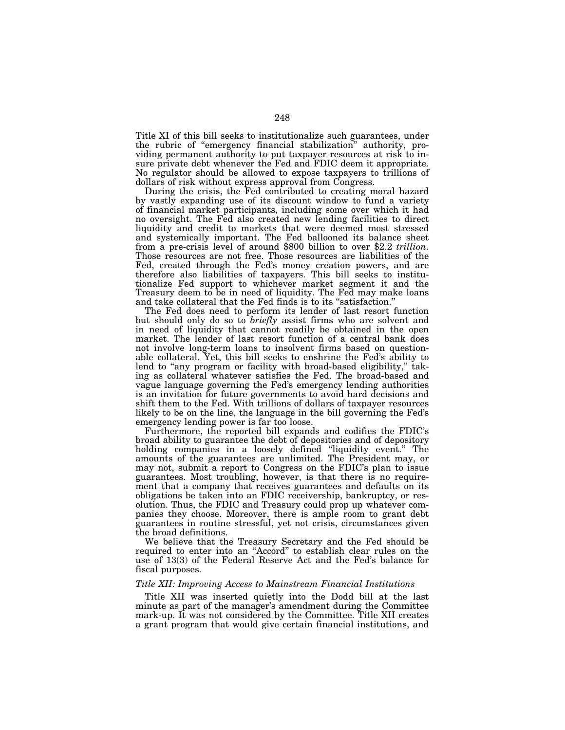Title XI of this bill seeks to institutionalize such guarantees, under the rubric of "emergency financial stabilization" authority, providing permanent authority to put taxpayer resources at risk to insure private debt whenever the Fed and FDIC deem it appropriate. No regulator should be allowed to expose taxpayers to trillions of dollars of risk without express approval from Congress.

During the crisis, the Fed contributed to creating moral hazard by vastly expanding use of its discount window to fund a variety of financial market participants, including some over which it had no oversight. The Fed also created new lending facilities to direct liquidity and credit to markets that were deemed most stressed and systemically important. The Fed ballooned its balance sheet from a pre-crisis level of around $800 billion to over $2.2 *trillion*. Those resources are not free. Those resources are liabilities of the Fed, created through the Fed's money creation powers, and are therefore also liabilities of taxpayers. This bill seeks to institutionalize Fed support to whichever market segment it and the Treasury deem to be in need of liquidity. The Fed may make loans and take collateral that the Fed finds is to its "satisfaction."

The Fed does need to perform its lender of last resort function but should only do so to *briefly* assist firms who are solvent and in need of liquidity that cannot readily be obtained in the open market. The lender of last resort function of a central bank does not involve long-term loans to insolvent firms based on questionable collateral. Yet, this bill seeks to enshrine the Fed's ability to lend to "any program or facility with broad-based eligibility," taking as collateral whatever satisfies the Fed. The broad-based and vague language governing the Fed's emergency lending authorities is an invitation for future governments to avoid hard decisions and shift them to the Fed. With trillions of dollars of taxpayer resources likely to be on the line, the language in the bill governing the Fed's emergency lending power is far too loose.

Furthermore, the reported bill expands and codifies the FDIC's broad ability to guarantee the debt of depositories and of depository holding companies in a loosely defined "liquidity event." The amounts of the guarantees are unlimited. The President may, or may not, submit a report to Congress on the FDIC's plan to issue guarantees. Most troubling, however, is that there is no requirement that a company that receives guarantees and defaults on its obligations be taken into an FDIC receivership, bankruptcy, or resolution. Thus, the FDIC and Treasury could prop up whatever companies they choose. Moreover, there is ample room to grant debt guarantees in routine stressful, yet not crisis, circumstances given the broad definitions.

We believe that the Treasury Secretary and the Fed should be required to enter into an "Accord" to establish clear rules on the use of 13(3) of the Federal Reserve Act and the Fed's balance for fiscal purposes.

*Title XII: Improving Access to Mainstream Financial Institutions*

Title XII was inserted quietly into the Dodd bill at the last minute as part of the manager's amendment during the Committee mark-up. It was not considered by the Committee. Title XII creates a grant program that would give certain financial institutions, and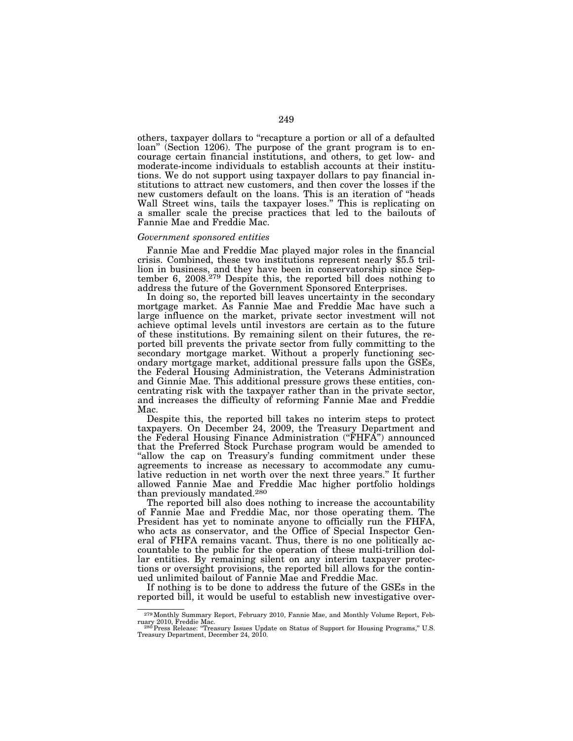others, taxpayer dollars to "recapture a portion or all of a defaulted loan" (Section 1206). The purpose of the grant program is to encourage certain financial institutions, and others, to get low- and moderate-income individuals to establish accounts at their institutions. We do not support using taxpayer dollars to pay financial institutions to attract new customers, and then cover the losses if the new customers default on the loans. This is an iteration of "heads Wall Street wins, tails the taxpayer loses." This is replicating on a smaller scale the precise practices that led to the bailouts of Fannie Mae and Freddie Mac.

*Government sponsored entities*

Fannie Mae and Freddie Mac played major roles in the financial crisis. Combined, these two institutions represent nearly $5.5 trillion in business, and they have been in conservatorship since September 6, 2008.[279] Despite this, the reported bill does nothing to address the future of the Government Sponsored Enterprises.

In doing so, the reported bill leaves uncertainty in the secondary mortgage market. As Fannie Mae and Freddie Mac have such a large influence on the market, private sector investment will not achieve optimal levels until investors are certain as to the future of these institutions. By remaining silent on their futures, the reported bill prevents the private sector from fully committing to the secondary mortgage market. Without a properly functioning secondary mortgage market, additional pressure falls upon the GSEs, the Federal Housing Administration, the Veterans Administration and Ginnie Mae. This additional pressure grows these entities, concentrating risk with the taxpayer rather than in the private sector, and increases the difficulty of reforming Fannie Mae and Freddie Mac.

Despite this, the reported bill takes no interim steps to protect taxpayers. On December 24, 2009, the Treasury Department and the Federal Housing Finance Administration ("FHFA") announced that the Preferred Stock Purchase program would be amended to "allow the cap on Treasury's funding commitment under these agreements to increase as necessary to accommodate any cumulative reduction in net worth over the next three years." It further allowed Fannie Mae and Freddie Mac higher portfolio holdings than previously mandated.[280]

The reported bill also does nothing to increase the accountability of Fannie Mae and Freddie Mac, nor those operating them. The President has yet to nominate anyone to officially run the FHFA, who acts as conservator, and the Office of Special Inspector General of FHFA remains vacant. Thus, there is no one politically accountable to the public for the operation of these multi-trillion dollar entities. By remaining silent on any interim taxpayer protections or oversight provisions, the reported bill allows for the continued unlimited bailout of Fannie Mae and Freddie Mac.

If nothing is to be done to address the future of the GSEs in the reported bill, it would be useful to establish new investigative over-

---

[279] Monthly Summary Report, February 2010, Fannie Mae, and Monthly Volume Report, February 2010, Freddie Mac.

[280] Press Release: "Treasury Issues Update on Status of Support for Housing Programs," U.S. Treasury Department, December 24, 2010.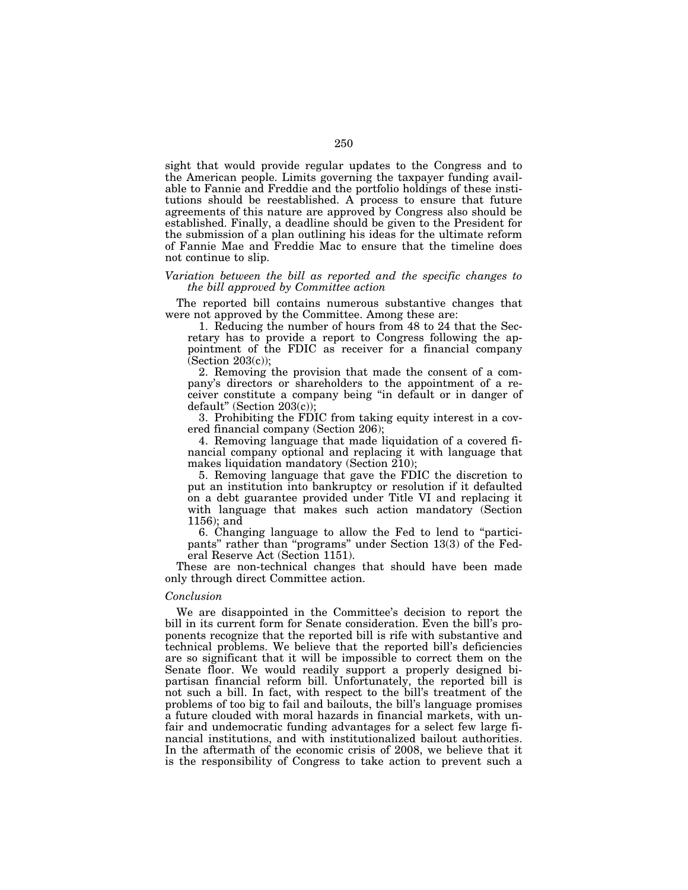sight that would provide regular updates to the Congress and to the American people. Limits governing the taxpayer funding available to Fannie and Freddie and the portfolio holdings of these institutions should be reestablished. A process to ensure that future agreements of this nature are approved by Congress also should be established. Finally, a deadline should be given to the President for the submission of a plan outlining his ideas for the ultimate reform of Fannie Mae and Freddie Mac to ensure that the timeline does not continue to slip.

*Variation between the bill as reported and the specific changes to the bill approved by Committee action*

The reported bill contains numerous substantive changes that were not approved by the Committee. Among these are:

1. Reducing the number of hours from 48 to 24 that the Secretary has to provide a report to Congress following the appointment of the FDIC as receiver for a financial company (Section 203(c));
2. Removing the provision that made the consent of a company's directors or shareholders to the appointment of a receiver constitute a company being "in default or in danger of default" (Section 203(c));
3. Prohibiting the FDIC from taking equity interest in a covered financial company (Section 206);
4. Removing language that made liquidation of a covered financial company optional and replacing it with language that makes liquidation mandatory (Section 210);
5. Removing language that gave the FDIC the discretion to put an institution into bankruptcy or resolution if it defaulted on a debt guarantee provided under Title VI and replacing it with language that makes such action mandatory (Section 1156); and
6. Changing language to allow the Fed to lend to "participants" rather than "programs" under Section 13(3) of the Federal Reserve Act (Section 1151).

These are non-technical changes that should have been made only through direct Committee action.

*Conclusion*

We are disappointed in the Committee's decision to report the bill in its current form for Senate consideration. Even the bill's proponents recognize that the reported bill is rife with substantive and technical problems. We believe that the reported bill's deficiencies are so significant that it will be impossible to correct them on the Senate floor. We would readily support a properly designed bipartisan financial reform bill. Unfortunately, the reported bill is not such a bill. In fact, with respect to the bill's treatment of the problems of too big to fail and bailouts, the bill's language promises a future clouded with moral hazards in financial markets, with unfair and undemocratic funding advantages for a select few large financial institutions, and with institutionalized bailout authorities. In the aftermath of the economic crisis of 2008, we believe that it is the responsibility of Congress to take action to prevent such a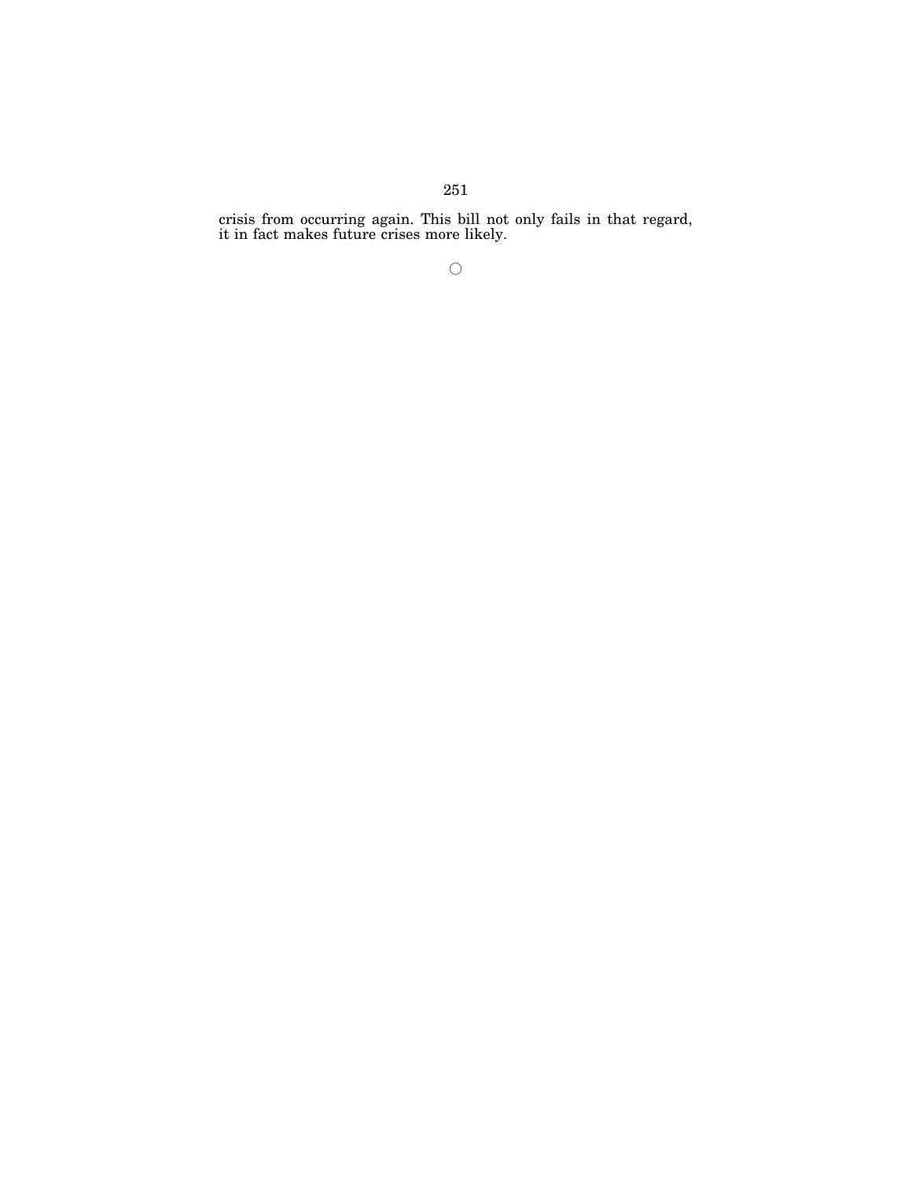crisis from occurring again. This bill not only fails in that regard, it in fact makes future crises more likely.

○